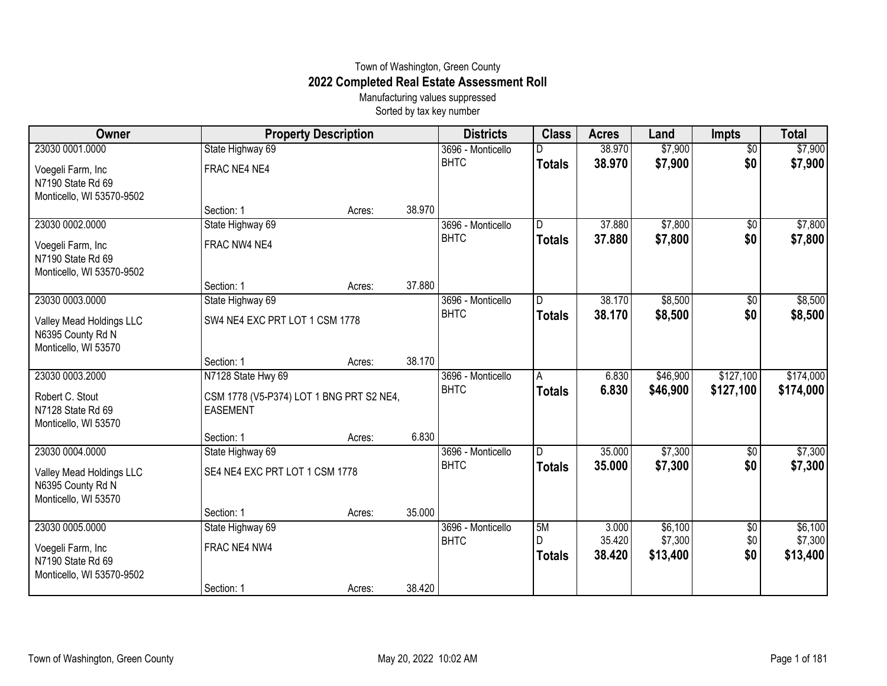Town of Washington, Green County

# 2022 Completed Real Estate Assessment Roll

Manufacturing values suppressed

Sorted by tax key number

| Owner | Property Description | | | Districts | Class | Acres | Land | Impts | Total |
|---|---|---|---|---|---|---|---|---|---|
| 23030 0001.0000 | State Highway 69 | | | 3696 - Monticello | D | 38.970 | $7,900 | $0 | $7,900 |
| Voegeli Farm, Inc<br>N7190 State Rd 69<br>Monticello, WI 53570-9502 | FRAC NE4 NE4 | | | BHTC | **Totals** | **38.970** | **$7,900** | **$0** | **$7,900** |
| | Section: 1 | Acres: | 38.970 | | | | | | |
| 23030 0002.0000 | State Highway 69 | | | 3696 - Monticello | D | 37.880 | $7,800 | $0 | $7,800 |
| Voegeli Farm, Inc<br>N7190 State Rd 69<br>Monticello, WI 53570-9502 | FRAC NW4 NE4 | | | BHTC | **Totals** | **37.880** | **$7,800** | **$0** | **$7,800** |
| | Section: 1 | Acres: | 37.880 | | | | | | |
| 23030 0003.0000 | State Highway 69 | | | 3696 - Monticello | D | 38.170 | $8,500 | $0 | $8,500 |
| Valley Mead Holdings LLC<br>N6395 County Rd N<br>Monticello, WI 53570 | SW4 NE4 EXC PRT LOT 1 CSM 1778 | | | BHTC | **Totals** | **38.170** | **$8,500** | **$0** | **$8,500** |
| | Section: 1 | Acres: | 38.170 | | | | | | |
| 23030 0003.2000 | N7128 State Hwy 69 | | | 3696 - Monticello | A | 6.830 | $46,900 | $127,100 | $174,000 |
| Robert C. Stout<br>N7128 State Rd 69<br>Monticello, WI 53570 | CSM 1778 (V5-P374) LOT 1 BNG PRT S2 NE4, EASEMENT | | | BHTC | **Totals** | **6.830** | **$46,900** | **$127,100** | **$174,000** |
| | Section: 1 | Acres: | 6.830 | | | | | | |
| 23030 0004.0000 | State Highway 69 | | | 3696 - Monticello | D | 35.000 | $7,300 | $0 | $7,300 |
| Valley Mead Holdings LLC<br>N6395 County Rd N<br>Monticello, WI 53570 | SE4 NE4 EXC PRT LOT 1 CSM 1778 | | | BHTC | **Totals** | **35.000** | **$7,300** | **$0** | **$7,300** |
| | Section: 1 | Acres: | 35.000 | | | | | | |
| 23030 0005.0000 | State Highway 69 | | | 3696 - Monticello | 5M | 3.000 | $6,100 | $0 | $6,100 |
| Voegeli Farm, Inc<br>N7190 State Rd 69<br>Monticello, WI 53570-9502 | FRAC NE4 NW4 | | | BHTC | D | 35.420 | $7,300 | $0 | $7,300 |
| | | | | | **Totals** | **38.420** | **$13,400** | **$0** | **$13,400** |
| | Section: 1 | Acres: | 38.420 | | | | | | |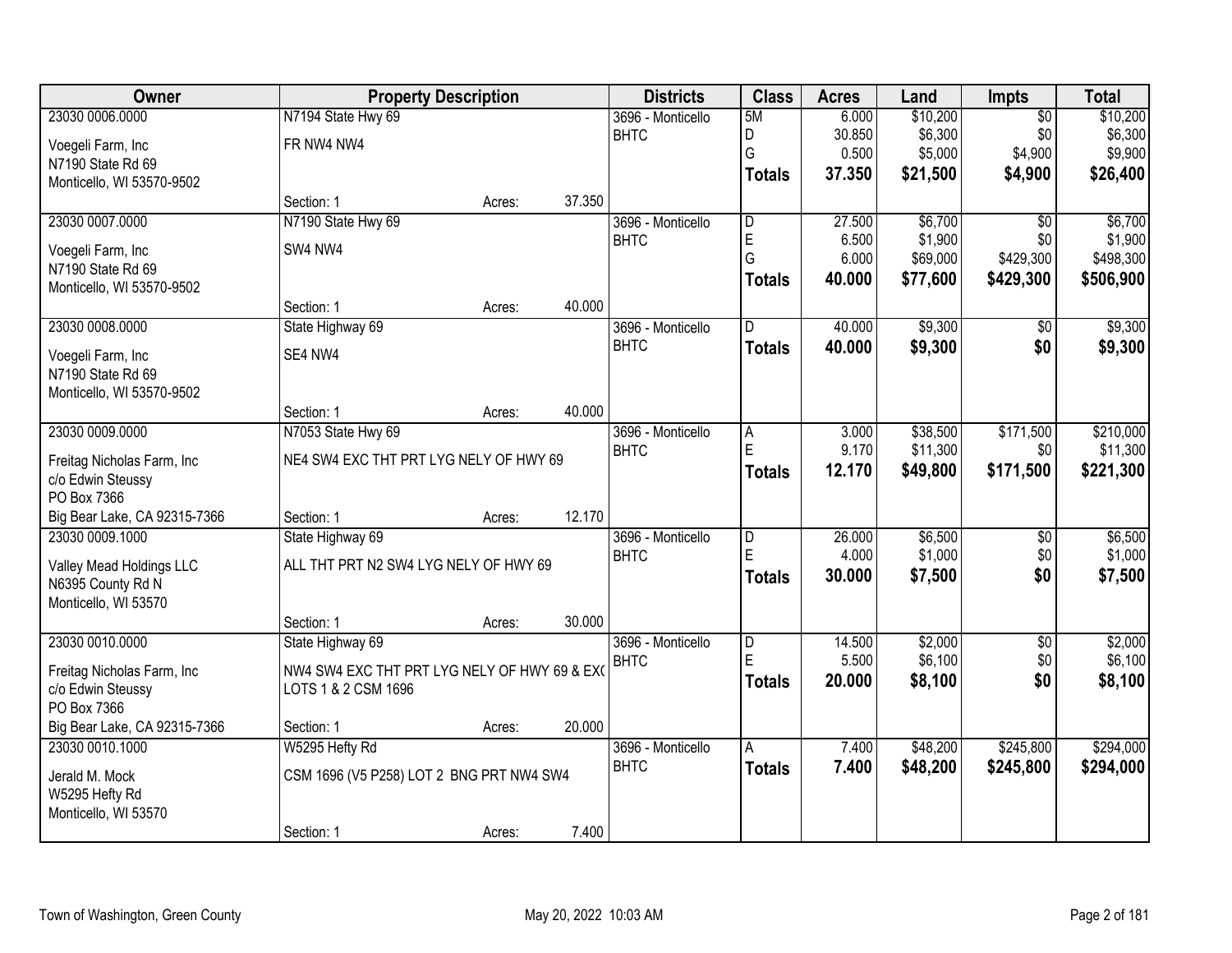| Owner | Property Description | | | Districts | Class | Acres | Land | Impts | Total |
|---|---|---|---|---|---|---|---|---|---|
| 23030 0006.0000 | N7194 State Hwy 69 | | | 3696 - Monticello | 5M | 6.000 | $10,200 | $0 | $10,200 |
| Voegeli Farm, Inc | FR NW4 NW4 | | | BHTC | D | 30.850 | $6,300 | $0 | $6,300 |
| N7190 State Rd 69 | | | | | G | 0.500 | $5,000 | $4,900 | $9,900 |
| Monticello, WI 53570-9502 | | | | | **Totals** | **37.350** | **$21,500** | **$4,900** | **$26,400** |
| | Section: 1 | Acres: | 37.350 | | | | | | |
| 23030 0007.0000 | N7190 State Hwy 69 | | | 3696 - Monticello | D | 27.500 | $6,700 | $0 | $6,700 |
| Voegeli Farm, Inc | SW4 NW4 | | | BHTC | E | 6.500 | $1,900 | $0 | $1,900 |
| N7190 State Rd 69 | | | | | G | 6.000 | $69,000 | $429,300 | $498,300 |
| Monticello, WI 53570-9502 | | | | | **Totals** | **40.000** | **$77,600** | **$429,300** | **$506,900** |
| | Section: 1 | Acres: | 40.000 | | | | | | |
| 23030 0008.0000 | State Highway 69 | | | 3696 - Monticello | D | 40.000 | $9,300 | $0 | $9,300 |
| Voegeli Farm, Inc | SE4 NW4 | | | BHTC | **Totals** | **40.000** | **$9,300** | **$0** | **$9,300** |
| N7190 State Rd 69 | | | | | | | | | |
| Monticello, WI 53570-9502 | | | | | | | | | |
| | Section: 1 | Acres: | 40.000 | | | | | | |
| 23030 0009.0000 | N7053 State Hwy 69 | | | 3696 - Monticello | A | 3.000 | $38,500 | $171,500 | $210,000 |
| Freitag Nicholas Farm, Inc | NE4 SW4 EXC THT PRT LYG NELY OF HWY 69 | | | BHTC | E | 9.170 | $11,300 | $0 | $11,300 |
| c/o Edwin Steussy | | | | | **Totals** | **12.170** | **$49,800** | **$171,500** | **$221,300** |
| PO Box 7366 | | | | | | | | | |
| Big Bear Lake, CA 92315-7366 | Section: 1 | Acres: | 12.170 | | | | | | |
| 23030 0009.1000 | State Highway 69 | | | 3696 - Monticello | D | 26.000 | $6,500 | $0 | $6,500 |
| Valley Mead Holdings LLC | ALL THT PRT N2 SW4 LYG NELY OF HWY 69 | | | BHTC | E | 4.000 | $1,000 | $0 | $1,000 |
| N6395 County Rd N | | | | | **Totals** | **30.000** | **$7,500** | **$0** | **$7,500** |
| Monticello, WI 53570 | | | | | | | | | |
| | Section: 1 | Acres: | 30.000 | | | | | | |
| 23030 0010.0000 | State Highway 69 | | | 3696 - Monticello | D | 14.500 | $2,000 | $0 | $2,000 |
| Freitag Nicholas Farm, Inc | NW4 SW4 EXC THT PRT LYG NELY OF HWY 69 & EXC | | | BHTC | E | 5.500 | $6,100 | $0 | $6,100 |
| c/o Edwin Steussy | LOTS 1 & 2 CSM 1696 | | | | **Totals** | **20.000** | **$8,100** | **$0** | **$8,100** |
| PO Box 7366 | | | | | | | | | |
| Big Bear Lake, CA 92315-7366 | Section: 1 | Acres: | 20.000 | | | | | | |
| 23030 0010.1000 | W5295 Hefty Rd | | | 3696 - Monticello | A | 7.400 | $48,200 | $245,800 | $294,000 |
| Jerald M. Mock | CSM 1696 (V5 P258) LOT 2 BNG PRT NW4 SW4 | | | BHTC | **Totals** | **7.400** | **$48,200** | **$245,800** | **$294,000** |
| W5295 Hefty Rd | | | | | | | | | |
| Monticello, WI 53570 | | | | | | | | | |
| | Section: 1 | Acres: | 7.400 | | | | | | |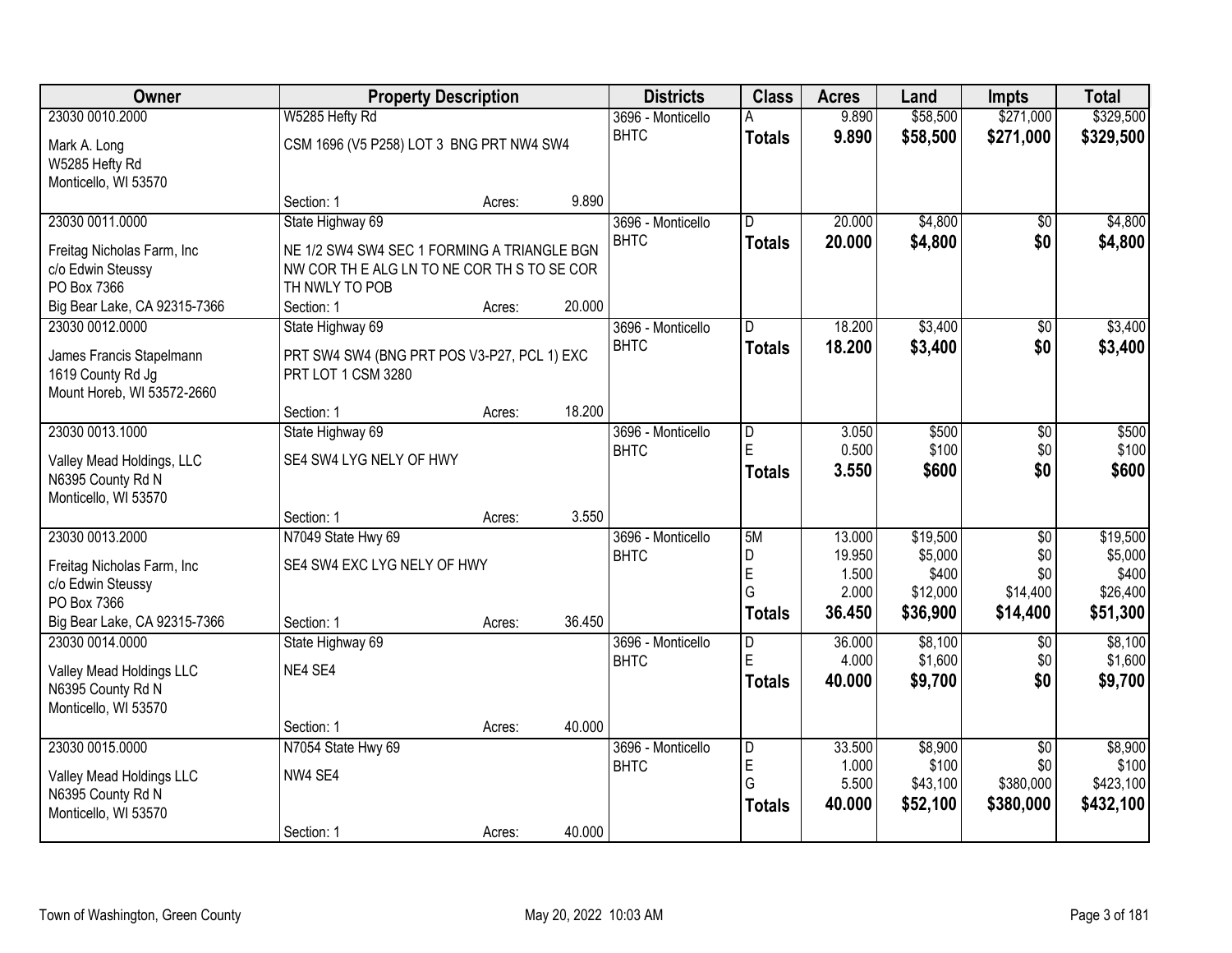| Owner | Property Description | | | Districts | Class | Acres | Land | Impts | Total |
|---|---|---|---|---|---|---|---|---|---|
| 23030 0010.2000 | W5285 Hefty Rd | | | 3696 - Monticello | A | 9.890 | $58,500 | $271,000 | $329,500 |
| Mark A. Long<br>W5285 Hefty Rd<br>Monticello, WI 53570 | CSM 1696 (V5 P258) LOT 3 BNG PRT NW4 SW4 | | | BHTC | **Totals** | **9.890** | **$58,500** | **$271,000** | **$329,500** |
| | Section: 1 | Acres: | 9.890 | | | | | | |
| 23030 0011.0000 | State Highway 69 | | | 3696 - Monticello | D | 20.000 | $4,800 | $0 | $4,800 |
| Freitag Nicholas Farm, Inc<br>c/o Edwin Steussy<br>PO Box 7366<br>Big Bear Lake, CA 92315-7366 | NE 1/2 SW4 SW4 SEC 1 FORMING A TRIANGLE BGN NW COR TH E ALG LN TO NE COR TH S TO SE COR TH NWLY TO POB | | | BHTC | **Totals** | **20.000** | **$4,800** | **$0** | **$4,800** |
| | Section: 1 | Acres: | 20.000 | | | | | | |
| 23030 0012.0000 | State Highway 69 | | | 3696 - Monticello | D | 18.200 | $3,400 | $0 | $3,400 |
| James Francis Stapelmann<br>1619 County Rd Jg<br>Mount Horeb, WI 53572-2660 | PRT SW4 SW4 (BNG PRT POS V3-P27, PCL 1) EXC PRT LOT 1 CSM 3280 | | | BHTC | **Totals** | **18.200** | **$3,400** | **$0** | **$3,400** |
| | Section: 1 | Acres: | 18.200 | | | | | | |
| 23030 0013.1000 | State Highway 69 | | | 3696 - Monticello | D | 3.050 | $500 | $0 | $500 |
| Valley Mead Holdings, LLC<br>N6395 County Rd N<br>Monticello, WI 53570 | SE4 SW4 LYG NELY OF HWY | | | BHTC | E | 0.500 | $100 | $0 | $100 |
| | | | | | **Totals** | **3.550** | **$600** | **$0** | **$600** |
| | Section: 1 | Acres: | 3.550 | | | | | | |
| 23030 0013.2000 | N7049 State Hwy 69 | | | 3696 - Monticello | 5M | 13.000 | $19,500 | $0 | $19,500 |
| Freitag Nicholas Farm, Inc<br>c/o Edwin Steussy<br>PO Box 7366<br>Big Bear Lake, CA 92315-7366 | SE4 SW4 EXC LYG NELY OF HWY | | | BHTC | D | 19.950 | $5,000 | $0 | $5,000 |
| | | | | | E | 1.500 | $400 | $0 | $400 |
| | | | | | G | 2.000 | $12,000 | $14,400 | $26,400 |
| | | | | | **Totals** | **36.450** | **$36,900** | **$14,400** | **$51,300** |
| | Section: 1 | Acres: | 36.450 | | | | | | |
| 23030 0014.0000 | State Highway 69 | | | 3696 - Monticello | D | 36.000 | $8,100 | $0 | $8,100 |
| Valley Mead Holdings LLC<br>N6395 County Rd N<br>Monticello, WI 53570 | NE4 SE4 | | | BHTC | E | 4.000 | $1,600 | $0 | $1,600 |
| | | | | | **Totals** | **40.000** | **$9,700** | **$0** | **$9,700** |
| | Section: 1 | Acres: | 40.000 | | | | | | |
| 23030 0015.0000 | N7054 State Hwy 69 | | | 3696 - Monticello | D | 33.500 | $8,900 | $0 | $8,900 |
| Valley Mead Holdings LLC<br>N6395 County Rd N<br>Monticello, WI 53570 | NW4 SE4 | | | BHTC | E | 1.000 | $100 | $0 | $100 |
| | | | | | G | 5.500 | $43,100 | $380,000 | $423,100 |
| | | | | | **Totals** | **40.000** | **$52,100** | **$380,000** | **$432,100** |
| | Section: 1 | Acres: | 40.000 | | | | | | |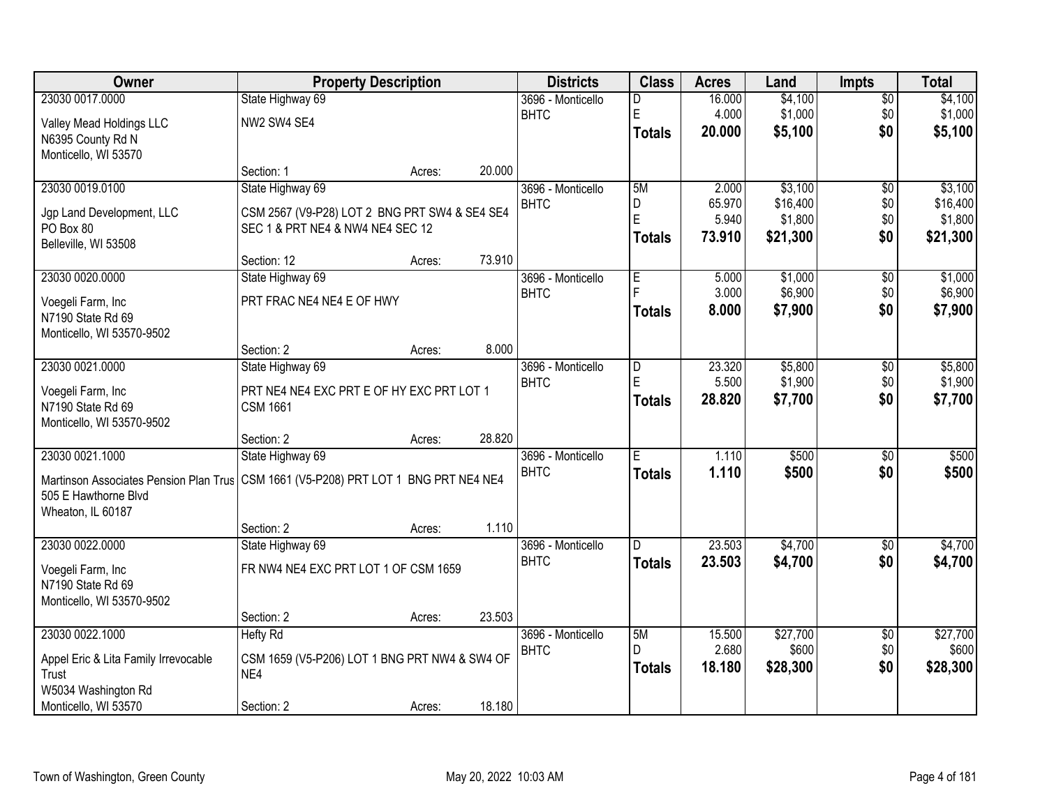| Owner | Property Description | | | Districts | Class | Acres | Land | Impts | Total |
|---|---|---|---|---|---|---|---|---|---|
| 23030 0017.0000 | State Highway 69 | | | 3696 - Monticello | D | 16.000 | $4,100 | $0 | $4,100 |
| Valley Mead Holdings LLC | NW2 SW4 SE4 | | | BHTC | E | 4.000 | $1,000 | $0 | $1,000 |
| N6395 County Rd N | | | | | **Totals** | **20.000** | **$5,100** | **$0** | **$5,100** |
| Monticello, WI 53570 | | | | | | | | | |
| | Section: 1 | Acres: | 20.000 | | | | | | |
| 23030 0019.0100 | State Highway 69 | | | 3696 - Monticello | 5M | 2.000 | $3,100 | $0 | $3,100 |
| Jgp Land Development, LLC | CSM 2567 (V9-P28) LOT 2 BNG PRT SW4 & SE4 SE4 | | | BHTC | D | 65.970 | $16,400 | $0 | $16,400 |
| PO Box 80 | SEC 1 & PRT NE4 & NW4 NE4 SEC 12 | | | | E | 5.940 | $1,800 | $0 | $1,800 |
| Belleville, WI 53508 | | | | | **Totals** | **73.910** | **$21,300** | **$0** | **$21,300** |
| | Section: 12 | Acres: | 73.910 | | | | | | |
| 23030 0020.0000 | State Highway 69 | | | 3696 - Monticello | E | 5.000 | $1,000 | $0 | $1,000 |
| Voegeli Farm, Inc | PRT FRAC NE4 NE4 E OF HWY | | | BHTC | F | 3.000 | $6,900 | $0 | $6,900 |
| N7190 State Rd 69 | | | | | **Totals** | **8.000** | **$7,900** | **$0** | **$7,900** |
| Monticello, WI 53570-9502 | | | | | | | | | |
| | Section: 2 | Acres: | 8.000 | | | | | | |
| 23030 0021.0000 | State Highway 69 | | | 3696 - Monticello | D | 23.320 | $5,800 | $0 | $5,800 |
| Voegeli Farm, Inc | PRT NE4 NE4 EXC PRT E OF HY EXC PRT LOT 1 | | | BHTC | E | 5.500 | $1,900 | $0 | $1,900 |
| N7190 State Rd 69 | CSM 1661 | | | | **Totals** | **28.820** | **$7,700** | **$0** | **$7,700** |
| Monticello, WI 53570-9502 | | | | | | | | | |
| | Section: 2 | Acres: | 28.820 | | | | | | |
| 23030 0021.1000 | State Highway 69 | | | 3696 - Monticello | E | 1.110 | $500 | $0 | $500 |
| Martinson Associates Pension Plan Trus | CSM 1661 (V5-P208) PRT LOT 1 BNG PRT NE4 NE4 | | | BHTC | **Totals** | **1.110** | **$500** | **$0** | **$500** |
| 505 E Hawthorne Blvd | | | | | | | | | |
| Wheaton, IL 60187 | | | | | | | | | |
| | Section: 2 | Acres: | 1.110 | | | | | | |
| 23030 0022.0000 | State Highway 69 | | | 3696 - Monticello | D | 23.503 | $4,700 | $0 | $4,700 |
| Voegeli Farm, Inc | FR NW4 NE4 EXC PRT LOT 1 OF CSM 1659 | | | BHTC | **Totals** | **23.503** | **$4,700** | **$0** | **$4,700** |
| N7190 State Rd 69 | | | | | | | | | |
| Monticello, WI 53570-9502 | | | | | | | | | |
| | Section: 2 | Acres: | 23.503 | | | | | | |
| 23030 0022.1000 | Hefty Rd | | | 3696 - Monticello | 5M | 15.500 | $27,700 | $0 | $27,700 |
| Appel Eric & Lita Family Irrevocable Trust | CSM 1659 (V5-P206) LOT 1 BNG PRT NW4 & SW4 OF NE4 | | | BHTC | D | 2.680 | $600 | $0 | $600 |
| W5034 Washington Rd | | | | | **Totals** | **18.180** | **$28,300** | **$0** | **$28,300** |
| Monticello, WI 53570 | Section: 2 | Acres: | 18.180 | | | | | | |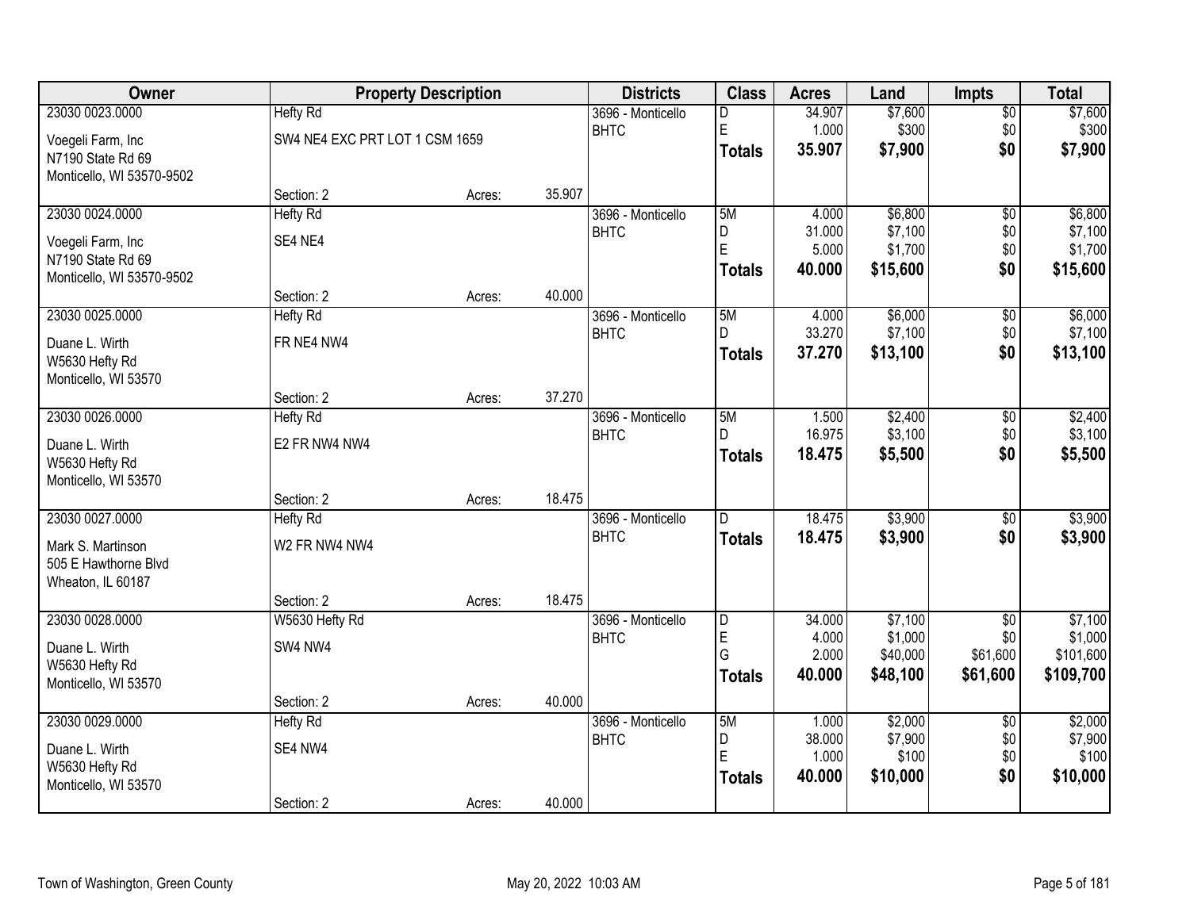| Owner | Property Description | | | Districts | Class | Acres | Land | Impts | Total |
|---|---|---|---|---|---|---|---|---|---|
| 23030 0023.0000 | Hefty Rd | | | 3696 - Monticello | D | 34.907 | $7,600 | $0 | $7,600 |
| Voegeli Farm, Inc | SW4 NE4 EXC PRT LOT 1 CSM 1659 | | | BHTC | E | 1.000 | $300 | $0 | $300 |
| N7190 State Rd 69 | | | | | **Totals** | **35.907** | **$7,900** | **$0** | **$7,900** |
| Monticello, WI 53570-9502 | | | | | | | | | |
| | Section: 2 | Acres: | 35.907 | | | | | | |
| 23030 0024.0000 | Hefty Rd | | | 3696 - Monticello | 5M | 4.000 | $6,800 | $0 | $6,800 |
| Voegeli Farm, Inc | SE4 NE4 | | | BHTC | D | 31.000 | $7,100 | $0 | $7,100 |
| N7190 State Rd 69 | | | | | E | 5.000 | $1,700 | $0 | $1,700 |
| Monticello, WI 53570-9502 | | | | | **Totals** | **40.000** | **$15,600** | **$0** | **$15,600** |
| | Section: 2 | Acres: | 40.000 | | | | | | |
| 23030 0025.0000 | Hefty Rd | | | 3696 - Monticello | 5M | 4.000 | $6,000 | $0 | $6,000 |
| Duane L. Wirth | FR NE4 NW4 | | | BHTC | D | 33.270 | $7,100 | $0 | $7,100 |
| W5630 Hefty Rd | | | | | **Totals** | **37.270** | **$13,100** | **$0** | **$13,100** |
| Monticello, WI 53570 | | | | | | | | | |
| | Section: 2 | Acres: | 37.270 | | | | | | |
| 23030 0026.0000 | Hefty Rd | | | 3696 - Monticello | 5M | 1.500 | $2,400 | $0 | $2,400 |
| Duane L. Wirth | E2 FR NW4 NW4 | | | BHTC | D | 16.975 | $3,100 | $0 | $3,100 |
| W5630 Hefty Rd | | | | | **Totals** | **18.475** | **$5,500** | **$0** | **$5,500** |
| Monticello, WI 53570 | | | | | | | | | |
| | Section: 2 | Acres: | 18.475 | | | | | | |
| 23030 0027.0000 | Hefty Rd | | | 3696 - Monticello | D | 18.475 | $3,900 | $0 | $3,900 |
| Mark S. Martinson | W2 FR NW4 NW4 | | | BHTC | **Totals** | **18.475** | **$3,900** | **$0** | **$3,900** |
| 505 E Hawthorne Blvd | | | | | | | | | |
| Wheaton, IL 60187 | | | | | | | | | |
| | Section: 2 | Acres: | 18.475 | | | | | | |
| 23030 0028.0000 | W5630 Hefty Rd | | | 3696 - Monticello | D | 34.000 | $7,100 | $0 | $7,100 |
| Duane L. Wirth | SW4 NW4 | | | BHTC | E | 4.000 | $1,000 | $0 | $1,000 |
| W5630 Hefty Rd | | | | | G | 2.000 | $40,000 | $61,600 | $101,600 |
| Monticello, WI 53570 | | | | | **Totals** | **40.000** | **$48,100** | **$61,600** | **$109,700** |
| | Section: 2 | Acres: | 40.000 | | | | | | |
| 23030 0029.0000 | Hefty Rd | | | 3696 - Monticello | 5M | 1.000 | $2,000 | $0 | $2,000 |
| Duane L. Wirth | SE4 NW4 | | | BHTC | D | 38.000 | $7,900 | $0 | $7,900 |
| W5630 Hefty Rd | | | | | E | 1.000 | $100 | $0 | $100 |
| Monticello, WI 53570 | | | | | **Totals** | **40.000** | **$10,000** | **$0** | **$10,000** |
| | Section: 2 | Acres: | 40.000 | | | | | | |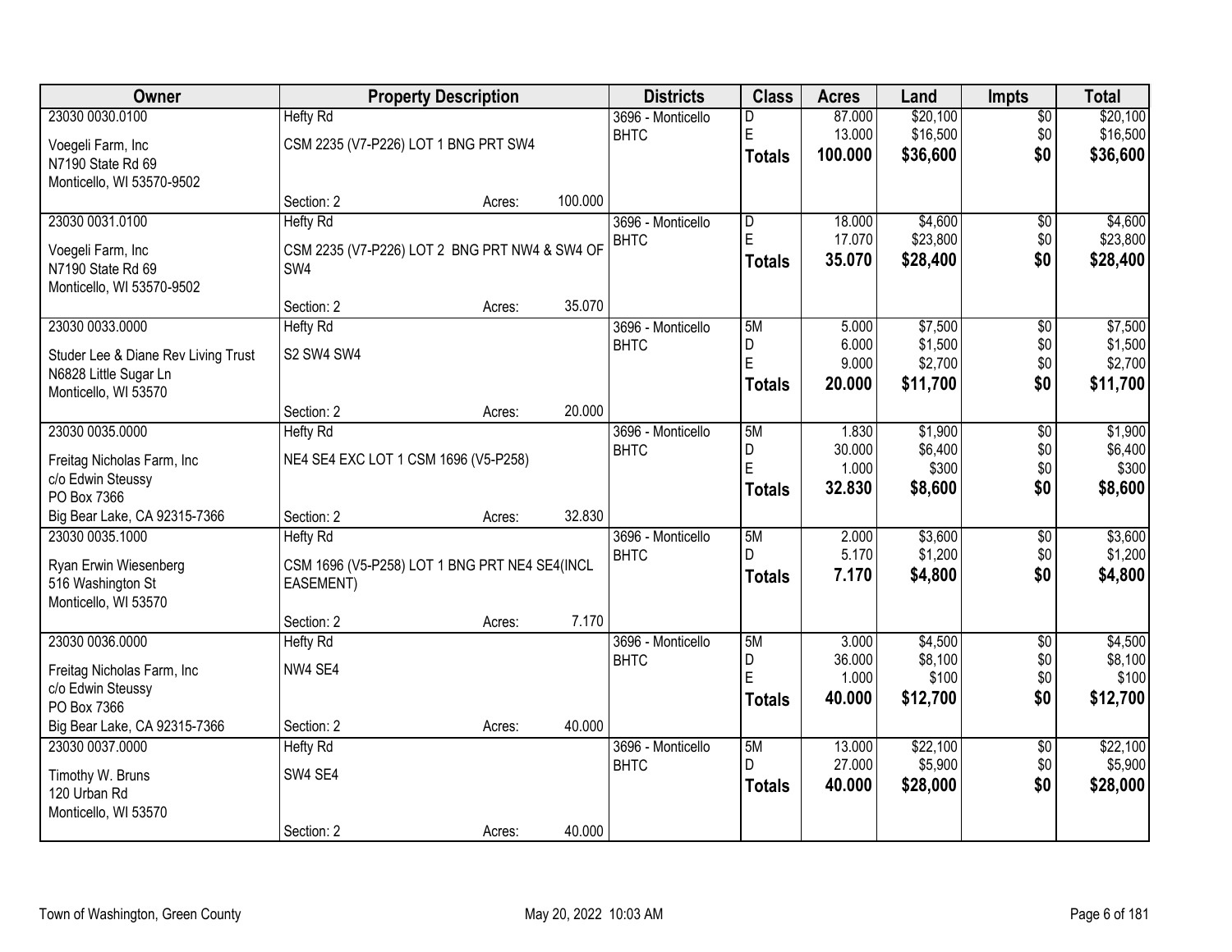| Owner | Property Description | | | Districts | Class | Acres | Land | Impts | Total |
|---|---|---|---|---|---|---|---|---|---|
| 23030 0030.0100 | Hefty Rd | | | 3696 - Monticello | D | 87.000 | $20,100 | $0 | $20,100 |
| Voegeli Farm, Inc | CSM 2235 (V7-P226) LOT 1 BNG PRT SW4 | | | BHTC | E | 13.000 | $16,500 | $0 | $16,500 |
| N7190 State Rd 69 | | | | | **Totals** | **100.000** | **$36,600** | **$0** | **$36,600** |
| Monticello, WI 53570-9502 | | | | | | | | | |
| | Section: 2 | Acres: | 100.000 | | | | | | |
| 23030 0031.0100 | Hefty Rd | | | 3696 - Monticello | D | 18.000 | $4,600 | $0 | $4,600 |
| Voegeli Farm, Inc | CSM 2235 (V7-P226) LOT 2 BNG PRT NW4 & SW4 OF SW4 | | | BHTC | E | 17.070 | $23,800 | $0 | $23,800 |
| N7190 State Rd 69 | | | | | **Totals** | **35.070** | **$28,400** | **$0** | **$28,400** |
| Monticello, WI 53570-9502 | | | | | | | | | |
| | Section: 2 | Acres: | 35.070 | | | | | | |
| 23030 0033.0000 | Hefty Rd | | | 3696 - Monticello | 5M | 5.000 | $7,500 | $0 | $7,500 |
| Studer Lee & Diane Rev Living Trust | S2 SW4 SW4 | | | BHTC | D | 6.000 | $1,500 | $0 | $1,500 |
| N6828 Little Sugar Ln | | | | | E | 9.000 | $2,700 | $0 | $2,700 |
| Monticello, WI 53570 | | | | | **Totals** | **20.000** | **$11,700** | **$0** | **$11,700** |
| | Section: 2 | Acres: | 20.000 | | | | | | |
| 23030 0035.0000 | Hefty Rd | | | 3696 - Monticello | 5M | 1.830 | $1,900 | $0 | $1,900 |
| Freitag Nicholas Farm, Inc | NE4 SE4 EXC LOT 1 CSM 1696 (V5-P258) | | | BHTC | D | 30.000 | $6,400 | $0 | $6,400 |
| c/o Edwin Steussy | | | | | E | 1.000 | $300 | $0 | $300 |
| PO Box 7366 | | | | | **Totals** | **32.830** | **$8,600** | **$0** | **$8,600** |
| Big Bear Lake, CA 92315-7366 | Section: 2 | Acres: | 32.830 | | | | | | |
| 23030 0035.1000 | Hefty Rd | | | 3696 - Monticello | 5M | 2.000 | $3,600 | $0 | $3,600 |
| Ryan Erwin Wiesenberg | CSM 1696 (V5-P258) LOT 1 BNG PRT NE4 SE4(INCL EASEMENT) | | | BHTC | D | 5.170 | $1,200 | $0 | $1,200 |
| 516 Washington St | | | | | **Totals** | **7.170** | **$4,800** | **$0** | **$4,800** |
| Monticello, WI 53570 | | | | | | | | | |
| | Section: 2 | Acres: | 7.170 | | | | | | |
| 23030 0036.0000 | Hefty Rd | | | 3696 - Monticello | 5M | 3.000 | $4,500 | $0 | $4,500 |
| Freitag Nicholas Farm, Inc | NW4 SE4 | | | BHTC | D | 36.000 | $8,100 | $0 | $8,100 |
| c/o Edwin Steussy | | | | | E | 1.000 | $100 | $0 | $100 |
| PO Box 7366 | | | | | **Totals** | **40.000** | **$12,700** | **$0** | **$12,700** |
| Big Bear Lake, CA 92315-7366 | Section: 2 | Acres: | 40.000 | | | | | | |
| 23030 0037.0000 | Hefty Rd | | | 3696 - Monticello | 5M | 13.000 | $22,100 | $0 | $22,100 |
| Timothy W. Bruns | SW4 SE4 | | | BHTC | D | 27.000 | $5,900 | $0 | $5,900 |
| 120 Urban Rd | | | | | **Totals** | **40.000** | **$28,000** | **$0** | **$28,000** |
| Monticello, WI 53570 | | | | | | | | | |
| | Section: 2 | Acres: | 40.000 | | | | | | |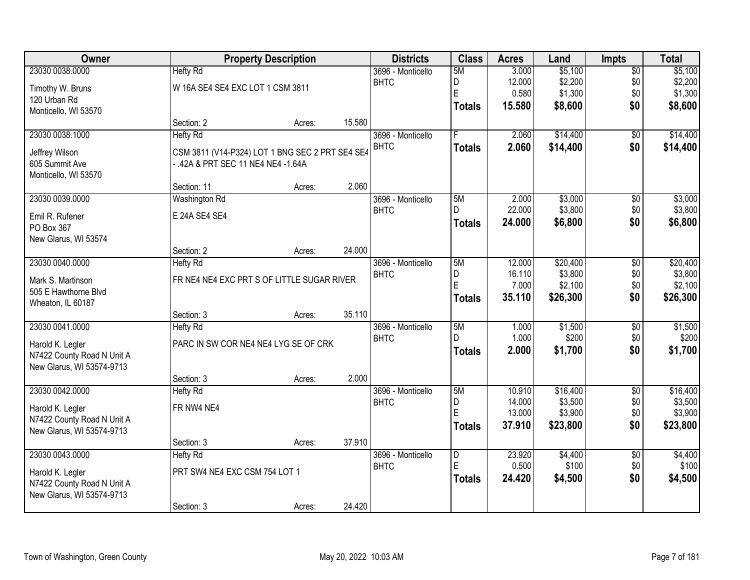| Owner | Property Description | | | Districts | Class | Acres | Land | Impts | Total |
|---|---|---|---|---|---|---|---|---|---|
| 23030 0038.0000 | Hefty Rd | | | 3696 - Monticello | 5M | 3.000 | $5,100 | $0 | $5,100 |
| Timothy W. Bruns | W 16A SE4 SE4 EXC LOT 1 CSM 3811 | | | BHTC | D | 12.000 | $2,200 | $0 | $2,200 |
| 120 Urban Rd | | | | | E | 0.580 | $1,300 | $0 | $1,300 |
| Monticello, WI 53570 | | | | | **Totals** | **15.580** | **$8,600** | **$0** | **$8,600** |
| | Section: 2 | Acres: | 15.580 | | | | | | |
| 23030 0038.1000 | Hefty Rd | | | 3696 - Monticello | F | 2.060 | $14,400 | $0 | $14,400 |
| Jeffrey Wilson | CSM 3811 (V14-P324) LOT 1 BNG SEC 2 PRT SE4 SE4 - .42A & PRT SEC 11 NE4 NE4 -1.64A | | | BHTC | **Totals** | **2.060** | **$14,400** | **$0** | **$14,400** |
| 605 Summit Ave | | | | | | | | | |
| Monticello, WI 53570 | | | | | | | | | |
| | Section: 11 | Acres: | 2.060 | | | | | | |
| 23030 0039.0000 | Washington Rd | | | 3696 - Monticello | 5M | 2.000 | $3,000 | $0 | $3,000 |
| Emil R. Rufener | E 24A SE4 SE4 | | | BHTC | D | 22.000 | $3,800 | $0 | $3,800 |
| PO Box 367 | | | | | **Totals** | **24.000** | **$6,800** | **$0** | **$6,800** |
| New Glarus, WI 53574 | | | | | | | | | |
| | Section: 2 | Acres: | 24.000 | | | | | | |
| 23030 0040.0000 | Hefty Rd | | | 3696 - Monticello | 5M | 12.000 | $20,400 | $0 | $20,400 |
| Mark S. Martinson | FR NE4 NE4 EXC PRT S OF LITTLE SUGAR RIVER | | | BHTC | D | 16.110 | $3,800 | $0 | $3,800 |
| 505 E Hawthorne Blvd | | | | | E | 7.000 | $2,100 | $0 | $2,100 |
| Wheaton, IL 60187 | | | | | **Totals** | **35.110** | **$26,300** | **$0** | **$26,300** |
| | Section: 3 | Acres: | 35.110 | | | | | | |
| 23030 0041.0000 | Hefty Rd | | | 3696 - Monticello | 5M | 1.000 | $1,500 | $0 | $1,500 |
| Harold K. Legler | PARC IN SW COR NE4 NE4 LYG SE OF CRK | | | BHTC | D | 1.000 | $200 | $0 | $200 |
| N7422 County Road N Unit A | | | | | **Totals** | **2.000** | **$1,700** | **$0** | **$1,700** |
| New Glarus, WI 53574-9713 | | | | | | | | | |
| | Section: 3 | Acres: | 2.000 | | | | | | |
| 23030 0042.0000 | Hefty Rd | | | 3696 - Monticello | 5M | 10.910 | $16,400 | $0 | $16,400 |
| Harold K. Legler | FR NW4 NE4 | | | BHTC | D | 14.000 | $3,500 | $0 | $3,500 |
| N7422 County Road N Unit A | | | | | E | 13.000 | $3,900 | $0 | $3,900 |
| New Glarus, WI 53574-9713 | | | | | **Totals** | **37.910** | **$23,800** | **$0** | **$23,800** |
| | Section: 3 | Acres: | 37.910 | | | | | | |
| 23030 0043.0000 | Hefty Rd | | | 3696 - Monticello | D | 23.920 | $4,400 | $0 | $4,400 |
| Harold K. Legler | PRT SW4 NE4 EXC CSM 754 LOT 1 | | | BHTC | E | 0.500 | $100 | $0 | $100 |
| N7422 County Road N Unit A | | | | | **Totals** | **24.420** | **$4,500** | **$0** | **$4,500** |
| New Glarus, WI 53574-9713 | | | | | | | | | |
| | Section: 3 | Acres: | 24.420 | | | | | | |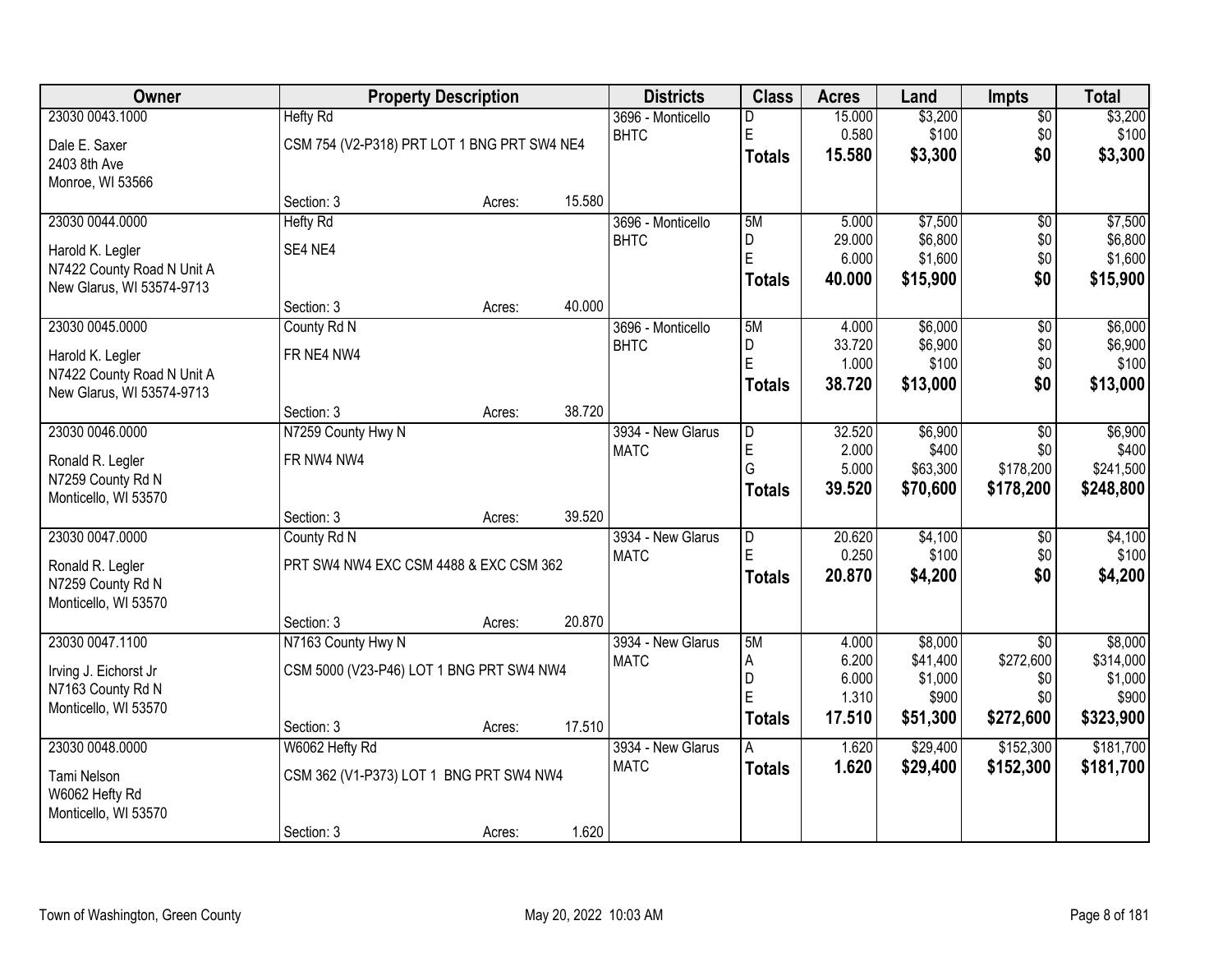| Owner | Property Description | | | Districts | Class | Acres | Land | Impts | Total |
|---|---|---|---|---|---|---|---|---|---|
| 23030 0043.1000<br>Dale E. Saxer<br>2403 8th Ave<br>Monroe, WI 53566 | Hefty Rd<br>CSM 754 (V2-P318) PRT LOT 1 BNG PRT SW4 NE4<br>Section: 3 | Acres: | 15.580 | 3696 - Monticello<br>BHTC | D<br>E<br>**Totals** | 15.000<br>0.580<br>**15.580** | $3,200<br>$100<br>**$3,300** | $0<br>$0<br>**$0** | $3,200<br>$100<br>**$3,300** |
| 23030 0044.0000<br>Harold K. Legler<br>N7422 County Road N Unit A<br>New Glarus, WI 53574-9713 | Hefty Rd<br>SE4 NE4<br>Section: 3 | Acres: | 40.000 | 3696 - Monticello<br>BHTC | 5M<br>D<br>E<br>**Totals** | 5.000<br>29.000<br>6.000<br>**40.000** | $7,500<br>$6,800<br>$1,600<br>**$15,900** | $0<br>$0<br>$0<br>**$0** | $7,500<br>$6,800<br>$1,600<br>**$15,900** |
| 23030 0045.0000<br>Harold K. Legler<br>N7422 County Road N Unit A<br>New Glarus, WI 53574-9713 | County Rd N<br>FR NE4 NW4<br>Section: 3 | Acres: | 38.720 | 3696 - Monticello<br>BHTC | 5M<br>D<br>E<br>**Totals** | 4.000<br>33.720<br>1.000<br>**38.720** | $6,000<br>$6,900<br>$100<br>**$13,000** | $0<br>$0<br>$0<br>**$0** | $6,000<br>$6,900<br>$100<br>**$13,000** |
| 23030 0046.0000<br>Ronald R. Legler<br>N7259 County Rd N<br>Monticello, WI 53570 | N7259 County Hwy N<br>FR NW4 NW4<br>Section: 3 | Acres: | 39.520 | 3934 - New Glarus<br>MATC | D<br>E<br>G<br>**Totals** | 32.520<br>2.000<br>5.000<br>**39.520** | $6,900<br>$400<br>$63,300<br>**$70,600** | $0<br>$0<br>$178,200<br>**$178,200** | $6,900<br>$400<br>$241,500<br>**$248,800** |
| 23030 0047.0000<br>Ronald R. Legler<br>N7259 County Rd N<br>Monticello, WI 53570 | County Rd N<br>PRT SW4 NW4 EXC CSM 4488 & EXC CSM 362<br>Section: 3 | Acres: | 20.870 | 3934 - New Glarus<br>MATC | D<br>E<br>**Totals** | 20.620<br>0.250<br>**20.870** | $4,100<br>$100<br>**$4,200** | $0<br>$0<br>**$0** | $4,100<br>$100<br>**$4,200** |
| 23030 0047.1100<br>Irving J. Eichorst Jr<br>N7163 County Rd N<br>Monticello, WI 53570 | N7163 County Hwy N<br>CSM 5000 (V23-P46) LOT 1 BNG PRT SW4 NW4<br>Section: 3 | Acres: | 17.510 | 3934 - New Glarus<br>MATC | 5M<br>A<br>D<br>E<br>**Totals** | 4.000<br>6.200<br>6.000<br>1.310<br>**17.510** | $8,000<br>$41,400<br>$1,000<br>$900<br>**$51,300** | $0<br>$272,600<br>$0<br>$0<br>**$272,600** | $8,000<br>$314,000<br>$1,000<br>$900<br>**$323,900** |
| 23030 0048.0000<br>Tami Nelson<br>W6062 Hefty Rd<br>Monticello, WI 53570 | W6062 Hefty Rd<br>CSM 362 (V1-P373) LOT 1 BNG PRT SW4 NW4<br>Section: 3 | Acres: | 1.620 | 3934 - New Glarus<br>MATC | A<br>**Totals** | 1.620<br>**1.620** | $29,400<br>**$29,400** | $152,300<br>**$152,300** | $181,700<br>**$181,700** |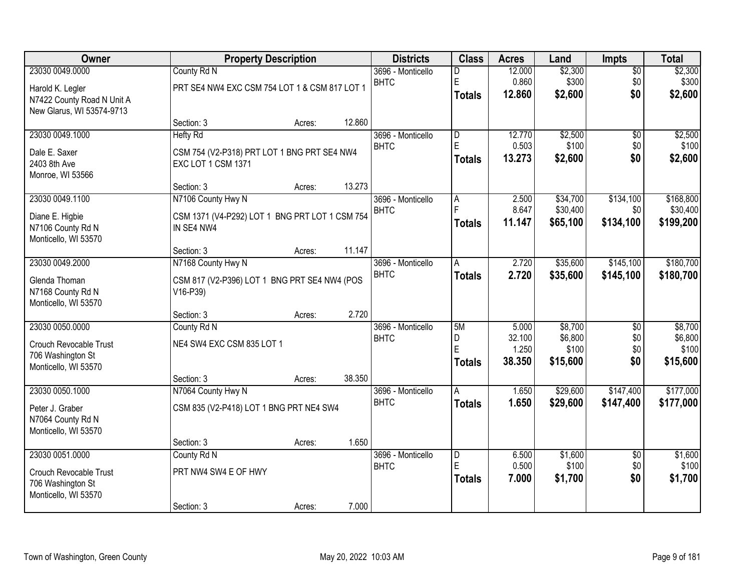| Owner | Property Description | Districts | Class | Acres | Land | Impts | Total |
|---|---|---|---|---|---|---|---|
| 23030 0049.0000<br>Harold K. Legler<br>N7422 County Road N Unit A<br>New Glarus, WI 53574-9713 | County Rd N<br>PRT SE4 NW4 EXC CSM 754 LOT 1 & CSM 817 LOT 1<br>Section: 3 Acres: 12.860 | 3696 - Monticello<br>BHTC | D<br>E<br>**Totals** | 12.000<br>0.860<br>**12.860** | $2,300<br>$300<br>**$2,600** | $0<br>$0<br>**$0** | $2,300<br>$300<br>**$2,600** |
| 23030 0049.1000<br>Dale E. Saxer<br>2403 8th Ave<br>Monroe, WI 53566 | Hefty Rd<br>CSM 754 (V2-P318) PRT LOT 1 BNG PRT SE4 NW4 EXC LOT 1 CSM 1371<br>Section: 3 Acres: 13.273 | 3696 - Monticello<br>BHTC | D<br>E<br>**Totals** | 12.770<br>0.503<br>**13.273** | $2,500<br>$100<br>**$2,600** | $0<br>$0<br>**$0** | $2,500<br>$100<br>**$2,600** |
| 23030 0049.1100<br>Diane E. Higbie<br>N7106 County Rd N<br>Monticello, WI 53570 | N7106 County Hwy N<br>CSM 1371 (V4-P292) LOT 1 BNG PRT LOT 1 CSM 754 IN SE4 NW4<br>Section: 3 Acres: 11.147 | 3696 - Monticello<br>BHTC | A<br>F<br>**Totals** | 2.500<br>8.647<br>**11.147** | $34,700<br>$30,400<br>**$65,100** | $134,100<br>$0<br>**$134,100** | $168,800<br>$30,400<br>**$199,200** |
| 23030 0049.2000<br>Glenda Thoman<br>N7168 County Rd N<br>Monticello, WI 53570 | N7168 County Hwy N<br>CSM 817 (V2-P396) LOT 1 BNG PRT SE4 NW4 (POS V16-P39)<br>Section: 3 Acres: 2.720 | 3696 - Monticello<br>BHTC | A<br>**Totals** | 2.720<br>**2.720** | $35,600<br>**$35,600** | $145,100<br>**$145,100** | $180,700<br>**$180,700** |
| 23030 0050.0000<br>Crouch Revocable Trust<br>706 Washington St<br>Monticello, WI 53570 | County Rd N<br>NE4 SW4 EXC CSM 835 LOT 1<br>Section: 3 Acres: 38.350 | 3696 - Monticello<br>BHTC | 5M<br>D<br>E<br>**Totals** | 5.000<br>32.100<br>1.250<br>**38.350** | $8,700<br>$6,800<br>$100<br>**$15,600** | $0<br>$0<br>$0<br>**$0** | $8,700<br>$6,800<br>$100<br>**$15,600** |
| 23030 0050.1000<br>Peter J. Graber<br>N7064 County Rd N<br>Monticello, WI 53570 | N7064 County Hwy N<br>CSM 835 (V2-P418) LOT 1 BNG PRT NE4 SW4<br>Section: 3 Acres: 1.650 | 3696 - Monticello<br>BHTC | A<br>**Totals** | 1.650<br>**1.650** | $29,600<br>**$29,600** | $147,400<br>**$147,400** | $177,000<br>**$177,000** |
| 23030 0051.0000<br>Crouch Revocable Trust<br>706 Washington St<br>Monticello, WI 53570 | County Rd N<br>PRT NW4 SW4 E OF HWY<br>Section: 3 Acres: 7.000 | 3696 - Monticello<br>BHTC | D<br>E<br>**Totals** | 6.500<br>0.500<br>**7.000** | $1,600<br>$100<br>**$1,700** | $0<br>$0<br>**$0** | $1,600<br>$100<br>**$1,700** |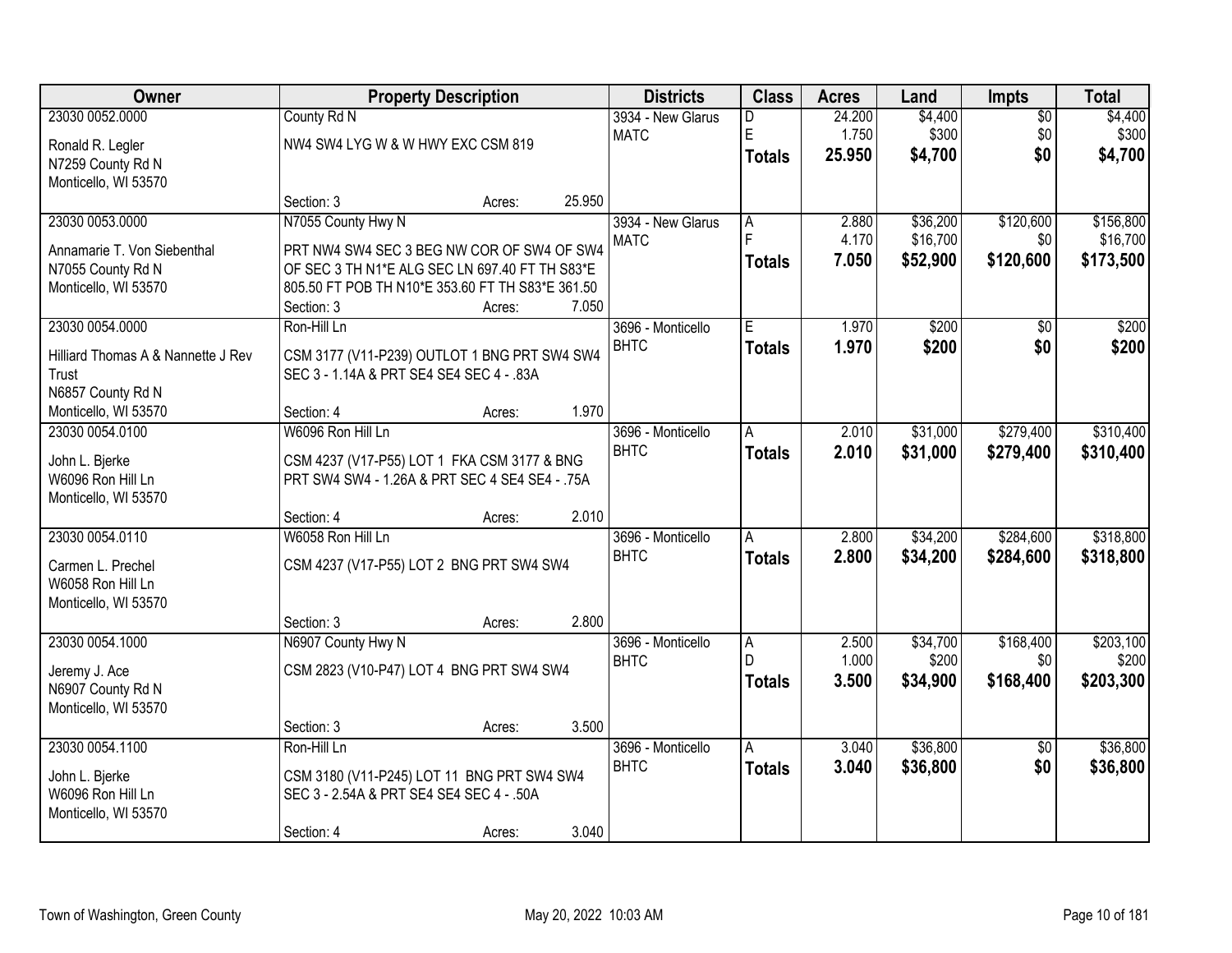| Owner | Property Description | Districts | Class | Acres | Land | Impts | Total |
|---|---|---|---|---|---|---|---|
| 23030 0052.0000<br>Ronald R. Legler<br>N7259 County Rd N<br>Monticello, WI 53570 | County Rd N<br>NW4 SW4 LYG W & W HWY EXC CSM 819<br>Section: 3 Acres: 25.950 | 3934 - New Glarus<br>MATC | D<br>E<br>**Totals** | 24.200<br>1.750<br>**25.950** | $4,400<br>$300<br>**$4,700** | $0<br>$0<br>**$0** | $4,400<br>$300<br>**$4,700** |
| 23030 0053.0000<br>Annamarie T. Von Siebenthal<br>N7055 County Rd N<br>Monticello, WI 53570 | N7055 County Hwy N<br>PRT NW4 SW4 SEC 3 BEG NW COR OF SW4 OF SW4 OF SEC 3 TH N1*E ALG SEC LN 697.40 FT TH S83*E 805.50 FT POB TH N10*E 353.60 FT TH S83*E 361.50<br>Section: 3 Acres: 7.050 | 3934 - New Glarus<br>MATC | A<br>F<br>**Totals** | 2.880<br>4.170<br>**7.050** | $36,200<br>$16,700<br>**$52,900** | $120,600<br>$0<br>**$120,600** | $156,800<br>$16,700<br>**$173,500** |
| 23030 0054.0000<br>Hilliard Thomas A & Nannette J Rev Trust<br>N6857 County Rd N<br>Monticello, WI 53570 | Ron-Hill Ln<br>CSM 3177 (V11-P239) OUTLOT 1 BNG PRT SW4 SW4 SEC 3 - 1.14A & PRT SE4 SE4 SEC 4 - .83A<br>Section: 4 Acres: 1.970 | 3696 - Monticello<br>BHTC | E<br>**Totals** | 1.970<br>**1.970** | $200<br>**$200** | $0<br>**$0** | $200<br>**$200** |
| 23030 0054.0100<br>John L. Bjerke<br>W6096 Ron Hill Ln<br>Monticello, WI 53570 | W6096 Ron Hill Ln<br>CSM 4237 (V17-P55) LOT 1 FKA CSM 3177 & BNG PRT SW4 SW4 - 1.26A & PRT SEC 4 SE4 SE4 - .75A<br>Section: 4 Acres: 2.010 | 3696 - Monticello<br>BHTC | A<br>**Totals** | 2.010<br>**2.010** | $31,000<br>**$31,000** | $279,400<br>**$279,400** | $310,400<br>**$310,400** |
| 23030 0054.0110<br>Carmen L. Prechel<br>W6058 Ron Hill Ln<br>Monticello, WI 53570 | W6058 Ron Hill Ln<br>CSM 4237 (V17-P55) LOT 2 BNG PRT SW4 SW4<br>Section: 3 Acres: 2.800 | 3696 - Monticello<br>BHTC | A<br>**Totals** | 2.800<br>**2.800** | $34,200<br>**$34,200** | $284,600<br>**$284,600** | $318,800<br>**$318,800** |
| 23030 0054.1000<br>Jeremy J. Ace<br>N6907 County Rd N<br>Monticello, WI 53570 | N6907 County Hwy N<br>CSM 2823 (V10-P47) LOT 4 BNG PRT SW4 SW4<br>Section: 3 Acres: 3.500 | 3696 - Monticello<br>BHTC | A<br>D<br>**Totals** | 2.500<br>1.000<br>**3.500** | $34,700<br>$200<br>**$34,900** | $168,400<br>$0<br>**$168,400** | $203,100<br>$200<br>**$203,300** |
| 23030 0054.1100<br>John L. Bjerke<br>W6096 Ron Hill Ln<br>Monticello, WI 53570 | Ron-Hill Ln<br>CSM 3180 (V11-P245) LOT 11 BNG PRT SW4 SW4 SEC 3 - 2.54A & PRT SE4 SE4 SEC 4 - .50A<br>Section: 4 Acres: 3.040 | 3696 - Monticello<br>BHTC | A<br>**Totals** | 3.040<br>**3.040** | $36,800<br>**$36,800** | $0<br>**$0** | $36,800<br>**$36,800** |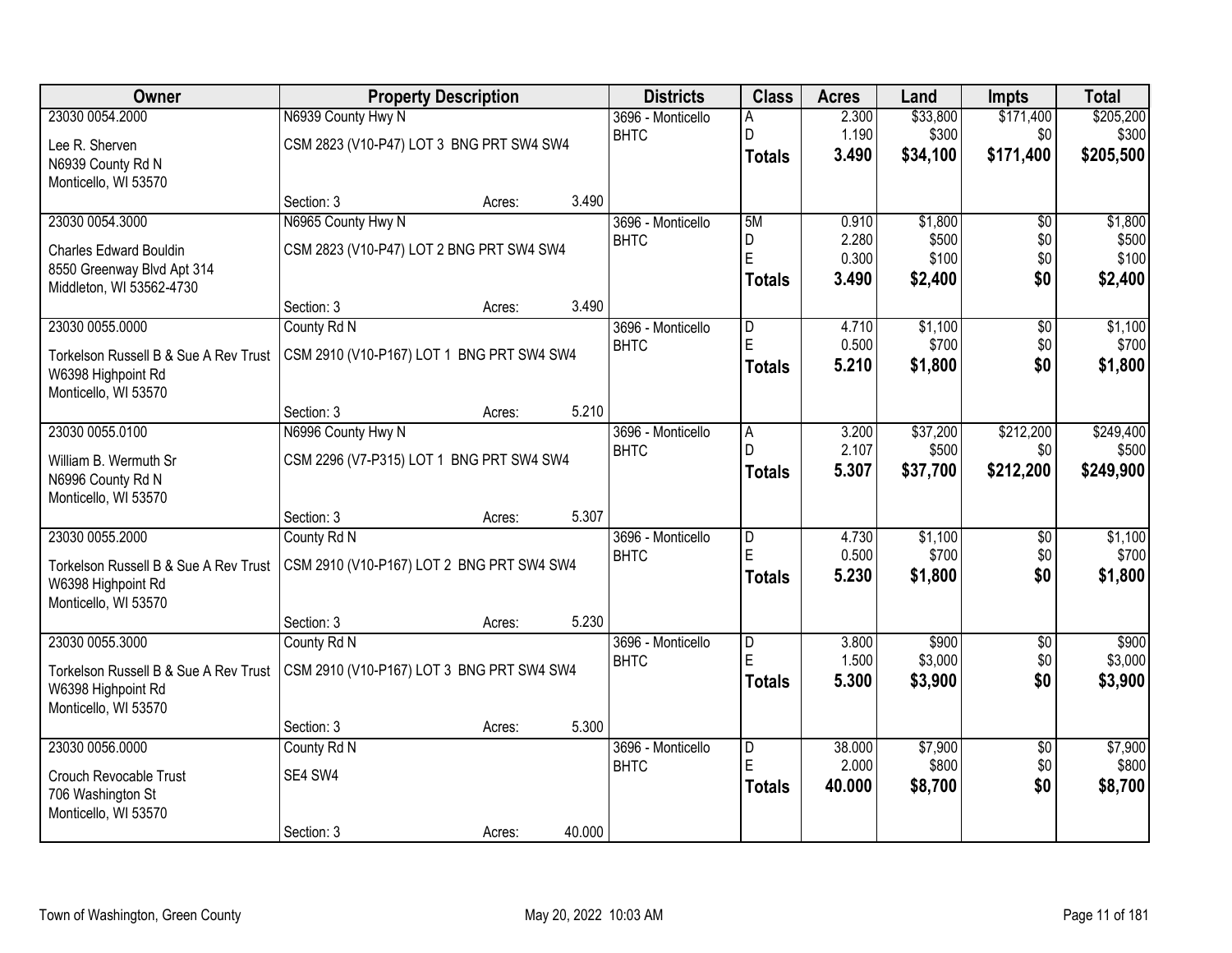| Owner | Property Description | | | Districts | Class | Acres | Land | Impts | Total |
|---|---|---|---|---|---|---|---|---|---|
| 23030 0054.2000 | N6939 County Hwy N | | | 3696 - Monticello | A | 2.300 | $33,800 | $171,400 | $205,200 |
| Lee R. Sherven | CSM 2823 (V10-P47) LOT 3 BNG PRT SW4 SW4 | | | BHTC | D | 1.190 | $300 | $0 | $300 |
| N6939 County Rd N | | | | | **Totals** | **3.490** | **$34,100** | **$171,400** | **$205,500** |
| Monticello, WI 53570 | | | | | | | | | |
| | Section: 3 | Acres: | 3.490 | | | | | | |
| 23030 0054.3000 | N6965 County Hwy N | | | 3696 - Monticello | 5M | 0.910 | $1,800 | $0 | $1,800 |
| Charles Edward Bouldin | CSM 2823 (V10-P47) LOT 2 BNG PRT SW4 SW4 | | | BHTC | D | 2.280 | $500 | $0 | $500 |
| 8550 Greenway Blvd Apt 314 | | | | | E | 0.300 | $100 | $0 | $100 |
| Middleton, WI 53562-4730 | | | | | **Totals** | **3.490** | **$2,400** | **$0** | **$2,400** |
| | Section: 3 | Acres: | 3.490 | | | | | | |
| 23030 0055.0000 | County Rd N | | | 3696 - Monticello | D | 4.710 | $1,100 | $0 | $1,100 |
| Torkelson Russell B & Sue A Rev Trust | CSM 2910 (V10-P167) LOT 1 BNG PRT SW4 SW4 | | | BHTC | E | 0.500 | $700 | $0 | $700 |
| W6398 Highpoint Rd | | | | | **Totals** | **5.210** | **$1,800** | **$0** | **$1,800** |
| Monticello, WI 53570 | | | | | | | | | |
| | Section: 3 | Acres: | 5.210 | | | | | | |
| 23030 0055.0100 | N6996 County Hwy N | | | 3696 - Monticello | A | 3.200 | $37,200 | $212,200 | $249,400 |
| William B. Wermuth Sr | CSM 2296 (V7-P315) LOT 1 BNG PRT SW4 SW4 | | | BHTC | D | 2.107 | $500 | $0 | $500 |
| N6996 County Rd N | | | | | **Totals** | **5.307** | **$37,700** | **$212,200** | **$249,900** |
| Monticello, WI 53570 | | | | | | | | | |
| | Section: 3 | Acres: | 5.307 | | | | | | |
| 23030 0055.2000 | County Rd N | | | 3696 - Monticello | D | 4.730 | $1,100 | $0 | $1,100 |
| Torkelson Russell B & Sue A Rev Trust | CSM 2910 (V10-P167) LOT 2 BNG PRT SW4 SW4 | | | BHTC | E | 0.500 | $700 | $0 | $700 |
| W6398 Highpoint Rd | | | | | **Totals** | **5.230** | **$1,800** | **$0** | **$1,800** |
| Monticello, WI 53570 | | | | | | | | | |
| | Section: 3 | Acres: | 5.230 | | | | | | |
| 23030 0055.3000 | County Rd N | | | 3696 - Monticello | D | 3.800 | $900 | $0 | $900 |
| Torkelson Russell B & Sue A Rev Trust | CSM 2910 (V10-P167) LOT 3 BNG PRT SW4 SW4 | | | BHTC | E | 1.500 | $3,000 | $0 | $3,000 |
| W6398 Highpoint Rd | | | | | **Totals** | **5.300** | **$3,900** | **$0** | **$3,900** |
| Monticello, WI 53570 | | | | | | | | | |
| | Section: 3 | Acres: | 5.300 | | | | | | |
| 23030 0056.0000 | County Rd N | | | 3696 - Monticello | D | 38.000 | $7,900 | $0 | $7,900 |
| Crouch Revocable Trust | SE4 SW4 | | | BHTC | E | 2.000 | $800 | $0 | $800 |
| 706 Washington St | | | | | **Totals** | **40.000** | **$8,700** | **$0** | **$8,700** |
| Monticello, WI 53570 | | | | | | | | | |
| | Section: 3 | Acres: | 40.000 | | | | | | |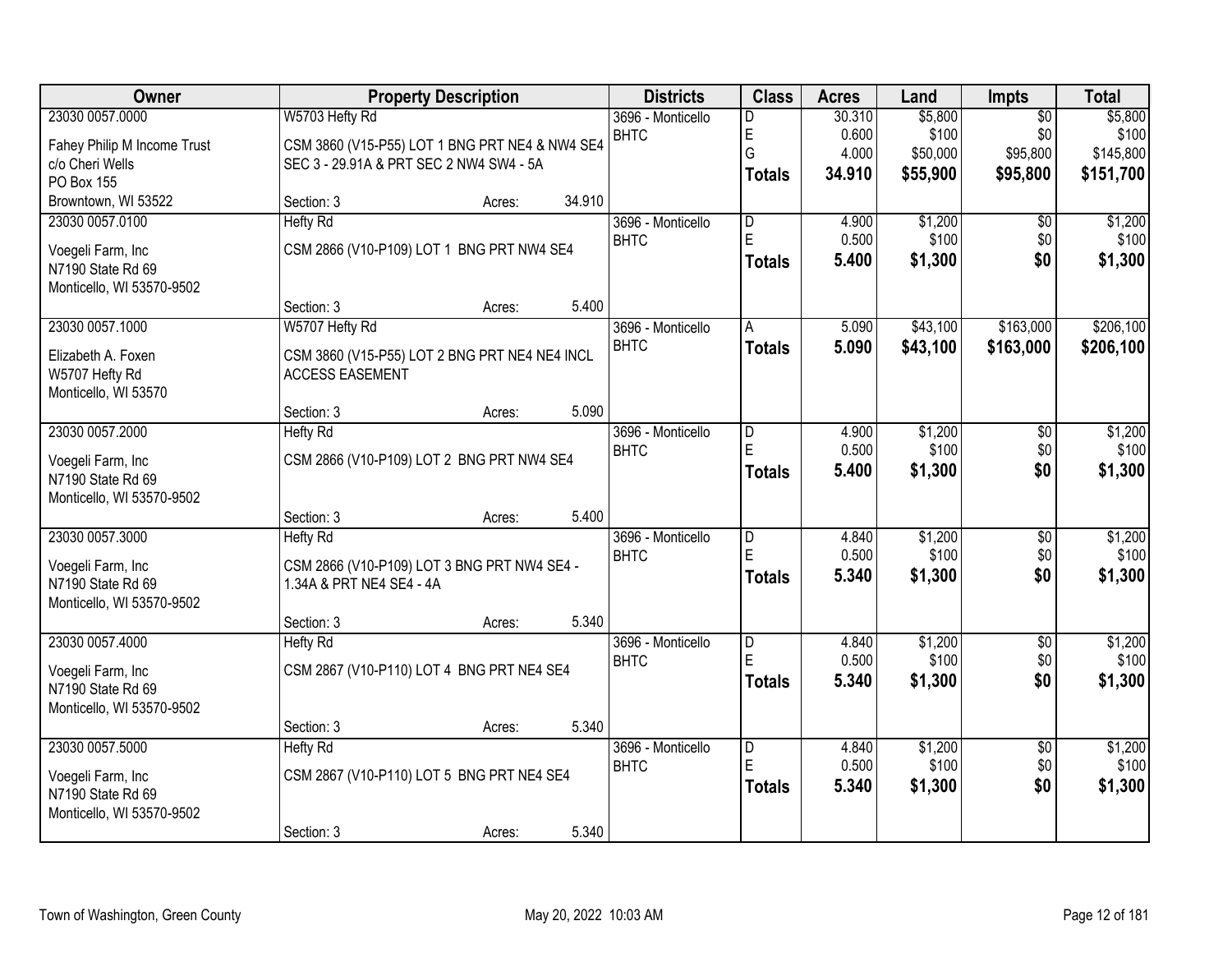| Owner | Property Description | Districts | Class | Acres | Land | Impts | Total |
|---|---|---|---|---|---|---|---|
| 23030 0057.0000<br>Fahey Philip M Income Trust<br>c/o Cheri Wells<br>PO Box 155<br>Browntown, WI 53522 | W5703 Hefty Rd<br>CSM 3860 (V15-P55) LOT 1 BNG PRT NE4 & NW4 SE4 SEC 3 - 29.91A & PRT SEC 2 NW4 SW4 - 5A<br>Section: 3 Acres: 34.910 | 3696 - Monticello<br>BHTC | D<br>E<br>G<br>**Totals** | 30.310<br>0.600<br>4.000<br>**34.910** | $5,800<br>$100<br>$50,000<br>**$55,900** | $0<br>$0<br>$95,800<br>**$95,800** | $5,800<br>$100<br>$145,800<br>**$151,700** |
| 23030 0057.0100<br>Voegeli Farm, Inc<br>N7190 State Rd 69<br>Monticello, WI 53570-9502 | Hefty Rd<br>CSM 2866 (V10-P109) LOT 1 BNG PRT NW4 SE4<br>Section: 3 Acres: 5.400 | 3696 - Monticello<br>BHTC | D<br>E<br>**Totals** | 4.900<br>0.500<br>**5.400** | $1,200<br>$100<br>**$1,300** | $0<br>$0<br>**$0** | $1,200<br>$100<br>**$1,300** |
| 23030 0057.1000<br>Elizabeth A. Foxen<br>W5707 Hefty Rd<br>Monticello, WI 53570 | W5707 Hefty Rd<br>CSM 3860 (V15-P55) LOT 2 BNG PRT NE4 NE4 INCL ACCESS EASEMENT<br>Section: 3 Acres: 5.090 | 3696 - Monticello<br>BHTC | A<br>**Totals** | 5.090<br>**5.090** | $43,100<br>**$43,100** | $163,000<br>**$163,000** | $206,100<br>**$206,100** |
| 23030 0057.2000<br>Voegeli Farm, Inc<br>N7190 State Rd 69<br>Monticello, WI 53570-9502 | Hefty Rd<br>CSM 2866 (V10-P109) LOT 2 BNG PRT NW4 SE4<br>Section: 3 Acres: 5.400 | 3696 - Monticello<br>BHTC | D<br>E<br>**Totals** | 4.900<br>0.500<br>**5.400** | $1,200<br>$100<br>**$1,300** | $0<br>$0<br>**$0** | $1,200<br>$100<br>**$1,300** |
| 23030 0057.3000<br>Voegeli Farm, Inc<br>N7190 State Rd 69<br>Monticello, WI 53570-9502 | Hefty Rd<br>CSM 2866 (V10-P109) LOT 3 BNG PRT NW4 SE4 - 1.34A & PRT NE4 SE4 - 4A<br>Section: 3 Acres: 5.340 | 3696 - Monticello<br>BHTC | D<br>E<br>**Totals** | 4.840<br>0.500<br>**5.340** | $1,200<br>$100<br>**$1,300** | $0<br>$0<br>**$0** | $1,200<br>$100<br>**$1,300** |
| 23030 0057.4000<br>Voegeli Farm, Inc<br>N7190 State Rd 69<br>Monticello, WI 53570-9502 | Hefty Rd<br>CSM 2867 (V10-P110) LOT 4 BNG PRT NE4 SE4<br>Section: 3 Acres: 5.340 | 3696 - Monticello<br>BHTC | D<br>E<br>**Totals** | 4.840<br>0.500<br>**5.340** | $1,200<br>$100<br>**$1,300** | $0<br>$0<br>**$0** | $1,200<br>$100<br>**$1,300** |
| 23030 0057.5000<br>Voegeli Farm, Inc<br>N7190 State Rd 69<br>Monticello, WI 53570-9502 | Hefty Rd<br>CSM 2867 (V10-P110) LOT 5 BNG PRT NE4 SE4<br>Section: 3 Acres: 5.340 | 3696 - Monticello<br>BHTC | D<br>E<br>**Totals** | 4.840<br>0.500<br>**5.340** | $1,200<br>$100<br>**$1,300** | $0<br>$0<br>**$0** | $1,200<br>$100<br>**$1,300** |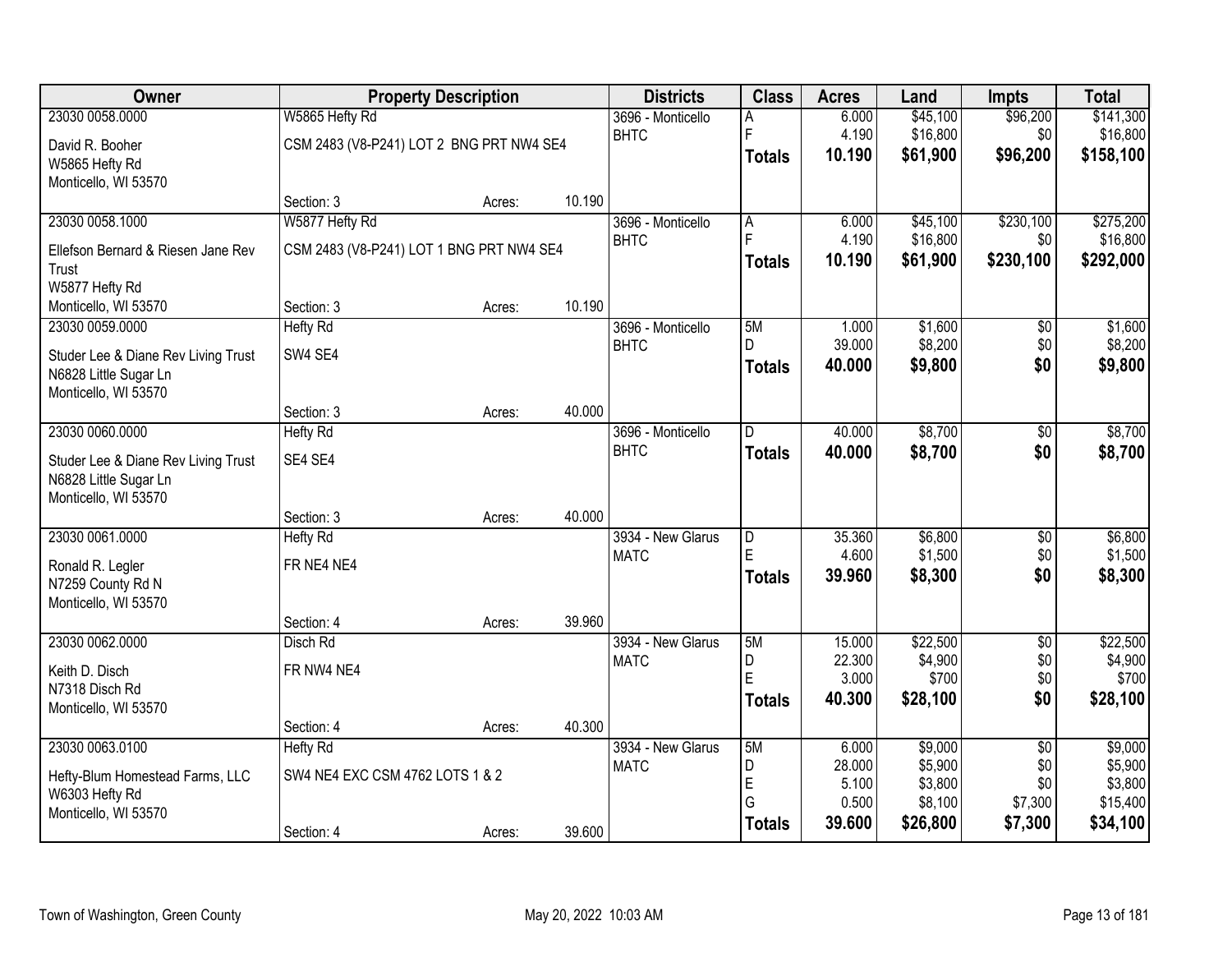| Owner | Property Description | | | Districts | Class | Acres | Land | Impts | Total |
|---|---|---|---|---|---|---|---|---|---|
| 23030 0058.0000 | W5865 Hefty Rd | | | 3696 - Monticello | A | 6.000 | $45,100 | $96,200 | $141,300 |
| David R. Booher<br>W5865 Hefty Rd<br>Monticello, WI 53570 | CSM 2483 (V8-P241) LOT 2 BNG PRT NW4 SE4 | | | BHTC | F | 4.190 | $16,800 | $0 | $16,800 |
| | | | | | **Totals** | **10.190** | **$61,900** | **$96,200** | **$158,100** |
| | Section: 3 | Acres: | 10.190 | | | | | | |
| 23030 0058.1000 | W5877 Hefty Rd | | | 3696 - Monticello | A | 6.000 | $45,100 | $230,100 | $275,200 |
| Ellefson Bernard & Riesen Jane Rev Trust<br>W5877 Hefty Rd<br>Monticello, WI 53570 | CSM 2483 (V8-P241) LOT 1 BNG PRT NW4 SE4 | | | BHTC | F | 4.190 | $16,800 | $0 | $16,800 |
| | | | | | **Totals** | **10.190** | **$61,900** | **$230,100** | **$292,000** |
| | Section: 3 | Acres: | 10.190 | | | | | | |
| 23030 0059.0000 | Hefty Rd | | | 3696 - Monticello | 5M | 1.000 | $1,600 | $0 | $1,600 |
| Studer Lee & Diane Rev Living Trust<br>N6828 Little Sugar Ln<br>Monticello, WI 53570 | SW4 SE4 | | | BHTC | D | 39.000 | $8,200 | $0 | $8,200 |
| | | | | | **Totals** | **40.000** | **$9,800** | **$0** | **$9,800** |
| | Section: 3 | Acres: | 40.000 | | | | | | |
| 23030 0060.0000 | Hefty Rd | | | 3696 - Monticello | D | 40.000 | $8,700 | $0 | $8,700 |
| Studer Lee & Diane Rev Living Trust<br>N6828 Little Sugar Ln<br>Monticello, WI 53570 | SE4 SE4 | | | BHTC | **Totals** | **40.000** | **$8,700** | **$0** | **$8,700** |
| | Section: 3 | Acres: | 40.000 | | | | | | |
| 23030 0061.0000 | Hefty Rd | | | 3934 - New Glarus | D | 35.360 | $6,800 | $0 | $6,800 |
| Ronald R. Legler<br>N7259 County Rd N<br>Monticello, WI 53570 | FR NE4 NE4 | | | MATC | E | 4.600 | $1,500 | $0 | $1,500 |
| | | | | | **Totals** | **39.960** | **$8,300** | **$0** | **$8,300** |
| | Section: 4 | Acres: | 39.960 | | | | | | |
| 23030 0062.0000 | Disch Rd | | | 3934 - New Glarus | 5M | 15.000 | $22,500 | $0 | $22,500 |
| Keith D. Disch<br>N7318 Disch Rd<br>Monticello, WI 53570 | FR NW4 NE4 | | | MATC | D | 22.300 | $4,900 | $0 | $4,900 |
| | | | | | E | 3.000 | $700 | $0 | $700 |
| | | | | | **Totals** | **40.300** | **$28,100** | **$0** | **$28,100** |
| | Section: 4 | Acres: | 40.300 | | | | | | |
| 23030 0063.0100 | Hefty Rd | | | 3934 - New Glarus | 5M | 6.000 | $9,000 | $0 | $9,000 |
| Hefty-Blum Homestead Farms, LLC<br>W6303 Hefty Rd<br>Monticello, WI 53570 | SW4 NE4 EXC CSM 4762 LOTS 1 & 2 | | | MATC | D | 28.000 | $5,900 | $0 | $5,900 |
| | | | | | E | 5.100 | $3,800 | $0 | $3,800 |
| | | | | | G | 0.500 | $8,100 | $7,300 | $15,400 |
| | | | | | **Totals** | **39.600** | **$26,800** | **$7,300** | **$34,100** |
| | Section: 4 | Acres: | 39.600 | | | | | | |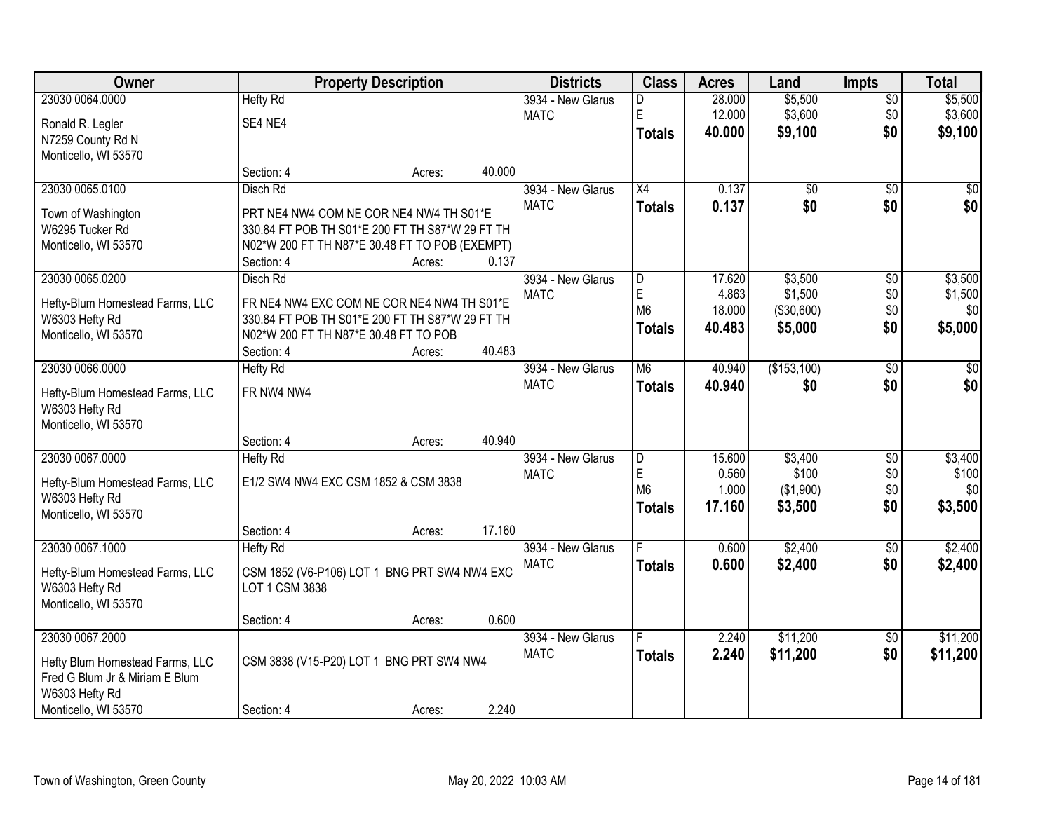| Owner | Property Description | Districts | Class | Acres | Land | Impts | Total |
|---|---|---|---|---|---|---|---|
| 23030 0064.0000<br>Ronald R. Legler<br>N7259 County Rd N<br>Monticello, WI 53570 | Hefty Rd<br>SE4 NE4<br>Section: 4 Acres: 40.000 | 3934 - New Glarus<br>MATC | D<br>E<br>**Totals** | 28.000<br>12.000<br>**40.000** | $5,500<br>$3,600<br>**$9,100** | $0<br>$0<br>**$0** | $5,500<br>$3,600<br>**$9,100** |
| 23030 0065.0100<br>Town of Washington<br>W6295 Tucker Rd<br>Monticello, WI 53570 | Disch Rd<br>PRT NE4 NW4 COM NE COR NE4 NW4 TH S01*E 330.84 FT POB TH S01*E 200 FT TH S87*W 29 FT TH N02*W 200 FT TH N87*E 30.48 FT TO POB (EXEMPT)<br>Section: 4 Acres: 0.137 | 3934 - New Glarus<br>MATC | X4<br>**Totals** | 0.137<br>**0.137** | $0<br>**$0** | $0<br>**$0** | $0<br>**$0** |
| 23030 0065.0200<br>Hefty-Blum Homestead Farms, LLC<br>W6303 Hefty Rd<br>Monticello, WI 53570 | Disch Rd<br>FR NE4 NW4 EXC COM NE COR NE4 NW4 TH S01*E 330.84 FT POB TH S01*E 200 FT TH S87*W 29 FT TH N02*W 200 FT TH N87*E 30.48 FT TO POB<br>Section: 4 Acres: 40.483 | 3934 - New Glarus<br>MATC | D<br>E<br>M6<br>**Totals** | 17.620<br>4.863<br>18.000<br>**40.483** | $3,500<br>$1,500<br>($30,600)<br>**$5,000** | $0<br>$0<br>$0<br>**$0** | $3,500<br>$1,500<br>$0<br>**$5,000** |
| 23030 0066.0000<br>Hefty-Blum Homestead Farms, LLC<br>W6303 Hefty Rd<br>Monticello, WI 53570 | Hefty Rd<br>FR NW4 NW4<br>Section: 4 Acres: 40.940 | 3934 - New Glarus<br>MATC | M6<br>**Totals** | 40.940<br>**40.940** | ($153,100)<br>**$0** | $0<br>**$0** | $0<br>**$0** |
| 23030 0067.0000<br>Hefty-Blum Homestead Farms, LLC<br>W6303 Hefty Rd<br>Monticello, WI 53570 | Hefty Rd<br>E1/2 SW4 NW4 EXC CSM 1852 & CSM 3838<br>Section: 4 Acres: 17.160 | 3934 - New Glarus<br>MATC | D<br>E<br>M6<br>**Totals** | 15.600<br>0.560<br>1.000<br>**17.160** | $3,400<br>$100<br>($1,900)<br>**$3,500** | $0<br>$0<br>$0<br>**$0** | $3,400<br>$100<br>$0<br>**$3,500** |
| 23030 0067.1000<br>Hefty-Blum Homestead Farms, LLC<br>W6303 Hefty Rd<br>Monticello, WI 53570 | Hefty Rd<br>CSM 1852 (V6-P106) LOT 1 BNG PRT SW4 NW4 EXC LOT 1 CSM 3838<br>Section: 4 Acres: 0.600 | 3934 - New Glarus<br>MATC | F<br>**Totals** | 0.600<br>**0.600** | $2,400<br>**$2,400** | $0<br>**$0** | $2,400<br>**$2,400** |
| 23030 0067.2000<br>Hefty Blum Homestead Farms, LLC<br>Fred G Blum Jr & Miriam E Blum<br>W6303 Hefty Rd<br>Monticello, WI 53570 | CSM 3838 (V15-P20) LOT 1 BNG PRT SW4 NW4<br>Section: 4 Acres: 2.240 | 3934 - New Glarus<br>MATC | F<br>**Totals** | 2.240<br>**2.240** | $11,200<br>**$11,200** | $0<br>**$0** | $11,200<br>**$11,200** |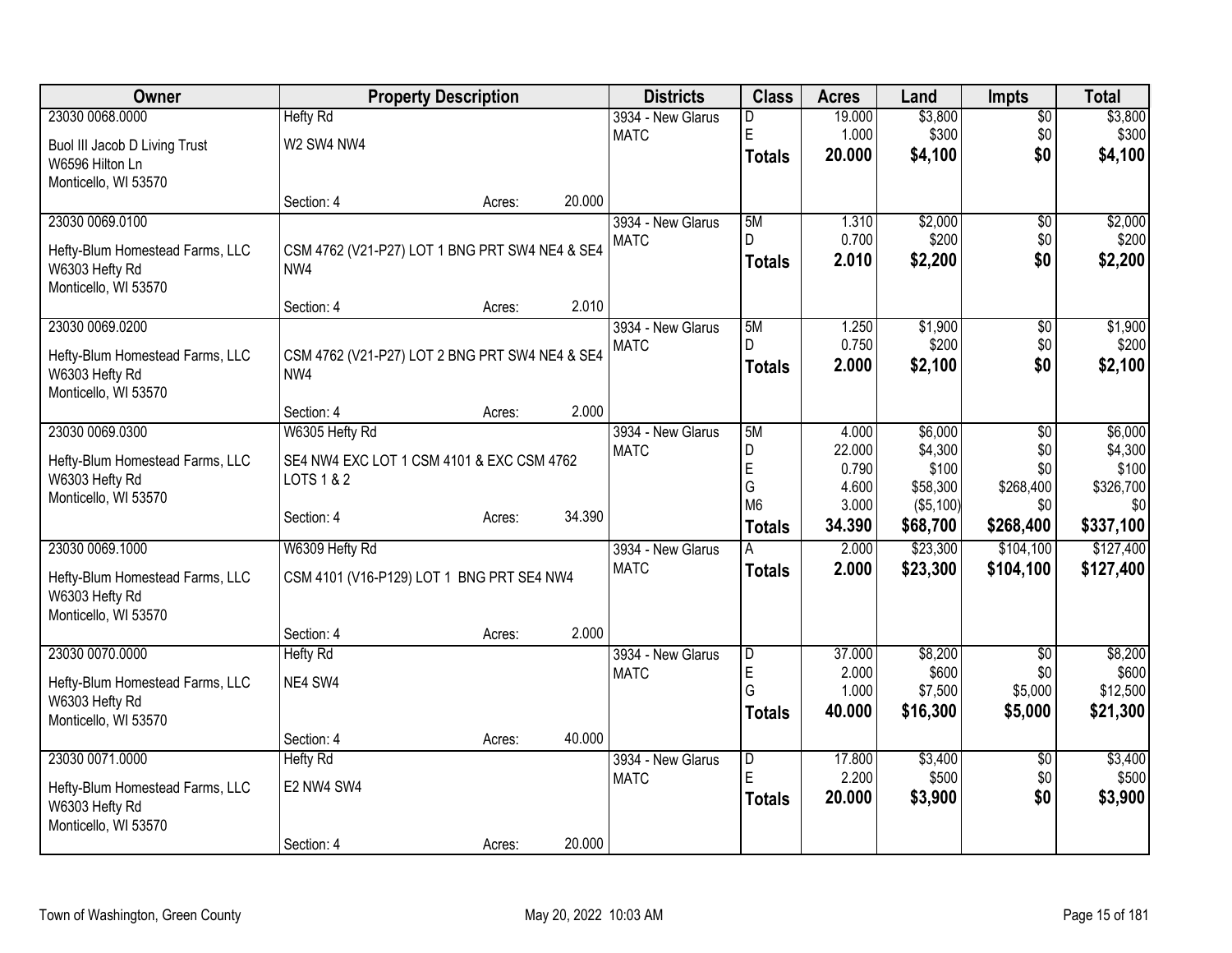| Owner | Property Description | Districts | Class | Acres | Land | Impts | Total |
|---|---|---|---|---|---|---|---|
| 23030 0068.0000<br>Buol III Jacob D Living Trust<br>W6596 Hilton Ln<br>Monticello, WI 53570 | Hefty Rd<br>W2 SW4 NW4<br>Section: 4 Acres: 20.000 | 3934 - New Glarus<br>MATC | D<br>E<br>**Totals** | 19.000<br>1.000<br>**20.000** | $3,800<br>$300<br>**$4,100** | $0<br>$0<br>**$0** | $3,800<br>$300<br>**$4,100** |
| 23030 0069.0100<br>Hefty-Blum Homestead Farms, LLC<br>W6303 Hefty Rd<br>Monticello, WI 53570 | CSM 4762 (V21-P27) LOT 1 BNG PRT SW4 NE4 & SE4 NW4<br>Section: 4 Acres: 2.010 | 3934 - New Glarus<br>MATC | 5M<br>D<br>**Totals** | 1.310<br>0.700<br>**2.010** | $2,000<br>$200<br>**$2,200** | $0<br>$0<br>**$0** | $2,000<br>$200<br>**$2,200** |
| 23030 0069.0200<br>Hefty-Blum Homestead Farms, LLC<br>W6303 Hefty Rd<br>Monticello, WI 53570 | CSM 4762 (V21-P27) LOT 2 BNG PRT SW4 NE4 & SE4 NW4<br>Section: 4 Acres: 2.000 | 3934 - New Glarus<br>MATC | 5M<br>D<br>**Totals** | 1.250<br>0.750<br>**2.000** | $1,900<br>$200<br>**$2,100** | $0<br>$0<br>**$0** | $1,900<br>$200<br>**$2,100** |
| 23030 0069.0300<br>Hefty-Blum Homestead Farms, LLC<br>W6303 Hefty Rd<br>Monticello, WI 53570 | W6305 Hefty Rd<br>SE4 NW4 EXC LOT 1 CSM 4101 & EXC CSM 4762 LOTS 1 & 2<br>Section: 4 Acres: 34.390 | 3934 - New Glarus<br>MATC | 5M<br>D<br>E<br>G<br>M6<br>**Totals** | 4.000<br>22.000<br>0.790<br>4.600<br>3.000<br>**34.390** | $6,000<br>$4,300<br>$100<br>$58,300<br>($5,100)<br>**$68,700** | $0<br>$0<br>$0<br>$268,400<br>$0<br>**$268,400** | $6,000<br>$4,300<br>$100<br>$326,700<br>$0<br>**$337,100** |
| 23030 0069.1000<br>Hefty-Blum Homestead Farms, LLC<br>W6303 Hefty Rd<br>Monticello, WI 53570 | W6309 Hefty Rd<br>CSM 4101 (V16-P129) LOT 1 BNG PRT SE4 NW4<br>Section: 4 Acres: 2.000 | 3934 - New Glarus<br>MATC | A<br>**Totals** | 2.000<br>**2.000** | $23,300<br>**$23,300** | $104,100<br>**$104,100** | $127,400<br>**$127,400** |
| 23030 0070.0000<br>Hefty-Blum Homestead Farms, LLC<br>W6303 Hefty Rd<br>Monticello, WI 53570 | Hefty Rd<br>NE4 SW4<br>Section: 4 Acres: 40.000 | 3934 - New Glarus<br>MATC | D<br>E<br>G<br>**Totals** | 37.000<br>2.000<br>1.000<br>**40.000** | $8,200<br>$600<br>$7,500<br>**$16,300** | $0<br>$0<br>$5,000<br>**$5,000** | $8,200<br>$600<br>$12,500<br>**$21,300** |
| 23030 0071.0000<br>Hefty-Blum Homestead Farms, LLC<br>W6303 Hefty Rd<br>Monticello, WI 53570 | Hefty Rd<br>E2 NW4 SW4<br>Section: 4 Acres: 20.000 | 3934 - New Glarus<br>MATC | D<br>E<br>**Totals** | 17.800<br>2.200<br>**20.000** | $3,400<br>$500<br>**$3,900** | $0<br>$0<br>**$0** | $3,400<br>$500<br>**$3,900** |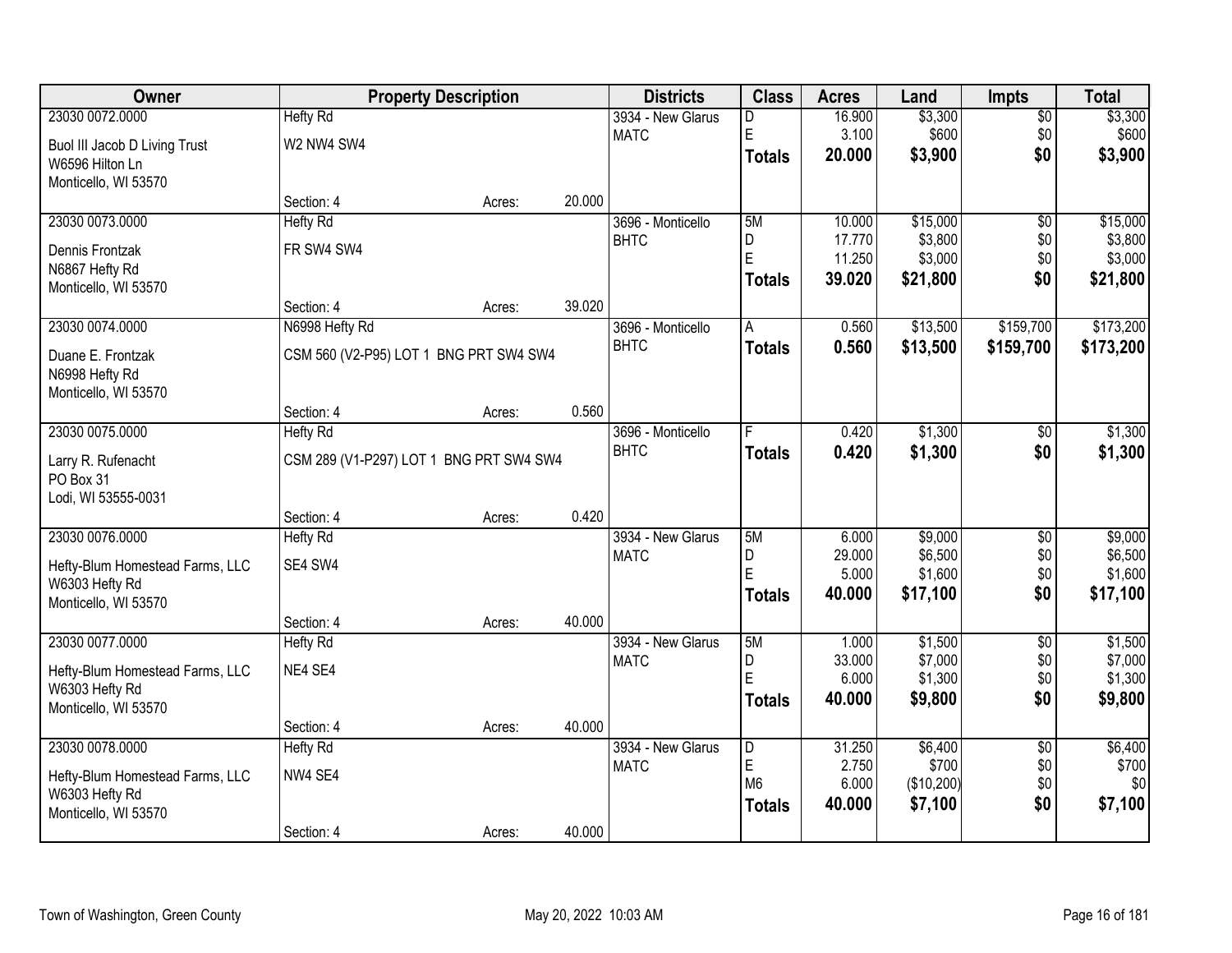| Owner | Property Description | | | Districts | Class | Acres | Land | Impts | Total |
|---|---|---|---|---|---|---|---|---|---|
| 23030 0072.0000 | Hefty Rd | | | 3934 - New Glarus | D | 16.900 | $3,300 | $0 | $3,300 |
| Buol III Jacob D Living Trust | W2 NW4 SW4 | | | MATC | E | 3.100 | $600 | $0 | $600 |
| W6596 Hilton Ln | | | | | **Totals** | **20.000** | **$3,900** | **$0** | **$3,900** |
| Monticello, WI 53570 | | | | | | | | | |
| | Section: 4 | Acres: | 20.000 | | | | | | |
| 23030 0073.0000 | Hefty Rd | | | 3696 - Monticello | 5M | 10.000 | $15,000 | $0 | $15,000 |
| Dennis Frontzak | FR SW4 SW4 | | | BHTC | D | 17.770 | $3,800 | $0 | $3,800 |
| N6867 Hefty Rd | | | | | E | 11.250 | $3,000 | $0 | $3,000 |
| Monticello, WI 53570 | | | | | **Totals** | **39.020** | **$21,800** | **$0** | **$21,800** |
| | Section: 4 | Acres: | 39.020 | | | | | | |
| 23030 0074.0000 | N6998 Hefty Rd | | | 3696 - Monticello | A | 0.560 | $13,500 | $159,700 | $173,200 |
| Duane E. Frontzak | CSM 560 (V2-P95) LOT 1 BNG PRT SW4 SW4 | | | BHTC | **Totals** | **0.560** | **$13,500** | **$159,700** | **$173,200** |
| N6998 Hefty Rd | | | | | | | | | |
| Monticello, WI 53570 | | | | | | | | | |
| | Section: 4 | Acres: | 0.560 | | | | | | |
| 23030 0075.0000 | Hefty Rd | | | 3696 - Monticello | F | 0.420 | $1,300 | $0 | $1,300 |
| Larry R. Rufenacht | CSM 289 (V1-P297) LOT 1 BNG PRT SW4 SW4 | | | BHTC | **Totals** | **0.420** | **$1,300** | **$0** | **$1,300** |
| PO Box 31 | | | | | | | | | |
| Lodi, WI 53555-0031 | | | | | | | | | |
| | Section: 4 | Acres: | 0.420 | | | | | | |
| 23030 0076.0000 | Hefty Rd | | | 3934 - New Glarus | 5M | 6.000 | $9,000 | $0 | $9,000 |
| Hefty-Blum Homestead Farms, LLC | SE4 SW4 | | | MATC | D | 29.000 | $6,500 | $0 | $6,500 |
| W6303 Hefty Rd | | | | | E | 5.000 | $1,600 | $0 | $1,600 |
| Monticello, WI 53570 | | | | | **Totals** | **40.000** | **$17,100** | **$0** | **$17,100** |
| | Section: 4 | Acres: | 40.000 | | | | | | |
| 23030 0077.0000 | Hefty Rd | | | 3934 - New Glarus | 5M | 1.000 | $1,500 | $0 | $1,500 |
| Hefty-Blum Homestead Farms, LLC | NE4 SE4 | | | MATC | D | 33.000 | $7,000 | $0 | $7,000 |
| W6303 Hefty Rd | | | | | E | 6.000 | $1,300 | $0 | $1,300 |
| Monticello, WI 53570 | | | | | **Totals** | **40.000** | **$9,800** | **$0** | **$9,800** |
| | Section: 4 | Acres: | 40.000 | | | | | | |
| 23030 0078.0000 | Hefty Rd | | | 3934 - New Glarus | D | 31.250 | $6,400 | $0 | $6,400 |
| Hefty-Blum Homestead Farms, LLC | NW4 SE4 | | | MATC | E | 2.750 | $700 | $0 | $700 |
| W6303 Hefty Rd | | | | | M6 | 6.000 | ($10,200) | $0 | $0 |
| Monticello, WI 53570 | | | | | **Totals** | **40.000** | **$7,100** | **$0** | **$7,100** |
| | Section: 4 | Acres: | 40.000 | | | | | | |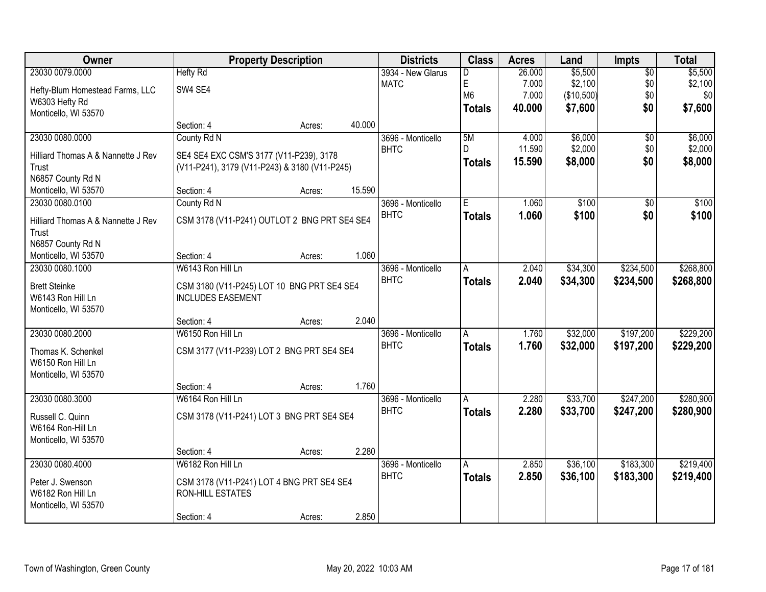| Owner | Property Description | Districts | Class | Acres | Land | Impts | Total |
|---|---|---|---|---|---|---|---|
| 23030 0079.0000<br>Hefty-Blum Homestead Farms, LLC<br>W6303 Hefty Rd<br>Monticello, WI 53570 | Hefty Rd<br>SW4 SE4<br>Section: 4 Acres: 40.000 | 3934 - New Glarus<br>MATC | D<br>E<br>M6<br>**Totals** | 26.000<br>7.000<br>7.000<br>**40.000** | $5,500<br>$2,100<br>($10,500)<br>**$7,600** | $0<br>$0<br>$0<br>**$0** | $5,500<br>$2,100<br>$0<br>**$7,600** |
| 23030 0080.0000<br>Hilliard Thomas A & Nannette J Rev Trust<br>N6857 County Rd N<br>Monticello, WI 53570 | County Rd N<br>SE4 SE4 EXC CSM'S 3177 (V11-P239), 3178 (V11-P241), 3179 (V11-P243) & 3180 (V11-P245)<br>Section: 4 Acres: 15.590 | 3696 - Monticello<br>BHTC | 5M<br>D<br>**Totals** | 4.000<br>11.590<br>**15.590** | $6,000<br>$2,000<br>**$8,000** | $0<br>$0<br>**$0** | $6,000<br>$2,000<br>**$8,000** |
| 23030 0080.0100<br>Hilliard Thomas A & Nannette J Rev Trust<br>N6857 County Rd N<br>Monticello, WI 53570 | County Rd N<br>CSM 3178 (V11-P241) OUTLOT 2 BNG PRT SE4 SE4<br>Section: 4 Acres: 1.060 | 3696 - Monticello<br>BHTC | E<br>**Totals** | 1.060<br>**1.060** | $100<br>**$100** | $0<br>**$0** | $100<br>**$100** |
| 23030 0080.1000<br>Brett Steinke<br>W6143 Ron Hill Ln<br>Monticello, WI 53570 | W6143 Ron Hill Ln<br>CSM 3180 (V11-P245) LOT 10 BNG PRT SE4 SE4 INCLUDES EASEMENT<br>Section: 4 Acres: 2.040 | 3696 - Monticello<br>BHTC | A<br>**Totals** | 2.040<br>**2.040** | $34,300<br>**$34,300** | $234,500<br>**$234,500** | $268,800<br>**$268,800** |
| 23030 0080.2000<br>Thomas K. Schenkel<br>W6150 Ron Hill Ln<br>Monticello, WI 53570 | W6150 Ron Hill Ln<br>CSM 3177 (V11-P239) LOT 2 BNG PRT SE4 SE4<br>Section: 4 Acres: 1.760 | 3696 - Monticello<br>BHTC | A<br>**Totals** | 1.760<br>**1.760** | $32,000<br>**$32,000** | $197,200<br>**$197,200** | $229,200<br>**$229,200** |
| 23030 0080.3000<br>Russell C. Quinn<br>W6164 Ron-Hill Ln<br>Monticello, WI 53570 | W6164 Ron Hill Ln<br>CSM 3178 (V11-P241) LOT 3 BNG PRT SE4 SE4<br>Section: 4 Acres: 2.280 | 3696 - Monticello<br>BHTC | A<br>**Totals** | 2.280<br>**2.280** | $33,700<br>**$33,700** | $247,200<br>**$247,200** | $280,900<br>**$280,900** |
| 23030 0080.4000<br>Peter J. Swenson<br>W6182 Ron Hill Ln<br>Monticello, WI 53570 | W6182 Ron Hill Ln<br>CSM 3178 (V11-P241) LOT 4 BNG PRT SE4 SE4 RON-HILL ESTATES<br>Section: 4 Acres: 2.850 | 3696 - Monticello<br>BHTC | A<br>**Totals** | 2.850<br>**2.850** | $36,100<br>**$36,100** | $183,300<br>**$183,300** | $219,400<br>**$219,400** |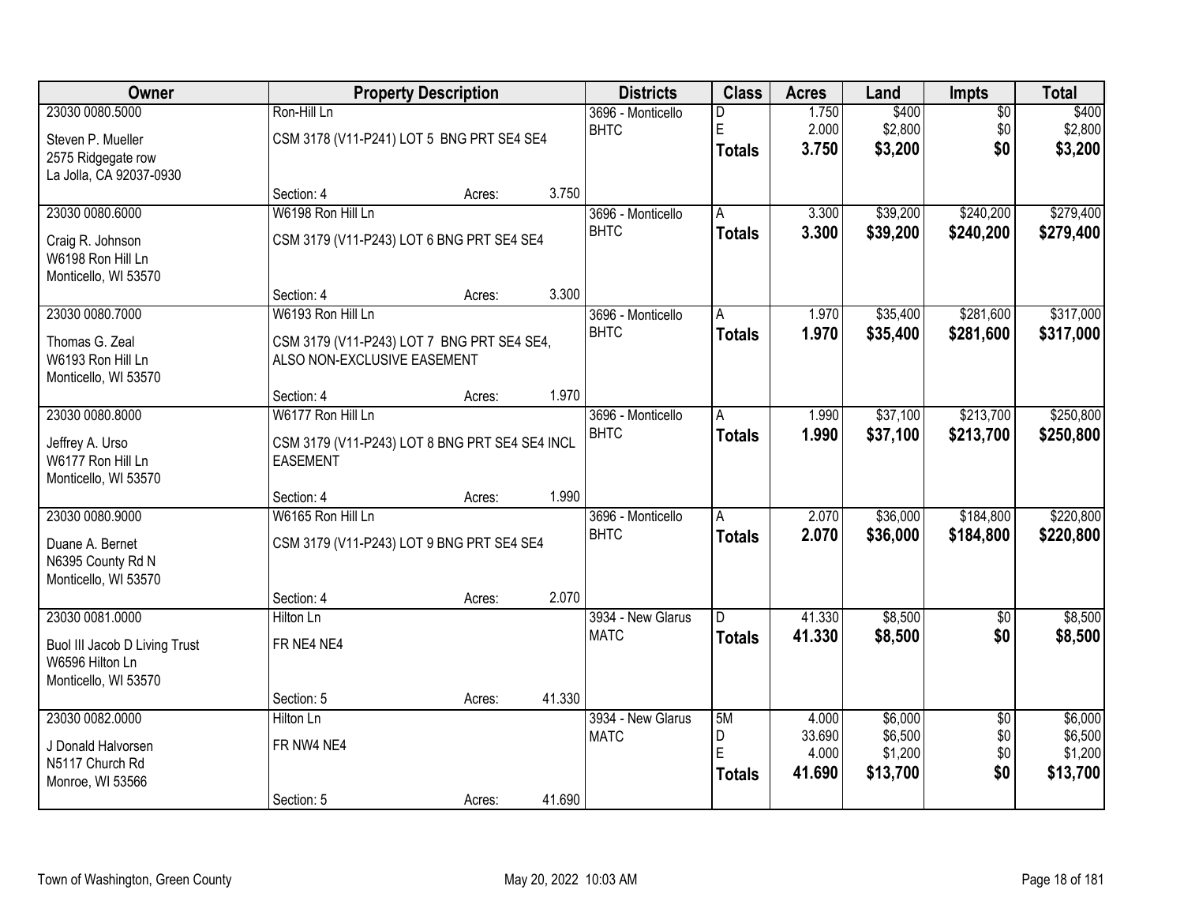| Owner | Property Description | | | Districts | Class | Acres | Land | Impts | Total |
|---|---|---|---|---|---|---|---|---|---|
| 23030 0080.5000<br>Steven P. Mueller<br>2575 Ridgegate row<br>La Jolla, CA 92037-0930 | Ron-Hill Ln<br>CSM 3178 (V11-P241) LOT 5 BNG PRT SE4 SE4<br>Section: 4 | Acres: | 3.750 | 3696 - Monticello<br>BHTC | D<br>E<br>**Totals** | 1.750<br>2.000<br>**3.750** | $400<br>$2,800<br>**$3,200** | $0<br>$0<br>**$0** | $400<br>$2,800<br>**$3,200** |
| 23030 0080.6000<br>Craig R. Johnson<br>W6198 Ron Hill Ln<br>Monticello, WI 53570 | W6198 Ron Hill Ln<br>CSM 3179 (V11-P243) LOT 6 BNG PRT SE4 SE4<br>Section: 4 | Acres: | 3.300 | 3696 - Monticello<br>BHTC | A<br>**Totals** | 3.300<br>**3.300** | $39,200<br>**$39,200** | $240,200<br>**$240,200** | $279,400<br>**$279,400** |
| 23030 0080.7000<br>Thomas G. Zeal<br>W6193 Ron Hill Ln<br>Monticello, WI 53570 | W6193 Ron Hill Ln<br>CSM 3179 (V11-P243) LOT 7 BNG PRT SE4 SE4, ALSO NON-EXCLUSIVE EASEMENT<br>Section: 4 | Acres: | 1.970 | 3696 - Monticello<br>BHTC | A<br>**Totals** | 1.970<br>**1.970** | $35,400<br>**$35,400** | $281,600<br>**$281,600** | $317,000<br>**$317,000** |
| 23030 0080.8000<br>Jeffrey A. Urso<br>W6177 Ron Hill Ln<br>Monticello, WI 53570 | W6177 Ron Hill Ln<br>CSM 3179 (V11-P243) LOT 8 BNG PRT SE4 SE4 INCL EASEMENT<br>Section: 4 | Acres: | 1.990 | 3696 - Monticello<br>BHTC | A<br>**Totals** | 1.990<br>**1.990** | $37,100<br>**$37,100** | $213,700<br>**$213,700** | $250,800<br>**$250,800** |
| 23030 0080.9000<br>Duane A. Bernet<br>N6395 County Rd N<br>Monticello, WI 53570 | W6165 Ron Hill Ln<br>CSM 3179 (V11-P243) LOT 9 BNG PRT SE4 SE4<br>Section: 4 | Acres: | 2.070 | 3696 - Monticello<br>BHTC | A<br>**Totals** | 2.070<br>**2.070** | $36,000<br>**$36,000** | $184,800<br>**$184,800** | $220,800<br>**$220,800** |
| 23030 0081.0000<br>Buol III Jacob D Living Trust<br>W6596 Hilton Ln<br>Monticello, WI 53570 | Hilton Ln<br>FR NE4 NE4<br>Section: 5 | Acres: | 41.330 | 3934 - New Glarus<br>MATC | D<br>**Totals** | 41.330<br>**41.330** | $8,500<br>**$8,500** | $0<br>**$0** | $8,500<br>**$8,500** |
| 23030 0082.0000<br>J Donald Halvorsen<br>N5117 Church Rd<br>Monroe, WI 53566 | Hilton Ln<br>FR NW4 NE4<br>Section: 5 | Acres: | 41.690 | 3934 - New Glarus<br>MATC | 5M<br>D<br>E<br>**Totals** | 4.000<br>33.690<br>4.000<br>**41.690** | $6,000<br>$6,500<br>$1,200<br>**$13,700** | $0<br>$0<br>$0<br>**$0** | $6,000<br>$6,500<br>$1,200<br>**$13,700** |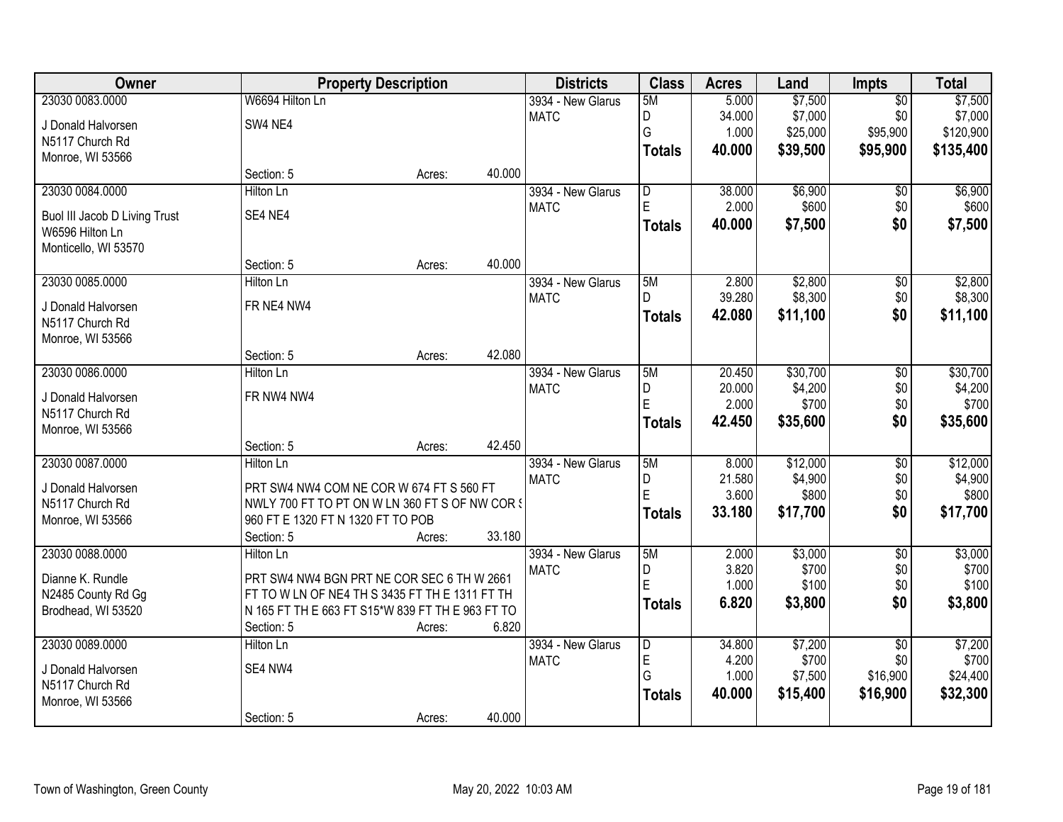| Owner | Property Description | | | Districts | Class | Acres | Land | Impts | Total |
|---|---|---|---|---|---|---|---|---|---|
| 23030 0083.0000 | W6694 Hilton Ln | | | 3934 - New Glarus | 5M | 5.000 | $7,500 | $0 | $7,500 |
| J Donald Halvorsen | SW4 NE4 | | | MATC | D | 34.000 | $7,000 | $0 | $7,000 |
| N5117 Church Rd | | | | | G | 1.000 | $25,000 | $95,900 | $120,900 |
| Monroe, WI 53566 | | | | | **Totals** | **40.000** | **$39,500** | **$95,900** | **$135,400** |
| | Section: 5 | Acres: | 40.000 | | | | | | |
| 23030 0084.0000 | Hilton Ln | | | 3934 - New Glarus | D | 38.000 | $6,900 | $0 | $6,900 |
| Buol III Jacob D Living Trust | SE4 NE4 | | | MATC | E | 2.000 | $600 | $0 | $600 |
| W6596 Hilton Ln | | | | | **Totals** | **40.000** | **$7,500** | **$0** | **$7,500** |
| Monticello, WI 53570 | | | | | | | | | |
| | Section: 5 | Acres: | 40.000 | | | | | | |
| 23030 0085.0000 | Hilton Ln | | | 3934 - New Glarus | 5M | 2.800 | $2,800 | $0 | $2,800 |
| J Donald Halvorsen | FR NE4 NW4 | | | MATC | D | 39.280 | $8,300 | $0 | $8,300 |
| N5117 Church Rd | | | | | **Totals** | **42.080** | **$11,100** | **$0** | **$11,100** |
| Monroe, WI 53566 | | | | | | | | | |
| | Section: 5 | Acres: | 42.080 | | | | | | |
| 23030 0086.0000 | Hilton Ln | | | 3934 - New Glarus | 5M | 20.450 | $30,700 | $0 | $30,700 |
| J Donald Halvorsen | FR NW4 NW4 | | | MATC | D | 20.000 | $4,200 | $0 | $4,200 |
| N5117 Church Rd | | | | | E | 2.000 | $700 | $0 | $700 |
| Monroe, WI 53566 | | | | | **Totals** | **42.450** | **$35,600** | **$0** | **$35,600** |
| | Section: 5 | Acres: | 42.450 | | | | | | |
| 23030 0087.0000 | Hilton Ln | | | 3934 - New Glarus | 5M | 8.000 | $12,000 | $0 | $12,000 |
| J Donald Halvorsen | PRT SW4 NW4 COM NE COR W 674 FT S 560 FT | | | MATC | D | 21.580 | $4,900 | $0 | $4,900 |
| N5117 Church Rd | NWLY 700 FT TO PT ON W LN 360 FT S OF NW COR S | | | | E | 3.600 | $800 | $0 | $800 |
| Monroe, WI 53566 | 960 FT E 1320 FT N 1320 FT TO POB | | | | **Totals** | **33.180** | **$17,700** | **$0** | **$17,700** |
| | Section: 5 | Acres: | 33.180 | | | | | | |
| 23030 0088.0000 | Hilton Ln | | | 3934 - New Glarus | 5M | 2.000 | $3,000 | $0 | $3,000 |
| Dianne K. Rundle | PRT SW4 NW4 BGN PRT NE COR SEC 6 TH W 2661 | | | MATC | D | 3.820 | $700 | $0 | $700 |
| N2485 County Rd Gg | FT TO W LN OF NE4 TH S 3435 FT TH E 1311 FT TH | | | | E | 1.000 | $100 | $0 | $100 |
| Brodhead, WI 53520 | N 165 FT TH E 663 FT S15*W 839 FT TH E 963 FT TO | | | | **Totals** | **6.820** | **$3,800** | **$0** | **$3,800** |
| | Section: 5 | Acres: | 6.820 | | | | | | |
| 23030 0089.0000 | Hilton Ln | | | 3934 - New Glarus | D | 34.800 | $7,200 | $0 | $7,200 |
| J Donald Halvorsen | SE4 NW4 | | | MATC | E | 4.200 | $700 | $0 | $700 |
| N5117 Church Rd | | | | | G | 1.000 | $7,500 | $16,900 | $24,400 |
| Monroe, WI 53566 | | | | | **Totals** | **40.000** | **$15,400** | **$16,900** | **$32,300** |
| | Section: 5 | Acres: | 40.000 | | | | | | |

Town of Washington, Green County — May 20, 2022 10:03 AM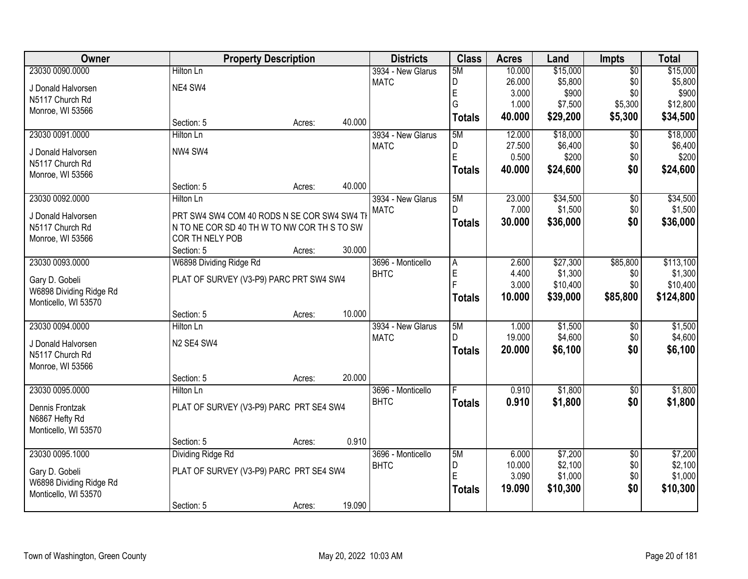| Owner | Property Description | | | Districts | Class | Acres | Land | Impts | Total |
|---|---|---|---|---|---|---|---|---|---|
| 23030 0090.0000 | Hilton Ln | | | 3934 - New Glarus | 5M | 10.000 | $15,000 | $0 | $15,000 |
| J Donald Halvorsen | NE4 SW4 | | | MATC | D | 26.000 | $5,800 | $0 | $5,800 |
| N5117 Church Rd | | | | | E | 3.000 | $900 | $0 | $900 |
| Monroe, WI 53566 | | | | | G | 1.000 | $7,500 | $5,300 | $12,800 |
| | Section: 5 | Acres: | 40.000 | | **Totals** | **40.000** | **$29,200** | **$5,300** | **$34,500** |
| 23030 0091.0000 | Hilton Ln | | | 3934 - New Glarus | 5M | 12.000 | $18,000 | $0 | $18,000 |
| J Donald Halvorsen | NW4 SW4 | | | MATC | D | 27.500 | $6,400 | $0 | $6,400 |
| N5117 Church Rd | | | | | E | 0.500 | $200 | $0 | $200 |
| Monroe, WI 53566 | | | | | **Totals** | **40.000** | **$24,600** | **$0** | **$24,600** |
| | Section: 5 | Acres: | 40.000 | | | | | | |
| 23030 0092.0000 | Hilton Ln | | | 3934 - New Glarus | 5M | 23.000 | $34,500 | $0 | $34,500 |
| J Donald Halvorsen | PRT SW4 SW4 COM 40 RODS N SE COR SW4 SW4 TH | | | MATC | D | 7.000 | $1,500 | $0 | $1,500 |
| N5117 Church Rd | N TO NE COR SD 40 TH W TO NW COR TH S TO SW | | | | **Totals** | **30.000** | **$36,000** | **$0** | **$36,000** |
| Monroe, WI 53566 | COR TH NELY POB | | | | | | | | |
| | Section: 5 | Acres: | 30.000 | | | | | | |
| 23030 0093.0000 | W6898 Dividing Ridge Rd | | | 3696 - Monticello | A | 2.600 | $27,300 | $85,800 | $113,100 |
| Gary D. Gobeli | PLAT OF SURVEY (V3-P9) PARC PRT SW4 SW4 | | | BHTC | E | 4.400 | $1,300 | $0 | $1,300 |
| W6898 Dividing Ridge Rd | | | | | F | 3.000 | $10,400 | $0 | $10,400 |
| Monticello, WI 53570 | | | | | **Totals** | **10.000** | **$39,000** | **$85,800** | **$124,800** |
| | Section: 5 | Acres: | 10.000 | | | | | | |
| 23030 0094.0000 | Hilton Ln | | | 3934 - New Glarus | 5M | 1.000 | $1,500 | $0 | $1,500 |
| J Donald Halvorsen | N2 SE4 SW4 | | | MATC | D | 19.000 | $4,600 | $0 | $4,600 |
| N5117 Church Rd | | | | | **Totals** | **20.000** | **$6,100** | **$0** | **$6,100** |
| Monroe, WI 53566 | | | | | | | | | |
| | Section: 5 | Acres: | 20.000 | | | | | | |
| 23030 0095.0000 | Hilton Ln | | | 3696 - Monticello | F | 0.910 | $1,800 | $0 | $1,800 |
| Dennis Frontzak | PLAT OF SURVEY (V3-P9) PARC PRT SE4 SW4 | | | BHTC | **Totals** | **0.910** | **$1,800** | **$0** | **$1,800** |
| N6867 Hefty Rd | | | | | | | | | |
| Monticello, WI 53570 | | | | | | | | | |
| | Section: 5 | Acres: | 0.910 | | | | | | |
| 23030 0095.1000 | Dividing Ridge Rd | | | 3696 - Monticello | 5M | 6.000 | $7,200 | $0 | $7,200 |
| Gary D. Gobeli | PLAT OF SURVEY (V3-P9) PARC PRT SE4 SW4 | | | BHTC | D | 10.000 | $2,100 | $0 | $2,100 |
| W6898 Dividing Ridge Rd | | | | | E | 3.090 | $1,000 | $0 | $1,000 |
| Monticello, WI 53570 | | | | | **Totals** | **19.090** | **$10,300** | **$0** | **$10,300** |
| | Section: 5 | Acres: | 19.090 | | | | | | |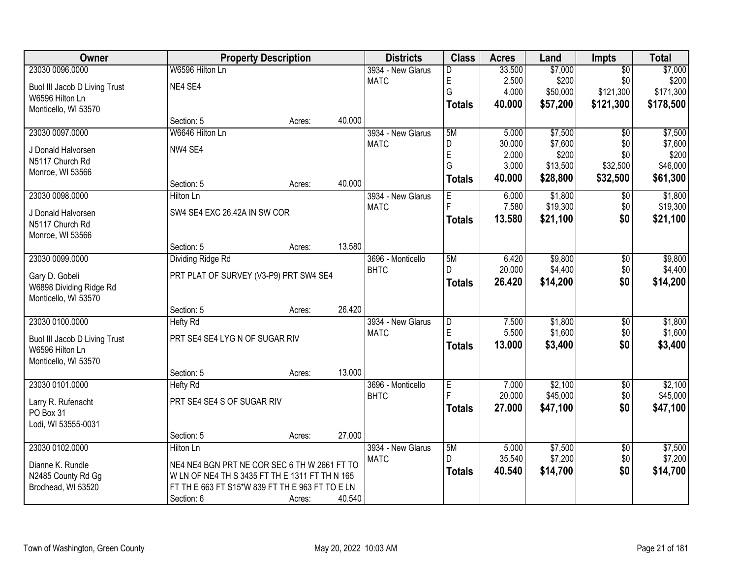| Owner | Property Description | | | Districts | Class | Acres | Land | Impts | Total |
|---|---|---|---|---|---|---|---|---|---|
| 23030 0096.0000 | W6596 Hilton Ln | | | 3934 - New Glarus | D | 33.500 | $7,000 | $0 | $7,000 |
| Buol III Jacob D Living Trust | NE4 SE4 | | | MATC | E | 2.500 | $200 | $0 | $200 |
| W6596 Hilton Ln | | | | | G | 4.000 | $50,000 | $121,300 | $171,300 |
| Monticello, WI 53570 | | | | | **Totals** | **40.000** | **$57,200** | **$121,300** | **$178,500** |
| | Section: 5 | Acres: | 40.000 | | | | | | |
| 23030 0097.0000 | W6646 Hilton Ln | | | 3934 - New Glarus | 5M | 5.000 | $7,500 | $0 | $7,500 |
| J Donald Halvorsen | NW4 SE4 | | | MATC | D | 30.000 | $7,600 | $0 | $7,600 |
| N5117 Church Rd | | | | | E | 2.000 | $200 | $0 | $200 |
| Monroe, WI 53566 | | | | | G | 3.000 | $13,500 | $32,500 | $46,000 |
| | Section: 5 | Acres: | 40.000 | | **Totals** | **40.000** | **$28,800** | **$32,500** | **$61,300** |
| 23030 0098.0000 | Hilton Ln | | | 3934 - New Glarus | E | 6.000 | $1,800 | $0 | $1,800 |
| J Donald Halvorsen | SW4 SE4 EXC 26.42A IN SW COR | | | MATC | F | 7.580 | $19,300 | $0 | $19,300 |
| N5117 Church Rd | | | | | **Totals** | **13.580** | **$21,100** | **$0** | **$21,100** |
| Monroe, WI 53566 | | | | | | | | | |
| | Section: 5 | Acres: | 13.580 | | | | | | |
| 23030 0099.0000 | Dividing Ridge Rd | | | 3696 - Monticello | 5M | 6.420 | $9,800 | $0 | $9,800 |
| Gary D. Gobeli | PRT PLAT OF SURVEY (V3-P9) PRT SW4 SE4 | | | BHTC | D | 20.000 | $4,400 | $0 | $4,400 |
| W6898 Dividing Ridge Rd | | | | | **Totals** | **26.420** | **$14,200** | **$0** | **$14,200** |
| Monticello, WI 53570 | | | | | | | | | |
| | Section: 5 | Acres: | 26.420 | | | | | | |
| 23030 0100.0000 | Hefty Rd | | | 3934 - New Glarus | D | 7.500 | $1,800 | $0 | $1,800 |
| Buol III Jacob D Living Trust | PRT SE4 SE4 LYG N OF SUGAR RIV | | | MATC | E | 5.500 | $1,600 | $0 | $1,600 |
| W6596 Hilton Ln | | | | | **Totals** | **13.000** | **$3,400** | **$0** | **$3,400** |
| Monticello, WI 53570 | | | | | | | | | |
| | Section: 5 | Acres: | 13.000 | | | | | | |
| 23030 0101.0000 | Hefty Rd | | | 3696 - Monticello | E | 7.000 | $2,100 | $0 | $2,100 |
| Larry R. Rufenacht | PRT SE4 SE4 S OF SUGAR RIV | | | BHTC | F | 20.000 | $45,000 | $0 | $45,000 |
| PO Box 31 | | | | | **Totals** | **27.000** | **$47,100** | **$0** | **$47,100** |
| Lodi, WI 53555-0031 | | | | | | | | | |
| | Section: 5 | Acres: | 27.000 | | | | | | |
| 23030 0102.0000 | Hilton Ln | | | 3934 - New Glarus | 5M | 5.000 | $7,500 | $0 | $7,500 |
| Dianne K. Rundle | NE4 NE4 BGN PRT NE COR SEC 6 TH W 2661 FT TO | | | MATC | D | 35.540 | $7,200 | $0 | $7,200 |
| N2485 County Rd Gg | W LN OF NE4 TH S 3435 FT TH E 1311 FT TH N 165 | | | | **Totals** | **40.540** | **$14,700** | **$0** | **$14,700** |
| Brodhead, WI 53520 | FT TH E 663 FT S15*W 839 FT TH E 963 FT TO E LN | | | | | | | | |
| | Section: 6 | Acres: | 40.540 | | | | | | |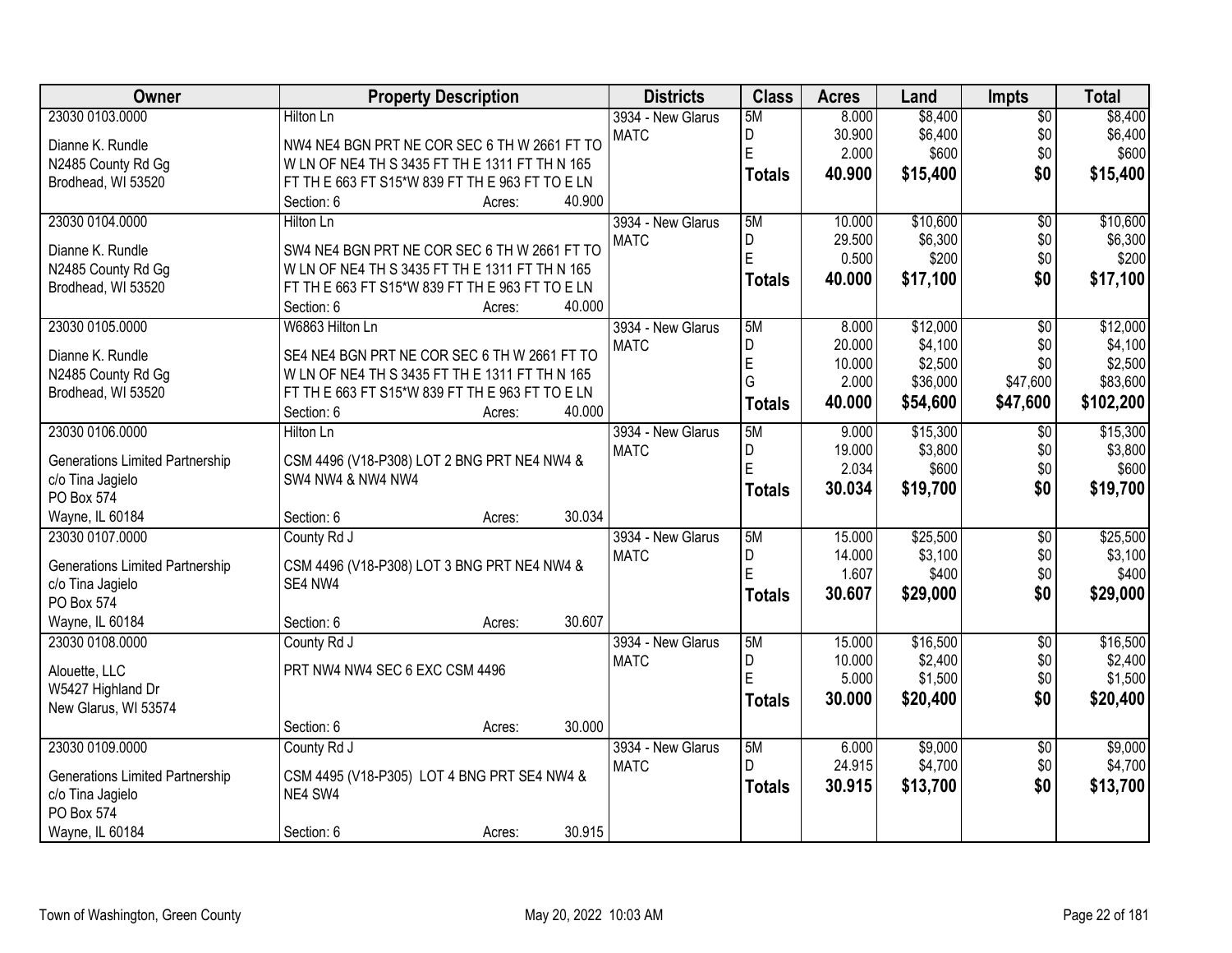| Owner | Property Description | Districts | Class | Acres | Land | Impts | Total |
|---|---|---|---|---|---|---|---|
| 23030 0103.0000 | Hilton Ln | 3934 - New Glarus | 5M | 8.000 | $8,400 | $0 | $8,400 |
| Dianne K. Rundle | NW4 NE4 BGN PRT NE COR SEC 6 TH W 2661 FT TO | MATC | D | 30.900 | $6,400 | $0 | $6,400 |
| N2485 County Rd Gg | W LN OF NE4 TH S 3435 FT TH E 1311 FT TH N 165 | | E | 2.000 | $600 | $0 | $600 |
| Brodhead, WI 53520 | FT TH E 663 FT S15*W 839 FT TH E 963 FT TO E LN | | **Totals** | **40.900** | **$15,400** | **$0** | **$15,400** |
| | Section: 6 Acres: 40.900 | | | | | | |
| 23030 0104.0000 | Hilton Ln | 3934 - New Glarus | 5M | 10.000 | $10,600 | $0 | $10,600 |
| Dianne K. Rundle | SW4 NE4 BGN PRT NE COR SEC 6 TH W 2661 FT TO | MATC | D | 29.500 | $6,300 | $0 | $6,300 |
| N2485 County Rd Gg | W LN OF NE4 TH S 3435 FT TH E 1311 FT TH N 165 | | E | 0.500 | $200 | $0 | $200 |
| Brodhead, WI 53520 | FT TH E 663 FT S15*W 839 FT TH E 963 FT TO E LN | | **Totals** | **40.000** | **$17,100** | **$0** | **$17,100** |
| | Section: 6 Acres: 40.000 | | | | | | |
| 23030 0105.0000 | W6863 Hilton Ln | 3934 - New Glarus | 5M | 8.000 | $12,000 | $0 | $12,000 |
| Dianne K. Rundle | SE4 NE4 BGN PRT NE COR SEC 6 TH W 2661 FT TO | MATC | D | 20.000 | $4,100 | $0 | $4,100 |
| N2485 County Rd Gg | W LN OF NE4 TH S 3435 FT TH E 1311 FT TH N 165 | | E | 10.000 | $2,500 | $0 | $2,500 |
| Brodhead, WI 53520 | FT TH E 663 FT S15*W 839 FT TH E 963 FT TO E LN | | G | 2.000 | $36,000 | $47,600 | $83,600 |
| | Section: 6 Acres: 40.000 | | **Totals** | **40.000** | **$54,600** | **$47,600** | **$102,200** |
| 23030 0106.0000 | Hilton Ln | 3934 - New Glarus | 5M | 9.000 | $15,300 | $0 | $15,300 |
| Generations Limited Partnership | CSM 4496 (V18-P308) LOT 2 BNG PRT NE4 NW4 & | MATC | D | 19.000 | $3,800 | $0 | $3,800 |
| c/o Tina Jagielo | SW4 NW4 & NW4 NW4 | | E | 2.034 | $600 | $0 | $600 |
| PO Box 574 | | | **Totals** | **30.034** | **$19,700** | **$0** | **$19,700** |
| Wayne, IL 60184 | Section: 6 Acres: 30.034 | | | | | | |
| 23030 0107.0000 | County Rd J | 3934 - New Glarus | 5M | 15.000 | $25,500 | $0 | $25,500 |
| Generations Limited Partnership | CSM 4496 (V18-P308) LOT 3 BNG PRT NE4 NW4 & | MATC | D | 14.000 | $3,100 | $0 | $3,100 |
| c/o Tina Jagielo | SE4 NW4 | | E | 1.607 | $400 | $0 | $400 |
| PO Box 574 | | | **Totals** | **30.607** | **$29,000** | **$0** | **$29,000** |
| Wayne, IL 60184 | Section: 6 Acres: 30.607 | | | | | | |
| 23030 0108.0000 | County Rd J | 3934 - New Glarus | 5M | 15.000 | $16,500 | $0 | $16,500 |
| Alouette, LLC | PRT NW4 NW4 SEC 6 EXC CSM 4496 | MATC | D | 10.000 | $2,400 | $0 | $2,400 |
| W5427 Highland Dr | | | E | 5.000 | $1,500 | $0 | $1,500 |
| New Glarus, WI 53574 | | | **Totals** | **30.000** | **$20,400** | **$0** | **$20,400** |
| | Section: 6 Acres: 30.000 | | | | | | |
| 23030 0109.0000 | County Rd J | 3934 - New Glarus | 5M | 6.000 | $9,000 | $0 | $9,000 |
| Generations Limited Partnership | CSM 4495 (V18-P305) LOT 4 BNG PRT SE4 NW4 & | MATC | D | 24.915 | $4,700 | $0 | $4,700 |
| c/o Tina Jagielo | NE4 SW4 | | **Totals** | **30.915** | **$13,700** | **$0** | **$13,700** |
| PO Box 574 | | | | | | | |
| Wayne, IL 60184 | Section: 6 Acres: 30.915 | | | | | | |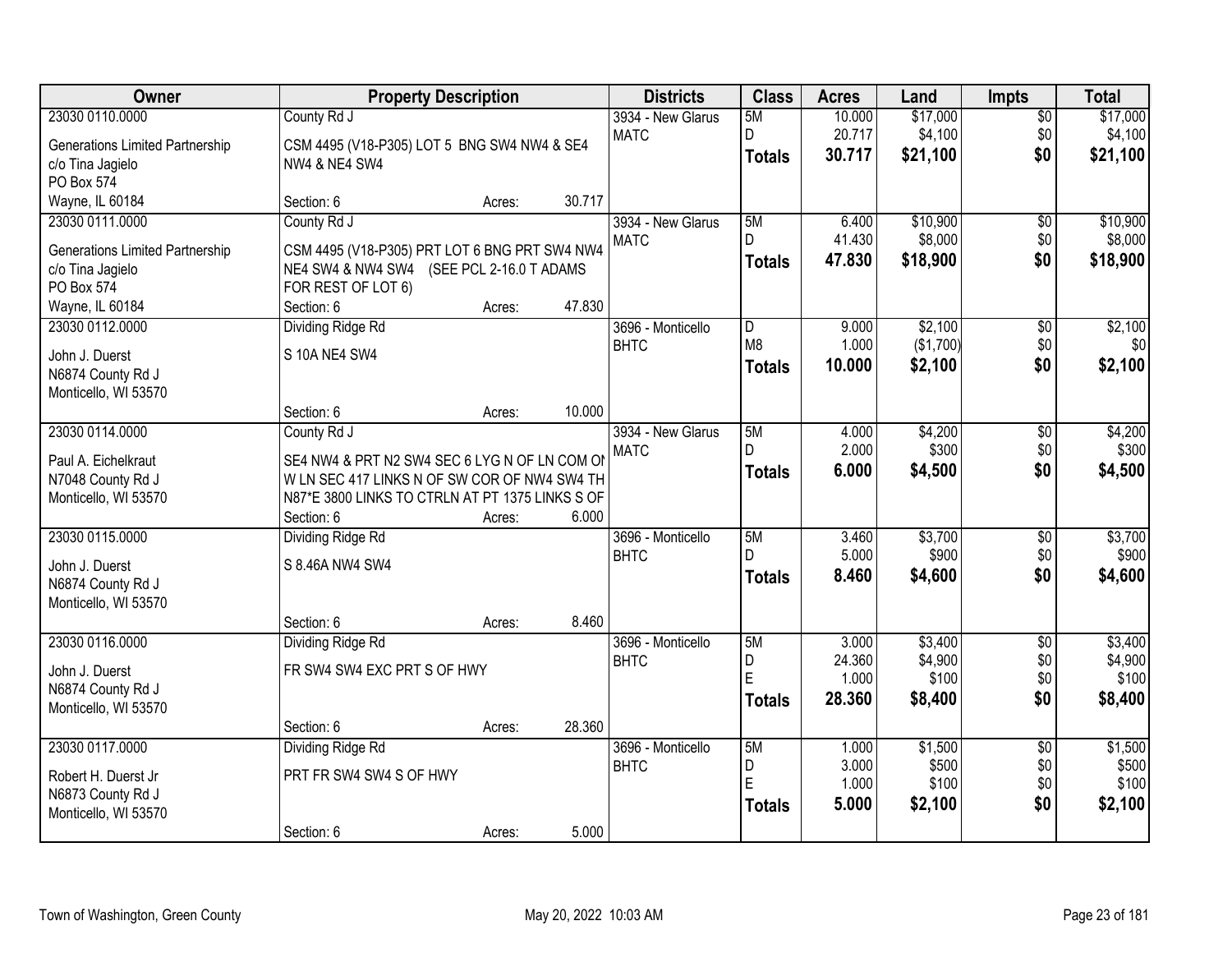| Owner | Property Description | | Districts | Class | Acres | Land | Impts | Total |
|---|---|---|---|---|---|---|---|---|
| 23030 0110.0000 | County Rd J | | 3934 - New Glarus | 5M | 10.000 | $17,000 | $0 | $17,000 |
| Generations Limited Partnership | CSM 4495 (V18-P305) LOT 5 BNG SW4 NW4 & SE4 | | MATC | D | 20.717 | $4,100 | $0 | $4,100 |
| c/o Tina Jagielo | NW4 & NE4 SW4 | | | **Totals** | **30.717** | **$21,100** | **$0** | **$21,100** |
| PO Box 574 | | | | | | | | |
| Wayne, IL 60184 | Section: 6 | Acres: 30.717 | | | | | | |
| 23030 0111.0000 | County Rd J | | 3934 - New Glarus | 5M | 6.400 | $10,900 | $0 | $10,900 |
| Generations Limited Partnership | CSM 4495 (V18-P305) PRT LOT 6 BNG PRT SW4 NW4 | | MATC | D | 41.430 | $8,000 | $0 | $8,000 |
| c/o Tina Jagielo | NE4 SW4 & NW4 SW4 (SEE PCL 2-16.0 T ADAMS | | | **Totals** | **47.830** | **$18,900** | **$0** | **$18,900** |
| PO Box 574 | FOR REST OF LOT 6) | | | | | | | |
| Wayne, IL 60184 | Section: 6 | Acres: 47.830 | | | | | | |
| 23030 0112.0000 | Dividing Ridge Rd | | 3696 - Monticello | D | 9.000 | $2,100 | $0 | $2,100 |
| John J. Duerst | S 10A NE4 SW4 | | BHTC | M8 | 1.000 | ($1,700) | $0 | $0 |
| N6874 County Rd J | | | | **Totals** | **10.000** | **$2,100** | **$0** | **$2,100** |
| Monticello, WI 53570 | | | | | | | | |
| | Section: 6 | Acres: 10.000 | | | | | | |
| 23030 0114.0000 | County Rd J | | 3934 - New Glarus | 5M | 4.000 | $4,200 | $0 | $4,200 |
| Paul A. Eichelkraut | SE4 NW4 & PRT N2 SW4 SEC 6 LYG N OF LN COM ON | | MATC | D | 2.000 | $300 | $0 | $300 |
| N7048 County Rd J | W LN SEC 417 LINKS N OF SW COR OF NW4 SW4 TH | | | **Totals** | **6.000** | **$4,500** | **$0** | **$4,500** |
| Monticello, WI 53570 | N87*E 3800 LINKS TO CTRLN AT PT 1375 LINKS S OF | | | | | | | |
| | Section: 6 | Acres: 6.000 | | | | | | |
| 23030 0115.0000 | Dividing Ridge Rd | | 3696 - Monticello | 5M | 3.460 | $3,700 | $0 | $3,700 |
| John J. Duerst | S 8.46A NW4 SW4 | | BHTC | D | 5.000 | $900 | $0 | $900 |
| N6874 County Rd J | | | | **Totals** | **8.460** | **$4,600** | **$0** | **$4,600** |
| Monticello, WI 53570 | | | | | | | | |
| | Section: 6 | Acres: 8.460 | | | | | | |
| 23030 0116.0000 | Dividing Ridge Rd | | 3696 - Monticello | 5M | 3.000 | $3,400 | $0 | $3,400 |
| John J. Duerst | FR SW4 SW4 EXC PRT S OF HWY | | BHTC | D | 24.360 | $4,900 | $0 | $4,900 |
| N6874 County Rd J | | | | E | 1.000 | $100 | $0 | $100 |
| Monticello, WI 53570 | | | | **Totals** | **28.360** | **$8,400** | **$0** | **$8,400** |
| | Section: 6 | Acres: 28.360 | | | | | | |
| 23030 0117.0000 | Dividing Ridge Rd | | 3696 - Monticello | 5M | 1.000 | $1,500 | $0 | $1,500 |
| Robert H. Duerst Jr | PRT FR SW4 SW4 S OF HWY | | BHTC | D | 3.000 | $500 | $0 | $500 |
| N6873 County Rd J | | | | E | 1.000 | $100 | $0 | $100 |
| Monticello, WI 53570 | | | | **Totals** | **5.000** | **$2,100** | **$0** | **$2,100** |
| | Section: 6 | Acres: 5.000 | | | | | | |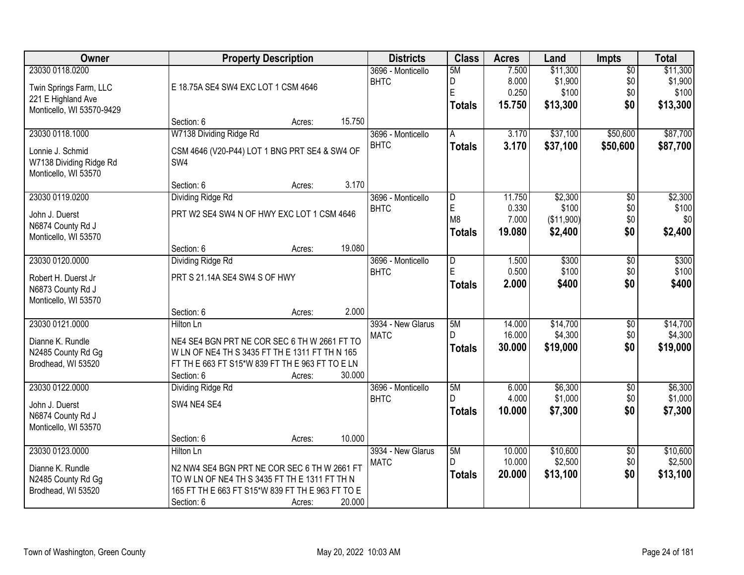| Owner | Property Description | Districts | Class | Acres | Land | Impts | Total |
|---|---|---|---|---|---|---|---|
| 23030 0118.0200<br>Twin Springs Farm, LLC<br>221 E Highland Ave<br>Monticello, WI 53570-9429 | E 18.75A SE4 SW4 EXC LOT 1 CSM 4646<br>Section: 6 Acres: 15.750 | 3696 - Monticello BHTC | 5M<br>D<br>E<br>**Totals** | 7.500<br>8.000<br>0.250<br>**15.750** | $11,300<br>$1,900<br>$100<br>**$13,300** | $0<br>$0<br>$0<br>**$0** | $11,300<br>$1,900<br>$100<br>**$13,300** |
| 23030 0118.1000<br>Lonnie J. Schmid<br>W7138 Dividing Ridge Rd<br>Monticello, WI 53570 | W7138 Dividing Ridge Rd<br>CSM 4646 (V20-P44) LOT 1 BNG PRT SE4 & SW4 OF SW4<br>Section: 6 Acres: 3.170 | 3696 - Monticello BHTC | A<br>**Totals** | 3.170<br>**3.170** | $37,100<br>**$37,100** | $50,600<br>**$50,600** | $87,700<br>**$87,700** |
| 23030 0119.0200<br>John J. Duerst<br>N6874 County Rd J<br>Monticello, WI 53570 | Dividing Ridge Rd<br>PRT W2 SE4 SW4 N OF HWY EXC LOT 1 CSM 4646<br>Section: 6 Acres: 19.080 | 3696 - Monticello BHTC | D<br>E<br>M8<br>**Totals** | 11.750<br>0.330<br>7.000<br>**19.080** | $2,300<br>$100<br>($11,900)<br>**$2,400** | $0<br>$0<br>$0<br>**$0** | $2,300<br>$100<br>$0<br>**$2,400** |
| 23030 0120.0000<br>Robert H. Duerst Jr<br>N6873 County Rd J<br>Monticello, WI 53570 | Dividing Ridge Rd<br>PRT S 21.14A SE4 SW4 S OF HWY<br>Section: 6 Acres: 2.000 | 3696 - Monticello BHTC | D<br>E<br>**Totals** | 1.500<br>0.500<br>**2.000** | $300<br>$100<br>**$400** | $0<br>$0<br>**$0** | $300<br>$100<br>**$400** |
| 23030 0121.0000<br>Dianne K. Rundle<br>N2485 County Rd Gg<br>Brodhead, WI 53520 | Hilton Ln<br>NE4 SE4 BGN PRT NE COR SEC 6 TH W 2661 FT TO W LN OF NE4 TH S 3435 FT TH E 1311 FT TH N 165 FT TH E 663 FT S15*W 839 FT TH E 963 FT TO E LN<br>Section: 6 Acres: 30.000 | 3934 - New Glarus MATC | 5M<br>D<br>**Totals** | 14.000<br>16.000<br>**30.000** | $14,700<br>$4,300<br>**$19,000** | $0<br>$0<br>**$0** | $14,700<br>$4,300<br>**$19,000** |
| 23030 0122.0000<br>John J. Duerst<br>N6874 County Rd J<br>Monticello, WI 53570 | Dividing Ridge Rd<br>SW4 NE4 SE4<br>Section: 6 Acres: 10.000 | 3696 - Monticello BHTC | 5M<br>D<br>**Totals** | 6.000<br>4.000<br>**10.000** | $6,300<br>$1,000<br>**$7,300** | $0<br>$0<br>**$0** | $6,300<br>$1,000<br>**$7,300** |
| 23030 0123.0000<br>Dianne K. Rundle<br>N2485 County Rd Gg<br>Brodhead, WI 53520 | Hilton Ln<br>N2 NW4 SE4 BGN PRT NE COR SEC 6 TH W 2661 FT TO W LN OF NE4 TH S 3435 FT TH E 1311 FT TH N 165 FT TH E 663 FT S15*W 839 FT TH E 963 FT TO E<br>Section: 6 Acres: 20.000 | 3934 - New Glarus MATC | 5M<br>D<br>**Totals** | 10.000<br>10.000<br>**20.000** | $10,600<br>$2,500<br>**$13,100** | $0<br>$0<br>**$0** | $10,600<br>$2,500<br>**$13,100** |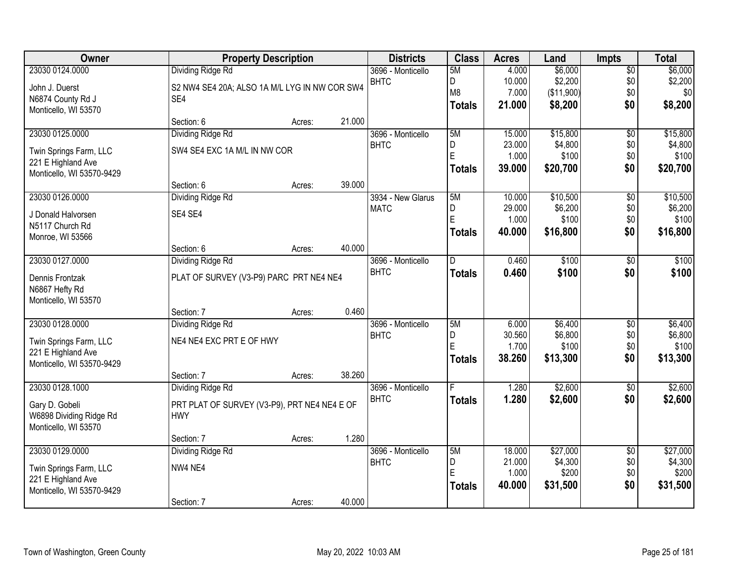| Owner | Property Description | Districts | Class | Acres | Land | Impts | Total |
|---|---|---|---|---|---|---|---|
| 23030 0124.0000<br>John J. Duerst<br>N6874 County Rd J<br>Monticello, WI 53570 | Dividing Ridge Rd<br>S2 NW4 SE4 20A; ALSO 1A M/L LYG IN NW COR SW4 SE4<br>Section: 6 Acres: 21.000 | 3696 - Monticello<br>BHTC | 5M<br>D<br>M8<br>**Totals** | 4.000<br>10.000<br>7.000<br>**21.000** | $6,000<br>$2,200<br>($11,900)<br>**$8,200** | $0<br>$0<br>$0<br>**$0** | $6,000<br>$2,200<br>$0<br>**$8,200** |
| 23030 0125.0000<br>Twin Springs Farm, LLC<br>221 E Highland Ave<br>Monticello, WI 53570-9429 | Dividing Ridge Rd<br>SW4 SE4 EXC 1A M/L IN NW COR<br>Section: 6 Acres: 39.000 | 3696 - Monticello<br>BHTC | 5M<br>D<br>E<br>**Totals** | 15.000<br>23.000<br>1.000<br>**39.000** | $15,800<br>$4,800<br>$100<br>**$20,700** | $0<br>$0<br>$0<br>**$0** | $15,800<br>$4,800<br>$100<br>**$20,700** |
| 23030 0126.0000<br>J Donald Halvorsen<br>N5117 Church Rd<br>Monroe, WI 53566 | Dividing Ridge Rd<br>SE4 SE4<br>Section: 6 Acres: 40.000 | 3934 - New Glarus<br>MATC | 5M<br>D<br>E<br>**Totals** | 10.000<br>29.000<br>1.000<br>**40.000** | $10,500<br>$6,200<br>$100<br>**$16,800** | $0<br>$0<br>$0<br>**$0** | $10,500<br>$6,200<br>$100<br>**$16,800** |
| 23030 0127.0000<br>Dennis Frontzak<br>N6867 Hefty Rd<br>Monticello, WI 53570 | Dividing Ridge Rd<br>PLAT OF SURVEY (V3-P9) PARC PRT NE4 NE4<br>Section: 7 Acres: 0.460 | 3696 - Monticello<br>BHTC | D<br>**Totals** | 0.460<br>**0.460** | $100<br>**$100** | $0<br>**$0** | $100<br>**$100** |
| 23030 0128.0000<br>Twin Springs Farm, LLC<br>221 E Highland Ave<br>Monticello, WI 53570-9429 | Dividing Ridge Rd<br>NE4 NE4 EXC PRT E OF HWY<br>Section: 7 Acres: 38.260 | 3696 - Monticello<br>BHTC | 5M<br>D<br>E<br>**Totals** | 6.000<br>30.560<br>1.700<br>**38.260** | $6,400<br>$6,800<br>$100<br>**$13,300** | $0<br>$0<br>$0<br>**$0** | $6,400<br>$6,800<br>$100<br>**$13,300** |
| 23030 0128.1000<br>Gary D. Gobeli<br>W6898 Dividing Ridge Rd<br>Monticello, WI 53570 | Dividing Ridge Rd<br>PRT PLAT OF SURVEY (V3-P9), PRT NE4 NE4 E OF HWY<br>Section: 7 Acres: 1.280 | 3696 - Monticello<br>BHTC | F<br>**Totals** | 1.280<br>**1.280** | $2,600<br>**$2,600** | $0<br>**$0** | $2,600<br>**$2,600** |
| 23030 0129.0000<br>Twin Springs Farm, LLC<br>221 E Highland Ave<br>Monticello, WI 53570-9429 | Dividing Ridge Rd<br>NW4 NE4<br>Section: 7 Acres: 40.000 | 3696 - Monticello<br>BHTC | 5M<br>D<br>E<br>**Totals** | 18.000<br>21.000<br>1.000<br>**40.000** | $27,000<br>$4,300<br>$200<br>**$31,500** | $0<br>$0<br>$0<br>**$0** | $27,000<br>$4,300<br>$200<br>**$31,500** |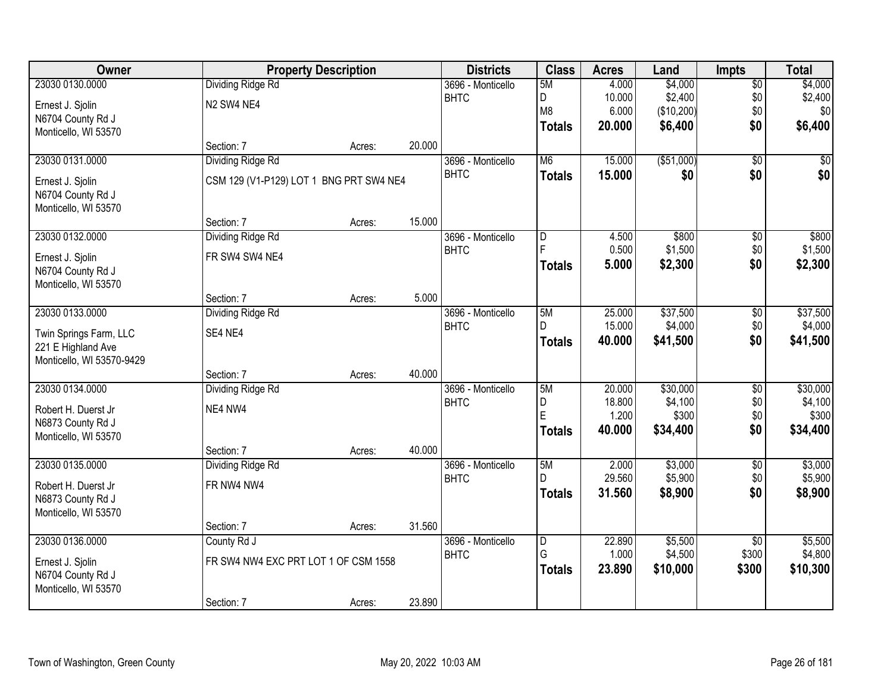| Owner | Property Description | | | Districts | Class | Acres | Land | Impts | Total |
|---|---|---|---|---|---|---|---|---|---|
| 23030 0130.0000<br>Ernest J. Sjolin<br>N6704 County Rd J<br>Monticello, WI 53570 | Dividing Ridge Rd<br>N2 SW4 NE4<br>Section: 7 | Acres: | 20.000 | 3696 - Monticello BHTC | 5M<br>D<br>M8<br>**Totals** | 4.000<br>10.000<br>6.000<br>**20.000** | $4,000<br>$2,400<br>($10,200)<br>**$6,400** | $0<br>$0<br>$0<br>**$0** | $4,000<br>$2,400<br>$0<br>**$6,400** |
| 23030 0131.0000<br>Ernest J. Sjolin<br>N6704 County Rd J<br>Monticello, WI 53570 | Dividing Ridge Rd<br>CSM 129 (V1-P129) LOT 1 BNG PRT SW4 NE4<br>Section: 7 | Acres: | 15.000 | 3696 - Monticello BHTC | M6<br>**Totals** | 15.000<br>**15.000** | ($51,000)<br>**$0** | $0<br>**$0** | $0<br>**$0** |
| 23030 0132.0000<br>Ernest J. Sjolin<br>N6704 County Rd J<br>Monticello, WI 53570 | Dividing Ridge Rd<br>FR SW4 SW4 NE4<br>Section: 7 | Acres: | 5.000 | 3696 - Monticello BHTC | D<br>F<br>**Totals** | 4.500<br>0.500<br>**5.000** | $800<br>$1,500<br>**$2,300** | $0<br>$0<br>**$0** | $800<br>$1,500<br>**$2,300** |
| 23030 0133.0000<br>Twin Springs Farm, LLC<br>221 E Highland Ave<br>Monticello, WI 53570-9429 | Dividing Ridge Rd<br>SE4 NE4<br>Section: 7 | Acres: | 40.000 | 3696 - Monticello BHTC | 5M<br>D<br>**Totals** | 25.000<br>15.000<br>**40.000** | $37,500<br>$4,000<br>**$41,500** | $0<br>$0<br>**$0** | $37,500<br>$4,000<br>**$41,500** |
| 23030 0134.0000<br>Robert H. Duerst Jr<br>N6873 County Rd J<br>Monticello, WI 53570 | Dividing Ridge Rd<br>NE4 NW4<br>Section: 7 | Acres: | 40.000 | 3696 - Monticello BHTC | 5M<br>D<br>E<br>**Totals** | 20.000<br>18.800<br>1.200<br>**40.000** | $30,000<br>$4,100<br>$300<br>**$34,400** | $0<br>$0<br>$0<br>**$0** | $30,000<br>$4,100<br>$300<br>**$34,400** |
| 23030 0135.0000<br>Robert H. Duerst Jr<br>N6873 County Rd J<br>Monticello, WI 53570 | Dividing Ridge Rd<br>FR NW4 NW4<br>Section: 7 | Acres: | 31.560 | 3696 - Monticello BHTC | 5M<br>D<br>**Totals** | 2.000<br>29.560<br>**31.560** | $3,000<br>$5,900<br>**$8,900** | $0<br>$0<br>**$0** | $3,000<br>$5,900<br>**$8,900** |
| 23030 0136.0000<br>Ernest J. Sjolin<br>N6704 County Rd J<br>Monticello, WI 53570 | County Rd J<br>FR SW4 NW4 EXC PRT LOT 1 OF CSM 1558<br>Section: 7 | Acres: | 23.890 | 3696 - Monticello BHTC | D<br>G<br>**Totals** | 22.890<br>1.000<br>**23.890** | $5,500<br>$4,500<br>**$10,000** | $0<br>$300<br>**$300** | $5,500<br>$4,800<br>**$10,300** |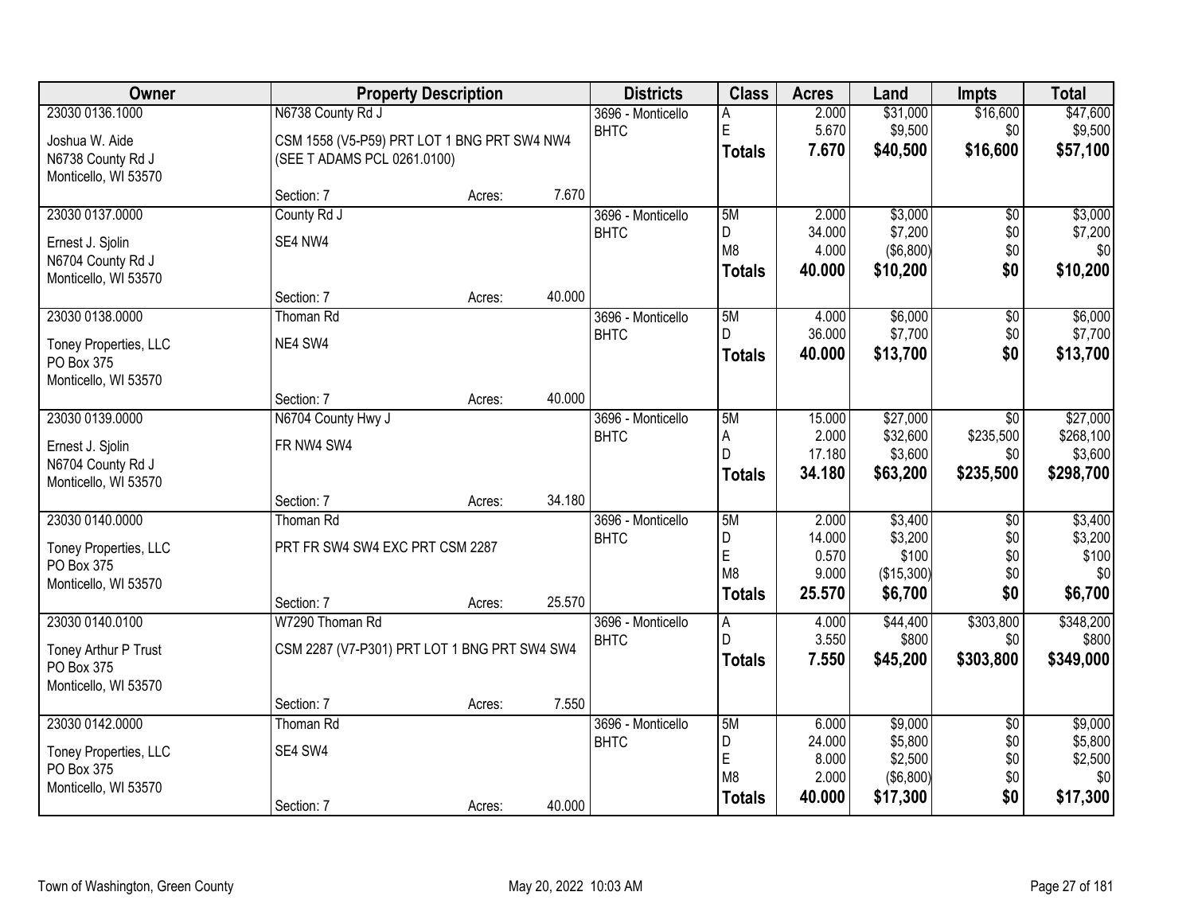| Owner | Property Description | | | Districts | Class | Acres | Land | Impts | Total |
|---|---|---|---|---|---|---|---|---|---|
| 23030 0136.1000 | N6738 County Rd J | | | 3696 - Monticello | A | 2.000 | $31,000 | $16,600 | $47,600 |
| Joshua W. Aide | CSM 1558 (V5-P59) PRT LOT 1 BNG PRT SW4 NW4 | | | BHTC | E | 5.670 | $9,500 | $0 | $9,500 |
| N6738 County Rd J | (SEE T ADAMS PCL 0261.0100) | | | | **Totals** | **7.670** | **$40,500** | **$16,600** | **$57,100** |
| Monticello, WI 53570 | | | | | | | | | |
| | Section: 7 | Acres: | 7.670 | | | | | | |
| 23030 0137.0000 | County Rd J | | | 3696 - Monticello | 5M | 2.000 | $3,000 | $0 | $3,000 |
| Ernest J. Sjolin | SE4 NW4 | | | BHTC | D | 34.000 | $7,200 | $0 | $7,200 |
| N6704 County Rd J | | | | | M8 | 4.000 | ($6,800) | $0 | $0 |
| Monticello, WI 53570 | | | | | **Totals** | **40.000** | **$10,200** | **$0** | **$10,200** |
| | Section: 7 | Acres: | 40.000 | | | | | | |
| 23030 0138.0000 | Thoman Rd | | | 3696 - Monticello | 5M | 4.000 | $6,000 | $0 | $6,000 |
| Toney Properties, LLC | NE4 SW4 | | | BHTC | D | 36.000 | $7,700 | $0 | $7,700 |
| PO Box 375 | | | | | **Totals** | **40.000** | **$13,700** | **$0** | **$13,700** |
| Monticello, WI 53570 | | | | | | | | | |
| | Section: 7 | Acres: | 40.000 | | | | | | |
| 23030 0139.0000 | N6704 County Hwy J | | | 3696 - Monticello | 5M | 15.000 | $27,000 | $0 | $27,000 |
| Ernest J. Sjolin | FR NW4 SW4 | | | BHTC | A | 2.000 | $32,600 | $235,500 | $268,100 |
| N6704 County Rd J | | | | | D | 17.180 | $3,600 | $0 | $3,600 |
| Monticello, WI 53570 | | | | | **Totals** | **34.180** | **$63,200** | **$235,500** | **$298,700** |
| | Section: 7 | Acres: | 34.180 | | | | | | |
| 23030 0140.0000 | Thoman Rd | | | 3696 - Monticello | 5M | 2.000 | $3,400 | $0 | $3,400 |
| Toney Properties, LLC | PRT FR SW4 SW4 EXC PRT CSM 2287 | | | BHTC | D | 14.000 | $3,200 | $0 | $3,200 |
| PO Box 375 | | | | | E | 0.570 | $100 | $0 | $100 |
| Monticello, WI 53570 | | | | | M8 | 9.000 | ($15,300) | $0 | $0 |
| | Section: 7 | Acres: | 25.570 | | **Totals** | **25.570** | **$6,700** | **$0** | **$6,700** |
| 23030 0140.0100 | W7290 Thoman Rd | | | 3696 - Monticello | A | 4.000 | $44,400 | $303,800 | $348,200 |
| Toney Arthur P Trust | CSM 2287 (V7-P301) PRT LOT 1 BNG PRT SW4 SW4 | | | BHTC | D | 3.550 | $800 | $0 | $800 |
| PO Box 375 | | | | | **Totals** | **7.550** | **$45,200** | **$303,800** | **$349,000** |
| Monticello, WI 53570 | | | | | | | | | |
| | Section: 7 | Acres: | 7.550 | | | | | | |
| 23030 0142.0000 | Thoman Rd | | | 3696 - Monticello | 5M | 6.000 | $9,000 | $0 | $9,000 |
| Toney Properties, LLC | SE4 SW4 | | | BHTC | D | 24.000 | $5,800 | $0 | $5,800 |
| PO Box 375 | | | | | E | 8.000 | $2,500 | $0 | $2,500 |
| Monticello, WI 53570 | | | | | M8 | 2.000 | ($6,800) | $0 | $0 |
| | Section: 7 | Acres: | 40.000 | | **Totals** | **40.000** | **$17,300** | **$0** | **$17,300** |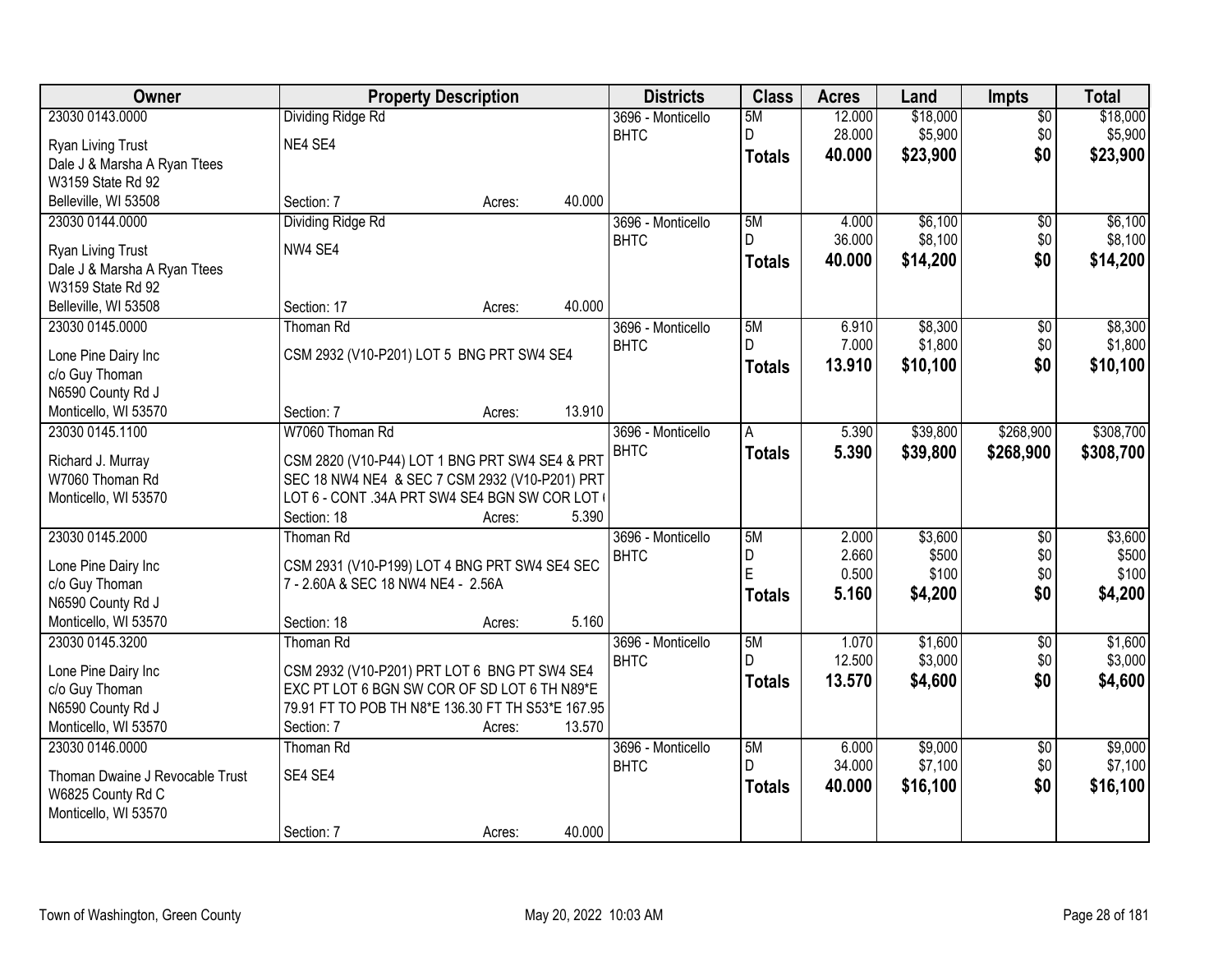| Owner | Property Description | Districts | Class | Acres | Land | Impts | Total |
|---|---|---|---|---|---|---|---|
| 23030 0143.0000<br>Ryan Living Trust<br>Dale J & Marsha A Ryan Ttees<br>W3159 State Rd 92<br>Belleville, WI 53508 | Dividing Ridge Rd<br>NE4 SE4<br>Section: 7 Acres: 40.000 | 3696 - Monticello<br>BHTC | 5M<br>D<br>**Totals** | 12.000<br>28.000<br>**40.000** | $18,000<br>$5,900<br>**$23,900** | $0<br>$0<br>**$0** | $18,000<br>$5,900<br>**$23,900** |
| 23030 0144.0000<br>Ryan Living Trust<br>Dale J & Marsha A Ryan Ttees<br>W3159 State Rd 92<br>Belleville, WI 53508 | Dividing Ridge Rd<br>NW4 SE4<br>Section: 17 Acres: 40.000 | 3696 - Monticello<br>BHTC | 5M<br>D<br>**Totals** | 4.000<br>36.000<br>**40.000** | $6,100<br>$8,100<br>**$14,200** | $0<br>$0<br>**$0** | $6,100<br>$8,100<br>**$14,200** |
| 23030 0145.0000<br>Lone Pine Dairy Inc<br>c/o Guy Thoman<br>N6590 County Rd J<br>Monticello, WI 53570 | Thoman Rd<br>CSM 2932 (V10-P201) LOT 5 BNG PRT SW4 SE4<br>Section: 7 Acres: 13.910 | 3696 - Monticello<br>BHTC | 5M<br>D<br>**Totals** | 6.910<br>7.000<br>**13.910** | $8,300<br>$1,800<br>**$10,100** | $0<br>$0<br>**$0** | $8,300<br>$1,800<br>**$10,100** |
| 23030 0145.1100<br>Richard J. Murray<br>W7060 Thoman Rd<br>Monticello, WI 53570 | W7060 Thoman Rd<br>CSM 2820 (V10-P44) LOT 1 BNG PRT SW4 SE4 & PRT SEC 18 NW4 NE4 & SEC 7 CSM 2932 (V10-P201) PRT LOT 6 - CONT .34A PRT SW4 SE4 BGN SW COR LOT (<br>Section: 18 Acres: 5.390 | 3696 - Monticello<br>BHTC | A<br>**Totals** | 5.390<br>**5.390** | $39,800<br>**$39,800** | $268,900<br>**$268,900** | $308,700<br>**$308,700** |
| 23030 0145.2000<br>Lone Pine Dairy Inc<br>c/o Guy Thoman<br>N6590 County Rd J<br>Monticello, WI 53570 | Thoman Rd<br>CSM 2931 (V10-P199) LOT 4 BNG PRT SW4 SE4 SEC 7 - 2.60A & SEC 18 NW4 NE4 - 2.56A<br>Section: 18 Acres: 5.160 | 3696 - Monticello<br>BHTC | 5M<br>D<br>E<br>**Totals** | 2.000<br>2.660<br>0.500<br>**5.160** | $3,600<br>$500<br>$100<br>**$4,200** | $0<br>$0<br>$0<br>**$0** | $3,600<br>$500<br>$100<br>**$4,200** |
| 23030 0145.3200<br>Lone Pine Dairy Inc<br>c/o Guy Thoman<br>N6590 County Rd J<br>Monticello, WI 53570 | Thoman Rd<br>CSM 2932 (V10-P201) PRT LOT 6 BNG PT SW4 SE4 EXC PT LOT 6 BGN SW COR OF SD LOT 6 TH N89*E 79.91 FT TO POB TH N8*E 136.30 FT TH S53*E 167.95<br>Section: 7 Acres: 13.570 | 3696 - Monticello<br>BHTC | 5M<br>D<br>**Totals** | 1.070<br>12.500<br>**13.570** | $1,600<br>$3,000<br>**$4,600** | $0<br>$0<br>**$0** | $1,600<br>$3,000<br>**$4,600** |
| 23030 0146.0000<br>Thoman Dwaine J Revocable Trust<br>W6825 County Rd C<br>Monticello, WI 53570 | Thoman Rd<br>SE4 SE4<br>Section: 7 Acres: 40.000 | 3696 - Monticello<br>BHTC | 5M<br>D<br>**Totals** | 6.000<br>34.000<br>**40.000** | $9,000<br>$7,100<br>**$16,100** | $0<br>$0<br>**$0** | $9,000<br>$7,100<br>**$16,100** |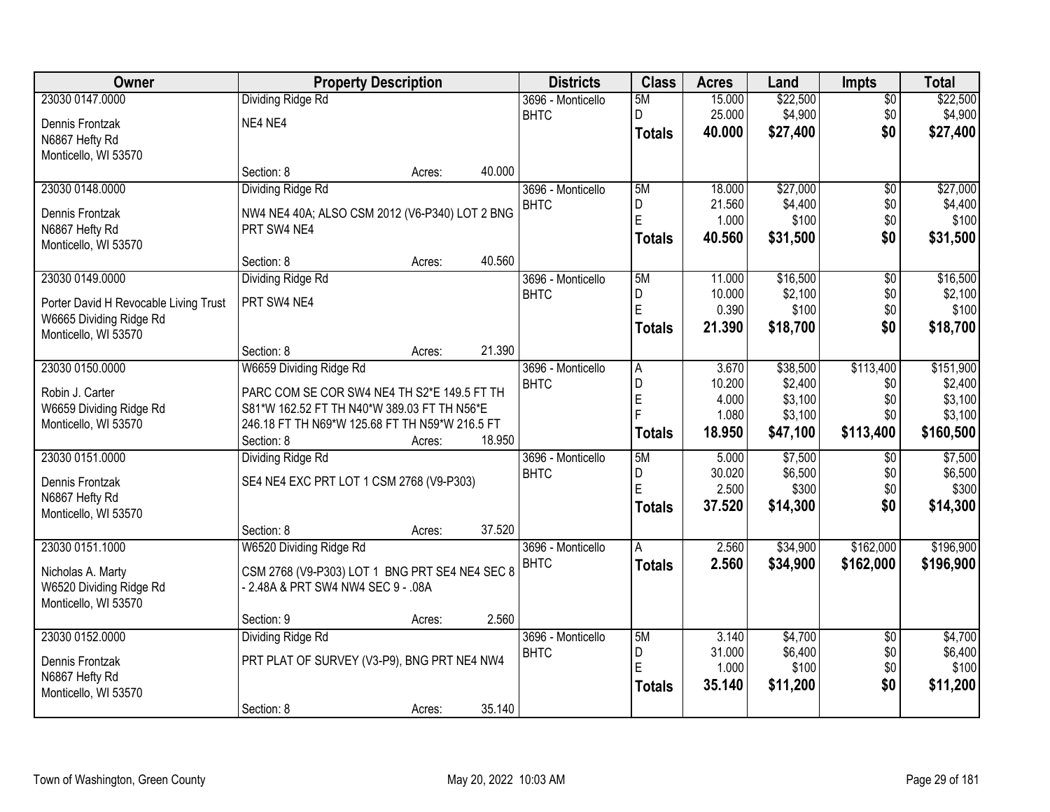| Owner | Property Description | Districts | Class | Acres | Land | Impts | Total |
|---|---|---|---|---|---|---|---|
| 23030 0147.0000<br>Dennis Frontzak<br>N6867 Hefty Rd<br>Monticello, WI 53570 | Dividing Ridge Rd<br>NE4 NE4<br>Section: 8 Acres: 40.000 | 3696 - Monticello<br>BHTC | 5M<br>D<br>**Totals** | 15.000<br>25.000<br>**40.000** | $22,500<br>$4,900<br>**$27,400** | $0<br>$0<br>**$0** | $22,500<br>$4,900<br>**$27,400** |
| 23030 0148.0000<br>Dennis Frontzak<br>N6867 Hefty Rd<br>Monticello, WI 53570 | Dividing Ridge Rd<br>NW4 NE4 40A; ALSO CSM 2012 (V6-P340) LOT 2 BNG PRT SW4 NE4<br>Section: 8 Acres: 40.560 | 3696 - Monticello<br>BHTC | 5M<br>D<br>E<br>**Totals** | 18.000<br>21.560<br>1.000<br>**40.560** | $27,000<br>$4,400<br>$100<br>**$31,500** | $0<br>$0<br>$0<br>**$0** | $27,000<br>$4,400<br>$100<br>**$31,500** |
| 23030 0149.0000<br>Porter David H Revocable Living Trust<br>W6665 Dividing Ridge Rd<br>Monticello, WI 53570 | Dividing Ridge Rd<br>PRT SW4 NE4<br>Section: 8 Acres: 21.390 | 3696 - Monticello<br>BHTC | 5M<br>D<br>E<br>**Totals** | 11.000<br>10.000<br>0.390<br>**21.390** | $16,500<br>$2,100<br>$100<br>**$18,700** | $0<br>$0<br>$0<br>**$0** | $16,500<br>$2,100<br>$100<br>**$18,700** |
| 23030 0150.0000<br>Robin J. Carter<br>W6659 Dividing Ridge Rd<br>Monticello, WI 53570 | W6659 Dividing Ridge Rd<br>PARC COM SE COR SW4 NE4 TH S2*E 149.5 FT TH S81*W 162.52 FT TH N40*W 389.03 FT TH N56*E 246.18 FT TH N69*W 125.68 FT TH N59*W 216.5 FT<br>Section: 8 Acres: 18.950 | 3696 - Monticello<br>BHTC | A<br>D<br>E<br>F<br>**Totals** | 3.670<br>10.200<br>4.000<br>1.080<br>**18.950** | $38,500<br>$2,400<br>$3,100<br>$3,100<br>**$47,100** | $113,400<br>$0<br>$0<br>$0<br>**$113,400** | $151,900<br>$2,400<br>$3,100<br>$3,100<br>**$160,500** |
| 23030 0151.0000<br>Dennis Frontzak<br>N6867 Hefty Rd<br>Monticello, WI 53570 | Dividing Ridge Rd<br>SE4 NE4 EXC PRT LOT 1 CSM 2768 (V9-P303)<br>Section: 8 Acres: 37.520 | 3696 - Monticello<br>BHTC | 5M<br>D<br>E<br>**Totals** | 5.000<br>30.020<br>2.500<br>**37.520** | $7,500<br>$6,500<br>$300<br>**$14,300** | $0<br>$0<br>$0<br>**$0** | $7,500<br>$6,500<br>$300<br>**$14,300** |
| 23030 0151.1000<br>Nicholas A. Marty<br>W6520 Dividing Ridge Rd<br>Monticello, WI 53570 | W6520 Dividing Ridge Rd<br>CSM 2768 (V9-P303) LOT 1 BNG PRT SE4 NE4 SEC 8 - 2.48A & PRT SW4 NW4 SEC 9 - .08A<br>Section: 9 Acres: 2.560 | 3696 - Monticello<br>BHTC | A<br>**Totals** | 2.560<br>**2.560** | $34,900<br>**$34,900** | $162,000<br>**$162,000** | $196,900<br>**$196,900** |
| 23030 0152.0000<br>Dennis Frontzak<br>N6867 Hefty Rd<br>Monticello, WI 53570 | Dividing Ridge Rd<br>PRT PLAT OF SURVEY (V3-P9), BNG PRT NE4 NW4<br>Section: 8 Acres: 35.140 | 3696 - Monticello<br>BHTC | 5M<br>D<br>E<br>**Totals** | 3.140<br>31.000<br>1.000<br>**35.140** | $4,700<br>$6,400<br>$100<br>**$11,200** | $0<br>$0<br>$0<br>**$0** | $4,700<br>$6,400<br>$100<br>**$11,200** |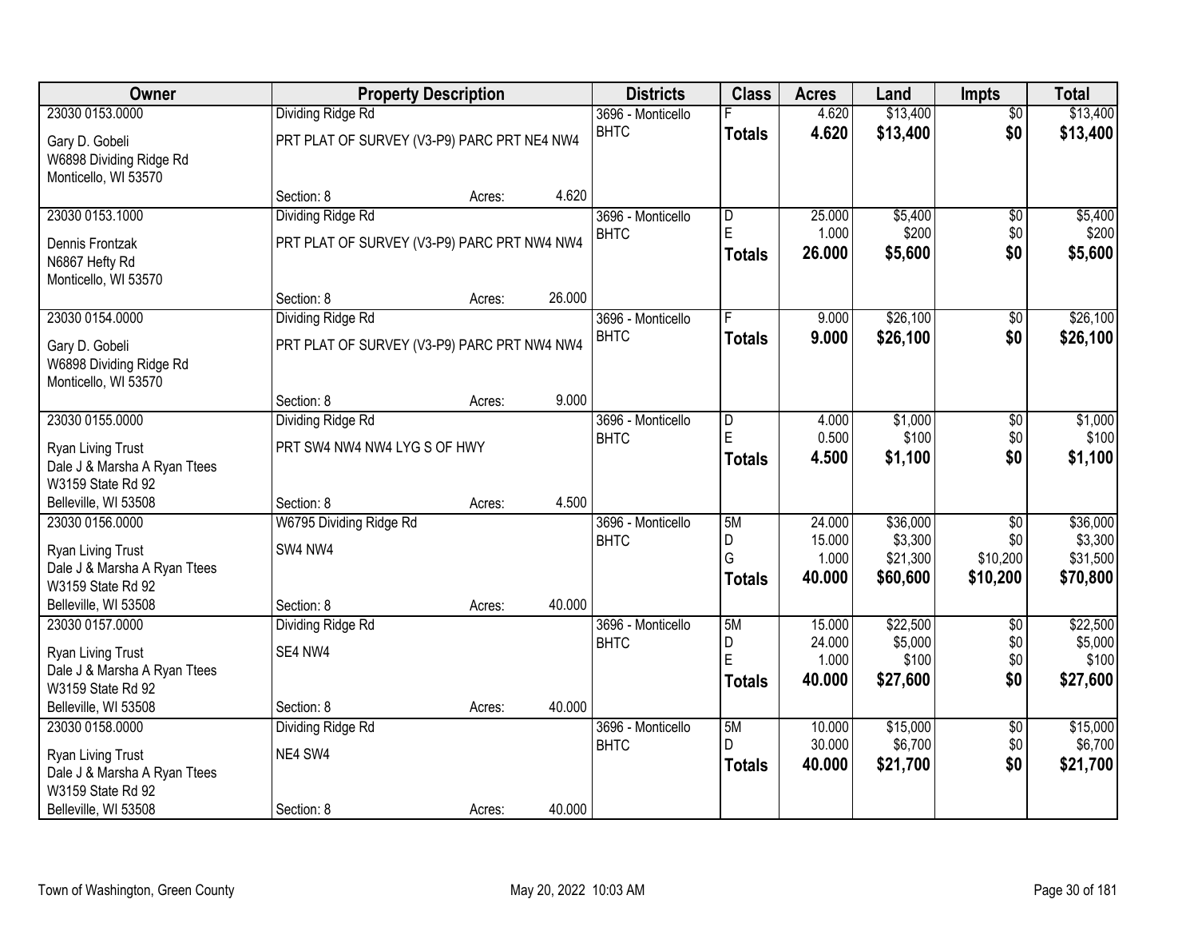| Owner | Property Description | | | Districts | Class | Acres | Land | Impts | Total |
|---|---|---|---|---|---|---|---|---|---|
| 23030 0153.0000 | Dividing Ridge Rd | | | 3696 - Monticello | F | 4.620 | $13,400 | $0 | $13,400 |
| Gary D. Gobeli<br>W6898 Dividing Ridge Rd<br>Monticello, WI 53570 | PRT PLAT OF SURVEY (V3-P9) PARC PRT NE4 NW4 | | | BHTC | **Totals** | **4.620** | **$13,400** | **$0** | **$13,400** |
| | Section: 8 | Acres: | 4.620 | | | | | | |
| 23030 0153.1000 | Dividing Ridge Rd | | | 3696 - Monticello | D | 25.000 | $5,400 | $0 | $5,400 |
| Dennis Frontzak<br>N6867 Hefty Rd<br>Monticello, WI 53570 | PRT PLAT OF SURVEY (V3-P9) PARC PRT NW4 NW4 | | | BHTC | E | 1.000 | $200 | $0 | $200 |
| | | | | | **Totals** | **26.000** | **$5,600** | **$0** | **$5,600** |
| | Section: 8 | Acres: | 26.000 | | | | | | |
| 23030 0154.0000 | Dividing Ridge Rd | | | 3696 - Monticello | F | 9.000 | $26,100 | $0 | $26,100 |
| Gary D. Gobeli<br>W6898 Dividing Ridge Rd<br>Monticello, WI 53570 | PRT PLAT OF SURVEY (V3-P9) PARC PRT NW4 NW4 | | | BHTC | **Totals** | **9.000** | **$26,100** | **$0** | **$26,100** |
| | Section: 8 | Acres: | 9.000 | | | | | | |
| 23030 0155.0000 | Dividing Ridge Rd | | | 3696 - Monticello | D | 4.000 | $1,000 | $0 | $1,000 |
| Ryan Living Trust<br>Dale J & Marsha A Ryan Ttees<br>W3159 State Rd 92<br>Belleville, WI 53508 | PRT SW4 NW4 NW4 LYG S OF HWY | | | BHTC | E | 0.500 | $100 | $0 | $100 |
| | | | | | **Totals** | **4.500** | **$1,100** | **$0** | **$1,100** |
| | Section: 8 | Acres: | 4.500 | | | | | | |
| 23030 0156.0000 | W6795 Dividing Ridge Rd | | | 3696 - Monticello | 5M | 24.000 | $36,000 | $0 | $36,000 |
| Ryan Living Trust<br>Dale J & Marsha A Ryan Ttees<br>W3159 State Rd 92<br>Belleville, WI 53508 | SW4 NW4 | | | BHTC | D | 15.000 | $3,300 | $0 | $3,300 |
| | | | | | G | 1.000 | $21,300 | $10,200 | $31,500 |
| | | | | | **Totals** | **40.000** | **$60,600** | **$10,200** | **$70,800** |
| | Section: 8 | Acres: | 40.000 | | | | | | |
| 23030 0157.0000 | Dividing Ridge Rd | | | 3696 - Monticello | 5M | 15.000 | $22,500 | $0 | $22,500 |
| Ryan Living Trust<br>Dale J & Marsha A Ryan Ttees<br>W3159 State Rd 92<br>Belleville, WI 53508 | SE4 NW4 | | | BHTC | D | 24.000 | $5,000 | $0 | $5,000 |
| | | | | | E | 1.000 | $100 | $0 | $100 |
| | | | | | **Totals** | **40.000** | **$27,600** | **$0** | **$27,600** |
| | Section: 8 | Acres: | 40.000 | | | | | | |
| 23030 0158.0000 | Dividing Ridge Rd | | | 3696 - Monticello | 5M | 10.000 | $15,000 | $0 | $15,000 |
| Ryan Living Trust<br>Dale J & Marsha A Ryan Ttees<br>W3159 State Rd 92<br>Belleville, WI 53508 | NE4 SW4 | | | BHTC | D | 30.000 | $6,700 | $0 | $6,700 |
| | | | | | **Totals** | **40.000** | **$21,700** | **$0** | **$21,700** |
| | Section: 8 | Acres: | 40.000 | | | | | | |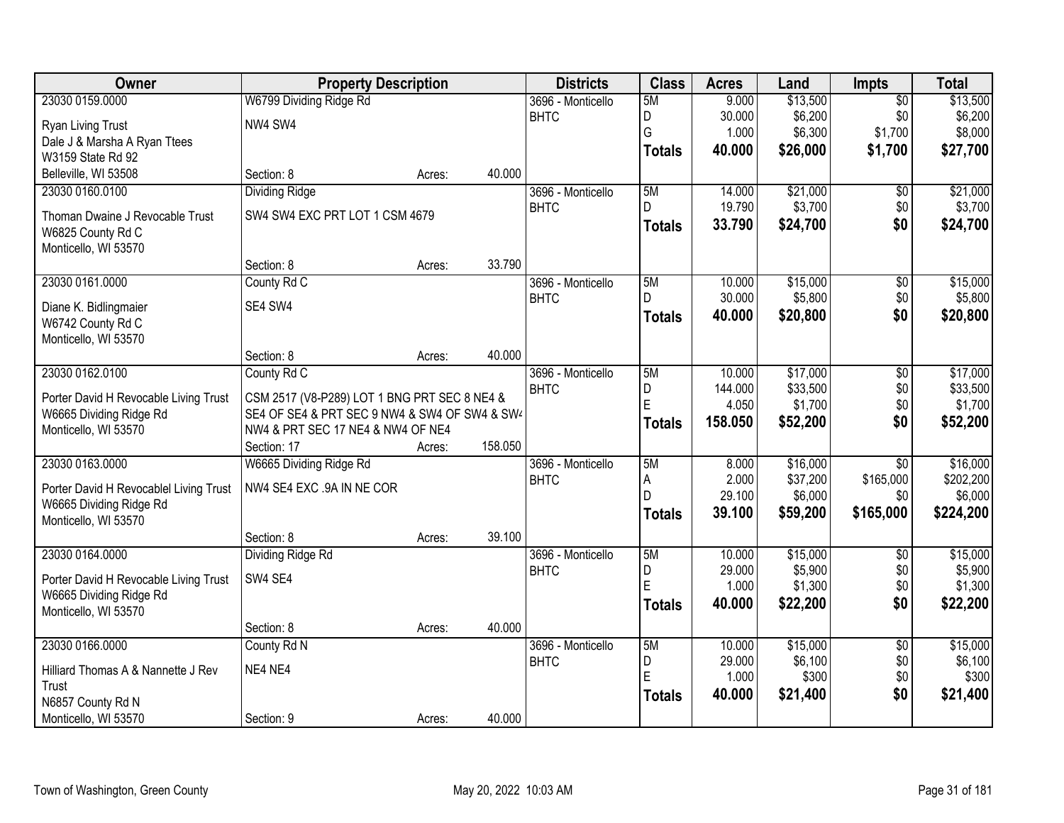| Owner | Property Description | | | Districts | Class | Acres | Land | Impts | Total |
|---|---|---|---|---|---|---|---|---|---|
| 23030 0159.0000 | W6799 Dividing Ridge Rd | | | 3696 - Monticello | 5M | 9.000 | $13,500 | $0 | $13,500 |
| Ryan Living Trust | NW4 SW4 | | | BHTC | D | 30.000 | $6,200 | $0 | $6,200 |
| Dale J & Marsha A Ryan Ttees | | | | | G | 1.000 | $6,300 | $1,700 | $8,000 |
| W3159 State Rd 92 | | | | | **Totals** | **40.000** | **$26,000** | **$1,700** | **$27,700** |
| Belleville, WI 53508 | Section: 8 | Acres: | 40.000 | | | | | | |
| 23030 0160.0100 | Dividing Ridge | | | 3696 - Monticello | 5M | 14.000 | $21,000 | $0 | $21,000 |
| Thoman Dwaine J Revocable Trust | SW4 SW4 EXC PRT LOT 1 CSM 4679 | | | BHTC | D | 19.790 | $3,700 | $0 | $3,700 |
| W6825 County Rd C | | | | | **Totals** | **33.790** | **$24,700** | **$0** | **$24,700** |
| Monticello, WI 53570 | | | | | | | | | |
| | Section: 8 | Acres: | 33.790 | | | | | | |
| 23030 0161.0000 | County Rd C | | | 3696 - Monticello | 5M | 10.000 | $15,000 | $0 | $15,000 |
| Diane K. Bidlingmaier | SE4 SW4 | | | BHTC | D | 30.000 | $5,800 | $0 | $5,800 |
| W6742 County Rd C | | | | | **Totals** | **40.000** | **$20,800** | **$0** | **$20,800** |
| Monticello, WI 53570 | | | | | | | | | |
| | Section: 8 | Acres: | 40.000 | | | | | | |
| 23030 0162.0100 | County Rd C | | | 3696 - Monticello | 5M | 10.000 | $17,000 | $0 | $17,000 |
| Porter David H Revocable Living Trust | CSM 2517 (V8-P289) LOT 1 BNG PRT SEC 8 NE4 & | | | BHTC | D | 144.000 | $33,500 | $0 | $33,500 |
| W6665 Dividing Ridge Rd | SE4 OF SE4 & PRT SEC 9 NW4 & SW4 OF SW4 & SW4 | | | | E | 4.050 | $1,700 | $0 | $1,700 |
| Monticello, WI 53570 | NW4 & PRT SEC 17 NE4 & NW4 OF NE4 | | | | **Totals** | **158.050** | **$52,200** | **$0** | **$52,200** |
| | Section: 17 | Acres: | 158.050 | | | | | | |
| 23030 0163.0000 | W6665 Dividing Ridge Rd | | | 3696 - Monticello | 5M | 8.000 | $16,000 | $0 | $16,000 |
| Porter David H Revocablel Living Trust | NW4 SE4 EXC .9A IN NE COR | | | BHTC | A | 2.000 | $37,200 | $165,000 | $202,200 |
| W6665 Dividing Ridge Rd | | | | | D | 29.100 | $6,000 | $0 | $6,000 |
| Monticello, WI 53570 | | | | | **Totals** | **39.100** | **$59,200** | **$165,000** | **$224,200** |
| | Section: 8 | Acres: | 39.100 | | | | | | |
| 23030 0164.0000 | Dividing Ridge Rd | | | 3696 - Monticello | 5M | 10.000 | $15,000 | $0 | $15,000 |
| Porter David H Revocable Living Trust | SW4 SE4 | | | BHTC | D | 29.000 | $5,900 | $0 | $5,900 |
| W6665 Dividing Ridge Rd | | | | | E | 1.000 | $1,300 | $0 | $1,300 |
| Monticello, WI 53570 | | | | | **Totals** | **40.000** | **$22,200** | **$0** | **$22,200** |
| | Section: 8 | Acres: | 40.000 | | | | | | |
| 23030 0166.0000 | County Rd N | | | 3696 - Monticello | 5M | 10.000 | $15,000 | $0 | $15,000 |
| Hilliard Thomas A & Nannette J Rev | NE4 NE4 | | | BHTC | D | 29.000 | $6,100 | $0 | $6,100 |
| Trust | | | | | E | 1.000 | $300 | $0 | $300 |
| N6857 County Rd N | | | | | **Totals** | **40.000** | **$21,400** | **$0** | **$21,400** |
| Monticello, WI 53570 | Section: 9 | Acres: | 40.000 | | | | | | |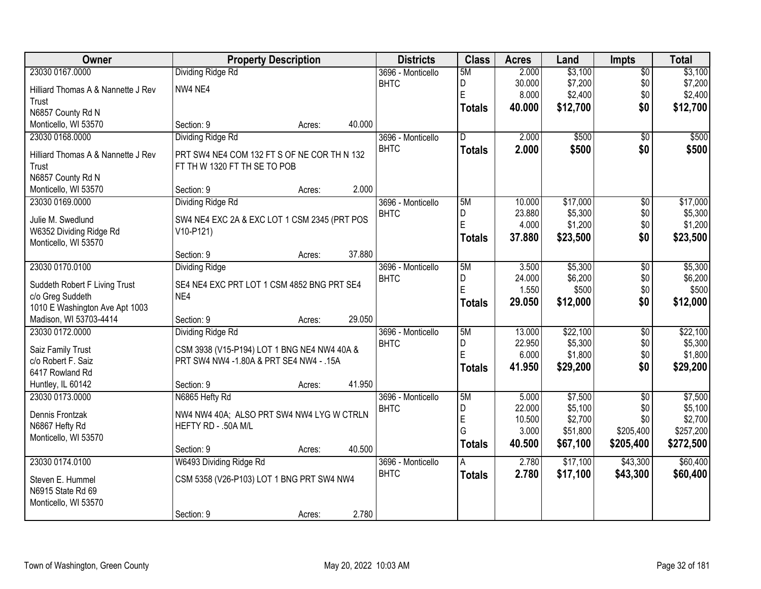| Owner | Property Description | Districts | Class | Acres | Land | Impts | Total |
|---|---|---|---|---|---|---|---|
| 23030 0167.0000<br>Hilliard Thomas A & Nannette J Rev Trust<br>N6857 County Rd N<br>Monticello, WI 53570 | Dividing Ridge Rd<br>NW4 NE4<br>Section: 9 Acres: 40.000 | 3696 - Monticello BHTC | 5M<br>D<br>E<br>**Totals** | 2.000<br>30.000<br>8.000<br>**40.000** | $3,100<br>$7,200<br>$2,400<br>**$12,700** | $0<br>$0<br>$0<br>**$0** | $3,100<br>$7,200<br>$2,400<br>**$12,700** |
| 23030 0168.0000<br>Hilliard Thomas A & Nannette J Rev Trust<br>N6857 County Rd N<br>Monticello, WI 53570 | Dividing Ridge Rd<br>PRT SW4 NE4 COM 132 FT S OF NE COR TH N 132 FT TH W 1320 FT TH SE TO POB<br>Section: 9 Acres: 2.000 | 3696 - Monticello BHTC | D<br>**Totals** | 2.000<br>**2.000** | $500<br>**$500** | $0<br>**$0** | $500<br>**$500** |
| 23030 0169.0000<br>Julie M. Swedlund<br>W6352 Dividing Ridge Rd<br>Monticello, WI 53570 | Dividing Ridge Rd<br>SW4 NE4 EXC 2A & EXC LOT 1 CSM 2345 (PRT POS V10-P121)<br>Section: 9 Acres: 37.880 | 3696 - Monticello BHTC | 5M<br>D<br>E<br>**Totals** | 10.000<br>23.880<br>4.000<br>**37.880** | $17,000<br>$5,300<br>$1,200<br>**$23,500** | $0<br>$0<br>$0<br>**$0** | $17,000<br>$5,300<br>$1,200<br>**$23,500** |
| 23030 0170.0100<br>Suddeth Robert F Living Trust<br>c/o Greg Suddeth<br>1010 E Washington Ave Apt 1003<br>Madison, WI 53703-4414 | Dividing Ridge<br>SE4 NE4 EXC PRT LOT 1 CSM 4852 BNG PRT SE4 NE4<br>Section: 9 Acres: 29.050 | 3696 - Monticello BHTC | 5M<br>D<br>E<br>**Totals** | 3.500<br>24.000<br>1.550<br>**29.050** | $5,300<br>$6,200<br>$500<br>**$12,000** | $0<br>$0<br>$0<br>**$0** | $5,300<br>$6,200<br>$500<br>**$12,000** |
| 23030 0172.0000<br>Saiz Family Trust<br>c/o Robert F. Saiz<br>6417 Rowland Rd<br>Huntley, IL 60142 | Dividing Ridge Rd<br>CSM 3938 (V15-P194) LOT 1 BNG NE4 NW4 40A & PRT SW4 NW4 -1.80A & PRT SE4 NW4 - .15A<br>Section: 9 Acres: 41.950 | 3696 - Monticello BHTC | 5M<br>D<br>E<br>**Totals** | 13.000<br>22.950<br>6.000<br>**41.950** | $22,100<br>$5,300<br>$1,800<br>**$29,200** | $0<br>$0<br>$0<br>**$0** | $22,100<br>$5,300<br>$1,800<br>**$29,200** |
| 23030 0173.0000<br>Dennis Frontzak<br>N6867 Hefty Rd<br>Monticello, WI 53570 | N6865 Hefty Rd<br>NW4 NW4 40A; ALSO PRT SW4 NW4 LYG W CTRLN HEFTY RD - .50A M/L<br>Section: 9 Acres: 40.500 | 3696 - Monticello BHTC | 5M<br>D<br>E<br>G<br>**Totals** | 5.000<br>22.000<br>10.500<br>3.000<br>**40.500** | $7,500<br>$5,100<br>$2,700<br>$51,800<br>**$67,100** | $0<br>$0<br>$0<br>$205,400<br>**$205,400** | $7,500<br>$5,100<br>$2,700<br>$257,200<br>**$272,500** |
| 23030 0174.0100<br>Steven E. Hummel<br>N6915 State Rd 69<br>Monticello, WI 53570 | W6493 Dividing Ridge Rd<br>CSM 5358 (V26-P103) LOT 1 BNG PRT SW4 NW4<br>Section: 9 Acres: 2.780 | 3696 - Monticello BHTC | A<br>**Totals** | 2.780<br>**2.780** | $17,100<br>**$17,100** | $43,300<br>**$43,300** | $60,400<br>**$60,400** |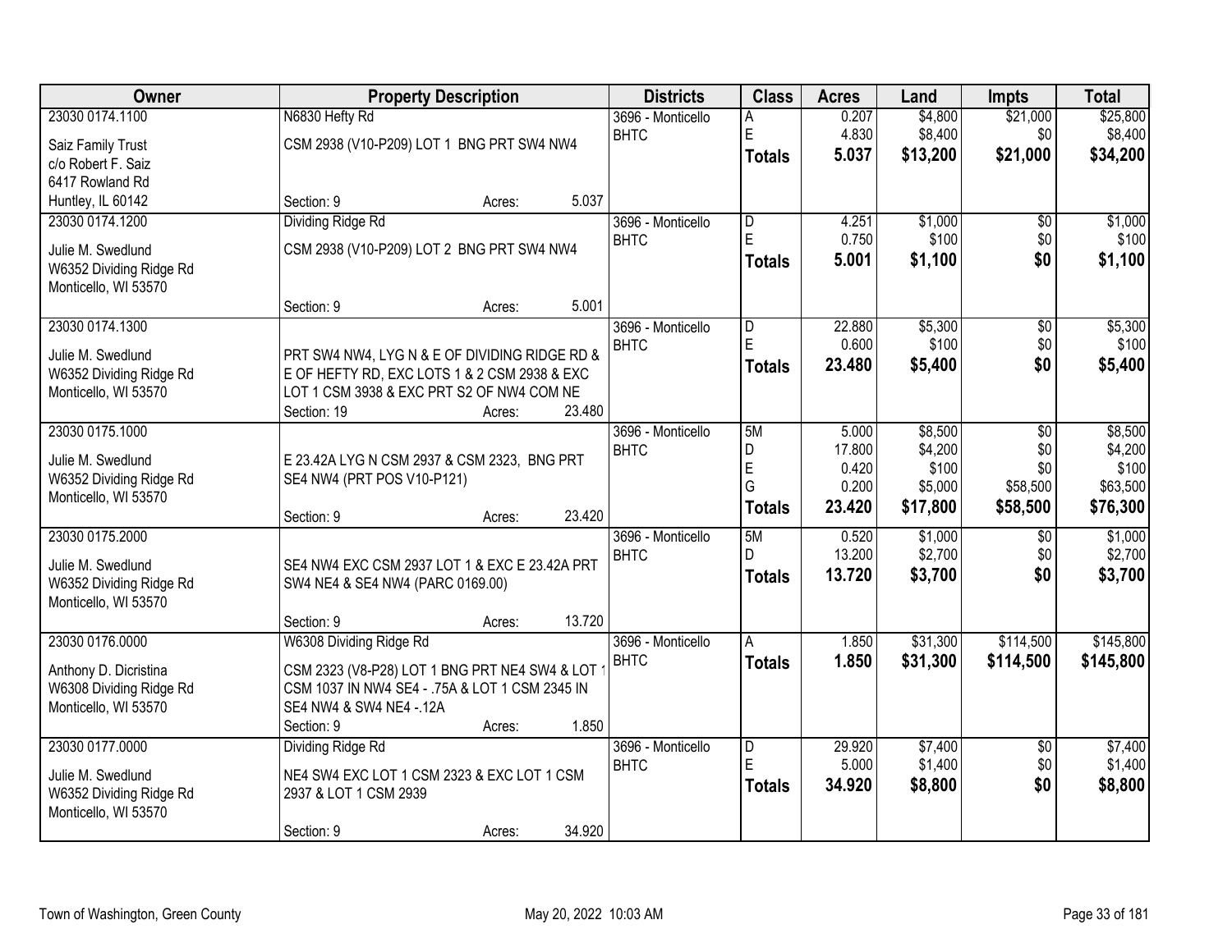| Owner | Property Description | Districts | Class | Acres | Land | Impts | Total |
|---|---|---|---|---|---|---|---|
| 23030 0174.1100<br>Saiz Family Trust<br>c/o Robert F. Saiz<br>6417 Rowland Rd<br>Huntley, IL 60142 | N6830 Hefty Rd<br>CSM 2938 (V10-P209) LOT 1 BNG PRT SW4 NW4<br>Section: 9 Acres: 5.037 | 3696 - Monticello BHTC | A<br>E<br>**Totals** | 0.207<br>4.830<br>**5.037** | $4,800<br>$8,400<br>**$13,200** | $21,000<br>$0<br>**$21,000** | $25,800<br>$8,400<br>**$34,200** |
| 23030 0174.1200<br>Julie M. Swedlund<br>W6352 Dividing Ridge Rd<br>Monticello, WI 53570 | Dividing Ridge Rd<br>CSM 2938 (V10-P209) LOT 2 BNG PRT SW4 NW4<br>Section: 9 Acres: 5.001 | 3696 - Monticello BHTC | D<br>E<br>**Totals** | 4.251<br>0.750<br>**5.001** | $1,000<br>$100<br>**$1,100** | $0<br>$0<br>**$0** | $1,000<br>$100<br>**$1,100** |
| 23030 0174.1300<br>Julie M. Swedlund<br>W6352 Dividing Ridge Rd<br>Monticello, WI 53570 | PRT SW4 NW4, LYG N & E OF DIVIDING RIDGE RD & E OF HEFTY RD, EXC LOTS 1 & 2 CSM 2938 & EXC LOT 1 CSM 3938 & EXC PRT S2 OF NW4 COM NE<br>Section: 19 Acres: 23.480 | 3696 - Monticello BHTC | D<br>E<br>**Totals** | 22.880<br>0.600<br>**23.480** | $5,300<br>$100<br>**$5,400** | $0<br>$0<br>**$0** | $5,300<br>$100<br>**$5,400** |
| 23030 0175.1000<br>Julie M. Swedlund<br>W6352 Dividing Ridge Rd<br>Monticello, WI 53570 | E 23.42A LYG N CSM 2937 & CSM 2323, BNG PRT SE4 NW4 (PRT POS V10-P121)<br>Section: 9 Acres: 23.420 | 3696 - Monticello BHTC | 5M<br>D<br>E<br>G<br>**Totals** | 5.000<br>17.800<br>0.420<br>0.200<br>**23.420** | $8,500<br>$4,200<br>$100<br>$5,000<br>**$17,800** | $0<br>$0<br>$0<br>$58,500<br>**$58,500** | $8,500<br>$4,200<br>$100<br>$63,500<br>**$76,300** |
| 23030 0175.2000<br>Julie M. Swedlund<br>W6352 Dividing Ridge Rd<br>Monticello, WI 53570 | SE4 NW4 EXC CSM 2937 LOT 1 & EXC E 23.42A PRT SW4 NE4 & SE4 NW4 (PARC 0169.00)<br>Section: 9 Acres: 13.720 | 3696 - Monticello BHTC | 5M<br>D<br>**Totals** | 0.520<br>13.200<br>**13.720** | $1,000<br>$2,700<br>**$3,700** | $0<br>$0<br>**$0** | $1,000<br>$2,700<br>**$3,700** |
| 23030 0176.0000<br>Anthony D. Dicristina<br>W6308 Dividing Ridge Rd<br>Monticello, WI 53570 | W6308 Dividing Ridge Rd<br>CSM 2323 (V8-P28) LOT 1 BNG PRT NE4 SW4 & LOT 1 CSM 1037 IN NW4 SE4 - .75A & LOT 1 CSM 2345 IN SE4 NW4 & SW4 NE4 -.12A<br>Section: 9 Acres: 1.850 | 3696 - Monticello BHTC | A<br>**Totals** | 1.850<br>**1.850** | $31,300<br>**$31,300** | $114,500<br>**$114,500** | $145,800<br>**$145,800** |
| 23030 0177.0000<br>Julie M. Swedlund<br>W6352 Dividing Ridge Rd<br>Monticello, WI 53570 | Dividing Ridge Rd<br>NE4 SW4 EXC LOT 1 CSM 2323 & EXC LOT 1 CSM 2937 & LOT 1 CSM 2939<br>Section: 9 Acres: 34.920 | 3696 - Monticello BHTC | D<br>E<br>**Totals** | 29.920<br>5.000<br>**34.920** | $7,400<br>$1,400<br>**$8,800** | $0<br>$0<br>**$0** | $7,400<br>$1,400<br>**$8,800** |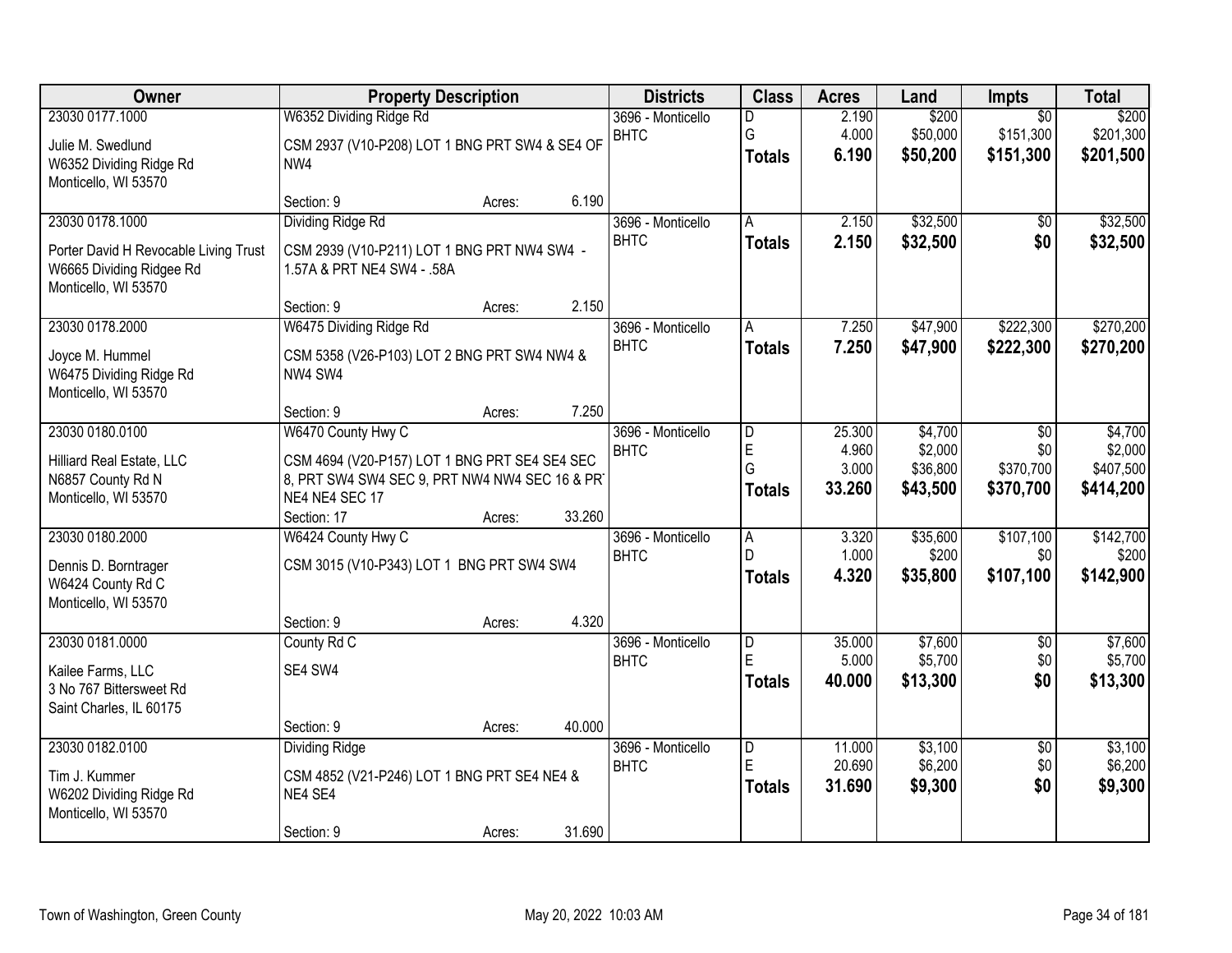| Owner | Property Description | | | Districts | Class | Acres | Land | Impts | Total |
|---|---|---|---|---|---|---|---|---|---|
| 23030 0177.1000 | W6352 Dividing Ridge Rd | | | 3696 - Monticello | D | 2.190 | $200 | $0 | $200 |
| Julie M. Swedlund | CSM 2937 (V10-P208) LOT 1 BNG PRT SW4 & SE4 OF NW4 | | | BHTC | G | 4.000 | $50,000 | $151,300 | $201,300 |
| W6352 Dividing Ridge Rd<br>Monticello, WI 53570 | | | | | **Totals** | **6.190** | **$50,200** | **$151,300** | **$201,500** |
| | Section: 9 | Acres: | 6.190 | | | | | | |
| 23030 0178.1000 | Dividing Ridge Rd | | | 3696 - Monticello | A | 2.150 | $32,500 | $0 | $32,500 |
| Porter David H Revocable Living Trust<br>W6665 Dividing Ridgee Rd<br>Monticello, WI 53570 | CSM 2939 (V10-P211) LOT 1 BNG PRT NW4 SW4 - 1.57A & PRT NE4 SW4 - .58A | | | BHTC | **Totals** | **2.150** | **$32,500** | **$0** | **$32,500** |
| | Section: 9 | Acres: | 2.150 | | | | | | |
| 23030 0178.2000 | W6475 Dividing Ridge Rd | | | 3696 - Monticello | A | 7.250 | $47,900 | $222,300 | $270,200 |
| Joyce M. Hummel<br>W6475 Dividing Ridge Rd<br>Monticello, WI 53570 | CSM 5358 (V26-P103) LOT 2 BNG PRT SW4 NW4 & NW4 SW4 | | | BHTC | **Totals** | **7.250** | **$47,900** | **$222,300** | **$270,200** |
| | Section: 9 | Acres: | 7.250 | | | | | | |
| 23030 0180.0100 | W6470 County Hwy C | | | 3696 - Monticello | D | 25.300 | $4,700 | $0 | $4,700 |
| Hilliard Real Estate, LLC | CSM 4694 (V20-P157) LOT 1 BNG PRT SE4 SE4 SEC 8, PRT SW4 SW4 SEC 9, PRT NW4 NW4 SEC 16 & PRT NE4 NE4 SEC 17 | | | BHTC | E | 4.960 | $2,000 | $0 | $2,000 |
| N6857 County Rd N | | | | | G | 3.000 | $36,800 | $370,700 | $407,500 |
| Monticello, WI 53570 | | | | | **Totals** | **33.260** | **$43,500** | **$370,700** | **$414,200** |
| | Section: 17 | Acres: | 33.260 | | | | | | |
| 23030 0180.2000 | W6424 County Hwy C | | | 3696 - Monticello | A | 3.320 | $35,600 | $107,100 | $142,700 |
| Dennis D. Borntrager | CSM 3015 (V10-P343) LOT 1 BNG PRT SW4 SW4 | | | BHTC | D | 1.000 | $200 | $0 | $200 |
| W6424 County Rd C<br>Monticello, WI 53570 | | | | | **Totals** | **4.320** | **$35,800** | **$107,100** | **$142,900** |
| | Section: 9 | Acres: | 4.320 | | | | | | |
| 23030 0181.0000 | County Rd C | | | 3696 - Monticello | D | 35.000 | $7,600 | $0 | $7,600 |
| Kailee Farms, LLC | SE4 SW4 | | | BHTC | E | 5.000 | $5,700 | $0 | $5,700 |
| 3 No 767 Bittersweet Rd<br>Saint Charles, IL 60175 | | | | | **Totals** | **40.000** | **$13,300** | **$0** | **$13,300** |
| | Section: 9 | Acres: | 40.000 | | | | | | |
| 23030 0182.0100 | Dividing Ridge | | | 3696 - Monticello | D | 11.000 | $3,100 | $0 | $3,100 |
| Tim J. Kummer | CSM 4852 (V21-P246) LOT 1 BNG PRT SE4 NE4 & NE4 SE4 | | | BHTC | E | 20.690 | $6,200 | $0 | $6,200 |
| W6202 Dividing Ridge Rd<br>Monticello, WI 53570 | | | | | **Totals** | **31.690** | **$9,300** | **$0** | **$9,300** |
| | Section: 9 | Acres: | 31.690 | | | | | | |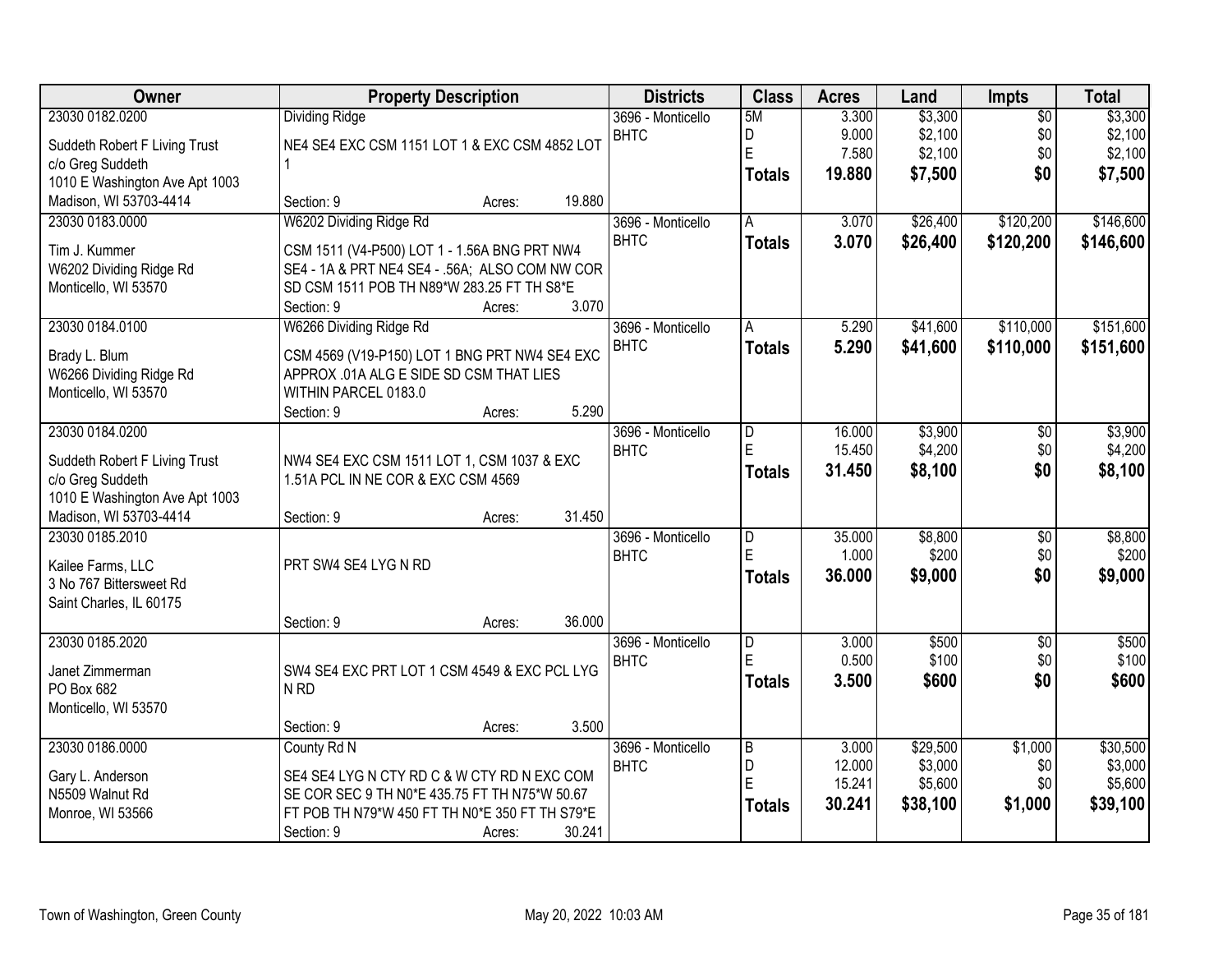| Owner | Property Description | Districts | Class | Acres | Land | Impts | Total |
|---|---|---|---|---|---|---|---|
| 23030 0182.0200<br>Suddeth Robert F Living Trust<br>c/o Greg Suddeth<br>1010 E Washington Ave Apt 1003<br>Madison, WI 53703-4414 | Dividing Ridge<br>NE4 SE4 EXC CSM 1151 LOT 1 & EXC CSM 4852 LOT 1<br>Section: 9 Acres: 19.880 | 3696 - Monticello<br>BHTC | 5M<br>D<br>E<br>**Totals** | 3.300<br>9.000<br>7.580<br>**19.880** | $3,300<br>$2,100<br>$2,100<br>**$7,500** | $0<br>$0<br>$0<br>**$0** | $3,300<br>$2,100<br>$2,100<br>**$7,500** |
| 23030 0183.0000<br>Tim J. Kummer<br>W6202 Dividing Ridge Rd<br>Monticello, WI 53570 | W6202 Dividing Ridge Rd<br>CSM 1511 (V4-P500) LOT 1 - 1.56A BNG PRT NW4 SE4 - 1A & PRT NE4 SE4 - .56A; ALSO COM NW COR SD CSM 1511 POB TH N89*W 283.25 FT TH S8*E<br>Section: 9 Acres: 3.070 | 3696 - Monticello<br>BHTC | A<br>**Totals** | 3.070<br>**3.070** | $26,400<br>**$26,400** | $120,200<br>**$120,200** | $146,600<br>**$146,600** |
| 23030 0184.0100<br>Brady L. Blum<br>W6266 Dividing Ridge Rd<br>Monticello, WI 53570 | W6266 Dividing Ridge Rd<br>CSM 4569 (V19-P150) LOT 1 BNG PRT NW4 SE4 EXC APPROX .01A ALG E SIDE SD CSM THAT LIES WITHIN PARCEL 0183.0<br>Section: 9 Acres: 5.290 | 3696 - Monticello<br>BHTC | A<br>**Totals** | 5.290<br>**5.290** | $41,600<br>**$41,600** | $110,000<br>**$110,000** | $151,600<br>**$151,600** |
| 23030 0184.0200<br>Suddeth Robert F Living Trust<br>c/o Greg Suddeth<br>1010 E Washington Ave Apt 1003<br>Madison, WI 53703-4414 | NW4 SE4 EXC CSM 1511 LOT 1, CSM 1037 & EXC 1.51A PCL IN NE COR & EXC CSM 4569<br>Section: 9 Acres: 31.450 | 3696 - Monticello<br>BHTC | D<br>E<br>**Totals** | 16.000<br>15.450<br>**31.450** | $3,900<br>$4,200<br>**$8,100** | $0<br>$0<br>**$0** | $3,900<br>$4,200<br>**$8,100** |
| 23030 0185.2010<br>Kailee Farms, LLC<br>3 No 767 Bittersweet Rd<br>Saint Charles, IL 60175 | PRT SW4 SE4 LYG N RD<br>Section: 9 Acres: 36.000 | 3696 - Monticello<br>BHTC | D<br>E<br>**Totals** | 35.000<br>1.000<br>**36.000** | $8,800<br>$200<br>**$9,000** | $0<br>$0<br>**$0** | $8,800<br>$200<br>**$9,000** |
| 23030 0185.2020<br>Janet Zimmerman<br>PO Box 682<br>Monticello, WI 53570 | SW4 SE4 EXC PRT LOT 1 CSM 4549 & EXC PCL LYG N RD<br>Section: 9 Acres: 3.500 | 3696 - Monticello<br>BHTC | D<br>E<br>**Totals** | 3.000<br>0.500<br>**3.500** | $500<br>$100<br>**$600** | $0<br>$0<br>**$0** | $500<br>$100<br>**$600** |
| 23030 0186.0000<br>Gary L. Anderson<br>N5509 Walnut Rd<br>Monroe, WI 53566 | County Rd N<br>SE4 SE4 LYG N CTY RD C & W CTY RD N EXC COM SE COR SEC 9 TH N0*E 435.75 FT TH N75*W 50.67 FT POB TH N79*W 450 FT TH N0*E 350 FT TH S79*E<br>Section: 9 Acres: 30.241 | 3696 - Monticello<br>BHTC | B<br>D<br>E<br>**Totals** | 3.000<br>12.000<br>15.241<br>**30.241** | $29,500<br>$3,000<br>$5,600<br>**$38,100** | $1,000<br>$0<br>$0<br>**$1,000** | $30,500<br>$3,000<br>$5,600<br>**$39,100** |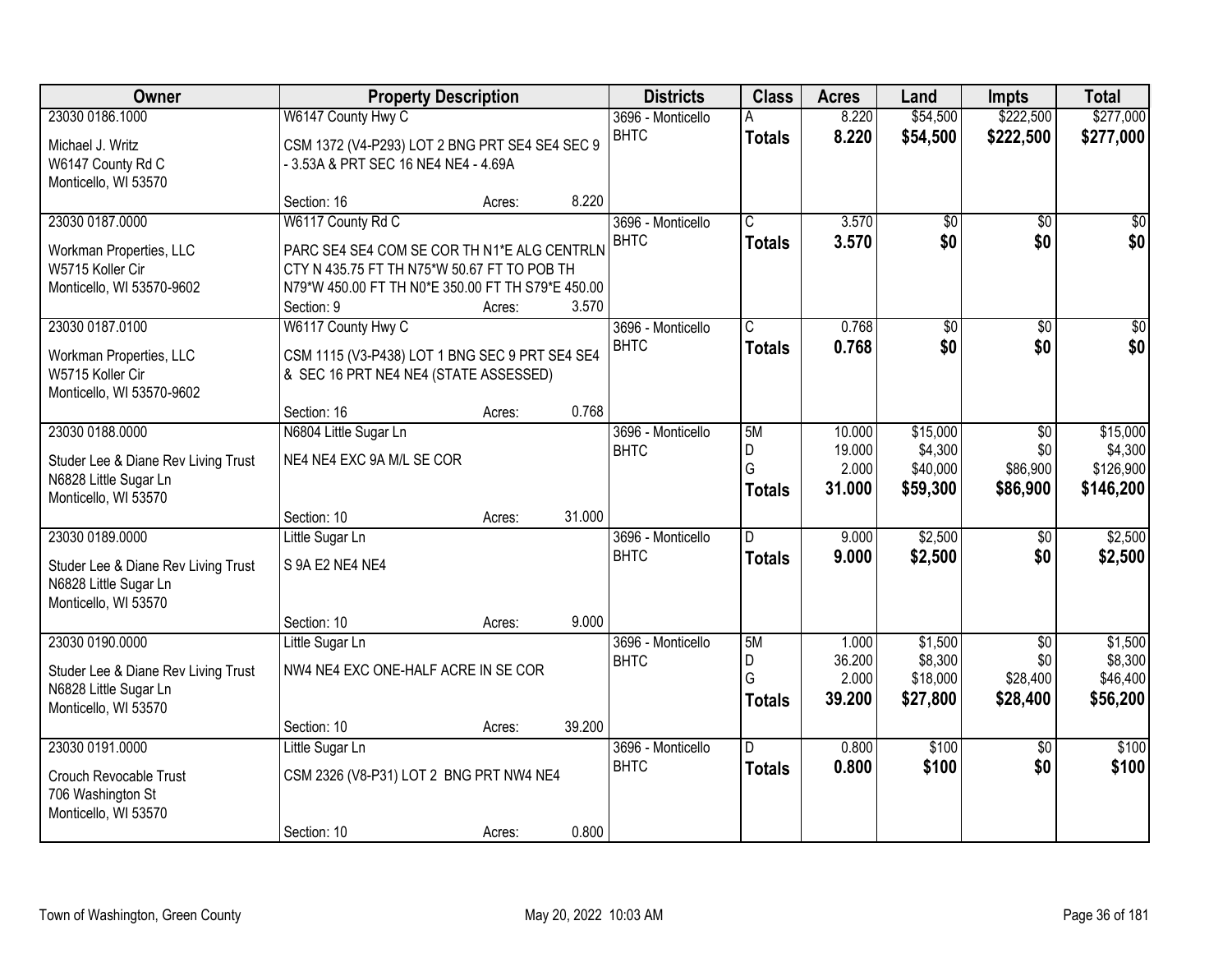| Owner | Property Description | Districts | Class | Acres | Land | Impts | Total |
|---|---|---|---|---|---|---|---|
| 23030 0186.1000<br>Michael J. Writz<br>W6147 County Rd C<br>Monticello, WI 53570 | W6147 County Hwy C<br>CSM 1372 (V4-P293) LOT 2 BNG PRT SE4 SE4 SEC 9 - 3.53A & PRT SEC 16 NE4 NE4 - 4.69A<br>Section: 16 Acres: 8.220 | 3696 - Monticello<br>BHTC | A<br>**Totals** | 8.220<br>**8.220** | $54,500<br>**$54,500** | $222,500<br>**$222,500** | $277,000<br>**$277,000** |
| 23030 0187.0000<br>Workman Properties, LLC<br>W5715 Koller Cir<br>Monticello, WI 53570-9602 | W6117 County Rd C<br>PARC SE4 SE4 COM SE COR TH N1*E ALG CENTRLN CTY N 435.75 FT TH N75*W 50.67 FT TO POB TH N79*W 450.00 FT TH N0*E 350.00 FT TH S79*E 450.00<br>Section: 9 Acres: 3.570 | 3696 - Monticello<br>BHTC | C<br>**Totals** | 3.570<br>**3.570** | $0<br>**$0** | $0<br>**$0** | $0<br>**$0** |
| 23030 0187.0100<br>Workman Properties, LLC<br>W5715 Koller Cir<br>Monticello, WI 53570-9602 | W6117 County Hwy C<br>CSM 1115 (V3-P438) LOT 1 BNG SEC 9 PRT SE4 SE4 & SEC 16 PRT NE4 NE4 (STATE ASSESSED)<br>Section: 16 Acres: 0.768 | 3696 - Monticello<br>BHTC | C<br>**Totals** | 0.768<br>**0.768** | $0<br>**$0** | $0<br>**$0** | $0<br>**$0** |
| 23030 0188.0000<br>Studer Lee & Diane Rev Living Trust<br>N6828 Little Sugar Ln<br>Monticello, WI 53570 | N6804 Little Sugar Ln<br>NE4 NE4 EXC 9A M/L SE COR<br>Section: 10 Acres: 31.000 | 3696 - Monticello<br>BHTC | 5M<br>D<br>G<br>**Totals** | 10.000<br>19.000<br>2.000<br>**31.000** | $15,000<br>$4,300<br>$40,000<br>**$59,300** | $0<br>$0<br>$86,900<br>**$86,900** | $15,000<br>$4,300<br>$126,900<br>**$146,200** |
| 23030 0189.0000<br>Studer Lee & Diane Rev Living Trust<br>N6828 Little Sugar Ln<br>Monticello, WI 53570 | Little Sugar Ln<br>S 9A E2 NE4 NE4<br>Section: 10 Acres: 9.000 | 3696 - Monticello<br>BHTC | D<br>**Totals** | 9.000<br>**9.000** | $2,500<br>**$2,500** | $0<br>**$0** | $2,500<br>**$2,500** |
| 23030 0190.0000<br>Studer Lee & Diane Rev Living Trust<br>N6828 Little Sugar Ln<br>Monticello, WI 53570 | Little Sugar Ln<br>NW4 NE4 EXC ONE-HALF ACRE IN SE COR<br>Section: 10 Acres: 39.200 | 3696 - Monticello<br>BHTC | 5M<br>D<br>G<br>**Totals** | 1.000<br>36.200<br>2.000<br>**39.200** | $1,500<br>$8,300<br>$18,000<br>**$27,800** | $0<br>$0<br>$28,400<br>**$28,400** | $1,500<br>$8,300<br>$46,400<br>**$56,200** |
| 23030 0191.0000<br>Crouch Revocable Trust<br>706 Washington St<br>Monticello, WI 53570 | Little Sugar Ln<br>CSM 2326 (V8-P31) LOT 2 BNG PRT NW4 NE4<br>Section: 10 Acres: 0.800 | 3696 - Monticello<br>BHTC | D<br>**Totals** | 0.800<br>**0.800** | $100<br>**$100** | $0<br>**$0** | $100<br>**$100** |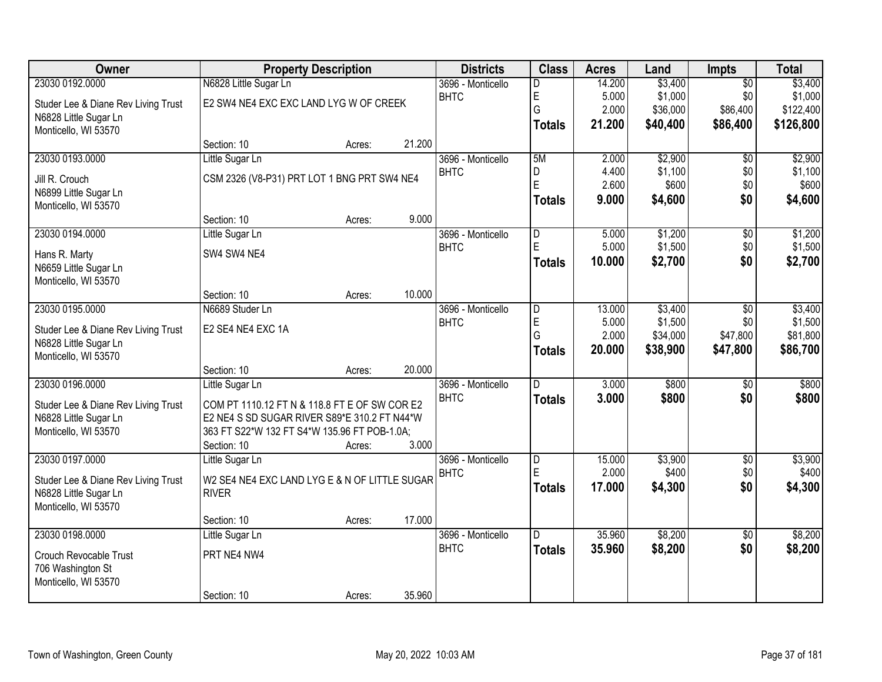| Owner | Property Description | Districts | Class | Acres | Land | Impts | Total |
|---|---|---|---|---|---|---|---|
| 23030 0192.0000<br>Studer Lee & Diane Rev Living Trust<br>N6828 Little Sugar Ln<br>Monticello, WI 53570 | N6828 Little Sugar Ln<br>E2 SW4 NE4 EXC EXC LAND LYG W OF CREEK<br>Section: 10 Acres: 21.200 | 3696 - Monticello BHTC | D<br>E<br>G<br>**Totals** | 14.200<br>5.000<br>2.000<br>**21.200** | $3,400<br>$1,000<br>$36,000<br>**$40,400** | $0<br>$0<br>$86,400<br>**$86,400** | $3,400<br>$1,000<br>$122,400<br>**$126,800** |
| 23030 0193.0000<br>Jill R. Crouch<br>N6899 Little Sugar Ln<br>Monticello, WI 53570 | Little Sugar Ln<br>CSM 2326 (V8-P31) PRT LOT 1 BNG PRT SW4 NE4<br>Section: 10 Acres: 9.000 | 3696 - Monticello BHTC | 5M<br>D<br>E<br>**Totals** | 2.000<br>4.400<br>2.600<br>**9.000** | $2,900<br>$1,100<br>$600<br>**$4,600** | $0<br>$0<br>$0<br>**$0** | $2,900<br>$1,100<br>$600<br>**$4,600** |
| 23030 0194.0000<br>Hans R. Marty<br>N6659 Little Sugar Ln<br>Monticello, WI 53570 | Little Sugar Ln<br>SW4 SW4 NE4<br>Section: 10 Acres: 10.000 | 3696 - Monticello BHTC | D<br>E<br>**Totals** | 5.000<br>5.000<br>**10.000** | $1,200<br>$1,500<br>**$2,700** | $0<br>$0<br>**$0** | $1,200<br>$1,500<br>**$2,700** |
| 23030 0195.0000<br>Studer Lee & Diane Rev Living Trust<br>N6828 Little Sugar Ln<br>Monticello, WI 53570 | N6689 Studer Ln<br>E2 SE4 NE4 EXC 1A<br>Section: 10 Acres: 20.000 | 3696 - Monticello BHTC | D<br>E<br>G<br>**Totals** | 13.000<br>5.000<br>2.000<br>**20.000** | $3,400<br>$1,500<br>$34,000<br>**$38,900** | $0<br>$0<br>$47,800<br>**$47,800** | $3,400<br>$1,500<br>$81,800<br>**$86,700** |
| 23030 0196.0000<br>Studer Lee & Diane Rev Living Trust<br>N6828 Little Sugar Ln<br>Monticello, WI 53570 | Little Sugar Ln<br>COM PT 1110.12 FT N & 118.8 FT E OF SW COR E2 NE4 S SD SUGAR RIVER S89*E 310.2 FT N44*W 363 FT S22*W 132 FT S4*W 135.96 FT POB-1.0A;<br>Section: 10 Acres: 3.000 | 3696 - Monticello BHTC | D<br>**Totals** | 3.000<br>**3.000** | $800<br>**$800** | $0<br>**$0** | $800<br>**$800** |
| 23030 0197.0000<br>Studer Lee & Diane Rev Living Trust<br>N6828 Little Sugar Ln<br>Monticello, WI 53570 | Little Sugar Ln<br>W2 SE4 NE4 EXC LAND LYG E & N OF LITTLE SUGAR RIVER<br>Section: 10 Acres: 17.000 | 3696 - Monticello BHTC | D<br>E<br>**Totals** | 15.000<br>2.000<br>**17.000** | $3,900<br>$400<br>**$4,300** | $0<br>$0<br>**$0** | $3,900<br>$400<br>**$4,300** |
| 23030 0198.0000<br>Crouch Revocable Trust<br>706 Washington St<br>Monticello, WI 53570 | Little Sugar Ln<br>PRT NE4 NW4<br>Section: 10 Acres: 35.960 | 3696 - Monticello BHTC | D<br>**Totals** | 35.960<br>**35.960** | $8,200<br>**$8,200** | $0<br>**$0** | $8,200<br>**$8,200** |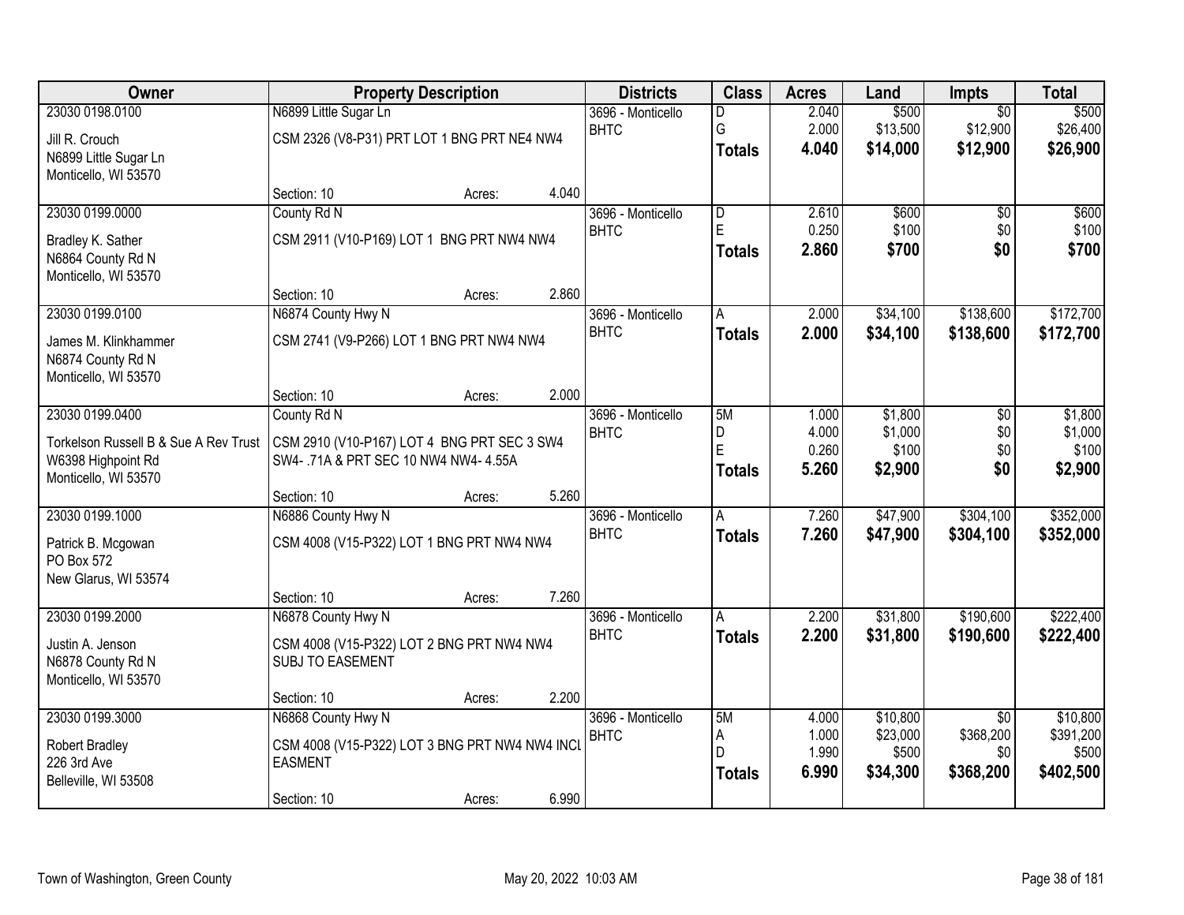| Owner | Property Description | | | Districts | Class | Acres | Land | Impts | Total |
|---|---|---|---|---|---|---|---|---|---|
| 23030 0198.0100 | N6899 Little Sugar Ln | | | 3696 - Monticello | D | 2.040 | $500 | $0 | $500 |
| Jill R. Crouch | CSM 2326 (V8-P31) PRT LOT 1 BNG PRT NE4 NW4 | | | BHTC | G | 2.000 | $13,500 | $12,900 | $26,400 |
| N6899 Little Sugar Ln | | | | | **Totals** | **4.040** | **$14,000** | **$12,900** | **$26,900** |
| Monticello, WI 53570 | | | | | | | | | |
| | Section: 10 | Acres: | 4.040 | | | | | | |
| 23030 0199.0000 | County Rd N | | | 3696 - Monticello | D | 2.610 | $600 | $0 | $600 |
| Bradley K. Sather | CSM 2911 (V10-P169) LOT 1 BNG PRT NW4 NW4 | | | BHTC | E | 0.250 | $100 | $0 | $100 |
| N6864 County Rd N | | | | | **Totals** | **2.860** | **$700** | **$0** | **$700** |
| Monticello, WI 53570 | | | | | | | | | |
| | Section: 10 | Acres: | 2.860 | | | | | | |
| 23030 0199.0100 | N6874 County Hwy N | | | 3696 - Monticello | A | 2.000 | $34,100 | $138,600 | $172,700 |
| James M. Klinkhammer | CSM 2741 (V9-P266) LOT 1 BNG PRT NW4 NW4 | | | BHTC | **Totals** | **2.000** | **$34,100** | **$138,600** | **$172,700** |
| N6874 County Rd N | | | | | | | | | |
| Monticello, WI 53570 | | | | | | | | | |
| | Section: 10 | Acres: | 2.000 | | | | | | |
| 23030 0199.0400 | County Rd N | | | 3696 - Monticello | 5M | 1.000 | $1,800 | $0 | $1,800 |
| Torkelson Russell B & Sue A Rev Trust | CSM 2910 (V10-P167) LOT 4 BNG PRT SEC 3 SW4 | | | BHTC | D | 4.000 | $1,000 | $0 | $1,000 |
| W6398 Highpoint Rd | SW4- .71A & PRT SEC 10 NW4 NW4- 4.55A | | | | E | 0.260 | $100 | $0 | $100 |
| Monticello, WI 53570 | | | | | **Totals** | **5.260** | **$2,900** | **$0** | **$2,900** |
| | Section: 10 | Acres: | 5.260 | | | | | | |
| 23030 0199.1000 | N6886 County Hwy N | | | 3696 - Monticello | A | 7.260 | $47,900 | $304,100 | $352,000 |
| Patrick B. Mcgowan | CSM 4008 (V15-P322) LOT 1 BNG PRT NW4 NW4 | | | BHTC | **Totals** | **7.260** | **$47,900** | **$304,100** | **$352,000** |
| PO Box 572 | | | | | | | | | |
| New Glarus, WI 53574 | | | | | | | | | |
| | Section: 10 | Acres: | 7.260 | | | | | | |
| 23030 0199.2000 | N6878 County Hwy N | | | 3696 - Monticello | A | 2.200 | $31,800 | $190,600 | $222,400 |
| Justin A. Jenson | CSM 4008 (V15-P322) LOT 2 BNG PRT NW4 NW4 | | | BHTC | **Totals** | **2.200** | **$31,800** | **$190,600** | **$222,400** |
| N6878 County Rd N | SUBJ TO EASEMENT | | | | | | | | |
| Monticello, WI 53570 | | | | | | | | | |
| | Section: 10 | Acres: | 2.200 | | | | | | |
| 23030 0199.3000 | N6868 County Hwy N | | | 3696 - Monticello | 5M | 4.000 | $10,800 | $0 | $10,800 |
| Robert Bradley | CSM 4008 (V15-P322) LOT 3 BNG PRT NW4 NW4 INCL | | | BHTC | A | 1.000 | $23,000 | $368,200 | $391,200 |
| 226 3rd Ave | EASMENT | | | | D | 1.990 | $500 | $0 | $500 |
| Belleville, WI 53508 | | | | | **Totals** | **6.990** | **$34,300** | **$368,200** | **$402,500** |
| | Section: 10 | Acres: | 6.990 | | | | | | |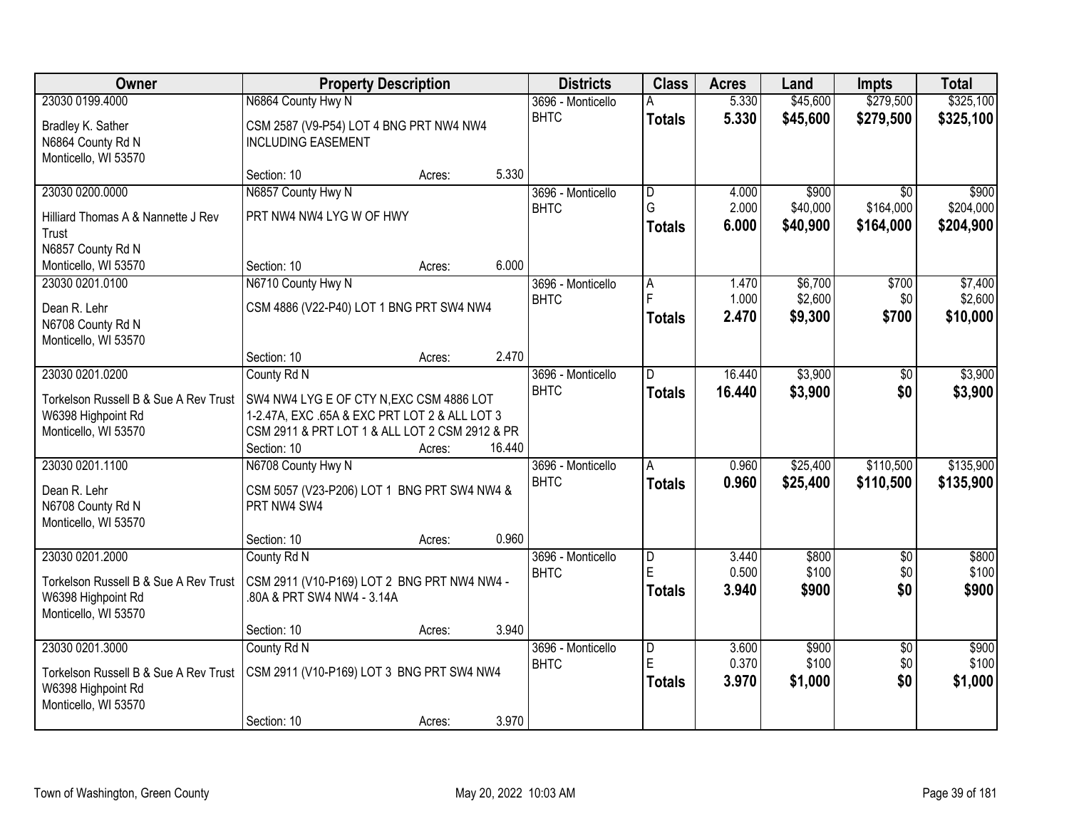| Owner | Property Description | | | Districts | Class | Acres | Land | Impts | Total |
|---|---|---|---|---|---|---|---|---|---|
| 23030 0199.4000 | N6864 County Hwy N | | | 3696 - Monticello | A | 5.330 | $45,600 | $279,500 | $325,100 |
| Bradley K. Sather<br>N6864 County Rd N<br>Monticello, WI 53570 | CSM 2587 (V9-P54) LOT 4 BNG PRT NW4 NW4 INCLUDING EASEMENT | | | BHTC | **Totals** | **5.330** | **$45,600** | **$279,500** | **$325,100** |
| | Section: 10 | Acres: | 5.330 | | | | | | |
| 23030 0200.0000 | N6857 County Hwy N | | | 3696 - Monticello | D | 4.000 | $900 | $0 | $900 |
| Hilliard Thomas A & Nannette J Rev Trust<br>N6857 County Rd N<br>Monticello, WI 53570 | PRT NW4 NW4 LYG W OF HWY | | | BHTC | G | 2.000 | $40,000 | $164,000 | $204,000 |
| | | | | | **Totals** | **6.000** | **$40,900** | **$164,000** | **$204,900** |
| | Section: 10 | Acres: | 6.000 | | | | | | |
| 23030 0201.0100 | N6710 County Hwy N | | | 3696 - Monticello | A | 1.470 | $6,700 | $700 | $7,400 |
| Dean R. Lehr<br>N6708 County Rd N<br>Monticello, WI 53570 | CSM 4886 (V22-P40) LOT 1 BNG PRT SW4 NW4 | | | BHTC | F | 1.000 | $2,600 | $0 | $2,600 |
| | | | | | **Totals** | **2.470** | **$9,300** | **$700** | **$10,000** |
| | Section: 10 | Acres: | 2.470 | | | | | | |
| 23030 0201.0200 | County Rd N | | | 3696 - Monticello | D | 16.440 | $3,900 | $0 | $3,900 |
| Torkelson Russell B & Sue A Rev Trust<br>W6398 Highpoint Rd<br>Monticello, WI 53570 | SW4 NW4 LYG E OF CTY N,EXC CSM 4886 LOT 1-2.47A, EXC .65A & EXC PRT LOT 2 & ALL LOT 3 CSM 2911 & PRT LOT 1 & ALL LOT 2 CSM 2912 & PR | | | BHTC | **Totals** | **16.440** | **$3,900** | **$0** | **$3,900** |
| | Section: 10 | Acres: | 16.440 | | | | | | |
| 23030 0201.1100 | N6708 County Hwy N | | | 3696 - Monticello | A | 0.960 | $25,400 | $110,500 | $135,900 |
| Dean R. Lehr<br>N6708 County Rd N<br>Monticello, WI 53570 | CSM 5057 (V23-P206) LOT 1 BNG PRT SW4 NW4 & PRT NW4 SW4 | | | BHTC | **Totals** | **0.960** | **$25,400** | **$110,500** | **$135,900** |
| | Section: 10 | Acres: | 0.960 | | | | | | |
| 23030 0201.2000 | County Rd N | | | 3696 - Monticello | D | 3.440 | $800 | $0 | $800 |
| Torkelson Russell B & Sue A Rev Trust<br>W6398 Highpoint Rd<br>Monticello, WI 53570 | CSM 2911 (V10-P169) LOT 2 BNG PRT NW4 NW4 - .80A & PRT SW4 NW4 - 3.14A | | | BHTC | E | 0.500 | $100 | $0 | $100 |
| | | | | | **Totals** | **3.940** | **$900** | **$0** | **$900** |
| | Section: 10 | Acres: | 3.940 | | | | | | |
| 23030 0201.3000 | County Rd N | | | 3696 - Monticello | D | 3.600 | $900 | $0 | $900 |
| Torkelson Russell B & Sue A Rev Trust<br>W6398 Highpoint Rd<br>Monticello, WI 53570 | CSM 2911 (V10-P169) LOT 3 BNG PRT SW4 NW4 | | | BHTC | E | 0.370 | $100 | $0 | $100 |
| | | | | | **Totals** | **3.970** | **$1,000** | **$0** | **$1,000** |
| | Section: 10 | Acres: | 3.970 | | | | | | |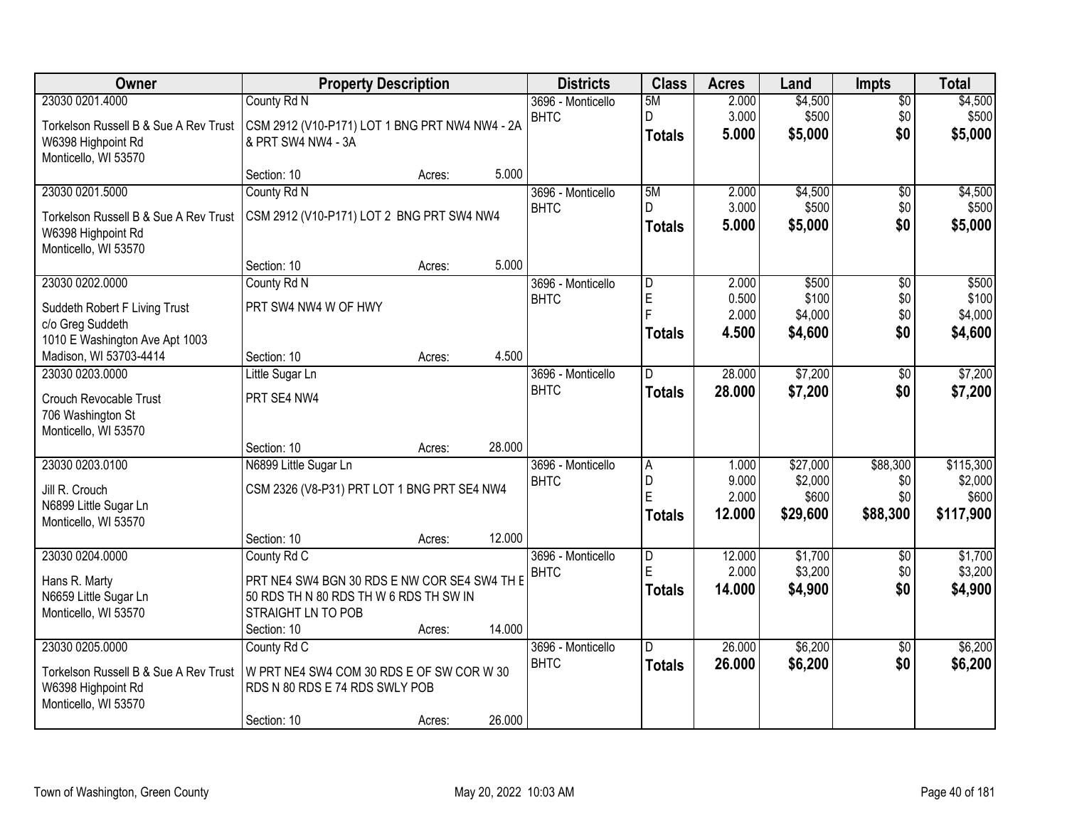| Owner | Property Description | Districts | Class | Acres | Land | Impts | Total |
|---|---|---|---|---|---|---|---|
| 23030 0201.4000<br>Torkelson Russell B & Sue A Rev Trust<br>W6398 Highpoint Rd<br>Monticello, WI 53570 | County Rd N<br>CSM 2912 (V10-P171) LOT 1 BNG PRT NW4 NW4 - 2A & PRT SW4 NW4 - 3A<br>Section: 10 Acres: 5.000 | 3696 - Monticello<br>BHTC | 5M<br>D<br>**Totals** | 2.000<br>3.000<br>**5.000** | $4,500<br>$500<br>**$5,000** | $0<br>$0<br>**$0** | $4,500<br>$500<br>**$5,000** |
| 23030 0201.5000<br>Torkelson Russell B & Sue A Rev Trust<br>W6398 Highpoint Rd<br>Monticello, WI 53570 | County Rd N<br>CSM 2912 (V10-P171) LOT 2 BNG PRT SW4 NW4<br>Section: 10 Acres: 5.000 | 3696 - Monticello<br>BHTC | 5M<br>D<br>**Totals** | 2.000<br>3.000<br>**5.000** | $4,500<br>$500<br>**$5,000** | $0<br>$0<br>**$0** | $4,500<br>$500<br>**$5,000** |
| 23030 0202.0000<br>Suddeth Robert F Living Trust<br>c/o Greg Suddeth<br>1010 E Washington Ave Apt 1003<br>Madison, WI 53703-4414 | County Rd N<br>PRT SW4 NW4 W OF HWY<br>Section: 10 Acres: 4.500 | 3696 - Monticello<br>BHTC | D<br>E<br>F<br>**Totals** | 2.000<br>0.500<br>2.000<br>**4.500** | $500<br>$100<br>$4,000<br>**$4,600** | $0<br>$0<br>$0<br>**$0** | $500<br>$100<br>$4,000<br>**$4,600** |
| 23030 0203.0000<br>Crouch Revocable Trust<br>706 Washington St<br>Monticello, WI 53570 | Little Sugar Ln<br>PRT SE4 NW4<br>Section: 10 Acres: 28.000 | 3696 - Monticello<br>BHTC | D<br>**Totals** | 28.000<br>**28.000** | $7,200<br>**$7,200** | $0<br>**$0** | $7,200<br>**$7,200** |
| 23030 0203.0100<br>Jill R. Crouch<br>N6899 Little Sugar Ln<br>Monticello, WI 53570 | N6899 Little Sugar Ln<br>CSM 2326 (V8-P31) PRT LOT 1 BNG PRT SE4 NW4<br>Section: 10 Acres: 12.000 | 3696 - Monticello<br>BHTC | A<br>D<br>E<br>**Totals** | 1.000<br>9.000<br>2.000<br>**12.000** | $27,000<br>$2,000<br>$600<br>**$29,600** | $88,300<br>$0<br>$0<br>**$88,300** | $115,300<br>$2,000<br>$600<br>**$117,900** |
| 23030 0204.0000<br>Hans R. Marty<br>N6659 Little Sugar Ln<br>Monticello, WI 53570 | County Rd C<br>PRT NE4 SW4 BGN 30 RDS E NW COR SE4 SW4 TH E 50 RDS TH N 80 RDS TH W 6 RDS TH SW IN STRAIGHT LN TO POB<br>Section: 10 Acres: 14.000 | 3696 - Monticello<br>BHTC | D<br>E<br>**Totals** | 12.000<br>2.000<br>**14.000** | $1,700<br>$3,200<br>**$4,900** | $0<br>$0<br>**$0** | $1,700<br>$3,200<br>**$4,900** |
| 23030 0205.0000<br>Torkelson Russell B & Sue A Rev Trust<br>W6398 Highpoint Rd<br>Monticello, WI 53570 | County Rd C<br>W PRT NE4 SW4 COM 30 RDS E OF SW COR W 30 RDS N 80 RDS E 74 RDS SWLY POB<br>Section: 10 Acres: 26.000 | 3696 - Monticello<br>BHTC | D<br>**Totals** | 26.000<br>**26.000** | $6,200<br>**$6,200** | $0<br>**$0** | $6,200<br>**$6,200** |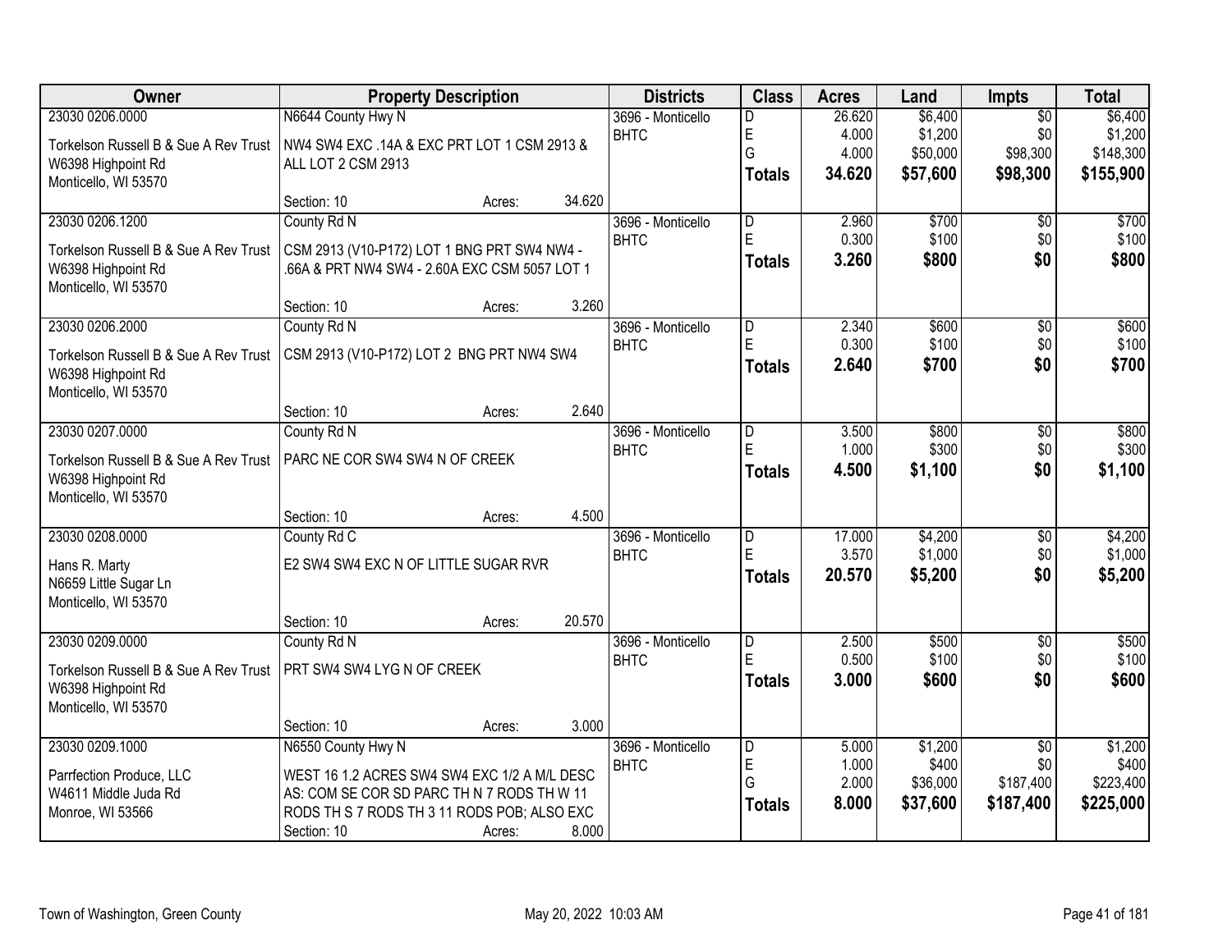| Owner | Property Description | Districts | Class | Acres | Land | Impts | Total |
|---|---|---|---|---|---|---|---|
| 23030 0206.0000<br>Torkelson Russell B & Sue A Rev Trust<br>W6398 Highpoint Rd<br>Monticello, WI 53570 | N6644 County Hwy N<br>NW4 SW4 EXC .14A & EXC PRT LOT 1 CSM 2913 & ALL LOT 2 CSM 2913<br>Section: 10 Acres: 34.620 | 3696 - Monticello BHTC | D<br>E<br>G<br>**Totals** | 26.620<br>4.000<br>4.000<br>**34.620** | $6,400<br>$1,200<br>$50,000<br>**$57,600** | $0<br>$0<br>$98,300<br>**$98,300** | $6,400<br>$1,200<br>$148,300<br>**$155,900** |
| 23030 0206.1200<br>Torkelson Russell B & Sue A Rev Trust<br>W6398 Highpoint Rd<br>Monticello, WI 53570 | County Rd N<br>CSM 2913 (V10-P172) LOT 1 BNG PRT SW4 NW4 - .66A & PRT NW4 SW4 - 2.60A EXC CSM 5057 LOT 1<br>Section: 10 Acres: 3.260 | 3696 - Monticello BHTC | D<br>E<br>**Totals** | 2.960<br>0.300<br>**3.260** | $700<br>$100<br>**$800** | $0<br>$0<br>**$0** | $700<br>$100<br>**$800** |
| 23030 0206.2000<br>Torkelson Russell B & Sue A Rev Trust<br>W6398 Highpoint Rd<br>Monticello, WI 53570 | County Rd N<br>CSM 2913 (V10-P172) LOT 2 BNG PRT NW4 SW4<br>Section: 10 Acres: 2.640 | 3696 - Monticello BHTC | D<br>E<br>**Totals** | 2.340<br>0.300<br>**2.640** | $600<br>$100<br>**$700** | $0<br>$0<br>**$0** | $600<br>$100<br>**$700** |
| 23030 0207.0000<br>Torkelson Russell B & Sue A Rev Trust<br>W6398 Highpoint Rd<br>Monticello, WI 53570 | County Rd N<br>PARC NE COR SW4 SW4 N OF CREEK<br>Section: 10 Acres: 4.500 | 3696 - Monticello BHTC | D<br>E<br>**Totals** | 3.500<br>1.000<br>**4.500** | $800<br>$300<br>**$1,100** | $0<br>$0<br>**$0** | $800<br>$300<br>**$1,100** |
| 23030 0208.0000<br>Hans R. Marty<br>N6659 Little Sugar Ln<br>Monticello, WI 53570 | County Rd C<br>E2 SW4 SW4 EXC N OF LITTLE SUGAR RVR<br>Section: 10 Acres: 20.570 | 3696 - Monticello BHTC | D<br>E<br>**Totals** | 17.000<br>3.570<br>**20.570** | $4,200<br>$1,000<br>**$5,200** | $0<br>$0<br>**$0** | $4,200<br>$1,000<br>**$5,200** |
| 23030 0209.0000<br>Torkelson Russell B & Sue A Rev Trust<br>W6398 Highpoint Rd<br>Monticello, WI 53570 | County Rd N<br>PRT SW4 SW4 LYG N OF CREEK<br>Section: 10 Acres: 3.000 | 3696 - Monticello BHTC | D<br>E<br>**Totals** | 2.500<br>0.500<br>**3.000** | $500<br>$100<br>**$600** | $0<br>$0<br>**$0** | $500<br>$100<br>**$600** |
| 23030 0209.1000<br>Parrfection Produce, LLC<br>W4611 Middle Juda Rd<br>Monroe, WI 53566 | N6550 County Hwy N<br>WEST 16 1.2 ACRES SW4 SW4 EXC 1/2 A M/L DESC AS: COM SE COR SD PARC TH N 7 RODS TH W 11 RODS TH S 7 RODS TH 3 11 RODS POB; ALSO EXC<br>Section: 10 Acres: 8.000 | 3696 - Monticello BHTC | D<br>E<br>G<br>**Totals** | 5.000<br>1.000<br>2.000<br>**8.000** | $1,200<br>$400<br>$36,000<br>**$37,600** | $0<br>$0<br>$187,400<br>**$187,400** | $1,200<br>$400<br>$223,400<br>**$225,000** |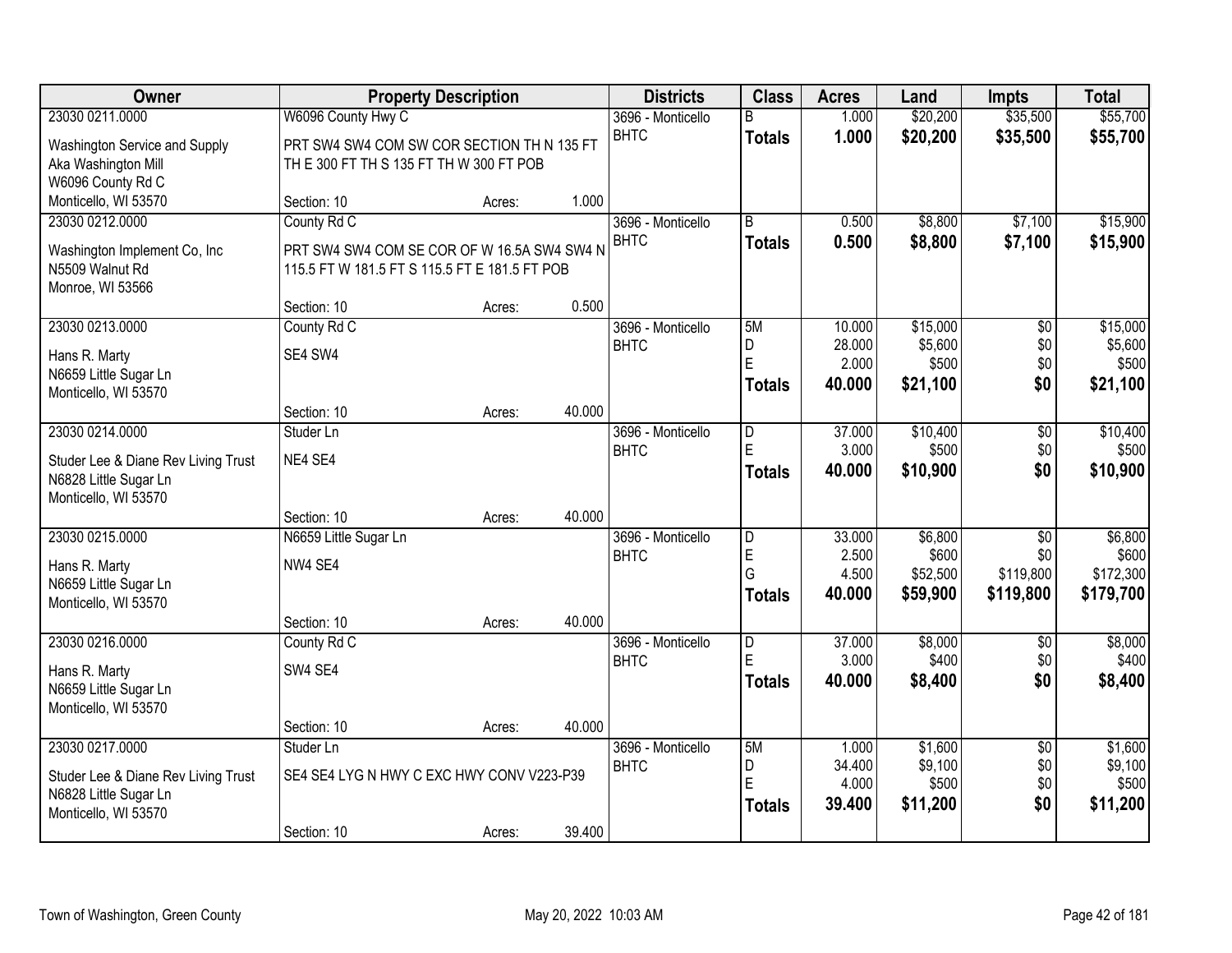| Owner | Property Description | | | Districts | Class | Acres | Land | Impts | Total |
|---|---|---|---|---|---|---|---|---|---|
| 23030 0211.0000 | W6096 County Hwy C | | | 3696 - Monticello | B | 1.000 | $20,200 | $35,500 | $55,700 |
| Washington Service and Supply<br>Aka Washington Mill<br>W6096 County Rd C<br>Monticello, WI 53570 | PRT SW4 SW4 COM SW COR SECTION TH N 135 FT TH E 300 FT TH S 135 FT TH W 300 FT POB | | | BHTC | **Totals** | **1.000** | **$20,200** | **$35,500** | **$55,700** |
| | Section: 10 | Acres: | 1.000 | | | | | | |
| 23030 0212.0000 | County Rd C | | | 3696 - Monticello | B | 0.500 | $8,800 | $7,100 | $15,900 |
| Washington Implement Co, Inc<br>N5509 Walnut Rd<br>Monroe, WI 53566 | PRT SW4 SW4 COM SE COR OF W 16.5A SW4 SW4 N 115.5 FT W 181.5 FT S 115.5 FT E 181.5 FT POB | | | BHTC | **Totals** | **0.500** | **$8,800** | **$7,100** | **$15,900** |
| | Section: 10 | Acres: | 0.500 | | | | | | |
| 23030 0213.0000 | County Rd C | | | 3696 - Monticello | 5M | 10.000 | $15,000 | $0 | $15,000 |
| Hans R. Marty<br>N6659 Little Sugar Ln<br>Monticello, WI 53570 | SE4 SW4 | | | BHTC | D | 28.000 | $5,600 | $0 | $5,600 |
| | | | | | E | 2.000 | $500 | $0 | $500 |
| | | | | | **Totals** | **40.000** | **$21,100** | **$0** | **$21,100** |
| | Section: 10 | Acres: | 40.000 | | | | | | |
| 23030 0214.0000 | Studer Ln | | | 3696 - Monticello | D | 37.000 | $10,400 | $0 | $10,400 |
| Studer Lee & Diane Rev Living Trust<br>N6828 Little Sugar Ln<br>Monticello, WI 53570 | NE4 SE4 | | | BHTC | E | 3.000 | $500 | $0 | $500 |
| | | | | | **Totals** | **40.000** | **$10,900** | **$0** | **$10,900** |
| | Section: 10 | Acres: | 40.000 | | | | | | |
| 23030 0215.0000 | N6659 Little Sugar Ln | | | 3696 - Monticello | D | 33.000 | $6,800 | $0 | $6,800 |
| Hans R. Marty<br>N6659 Little Sugar Ln<br>Monticello, WI 53570 | NW4 SE4 | | | BHTC | E | 2.500 | $600 | $0 | $600 |
| | | | | | G | 4.500 | $52,500 | $119,800 | $172,300 |
| | | | | | **Totals** | **40.000** | **$59,900** | **$119,800** | **$179,700** |
| | Section: 10 | Acres: | 40.000 | | | | | | |
| 23030 0216.0000 | County Rd C | | | 3696 - Monticello | D | 37.000 | $8,000 | $0 | $8,000 |
| Hans R. Marty<br>N6659 Little Sugar Ln<br>Monticello, WI 53570 | SW4 SE4 | | | BHTC | E | 3.000 | $400 | $0 | $400 |
| | | | | | **Totals** | **40.000** | **$8,400** | **$0** | **$8,400** |
| | Section: 10 | Acres: | 40.000 | | | | | | |
| 23030 0217.0000 | Studer Ln | | | 3696 - Monticello | 5M | 1.000 | $1,600 | $0 | $1,600 |
| Studer Lee & Diane Rev Living Trust<br>N6828 Little Sugar Ln<br>Monticello, WI 53570 | SE4 SE4 LYG N HWY C EXC HWY CONV V223-P39 | | | BHTC | D | 34.400 | $9,100 | $0 | $9,100 |
| | | | | | E | 4.000 | $500 | $0 | $500 |
| | | | | | **Totals** | **39.400** | **$11,200** | **$0** | **$11,200** |
| | Section: 10 | Acres: | 39.400 | | | | | | |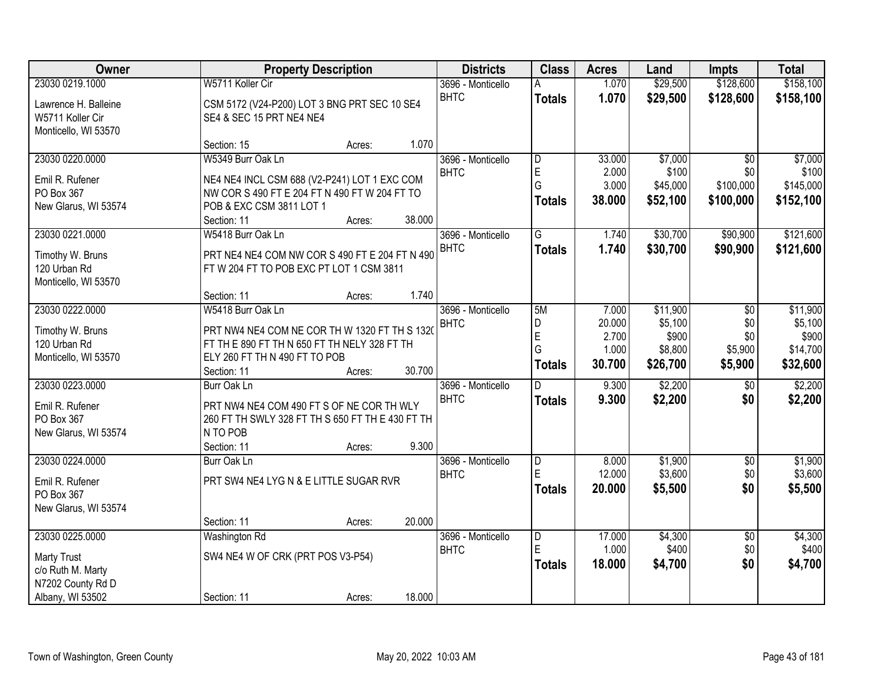| Owner | Property Description | Districts | Class | Acres | Land | Impts | Total |
|---|---|---|---|---|---|---|---|
| 23030 0219.1000<br>Lawrence H. Balleine<br>W5711 Koller Cir<br>Monticello, WI 53570 | W5711 Koller Cir<br>CSM 5172 (V24-P200) LOT 3 BNG PRT SEC 10 SE4 SE4 & SEC 15 PRT NE4 NE4<br>Section: 15 Acres: 1.070 | 3696 - Monticello<br>BHTC | A<br>**Totals** | 1.070<br>**1.070** | \$29,500<br>**\$29,500** | \$128,600<br>**\$128,600** | \$158,100<br>**\$158,100** |
| 23030 0220.0000<br>Emil R. Rufener<br>PO Box 367<br>New Glarus, WI 53574 | W5349 Burr Oak Ln<br>NE4 NE4 INCL CSM 688 (V2-P241) LOT 1 EXC COM NW COR S 490 FT E 204 FT N 490 FT W 204 FT TO POB & EXC CSM 3811 LOT 1<br>Section: 11 Acres: 38.000 | 3696 - Monticello<br>BHTC | D<br>E<br>G<br>**Totals** | 33.000<br>2.000<br>3.000<br>**38.000** | \$7,000<br>\$100<br>\$45,000<br>**\$52,100** | \$0<br>\$0<br>\$100,000<br>**\$100,000** | \$7,000<br>\$100<br>\$145,000<br>**\$152,100** |
| 23030 0221.0000<br>Timothy W. Bruns<br>120 Urban Rd<br>Monticello, WI 53570 | W5418 Burr Oak Ln<br>PRT NE4 NE4 COM NW COR S 490 FT E 204 FT N 490 FT W 204 FT TO POB EXC PT LOT 1 CSM 3811<br>Section: 11 Acres: 1.740 | 3696 - Monticello<br>BHTC | G<br>**Totals** | 1.740<br>**1.740** | \$30,700<br>**\$30,700** | \$90,900<br>**\$90,900** | \$121,600<br>**\$121,600** |
| 23030 0222.0000<br>Timothy W. Bruns<br>120 Urban Rd<br>Monticello, WI 53570 | W5418 Burr Oak Ln<br>PRT NW4 NE4 COM NE COR TH W 1320 FT TH S 1320 FT TH E 890 FT TH N 650 FT TH NELY 328 FT TH ELY 260 FT TH N 490 FT TO POB<br>Section: 11 Acres: 30.700 | 3696 - Monticello<br>BHTC | 5M<br>D<br>E<br>G<br>**Totals** | 7.000<br>20.000<br>2.700<br>1.000<br>**30.700** | \$11,900<br>\$5,100<br>\$900<br>\$8,800<br>**\$26,700** | \$0<br>\$0<br>\$0<br>\$5,900<br>**\$5,900** | \$11,900<br>\$5,100<br>\$900<br>\$14,700<br>**\$32,600** |
| 23030 0223.0000<br>Emil R. Rufener<br>PO Box 367<br>New Glarus, WI 53574 | Burr Oak Ln<br>PRT NW4 NE4 COM 490 FT S OF NE COR TH WLY 260 FT TH SWLY 328 FT TH S 650 FT TH E 430 FT TH N TO POB<br>Section: 11 Acres: 9.300 | 3696 - Monticello<br>BHTC | D<br>**Totals** | 9.300<br>**9.300** | \$2,200<br>**\$2,200** | \$0<br>**\$0** | \$2,200<br>**\$2,200** |
| 23030 0224.0000<br>Emil R. Rufener<br>PO Box 367<br>New Glarus, WI 53574 | Burr Oak Ln<br>PRT SW4 NE4 LYG N & E LITTLE SUGAR RVR<br>Section: 11 Acres: 20.000 | 3696 - Monticello<br>BHTC | D<br>E<br>**Totals** | 8.000<br>12.000<br>**20.000** | \$1,900<br>\$3,600<br>**\$5,500** | \$0<br>\$0<br>**\$0** | \$1,900<br>\$3,600<br>**\$5,500** |
| 23030 0225.0000<br>Marty Trust<br>c/o Ruth M. Marty<br>N7202 County Rd D<br>Albany, WI 53502 | Washington Rd<br>SW4 NE4 W OF CRK (PRT POS V3-P54)<br>Section: 11 Acres: 18.000 | 3696 - Monticello<br>BHTC | D<br>E<br>**Totals** | 17.000<br>1.000<br>**18.000** | \$4,300<br>\$400<br>**\$4,700** | \$0<br>\$0<br>**\$0** | \$4,300<br>\$400<br>**\$4,700** |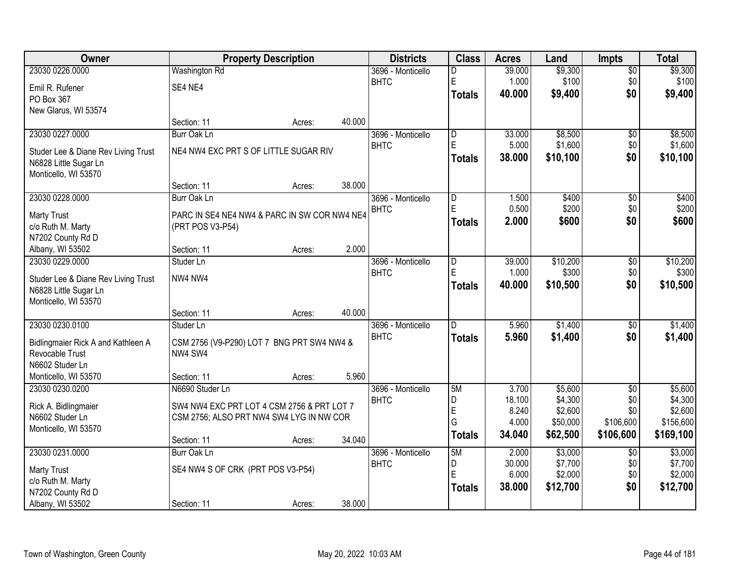| Owner | Property Description | Districts | Class | Acres | Land | Impts | Total |
|---|---|---|---|---|---|---|---|
| 23030 0226.0000<br>Emil R. Rufener<br>PO Box 367<br>New Glarus, WI 53574 | Washington Rd<br>SE4 NE4<br>Section: 11 Acres: 40.000 | 3696 - Monticello<br>BHTC | D<br>E<br>**Totals** | 39.000<br>1.000<br>**40.000** | $9,300<br>$100<br>**$9,400** | $0<br>$0<br>**$0** | $9,300<br>$100<br>**$9,400** |
| 23030 0227.0000<br>Studer Lee & Diane Rev Living Trust<br>N6828 Little Sugar Ln<br>Monticello, WI 53570 | Burr Oak Ln<br>NE4 NW4 EXC PRT S OF LITTLE SUGAR RIV<br>Section: 11 Acres: 38.000 | 3696 - Monticello<br>BHTC | D<br>E<br>**Totals** | 33.000<br>5.000<br>**38.000** | $8,500<br>$1,600<br>**$10,100** | $0<br>$0<br>**$0** | $8,500<br>$1,600<br>**$10,100** |
| 23030 0228.0000<br>Marty Trust<br>c/o Ruth M. Marty<br>N7202 County Rd D<br>Albany, WI 53502 | Burr Oak Ln<br>PARC IN SE4 NE4 NW4 & PARC IN SW COR NW4 NE4 (PRT POS V3-P54)<br>Section: 11 Acres: 2.000 | 3696 - Monticello<br>BHTC | D<br>E<br>**Totals** | 1.500<br>0.500<br>**2.000** | $400<br>$200<br>**$600** | $0<br>$0<br>**$0** | $400<br>$200<br>**$600** |
| 23030 0229.0000<br>Studer Lee & Diane Rev Living Trust<br>N6828 Little Sugar Ln<br>Monticello, WI 53570 | Studer Ln<br>NW4 NW4<br>Section: 11 Acres: 40.000 | 3696 - Monticello<br>BHTC | D<br>E<br>**Totals** | 39.000<br>1.000<br>**40.000** | $10,200<br>$300<br>**$10,500** | $0<br>$0<br>**$0** | $10,200<br>$300<br>**$10,500** |
| 23030 0230.0100<br>Bidlingmaier Rick A and Kathleen A Revocable Trust<br>N6602 Studer Ln<br>Monticello, WI 53570 | Studer Ln<br>CSM 2756 (V9-P290) LOT 7 BNG PRT SW4 NW4 & NW4 SW4<br>Section: 11 Acres: 5.960 | 3696 - Monticello<br>BHTC | D<br>**Totals** | 5.960<br>**5.960** | $1,400<br>**$1,400** | $0<br>**$0** | $1,400<br>**$1,400** |
| 23030 0230.0200<br>Rick A. Bidlingmaier<br>N6602 Studer Ln<br>Monticello, WI 53570 | N6690 Studer Ln<br>SW4 NW4 EXC PRT LOT 4 CSM 2756 & PRT LOT 7 CSM 2756; ALSO PRT NW4 SW4 LYG IN NW COR<br>Section: 11 Acres: 34.040 | 3696 - Monticello<br>BHTC | 5M<br>D<br>E<br>G<br>**Totals** | 3.700<br>18.100<br>8.240<br>4.000<br>**34.040** | $5,600<br>$4,300<br>$2,600<br>$50,000<br>**$62,500** | $0<br>$0<br>$0<br>$106,600<br>**$106,600** | $5,600<br>$4,300<br>$2,600<br>$156,600<br>**$169,100** |
| 23030 0231.0000<br>Marty Trust<br>c/o Ruth M. Marty<br>N7202 County Rd D<br>Albany, WI 53502 | Burr Oak Ln<br>SE4 NW4 S OF CRK (PRT POS V3-P54)<br>Section: 11 Acres: 38.000 | 3696 - Monticello<br>BHTC | 5M<br>D<br>E<br>**Totals** | 2.000<br>30.000<br>6.000<br>**38.000** | $3,000<br>$7,700<br>$2,000<br>**$12,700** | $0<br>$0<br>$0<br>**$0** | $3,000<br>$7,700<br>$2,000<br>**$12,700** |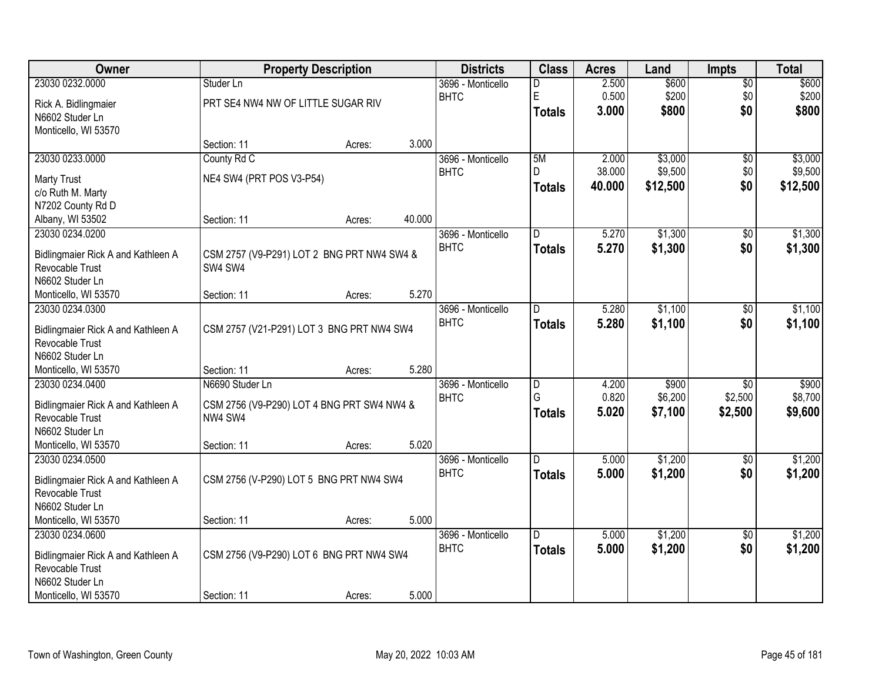| Owner | Property Description | | | Districts | Class | Acres | Land | Impts | Total |
|---|---|---|---|---|---|---|---|---|---|
| 23030 0232.0000 | Studer Ln | | | 3696 - Monticello | D | 2.500 | $600 | $0 | $600 |
| Rick A. Bidlingmaier | PRT SE4 NW4 NW OF LITTLE SUGAR RIV | | | BHTC | E | 0.500 | $200 | $0 | $200 |
| N6602 Studer Ln | | | | | Totals | 3.000 | $800 | $0 | $800 |
| Monticello, WI 53570 | Section: 11 | Acres: | 3.000 | | | | | | |
| 23030 0233.0000 | County Rd C | | | 3696 - Monticello | 5M | 2.000 | $3,000 | $0 | $3,000 |
| Marty Trust | NE4 SW4 (PRT POS V3-P54) | | | BHTC | D | 38.000 | $9,500 | $0 | $9,500 |
| c/o Ruth M. Marty | | | | | Totals | 40.000 | $12,500 | $0 | $12,500 |
| N7202 County Rd D | | | | | | | | | |
| Albany, WI 53502 | Section: 11 | Acres: | 40.000 | | | | | | |
| 23030 0234.0200 | | | | 3696 - Monticello | D | 5.270 | $1,300 | $0 | $1,300 |
| Bidlingmaier Rick A and Kathleen A Revocable Trust | CSM 2757 (V9-P291) LOT 2 BNG PRT NW4 SW4 & SW4 SW4 | | | BHTC | Totals | 5.270 | $1,300 | $0 | $1,300 |
| N6602 Studer Ln | | | | | | | | | |
| Monticello, WI 53570 | Section: 11 | Acres: | 5.270 | | | | | | |
| 23030 0234.0300 | | | | 3696 - Monticello | D | 5.280 | $1,100 | $0 | $1,100 |
| Bidlingmaier Rick A and Kathleen A Revocable Trust | CSM 2757 (V21-P291) LOT 3 BNG PRT NW4 SW4 | | | BHTC | Totals | 5.280 | $1,100 | $0 | $1,100 |
| N6602 Studer Ln | | | | | | | | | |
| Monticello, WI 53570 | Section: 11 | Acres: | 5.280 | | | | | | |
| 23030 0234.0400 | N6690 Studer Ln | | | 3696 - Monticello | D | 4.200 | $900 | $0 | $900 |
| Bidlingmaier Rick A and Kathleen A Revocable Trust | CSM 2756 (V9-P290) LOT 4 BNG PRT SW4 NW4 & NW4 SW4 | | | BHTC | G | 0.820 | $6,200 | $2,500 | $8,700 |
| N6602 Studer Ln | | | | | Totals | 5.020 | $7,100 | $2,500 | $9,600 |
| Monticello, WI 53570 | Section: 11 | Acres: | 5.020 | | | | | | |
| 23030 0234.0500 | | | | 3696 - Monticello | D | 5.000 | $1,200 | $0 | $1,200 |
| Bidlingmaier Rick A and Kathleen A Revocable Trust | CSM 2756 (V-P290) LOT 5 BNG PRT NW4 SW4 | | | BHTC | Totals | 5.000 | $1,200 | $0 | $1,200 |
| N6602 Studer Ln | | | | | | | | | |
| Monticello, WI 53570 | Section: 11 | Acres: | 5.000 | | | | | | |
| 23030 0234.0600 | | | | 3696 - Monticello | D | 5.000 | $1,200 | $0 | $1,200 |
| Bidlingmaier Rick A and Kathleen A Revocable Trust | CSM 2756 (V9-P290) LOT 6 BNG PRT NW4 SW4 | | | BHTC | Totals | 5.000 | $1,200 | $0 | $1,200 |
| N6602 Studer Ln | | | | | | | | | |
| Monticello, WI 53570 | Section: 11 | Acres: | 5.000 | | | | | | |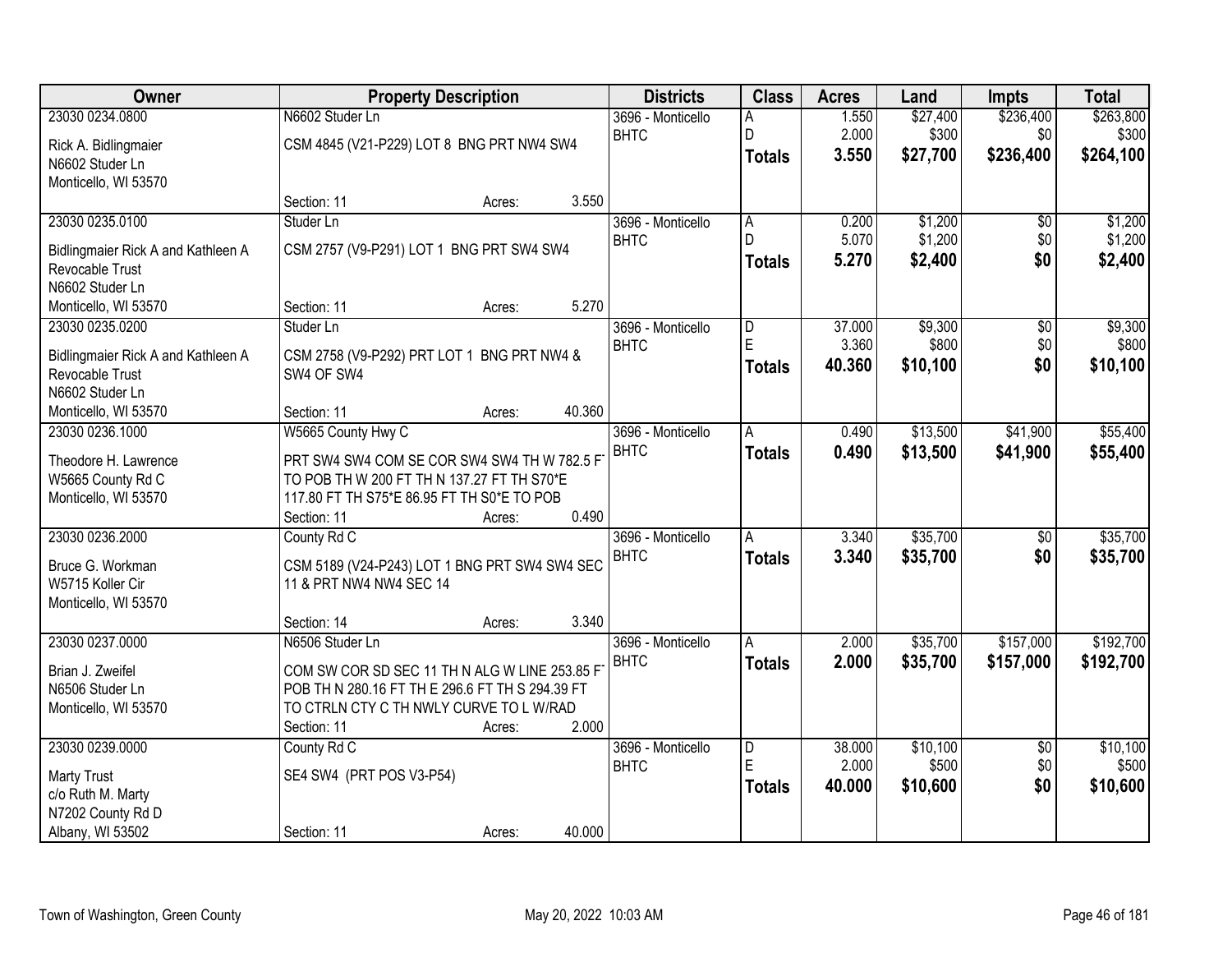| Owner | Property Description | Districts | Class | Acres | Land | Impts | Total |
|---|---|---|---|---|---|---|---|
| 23030 0234.0800<br>Rick A. Bidlingmaier<br>N6602 Studer Ln<br>Monticello, WI 53570 | N6602 Studer Ln<br>CSM 4845 (V21-P229) LOT 8 BNG PRT NW4 SW4<br>Section: 11 Acres: 3.550 | 3696 - Monticello<br>BHTC | A<br>D<br>**Totals** | 1.550<br>2.000<br>**3.550** | $27,400<br>$300<br>**$27,700** | $236,400<br>$0<br>**$236,400** | $263,800<br>$300<br>**$264,100** |
| 23030 0235.0100<br>Bidlingmaier Rick A and Kathleen A Revocable Trust<br>N6602 Studer Ln<br>Monticello, WI 53570 | Studer Ln<br>CSM 2757 (V9-P291) LOT 1 BNG PRT SW4 SW4<br>Section: 11 Acres: 5.270 | 3696 - Monticello<br>BHTC | A<br>D<br>**Totals** | 0.200<br>5.070<br>**5.270** | $1,200<br>$1,200<br>**$2,400** | $0<br>$0<br>**$0** | $1,200<br>$1,200<br>**$2,400** |
| 23030 0235.0200<br>Bidlingmaier Rick A and Kathleen A Revocable Trust<br>N6602 Studer Ln<br>Monticello, WI 53570 | Studer Ln<br>CSM 2758 (V9-P292) PRT LOT 1 BNG PRT NW4 & SW4 OF SW4<br>Section: 11 Acres: 40.360 | 3696 - Monticello<br>BHTC | D<br>E<br>**Totals** | 37.000<br>3.360<br>**40.360** | $9,300<br>$800<br>**$10,100** | $0<br>$0<br>**$0** | $9,300<br>$800<br>**$10,100** |
| 23030 0236.1000<br>Theodore H. Lawrence<br>W5665 County Rd C<br>Monticello, WI 53570 | W5665 County Hwy C<br>PRT SW4 SW4 COM SE COR SW4 SW4 TH W 782.5 FT TO POB TH W 200 FT TH N 137.27 FT TH S70*E 117.80 FT TH S75*E 86.95 FT TH S0*E TO POB<br>Section: 11 Acres: 0.490 | 3696 - Monticello<br>BHTC | A<br>**Totals** | 0.490<br>**0.490** | $13,500<br>**$13,500** | $41,900<br>**$41,900** | $55,400<br>**$55,400** |
| 23030 0236.2000<br>Bruce G. Workman<br>W5715 Koller Cir<br>Monticello, WI 53570 | County Rd C<br>CSM 5189 (V24-P243) LOT 1 BNG PRT SW4 SW4 SEC 11 & PRT NW4 NW4 SEC 14<br>Section: 14 Acres: 3.340 | 3696 - Monticello<br>BHTC | A<br>**Totals** | 3.340<br>**3.340** | $35,700<br>**$35,700** | $0<br>**$0** | $35,700<br>**$35,700** |
| 23030 0237.0000<br>Brian J. Zweifel<br>N6506 Studer Ln<br>Monticello, WI 53570 | N6506 Studer Ln<br>COM SW COR SD SEC 11 TH N ALG W LINE 253.85 FT POB TH N 280.16 FT TH E 296.6 FT TH S 294.39 FT TO CTRLN CTY C TH NWLY CURVE TO L W/RAD<br>Section: 11 Acres: 2.000 | 3696 - Monticello<br>BHTC | A<br>**Totals** | 2.000<br>**2.000** | $35,700<br>**$35,700** | $157,000<br>**$157,000** | $192,700<br>**$192,700** |
| 23030 0239.0000<br>Marty Trust<br>c/o Ruth M. Marty<br>N7202 County Rd D<br>Albany, WI 53502 | County Rd C<br>SE4 SW4 (PRT POS V3-P54)<br>Section: 11 Acres: 40.000 | 3696 - Monticello<br>BHTC | D<br>E<br>**Totals** | 38.000<br>2.000<br>**40.000** | $10,100<br>$500<br>**$10,600** | $0<br>$0<br>**$0** | $10,100<br>$500<br>**$10,600** |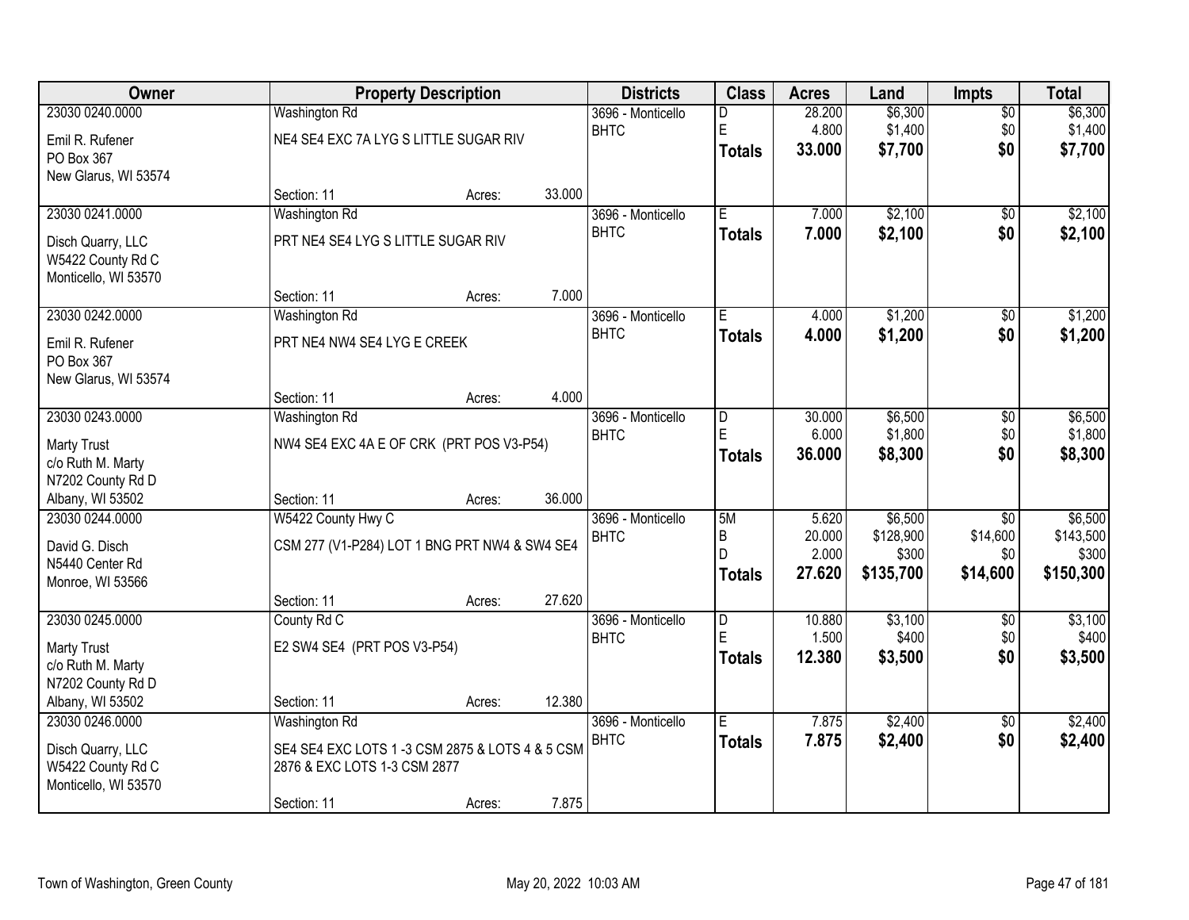| Owner | Property Description | | | Districts | Class | Acres | Land | Impts | Total |
|---|---|---|---|---|---|---|---|---|---|
| 23030 0240.0000 | Washington Rd | | | 3696 - Monticello | D | 28.200 | $6,300 | $0 | $6,300 |
| Emil R. Rufener | NE4 SE4 EXC 7A LYG S LITTLE SUGAR RIV | | | BHTC | E | 4.800 | $1,400 | $0 | $1,400 |
| PO Box 367 | | | | | **Totals** | **33.000** | **$7,700** | **$0** | **$7,700** |
| New Glarus, WI 53574 | | | | | | | | | |
| | Section: 11 | Acres: | 33.000 | | | | | | |
| 23030 0241.0000 | Washington Rd | | | 3696 - Monticello | E | 7.000 | $2,100 | $0 | $2,100 |
| Disch Quarry, LLC | PRT NE4 SE4 LYG S LITTLE SUGAR RIV | | | BHTC | **Totals** | **7.000** | **$2,100** | **$0** | **$2,100** |
| W5422 County Rd C | | | | | | | | | |
| Monticello, WI 53570 | | | | | | | | | |
| | Section: 11 | Acres: | 7.000 | | | | | | |
| 23030 0242.0000 | Washington Rd | | | 3696 - Monticello | E | 4.000 | $1,200 | $0 | $1,200 |
| Emil R. Rufener | PRT NE4 NW4 SE4 LYG E CREEK | | | BHTC | **Totals** | **4.000** | **$1,200** | **$0** | **$1,200** |
| PO Box 367 | | | | | | | | | |
| New Glarus, WI 53574 | | | | | | | | | |
| | Section: 11 | Acres: | 4.000 | | | | | | |
| 23030 0243.0000 | Washington Rd | | | 3696 - Monticello | D | 30.000 | $6,500 | $0 | $6,500 |
| Marty Trust | NW4 SE4 EXC 4A E OF CRK (PRT POS V3-P54) | | | BHTC | E | 6.000 | $1,800 | $0 | $1,800 |
| c/o Ruth M. Marty | | | | | **Totals** | **36.000** | **$8,300** | **$0** | **$8,300** |
| N7202 County Rd D | | | | | | | | | |
| Albany, WI 53502 | Section: 11 | Acres: | 36.000 | | | | | | |
| 23030 0244.0000 | W5422 County Hwy C | | | 3696 - Monticello | 5M | 5.620 | $6,500 | $0 | $6,500 |
| David G. Disch | CSM 277 (V1-P284) LOT 1 BNG PRT NW4 & SW4 SE4 | | | BHTC | B | 20.000 | $128,900 | $14,600 | $143,500 |
| N5440 Center Rd | | | | | D | 2.000 | $300 | $0 | $300 |
| Monroe, WI 53566 | | | | | **Totals** | **27.620** | **$135,700** | **$14,600** | **$150,300** |
| | Section: 11 | Acres: | 27.620 | | | | | | |
| 23030 0245.0000 | County Rd C | | | 3696 - Monticello | D | 10.880 | $3,100 | $0 | $3,100 |
| Marty Trust | E2 SW4 SE4 (PRT POS V3-P54) | | | BHTC | E | 1.500 | $400 | $0 | $400 |
| c/o Ruth M. Marty | | | | | **Totals** | **12.380** | **$3,500** | **$0** | **$3,500** |
| N7202 County Rd D | | | | | | | | | |
| Albany, WI 53502 | Section: 11 | Acres: | 12.380 | | | | | | |
| 23030 0246.0000 | Washington Rd | | | 3696 - Monticello | E | 7.875 | $2,400 | $0 | $2,400 |
| Disch Quarry, LLC | SE4 SE4 EXC LOTS 1 -3 CSM 2875 & LOTS 4 & 5 CSM 2876 & EXC LOTS 1-3 CSM 2877 | | | BHTC | **Totals** | **7.875** | **$2,400** | **$0** | **$2,400** |
| W5422 County Rd C | | | | | | | | | |
| Monticello, WI 53570 | | | | | | | | | |
| | Section: 11 | Acres: | 7.875 | | | | | | |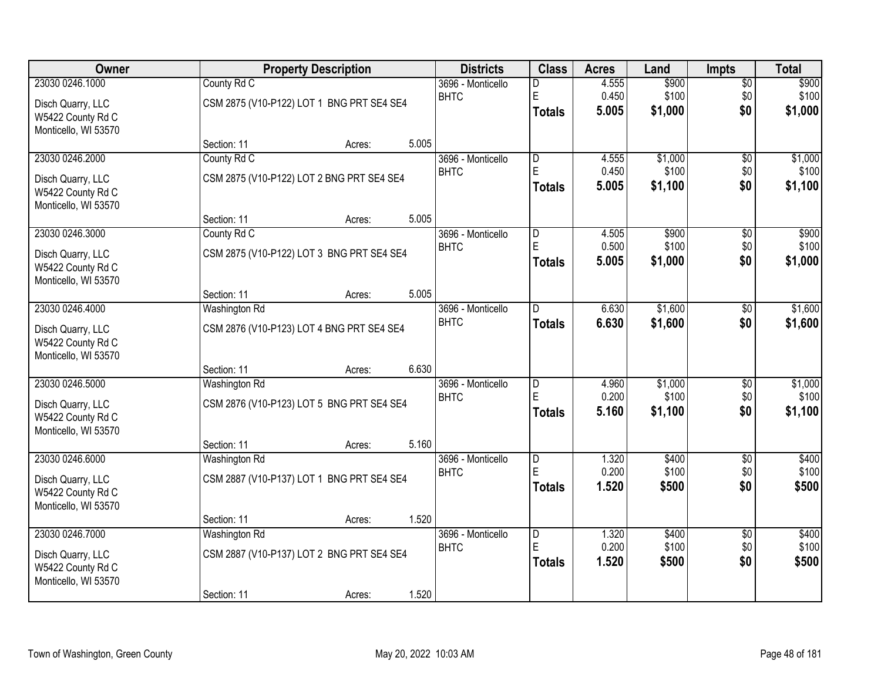| Owner | Property Description | Districts | Class | Acres | Land | Impts | Total |
|---|---|---|---|---|---|---|---|
| 23030 0246.1000<br>Disch Quarry, LLC<br>W5422 County Rd C<br>Monticello, WI 53570 | County Rd C<br>CSM 2875 (V10-P122) LOT 1 BNG PRT SE4 SE4<br>Section: 11 Acres: 5.005 | 3696 - Monticello BHTC | D<br>E<br>**Totals** | 4.555<br>0.450<br>**5.005** | $900<br>$100<br>**$1,000** | $0<br>$0<br>**$0** | $900<br>$100<br>**$1,000** |
| 23030 0246.2000<br>Disch Quarry, LLC<br>W5422 County Rd C<br>Monticello, WI 53570 | County Rd C<br>CSM 2875 (V10-P122) LOT 2 BNG PRT SE4 SE4<br>Section: 11 Acres: 5.005 | 3696 - Monticello BHTC | D<br>E<br>**Totals** | 4.555<br>0.450<br>**5.005** | $1,000<br>$100<br>**$1,100** | $0<br>$0<br>**$0** | $1,000<br>$100<br>**$1,100** |
| 23030 0246.3000<br>Disch Quarry, LLC<br>W5422 County Rd C<br>Monticello, WI 53570 | County Rd C<br>CSM 2875 (V10-P122) LOT 3 BNG PRT SE4 SE4<br>Section: 11 Acres: 5.005 | 3696 - Monticello BHTC | D<br>E<br>**Totals** | 4.505<br>0.500<br>**5.005** | $900<br>$100<br>**$1,000** | $0<br>$0<br>**$0** | $900<br>$100<br>**$1,000** |
| 23030 0246.4000<br>Disch Quarry, LLC<br>W5422 County Rd C<br>Monticello, WI 53570 | Washington Rd<br>CSM 2876 (V10-P123) LOT 4 BNG PRT SE4 SE4<br>Section: 11 Acres: 6.630 | 3696 - Monticello BHTC | D<br>**Totals** | 6.630<br>**6.630** | $1,600<br>**$1,600** | $0<br>**$0** | $1,600<br>**$1,600** |
| 23030 0246.5000<br>Disch Quarry, LLC<br>W5422 County Rd C<br>Monticello, WI 53570 | Washington Rd<br>CSM 2876 (V10-P123) LOT 5 BNG PRT SE4 SE4<br>Section: 11 Acres: 5.160 | 3696 - Monticello BHTC | D<br>E<br>**Totals** | 4.960<br>0.200<br>**5.160** | $1,000<br>$100<br>**$1,100** | $0<br>$0<br>**$0** | $1,000<br>$100<br>**$1,100** |
| 23030 0246.6000<br>Disch Quarry, LLC<br>W5422 County Rd C<br>Monticello, WI 53570 | Washington Rd<br>CSM 2887 (V10-P137) LOT 1 BNG PRT SE4 SE4<br>Section: 11 Acres: 1.520 | 3696 - Monticello BHTC | D<br>E<br>**Totals** | 1.320<br>0.200<br>**1.520** | $400<br>$100<br>**$500** | $0<br>$0<br>**$0** | $400<br>$100<br>**$500** |
| 23030 0246.7000<br>Disch Quarry, LLC<br>W5422 County Rd C<br>Monticello, WI 53570 | Washington Rd<br>CSM 2887 (V10-P137) LOT 2 BNG PRT SE4 SE4<br>Section: 11 Acres: 1.520 | 3696 - Monticello BHTC | D<br>E<br>**Totals** | 1.320<br>0.200<br>**1.520** | $400<br>$100<br>**$500** | $0<br>$0<br>**$0** | $400<br>$100<br>**$500** |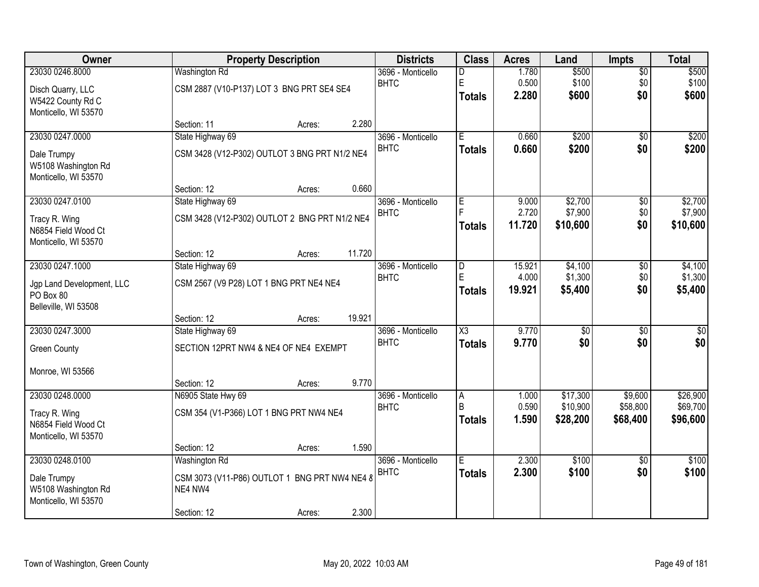| Owner | Property Description | | | Districts | Class | Acres | Land | Impts | Total |
|---|---|---|---|---|---|---|---|---|---|
| 23030 0246.8000 | Washington Rd | | | 3696 - Monticello | D | 1.780 | $500 | $0 | $500 |
| Disch Quarry, LLC | CSM 2887 (V10-P137) LOT 3 BNG PRT SE4 SE4 | | | BHTC | E | 0.500 | $100 | $0 | $100 |
| W5422 County Rd C | | | | | **Totals** | **2.280** | **$600** | **$0** | **$600** |
| Monticello, WI 53570 | | | | | | | | | |
| | Section: 11 | Acres: | 2.280 | | | | | | |
| 23030 0247.0000 | State Highway 69 | | | 3696 - Monticello | E | 0.660 | $200 | $0 | $200 |
| Dale Trumpy | CSM 3428 (V12-P302) OUTLOT 3 BNG PRT N1/2 NE4 | | | BHTC | **Totals** | **0.660** | **$200** | **$0** | **$200** |
| W5108 Washington Rd | | | | | | | | | |
| Monticello, WI 53570 | | | | | | | | | |
| | Section: 12 | Acres: | 0.660 | | | | | | |
| 23030 0247.0100 | State Highway 69 | | | 3696 - Monticello | E | 9.000 | $2,700 | $0 | $2,700 |
| Tracy R. Wing | CSM 3428 (V12-P302) OUTLOT 2 BNG PRT N1/2 NE4 | | | BHTC | F | 2.720 | $7,900 | $0 | $7,900 |
| N6854 Field Wood Ct | | | | | **Totals** | **11.720** | **$10,600** | **$0** | **$10,600** |
| Monticello, WI 53570 | | | | | | | | | |
| | Section: 12 | Acres: | 11.720 | | | | | | |
| 23030 0247.1000 | State Highway 69 | | | 3696 - Monticello | D | 15.921 | $4,100 | $0 | $4,100 |
| Jgp Land Development, LLC | CSM 2567 (V9 P28) LOT 1 BNG PRT NE4 NE4 | | | BHTC | E | 4.000 | $1,300 | $0 | $1,300 |
| PO Box 80 | | | | | **Totals** | **19.921** | **$5,400** | **$0** | **$5,400** |
| Belleville, WI 53508 | | | | | | | | | |
| | Section: 12 | Acres: | 19.921 | | | | | | |
| 23030 0247.3000 | State Highway 69 | | | 3696 - Monticello | X3 | 9.770 | $0 | $0 | $0 |
| Green County | SECTION 12PRT NW4 & NE4 OF NE4 EXEMPT | | | BHTC | **Totals** | **9.770** | **$0** | **$0** | **$0** |
| Monroe, WI 53566 | | | | | | | | | |
| | Section: 12 | Acres: | 9.770 | | | | | | |
| 23030 0248.0000 | N6905 State Hwy 69 | | | 3696 - Monticello | A | 1.000 | $17,300 | $9,600 | $26,900 |
| Tracy R. Wing | CSM 354 (V1-P366) LOT 1 BNG PRT NW4 NE4 | | | BHTC | B | 0.590 | $10,900 | $58,800 | $69,700 |
| N6854 Field Wood Ct | | | | | **Totals** | **1.590** | **$28,200** | **$68,400** | **$96,600** |
| Monticello, WI 53570 | | | | | | | | | |
| | Section: 12 | Acres: | 1.590 | | | | | | |
| 23030 0248.0100 | Washington Rd | | | 3696 - Monticello | E | 2.300 | $100 | $0 | $100 |
| Dale Trumpy | CSM 3073 (V11-P86) OUTLOT 1 BNG PRT NW4 NE4 & NE4 NW4 | | | BHTC | **Totals** | **2.300** | **$100** | **$0** | **$100** |
| W5108 Washington Rd | | | | | | | | | |
| Monticello, WI 53570 | | | | | | | | | |
| | Section: 12 | Acres: | 2.300 | | | | | | |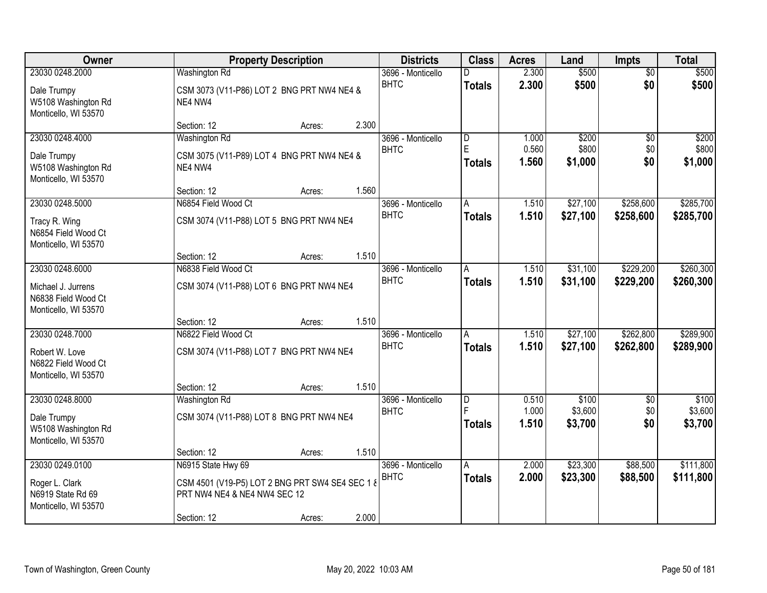| Owner | Property Description | Districts | Class | Acres | Land | Impts | Total |
|---|---|---|---|---|---|---|---|
| 23030 0248.2000<br>Dale Trumpy<br>W5108 Washington Rd<br>Monticello, WI 53570 | Washington Rd<br>CSM 3073 (V11-P86) LOT 2 BNG PRT NW4 NE4 & NE4 NW4<br>Section: 12 Acres: 2.300 | 3696 - Monticello BHTC | D<br>**Totals** | 2.300<br>**2.300** | $500<br>**$500** | $0<br>**$0** | $500<br>**$500** |
| 23030 0248.4000<br>Dale Trumpy<br>W5108 Washington Rd<br>Monticello, WI 53570 | Washington Rd<br>CSM 3075 (V11-P89) LOT 4 BNG PRT NW4 NE4 & NE4 NW4<br>Section: 12 Acres: 1.560 | 3696 - Monticello BHTC | D<br>E<br>**Totals** | 1.000<br>0.560<br>**1.560** | $200<br>$800<br>**$1,000** | $0<br>$0<br>**$0** | $200<br>$800<br>**$1,000** |
| 23030 0248.5000<br>Tracy R. Wing<br>N6854 Field Wood Ct<br>Monticello, WI 53570 | N6854 Field Wood Ct<br>CSM 3074 (V11-P88) LOT 5 BNG PRT NW4 NE4<br>Section: 12 Acres: 1.510 | 3696 - Monticello BHTC | A<br>**Totals** | 1.510<br>**1.510** | $27,100<br>**$27,100** | $258,600<br>**$258,600** | $285,700<br>**$285,700** |
| 23030 0248.6000<br>Michael J. Jurrens<br>N6838 Field Wood Ct<br>Monticello, WI 53570 | N6838 Field Wood Ct<br>CSM 3074 (V11-P88) LOT 6 BNG PRT NW4 NE4<br>Section: 12 Acres: 1.510 | 3696 - Monticello BHTC | A<br>**Totals** | 1.510<br>**1.510** | $31,100<br>**$31,100** | $229,200<br>**$229,200** | $260,300<br>**$260,300** |
| 23030 0248.7000<br>Robert W. Love<br>N6822 Field Wood Ct<br>Monticello, WI 53570 | N6822 Field Wood Ct<br>CSM 3074 (V11-P88) LOT 7 BNG PRT NW4 NE4<br>Section: 12 Acres: 1.510 | 3696 - Monticello BHTC | A<br>**Totals** | 1.510<br>**1.510** | $27,100<br>**$27,100** | $262,800<br>**$262,800** | $289,900<br>**$289,900** |
| 23030 0248.8000<br>Dale Trumpy<br>W5108 Washington Rd<br>Monticello, WI 53570 | Washington Rd<br>CSM 3074 (V11-P88) LOT 8 BNG PRT NW4 NE4<br>Section: 12 Acres: 1.510 | 3696 - Monticello BHTC | D<br>F<br>**Totals** | 0.510<br>1.000<br>**1.510** | $100<br>$3,600<br>**$3,700** | $0<br>$0<br>**$0** | $100<br>$3,600<br>**$3,700** |
| 23030 0249.0100<br>Roger L. Clark<br>N6919 State Rd 69<br>Monticello, WI 53570 | N6915 State Hwy 69<br>CSM 4501 (V19-P5) LOT 2 BNG PRT SW4 SE4 SEC 1 & PRT NW4 NE4 & NE4 NW4 SEC 12<br>Section: 12 Acres: 2.000 | 3696 - Monticello BHTC | A<br>**Totals** | 2.000<br>**2.000** | $23,300<br>**$23,300** | $88,500<br>**$88,500** | $111,800<br>**$111,800** |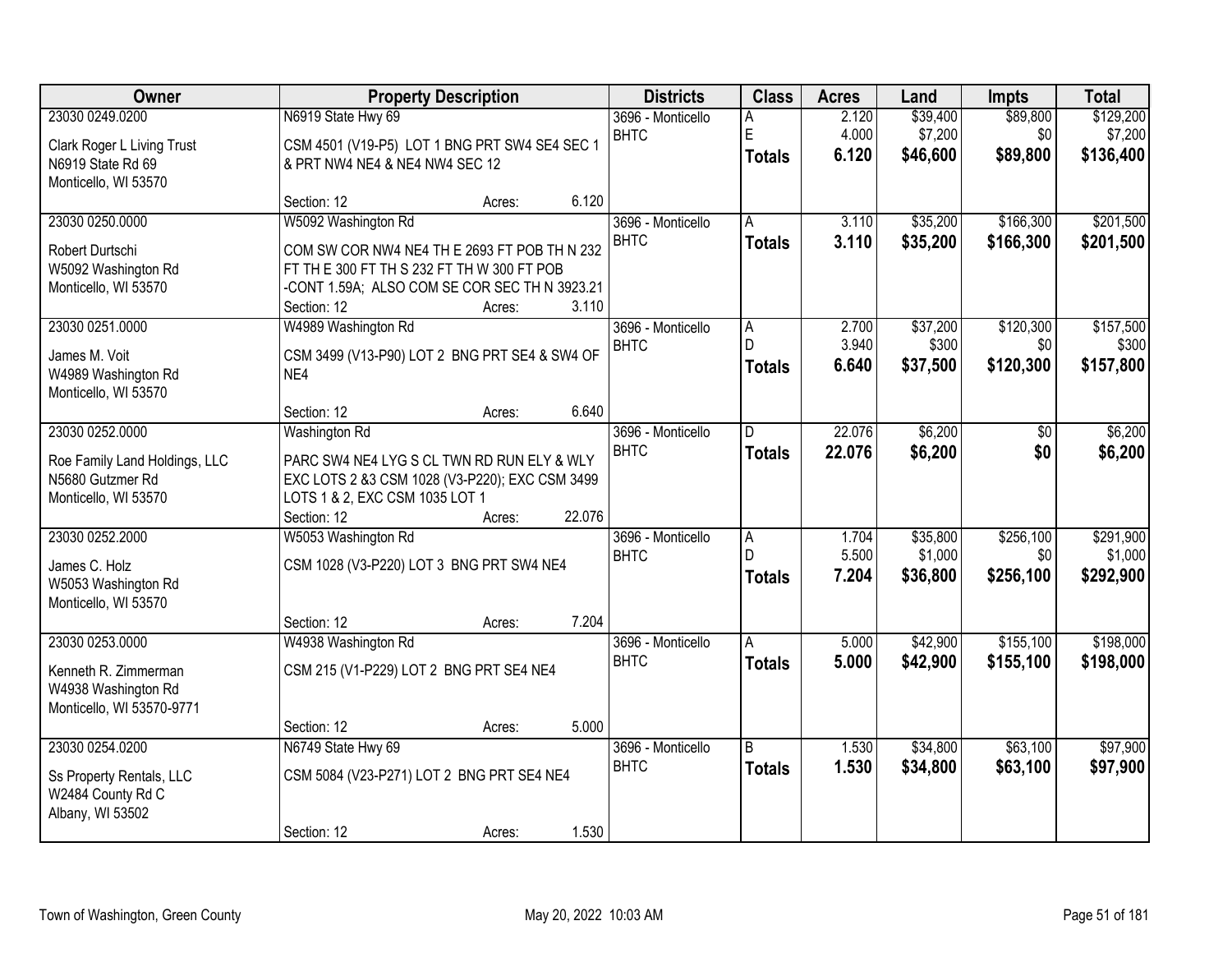| Owner | Property Description | Districts | Class | Acres | Land | Impts | Total |
|---|---|---|---|---|---|---|---|
| 23030 0249.0200<br>Clark Roger L Living Trust<br>N6919 State Rd 69<br>Monticello, WI 53570 | N6919 State Hwy 69<br>CSM 4501 (V19-P5) LOT 1 BNG PRT SW4 SE4 SEC 1 & PRT NW4 NE4 & NE4 NW4 SEC 12<br>Section: 12 Acres: 6.120 | 3696 - Monticello<br>BHTC | A<br>E<br>**Totals** | 2.120<br>4.000<br>**6.120** | $39,400<br>$7,200<br>**$46,600** | $89,800<br>$0<br>**$89,800** | $129,200<br>$7,200<br>**$136,400** |
| 23030 0250.0000<br>Robert Durtschi<br>W5092 Washington Rd<br>Monticello, WI 53570 | W5092 Washington Rd<br>COM SW COR NW4 NE4 TH E 2693 FT POB TH N 232 FT TH E 300 FT TH S 232 FT TH W 300 FT POB -CONT 1.59A; ALSO COM SE COR SEC TH N 3923.21<br>Section: 12 Acres: 3.110 | 3696 - Monticello<br>BHTC | A<br>**Totals** | 3.110<br>**3.110** | $35,200<br>**$35,200** | $166,300<br>**$166,300** | $201,500<br>**$201,500** |
| 23030 0251.0000<br>James M. Voit<br>W4989 Washington Rd<br>Monticello, WI 53570 | W4989 Washington Rd<br>CSM 3499 (V13-P90) LOT 2 BNG PRT SE4 & SW4 OF NE4<br>Section: 12 Acres: 6.640 | 3696 - Monticello<br>BHTC | A<br>D<br>**Totals** | 2.700<br>3.940<br>**6.640** | $37,200<br>$300<br>**$37,500** | $120,300<br>$0<br>**$120,300** | $157,500<br>$300<br>**$157,800** |
| 23030 0252.0000<br>Roe Family Land Holdings, LLC<br>N5680 Gutzmer Rd<br>Monticello, WI 53570 | Washington Rd<br>PARC SW4 NE4 LYG S CL TWN RD RUN ELY & WLY EXC LOTS 2 &3 CSM 1028 (V3-P220); EXC CSM 3499 LOTS 1 & 2, EXC CSM 1035 LOT 1<br>Section: 12 Acres: 22.076 | 3696 - Monticello<br>BHTC | D<br>**Totals** | 22.076<br>**22.076** | $6,200<br>**$6,200** | $0<br>**$0** | $6,200<br>**$6,200** |
| 23030 0252.2000<br>James C. Holz<br>W5053 Washington Rd<br>Monticello, WI 53570 | W5053 Washington Rd<br>CSM 1028 (V3-P220) LOT 3 BNG PRT SW4 NE4<br>Section: 12 Acres: 7.204 | 3696 - Monticello<br>BHTC | A<br>D<br>**Totals** | 1.704<br>5.500<br>**7.204** | $35,800<br>$1,000<br>**$36,800** | $256,100<br>$0<br>**$256,100** | $291,900<br>$1,000<br>**$292,900** |
| 23030 0253.0000<br>Kenneth R. Zimmerman<br>W4938 Washington Rd<br>Monticello, WI 53570-9771 | W4938 Washington Rd<br>CSM 215 (V1-P229) LOT 2 BNG PRT SE4 NE4<br>Section: 12 Acres: 5.000 | 3696 - Monticello<br>BHTC | A<br>**Totals** | 5.000<br>**5.000** | $42,900<br>**$42,900** | $155,100<br>**$155,100** | $198,000<br>**$198,000** |
| 23030 0254.0200<br>Ss Property Rentals, LLC<br>W2484 County Rd C<br>Albany, WI 53502 | N6749 State Hwy 69<br>CSM 5084 (V23-P271) LOT 2 BNG PRT SE4 NE4<br>Section: 12 Acres: 1.530 | 3696 - Monticello<br>BHTC | B<br>**Totals** | 1.530<br>**1.530** | $34,800<br>**$34,800** | $63,100<br>**$63,100** | $97,900<br>**$97,900** |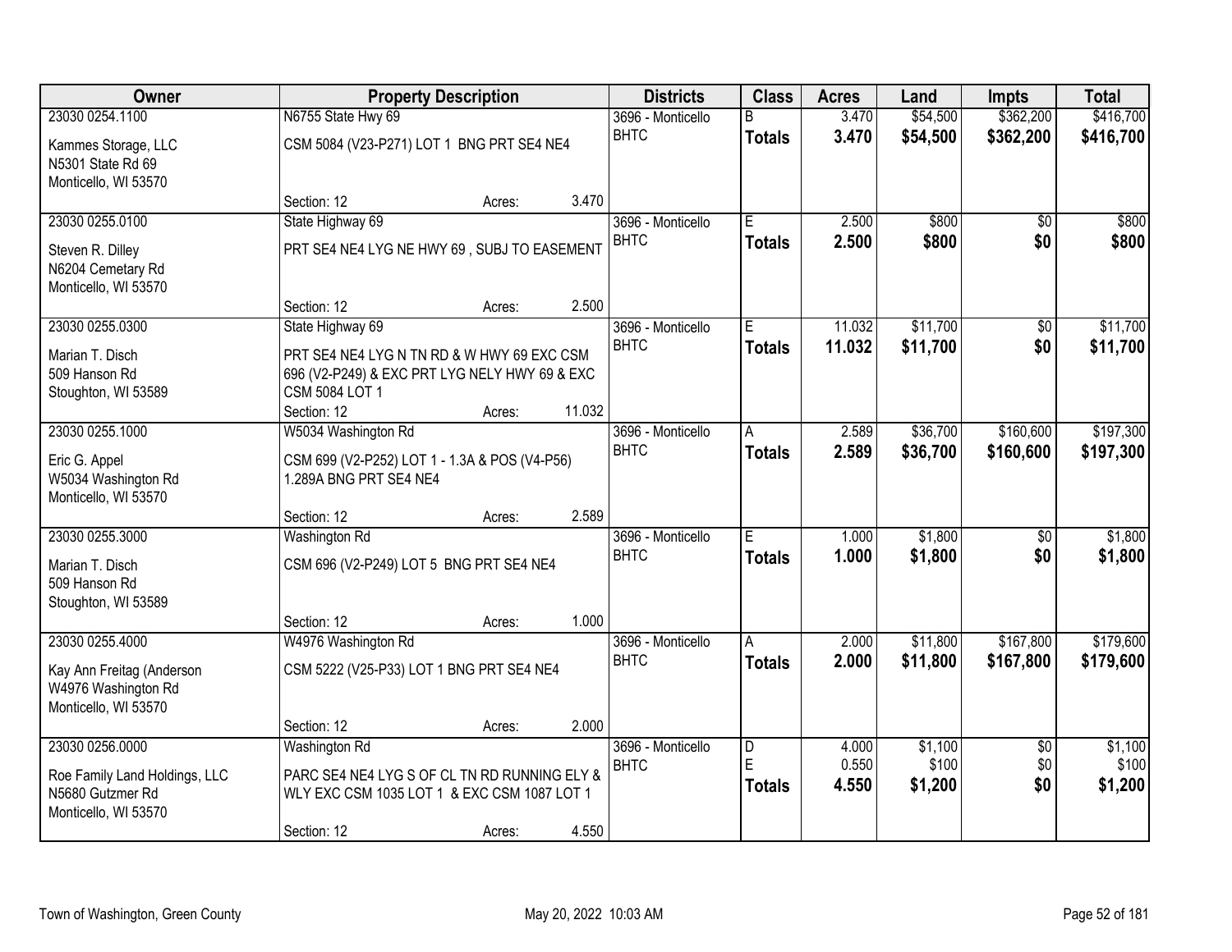| Owner | Property Description | | | Districts | Class | Acres | Land | Impts | Total |
|---|---|---|---|---|---|---|---|---|---|
| 23030 0254.1100 | N6755 State Hwy 69 | | | 3696 - Monticello | B | 3.470 | $54,500 | $362,200 | $416,700 |
| Kammes Storage, LLC<br>N5301 State Rd 69<br>Monticello, WI 53570 | CSM 5084 (V23-P271) LOT 1 BNG PRT SE4 NE4 | | | BHTC | **Totals** | **3.470** | **$54,500** | **$362,200** | **$416,700** |
| | Section: 12 | Acres: | 3.470 | | | | | | |
| 23030 0255.0100 | State Highway 69 | | | 3696 - Monticello | E | 2.500 | $800 | $0 | $800 |
| Steven R. Dilley<br>N6204 Cemetary Rd<br>Monticello, WI 53570 | PRT SE4 NE4 LYG NE HWY 69 , SUBJ TO EASEMENT | | | BHTC | **Totals** | **2.500** | **$800** | **$0** | **$800** |
| | Section: 12 | Acres: | 2.500 | | | | | | |
| 23030 0255.0300 | State Highway 69 | | | 3696 - Monticello | E | 11.032 | $11,700 | $0 | $11,700 |
| Marian T. Disch<br>509 Hanson Rd<br>Stoughton, WI 53589 | PRT SE4 NE4 LYG N TN RD & W HWY 69 EXC CSM 696 (V2-P249) & EXC PRT LYG NELY HWY 69 & EXC CSM 5084 LOT 1 | | | BHTC | **Totals** | **11.032** | **$11,700** | **$0** | **$11,700** |
| | Section: 12 | Acres: | 11.032 | | | | | | |
| 23030 0255.1000 | W5034 Washington Rd | | | 3696 - Monticello | A | 2.589 | $36,700 | $160,600 | $197,300 |
| Eric G. Appel<br>W5034 Washington Rd<br>Monticello, WI 53570 | CSM 699 (V2-P252) LOT 1 - 1.3A & POS (V4-P56) 1.289A BNG PRT SE4 NE4 | | | BHTC | **Totals** | **2.589** | **$36,700** | **$160,600** | **$197,300** |
| | Section: 12 | Acres: | 2.589 | | | | | | |
| 23030 0255.3000 | Washington Rd | | | 3696 - Monticello | E | 1.000 | $1,800 | $0 | $1,800 |
| Marian T. Disch<br>509 Hanson Rd<br>Stoughton, WI 53589 | CSM 696 (V2-P249) LOT 5 BNG PRT SE4 NE4 | | | BHTC | **Totals** | **1.000** | **$1,800** | **$0** | **$1,800** |
| | Section: 12 | Acres: | 1.000 | | | | | | |
| 23030 0255.4000 | W4976 Washington Rd | | | 3696 - Monticello | A | 2.000 | $11,800 | $167,800 | $179,600 |
| Kay Ann Freitag (Anderson<br>W4976 Washington Rd<br>Monticello, WI 53570 | CSM 5222 (V25-P33) LOT 1 BNG PRT SE4 NE4 | | | BHTC | **Totals** | **2.000** | **$11,800** | **$167,800** | **$179,600** |
| | Section: 12 | Acres: | 2.000 | | | | | | |
| 23030 0256.0000 | Washington Rd | | | 3696 - Monticello | D | 4.000 | $1,100 | $0 | $1,100 |
| Roe Family Land Holdings, LLC<br>N5680 Gutzmer Rd<br>Monticello, WI 53570 | PARC SE4 NE4 LYG S OF CL TN RD RUNNING ELY & WLY EXC CSM 1035 LOT 1 & EXC CSM 1087 LOT 1 | | | BHTC | E | 0.550 | $100 | $0 | $100 |
| | | | | | **Totals** | **4.550** | **$1,200** | **$0** | **$1,200** |
| | Section: 12 | Acres: | 4.550 | | | | | | |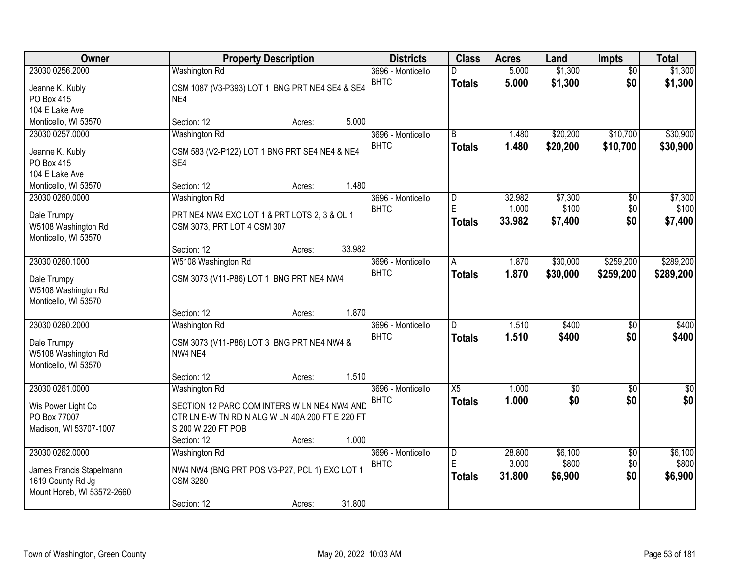| Owner | Property Description | Districts | Class | Acres | Land | Impts | Total |
|---|---|---|---|---|---|---|---|
| 23030 0256.2000<br>Jeanne K. Kubly<br>PO Box 415<br>104 E Lake Ave<br>Monticello, WI 53570 | Washington Rd<br>CSM 1087 (V3-P393) LOT 1 BNG PRT NE4 SE4 & SE4 NE4<br>Section: 12 Acres: 5.000 | 3696 - Monticello<br>BHTC | D<br>**Totals** | 5.000<br>**5.000** | $1,300<br>**$1,300** | $0<br>**$0** | $1,300<br>**$1,300** |
| 23030 0257.0000<br>Jeanne K. Kubly<br>PO Box 415<br>104 E Lake Ave<br>Monticello, WI 53570 | Washington Rd<br>CSM 583 (V2-P122) LOT 1 BNG PRT SE4 NE4 & NE4 SE4<br>Section: 12 Acres: 1.480 | 3696 - Monticello<br>BHTC | B<br>**Totals** | 1.480<br>**1.480** | $20,200<br>**$20,200** | $10,700<br>**$10,700** | $30,900<br>**$30,900** |
| 23030 0260.0000<br>Dale Trumpy<br>W5108 Washington Rd<br>Monticello, WI 53570 | Washington Rd<br>PRT NE4 NW4 EXC LOT 1 & PRT LOTS 2, 3 & OL 1 CSM 3073, PRT LOT 4 CSM 307<br>Section: 12 Acres: 33.982 | 3696 - Monticello<br>BHTC | D<br>E<br>**Totals** | 32.982<br>1.000<br>**33.982** | $7,300<br>$100<br>**$7,400** | $0<br>$0<br>**$0** | $7,300<br>$100<br>**$7,400** |
| 23030 0260.1000<br>Dale Trumpy<br>W5108 Washington Rd<br>Monticello, WI 53570 | W5108 Washington Rd<br>CSM 3073 (V11-P86) LOT 1 BNG PRT NE4 NW4<br>Section: 12 Acres: 1.870 | 3696 - Monticello<br>BHTC | A<br>**Totals** | 1.870<br>**1.870** | $30,000<br>**$30,000** | $259,200<br>**$259,200** | $289,200<br>**$289,200** |
| 23030 0260.2000<br>Dale Trumpy<br>W5108 Washington Rd<br>Monticello, WI 53570 | Washington Rd<br>CSM 3073 (V11-P86) LOT 3 BNG PRT NE4 NW4 & NW4 NE4<br>Section: 12 Acres: 1.510 | 3696 - Monticello<br>BHTC | D<br>**Totals** | 1.510<br>**1.510** | $400<br>**$400** | $0<br>**$0** | $400<br>**$400** |
| 23030 0261.0000<br>Wis Power Light Co<br>PO Box 77007<br>Madison, WI 53707-1007 | Washington Rd<br>SECTION 12 PARC COM INTERS W LN NE4 NW4 AND CTR LN E-W TN RD N ALG W LN 40A 200 FT E 220 FT S 200 W 220 FT POB<br>Section: 12 Acres: 1.000 | 3696 - Monticello<br>BHTC | X5<br>**Totals** | 1.000<br>**1.000** | $0<br>**$0** | $0<br>**$0** | $0<br>**$0** |
| 23030 0262.0000<br>James Francis Stapelmann<br>1619 County Rd Jg<br>Mount Horeb, WI 53572-2660 | Washington Rd<br>NW4 NW4 (BNG PRT POS V3-P27, PCL 1) EXC LOT 1 CSM 3280<br>Section: 12 Acres: 31.800 | 3696 - Monticello<br>BHTC | D<br>E<br>**Totals** | 28.800<br>3.000<br>**31.800** | $6,100<br>$800<br>**$6,900** | $0<br>$0<br>**$0** | $6,100<br>$800<br>**$6,900** |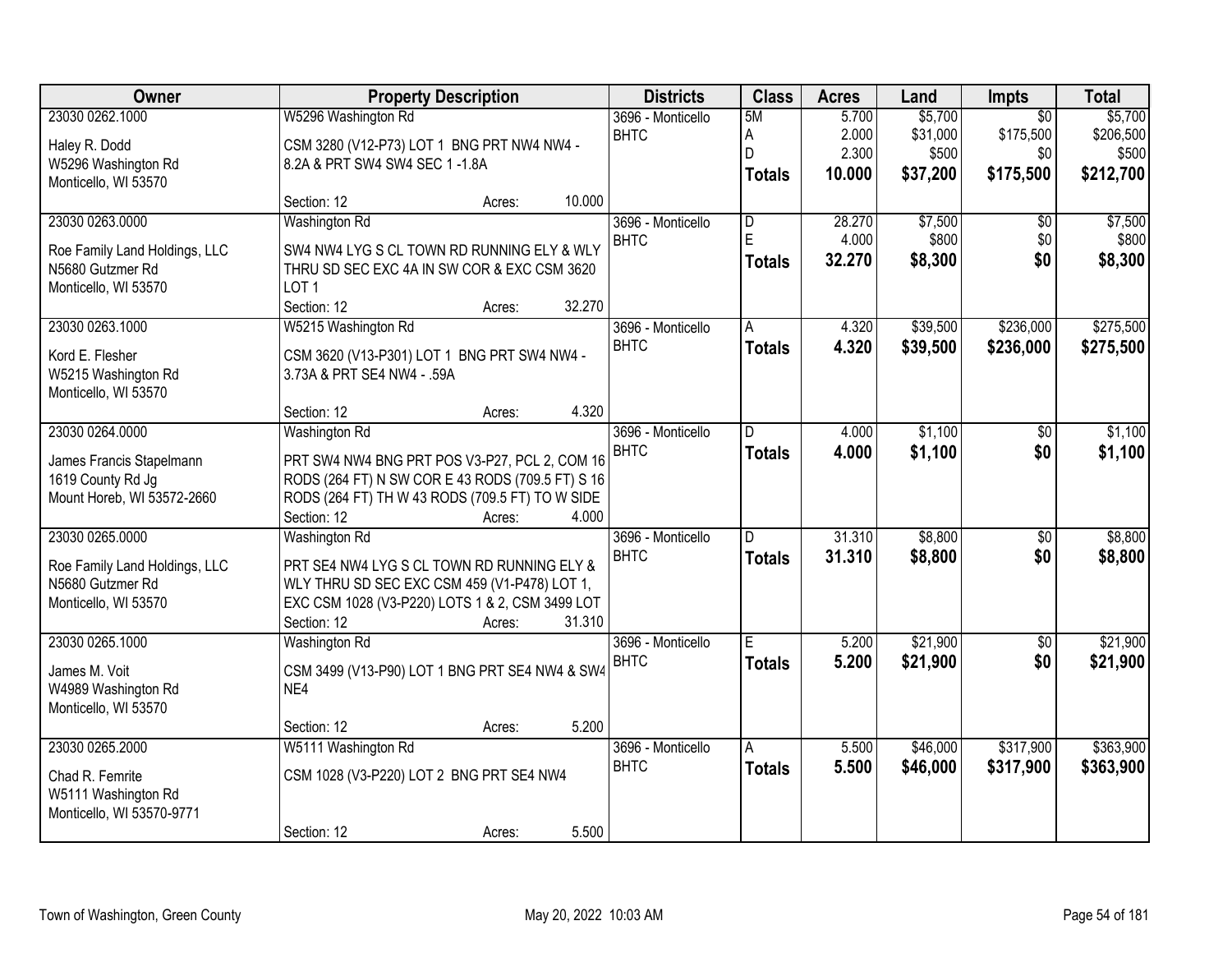| Owner | Property Description | Districts | Class | Acres | Land | Impts | Total |
|---|---|---|---|---|---|---|---|
| 23030 0262.1000<br>Haley R. Dodd<br>W5296 Washington Rd<br>Monticello, WI 53570 | W5296 Washington Rd<br>CSM 3280 (V12-P73) LOT 1 BNG PRT NW4 NW4 - 8.2A & PRT SW4 SW4 SEC 1 -1.8A<br>Section: 12 Acres: 10.000 | 3696 - Monticello BHTC | 5M<br>A<br>D<br>**Totals** | 5.700<br>2.000<br>2.300<br>**10.000** | $5,700<br>$31,000<br>$500<br>**$37,200** | $0<br>$175,500<br>$0<br>**$175,500** | $5,700<br>$206,500<br>$500<br>**$212,700** |
| 23030 0263.0000<br>Roe Family Land Holdings, LLC<br>N5680 Gutzmer Rd<br>Monticello, WI 53570 | Washington Rd<br>SW4 NW4 LYG S CL TOWN RD RUNNING ELY & WLY THRU SD SEC EXC 4A IN SW COR & EXC CSM 3620 LOT 1<br>Section: 12 Acres: 32.270 | 3696 - Monticello BHTC | D<br>E<br>**Totals** | 28.270<br>4.000<br>**32.270** | $7,500<br>$800<br>**$8,300** | $0<br>$0<br>**$0** | $7,500<br>$800<br>**$8,300** |
| 23030 0263.1000<br>Kord E. Flesher<br>W5215 Washington Rd<br>Monticello, WI 53570 | W5215 Washington Rd<br>CSM 3620 (V13-P301) LOT 1 BNG PRT SW4 NW4 - 3.73A & PRT SE4 NW4 - .59A<br>Section: 12 Acres: 4.320 | 3696 - Monticello BHTC | A<br>**Totals** | 4.320<br>**4.320** | $39,500<br>**$39,500** | $236,000<br>**$236,000** | $275,500<br>**$275,500** |
| 23030 0264.0000<br>James Francis Stapelmann<br>1619 County Rd Jg<br>Mount Horeb, WI 53572-2660 | Washington Rd<br>PRT SW4 NW4 BNG PRT POS V3-P27, PCL 2, COM 16 RODS (264 FT) N SW COR E 43 RODS (709.5 FT) S 16 RODS (264 FT) TH W 43 RODS (709.5 FT) TO W SIDE<br>Section: 12 Acres: 4.000 | 3696 - Monticello BHTC | D<br>**Totals** | 4.000<br>**4.000** | $1,100<br>**$1,100** | $0<br>**$0** | $1,100<br>**$1,100** |
| 23030 0265.0000<br>Roe Family Land Holdings, LLC<br>N5680 Gutzmer Rd<br>Monticello, WI 53570 | Washington Rd<br>PRT SE4 NW4 LYG S CL TOWN RD RUNNING ELY & WLY THRU SD SEC EXC CSM 459 (V1-P478) LOT 1, EXC CSM 1028 (V3-P220) LOTS 1 & 2, CSM 3499 LOT<br>Section: 12 Acres: 31.310 | 3696 - Monticello BHTC | D<br>**Totals** | 31.310<br>**31.310** | $8,800<br>**$8,800** | $0<br>**$0** | $8,800<br>**$8,800** |
| 23030 0265.1000<br>James M. Voit<br>W4989 Washington Rd<br>Monticello, WI 53570 | Washington Rd<br>CSM 3499 (V13-P90) LOT 1 BNG PRT SE4 NW4 & SW4 NE4<br>Section: 12 Acres: 5.200 | 3696 - Monticello BHTC | E<br>**Totals** | 5.200<br>**5.200** | $21,900<br>**$21,900** | $0<br>**$0** | $21,900<br>**$21,900** |
| 23030 0265.2000<br>Chad R. Femrite<br>W5111 Washington Rd<br>Monticello, WI 53570-9771 | W5111 Washington Rd<br>CSM 1028 (V3-P220) LOT 2 BNG PRT SE4 NW4<br>Section: 12 Acres: 5.500 | 3696 - Monticello BHTC | A<br>**Totals** | 5.500<br>**5.500** | $46,000<br>**$46,000** | $317,900<br>**$317,900** | $363,900<br>**$363,900** |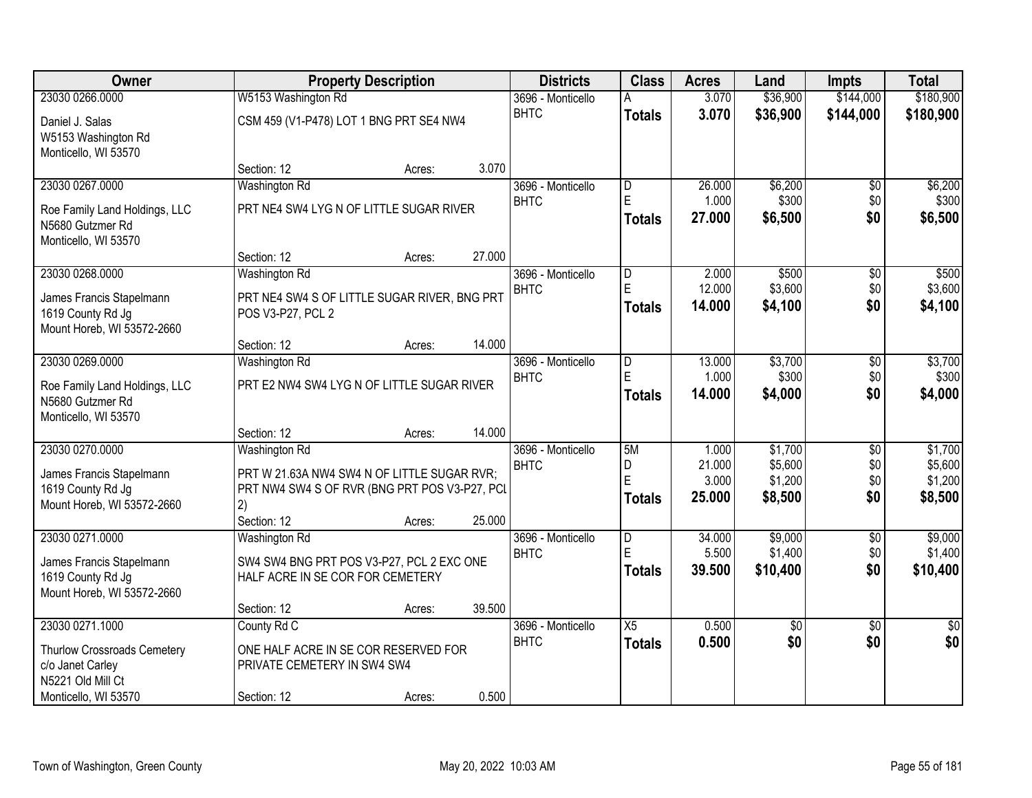| Owner | Property Description | Districts | Class | Acres | Land | Impts | Total |
|---|---|---|---|---|---|---|---|
| 23030 0266.0000<br>Daniel J. Salas<br>W5153 Washington Rd<br>Monticello, WI 53570 | W5153 Washington Rd<br>CSM 459 (V1-P478) LOT 1 BNG PRT SE4 NW4<br>Section: 12 Acres: 3.070 | 3696 - Monticello<br>BHTC | A<br>**Totals** | 3.070<br>**3.070** | $36,900<br>**$36,900** | $144,000<br>**$144,000** | $180,900<br>**$180,900** |
| 23030 0267.0000<br>Roe Family Land Holdings, LLC<br>N5680 Gutzmer Rd<br>Monticello, WI 53570 | Washington Rd<br>PRT NE4 SW4 LYG N OF LITTLE SUGAR RIVER<br>Section: 12 Acres: 27.000 | 3696 - Monticello<br>BHTC | D<br>E<br>**Totals** | 26.000<br>1.000<br>**27.000** | $6,200<br>$300<br>**$6,500** | $0<br>$0<br>**$0** | $6,200<br>$300<br>**$6,500** |
| 23030 0268.0000<br>James Francis Stapelmann<br>1619 County Rd Jg<br>Mount Horeb, WI 53572-2660 | Washington Rd<br>PRT NE4 SW4 S OF LITTLE SUGAR RIVER, BNG PRT POS V3-P27, PCL 2<br>Section: 12 Acres: 14.000 | 3696 - Monticello<br>BHTC | D<br>E<br>**Totals** | 2.000<br>12.000<br>**14.000** | $500<br>$3,600<br>**$4,100** | $0<br>$0<br>**$0** | $500<br>$3,600<br>**$4,100** |
| 23030 0269.0000<br>Roe Family Land Holdings, LLC<br>N5680 Gutzmer Rd<br>Monticello, WI 53570 | Washington Rd<br>PRT E2 NW4 SW4 LYG N OF LITTLE SUGAR RIVER<br>Section: 12 Acres: 14.000 | 3696 - Monticello<br>BHTC | D<br>E<br>**Totals** | 13.000<br>1.000<br>**14.000** | $3,700<br>$300<br>**$4,000** | $0<br>$0<br>**$0** | $3,700<br>$300<br>**$4,000** |
| 23030 0270.0000<br>James Francis Stapelmann<br>1619 County Rd Jg<br>Mount Horeb, WI 53572-2660 | Washington Rd<br>PRT W 21.63A NW4 SW4 N OF LITTLE SUGAR RVR; PRT NW4 SW4 S OF RVR (BNG PRT POS V3-P27, PCL 2)<br>Section: 12 Acres: 25.000 | 3696 - Monticello<br>BHTC | 5M<br>D<br>E<br>**Totals** | 1.000<br>21.000<br>3.000<br>**25.000** | $1,700<br>$5,600<br>$1,200<br>**$8,500** | $0<br>$0<br>$0<br>**$0** | $1,700<br>$5,600<br>$1,200<br>**$8,500** |
| 23030 0271.0000<br>James Francis Stapelmann<br>1619 County Rd Jg<br>Mount Horeb, WI 53572-2660 | Washington Rd<br>SW4 SW4 BNG PRT POS V3-P27, PCL 2 EXC ONE HALF ACRE IN SE COR FOR CEMETERY<br>Section: 12 Acres: 39.500 | 3696 - Monticello<br>BHTC | D<br>E<br>**Totals** | 34.000<br>5.500<br>**39.500** | $9,000<br>$1,400<br>**$10,400** | $0<br>$0<br>**$0** | $9,000<br>$1,400<br>**$10,400** |
| 23030 0271.1000<br>Thurlow Crossroads Cemetery<br>c/o Janet Carley<br>N5221 Old Mill Ct<br>Monticello, WI 53570 | County Rd C<br>ONE HALF ACRE IN SE COR RESERVED FOR PRIVATE CEMETERY IN SW4 SW4<br>Section: 12 Acres: 0.500 | 3696 - Monticello<br>BHTC | X5<br>**Totals** | 0.500<br>**0.500** | $0<br>**$0** | $0<br>**$0** | $0<br>**$0** |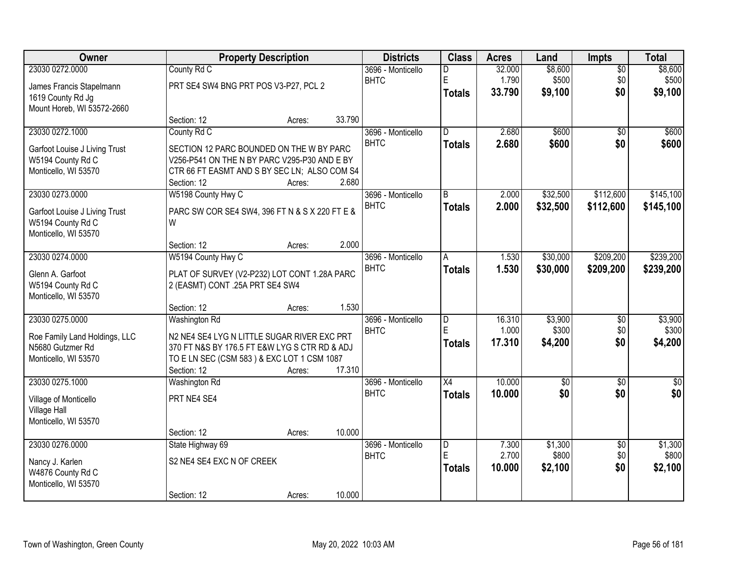| Owner | Property Description | Districts | Class | Acres | Land | Impts | Total |
|---|---|---|---|---|---|---|---|
| 23030 0272.0000<br>James Francis Stapelmann<br>1619 County Rd Jg<br>Mount Horeb, WI 53572-2660 | County Rd C<br>PRT SE4 SW4 BNG PRT POS V3-P27, PCL 2<br>Section: 12 Acres: 33.790 | 3696 - Monticello BHTC | D<br>E<br>**Totals** | 32.000<br>1.790<br>**33.790** | $8,600<br>$500<br>**$9,100** | $0<br>$0<br>**$0** | $8,600<br>$500<br>**$9,100** |
| 23030 0272.1000<br>Garfoot Louise J Living Trust<br>W5194 County Rd C<br>Monticello, WI 53570 | County Rd C<br>SECTION 12 PARC BOUNDED ON THE W BY PARC V256-P541 ON THE N BY PARC V295-P30 AND E BY CTR 66 FT EASMT AND S BY SEC LN; ALSO COM S4<br>Section: 12 Acres: 2.680 | 3696 - Monticello BHTC | D<br>**Totals** | 2.680<br>**2.680** | $600<br>**$600** | $0<br>**$0** | $600<br>**$600** |
| 23030 0273.0000<br>Garfoot Louise J Living Trust<br>W5194 County Rd C<br>Monticello, WI 53570 | W5198 County Hwy C<br>PARC SW COR SE4 SW4, 396 FT N & S X 220 FT E & W<br>Section: 12 Acres: 2.000 | 3696 - Monticello BHTC | B<br>**Totals** | 2.000<br>**2.000** | $32,500<br>**$32,500** | $112,600<br>**$112,600** | $145,100<br>**$145,100** |
| 23030 0274.0000<br>Glenn A. Garfoot<br>W5194 County Rd C<br>Monticello, WI 53570 | W5194 County Hwy C<br>PLAT OF SURVEY (V2-P232) LOT CONT 1.28A PARC 2 (EASMT) CONT .25A PRT SE4 SW4<br>Section: 12 Acres: 1.530 | 3696 - Monticello BHTC | A<br>**Totals** | 1.530<br>**1.530** | $30,000<br>**$30,000** | $209,200<br>**$209,200** | $239,200<br>**$239,200** |
| 23030 0275.0000<br>Roe Family Land Holdings, LLC<br>N5680 Gutzmer Rd<br>Monticello, WI 53570 | Washington Rd<br>N2 NE4 SE4 LYG N LITTLE SUGAR RIVER EXC PRT 370 FT N&S BY 176.5 FT E&W LYG S CTR RD & ADJ TO E LN SEC (CSM 583 ) & EXC LOT 1 CSM 1087<br>Section: 12 Acres: 17.310 | 3696 - Monticello BHTC | D<br>E<br>**Totals** | 16.310<br>1.000<br>**17.310** | $3,900<br>$300<br>**$4,200** | $0<br>$0<br>**$0** | $3,900<br>$300<br>**$4,200** |
| 23030 0275.1000<br>Village of Monticello<br>Village Hall<br>Monticello, WI 53570 | Washington Rd<br>PRT NE4 SE4<br>Section: 12 Acres: 10.000 | 3696 - Monticello BHTC | X4<br>**Totals** | 10.000<br>**10.000** | $0<br>**$0** | $0<br>**$0** | $0<br>**$0** |
| 23030 0276.0000<br>Nancy J. Karlen<br>W4876 County Rd C<br>Monticello, WI 53570 | State Highway 69<br>S2 NE4 SE4 EXC N OF CREEK<br>Section: 12 Acres: 10.000 | 3696 - Monticello BHTC | D<br>E<br>**Totals** | 7.300<br>2.700<br>**10.000** | $1,300<br>$800<br>**$2,100** | $0<br>$0<br>**$0** | $1,300<br>$800<br>**$2,100** |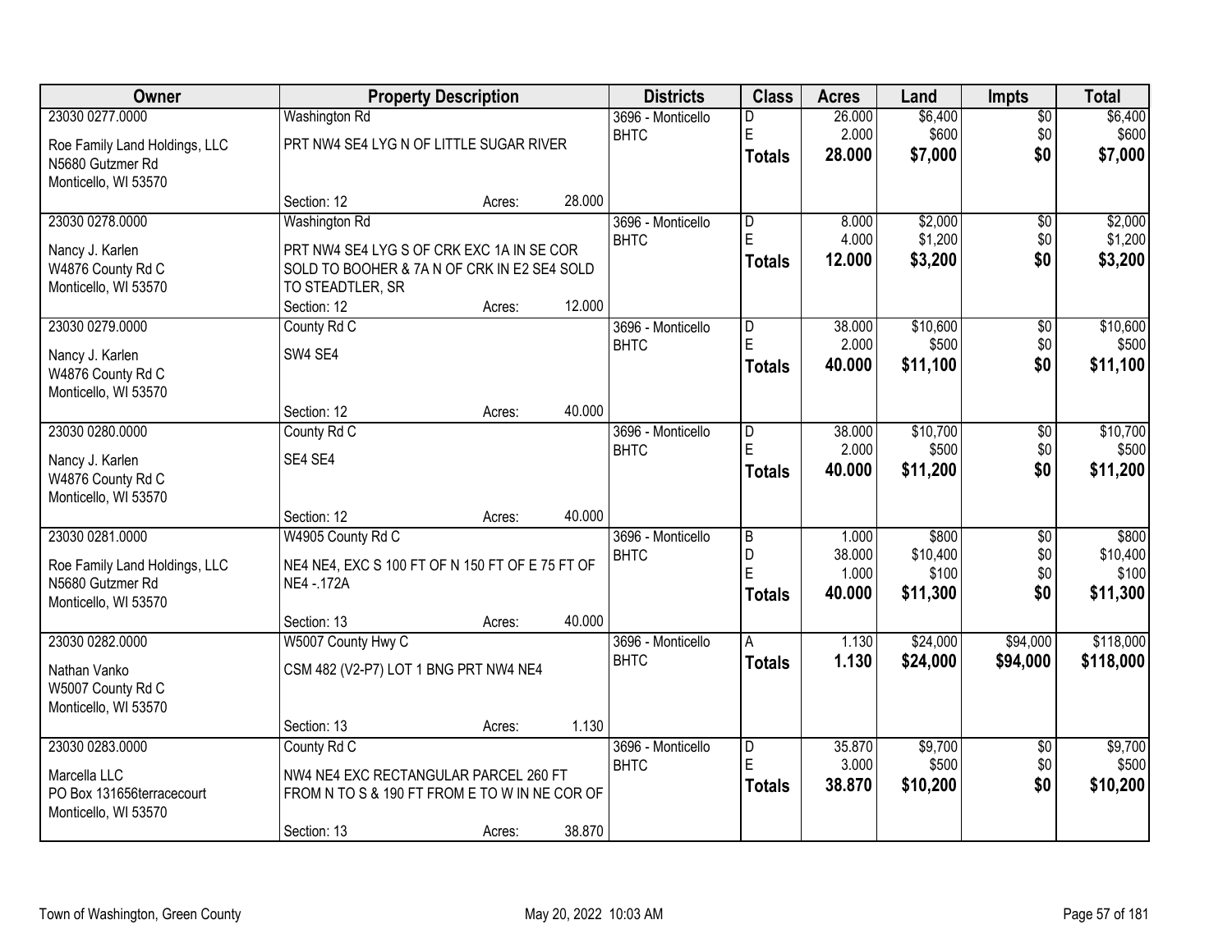| Owner | Property Description | Districts | Class | Acres | Land | Impts | Total |
|---|---|---|---|---|---|---|---|
| 23030 0277.0000<br>Roe Family Land Holdings, LLC<br>N5680 Gutzmer Rd<br>Monticello, WI 53570 | Washington Rd<br>PRT NW4 SE4 LYG N OF LITTLE SUGAR RIVER<br>Section: 12 Acres: 28.000 | 3696 - Monticello BHTC | D<br>E<br>**Totals** | 26.000<br>2.000<br>**28.000** | $6,400<br>$600<br>**$7,000** | $0<br>$0<br>**$0** | $6,400<br>$600<br>**$7,000** |
| 23030 0278.0000<br>Nancy J. Karlen<br>W4876 County Rd C<br>Monticello, WI 53570 | Washington Rd<br>PRT NW4 SE4 LYG S OF CRK EXC 1A IN SE COR SOLD TO BOOHER & 7A N OF CRK IN E2 SE4 SOLD TO STEADTLER, SR<br>Section: 12 Acres: 12.000 | 3696 - Monticello BHTC | D<br>E<br>**Totals** | 8.000<br>4.000<br>**12.000** | $2,000<br>$1,200<br>**$3,200** | $0<br>$0<br>**$0** | $2,000<br>$1,200<br>**$3,200** |
| 23030 0279.0000<br>Nancy J. Karlen<br>W4876 County Rd C<br>Monticello, WI 53570 | County Rd C<br>SW4 SE4<br>Section: 12 Acres: 40.000 | 3696 - Monticello BHTC | D<br>E<br>**Totals** | 38.000<br>2.000<br>**40.000** | $10,600<br>$500<br>**$11,100** | $0<br>$0<br>**$0** | $10,600<br>$500<br>**$11,100** |
| 23030 0280.0000<br>Nancy J. Karlen<br>W4876 County Rd C<br>Monticello, WI 53570 | County Rd C<br>SE4 SE4<br>Section: 12 Acres: 40.000 | 3696 - Monticello BHTC | D<br>E<br>**Totals** | 38.000<br>2.000<br>**40.000** | $10,700<br>$500<br>**$11,200** | $0<br>$0<br>**$0** | $10,700<br>$500<br>**$11,200** |
| 23030 0281.0000<br>Roe Family Land Holdings, LLC<br>N5680 Gutzmer Rd<br>Monticello, WI 53570 | W4905 County Rd C<br>NE4 NE4, EXC S 100 FT OF N 150 FT OF E 75 FT OF NE4 -.172A<br>Section: 13 Acres: 40.000 | 3696 - Monticello BHTC | B<br>D<br>E<br>**Totals** | 1.000<br>38.000<br>1.000<br>**40.000** | $800<br>$10,400<br>$100<br>**$11,300** | $0<br>$0<br>$0<br>**$0** | $800<br>$10,400<br>$100<br>**$11,300** |
| 23030 0282.0000<br>Nathan Vanko<br>W5007 County Rd C<br>Monticello, WI 53570 | W5007 County Hwy C<br>CSM 482 (V2-P7) LOT 1 BNG PRT NW4 NE4<br>Section: 13 Acres: 1.130 | 3696 - Monticello BHTC | A<br>**Totals** | 1.130<br>**1.130** | $24,000<br>**$24,000** | $94,000<br>**$94,000** | $118,000<br>**$118,000** |
| 23030 0283.0000<br>Marcella LLC<br>PO Box 131656terracecourt<br>Monticello, WI 53570 | County Rd C<br>NW4 NE4 EXC RECTANGULAR PARCEL 260 FT FROM N TO S & 190 FT FROM E TO W IN NE COR OF<br>Section: 13 Acres: 38.870 | 3696 - Monticello BHTC | D<br>E<br>**Totals** | 35.870<br>3.000<br>**38.870** | $9,700<br>$500<br>**$10,200** | $0<br>$0<br>**$0** | $9,700<br>$500<br>**$10,200** |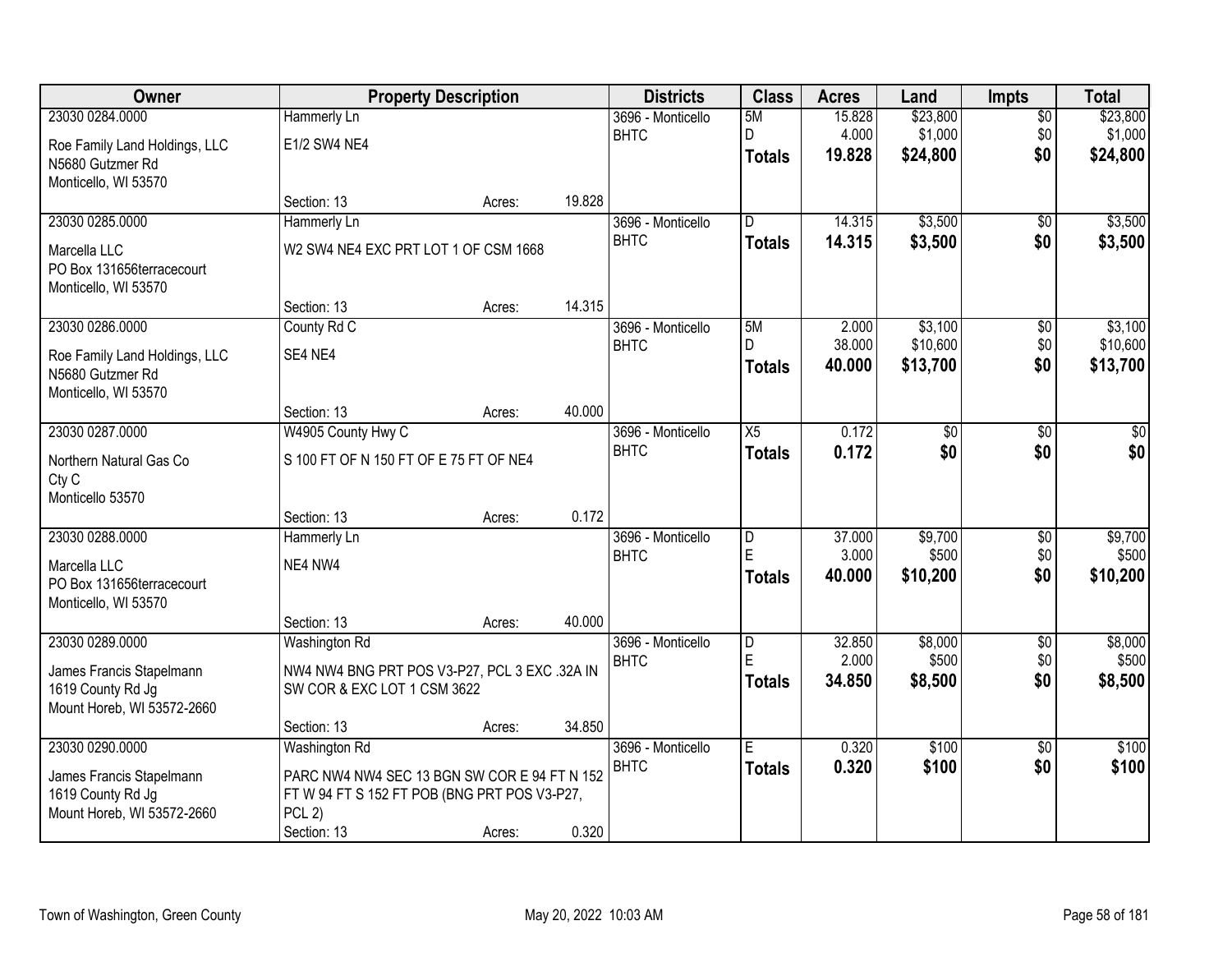| Owner | Property Description | | | Districts | Class | Acres | Land | Impts | Total |
|---|---|---|---|---|---|---|---|---|---|
| 23030 0284.0000<br>Roe Family Land Holdings, LLC<br>N5680 Gutzmer Rd<br>Monticello, WI 53570 | Hammerly Ln<br>E1/2 SW4 NE4<br>Section: 13 | Acres: | 19.828 | 3696 - Monticello BHTC | 5M<br>D<br>**Totals** | 15.828<br>4.000<br>**19.828** | $23,800<br>$1,000<br>**$24,800** | $0<br>$0<br>**$0** | $23,800<br>$1,000<br>**$24,800** |
| 23030 0285.0000<br>Marcella LLC<br>PO Box 131656terracecourt<br>Monticello, WI 53570 | Hammerly Ln<br>W2 SW4 NE4 EXC PRT LOT 1 OF CSM 1668<br>Section: 13 | Acres: | 14.315 | 3696 - Monticello BHTC | D<br>**Totals** | 14.315<br>**14.315** | $3,500<br>**$3,500** | $0<br>**$0** | $3,500<br>**$3,500** |
| 23030 0286.0000<br>Roe Family Land Holdings, LLC<br>N5680 Gutzmer Rd<br>Monticello, WI 53570 | County Rd C<br>SE4 NE4<br>Section: 13 | Acres: | 40.000 | 3696 - Monticello BHTC | 5M<br>D<br>**Totals** | 2.000<br>38.000<br>**40.000** | $3,100<br>$10,600<br>**$13,700** | $0<br>$0<br>**$0** | $3,100<br>$10,600<br>**$13,700** |
| 23030 0287.0000<br>Northern Natural Gas Co<br>Cty C<br>Monticello 53570 | W4905 County Hwy C<br>S 100 FT OF N 150 FT OF E 75 FT OF NE4<br>Section: 13 | Acres: | 0.172 | 3696 - Monticello BHTC | X5<br>**Totals** | 0.172<br>**0.172** | $0<br>**$0** | $0<br>**$0** | $0<br>**$0** |
| 23030 0288.0000<br>Marcella LLC<br>PO Box 131656terracecourt<br>Monticello, WI 53570 | Hammerly Ln<br>NE4 NW4<br>Section: 13 | Acres: | 40.000 | 3696 - Monticello BHTC | D<br>E<br>**Totals** | 37.000<br>3.000<br>**40.000** | $9,700<br>$500<br>**$10,200** | $0<br>$0<br>**$0** | $9,700<br>$500<br>**$10,200** |
| 23030 0289.0000<br>James Francis Stapelmann<br>1619 County Rd Jg<br>Mount Horeb, WI 53572-2660 | Washington Rd<br>NW4 NW4 BNG PRT POS V3-P27, PCL 3 EXC .32A IN SW COR & EXC LOT 1 CSM 3622<br>Section: 13 | Acres: | 34.850 | 3696 - Monticello BHTC | D<br>E<br>**Totals** | 32.850<br>2.000<br>**34.850** | $8,000<br>$500<br>**$8,500** | $0<br>$0<br>**$0** | $8,000<br>$500<br>**$8,500** |
| 23030 0290.0000<br>James Francis Stapelmann<br>1619 County Rd Jg<br>Mount Horeb, WI 53572-2660 | Washington Rd<br>PARC NW4 NW4 SEC 13 BGN SW COR E 94 FT N 152 FT W 94 FT S 152 FT POB (BNG PRT POS V3-P27, PCL 2)<br>Section: 13 | Acres: | 0.320 | 3696 - Monticello BHTC | E<br>**Totals** | 0.320<br>**0.320** | $100<br>**$100** | $0<br>**$0** | $100<br>**$100** |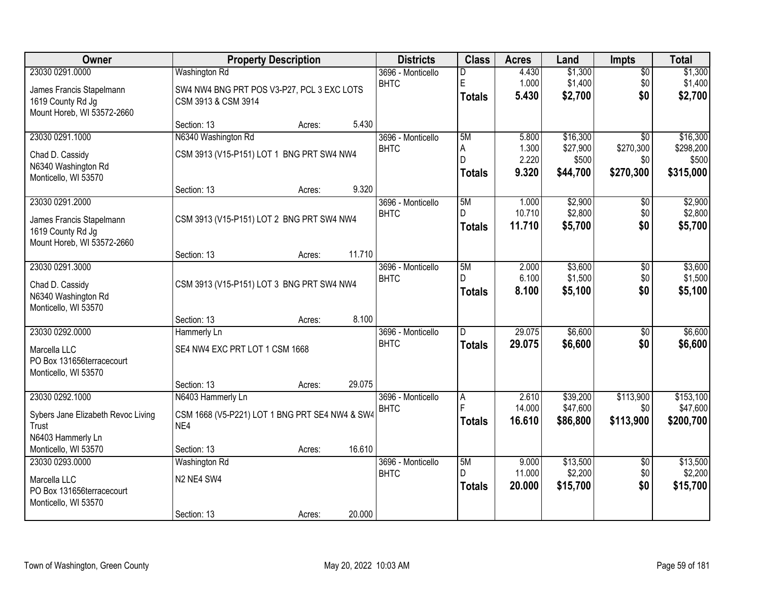| Owner | Property Description | | | Districts | Class | Acres | Land | Impts | Total |
|---|---|---|---|---|---|---|---|---|---|
| 23030 0291.0000 | Washington Rd | | | 3696 - Monticello | D | 4.430 | $1,300 | $0 | $1,300 |
| James Francis Stapelmann | SW4 NW4 BNG PRT POS V3-P27, PCL 3 EXC LOTS | | | BHTC | E | 1.000 | $1,400 | $0 | $1,400 |
| 1619 County Rd Jg | CSM 3913 & CSM 3914 | | | | **Totals** | **5.430** | **$2,700** | **$0** | **$2,700** |
| Mount Horeb, WI 53572-2660 | | | | | | | | | |
| | Section: 13 | Acres: | 5.430 | | | | | | |
| 23030 0291.1000 | N6340 Washington Rd | | | 3696 - Monticello | 5M | 5.800 | $16,300 | $0 | $16,300 |
| Chad D. Cassidy | CSM 3913 (V15-P151) LOT 1 BNG PRT SW4 NW4 | | | BHTC | A | 1.300 | $27,900 | $270,300 | $298,200 |
| N6340 Washington Rd | | | | | D | 2.220 | $500 | $0 | $500 |
| Monticello, WI 53570 | | | | | **Totals** | **9.320** | **$44,700** | **$270,300** | **$315,000** |
| | Section: 13 | Acres: | 9.320 | | | | | | |
| 23030 0291.2000 | | | | 3696 - Monticello | 5M | 1.000 | $2,900 | $0 | $2,900 |
| James Francis Stapelmann | CSM 3913 (V15-P151) LOT 2 BNG PRT SW4 NW4 | | | BHTC | D | 10.710 | $2,800 | $0 | $2,800 |
| 1619 County Rd Jg | | | | | **Totals** | **11.710** | **$5,700** | **$0** | **$5,700** |
| Mount Horeb, WI 53572-2660 | | | | | | | | | |
| | Section: 13 | Acres: | 11.710 | | | | | | |
| 23030 0291.3000 | | | | 3696 - Monticello | 5M | 2.000 | $3,600 | $0 | $3,600 |
| Chad D. Cassidy | CSM 3913 (V15-P151) LOT 3 BNG PRT SW4 NW4 | | | BHTC | D | 6.100 | $1,500 | $0 | $1,500 |
| N6340 Washington Rd | | | | | **Totals** | **8.100** | **$5,100** | **$0** | **$5,100** |
| Monticello, WI 53570 | | | | | | | | | |
| | Section: 13 | Acres: | 8.100 | | | | | | |
| 23030 0292.0000 | Hammerly Ln | | | 3696 - Monticello | D | 29.075 | $6,600 | $0 | $6,600 |
| Marcella LLC | SE4 NW4 EXC PRT LOT 1 CSM 1668 | | | BHTC | **Totals** | **29.075** | **$6,600** | **$0** | **$6,600** |
| PO Box 131656terracecourt | | | | | | | | | |
| Monticello, WI 53570 | | | | | | | | | |
| | Section: 13 | Acres: | 29.075 | | | | | | |
| 23030 0292.1000 | N6403 Hammerly Ln | | | 3696 - Monticello | A | 2.610 | $39,200 | $113,900 | $153,100 |
| Sybers Jane Elizabeth Revoc Living | CSM 1668 (V5-P221) LOT 1 BNG PRT SE4 NW4 & SW4 | | | BHTC | F | 14.000 | $47,600 | $0 | $47,600 |
| Trust | NE4 | | | | **Totals** | **16.610** | **$86,800** | **$113,900** | **$200,700** |
| N6403 Hammerly Ln | | | | | | | | | |
| Monticello, WI 53570 | Section: 13 | Acres: | 16.610 | | | | | | |
| 23030 0293.0000 | Washington Rd | | | 3696 - Monticello | 5M | 9.000 | $13,500 | $0 | $13,500 |
| Marcella LLC | N2 NE4 SW4 | | | BHTC | D | 11.000 | $2,200 | $0 | $2,200 |
| PO Box 131656terracecourt | | | | | **Totals** | **20.000** | **$15,700** | **$0** | **$15,700** |
| Monticello, WI 53570 | | | | | | | | | |
| | Section: 13 | Acres: | 20.000 | | | | | | |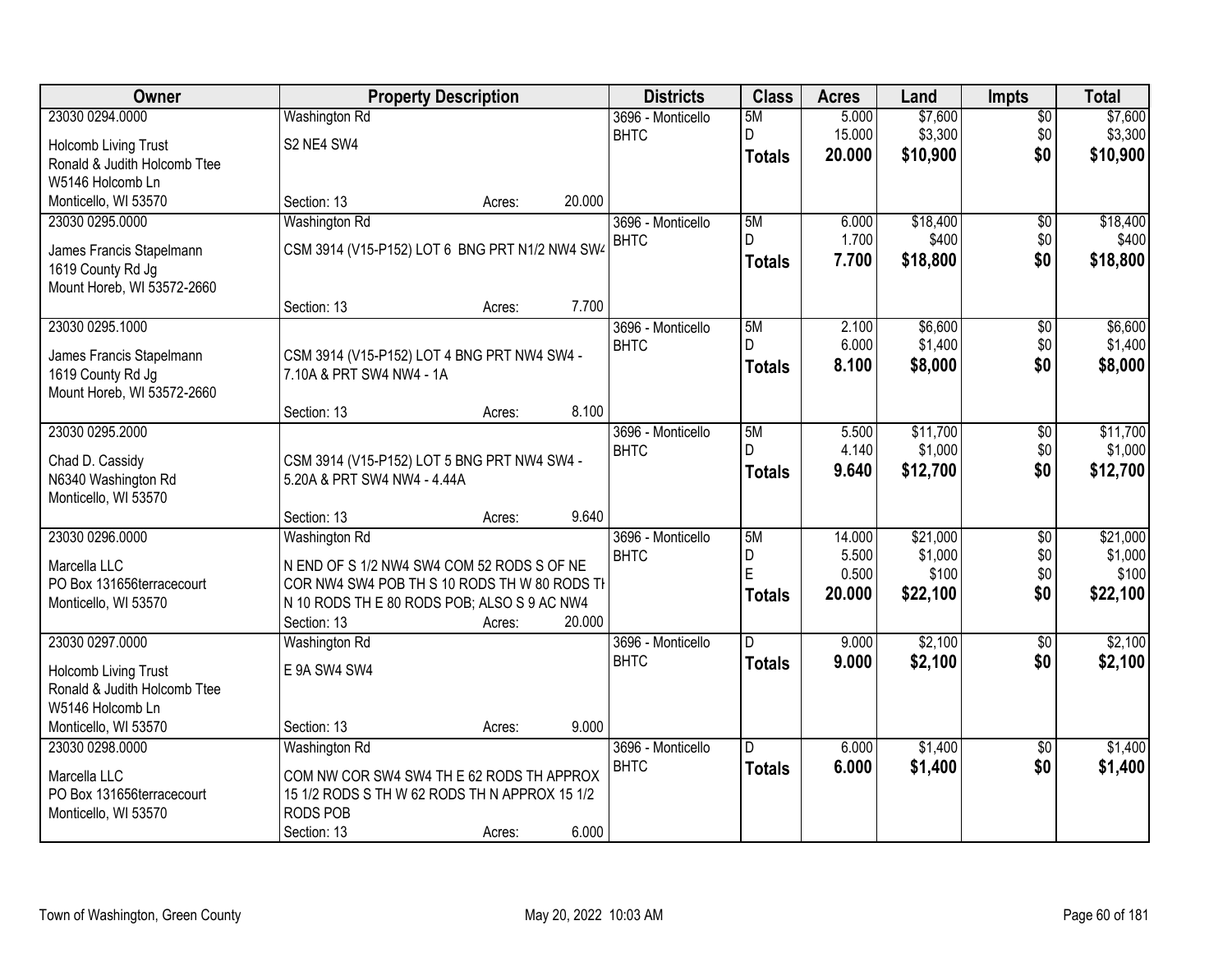| Owner | Property Description | Districts | Class | Acres | Land | Impts | Total |
|---|---|---|---|---|---|---|---|
| 23030 0294.0000<br>Holcomb Living Trust<br>Ronald & Judith Holcomb Ttee<br>W5146 Holcomb Ln<br>Monticello, WI 53570 | Washington Rd<br>S2 NE4 SW4<br>Section: 13 Acres: 20.000 | 3696 - Monticello<br>BHTC | 5M<br>D<br>**Totals** | 5.000<br>15.000<br>**20.000** | $7,600<br>$3,300<br>**$10,900** | $0<br>$0<br>**$0** | $7,600<br>$3,300<br>**$10,900** |
| 23030 0295.0000<br>James Francis Stapelmann<br>1619 County Rd Jg<br>Mount Horeb, WI 53572-2660 | Washington Rd<br>CSM 3914 (V15-P152) LOT 6 BNG PRT N1/2 NW4 SW4<br>Section: 13 Acres: 7.700 | 3696 - Monticello<br>BHTC | 5M<br>D<br>**Totals** | 6.000<br>1.700<br>**7.700** | $18,400<br>$400<br>**$18,800** | $0<br>$0<br>**$0** | $18,400<br>$400<br>**$18,800** |
| 23030 0295.1000<br>James Francis Stapelmann<br>1619 County Rd Jg<br>Mount Horeb, WI 53572-2660 | CSM 3914 (V15-P152) LOT 4 BNG PRT NW4 SW4 - 7.10A & PRT SW4 NW4 - 1A<br>Section: 13 Acres: 8.100 | 3696 - Monticello<br>BHTC | 5M<br>D<br>**Totals** | 2.100<br>6.000<br>**8.100** | $6,600<br>$1,400<br>**$8,000** | $0<br>$0<br>**$0** | $6,600<br>$1,400<br>**$8,000** |
| 23030 0295.2000<br>Chad D. Cassidy<br>N6340 Washington Rd<br>Monticello, WI 53570 | CSM 3914 (V15-P152) LOT 5 BNG PRT NW4 SW4 - 5.20A & PRT SW4 NW4 - 4.44A<br>Section: 13 Acres: 9.640 | 3696 - Monticello<br>BHTC | 5M<br>D<br>**Totals** | 5.500<br>4.140<br>**9.640** | $11,700<br>$1,000<br>**$12,700** | $0<br>$0<br>**$0** | $11,700<br>$1,000<br>**$12,700** |
| 23030 0296.0000<br>Marcella LLC<br>PO Box 131656terracecourt<br>Monticello, WI 53570 | Washington Rd<br>N END OF S 1/2 NW4 SW4 COM 52 RODS S OF NE COR NW4 SW4 POB TH S 10 RODS TH W 80 RODS TH N 10 RODS TH E 80 RODS POB; ALSO S 9 AC NW4<br>Section: 13 Acres: 20.000 | 3696 - Monticello<br>BHTC | 5M<br>D<br>E<br>**Totals** | 14.000<br>5.500<br>0.500<br>**20.000** | $21,000<br>$1,000<br>$100<br>**$22,100** | $0<br>$0<br>$0<br>**$0** | $21,000<br>$1,000<br>$100<br>**$22,100** |
| 23030 0297.0000<br>Holcomb Living Trust<br>Ronald & Judith Holcomb Ttee<br>W5146 Holcomb Ln<br>Monticello, WI 53570 | Washington Rd<br>E 9A SW4 SW4<br>Section: 13 Acres: 9.000 | 3696 - Monticello<br>BHTC | D<br>**Totals** | 9.000<br>**9.000** | $2,100<br>**$2,100** | $0<br>**$0** | $2,100<br>**$2,100** |
| 23030 0298.0000<br>Marcella LLC<br>PO Box 131656terracecourt<br>Monticello, WI 53570 | Washington Rd<br>COM NW COR SW4 SW4 TH E 62 RODS TH APPROX 15 1/2 RODS S TH W 62 RODS TH N APPROX 15 1/2 RODS POB<br>Section: 13 Acres: 6.000 | 3696 - Monticello<br>BHTC | D<br>**Totals** | 6.000<br>**6.000** | $1,400<br>**$1,400** | $0<br>**$0** | $1,400<br>**$1,400** |

Town of Washington, Green County — May 20, 2022 10:03 AM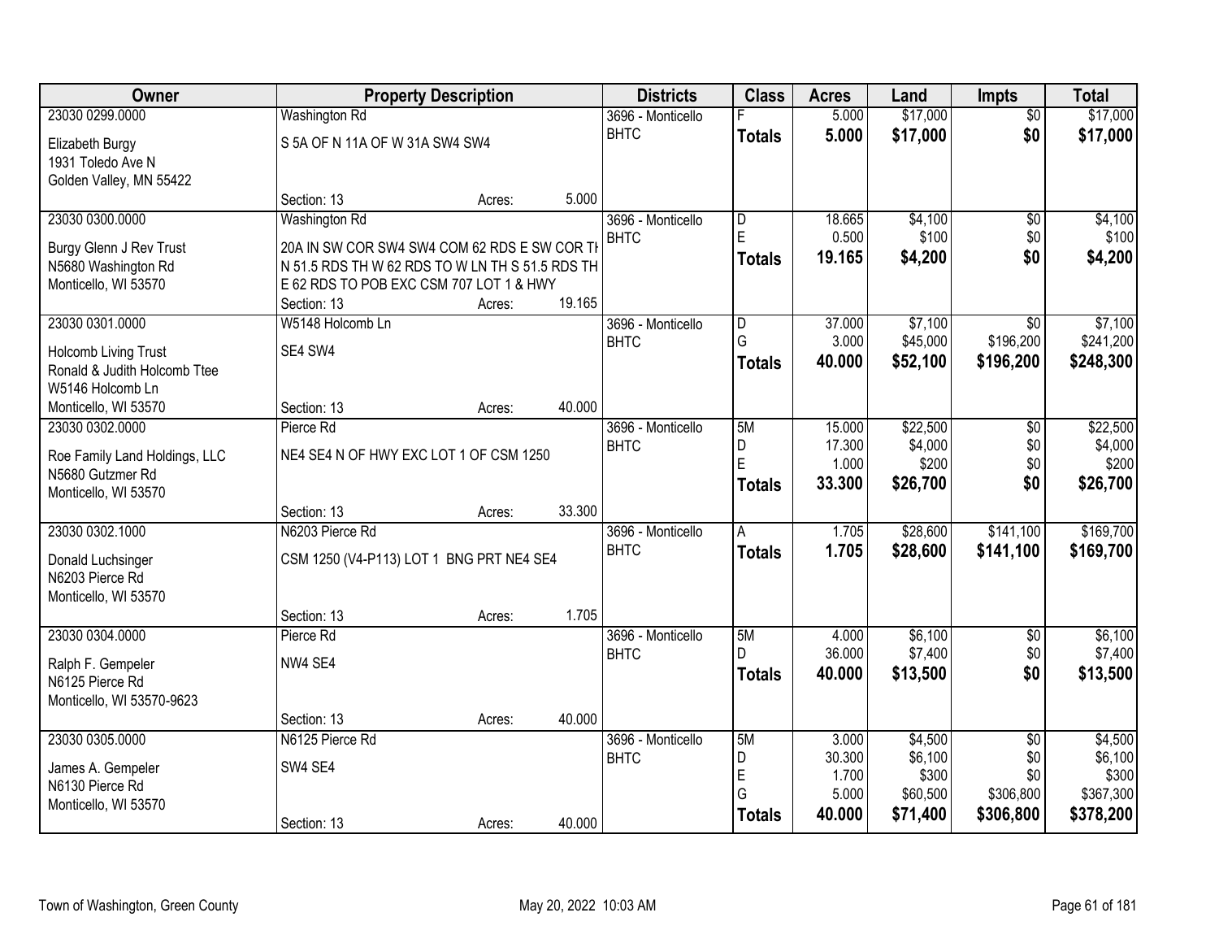| Owner | Property Description | Districts | Class | Acres | Land | Impts | Total |
|---|---|---|---|---|---|---|---|
| 23030 0299.0000<br>Elizabeth Burgy<br>1931 Toledo Ave N<br>Golden Valley, MN 55422 | Washington Rd<br>S 5A OF N 11A OF W 31A SW4 SW4<br>Section: 13 Acres: 5.000 | 3696 - Monticello BHTC | F<br>**Totals** | 5.000<br>**5.000** | $17,000<br>**$17,000** | $0<br>**$0** | $17,000<br>**$17,000** |
| 23030 0300.0000<br>Burgy Glenn J Rev Trust<br>N5680 Washington Rd<br>Monticello, WI 53570 | Washington Rd<br>20A IN SW COR SW4 SW4 COM 62 RDS E SW COR TH N 51.5 RDS TH W 62 RDS TO W LN TH S 51.5 RDS TH E 62 RDS TO POB EXC CSM 707 LOT 1 & HWY<br>Section: 13 Acres: 19.165 | 3696 - Monticello BHTC | D<br>E<br>**Totals** | 18.665<br>0.500<br>**19.165** | $4,100<br>$100<br>**$4,200** | $0<br>$0<br>**$0** | $4,100<br>$100<br>**$4,200** |
| 23030 0301.0000<br>Holcomb Living Trust<br>Ronald & Judith Holcomb Ttee<br>W5146 Holcomb Ln<br>Monticello, WI 53570 | W5148 Holcomb Ln<br>SE4 SW4<br>Section: 13 Acres: 40.000 | 3696 - Monticello BHTC | D<br>G<br>**Totals** | 37.000<br>3.000<br>**40.000** | $7,100<br>$45,000<br>**$52,100** | $0<br>$196,200<br>**$196,200** | $7,100<br>$241,200<br>**$248,300** |
| 23030 0302.0000<br>Roe Family Land Holdings, LLC<br>N5680 Gutzmer Rd<br>Monticello, WI 53570 | Pierce Rd<br>NE4 SE4 N OF HWY EXC LOT 1 OF CSM 1250<br>Section: 13 Acres: 33.300 | 3696 - Monticello BHTC | 5M<br>D<br>E<br>**Totals** | 15.000<br>17.300<br>1.000<br>**33.300** | $22,500<br>$4,000<br>$200<br>**$26,700** | $0<br>$0<br>$0<br>**$0** | $22,500<br>$4,000<br>$200<br>**$26,700** |
| 23030 0302.1000<br>Donald Luchsinger<br>N6203 Pierce Rd<br>Monticello, WI 53570 | N6203 Pierce Rd<br>CSM 1250 (V4-P113) LOT 1 BNG PRT NE4 SE4<br>Section: 13 Acres: 1.705 | 3696 - Monticello BHTC | A<br>**Totals** | 1.705<br>**1.705** | $28,600<br>**$28,600** | $141,100<br>**$141,100** | $169,700<br>**$169,700** |
| 23030 0304.0000<br>Ralph F. Gempeler<br>N6125 Pierce Rd<br>Monticello, WI 53570-9623 | Pierce Rd<br>NW4 SE4<br>Section: 13 Acres: 40.000 | 3696 - Monticello BHTC | 5M<br>D<br>**Totals** | 4.000<br>36.000<br>**40.000** | $6,100<br>$7,400<br>**$13,500** | $0<br>$0<br>**$0** | $6,100<br>$7,400<br>**$13,500** |
| 23030 0305.0000<br>James A. Gempeler<br>N6130 Pierce Rd<br>Monticello, WI 53570 | N6125 Pierce Rd<br>SW4 SE4<br>Section: 13 Acres: 40.000 | 3696 - Monticello BHTC | 5M<br>D<br>E<br>G<br>**Totals** | 3.000<br>30.300<br>1.700<br>5.000<br>**40.000** | $4,500<br>$6,100<br>$300<br>$60,500<br>**$71,400** | $0<br>$0<br>$0<br>$306,800<br>**$306,800** | $4,500<br>$6,100<br>$300<br>$367,300<br>**$378,200** |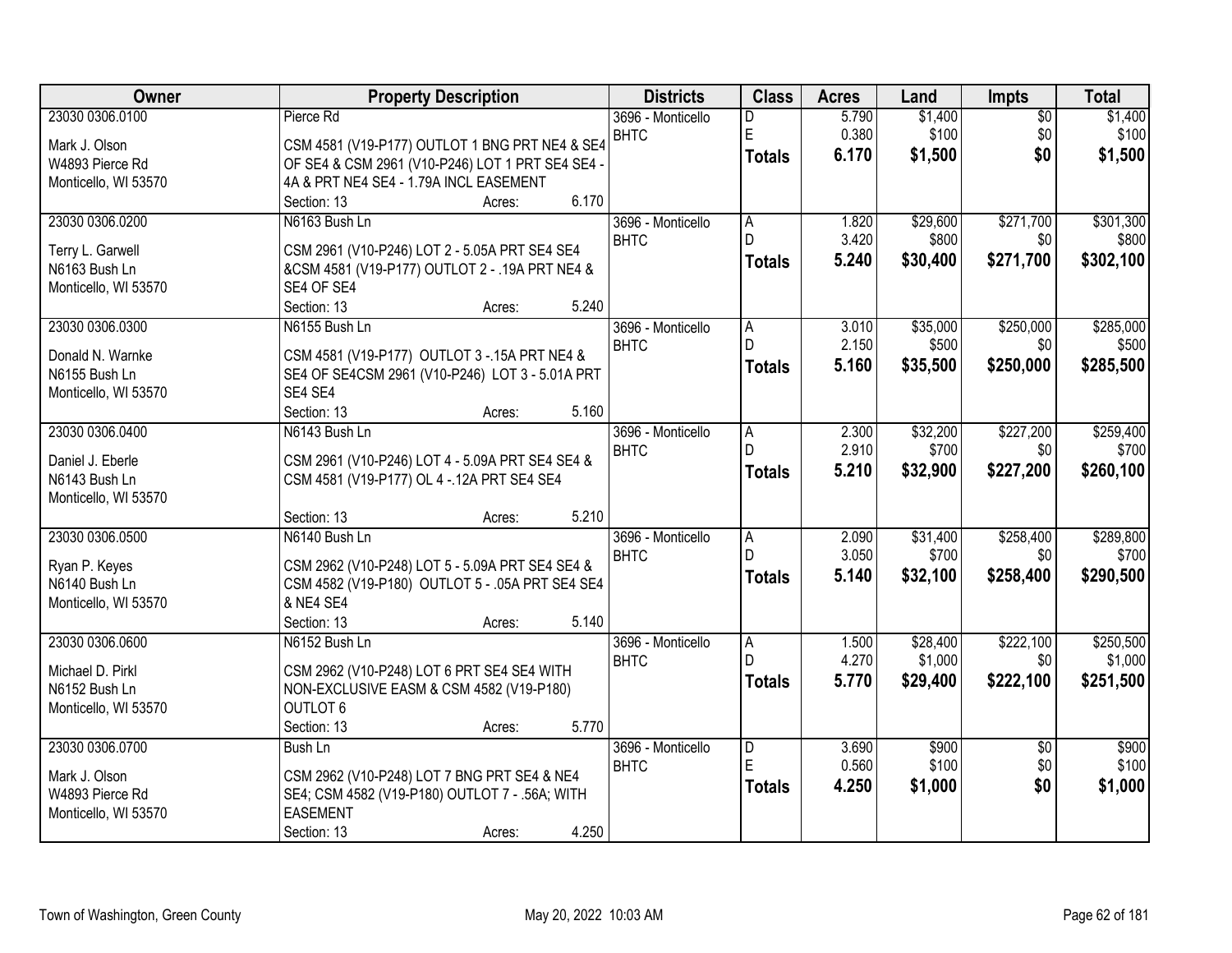| Owner | Property Description | Districts | Class | Acres | Land | Impts | Total |
|---|---|---|---|---|---|---|---|
| 23030 0306.0100<br>Mark J. Olson<br>W4893 Pierce Rd<br>Monticello, WI 53570 | Pierce Rd<br>CSM 4581 (V19-P177) OUTLOT 1 BNG PRT NE4 & SE4 OF SE4 & CSM 2961 (V10-P246) LOT 1 PRT SE4 SE4 - 4A & PRT NE4 SE4 - 1.79A INCL EASEMENT<br>Section: 13 Acres: 6.170 | 3696 - Monticello<br>BHTC | D<br>E<br>**Totals** | 5.790<br>0.380<br>**6.170** | $1,400<br>$100<br>**$1,500** | $0<br>$0<br>**$0** | $1,400<br>$100<br>**$1,500** |
| 23030 0306.0200<br>Terry L. Garwell<br>N6163 Bush Ln<br>Monticello, WI 53570 | N6163 Bush Ln<br>CSM 2961 (V10-P246) LOT 2 - 5.05A PRT SE4 SE4 &CSM 4581 (V19-P177) OUTLOT 2 - .19A PRT NE4 & SE4 OF SE4<br>Section: 13 Acres: 5.240 | 3696 - Monticello<br>BHTC | A<br>D<br>**Totals** | 1.820<br>3.420<br>**5.240** | $29,600<br>$800<br>**$30,400** | $271,700<br>$0<br>**$271,700** | $301,300<br>$800<br>**$302,100** |
| 23030 0306.0300<br>Donald N. Warnke<br>N6155 Bush Ln<br>Monticello, WI 53570 | N6155 Bush Ln<br>CSM 4581 (V19-P177) OUTLOT 3 -.15A PRT NE4 & SE4 OF SE4CSM 2961 (V10-P246) LOT 3 - 5.01A PRT SE4 SE4<br>Section: 13 Acres: 5.160 | 3696 - Monticello<br>BHTC | A<br>D<br>**Totals** | 3.010<br>2.150<br>**5.160** | $35,000<br>$500<br>**$35,500** | $250,000<br>$0<br>**$250,000** | $285,000<br>$500<br>**$285,500** |
| 23030 0306.0400<br>Daniel J. Eberle<br>N6143 Bush Ln<br>Monticello, WI 53570 | N6143 Bush Ln<br>CSM 2961 (V10-P246) LOT 4 - 5.09A PRT SE4 SE4 & CSM 4581 (V19-P177) OL 4 -.12A PRT SE4 SE4<br>Section: 13 Acres: 5.210 | 3696 - Monticello<br>BHTC | A<br>D<br>**Totals** | 2.300<br>2.910<br>**5.210** | $32,200<br>$700<br>**$32,900** | $227,200<br>$0<br>**$227,200** | $259,400<br>$700<br>**$260,100** |
| 23030 0306.0500<br>Ryan P. Keyes<br>N6140 Bush Ln<br>Monticello, WI 53570 | N6140 Bush Ln<br>CSM 2962 (V10-P248) LOT 5 - 5.09A PRT SE4 SE4 & CSM 4582 (V19-P180) OUTLOT 5 - .05A PRT SE4 SE4 & NE4 SE4<br>Section: 13 Acres: 5.140 | 3696 - Monticello<br>BHTC | A<br>D<br>**Totals** | 2.090<br>3.050<br>**5.140** | $31,400<br>$700<br>**$32,100** | $258,400<br>$0<br>**$258,400** | $289,800<br>$700<br>**$290,500** |
| 23030 0306.0600<br>Michael D. Pirkl<br>N6152 Bush Ln<br>Monticello, WI 53570 | N6152 Bush Ln<br>CSM 2962 (V10-P248) LOT 6 PRT SE4 SE4 WITH NON-EXCLUSIVE EASM & CSM 4582 (V19-P180) OUTLOT 6<br>Section: 13 Acres: 5.770 | 3696 - Monticello<br>BHTC | A<br>D<br>**Totals** | 1.500<br>4.270<br>**5.770** | $28,400<br>$1,000<br>**$29,400** | $222,100<br>$0<br>**$222,100** | $250,500<br>$1,000<br>**$251,500** |
| 23030 0306.0700<br>Mark J. Olson<br>W4893 Pierce Rd<br>Monticello, WI 53570 | Bush Ln<br>CSM 2962 (V10-P248) LOT 7 BNG PRT SE4 & NE4 SE4; CSM 4582 (V19-P180) OUTLOT 7 - .56A; WITH EASEMENT<br>Section: 13 Acres: 4.250 | 3696 - Monticello<br>BHTC | D<br>E<br>**Totals** | 3.690<br>0.560<br>**4.250** | $900<br>$100<br>**$1,000** | $0<br>$0<br>**$0** | $900<br>$100<br>**$1,000** |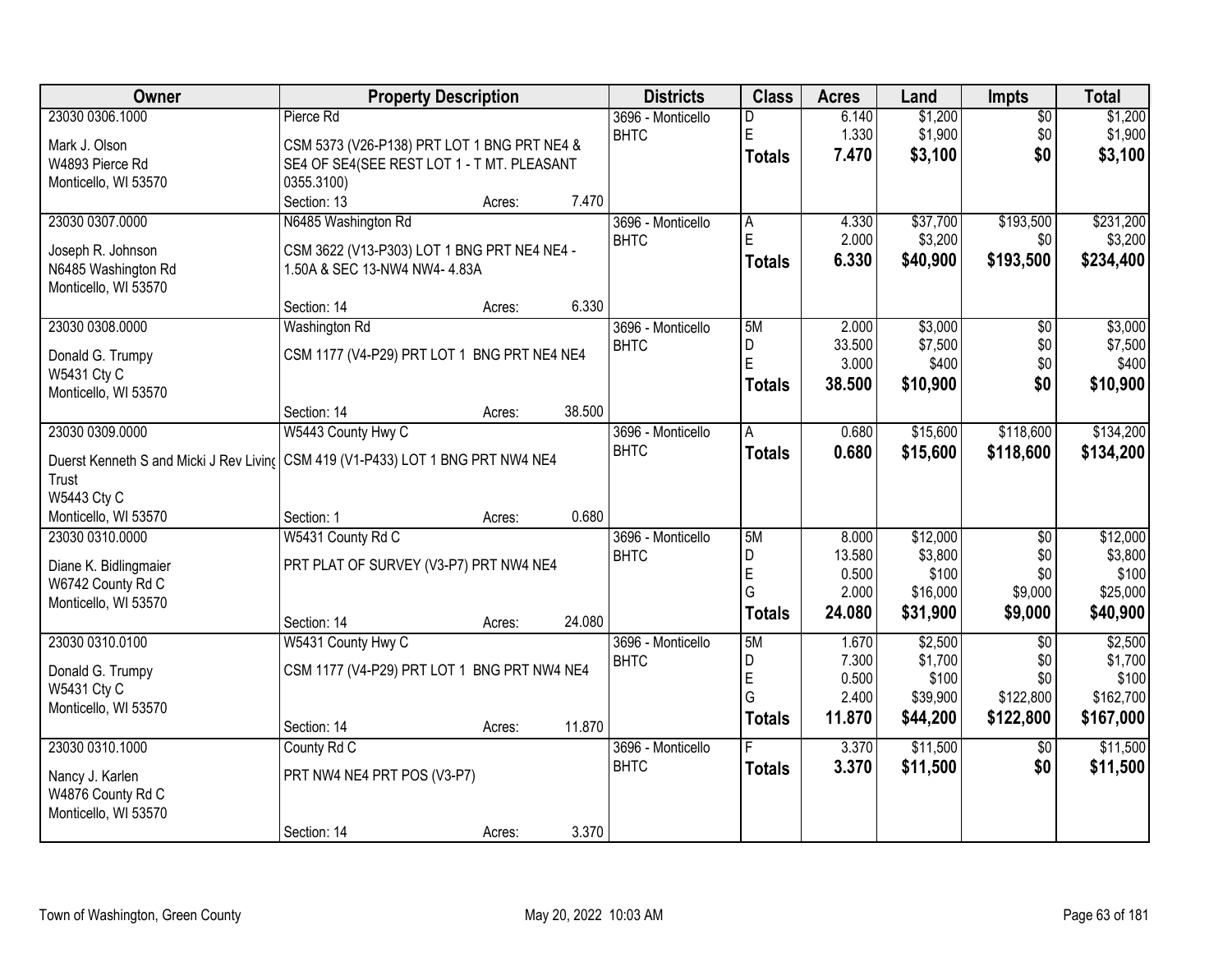| Owner | Property Description | | | Districts | Class | Acres | Land | Impts | Total |
|---|---|---|---|---|---|---|---|---|---|
| 23030 0306.1000 | Pierce Rd | | | 3696 - Monticello | D | 6.140 | $1,200 | $0 | $1,200 |
| Mark J. Olson | CSM 5373 (V26-P138) PRT LOT 1 BNG PRT NE4 & | | | BHTC | E | 1.330 | $1,900 | $0 | $1,900 |
| W4893 Pierce Rd | SE4 OF SE4(SEE REST LOT 1 - T MT. PLEASANT | | | | **Totals** | **7.470** | **$3,100** | **$0** | **$3,100** |
| Monticello, WI 53570 | 0355.3100) | | | | | | | | |
| | Section: 13 | Acres: | 7.470 | | | | | | |
| 23030 0307.0000 | N6485 Washington Rd | | | 3696 - Monticello | A | 4.330 | $37,700 | $193,500 | $231,200 |
| Joseph R. Johnson | CSM 3622 (V13-P303) LOT 1 BNG PRT NE4 NE4 - | | | BHTC | E | 2.000 | $3,200 | $0 | $3,200 |
| N6485 Washington Rd | 1.50A & SEC 13-NW4 NW4- 4.83A | | | | **Totals** | **6.330** | **$40,900** | **$193,500** | **$234,400** |
| Monticello, WI 53570 | | | | | | | | | |
| | Section: 14 | Acres: | 6.330 | | | | | | |
| 23030 0308.0000 | Washington Rd | | | 3696 - Monticello | 5M | 2.000 | $3,000 | $0 | $3,000 |
| Donald G. Trumpy | CSM 1177 (V4-P29) PRT LOT 1 BNG PRT NE4 NE4 | | | BHTC | D | 33.500 | $7,500 | $0 | $7,500 |
| W5431 Cty C | | | | | E | 3.000 | $400 | $0 | $400 |
| Monticello, WI 53570 | | | | | **Totals** | **38.500** | **$10,900** | **$0** | **$10,900** |
| | Section: 14 | Acres: | 38.500 | | | | | | |
| 23030 0309.0000 | W5443 County Hwy C | | | 3696 - Monticello | A | 0.680 | $15,600 | $118,600 | $134,200 |
| Duerst Kenneth S and Micki J Rev Living Trust | CSM 419 (V1-P433) LOT 1 BNG PRT NW4 NE4 | | | BHTC | **Totals** | **0.680** | **$15,600** | **$118,600** | **$134,200** |
| W5443 Cty C | | | | | | | | | |
| Monticello, WI 53570 | Section: 1 | Acres: | 0.680 | | | | | | |
| 23030 0310.0000 | W5431 County Rd C | | | 3696 - Monticello | 5M | 8.000 | $12,000 | $0 | $12,000 |
| Diane K. Bidlingmaier | PRT PLAT OF SURVEY (V3-P7) PRT NW4 NE4 | | | BHTC | D | 13.580 | $3,800 | $0 | $3,800 |
| W6742 County Rd C | | | | | E | 0.500 | $100 | $0 | $100 |
| Monticello, WI 53570 | | | | | G | 2.000 | $16,000 | $9,000 | $25,000 |
| | Section: 14 | Acres: | 24.080 | | **Totals** | **24.080** | **$31,900** | **$9,000** | **$40,900** |
| 23030 0310.0100 | W5431 County Hwy C | | | 3696 - Monticello | 5M | 1.670 | $2,500 | $0 | $2,500 |
| Donald G. Trumpy | CSM 1177 (V4-P29) PRT LOT 1 BNG PRT NW4 NE4 | | | BHTC | D | 7.300 | $1,700 | $0 | $1,700 |
| W5431 Cty C | | | | | E | 0.500 | $100 | $0 | $100 |
| Monticello, WI 53570 | | | | | G | 2.400 | $39,900 | $122,800 | $162,700 |
| | Section: 14 | Acres: | 11.870 | | **Totals** | **11.870** | **$44,200** | **$122,800** | **$167,000** |
| 23030 0310.1000 | County Rd C | | | 3696 - Monticello | F | 3.370 | $11,500 | $0 | $11,500 |
| Nancy J. Karlen | PRT NW4 NE4 PRT POS (V3-P7) | | | BHTC | **Totals** | **3.370** | **$11,500** | **$0** | **$11,500** |
| W4876 County Rd C | | | | | | | | | |
| Monticello, WI 53570 | | | | | | | | | |
| | Section: 14 | Acres: | 3.370 | | | | | | |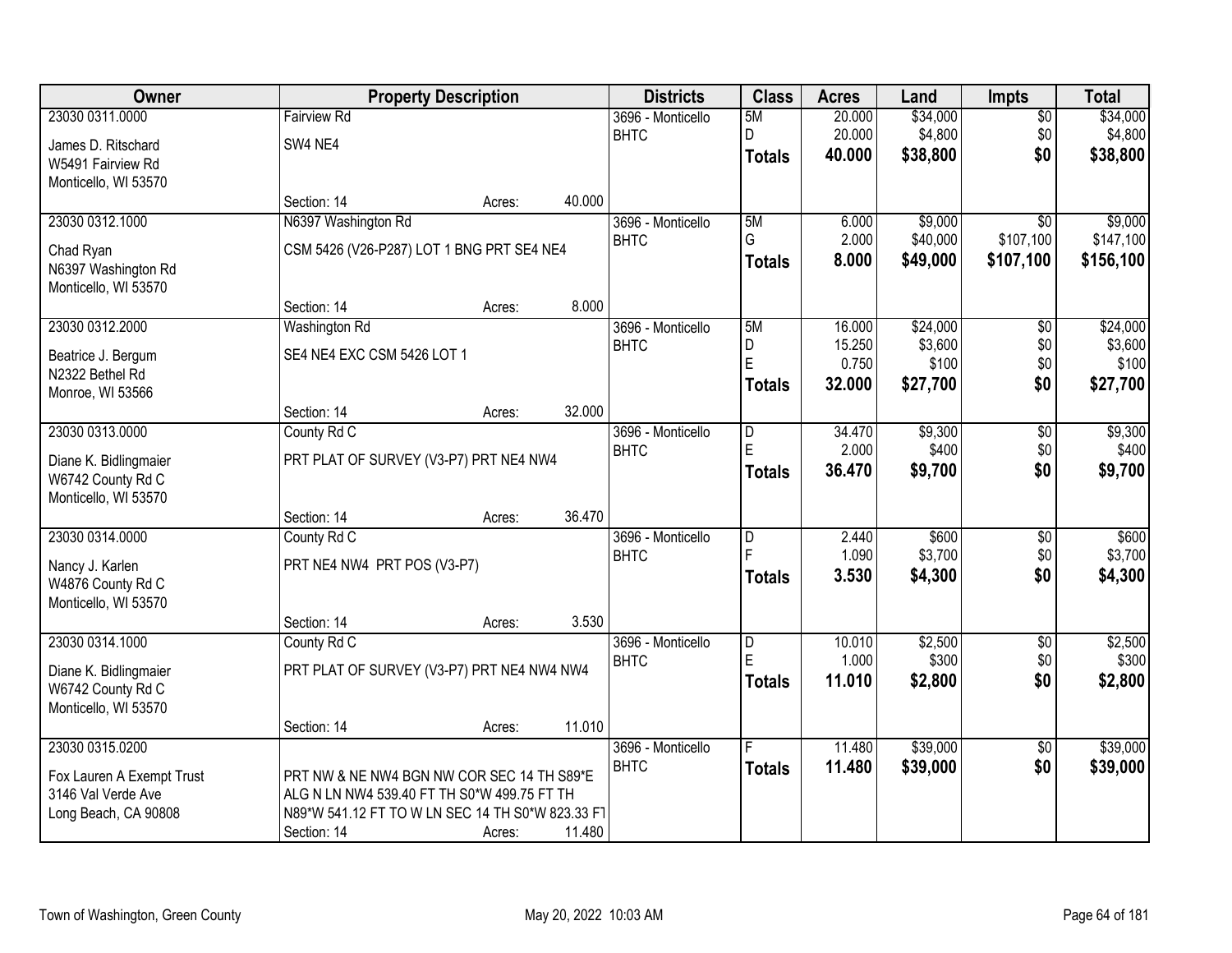| Owner | Property Description | Districts | Class | Acres | Land | Impts | Total |
|---|---|---|---|---|---|---|---|
| 23030 0311.0000<br>James D. Ritschard<br>W5491 Fairview Rd<br>Monticello, WI 53570 | Fairview Rd<br>SW4 NE4<br>Section: 14 Acres: 40.000 | 3696 - Monticello<br>BHTC | 5M<br>D<br>**Totals** | 20.000<br>20.000<br>**40.000** | $34,000<br>$4,800<br>**$38,800** | $0<br>$0<br>**$0** | $34,000<br>$4,800<br>**$38,800** |
| 23030 0312.1000<br>Chad Ryan<br>N6397 Washington Rd<br>Monticello, WI 53570 | N6397 Washington Rd<br>CSM 5426 (V26-P287) LOT 1 BNG PRT SE4 NE4<br>Section: 14 Acres: 8.000 | 3696 - Monticello<br>BHTC | 5M<br>G<br>**Totals** | 6.000<br>2.000<br>**8.000** | $9,000<br>$40,000<br>**$49,000** | $0<br>$107,100<br>**$107,100** | $9,000<br>$147,100<br>**$156,100** |
| 23030 0312.2000<br>Beatrice J. Bergum<br>N2322 Bethel Rd<br>Monroe, WI 53566 | Washington Rd<br>SE4 NE4 EXC CSM 5426 LOT 1<br>Section: 14 Acres: 32.000 | 3696 - Monticello<br>BHTC | 5M<br>D<br>E<br>**Totals** | 16.000<br>15.250<br>0.750<br>**32.000** | $24,000<br>$3,600<br>$100<br>**$27,700** | $0<br>$0<br>$0<br>**$0** | $24,000<br>$3,600<br>$100<br>**$27,700** |
| 23030 0313.0000<br>Diane K. Bidlingmaier<br>W6742 County Rd C<br>Monticello, WI 53570 | County Rd C<br>PRT PLAT OF SURVEY (V3-P7) PRT NE4 NW4<br>Section: 14 Acres: 36.470 | 3696 - Monticello<br>BHTC | D<br>E<br>**Totals** | 34.470<br>2.000<br>**36.470** | $9,300<br>$400<br>**$9,700** | $0<br>$0<br>**$0** | $9,300<br>$400<br>**$9,700** |
| 23030 0314.0000<br>Nancy J. Karlen<br>W4876 County Rd C<br>Monticello, WI 53570 | County Rd C<br>PRT NE4 NW4 PRT POS (V3-P7)<br>Section: 14 Acres: 3.530 | 3696 - Monticello<br>BHTC | D<br>F<br>**Totals** | 2.440<br>1.090<br>**3.530** | $600<br>$3,700<br>**$4,300** | $0<br>$0<br>**$0** | $600<br>$3,700<br>**$4,300** |
| 23030 0314.1000<br>Diane K. Bidlingmaier<br>W6742 County Rd C<br>Monticello, WI 53570 | County Rd C<br>PRT PLAT OF SURVEY (V3-P7) PRT NE4 NW4 NW4<br>Section: 14 Acres: 11.010 | 3696 - Monticello<br>BHTC | D<br>E<br>**Totals** | 10.010<br>1.000<br>**11.010** | $2,500<br>$300<br>**$2,800** | $0<br>$0<br>**$0** | $2,500<br>$300<br>**$2,800** |
| 23030 0315.0200<br>Fox Lauren A Exempt Trust<br>3146 Val Verde Ave<br>Long Beach, CA 90808 | PRT NW & NE NW4 BGN NW COR SEC 14 TH S89*E ALG N LN NW4 539.40 FT TH S0*W 499.75 FT TH N89*W 541.12 FT TO W LN SEC 14 TH S0*W 823.33 FT<br>Section: 14 Acres: 11.480 | 3696 - Monticello<br>BHTC | F<br>**Totals** | 11.480<br>**11.480** | $39,000<br>**$39,000** | $0<br>**$0** | $39,000<br>**$39,000** |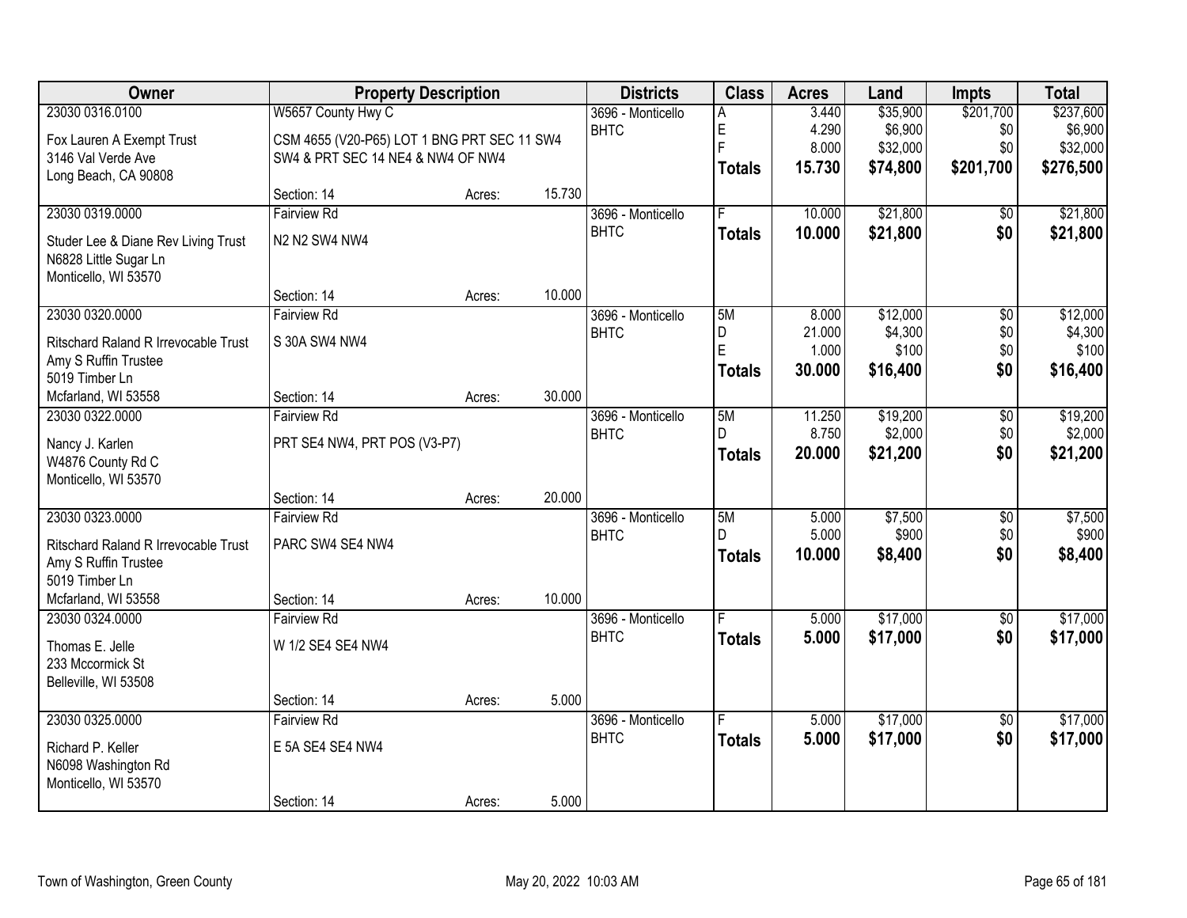| Owner | Property Description | | | Districts | Class | Acres | Land | Impts | Total |
|---|---|---|---|---|---|---|---|---|---|
| 23030 0316.0100 | W5657 County Hwy C | | | 3696 - Monticello | A | 3.440 | $35,900 | $201,700 | $237,600 |
| Fox Lauren A Exempt Trust | CSM 4655 (V20-P65) LOT 1 BNG PRT SEC 11 SW4 | | | BHTC | E | 4.290 | $6,900 | $0 | $6,900 |
| 3146 Val Verde Ave | SW4 & PRT SEC 14 NE4 & NW4 OF NW4 | | | | F | 8.000 | $32,000 | $0 | $32,000 |
| Long Beach, CA 90808 | | | | | **Totals** | **15.730** | **$74,800** | **$201,700** | **$276,500** |
| | Section: 14 | Acres: | 15.730 | | | | | | |
| 23030 0319.0000 | Fairview Rd | | | 3696 - Monticello | F | 10.000 | $21,800 | $0 | $21,800 |
| Studer Lee & Diane Rev Living Trust | N2 N2 SW4 NW4 | | | BHTC | **Totals** | **10.000** | **$21,800** | **$0** | **$21,800** |
| N6828 Little Sugar Ln | | | | | | | | | |
| Monticello, WI 53570 | | | | | | | | | |
| | Section: 14 | Acres: | 10.000 | | | | | | |
| 23030 0320.0000 | Fairview Rd | | | 3696 - Monticello | 5M | 8.000 | $12,000 | $0 | $12,000 |
| Ritschard Raland R Irrevocable Trust | S 30A SW4 NW4 | | | BHTC | D | 21.000 | $4,300 | $0 | $4,300 |
| Amy S Ruffin Trustee | | | | | E | 1.000 | $100 | $0 | $100 |
| 5019 Timber Ln | | | | | **Totals** | **30.000** | **$16,400** | **$0** | **$16,400** |
| Mcfarland, WI 53558 | Section: 14 | Acres: | 30.000 | | | | | | |
| 23030 0322.0000 | Fairview Rd | | | 3696 - Monticello | 5M | 11.250 | $19,200 | $0 | $19,200 |
| Nancy J. Karlen | PRT SE4 NW4, PRT POS (V3-P7) | | | BHTC | D | 8.750 | $2,000 | $0 | $2,000 |
| W4876 County Rd C | | | | | **Totals** | **20.000** | **$21,200** | **$0** | **$21,200** |
| Monticello, WI 53570 | | | | | | | | | |
| | Section: 14 | Acres: | 20.000 | | | | | | |
| 23030 0323.0000 | Fairview Rd | | | 3696 - Monticello | 5M | 5.000 | $7,500 | $0 | $7,500 |
| Ritschard Raland R Irrevocable Trust | PARC SW4 SE4 NW4 | | | BHTC | D | 5.000 | $900 | $0 | $900 |
| Amy S Ruffin Trustee | | | | | **Totals** | **10.000** | **$8,400** | **$0** | **$8,400** |
| 5019 Timber Ln | | | | | | | | | |
| Mcfarland, WI 53558 | Section: 14 | Acres: | 10.000 | | | | | | |
| 23030 0324.0000 | Fairview Rd | | | 3696 - Monticello | F | 5.000 | $17,000 | $0 | $17,000 |
| Thomas E. Jelle | W 1/2 SE4 SE4 NW4 | | | BHTC | **Totals** | **5.000** | **$17,000** | **$0** | **$17,000** |
| 233 Mccormick St | | | | | | | | | |
| Belleville, WI 53508 | | | | | | | | | |
| | Section: 14 | Acres: | 5.000 | | | | | | |
| 23030 0325.0000 | Fairview Rd | | | 3696 - Monticello | F | 5.000 | $17,000 | $0 | $17,000 |
| Richard P. Keller | E 5A SE4 SE4 NW4 | | | BHTC | **Totals** | **5.000** | **$17,000** | **$0** | **$17,000** |
| N6098 Washington Rd | | | | | | | | | |
| Monticello, WI 53570 | | | | | | | | | |
| | Section: 14 | Acres: | 5.000 | | | | | | |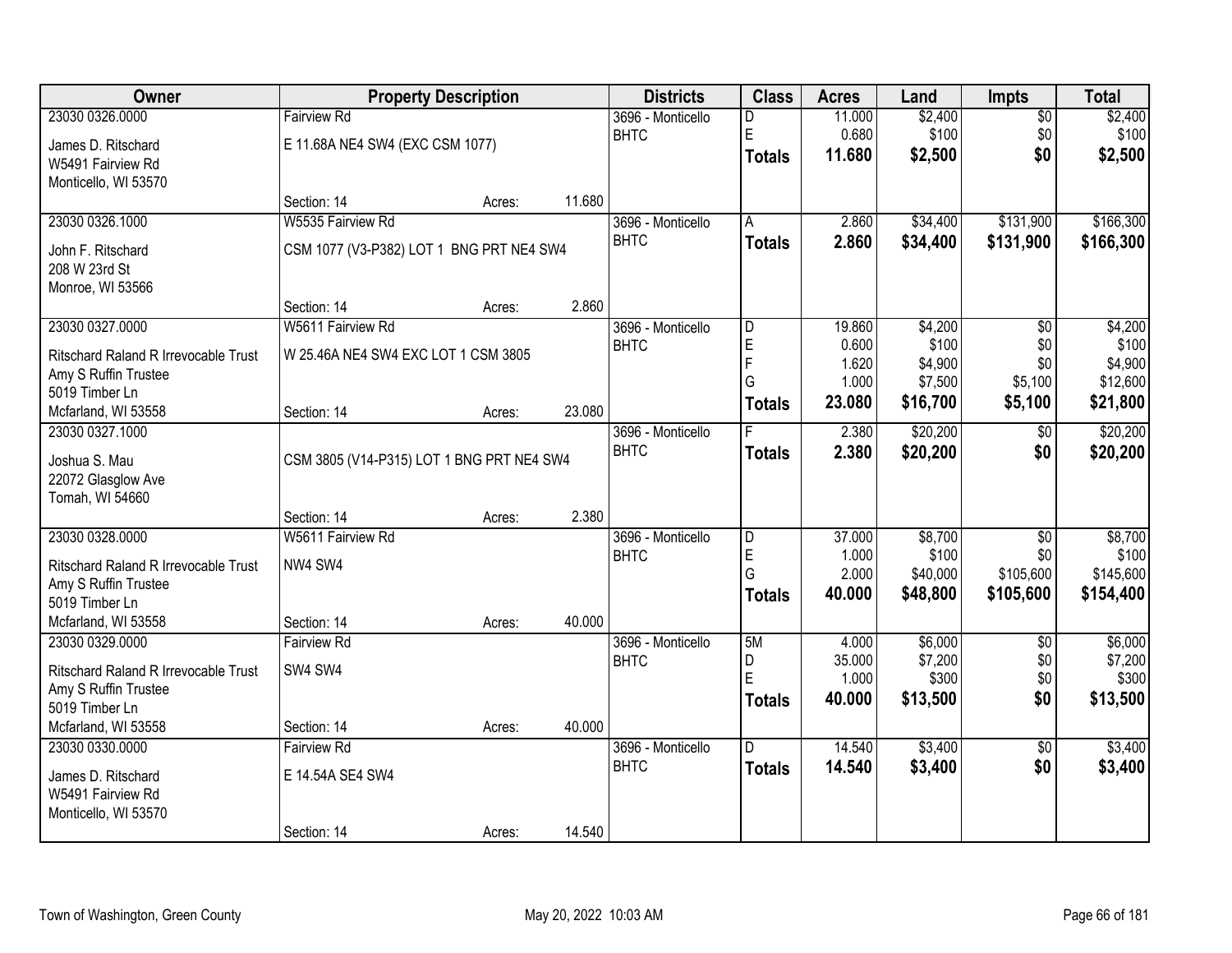| Owner | Property Description | | | Districts | Class | Acres | Land | Impts | Total |
|---|---|---|---|---|---|---|---|---|---|
| 23030 0326.0000 | Fairview Rd | | | 3696 - Monticello | D | 11.000 | $2,400 | $0 | $2,400 |
| James D. Ritschard | E 11.68A NE4 SW4 (EXC CSM 1077) | | | BHTC | E | 0.680 | $100 | $0 | $100 |
| W5491 Fairview Rd | | | | | **Totals** | **11.680** | **$2,500** | **$0** | **$2,500** |
| Monticello, WI 53570 | | | | | | | | | |
| | Section: 14 | Acres: | 11.680 | | | | | | |
| 23030 0326.1000 | W5535 Fairview Rd | | | 3696 - Monticello | A | 2.860 | $34,400 | $131,900 | $166,300 |
| John F. Ritschard | CSM 1077 (V3-P382) LOT 1 BNG PRT NE4 SW4 | | | BHTC | **Totals** | **2.860** | **$34,400** | **$131,900** | **$166,300** |
| 208 W 23rd St | | | | | | | | | |
| Monroe, WI 53566 | | | | | | | | | |
| | Section: 14 | Acres: | 2.860 | | | | | | |
| 23030 0327.0000 | W5611 Fairview Rd | | | 3696 - Monticello | D | 19.860 | $4,200 | $0 | $4,200 |
| Ritschard Raland R Irrevocable Trust | W 25.46A NE4 SW4 EXC LOT 1 CSM 3805 | | | BHTC | E | 0.600 | $100 | $0 | $100 |
| Amy S Ruffin Trustee | | | | | F | 1.620 | $4,900 | $0 | $4,900 |
| 5019 Timber Ln | | | | | G | 1.000 | $7,500 | $5,100 | $12,600 |
| Mcfarland, WI 53558 | Section: 14 | Acres: | 23.080 | | **Totals** | **23.080** | **$16,700** | **$5,100** | **$21,800** |
| 23030 0327.1000 | | | | 3696 - Monticello | F | 2.380 | $20,200 | $0 | $20,200 |
| Joshua S. Mau | CSM 3805 (V14-P315) LOT 1 BNG PRT NE4 SW4 | | | BHTC | **Totals** | **2.380** | **$20,200** | **$0** | **$20,200** |
| 22072 Glasglow Ave | | | | | | | | | |
| Tomah, WI 54660 | | | | | | | | | |
| | Section: 14 | Acres: | 2.380 | | | | | | |
| 23030 0328.0000 | W5611 Fairview Rd | | | 3696 - Monticello | D | 37.000 | $8,700 | $0 | $8,700 |
| Ritschard Raland R Irrevocable Trust | NW4 SW4 | | | BHTC | E | 1.000 | $100 | $0 | $100 |
| Amy S Ruffin Trustee | | | | | G | 2.000 | $40,000 | $105,600 | $145,600 |
| 5019 Timber Ln | | | | | **Totals** | **40.000** | **$48,800** | **$105,600** | **$154,400** |
| Mcfarland, WI 53558 | Section: 14 | Acres: | 40.000 | | | | | | |
| 23030 0329.0000 | Fairview Rd | | | 3696 - Monticello | 5M | 4.000 | $6,000 | $0 | $6,000 |
| Ritschard Raland R Irrevocable Trust | SW4 SW4 | | | BHTC | D | 35.000 | $7,200 | $0 | $7,200 |
| Amy S Ruffin Trustee | | | | | E | 1.000 | $300 | $0 | $300 |
| 5019 Timber Ln | | | | | **Totals** | **40.000** | **$13,500** | **$0** | **$13,500** |
| Mcfarland, WI 53558 | Section: 14 | Acres: | 40.000 | | | | | | |
| 23030 0330.0000 | Fairview Rd | | | 3696 - Monticello | D | 14.540 | $3,400 | $0 | $3,400 |
| James D. Ritschard | E 14.54A SE4 SW4 | | | BHTC | **Totals** | **14.540** | **$3,400** | **$0** | **$3,400** |
| W5491 Fairview Rd | | | | | | | | | |
| Monticello, WI 53570 | | | | | | | | | |
| | Section: 14 | Acres: | 14.540 | | | | | | |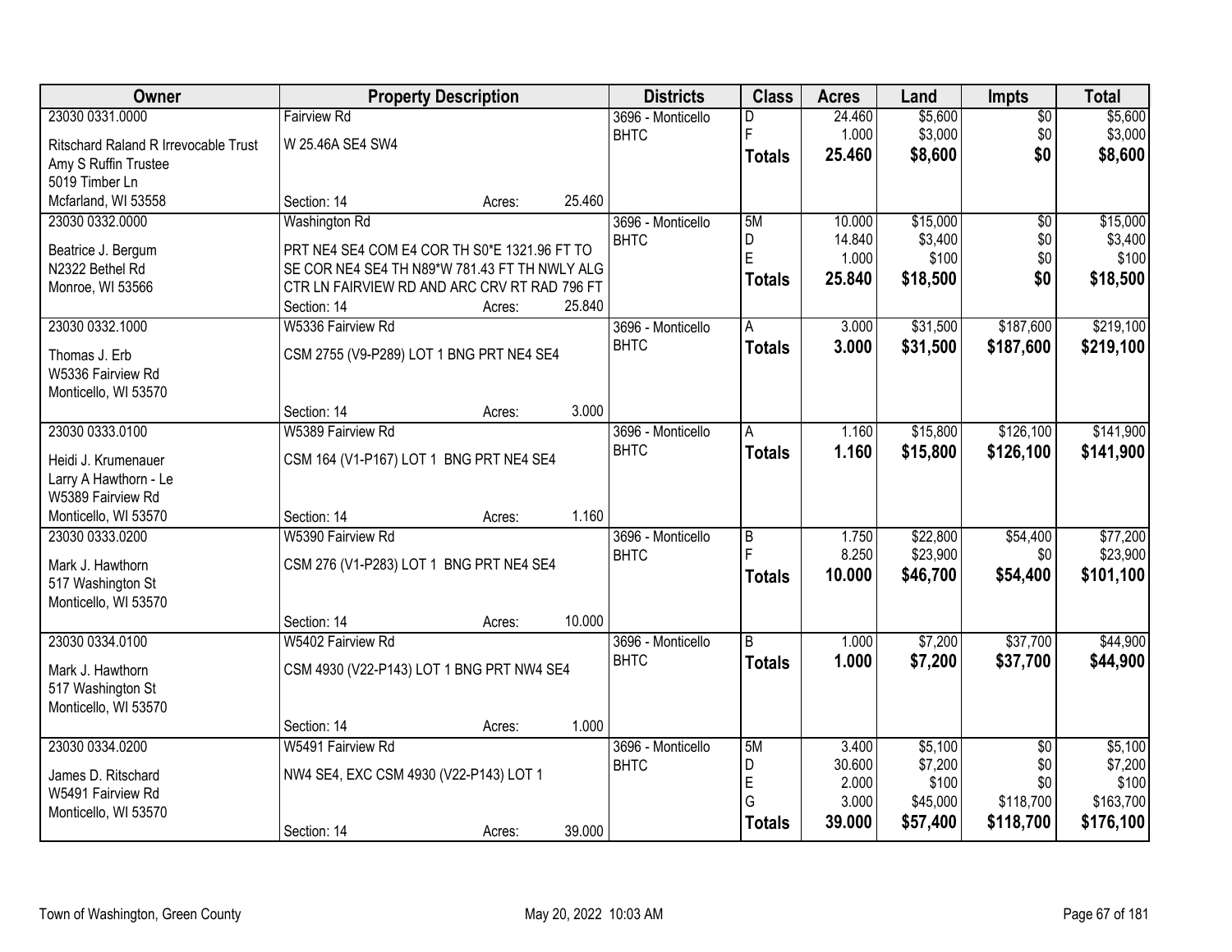| Owner | Property Description | Districts | Class | Acres | Land | Impts | Total |
|---|---|---|---|---|---|---|---|
| 23030 0331.0000<br>Ritschard Raland R Irrevocable Trust<br>Amy S Ruffin Trustee<br>5019 Timber Ln<br>Mcfarland, WI 53558 | Fairview Rd<br>W 25.46A SE4 SW4<br>Section: 14 Acres: 25.460 | 3696 - Monticello BHTC | D<br>F<br>**Totals** | 24.460<br>1.000<br>**25.460** | \$5,600<br>\$3,000<br>**\$8,600** | \$0<br>\$0<br>**\$0** | \$5,600<br>\$3,000<br>**\$8,600** |
| 23030 0332.0000<br>Beatrice J. Bergum<br>N2322 Bethel Rd<br>Monroe, WI 53566 | Washington Rd<br>PRT NE4 SE4 COM E4 COR TH S0*E 1321.96 FT TO SE COR NE4 SE4 TH N89*W 781.43 FT TH NWLY ALG CTR LN FAIRVIEW RD AND ARC CRV RT RAD 796 FT<br>Section: 14 Acres: 25.840 | 3696 - Monticello BHTC | 5M<br>D<br>E<br>**Totals** | 10.000<br>14.840<br>1.000<br>**25.840** | \$15,000<br>\$3,400<br>\$100<br>**\$18,500** | \$0<br>\$0<br>\$0<br>**\$0** | \$15,000<br>\$3,400<br>\$100<br>**\$18,500** |
| 23030 0332.1000<br>Thomas J. Erb<br>W5336 Fairview Rd<br>Monticello, WI 53570 | W5336 Fairview Rd<br>CSM 2755 (V9-P289) LOT 1 BNG PRT NE4 SE4<br>Section: 14 Acres: 3.000 | 3696 - Monticello BHTC | A<br>**Totals** | 3.000<br>**3.000** | \$31,500<br>**\$31,500** | \$187,600<br>**\$187,600** | \$219,100<br>**\$219,100** |
| 23030 0333.0100<br>Heidi J. Krumenauer<br>Larry A Hawthorn - Le<br>W5389 Fairview Rd<br>Monticello, WI 53570 | W5389 Fairview Rd<br>CSM 164 (V1-P167) LOT 1 BNG PRT NE4 SE4<br>Section: 14 Acres: 1.160 | 3696 - Monticello BHTC | A<br>**Totals** | 1.160<br>**1.160** | \$15,800<br>**\$15,800** | \$126,100<br>**\$126,100** | \$141,900<br>**\$141,900** |
| 23030 0333.0200<br>Mark J. Hawthorn<br>517 Washington St<br>Monticello, WI 53570 | W5390 Fairview Rd<br>CSM 276 (V1-P283) LOT 1 BNG PRT NE4 SE4<br>Section: 14 Acres: 10.000 | 3696 - Monticello BHTC | B<br>F<br>**Totals** | 1.750<br>8.250<br>**10.000** | \$22,800<br>\$23,900<br>**\$46,700** | \$54,400<br>\$0<br>**\$54,400** | \$77,200<br>\$23,900<br>**\$101,100** |
| 23030 0334.0100<br>Mark J. Hawthorn<br>517 Washington St<br>Monticello, WI 53570 | W5402 Fairview Rd<br>CSM 4930 (V22-P143) LOT 1 BNG PRT NW4 SE4<br>Section: 14 Acres: 1.000 | 3696 - Monticello BHTC | B<br>**Totals** | 1.000<br>**1.000** | \$7,200<br>**\$7,200** | \$37,700<br>**\$37,700** | \$44,900<br>**\$44,900** |
| 23030 0334.0200<br>James D. Ritschard<br>W5491 Fairview Rd<br>Monticello, WI 53570 | W5491 Fairview Rd<br>NW4 SE4, EXC CSM 4930 (V22-P143) LOT 1<br>Section: 14 Acres: 39.000 | 3696 - Monticello BHTC | 5M<br>D<br>E<br>G<br>**Totals** | 3.400<br>30.600<br>2.000<br>3.000<br>**39.000** | \$5,100<br>\$7,200<br>\$100<br>\$45,000<br>**\$57,400** | \$0<br>\$0<br>\$0<br>\$118,700<br>**\$118,700** | \$5,100<br>\$7,200<br>\$100<br>\$163,700<br>**\$176,100** |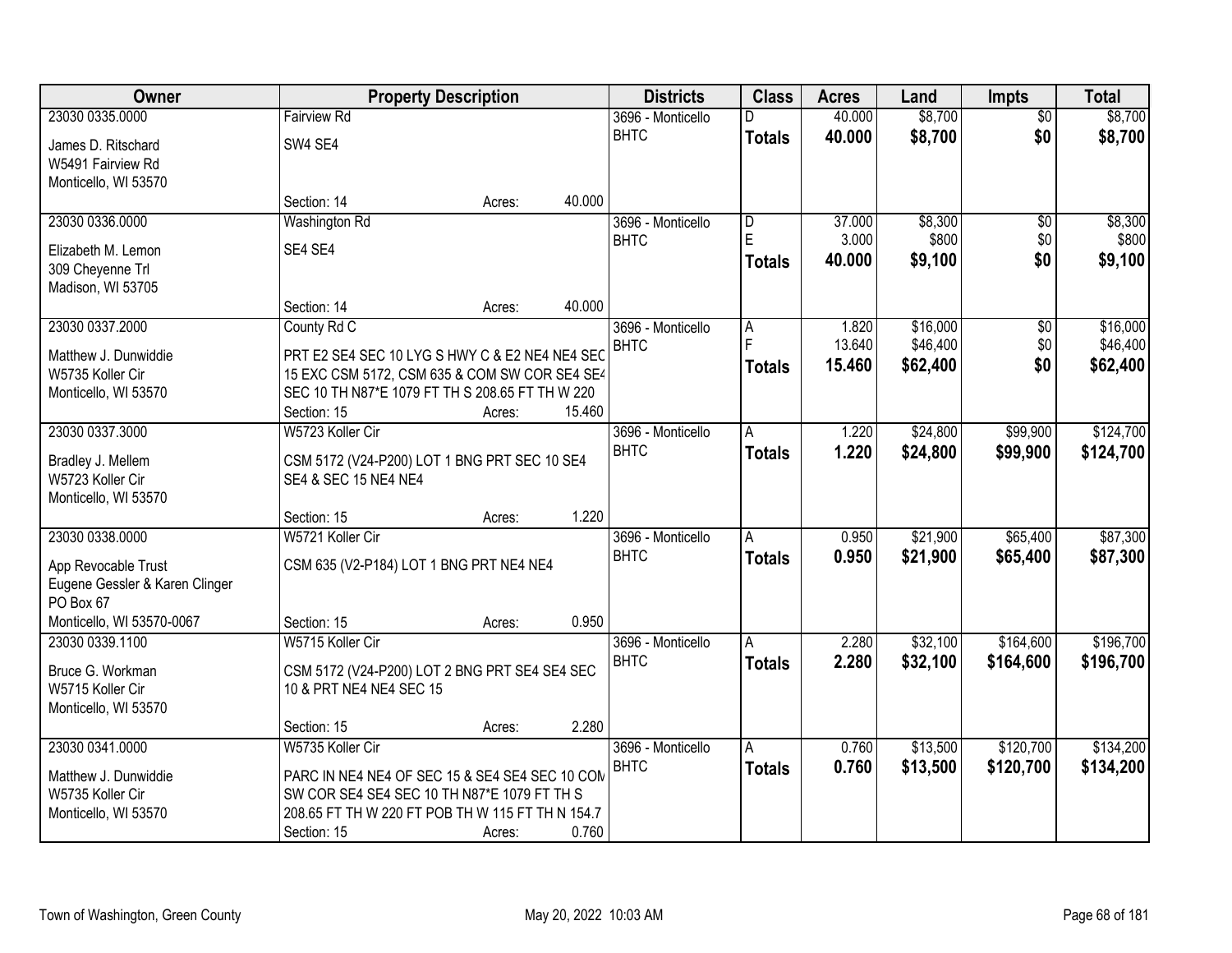| Owner | Property Description | Districts | Class | Acres | Land | Impts | Total |
|---|---|---|---|---|---|---|---|
| 23030 0335.0000<br>James D. Ritschard<br>W5491 Fairview Rd<br>Monticello, WI 53570 | Fairview Rd<br>SW4 SE4<br>Section: 14 Acres: 40.000 | 3696 - Monticello<br>BHTC | D<br>**Totals** | 40.000<br>**40.000** | $8,700<br>**$8,700** | $0<br>**$0** | $8,700<br>**$8,700** |
| 23030 0336.0000<br>Elizabeth M. Lemon<br>309 Cheyenne Trl<br>Madison, WI 53705 | Washington Rd<br>SE4 SE4<br>Section: 14 Acres: 40.000 | 3696 - Monticello<br>BHTC | D<br>E<br>**Totals** | 37.000<br>3.000<br>**40.000** | $8,300<br>$800<br>**$9,100** | $0<br>$0<br>**$0** | $8,300<br>$800<br>**$9,100** |
| 23030 0337.2000<br>Matthew J. Dunwiddie<br>W5735 Koller Cir<br>Monticello, WI 53570 | County Rd C<br>PRT E2 SE4 SEC 10 LYG S HWY C & E2 NE4 NE4 SEC 15 EXC CSM 5172, CSM 635 & COM SW COR SE4 SE4 SEC 10 TH N87*E 1079 FT TH S 208.65 FT TH W 220<br>Section: 15 Acres: 15.460 | 3696 - Monticello<br>BHTC | A<br>F<br>**Totals** | 1.820<br>13.640<br>**15.460** | $16,000<br>$46,400<br>**$62,400** | $0<br>$0<br>**$0** | $16,000<br>$46,400<br>**$62,400** |
| 23030 0337.3000<br>Bradley J. Mellem<br>W5723 Koller Cir<br>Monticello, WI 53570 | W5723 Koller Cir<br>CSM 5172 (V24-P200) LOT 1 BNG PRT SEC 10 SE4 SE4 & SEC 15 NE4 NE4<br>Section: 15 Acres: 1.220 | 3696 - Monticello<br>BHTC | A<br>**Totals** | 1.220<br>**1.220** | $24,800<br>**$24,800** | $99,900<br>**$99,900** | $124,700<br>**$124,700** |
| 23030 0338.0000<br>App Revocable Trust<br>Eugene Gessler & Karen Clinger<br>PO Box 67<br>Monticello, WI 53570-0067 | W5721 Koller Cir<br>CSM 635 (V2-P184) LOT 1 BNG PRT NE4 NE4<br>Section: 15 Acres: 0.950 | 3696 - Monticello<br>BHTC | A<br>**Totals** | 0.950<br>**0.950** | $21,900<br>**$21,900** | $65,400<br>**$65,400** | $87,300<br>**$87,300** |
| 23030 0339.1100<br>Bruce G. Workman<br>W5715 Koller Cir<br>Monticello, WI 53570 | W5715 Koller Cir<br>CSM 5172 (V24-P200) LOT 2 BNG PRT SE4 SE4 SEC 10 & PRT NE4 NE4 SEC 15<br>Section: 15 Acres: 2.280 | 3696 - Monticello<br>BHTC | A<br>**Totals** | 2.280<br>**2.280** | $32,100<br>**$32,100** | $164,600<br>**$164,600** | $196,700<br>**$196,700** |
| 23030 0341.0000<br>Matthew J. Dunwiddie<br>W5735 Koller Cir<br>Monticello, WI 53570 | W5735 Koller Cir<br>PARC IN NE4 NE4 OF SEC 15 & SE4 SE4 SEC 10 COM SW COR SE4 SE4 SEC 10 TH N87*E 1079 FT TH S 208.65 FT TH W 220 FT POB TH W 115 FT TH N 154.7<br>Section: 15 Acres: 0.760 | 3696 - Monticello<br>BHTC | A<br>**Totals** | 0.760<br>**0.760** | $13,500<br>**$13,500** | $120,700<br>**$120,700** | $134,200<br>**$134,200** |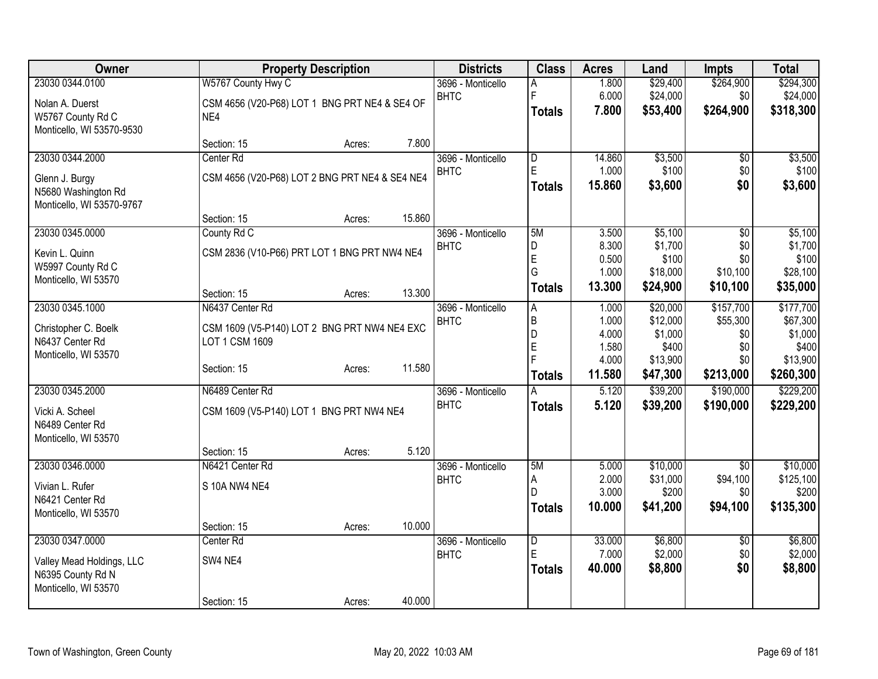| Owner | Property Description | Districts | Class | Acres | Land | Impts | Total |
|---|---|---|---|---|---|---|---|
| 23030 0344.0100<br>Nolan A. Duerst<br>W5767 County Rd C<br>Monticello, WI 53570-9530 | W5767 County Hwy C<br>CSM 4656 (V20-P68) LOT 1 BNG PRT NE4 & SE4 OF NE4<br>Section: 15 Acres: 7.800 | 3696 - Monticello<br>BHTC | A<br>F<br>**Totals** | 1.800<br>6.000<br>**7.800** | $29,400<br>$24,000<br>**$53,400** | $264,900<br>$0<br>**$264,900** | $294,300<br>$24,000<br>**$318,300** |
| 23030 0344.2000<br>Glenn J. Burgy<br>N5680 Washington Rd<br>Monticello, WI 53570-9767 | Center Rd<br>CSM 4656 (V20-P68) LOT 2 BNG PRT NE4 & SE4 NE4<br>Section: 15 Acres: 15.860 | 3696 - Monticello<br>BHTC | D<br>E<br>**Totals** | 14.860<br>1.000<br>**15.860** | $3,500<br>$100<br>**$3,600** | $0<br>$0<br>**$0** | $3,500<br>$100<br>**$3,600** |
| 23030 0345.0000<br>Kevin L. Quinn<br>W5997 County Rd C<br>Monticello, WI 53570 | County Rd C<br>CSM 2836 (V10-P66) PRT LOT 1 BNG PRT NW4 NE4<br>Section: 15 Acres: 13.300 | 3696 - Monticello<br>BHTC | 5M<br>D<br>E<br>G<br>**Totals** | 3.500<br>8.300<br>0.500<br>1.000<br>**13.300** | $5,100<br>$1,700<br>$100<br>$18,000<br>**$24,900** | $0<br>$0<br>$0<br>$10,100<br>**$10,100** | $5,100<br>$1,700<br>$100<br>$28,100<br>**$35,000** |
| 23030 0345.1000<br>Christopher C. Boelk<br>N6437 Center Rd<br>Monticello, WI 53570 | N6437 Center Rd<br>CSM 1609 (V5-P140) LOT 2 BNG PRT NW4 NE4 EXC LOT 1 CSM 1609<br>Section: 15 Acres: 11.580 | 3696 - Monticello<br>BHTC | A<br>B<br>D<br>E<br>F<br>**Totals** | 1.000<br>1.000<br>4.000<br>1.580<br>4.000<br>**11.580** | $20,000<br>$12,000<br>$1,000<br>$400<br>$13,900<br>**$47,300** | $157,700<br>$55,300<br>$0<br>$0<br>$0<br>**$213,000** | $177,700<br>$67,300<br>$1,000<br>$400<br>$13,900<br>**$260,300** |
| 23030 0345.2000<br>Vicki A. Scheel<br>N6489 Center Rd<br>Monticello, WI 53570 | N6489 Center Rd<br>CSM 1609 (V5-P140) LOT 1 BNG PRT NW4 NE4<br>Section: 15 Acres: 5.120 | 3696 - Monticello<br>BHTC | A<br>**Totals** | 5.120<br>**5.120** | $39,200<br>**$39,200** | $190,000<br>**$190,000** | $229,200<br>**$229,200** |
| 23030 0346.0000<br>Vivian L. Rufer<br>N6421 Center Rd<br>Monticello, WI 53570 | N6421 Center Rd<br>S 10A NW4 NE4<br>Section: 15 Acres: 10.000 | 3696 - Monticello<br>BHTC | 5M<br>A<br>D<br>**Totals** | 5.000<br>2.000<br>3.000<br>**10.000** | $10,000<br>$31,000<br>$200<br>**$41,200** | $0<br>$94,100<br>$0<br>**$94,100** | $10,000<br>$125,100<br>$200<br>**$135,300** |
| 23030 0347.0000<br>Valley Mead Holdings, LLC<br>N6395 County Rd N<br>Monticello, WI 53570 | Center Rd<br>SW4 NE4<br>Section: 15 Acres: 40.000 | 3696 - Monticello<br>BHTC | D<br>E<br>**Totals** | 33.000<br>7.000<br>**40.000** | $6,800<br>$2,000<br>**$8,800** | $0<br>$0<br>**$0** | $6,800<br>$2,000<br>**$8,800** |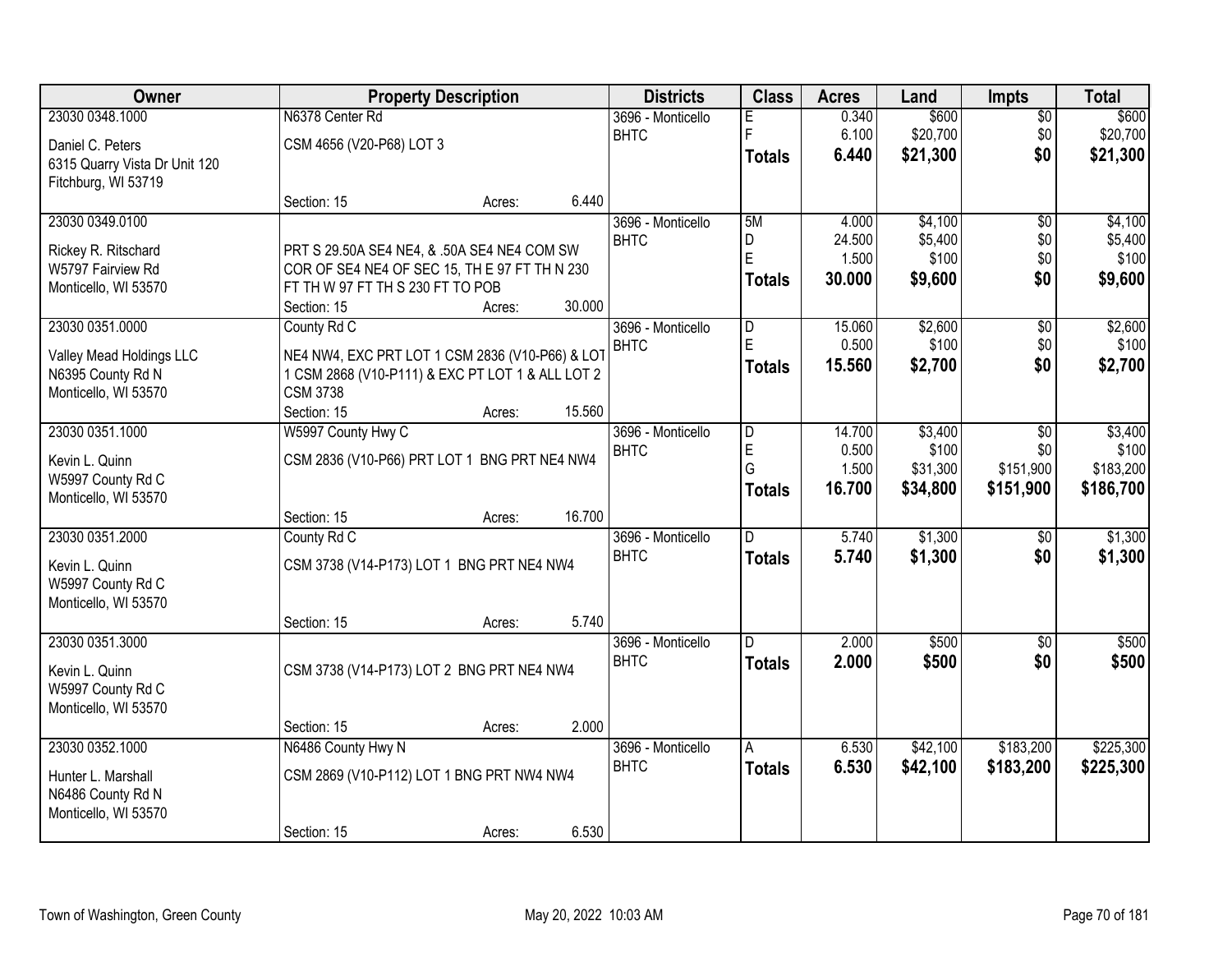| Owner | Property Description | Districts | Class | Acres | Land | Impts | Total |
|---|---|---|---|---|---|---|---|
| 23030 0348.1000<br>Daniel C. Peters<br>6315 Quarry Vista Dr Unit 120<br>Fitchburg, WI 53719 | N6378 Center Rd<br>CSM 4656 (V20-P68) LOT 3<br>Section: 15 Acres: 6.440 | 3696 - Monticello<br>BHTC | E<br>F<br>**Totals** | 0.340<br>6.100<br>**6.440** | $600<br>$20,700<br>**$21,300** | $0<br>$0<br>**$0** | $600<br>$20,700<br>**$21,300** |
| 23030 0349.0100<br>Rickey R. Ritschard<br>W5797 Fairview Rd<br>Monticello, WI 53570 | PRT S 29.50A SE4 NE4, & .50A SE4 NE4 COM SW COR OF SE4 NE4 OF SEC 15, TH E 97 FT TH N 230 FT TH W 97 FT TH S 230 FT TO POB<br>Section: 15 Acres: 30.000 | 3696 - Monticello<br>BHTC | 5M<br>D<br>E<br>**Totals** | 4.000<br>24.500<br>1.500<br>**30.000** | $4,100<br>$5,400<br>$100<br>**$9,600** | $0<br>$0<br>$0<br>**$0** | $4,100<br>$5,400<br>$100<br>**$9,600** |
| 23030 0351.0000<br>Valley Mead Holdings LLC<br>N6395 County Rd N<br>Monticello, WI 53570 | County Rd C<br>NE4 NW4, EXC PRT LOT 1 CSM 2836 (V10-P66) & LOT 1 CSM 2868 (V10-P111) & EXC PT LOT 1 & ALL LOT 2 CSM 3738<br>Section: 15 Acres: 15.560 | 3696 - Monticello<br>BHTC | D<br>E<br>**Totals** | 15.060<br>0.500<br>**15.560** | $2,600<br>$100<br>**$2,700** | $0<br>$0<br>**$0** | $2,600<br>$100<br>**$2,700** |
| 23030 0351.1000<br>Kevin L. Quinn<br>W5997 County Rd C<br>Monticello, WI 53570 | W5997 County Hwy C<br>CSM 2836 (V10-P66) PRT LOT 1 BNG PRT NE4 NW4<br>Section: 15 Acres: 16.700 | 3696 - Monticello<br>BHTC | D<br>E<br>G<br>**Totals** | 14.700<br>0.500<br>1.500<br>**16.700** | $3,400<br>$100<br>$31,300<br>**$34,800** | $0<br>$0<br>$151,900<br>**$151,900** | $3,400<br>$100<br>$183,200<br>**$186,700** |
| 23030 0351.2000<br>Kevin L. Quinn<br>W5997 County Rd C<br>Monticello, WI 53570 | County Rd C<br>CSM 3738 (V14-P173) LOT 1 BNG PRT NE4 NW4<br>Section: 15 Acres: 5.740 | 3696 - Monticello<br>BHTC | D<br>**Totals** | 5.740<br>**5.740** | $1,300<br>**$1,300** | $0<br>**$0** | $1,300<br>**$1,300** |
| 23030 0351.3000<br>Kevin L. Quinn<br>W5997 County Rd C<br>Monticello, WI 53570 | CSM 3738 (V14-P173) LOT 2 BNG PRT NE4 NW4<br>Section: 15 Acres: 2.000 | 3696 - Monticello<br>BHTC | D<br>**Totals** | 2.000<br>**2.000** | $500<br>**$500** | $0<br>**$0** | $500<br>**$500** |
| 23030 0352.1000<br>Hunter L. Marshall<br>N6486 County Rd N<br>Monticello, WI 53570 | N6486 County Hwy N<br>CSM 2869 (V10-P112) LOT 1 BNG PRT NW4 NW4<br>Section: 15 Acres: 6.530 | 3696 - Monticello<br>BHTC | A<br>**Totals** | 6.530<br>**6.530** | $42,100<br>**$42,100** | $183,200<br>**$183,200** | $225,300<br>**$225,300** |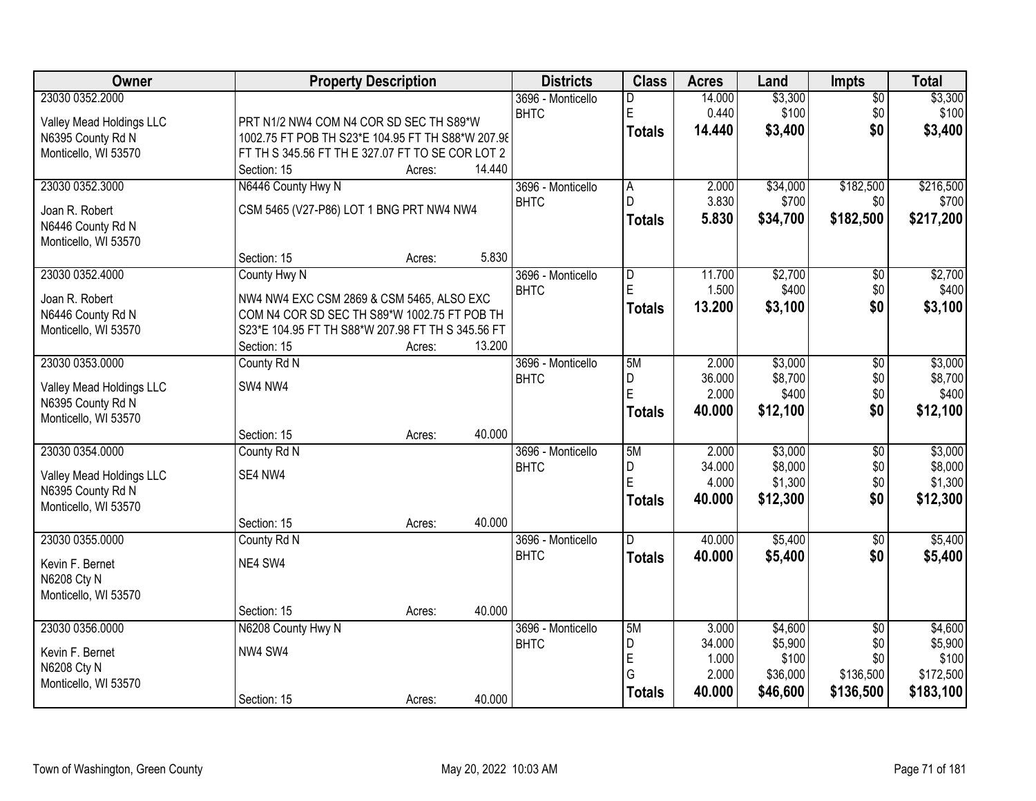| Owner | Property Description | Districts | Class | Acres | Land | Impts | Total |
|---|---|---|---|---|---|---|---|
| 23030 0352.2000<br>Valley Mead Holdings LLC<br>N6395 County Rd N<br>Monticello, WI 53570 | PRT N1/2 NW4 COM N4 COR SD SEC TH S89*W 1002.75 FT POB TH S23*E 104.95 FT TH S88*W 207.98 FT TH S 345.56 FT TH E 327.07 FT TO SE COR LOT 2<br>Section: 15 Acres: 14.440 | 3696 - Monticello BHTC | D<br>E<br>**Totals** | 14.000<br>0.440<br>**14.440** | $3,300<br>$100<br>**$3,400** | $0<br>$0<br>**$0** | $3,300<br>$100<br>**$3,400** |
| 23030 0352.3000<br>Joan R. Robert<br>N6446 County Rd N<br>Monticello, WI 53570 | N6446 County Hwy N<br>CSM 5465 (V27-P86) LOT 1 BNG PRT NW4 NW4<br>Section: 15 Acres: 5.830 | 3696 - Monticello BHTC | A<br>D<br>**Totals** | 2.000<br>3.830<br>**5.830** | $34,000<br>$700<br>**$34,700** | $182,500<br>$0<br>**$182,500** | $216,500<br>$700<br>**$217,200** |
| 23030 0352.4000<br>Joan R. Robert<br>N6446 County Rd N<br>Monticello, WI 53570 | County Hwy N<br>NW4 NW4 EXC CSM 2869 & CSM 5465, ALSO EXC COM N4 COR SD SEC TH S89*W 1002.75 FT POB TH S23*E 104.95 FT TH S88*W 207.98 FT TH S 345.56 FT<br>Section: 15 Acres: 13.200 | 3696 - Monticello BHTC | D<br>E<br>**Totals** | 11.700<br>1.500<br>**13.200** | $2,700<br>$400<br>**$3,100** | $0<br>$0<br>**$0** | $2,700<br>$400<br>**$3,100** |
| 23030 0353.0000<br>Valley Mead Holdings LLC<br>N6395 County Rd N<br>Monticello, WI 53570 | County Rd N<br>SW4 NW4<br>Section: 15 Acres: 40.000 | 3696 - Monticello BHTC | 5M<br>D<br>E<br>**Totals** | 2.000<br>36.000<br>2.000<br>**40.000** | $3,000<br>$8,700<br>$400<br>**$12,100** | $0<br>$0<br>$0<br>**$0** | $3,000<br>$8,700<br>$400<br>**$12,100** |
| 23030 0354.0000<br>Valley Mead Holdings LLC<br>N6395 County Rd N<br>Monticello, WI 53570 | County Rd N<br>SE4 NW4<br>Section: 15 Acres: 40.000 | 3696 - Monticello BHTC | 5M<br>D<br>E<br>**Totals** | 2.000<br>34.000<br>4.000<br>**40.000** | $3,000<br>$8,000<br>$1,300<br>**$12,300** | $0<br>$0<br>$0<br>**$0** | $3,000<br>$8,000<br>$1,300<br>**$12,300** |
| 23030 0355.0000<br>Kevin F. Bernet<br>N6208 Cty N<br>Monticello, WI 53570 | County Rd N<br>NE4 SW4<br>Section: 15 Acres: 40.000 | 3696 - Monticello BHTC | D<br>**Totals** | 40.000<br>**40.000** | $5,400<br>**$5,400** | $0<br>**$0** | $5,400<br>**$5,400** |
| 23030 0356.0000<br>Kevin F. Bernet<br>N6208 Cty N<br>Monticello, WI 53570 | N6208 County Hwy N<br>NW4 SW4<br>Section: 15 Acres: 40.000 | 3696 - Monticello BHTC | 5M<br>D<br>E<br>G<br>**Totals** | 3.000<br>34.000<br>1.000<br>2.000<br>**40.000** | $4,600<br>$5,900<br>$100<br>$36,000<br>**$46,600** | $0<br>$0<br>$0<br>$136,500<br>**$136,500** | $4,600<br>$5,900<br>$100<br>$172,500<br>**$183,100** |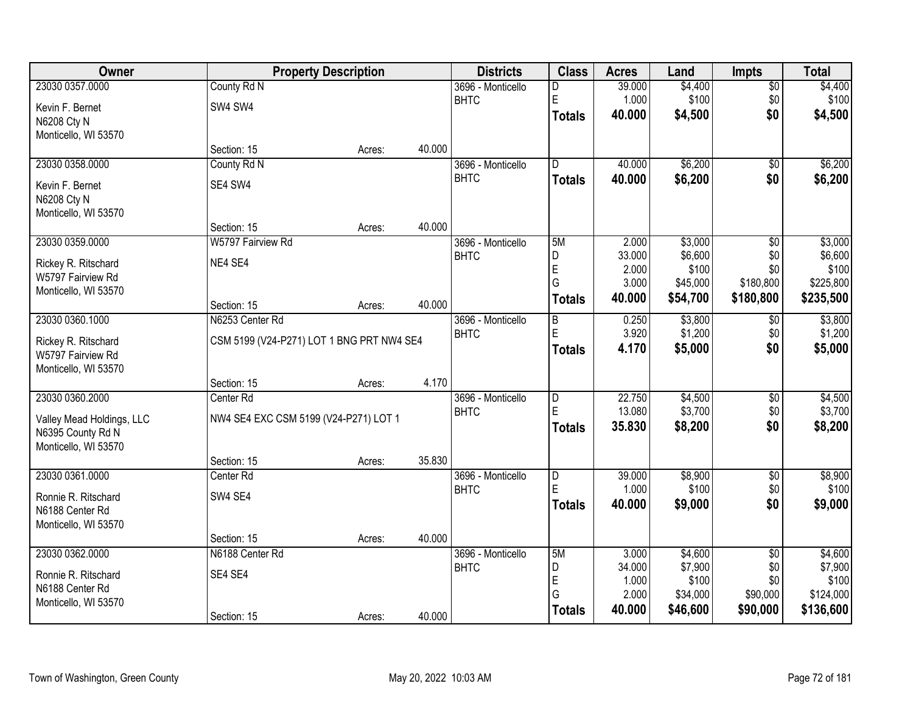| Owner | Property Description | | | Districts | Class | Acres | Land | Impts | Total |
|---|---|---|---|---|---|---|---|---|---|
| 23030 0357.0000 | County Rd N | | | 3696 - Monticello | D | 39.000 | $4,400 | $0 | $4,400 |
| Kevin F. Bernet | SW4 SW4 | | | BHTC | E | 1.000 | $100 | $0 | $100 |
| N6208 Cty N | | | | | **Totals** | **40.000** | **$4,500** | **$0** | **$4,500** |
| Monticello, WI 53570 | | | | | | | | | |
| | Section: 15 | Acres: | 40.000 | | | | | | |
| 23030 0358.0000 | County Rd N | | | 3696 - Monticello | D | 40.000 | $6,200 | $0 | $6,200 |
| Kevin F. Bernet | SE4 SW4 | | | BHTC | **Totals** | **40.000** | **$6,200** | **$0** | **$6,200** |
| N6208 Cty N | | | | | | | | | |
| Monticello, WI 53570 | | | | | | | | | |
| | Section: 15 | Acres: | 40.000 | | | | | | |
| 23030 0359.0000 | W5797 Fairview Rd | | | 3696 - Monticello | 5M | 2.000 | $3,000 | $0 | $3,000 |
| Rickey R. Ritschard | NE4 SE4 | | | BHTC | D | 33.000 | $6,600 | $0 | $6,600 |
| W5797 Fairview Rd | | | | | E | 2.000 | $100 | $0 | $100 |
| Monticello, WI 53570 | | | | | G | 3.000 | $45,000 | $180,800 | $225,800 |
| | Section: 15 | Acres: | 40.000 | | **Totals** | **40.000** | **$54,700** | **$180,800** | **$235,500** |
| 23030 0360.1000 | N6253 Center Rd | | | 3696 - Monticello | B | 0.250 | $3,800 | $0 | $3,800 |
| Rickey R. Ritschard | CSM 5199 (V24-P271) LOT 1 BNG PRT NW4 SE4 | | | BHTC | E | 3.920 | $1,200 | $0 | $1,200 |
| W5797 Fairview Rd | | | | | **Totals** | **4.170** | **$5,000** | **$0** | **$5,000** |
| Monticello, WI 53570 | | | | | | | | | |
| | Section: 15 | Acres: | 4.170 | | | | | | |
| 23030 0360.2000 | Center Rd | | | 3696 - Monticello | D | 22.750 | $4,500 | $0 | $4,500 |
| Valley Mead Holdings, LLC | NW4 SE4 EXC CSM 5199 (V24-P271) LOT 1 | | | BHTC | E | 13.080 | $3,700 | $0 | $3,700 |
| N6395 County Rd N | | | | | **Totals** | **35.830** | **$8,200** | **$0** | **$8,200** |
| Monticello, WI 53570 | | | | | | | | | |
| | Section: 15 | Acres: | 35.830 | | | | | | |
| 23030 0361.0000 | Center Rd | | | 3696 - Monticello | D | 39.000 | $8,900 | $0 | $8,900 |
| Ronnie R. Ritschard | SW4 SE4 | | | BHTC | E | 1.000 | $100 | $0 | $100 |
| N6188 Center Rd | | | | | **Totals** | **40.000** | **$9,000** | **$0** | **$9,000** |
| Monticello, WI 53570 | | | | | | | | | |
| | Section: 15 | Acres: | 40.000 | | | | | | |
| 23030 0362.0000 | N6188 Center Rd | | | 3696 - Monticello | 5M | 3.000 | $4,600 | $0 | $4,600 |
| Ronnie R. Ritschard | SE4 SE4 | | | BHTC | D | 34.000 | $7,900 | $0 | $7,900 |
| N6188 Center Rd | | | | | E | 1.000 | $100 | $0 | $100 |
| Monticello, WI 53570 | | | | | G | 2.000 | $34,000 | $90,000 | $124,000 |
| | Section: 15 | Acres: | 40.000 | | **Totals** | **40.000** | **$46,600** | **$90,000** | **$136,600** |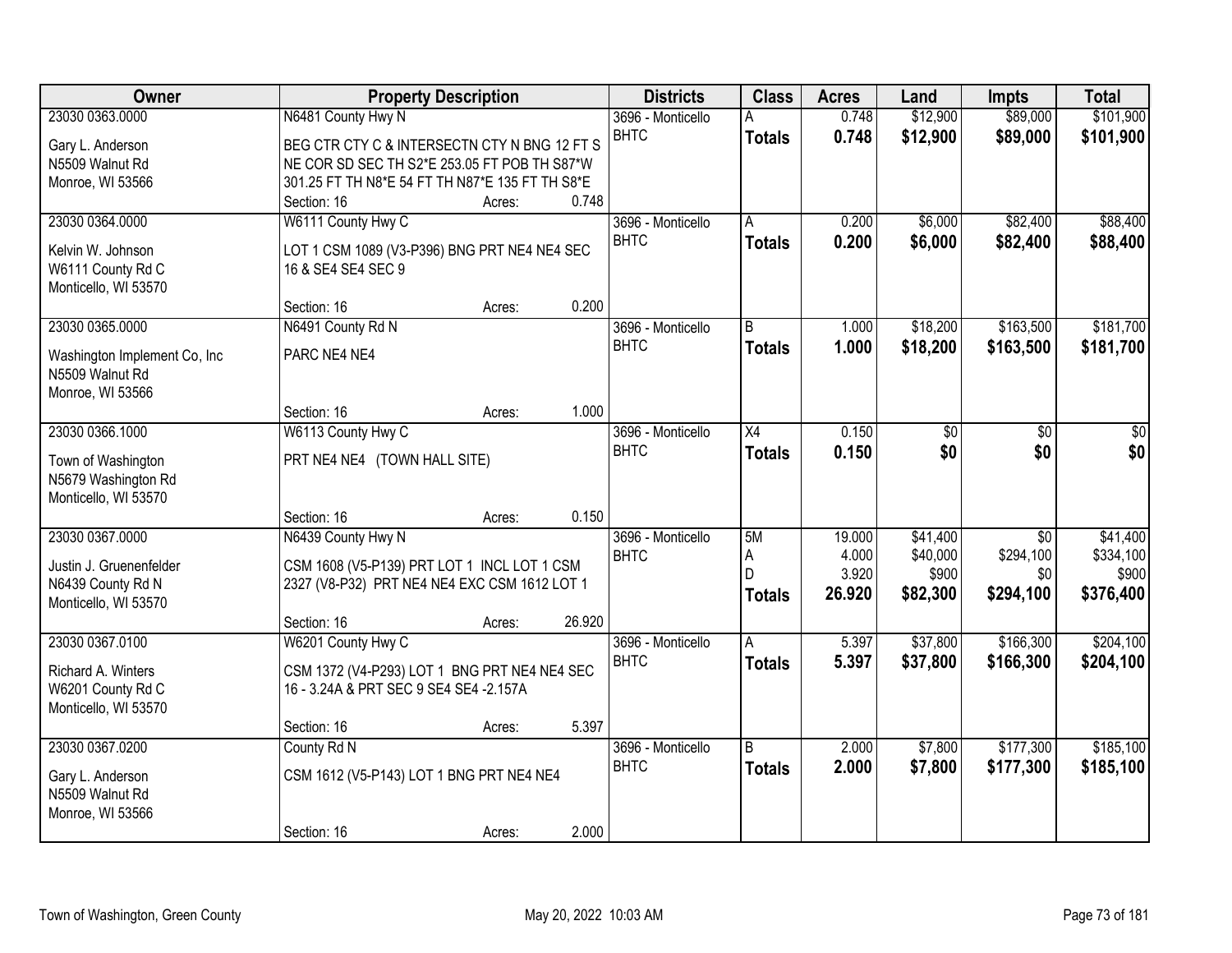| Owner | Property Description | Districts | Class | Acres | Land | Impts | Total |
|---|---|---|---|---|---|---|---|
| 23030 0363.0000<br>Gary L. Anderson<br>N5509 Walnut Rd<br>Monroe, WI 53566 | N6481 County Hwy N<br>BEG CTR CTY C & INTERSECTN CTY N BNG 12 FT S NE COR SD SEC TH S2*E 253.05 FT POB TH S87*W 301.25 FT TH N8*E 54 FT TH N87*E 135 FT TH S8*E<br>Section: 16 Acres: 0.748 | 3696 - Monticello BHTC | A<br>**Totals** | 0.748<br>**0.748** | $12,900<br>**$12,900** | $89,000<br>**$89,000** | $101,900<br>**$101,900** |
| 23030 0364.0000<br>Kelvin W. Johnson<br>W6111 County Rd C<br>Monticello, WI 53570 | W6111 County Hwy C<br>LOT 1 CSM 1089 (V3-P396) BNG PRT NE4 NE4 SEC 16 & SE4 SE4 SEC 9<br>Section: 16 Acres: 0.200 | 3696 - Monticello BHTC | A<br>**Totals** | 0.200<br>**0.200** | $6,000<br>**$6,000** | $82,400<br>**$82,400** | $88,400<br>**$88,400** |
| 23030 0365.0000<br>Washington Implement Co, Inc<br>N5509 Walnut Rd<br>Monroe, WI 53566 | N6491 County Rd N<br>PARC NE4 NE4<br>Section: 16 Acres: 1.000 | 3696 - Monticello BHTC | B<br>**Totals** | 1.000<br>**1.000** | $18,200<br>**$18,200** | $163,500<br>**$163,500** | $181,700<br>**$181,700** |
| 23030 0366.1000<br>Town of Washington<br>N5679 Washington Rd<br>Monticello, WI 53570 | W6113 County Hwy C<br>PRT NE4 NE4 (TOWN HALL SITE)<br>Section: 16 Acres: 0.150 | 3696 - Monticello BHTC | X4<br>**Totals** | 0.150<br>**0.150** | $0<br>**$0** | $0<br>**$0** | $0<br>**$0** |
| 23030 0367.0000<br>Justin J. Gruenenfelder<br>N6439 County Rd N<br>Monticello, WI 53570 | N6439 County Hwy N<br>CSM 1608 (V5-P139) PRT LOT 1 INCL LOT 1 CSM 2327 (V8-P32) PRT NE4 NE4 EXC CSM 1612 LOT 1<br>Section: 16 Acres: 26.920 | 3696 - Monticello BHTC | 5M<br>A<br>D<br>**Totals** | 19.000<br>4.000<br>3.920<br>**26.920** | $41,400<br>$40,000<br>$900<br>**$82,300** | $0<br>$294,100<br>$0<br>**$294,100** | $41,400<br>$334,100<br>$900<br>**$376,400** |
| 23030 0367.0100<br>Richard A. Winters<br>W6201 County Rd C<br>Monticello, WI 53570 | W6201 County Hwy C<br>CSM 1372 (V4-P293) LOT 1 BNG PRT NE4 NE4 SEC 16 - 3.24A & PRT SEC 9 SE4 SE4 -2.157A<br>Section: 16 Acres: 5.397 | 3696 - Monticello BHTC | A<br>**Totals** | 5.397<br>**5.397** | $37,800<br>**$37,800** | $166,300<br>**$166,300** | $204,100<br>**$204,100** |
| 23030 0367.0200<br>Gary L. Anderson<br>N5509 Walnut Rd<br>Monroe, WI 53566 | County Rd N<br>CSM 1612 (V5-P143) LOT 1 BNG PRT NE4 NE4<br>Section: 16 Acres: 2.000 | 3696 - Monticello BHTC | B<br>**Totals** | 2.000<br>**2.000** | $7,800<br>**$7,800** | $177,300<br>**$177,300** | $185,100<br>**$185,100** |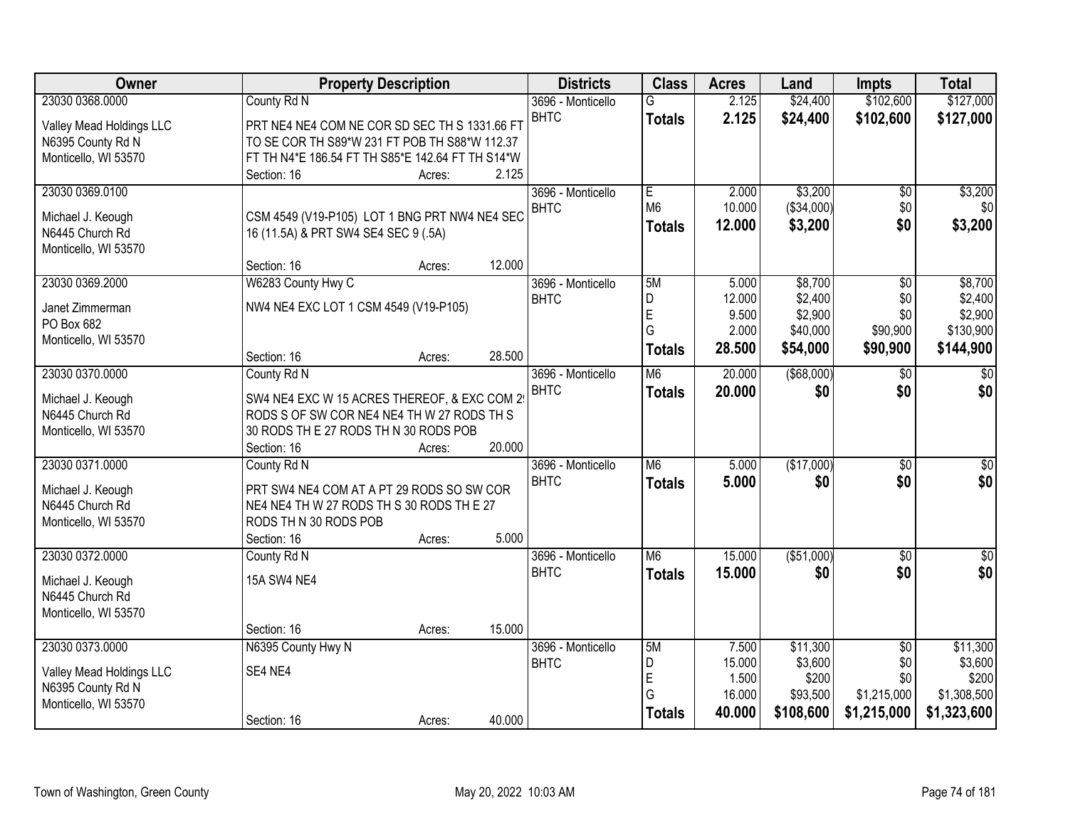| Owner | Property Description | Districts | Class | Acres | Land | Impts | Total |
|---|---|---|---|---|---|---|---|
| 23030 0368.0000<br>Valley Mead Holdings LLC<br>N6395 County Rd N<br>Monticello, WI 53570 | County Rd N<br>PRT NE4 NE4 COM NE COR SD SEC TH S 1331.66 FT TO SE COR TH S89*W 231 FT POB TH S88*W 112.37 FT TH N4*E 186.54 FT TH S85*E 142.64 FT TH S14*W<br>Section: 16 Acres: 2.125 | 3696 - Monticello BHTC | G<br>**Totals** | 2.125<br>**2.125** | $24,400<br>**$24,400** | $102,600<br>**$102,600** | $127,000<br>**$127,000** |
| 23030 0369.0100<br>Michael J. Keough<br>N6445 Church Rd<br>Monticello, WI 53570 | CSM 4549 (V19-P105) LOT 1 BNG PRT NW4 NE4 SEC 16 (11.5A) & PRT SW4 SE4 SEC 9 (.5A)<br>Section: 16 Acres: 12.000 | 3696 - Monticello BHTC | E<br>M6<br>**Totals** | 2.000<br>10.000<br>**12.000** | $3,200<br>($34,000)<br>**$3,200** | $0<br>$0<br>**$0** | $3,200<br>$0<br>**$3,200** |
| 23030 0369.2000<br>Janet Zimmerman<br>PO Box 682<br>Monticello, WI 53570 | W6283 County Hwy C<br>NW4 NE4 EXC LOT 1 CSM 4549 (V19-P105)<br>Section: 16 Acres: 28.500 | 3696 - Monticello BHTC | 5M<br>D<br>E<br>G<br>**Totals** | 5.000<br>12.000<br>9.500<br>2.000<br>**28.500** | $8,700<br>$2,400<br>$2,900<br>$40,000<br>**$54,000** | $0<br>$0<br>$0<br>$90,900<br>**$90,900** | $8,700<br>$2,400<br>$2,900<br>$130,900<br>**$144,900** |
| 23030 0370.0000<br>Michael J. Keough<br>N6445 Church Rd<br>Monticello, WI 53570 | County Rd N<br>SW4 NE4 EXC W 15 ACRES THEREOF, & EXC COM 29 RODS S OF SW COR NE4 NE4 TH W 27 RODS TH S 30 RODS TH E 27 RODS TH N 30 RODS POB<br>Section: 16 Acres: 20.000 | 3696 - Monticello BHTC | M6<br>**Totals** | 20.000<br>**20.000** | ($68,000)<br>**$0** | $0<br>**$0** | $0<br>**$0** |
| 23030 0371.0000<br>Michael J. Keough<br>N6445 Church Rd<br>Monticello, WI 53570 | County Rd N<br>PRT SW4 NE4 COM AT A PT 29 RODS SO SW COR NE4 NE4 TH W 27 RODS TH S 30 RODS TH E 27 RODS TH N 30 RODS POB<br>Section: 16 Acres: 5.000 | 3696 - Monticello BHTC | M6<br>**Totals** | 5.000<br>**5.000** | ($17,000)<br>**$0** | $0<br>**$0** | $0<br>**$0** |
| 23030 0372.0000<br>Michael J. Keough<br>N6445 Church Rd<br>Monticello, WI 53570 | County Rd N<br>15A SW4 NE4<br>Section: 16 Acres: 15.000 | 3696 - Monticello BHTC | M6<br>**Totals** | 15.000<br>**15.000** | ($51,000)<br>**$0** | $0<br>**$0** | $0<br>**$0** |
| 23030 0373.0000<br>Valley Mead Holdings LLC<br>N6395 County Rd N<br>Monticello, WI 53570 | N6395 County Hwy N<br>SE4 NE4<br>Section: 16 Acres: 40.000 | 3696 - Monticello BHTC | 5M<br>D<br>E<br>G<br>**Totals** | 7.500<br>15.000<br>1.500<br>16.000<br>**40.000** | $11,300<br>$3,600<br>$200<br>$93,500<br>**$108,600** | $0<br>$0<br>$0<br>$1,215,000<br>**$1,215,000** | $11,300<br>$3,600<br>$200<br>$1,308,500<br>**$1,323,600** |

Town of Washington, Green County May 20, 2022 10:03 AM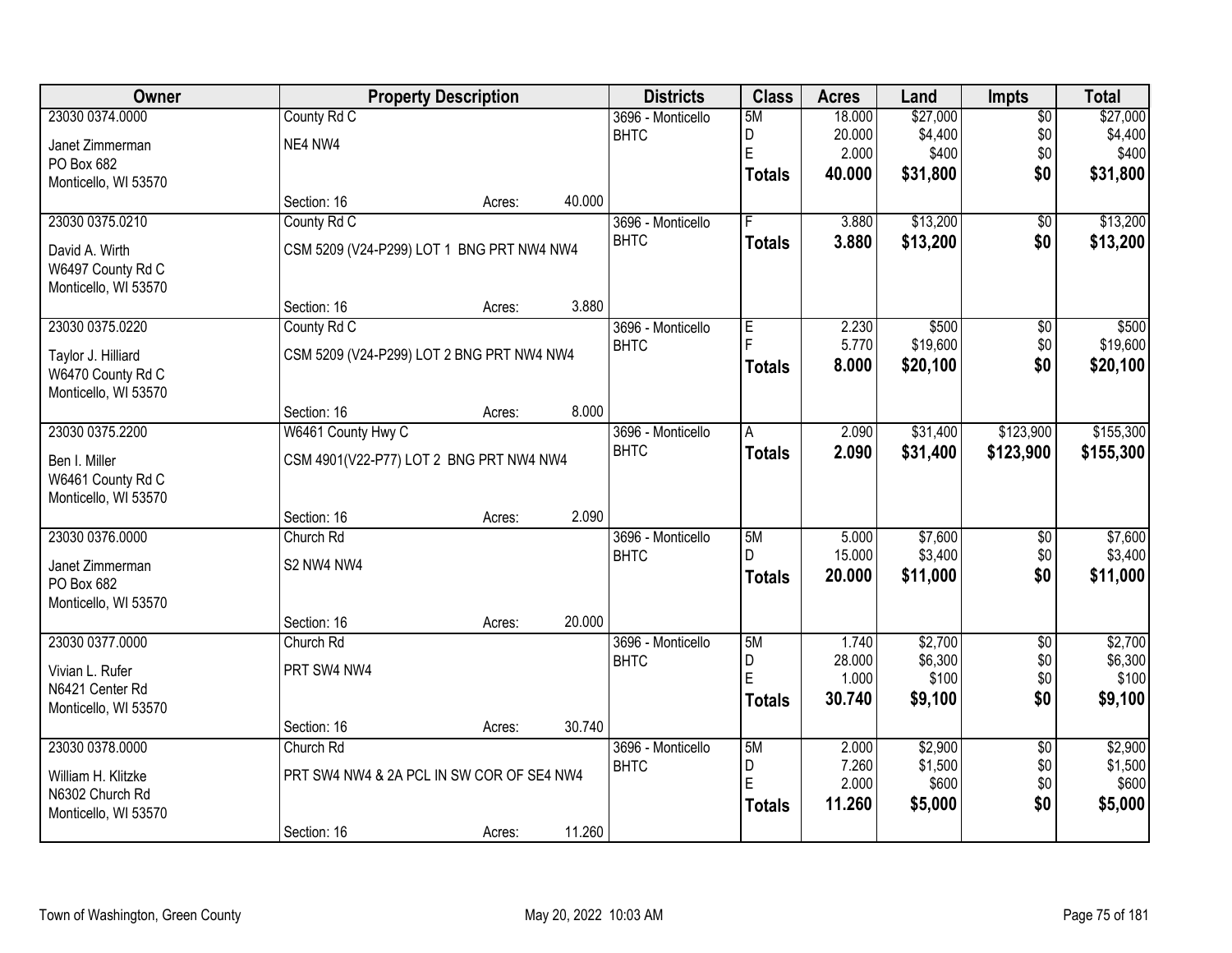| Owner | Property Description | Districts | Class | Acres | Land | Impts | Total |
|---|---|---|---|---|---|---|---|
| 23030 0374.0000<br>Janet Zimmerman<br>PO Box 682<br>Monticello, WI 53570 | County Rd C<br>NE4 NW4<br>Section: 16 Acres: 40.000 | 3696 - Monticello BHTC | 5M<br>D<br>E<br>**Totals** | 18.000<br>20.000<br>2.000<br>**40.000** | $27,000<br>$4,400<br>$400<br>**$31,800** | $0<br>$0<br>$0<br>**$0** | $27,000<br>$4,400<br>$400<br>**$31,800** |
| 23030 0375.0210<br>David A. Wirth<br>W6497 County Rd C<br>Monticello, WI 53570 | County Rd C<br>CSM 5209 (V24-P299) LOT 1 BNG PRT NW4 NW4<br>Section: 16 Acres: 3.880 | 3696 - Monticello BHTC | F<br>**Totals** | 3.880<br>**3.880** | $13,200<br>**$13,200** | $0<br>**$0** | $13,200<br>**$13,200** |
| 23030 0375.0220<br>Taylor J. Hilliard<br>W6470 County Rd C<br>Monticello, WI 53570 | County Rd C<br>CSM 5209 (V24-P299) LOT 2 BNG PRT NW4 NW4<br>Section: 16 Acres: 8.000 | 3696 - Monticello BHTC | E<br>F<br>**Totals** | 2.230<br>5.770<br>**8.000** | $500<br>$19,600<br>**$20,100** | $0<br>$0<br>**$0** | $500<br>$19,600<br>**$20,100** |
| 23030 0375.2200<br>Ben I. Miller<br>W6461 County Rd C<br>Monticello, WI 53570 | W6461 County Hwy C<br>CSM 4901(V22-P77) LOT 2 BNG PRT NW4 NW4<br>Section: 16 Acres: 2.090 | 3696 - Monticello BHTC | A<br>**Totals** | 2.090<br>**2.090** | $31,400<br>**$31,400** | $123,900<br>**$123,900** | $155,300<br>**$155,300** |
| 23030 0376.0000<br>Janet Zimmerman<br>PO Box 682<br>Monticello, WI 53570 | Church Rd<br>S2 NW4 NW4<br>Section: 16 Acres: 20.000 | 3696 - Monticello BHTC | 5M<br>D<br>**Totals** | 5.000<br>15.000<br>**20.000** | $7,600<br>$3,400<br>**$11,000** | $0<br>$0<br>**$0** | $7,600<br>$3,400<br>**$11,000** |
| 23030 0377.0000<br>Vivian L. Rufer<br>N6421 Center Rd<br>Monticello, WI 53570 | Church Rd<br>PRT SW4 NW4<br>Section: 16 Acres: 30.740 | 3696 - Monticello BHTC | 5M<br>D<br>E<br>**Totals** | 1.740<br>28.000<br>1.000<br>**30.740** | $2,700<br>$6,300<br>$100<br>**$9,100** | $0<br>$0<br>$0<br>**$0** | $2,700<br>$6,300<br>$100<br>**$9,100** |
| 23030 0378.0000<br>William H. Klitzke<br>N6302 Church Rd<br>Monticello, WI 53570 | Church Rd<br>PRT SW4 NW4 & 2A PCL IN SW COR OF SE4 NW4<br>Section: 16 Acres: 11.260 | 3696 - Monticello BHTC | 5M<br>D<br>E<br>**Totals** | 2.000<br>7.260<br>2.000<br>**11.260** | $2,900<br>$1,500<br>$600<br>**$5,000** | $0<br>$0<br>$0<br>**$0** | $2,900<br>$1,500<br>$600<br>**$5,000** |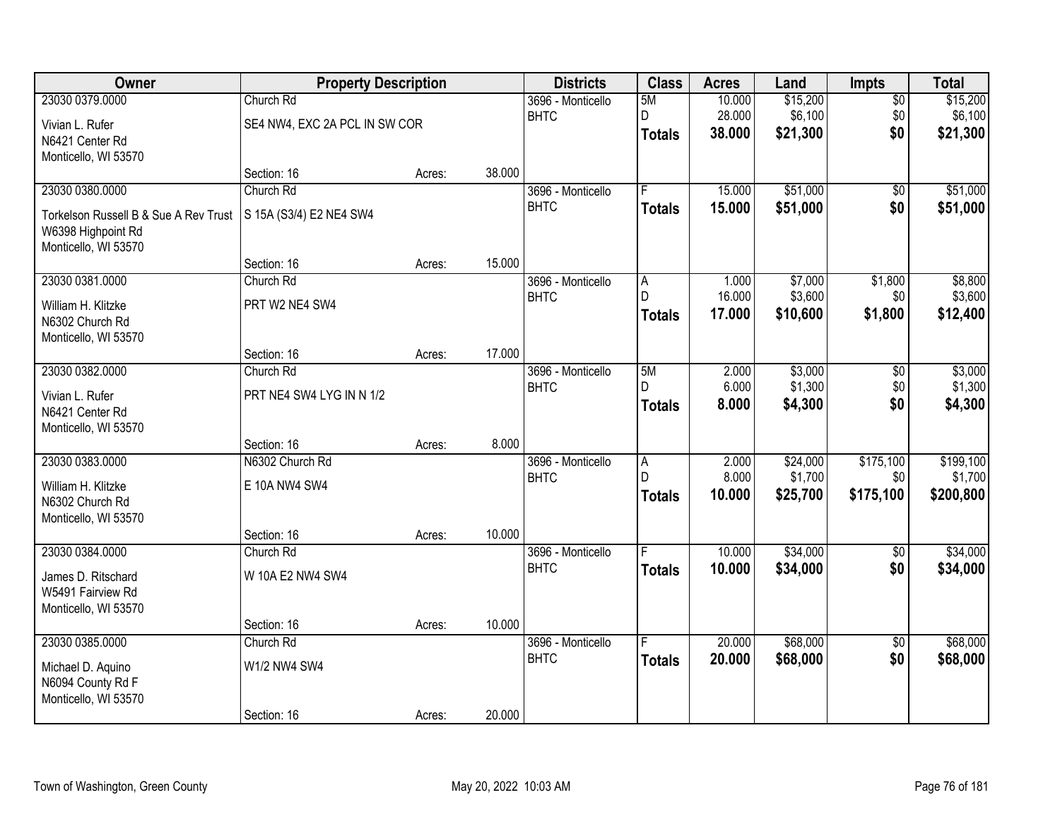| Owner | Property Description | | | Districts | Class | Acres | Land | Impts | Total |
|---|---|---|---|---|---|---|---|---|---|
| 23030 0379.0000 | Church Rd | | | 3696 - Monticello | 5M | 10.000 | $15,200 | $0 | $15,200 |
| Vivian L. Rufer | SE4 NW4, EXC 2A PCL IN SW COR | | | BHTC | D | 28.000 | $6,100 | $0 | $6,100 |
| N6421 Center Rd | | | | | **Totals** | **38.000** | **$21,300** | **$0** | **$21,300** |
| Monticello, WI 53570 | | | | | | | | | |
| | Section: 16 | Acres: | 38.000 | | | | | | |
| 23030 0380.0000 | Church Rd | | | 3696 - Monticello | F | 15.000 | $51,000 | $0 | $51,000 |
| Torkelson Russell B & Sue A Rev Trust | S 15A (S3/4) E2 NE4 SW4 | | | BHTC | **Totals** | **15.000** | **$51,000** | **$0** | **$51,000** |
| W6398 Highpoint Rd | | | | | | | | | |
| Monticello, WI 53570 | | | | | | | | | |
| | Section: 16 | Acres: | 15.000 | | | | | | |
| 23030 0381.0000 | Church Rd | | | 3696 - Monticello | A | 1.000 | $7,000 | $1,800 | $8,800 |
| William H. Klitzke | PRT W2 NE4 SW4 | | | BHTC | D | 16.000 | $3,600 | $0 | $3,600 |
| N6302 Church Rd | | | | | **Totals** | **17.000** | **$10,600** | **$1,800** | **$12,400** |
| Monticello, WI 53570 | | | | | | | | | |
| | Section: 16 | Acres: | 17.000 | | | | | | |
| 23030 0382.0000 | Church Rd | | | 3696 - Monticello | 5M | 2.000 | $3,000 | $0 | $3,000 |
| Vivian L. Rufer | PRT NE4 SW4 LYG IN N 1/2 | | | BHTC | D | 6.000 | $1,300 | $0 | $1,300 |
| N6421 Center Rd | | | | | **Totals** | **8.000** | **$4,300** | **$0** | **$4,300** |
| Monticello, WI 53570 | | | | | | | | | |
| | Section: 16 | Acres: | 8.000 | | | | | | |
| 23030 0383.0000 | N6302 Church Rd | | | 3696 - Monticello | A | 2.000 | $24,000 | $175,100 | $199,100 |
| William H. Klitzke | E 10A NW4 SW4 | | | BHTC | D | 8.000 | $1,700 | $0 | $1,700 |
| N6302 Church Rd | | | | | **Totals** | **10.000** | **$25,700** | **$175,100** | **$200,800** |
| Monticello, WI 53570 | | | | | | | | | |
| | Section: 16 | Acres: | 10.000 | | | | | | |
| 23030 0384.0000 | Church Rd | | | 3696 - Monticello | F | 10.000 | $34,000 | $0 | $34,000 |
| James D. Ritschard | W 10A E2 NW4 SW4 | | | BHTC | **Totals** | **10.000** | **$34,000** | **$0** | **$34,000** |
| W5491 Fairview Rd | | | | | | | | | |
| Monticello, WI 53570 | | | | | | | | | |
| | Section: 16 | Acres: | 10.000 | | | | | | |
| 23030 0385.0000 | Church Rd | | | 3696 - Monticello | F | 20.000 | $68,000 | $0 | $68,000 |
| Michael D. Aquino | W1/2 NW4 SW4 | | | BHTC | **Totals** | **20.000** | **$68,000** | **$0** | **$68,000** |
| N6094 County Rd F | | | | | | | | | |
| Monticello, WI 53570 | | | | | | | | | |
| | Section: 16 | Acres: | 20.000 | | | | | | |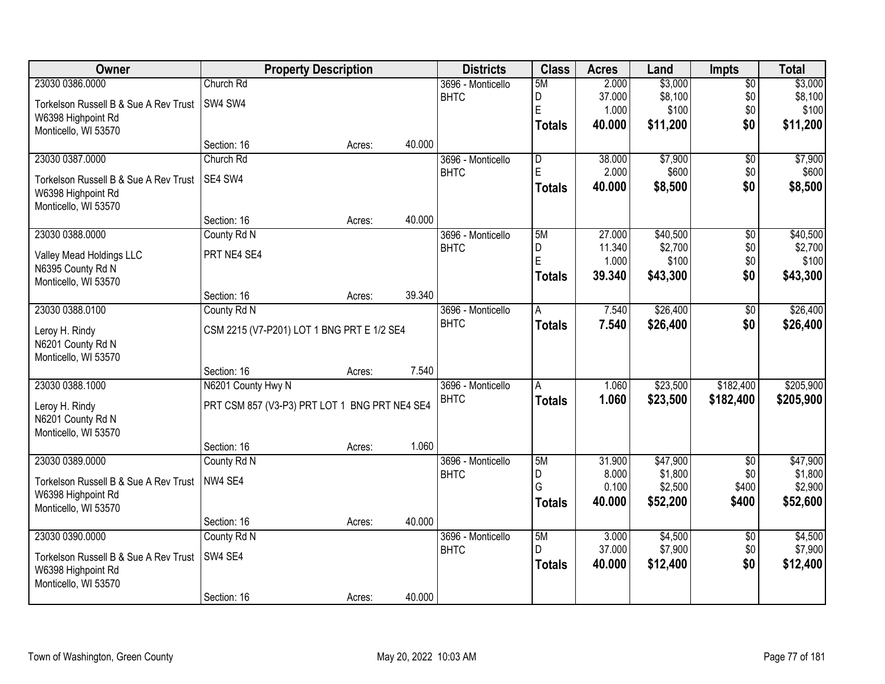| Owner | Property Description | | | Districts | Class | Acres | Land | Impts | Total |
|---|---|---|---|---|---|---|---|---|---|
| 23030 0386.0000 | Church Rd | | | 3696 - Monticello | 5M | 2.000 | $3,000 | $0 | $3,000 |
| Torkelson Russell B & Sue A Rev Trust | SW4 SW4 | | | BHTC | D | 37.000 | $8,100 | $0 | $8,100 |
| W6398 Highpoint Rd | | | | | E | 1.000 | $100 | $0 | $100 |
| Monticello, WI 53570 | | | | | **Totals** | **40.000** | **$11,200** | **$0** | **$11,200** |
| | Section: 16 | Acres: | 40.000 | | | | | | |
| 23030 0387.0000 | Church Rd | | | 3696 - Monticello | D | 38.000 | $7,900 | $0 | $7,900 |
| Torkelson Russell B & Sue A Rev Trust | SE4 SW4 | | | BHTC | E | 2.000 | $600 | $0 | $600 |
| W6398 Highpoint Rd | | | | | **Totals** | **40.000** | **$8,500** | **$0** | **$8,500** |
| Monticello, WI 53570 | | | | | | | | | |
| | Section: 16 | Acres: | 40.000 | | | | | | |
| 23030 0388.0000 | County Rd N | | | 3696 - Monticello | 5M | 27.000 | $40,500 | $0 | $40,500 |
| Valley Mead Holdings LLC | PRT NE4 SE4 | | | BHTC | D | 11.340 | $2,700 | $0 | $2,700 |
| N6395 County Rd N | | | | | E | 1.000 | $100 | $0 | $100 |
| Monticello, WI 53570 | | | | | **Totals** | **39.340** | **$43,300** | **$0** | **$43,300** |
| | Section: 16 | Acres: | 39.340 | | | | | | |
| 23030 0388.0100 | County Rd N | | | 3696 - Monticello | A | 7.540 | $26,400 | $0 | $26,400 |
| Leroy H. Rindy | CSM 2215 (V7-P201) LOT 1 BNG PRT E 1/2 SE4 | | | BHTC | **Totals** | **7.540** | **$26,400** | **$0** | **$26,400** |
| N6201 County Rd N | | | | | | | | | |
| Monticello, WI 53570 | | | | | | | | | |
| | Section: 16 | Acres: | 7.540 | | | | | | |
| 23030 0388.1000 | N6201 County Hwy N | | | 3696 - Monticello | A | 1.060 | $23,500 | $182,400 | $205,900 |
| Leroy H. Rindy | PRT CSM 857 (V3-P3) PRT LOT 1 BNG PRT NE4 SE4 | | | BHTC | **Totals** | **1.060** | **$23,500** | **$182,400** | **$205,900** |
| N6201 County Rd N | | | | | | | | | |
| Monticello, WI 53570 | | | | | | | | | |
| | Section: 16 | Acres: | 1.060 | | | | | | |
| 23030 0389.0000 | County Rd N | | | 3696 - Monticello | 5M | 31.900 | $47,900 | $0 | $47,900 |
| Torkelson Russell B & Sue A Rev Trust | NW4 SE4 | | | BHTC | D | 8.000 | $1,800 | $0 | $1,800 |
| W6398 Highpoint Rd | | | | | G | 0.100 | $2,500 | $400 | $2,900 |
| Monticello, WI 53570 | | | | | **Totals** | **40.000** | **$52,200** | **$400** | **$52,600** |
| | Section: 16 | Acres: | 40.000 | | | | | | |
| 23030 0390.0000 | County Rd N | | | 3696 - Monticello | 5M | 3.000 | $4,500 | $0 | $4,500 |
| Torkelson Russell B & Sue A Rev Trust | SW4 SE4 | | | BHTC | D | 37.000 | $7,900 | $0 | $7,900 |
| W6398 Highpoint Rd | | | | | **Totals** | **40.000** | **$12,400** | **$0** | **$12,400** |
| Monticello, WI 53570 | | | | | | | | | |
| | Section: 16 | Acres: | 40.000 | | | | | | |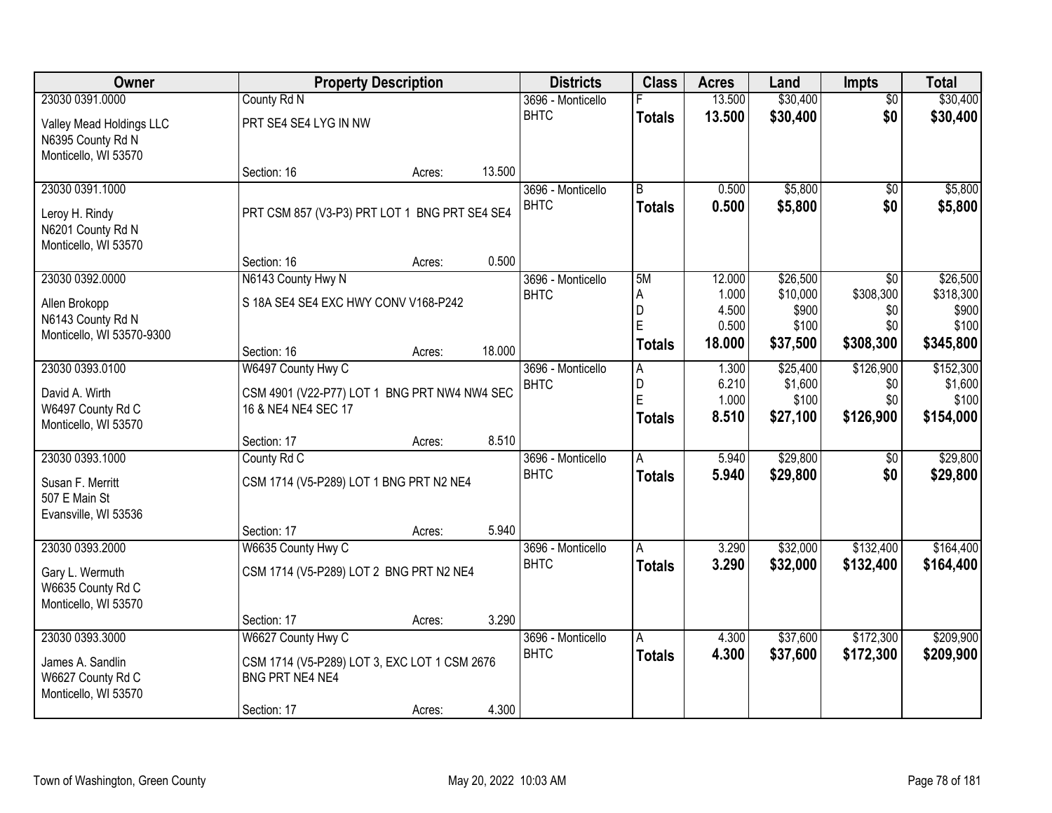| Owner | Property Description | | | Districts | Class | Acres | Land | Impts | Total |
|---|---|---|---|---|---|---|---|---|---|
| 23030 0391.0000 | County Rd N | | | 3696 - Monticello | F | 13.500 | $30,400 | $0 | $30,400 |
| Valley Mead Holdings LLC<br>N6395 County Rd N<br>Monticello, WI 53570 | PRT SE4 SE4 LYG IN NW | | | BHTC | **Totals** | **13.500** | **$30,400** | **$0** | **$30,400** |
| | Section: 16 | Acres: | 13.500 | | | | | | |
| 23030 0391.1000 | | | | 3696 - Monticello | B | 0.500 | $5,800 | $0 | $5,800 |
| Leroy H. Rindy<br>N6201 County Rd N<br>Monticello, WI 53570 | PRT CSM 857 (V3-P3) PRT LOT 1 BNG PRT SE4 SE4 | | | BHTC | **Totals** | **0.500** | **$5,800** | **$0** | **$5,800** |
| | Section: 16 | Acres: | 0.500 | | | | | | |
| 23030 0392.0000 | N6143 County Hwy N | | | 3696 - Monticello | 5M | 12.000 | $26,500 | $0 | $26,500 |
| Allen Brokopp<br>N6143 County Rd N<br>Monticello, WI 53570-9300 | S 18A SE4 SE4 EXC HWY CONV V168-P242 | | | BHTC | A | 1.000 | $10,000 | $308,300 | $318,300 |
| | | | | | D | 4.500 | $900 | $0 | $900 |
| | | | | | E | 0.500 | $100 | $0 | $100 |
| | | | | | **Totals** | **18.000** | **$37,500** | **$308,300** | **$345,800** |
| | Section: 16 | Acres: | 18.000 | | | | | | |
| 23030 0393.0100 | W6497 County Hwy C | | | 3696 - Monticello | A | 1.300 | $25,400 | $126,900 | $152,300 |
| David A. Wirth<br>W6497 County Rd C<br>Monticello, WI 53570 | CSM 4901 (V22-P77) LOT 1 BNG PRT NW4 NW4 SEC 16 & NE4 NE4 SEC 17 | | | BHTC | D | 6.210 | $1,600 | $0 | $1,600 |
| | | | | | E | 1.000 | $100 | $0 | $100 |
| | | | | | **Totals** | **8.510** | **$27,100** | **$126,900** | **$154,000** |
| | Section: 17 | Acres: | 8.510 | | | | | | |
| 23030 0393.1000 | County Rd C | | | 3696 - Monticello | A | 5.940 | $29,800 | $0 | $29,800 |
| Susan F. Merritt<br>507 E Main St<br>Evansville, WI 53536 | CSM 1714 (V5-P289) LOT 1 BNG PRT N2 NE4 | | | BHTC | **Totals** | **5.940** | **$29,800** | **$0** | **$29,800** |
| | Section: 17 | Acres: | 5.940 | | | | | | |
| 23030 0393.2000 | W6635 County Hwy C | | | 3696 - Monticello | A | 3.290 | $32,000 | $132,400 | $164,400 |
| Gary L. Wermuth<br>W6635 County Rd C<br>Monticello, WI 53570 | CSM 1714 (V5-P289) LOT 2 BNG PRT N2 NE4 | | | BHTC | **Totals** | **3.290** | **$32,000** | **$132,400** | **$164,400** |
| | Section: 17 | Acres: | 3.290 | | | | | | |
| 23030 0393.3000 | W6627 County Hwy C | | | 3696 - Monticello | A | 4.300 | $37,600 | $172,300 | $209,900 |
| James A. Sandlin<br>W6627 County Rd C<br>Monticello, WI 53570 | CSM 1714 (V5-P289) LOT 3, EXC LOT 1 CSM 2676 BNG PRT NE4 NE4 | | | BHTC | **Totals** | **4.300** | **$37,600** | **$172,300** | **$209,900** |
| | Section: 17 | Acres: | 4.300 | | | | | | |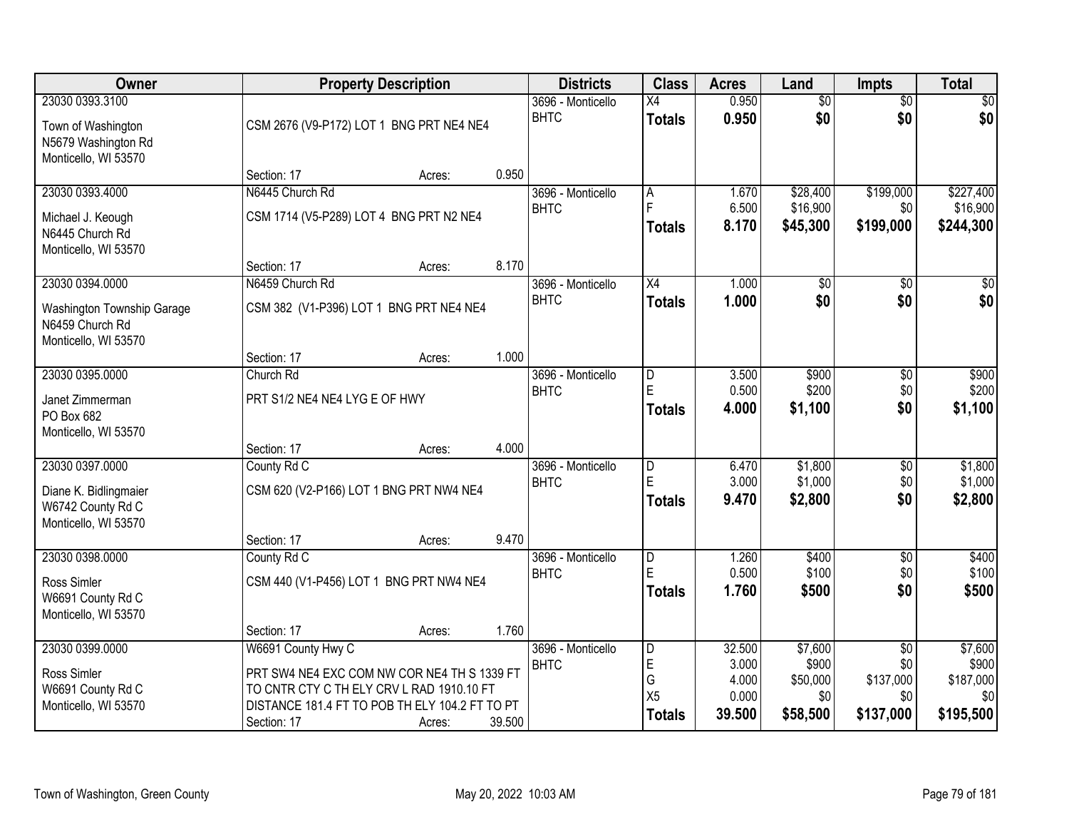| Owner | Property Description | | | Districts | Class | Acres | Land | Impts | Total |
|---|---|---|---|---|---|---|---|---|---|
| 23030 0393.3100<br>Town of Washington<br>N5679 Washington Rd<br>Monticello, WI 53570 | CSM 2676 (V9-P172) LOT 1 BNG PRT NE4 NE4<br>Section: 17 | Acres: | 0.950 | 3696 - Monticello BHTC | X4<br>**Totals** | 0.950<br>**0.950** | $0<br>**$0** | $0<br>**$0** | $0<br>**$0** |
| 23030 0393.4000<br>Michael J. Keough<br>N6445 Church Rd<br>Monticello, WI 53570 | N6445 Church Rd<br>CSM 1714 (V5-P289) LOT 4 BNG PRT N2 NE4<br>Section: 17 | Acres: | 8.170 | 3696 - Monticello BHTC | A<br>F<br>**Totals** | 1.670<br>6.500<br>**8.170** | $28,400<br>$16,900<br>**$45,300** | $199,000<br>$0<br>**$199,000** | $227,400<br>$16,900<br>**$244,300** |
| 23030 0394.0000<br>Washington Township Garage<br>N6459 Church Rd<br>Monticello, WI 53570 | N6459 Church Rd<br>CSM 382 (V1-P396) LOT 1 BNG PRT NE4 NE4<br>Section: 17 | Acres: | 1.000 | 3696 - Monticello BHTC | X4<br>**Totals** | 1.000<br>**1.000** | $0<br>**$0** | $0<br>**$0** | $0<br>**$0** |
| 23030 0395.0000<br>Janet Zimmerman<br>PO Box 682<br>Monticello, WI 53570 | Church Rd<br>PRT S1/2 NE4 NE4 LYG E OF HWY<br>Section: 17 | Acres: | 4.000 | 3696 - Monticello BHTC | D<br>E<br>**Totals** | 3.500<br>0.500<br>**4.000** | $900<br>$200<br>**$1,100** | $0<br>$0<br>**$0** | $900<br>$200<br>**$1,100** |
| 23030 0397.0000<br>Diane K. Bidlingmaier<br>W6742 County Rd C<br>Monticello, WI 53570 | County Rd C<br>CSM 620 (V2-P166) LOT 1 BNG PRT NW4 NE4<br>Section: 17 | Acres: | 9.470 | 3696 - Monticello BHTC | D<br>E<br>**Totals** | 6.470<br>3.000<br>**9.470** | $1,800<br>$1,000<br>**$2,800** | $0<br>$0<br>**$0** | $1,800<br>$1,000<br>**$2,800** |
| 23030 0398.0000<br>Ross Simler<br>W6691 County Rd C<br>Monticello, WI 53570 | County Rd C<br>CSM 440 (V1-P456) LOT 1 BNG PRT NW4 NE4<br>Section: 17 | Acres: | 1.760 | 3696 - Monticello BHTC | D<br>E<br>**Totals** | 1.260<br>0.500<br>**1.760** | $400<br>$100<br>**$500** | $0<br>$0<br>**$0** | $400<br>$100<br>**$500** |
| 23030 0399.0000<br>Ross Simler<br>W6691 County Rd C<br>Monticello, WI 53570 | W6691 County Hwy C<br>PRT SW4 NE4 EXC COM NW COR NE4 TH S 1339 FT TO CNTR CTY C TH ELY CRV L RAD 1910.10 FT DISTANCE 181.4 FT TO POB TH ELY 104.2 FT TO PT<br>Section: 17 | Acres: | 39.500 | 3696 - Monticello BHTC | D<br>E<br>G<br>X5<br>**Totals** | 32.500<br>3.000<br>4.000<br>0.000<br>**39.500** | $7,600<br>$900<br>$50,000<br>$0<br>**$58,500** | $0<br>$0<br>$137,000<br>$0<br>**$137,000** | $7,600<br>$900<br>$187,000<br>$0<br>**$195,500** |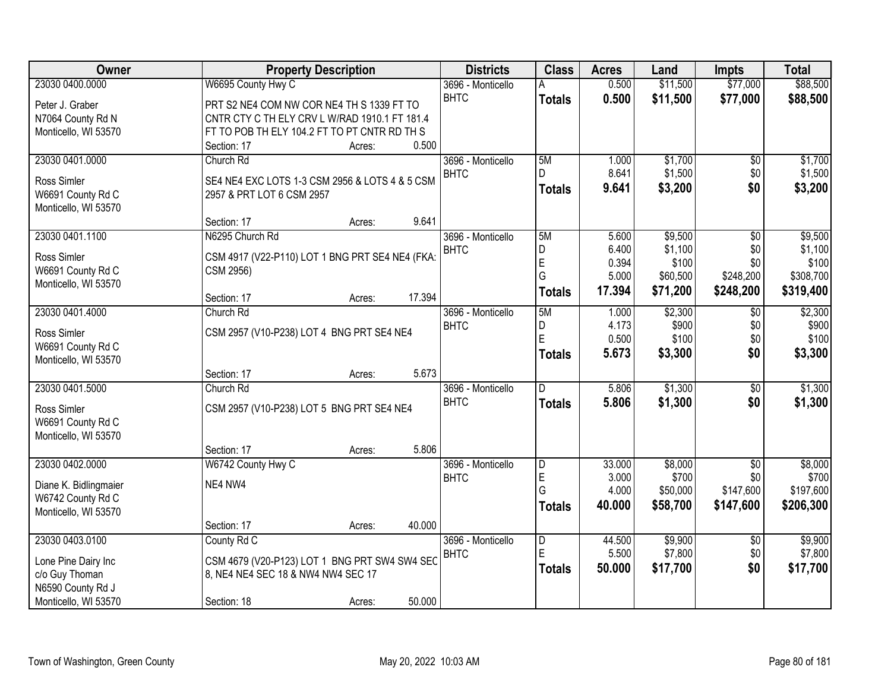| Owner | Property Description | Districts | Class | Acres | Land | Impts | Total |
|---|---|---|---|---|---|---|---|
| 23030 0400.0000<br>Peter J. Graber<br>N7064 County Rd N<br>Monticello, WI 53570 | W6695 County Hwy C<br>PRT S2 NE4 COM NW COR NE4 TH S 1339 FT TO CNTR CTY C TH ELY CRV L W/RAD 1910.1 FT 181.4 FT TO POB TH ELY 104.2 FT TO PT CNTR RD TH S<br>Section: 17 Acres: 0.500 | 3696 - Monticello BHTC | A<br>**Totals** | 0.500<br>**0.500** | $11,500<br>**$11,500** | $77,000<br>**$77,000** | $88,500<br>**$88,500** |
| 23030 0401.0000<br>Ross Simler<br>W6691 County Rd C<br>Monticello, WI 53570 | Church Rd<br>SE4 NE4 EXC LOTS 1-3 CSM 2956 & LOTS 4 & 5 CSM 2957 & PRT LOT 6 CSM 2957<br>Section: 17 Acres: 9.641 | 3696 - Monticello BHTC | 5M<br>D<br>**Totals** | 1.000<br>8.641<br>**9.641** | $1,700<br>$1,500<br>**$3,200** | $0<br>$0<br>**$0** | $1,700<br>$1,500<br>**$3,200** |
| 23030 0401.1100<br>Ross Simler<br>W6691 County Rd C<br>Monticello, WI 53570 | N6295 Church Rd<br>CSM 4917 (V22-P110) LOT 1 BNG PRT SE4 NE4 (FKA: CSM 2956)<br>Section: 17 Acres: 17.394 | 3696 - Monticello BHTC | 5M<br>D<br>E<br>G<br>**Totals** | 5.600<br>6.400<br>0.394<br>5.000<br>**17.394** | $9,500<br>$1,100<br>$100<br>$60,500<br>**$71,200** | $0<br>$0<br>$0<br>$248,200<br>**$248,200** | $9,500<br>$1,100<br>$100<br>$308,700<br>**$319,400** |
| 23030 0401.4000<br>Ross Simler<br>W6691 County Rd C<br>Monticello, WI 53570 | Church Rd<br>CSM 2957 (V10-P238) LOT 4 BNG PRT SE4 NE4<br>Section: 17 Acres: 5.673 | 3696 - Monticello BHTC | 5M<br>D<br>E<br>**Totals** | 1.000<br>4.173<br>0.500<br>**5.673** | $2,300<br>$900<br>$100<br>**$3,300** | $0<br>$0<br>$0<br>**$0** | $2,300<br>$900<br>$100<br>**$3,300** |
| 23030 0401.5000<br>Ross Simler<br>W6691 County Rd C<br>Monticello, WI 53570 | Church Rd<br>CSM 2957 (V10-P238) LOT 5 BNG PRT SE4 NE4<br>Section: 17 Acres: 5.806 | 3696 - Monticello BHTC | D<br>**Totals** | 5.806<br>**5.806** | $1,300<br>**$1,300** | $0<br>**$0** | $1,300<br>**$1,300** |
| 23030 0402.0000<br>Diane K. Bidlingmaier<br>W6742 County Rd C<br>Monticello, WI 53570 | W6742 County Hwy C<br>NE4 NW4<br>Section: 17 Acres: 40.000 | 3696 - Monticello BHTC | D<br>E<br>G<br>**Totals** | 33.000<br>3.000<br>4.000<br>**40.000** | $8,000<br>$700<br>$50,000<br>**$58,700** | $0<br>$0<br>$147,600<br>**$147,600** | $8,000<br>$700<br>$197,600<br>**$206,300** |
| 23030 0403.0100<br>Lone Pine Dairy Inc<br>c/o Guy Thoman<br>N6590 County Rd J<br>Monticello, WI 53570 | County Rd C<br>CSM 4679 (V20-P123) LOT 1 BNG PRT SW4 SW4 SEC 8, NE4 NE4 SEC 18 & NW4 NW4 SEC 17<br>Section: 18 Acres: 50.000 | 3696 - Monticello BHTC | D<br>E<br>**Totals** | 44.500<br>5.500<br>**50.000** | $9,900<br>$7,800<br>**$17,700** | $0<br>$0<br>**$0** | $9,900<br>$7,800<br>**$17,700** |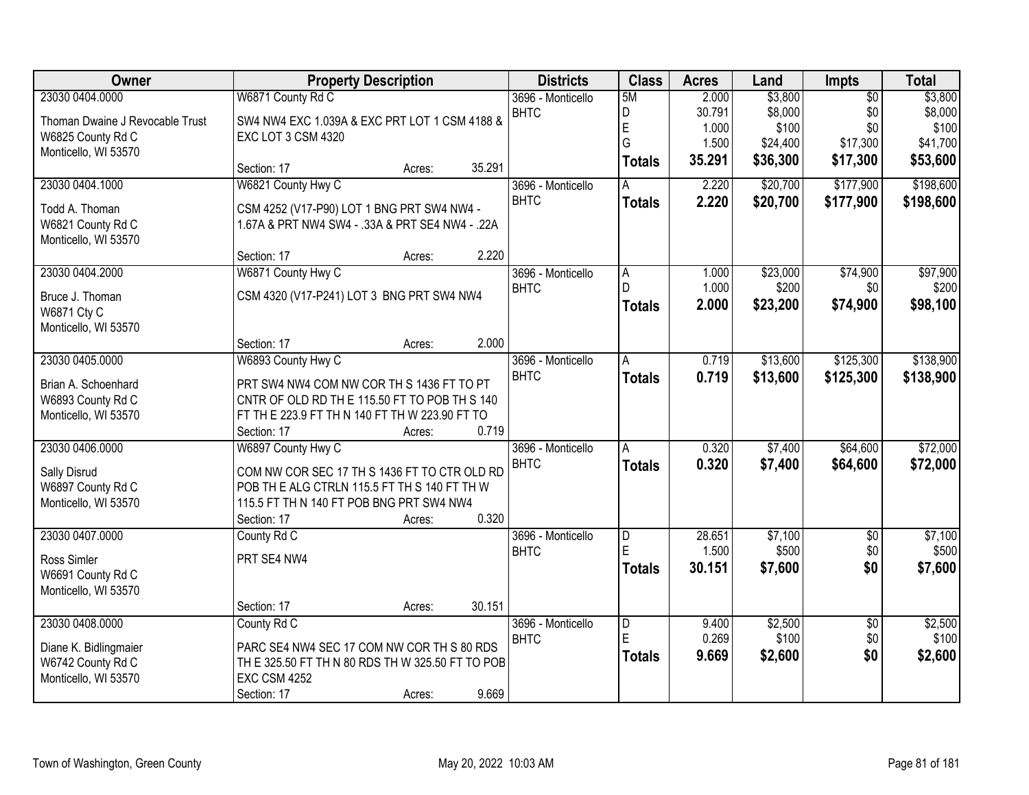| Owner | Property Description | Districts | Class | Acres | Land | Impts | Total |
|---|---|---|---|---|---|---|---|
| 23030 0404.0000<br>Thoman Dwaine J Revocable Trust<br>W6825 County Rd C<br>Monticello, WI 53570 | W6871 County Rd C<br>SW4 NW4 EXC 1.039A & EXC PRT LOT 1 CSM 4188 & EXC LOT 3 CSM 4320<br>Section: 17 Acres: 35.291 | 3696 - Monticello BHTC | 5M<br>D<br>E<br>G<br>**Totals** | 2.000<br>30.791<br>1.000<br>1.500<br>**35.291** | $3,800<br>$8,000<br>$100<br>$24,400<br>**$36,300** | $0<br>$0<br>$0<br>$17,300<br>**$17,300** | $3,800<br>$8,000<br>$100<br>$41,700<br>**$53,600** |
| 23030 0404.1000<br>Todd A. Thoman<br>W6821 County Rd C<br>Monticello, WI 53570 | W6821 County Hwy C<br>CSM 4252 (V17-P90) LOT 1 BNG PRT SW4 NW4 - 1.67A & PRT NW4 SW4 - .33A & PRT SE4 NW4 - .22A<br>Section: 17 Acres: 2.220 | 3696 - Monticello BHTC | A<br>**Totals** | 2.220<br>**2.220** | $20,700<br>**$20,700** | $177,900<br>**$177,900** | $198,600<br>**$198,600** |
| 23030 0404.2000<br>Bruce J. Thoman<br>W6871 Cty C<br>Monticello, WI 53570 | W6871 County Hwy C<br>CSM 4320 (V17-P241) LOT 3 BNG PRT SW4 NW4<br>Section: 17 Acres: 2.000 | 3696 - Monticello BHTC | A<br>D<br>**Totals** | 1.000<br>1.000<br>**2.000** | $23,000<br>$200<br>**$23,200** | $74,900<br>$0<br>**$74,900** | $97,900<br>$200<br>**$98,100** |
| 23030 0405.0000<br>Brian A. Schoenhard<br>W6893 County Rd C<br>Monticello, WI 53570 | W6893 County Hwy C<br>PRT SW4 NW4 COM NW COR TH S 1436 FT TO PT CNTR OF OLD RD TH E 115.50 FT TO POB TH S 140 FT TH E 223.9 FT TH N 140 FT TH W 223.90 FT TO<br>Section: 17 Acres: 0.719 | 3696 - Monticello BHTC | A<br>**Totals** | 0.719<br>**0.719** | $13,600<br>**$13,600** | $125,300<br>**$125,300** | $138,900<br>**$138,900** |
| 23030 0406.0000<br>Sally Disrud<br>W6897 County Rd C<br>Monticello, WI 53570 | W6897 County Hwy C<br>COM NW COR SEC 17 TH S 1436 FT TO CTR OLD RD POB TH E ALG CTRLN 115.5 FT TH S 140 FT TH W 115.5 FT TH N 140 FT POB BNG PRT SW4 NW4<br>Section: 17 Acres: 0.320 | 3696 - Monticello BHTC | A<br>**Totals** | 0.320<br>**0.320** | $7,400<br>**$7,400** | $64,600<br>**$64,600** | $72,000<br>**$72,000** |
| 23030 0407.0000<br>Ross Simler<br>W6691 County Rd C<br>Monticello, WI 53570 | County Rd C<br>PRT SE4 NW4<br>Section: 17 Acres: 30.151 | 3696 - Monticello BHTC | D<br>E<br>**Totals** | 28.651<br>1.500<br>**30.151** | $7,100<br>$500<br>**$7,600** | $0<br>$0<br>**$0** | $7,100<br>$500<br>**$7,600** |
| 23030 0408.0000<br>Diane K. Bidlingmaier<br>W6742 County Rd C<br>Monticello, WI 53570 | County Rd C<br>PARC SE4 NW4 SEC 17 COM NW COR TH S 80 RDS TH E 325.50 FT TH N 80 RDS TH W 325.50 FT TO POB EXC CSM 4252<br>Section: 17 Acres: 9.669 | 3696 - Monticello BHTC | D<br>E<br>**Totals** | 9.400<br>0.269<br>**9.669** | $2,500<br>$100<br>**$2,600** | $0<br>$0<br>**$0** | $2,500<br>$100<br>**$2,600** |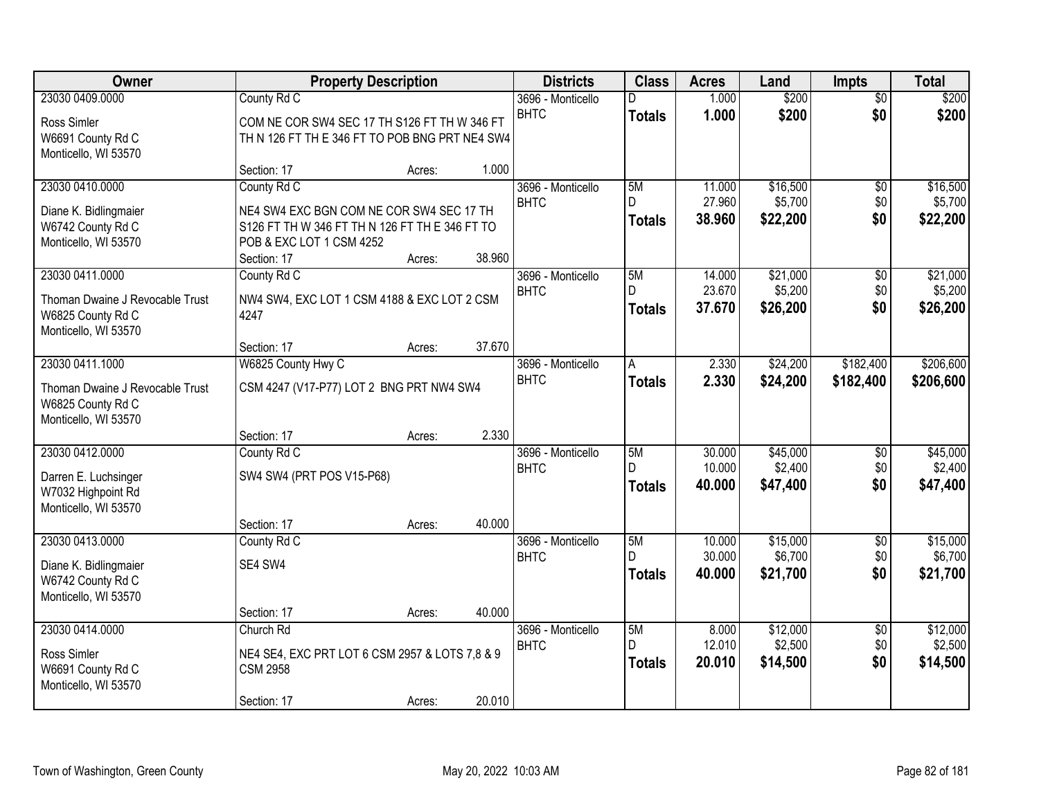| Owner | Property Description | Districts | Class | Acres | Land | Impts | Total |
|---|---|---|---|---|---|---|---|
| 23030 0409.0000<br>Ross Simler<br>W6691 County Rd C<br>Monticello, WI 53570 | County Rd C<br>COM NE COR SW4 SEC 17 TH S126 FT TH W 346 FT TH N 126 FT TH E 346 FT TO POB BNG PRT NE4 SW4<br>Section: 17 Acres: 1.000 | 3696 - Monticello<br>BHTC | D<br>**Totals** | 1.000<br>**1.000** | $200<br>**$200** | $0<br>**$0** | $200<br>**$200** |
| 23030 0410.0000<br>Diane K. Bidlingmaier<br>W6742 County Rd C<br>Monticello, WI 53570 | County Rd C<br>NE4 SW4 EXC BGN COM NE COR SW4 SEC 17 TH S126 FT TH W 346 FT TH N 126 FT TH E 346 FT TO POB & EXC LOT 1 CSM 4252<br>Section: 17 Acres: 38.960 | 3696 - Monticello<br>BHTC | 5M<br>D<br>**Totals** | 11.000<br>27.960<br>**38.960** | $16,500<br>$5,700<br>**$22,200** | $0<br>$0<br>**$0** | $16,500<br>$5,700<br>**$22,200** |
| 23030 0411.0000<br>Thoman Dwaine J Revocable Trust<br>W6825 County Rd C<br>Monticello, WI 53570 | County Rd C<br>NW4 SW4, EXC LOT 1 CSM 4188 & EXC LOT 2 CSM 4247<br>Section: 17 Acres: 37.670 | 3696 - Monticello<br>BHTC | 5M<br>D<br>**Totals** | 14.000<br>23.670<br>**37.670** | $21,000<br>$5,200<br>**$26,200** | $0<br>$0<br>**$0** | $21,000<br>$5,200<br>**$26,200** |
| 23030 0411.1000<br>Thoman Dwaine J Revocable Trust<br>W6825 County Rd C<br>Monticello, WI 53570 | W6825 County Hwy C<br>CSM 4247 (V17-P77) LOT 2 BNG PRT NW4 SW4<br>Section: 17 Acres: 2.330 | 3696 - Monticello<br>BHTC | A<br>**Totals** | 2.330<br>**2.330** | $24,200<br>**$24,200** | $182,400<br>**$182,400** | $206,600<br>**$206,600** |
| 23030 0412.0000<br>Darren E. Luchsinger<br>W7032 Highpoint Rd<br>Monticello, WI 53570 | County Rd C<br>SW4 SW4 (PRT POS V15-P68)<br>Section: 17 Acres: 40.000 | 3696 - Monticello<br>BHTC | 5M<br>D<br>**Totals** | 30.000<br>10.000<br>**40.000** | $45,000<br>$2,400<br>**$47,400** | $0<br>$0<br>**$0** | $45,000<br>$2,400<br>**$47,400** |
| 23030 0413.0000<br>Diane K. Bidlingmaier<br>W6742 County Rd C<br>Monticello, WI 53570 | County Rd C<br>SE4 SW4<br>Section: 17 Acres: 40.000 | 3696 - Monticello<br>BHTC | 5M<br>D<br>**Totals** | 10.000<br>30.000<br>**40.000** | $15,000<br>$6,700<br>**$21,700** | $0<br>$0<br>**$0** | $15,000<br>$6,700<br>**$21,700** |
| 23030 0414.0000<br>Ross Simler<br>W6691 County Rd C<br>Monticello, WI 53570 | Church Rd<br>NE4 SE4, EXC PRT LOT 6 CSM 2957 & LOTS 7,8 & 9 CSM 2958<br>Section: 17 Acres: 20.010 | 3696 - Monticello<br>BHTC | 5M<br>D<br>**Totals** | 8.000<br>12.010<br>**20.010** | $12,000<br>$2,500<br>**$14,500** | $0<br>$0<br>**$0** | $12,000<br>$2,500<br>**$14,500** |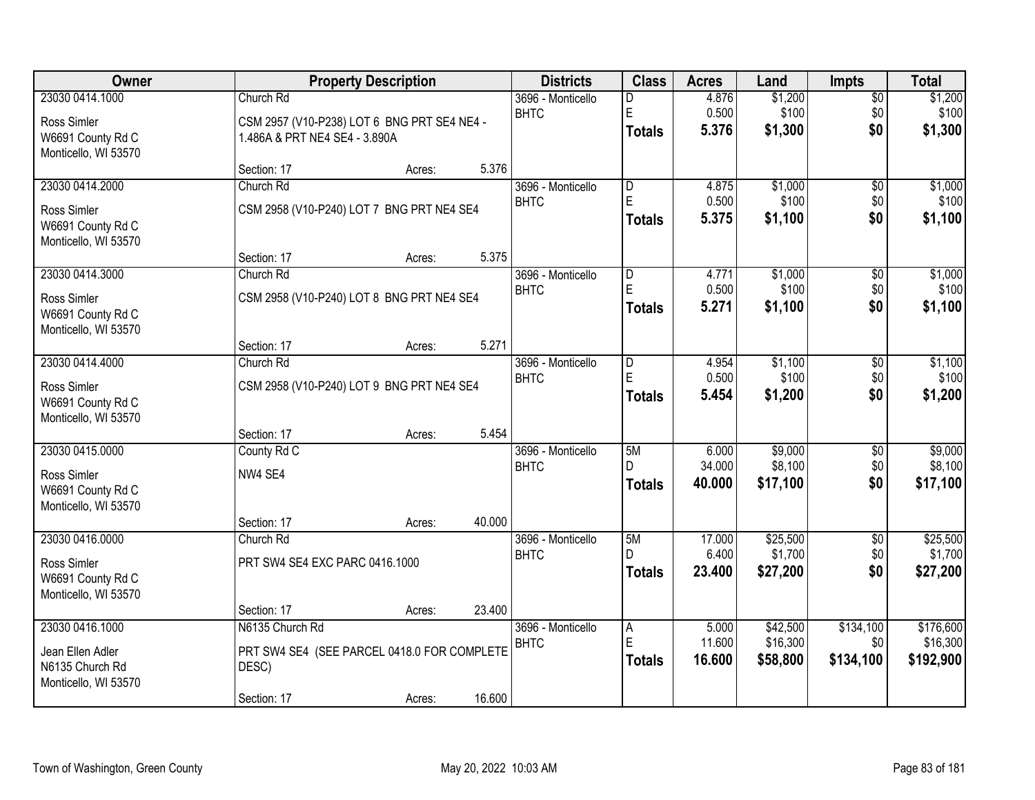| Owner | Property Description | Districts | Class | Acres | Land | Impts | Total |
|---|---|---|---|---|---|---|---|
| 23030 0414.1000<br>Ross Simler<br>W6691 County Rd C<br>Monticello, WI 53570 | Church Rd<br>CSM 2957 (V10-P238) LOT 6 BNG PRT SE4 NE4 - 1.486A & PRT NE4 SE4 - 3.890A<br>Section: 17 Acres: 5.376 | 3696 - Monticello BHTC | D<br>E<br>**Totals** | 4.876<br>0.500<br>**5.376** | $1,200<br>$100<br>**$1,300** | $0<br>$0<br>**$0** | $1,200<br>$100<br>**$1,300** |
| 23030 0414.2000<br>Ross Simler<br>W6691 County Rd C<br>Monticello, WI 53570 | Church Rd<br>CSM 2958 (V10-P240) LOT 7 BNG PRT NE4 SE4<br>Section: 17 Acres: 5.375 | 3696 - Monticello BHTC | D<br>E<br>**Totals** | 4.875<br>0.500<br>**5.375** | $1,000<br>$100<br>**$1,100** | $0<br>$0<br>**$0** | $1,000<br>$100<br>**$1,100** |
| 23030 0414.3000<br>Ross Simler<br>W6691 County Rd C<br>Monticello, WI 53570 | Church Rd<br>CSM 2958 (V10-P240) LOT 8 BNG PRT NE4 SE4<br>Section: 17 Acres: 5.271 | 3696 - Monticello BHTC | D<br>E<br>**Totals** | 4.771<br>0.500<br>**5.271** | $1,000<br>$100<br>**$1,100** | $0<br>$0<br>**$0** | $1,000<br>$100<br>**$1,100** |
| 23030 0414.4000<br>Ross Simler<br>W6691 County Rd C<br>Monticello, WI 53570 | Church Rd<br>CSM 2958 (V10-P240) LOT 9 BNG PRT NE4 SE4<br>Section: 17 Acres: 5.454 | 3696 - Monticello BHTC | D<br>E<br>**Totals** | 4.954<br>0.500<br>**5.454** | $1,100<br>$100<br>**$1,200** | $0<br>$0<br>**$0** | $1,100<br>$100<br>**$1,200** |
| 23030 0415.0000<br>Ross Simler<br>W6691 County Rd C<br>Monticello, WI 53570 | County Rd C<br>NW4 SE4<br>Section: 17 Acres: 40.000 | 3696 - Monticello BHTC | 5M<br>D<br>**Totals** | 6.000<br>34.000<br>**40.000** | $9,000<br>$8,100<br>**$17,100** | $0<br>$0<br>**$0** | $9,000<br>$8,100<br>**$17,100** |
| 23030 0416.0000<br>Ross Simler<br>W6691 County Rd C<br>Monticello, WI 53570 | Church Rd<br>PRT SW4 SE4 EXC PARC 0416.1000<br>Section: 17 Acres: 23.400 | 3696 - Monticello BHTC | 5M<br>D<br>**Totals** | 17.000<br>6.400<br>**23.400** | $25,500<br>$1,700<br>**$27,200** | $0<br>$0<br>**$0** | $25,500<br>$1,700<br>**$27,200** |
| 23030 0416.1000<br>Jean Ellen Adler<br>N6135 Church Rd<br>Monticello, WI 53570 | N6135 Church Rd<br>PRT SW4 SE4 (SEE PARCEL 0418.0 FOR COMPLETE DESC)<br>Section: 17 Acres: 16.600 | 3696 - Monticello BHTC | A<br>E<br>**Totals** | 5.000<br>11.600<br>**16.600** | $42,500<br>$16,300<br>**$58,800** | $134,100<br>$0<br>**$134,100** | $176,600<br>$16,300<br>**$192,900** |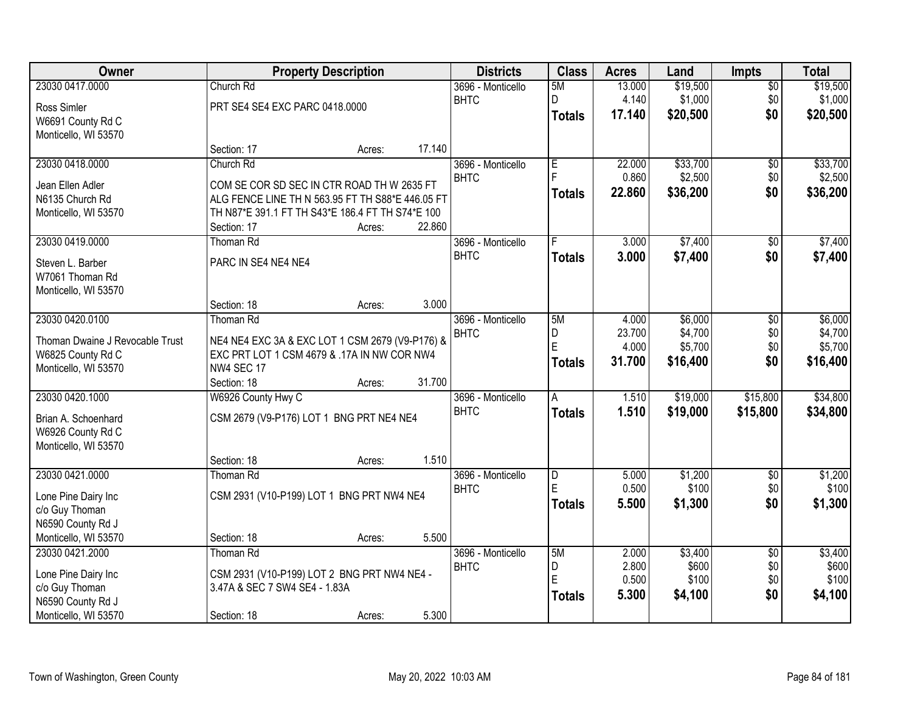| Owner | Property Description | Districts | Class | Acres | Land | Impts | Total |
|---|---|---|---|---|---|---|---|
| 23030 0417.0000<br>Ross Simler<br>W6691 County Rd C<br>Monticello, WI 53570 | Church Rd<br>PRT SE4 SE4 EXC PARC 0418.0000<br>Section: 17 Acres: 17.140 | 3696 - Monticello BHTC | 5M<br>D<br>**Totals** | 13.000<br>4.140<br>**17.140** | $19,500<br>$1,000<br>**$20,500** | $0<br>$0<br>**$0** | $19,500<br>$1,000<br>**$20,500** |
| 23030 0418.0000<br>Jean Ellen Adler<br>N6135 Church Rd<br>Monticello, WI 53570 | Church Rd<br>COM SE COR SD SEC IN CTR ROAD TH W 2635 FT ALG FENCE LINE TH N 563.95 FT TH S88*E 446.05 FT TH N87*E 391.1 FT TH S43*E 186.4 FT TH S74*E 100<br>Section: 17 Acres: 22.860 | 3696 - Monticello BHTC | E<br>F<br>**Totals** | 22.000<br>0.860<br>**22.860** | $33,700<br>$2,500<br>**$36,200** | $0<br>$0<br>**$0** | $33,700<br>$2,500<br>**$36,200** |
| 23030 0419.0000<br>Steven L. Barber<br>W7061 Thoman Rd<br>Monticello, WI 53570 | Thoman Rd<br>PARC IN SE4 NE4 NE4<br>Section: 18 Acres: 3.000 | 3696 - Monticello BHTC | F<br>**Totals** | 3.000<br>**3.000** | $7,400<br>**$7,400** | $0<br>**$0** | $7,400<br>**$7,400** |
| 23030 0420.0100<br>Thoman Dwaine J Revocable Trust<br>W6825 County Rd C<br>Monticello, WI 53570 | Thoman Rd<br>NE4 NE4 EXC 3A & EXC LOT 1 CSM 2679 (V9-P176) & EXC PRT LOT 1 CSM 4679 & .17A IN NW COR NW4 NW4 SEC 17<br>Section: 18 Acres: 31.700 | 3696 - Monticello BHTC | 5M<br>D<br>E<br>**Totals** | 4.000<br>23.700<br>4.000<br>**31.700** | $6,000<br>$4,700<br>$5,700<br>**$16,400** | $0<br>$0<br>$0<br>**$0** | $6,000<br>$4,700<br>$5,700<br>**$16,400** |
| 23030 0420.1000<br>Brian A. Schoenhard<br>W6926 County Rd C<br>Monticello, WI 53570 | W6926 County Hwy C<br>CSM 2679 (V9-P176) LOT 1 BNG PRT NE4 NE4<br>Section: 18 Acres: 1.510 | 3696 - Monticello BHTC | A<br>**Totals** | 1.510<br>**1.510** | $19,000<br>**$19,000** | $15,800<br>**$15,800** | $34,800<br>**$34,800** |
| 23030 0421.0000<br>Lone Pine Dairy Inc<br>c/o Guy Thoman<br>N6590 County Rd J<br>Monticello, WI 53570 | Thoman Rd<br>CSM 2931 (V10-P199) LOT 1 BNG PRT NW4 NE4<br>Section: 18 Acres: 5.500 | 3696 - Monticello BHTC | D<br>E<br>**Totals** | 5.000<br>0.500<br>**5.500** | $1,200<br>$100<br>**$1,300** | $0<br>$0<br>**$0** | $1,200<br>$100<br>**$1,300** |
| 23030 0421.2000<br>Lone Pine Dairy Inc<br>c/o Guy Thoman<br>N6590 County Rd J<br>Monticello, WI 53570 | Thoman Rd<br>CSM 2931 (V10-P199) LOT 2 BNG PRT NW4 NE4 - 3.47A & SEC 7 SW4 SE4 - 1.83A<br>Section: 18 Acres: 5.300 | 3696 - Monticello BHTC | 5M<br>D<br>E<br>**Totals** | 2.000<br>2.800<br>0.500<br>**5.300** | $3,400<br>$600<br>$100<br>**$4,100** | $0<br>$0<br>$0<br>**$0** | $3,400<br>$600<br>$100<br>**$4,100** |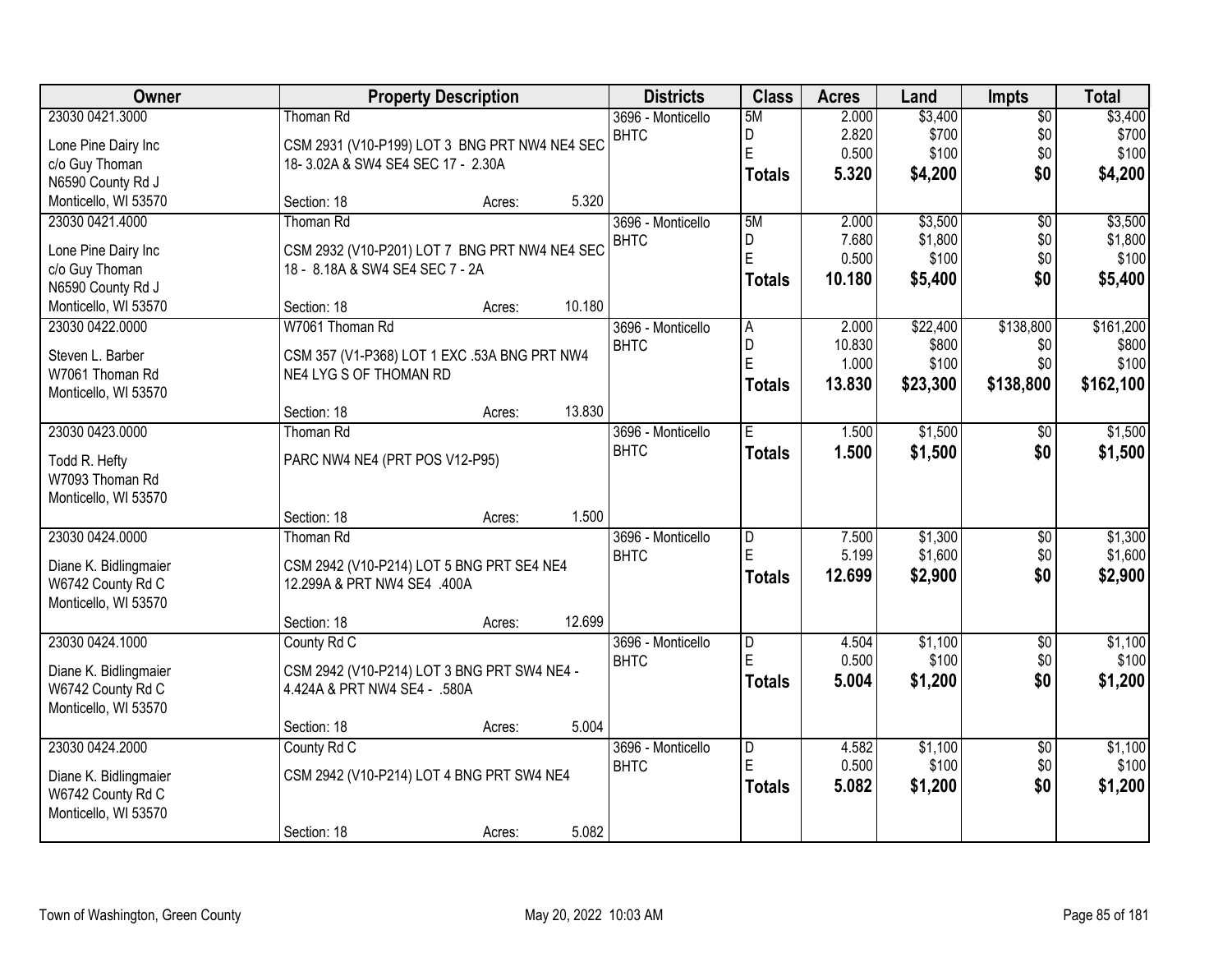| Owner | Property Description | Districts | Class | Acres | Land | Impts | Total |
|---|---|---|---|---|---|---|---|
| 23030 0421.3000<br>Lone Pine Dairy Inc<br>c/o Guy Thoman<br>N6590 County Rd J<br>Monticello, WI 53570 | Thoman Rd<br>CSM 2931 (V10-P199) LOT 3 BNG PRT NW4 NE4 SEC 18- 3.02A & SW4 SE4 SEC 17 - 2.30A<br>Section: 18 Acres: 5.320 | 3696 - Monticello<br>BHTC | 5M<br>D<br>E<br>**Totals** | 2.000<br>2.820<br>0.500<br>**5.320** | $3,400<br>$700<br>$100<br>**$4,200** | $0<br>$0<br>$0<br>**$0** | $3,400<br>$700<br>$100<br>**$4,200** |
| 23030 0421.4000<br>Lone Pine Dairy Inc<br>c/o Guy Thoman<br>N6590 County Rd J<br>Monticello, WI 53570 | Thoman Rd<br>CSM 2932 (V10-P201) LOT 7 BNG PRT NW4 NE4 SEC 18 - 8.18A & SW4 SE4 SEC 7 - 2A<br>Section: 18 Acres: 10.180 | 3696 - Monticello<br>BHTC | 5M<br>D<br>E<br>**Totals** | 2.000<br>7.680<br>0.500<br>**10.180** | $3,500<br>$1,800<br>$100<br>**$5,400** | $0<br>$0<br>$0<br>**$0** | $3,500<br>$1,800<br>$100<br>**$5,400** |
| 23030 0422.0000<br>Steven L. Barber<br>W7061 Thoman Rd<br>Monticello, WI 53570 | W7061 Thoman Rd<br>CSM 357 (V1-P368) LOT 1 EXC .53A BNG PRT NW4 NE4 LYG S OF THOMAN RD<br>Section: 18 Acres: 13.830 | 3696 - Monticello<br>BHTC | A<br>D<br>E<br>**Totals** | 2.000<br>10.830<br>1.000<br>**13.830** | $22,400<br>$800<br>$100<br>**$23,300** | $138,800<br>$0<br>$0<br>**$138,800** | $161,200<br>$800<br>$100<br>**$162,100** |
| 23030 0423.0000<br>Todd R. Hefty<br>W7093 Thoman Rd<br>Monticello, WI 53570 | Thoman Rd<br>PARC NW4 NE4 (PRT POS V12-P95)<br>Section: 18 Acres: 1.500 | 3696 - Monticello<br>BHTC | E<br>**Totals** | 1.500<br>**1.500** | $1,500<br>**$1,500** | $0<br>**$0** | $1,500<br>**$1,500** |
| 23030 0424.0000<br>Diane K. Bidlingmaier<br>W6742 County Rd C<br>Monticello, WI 53570 | Thoman Rd<br>CSM 2942 (V10-P214) LOT 5 BNG PRT SE4 NE4 12.299A & PRT NW4 SE4 .400A<br>Section: 18 Acres: 12.699 | 3696 - Monticello<br>BHTC | D<br>E<br>**Totals** | 7.500<br>5.199<br>**12.699** | $1,300<br>$1,600<br>**$2,900** | $0<br>$0<br>**$0** | $1,300<br>$1,600<br>**$2,900** |
| 23030 0424.1000<br>Diane K. Bidlingmaier<br>W6742 County Rd C<br>Monticello, WI 53570 | County Rd C<br>CSM 2942 (V10-P214) LOT 3 BNG PRT SW4 NE4 - 4.424A & PRT NW4 SE4 - .580A<br>Section: 18 Acres: 5.004 | 3696 - Monticello<br>BHTC | D<br>E<br>**Totals** | 4.504<br>0.500<br>**5.004** | $1,100<br>$100<br>**$1,200** | $0<br>$0<br>**$0** | $1,100<br>$100<br>**$1,200** |
| 23030 0424.2000<br>Diane K. Bidlingmaier<br>W6742 County Rd C<br>Monticello, WI 53570 | County Rd C<br>CSM 2942 (V10-P214) LOT 4 BNG PRT SW4 NE4<br>Section: 18 Acres: 5.082 | 3696 - Monticello<br>BHTC | D<br>E<br>**Totals** | 4.582<br>0.500<br>**5.082** | $1,100<br>$100<br>**$1,200** | $0<br>$0<br>**$0** | $1,100<br>$100<br>**$1,200** |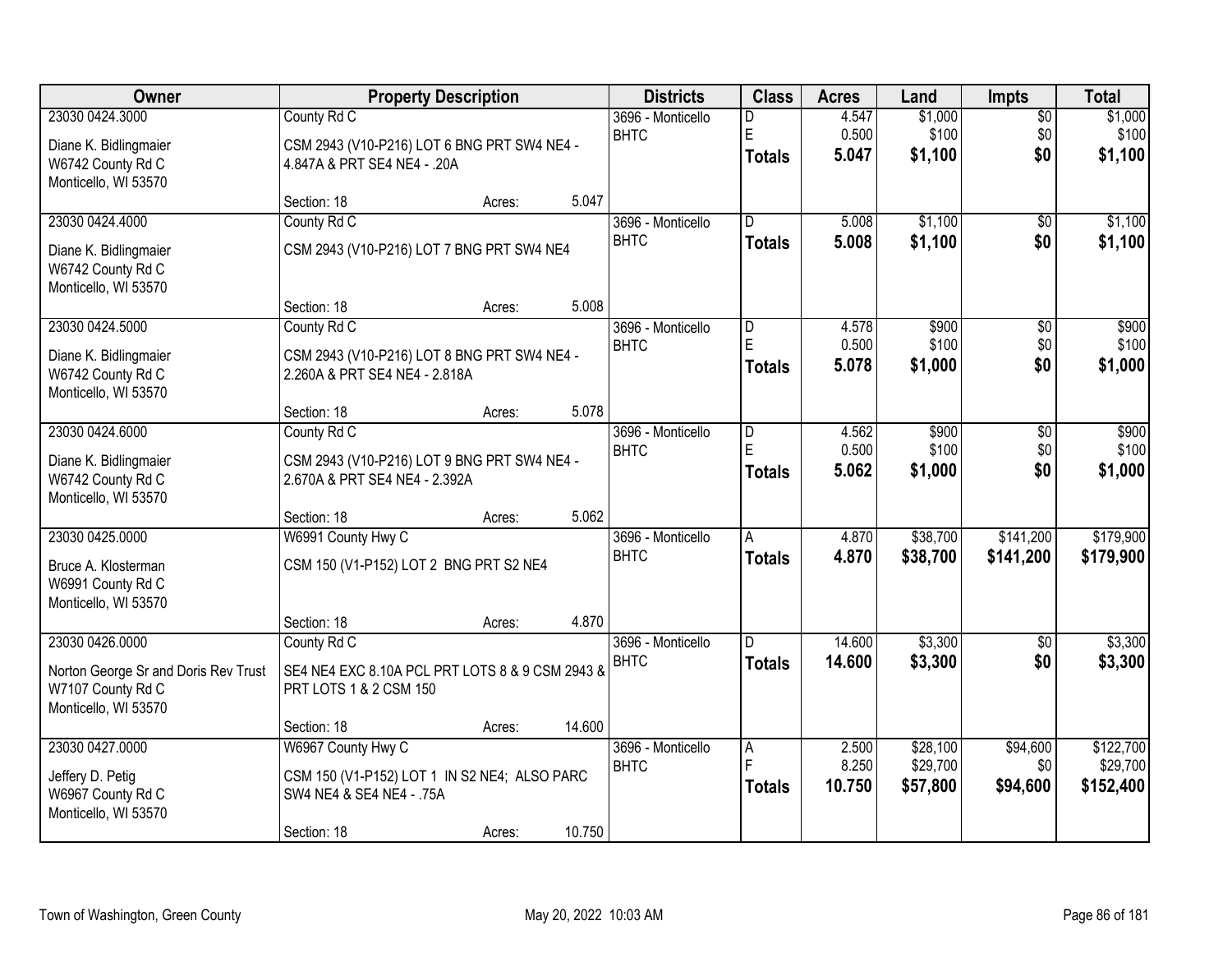| Owner | Property Description | Districts | Class | Acres | Land | Impts | Total |
|---|---|---|---|---|---|---|---|
| 23030 0424.3000<br>Diane K. Bidlingmaier<br>W6742 County Rd C<br>Monticello, WI 53570 | County Rd C<br>CSM 2943 (V10-P216) LOT 6 BNG PRT SW4 NE4 - 4.847A & PRT SE4 NE4 - .20A<br>Section: 18 Acres: 5.047 | 3696 - Monticello BHTC | D<br>E<br>**Totals** | 4.547<br>0.500<br>**5.047** | $1,000<br>$100<br>**$1,100** | $0<br>$0<br>**$0** | $1,000<br>$100<br>**$1,100** |
| 23030 0424.4000<br>Diane K. Bidlingmaier<br>W6742 County Rd C<br>Monticello, WI 53570 | County Rd C<br>CSM 2943 (V10-P216) LOT 7 BNG PRT SW4 NE4<br>Section: 18 Acres: 5.008 | 3696 - Monticello BHTC | D<br>**Totals** | 5.008<br>**5.008** | $1,100<br>**$1,100** | $0<br>**$0** | $1,100<br>**$1,100** |
| 23030 0424.5000<br>Diane K. Bidlingmaier<br>W6742 County Rd C<br>Monticello, WI 53570 | County Rd C<br>CSM 2943 (V10-P216) LOT 8 BNG PRT SW4 NE4 - 2.260A & PRT SE4 NE4 - 2.818A<br>Section: 18 Acres: 5.078 | 3696 - Monticello BHTC | D<br>E<br>**Totals** | 4.578<br>0.500<br>**5.078** | $900<br>$100<br>**$1,000** | $0<br>$0<br>**$0** | $900<br>$100<br>**$1,000** |
| 23030 0424.6000<br>Diane K. Bidlingmaier<br>W6742 County Rd C<br>Monticello, WI 53570 | County Rd C<br>CSM 2943 (V10-P216) LOT 9 BNG PRT SW4 NE4 - 2.670A & PRT SE4 NE4 - 2.392A<br>Section: 18 Acres: 5.062 | 3696 - Monticello BHTC | D<br>E<br>**Totals** | 4.562<br>0.500<br>**5.062** | $900<br>$100<br>**$1,000** | $0<br>$0<br>**$0** | $900<br>$100<br>**$1,000** |
| 23030 0425.0000<br>Bruce A. Klosterman<br>W6991 County Rd C<br>Monticello, WI 53570 | W6991 County Hwy C<br>CSM 150 (V1-P152) LOT 2 BNG PRT S2 NE4<br>Section: 18 Acres: 4.870 | 3696 - Monticello BHTC | A<br>**Totals** | 4.870<br>**4.870** | $38,700<br>**$38,700** | $141,200<br>**$141,200** | $179,900<br>**$179,900** |
| 23030 0426.0000<br>Norton George Sr and Doris Rev Trust<br>W7107 County Rd C<br>Monticello, WI 53570 | County Rd C<br>SE4 NE4 EXC 8.10A PCL PRT LOTS 8 & 9 CSM 2943 & PRT LOTS 1 & 2 CSM 150<br>Section: 18 Acres: 14.600 | 3696 - Monticello BHTC | D<br>**Totals** | 14.600<br>**14.600** | $3,300<br>**$3,300** | $0<br>**$0** | $3,300<br>**$3,300** |
| 23030 0427.0000<br>Jeffery D. Petig<br>W6967 County Rd C<br>Monticello, WI 53570 | W6967 County Hwy C<br>CSM 150 (V1-P152) LOT 1 IN S2 NE4; ALSO PARC SW4 NE4 & SE4 NE4 - .75A<br>Section: 18 Acres: 10.750 | 3696 - Monticello BHTC | A<br>F<br>**Totals** | 2.500<br>8.250<br>**10.750** | $28,100<br>$29,700<br>**$57,800** | $94,600<br>$0<br>**$94,600** | $122,700<br>$29,700<br>**$152,400** |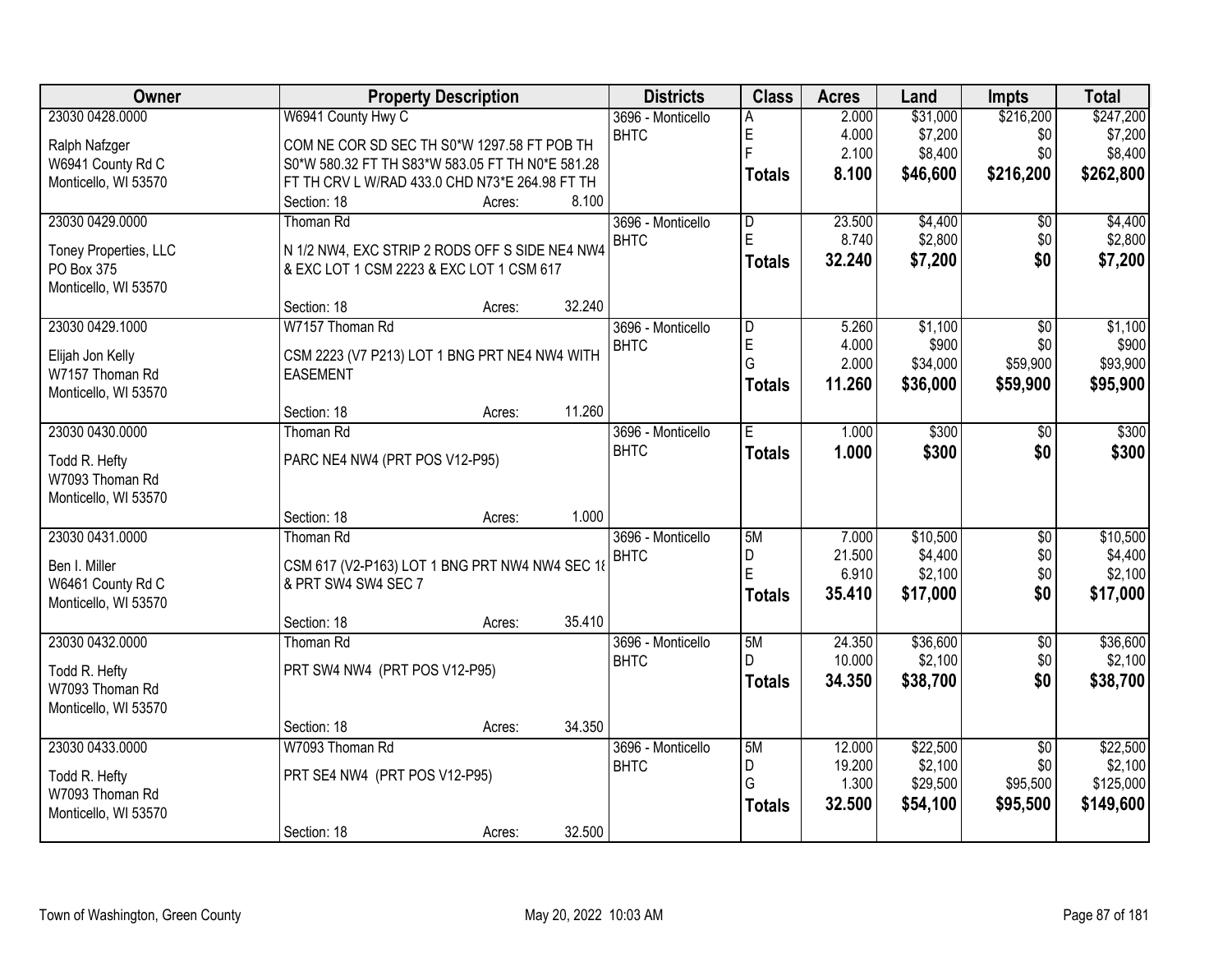| Owner | Property Description | Districts | Class | Acres | Land | Impts | Total |
|---|---|---|---|---|---|---|---|
| 23030 0428.0000<br>Ralph Nafzger<br>W6941 County Rd C<br>Monticello, WI 53570 | W6941 County Hwy C<br>COM NE COR SD SEC TH S0*W 1297.58 FT POB TH S0*W 580.32 FT TH S83*W 583.05 FT TH N0*E 581.28 FT TH CRV L W/RAD 433.0 CHD N73*E 264.98 FT TH<br>Section: 18 Acres: 8.100 | 3696 - Monticello BHTC | A<br>E<br>F<br>**Totals** | 2.000<br>4.000<br>2.100<br>**8.100** | $31,000<br>$7,200<br>$8,400<br>**$46,600** | $216,200<br>$0<br>$0<br>**$216,200** | $247,200<br>$7,200<br>$8,400<br>**$262,800** |
| 23030 0429.0000<br>Toney Properties, LLC<br>PO Box 375<br>Monticello, WI 53570 | Thoman Rd<br>N 1/2 NW4, EXC STRIP 2 RODS OFF S SIDE NE4 NW4 & EXC LOT 1 CSM 2223 & EXC LOT 1 CSM 617<br>Section: 18 Acres: 32.240 | 3696 - Monticello BHTC | D<br>E<br>**Totals** | 23.500<br>8.740<br>**32.240** | $4,400<br>$2,800<br>**$7,200** | $0<br>$0<br>**$0** | $4,400<br>$2,800<br>**$7,200** |
| 23030 0429.1000<br>Elijah Jon Kelly<br>W7157 Thoman Rd<br>Monticello, WI 53570 | W7157 Thoman Rd<br>CSM 2223 (V7 P213) LOT 1 BNG PRT NE4 NW4 WITH EASEMENT<br>Section: 18 Acres: 11.260 | 3696 - Monticello BHTC | D<br>E<br>G<br>**Totals** | 5.260<br>4.000<br>2.000<br>**11.260** | $1,100<br>$900<br>$34,000<br>**$36,000** | $0<br>$0<br>$59,900<br>**$59,900** | $1,100<br>$900<br>$93,900<br>**$95,900** |
| 23030 0430.0000<br>Todd R. Hefty<br>W7093 Thoman Rd<br>Monticello, WI 53570 | Thoman Rd<br>PARC NE4 NW4 (PRT POS V12-P95)<br>Section: 18 Acres: 1.000 | 3696 - Monticello BHTC | E<br>**Totals** | 1.000<br>**1.000** | $300<br>**$300** | $0<br>**$0** | $300<br>**$300** |
| 23030 0431.0000<br>Ben I. Miller<br>W6461 County Rd C<br>Monticello, WI 53570 | Thoman Rd<br>CSM 617 (V2-P163) LOT 1 BNG PRT NW4 NW4 SEC 18 & PRT SW4 SW4 SEC 7<br>Section: 18 Acres: 35.410 | 3696 - Monticello BHTC | 5M<br>D<br>E<br>**Totals** | 7.000<br>21.500<br>6.910<br>**35.410** | $10,500<br>$4,400<br>$2,100<br>**$17,000** | $0<br>$0<br>$0<br>**$0** | $10,500<br>$4,400<br>$2,100<br>**$17,000** |
| 23030 0432.0000<br>Todd R. Hefty<br>W7093 Thoman Rd<br>Monticello, WI 53570 | Thoman Rd<br>PRT SW4 NW4 (PRT POS V12-P95)<br>Section: 18 Acres: 34.350 | 3696 - Monticello BHTC | 5M<br>D<br>**Totals** | 24.350<br>10.000<br>**34.350** | $36,600<br>$2,100<br>**$38,700** | $0<br>$0<br>**$0** | $36,600<br>$2,100<br>**$38,700** |
| 23030 0433.0000<br>Todd R. Hefty<br>W7093 Thoman Rd<br>Monticello, WI 53570 | W7093 Thoman Rd<br>PRT SE4 NW4 (PRT POS V12-P95)<br>Section: 18 Acres: 32.500 | 3696 - Monticello BHTC | 5M<br>D<br>G<br>**Totals** | 12.000<br>19.200<br>1.300<br>**32.500** | $22,500<br>$2,100<br>$29,500<br>**$54,100** | $0<br>$0<br>$95,500<br>**$95,500** | $22,500<br>$2,100<br>$125,000<br>**$149,600** |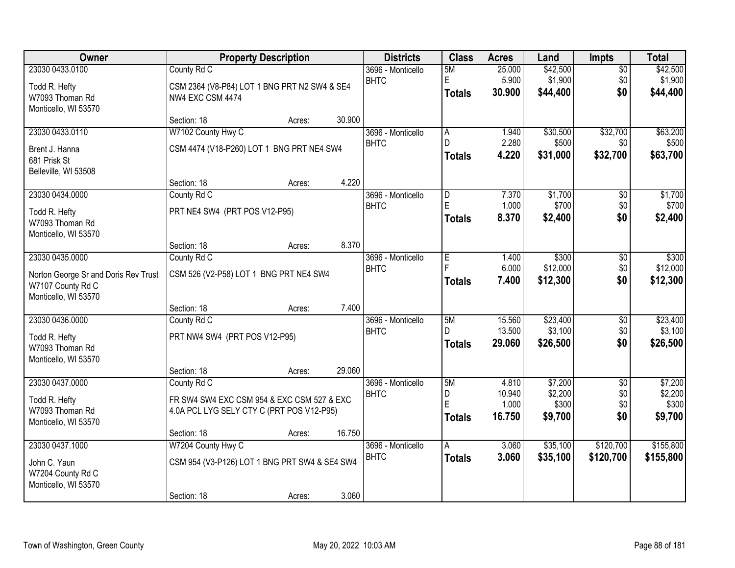| Owner | Property Description | Districts | Class | Acres | Land | Impts | Total |
|---|---|---|---|---|---|---|---|
| 23030 0433.0100<br>Todd R. Hefty<br>W7093 Thoman Rd<br>Monticello, WI 53570 | County Rd C<br>CSM 2364 (V8-P84) LOT 1 BNG PRT N2 SW4 & SE4 NW4 EXC CSM 4474<br>Section: 18 Acres: 30.900 | 3696 - Monticello BHTC | 5M<br>E<br>**Totals** | 25.000<br>5.900<br>**30.900** | $42,500<br>$1,900<br>**$44,400** | $0<br>$0<br>**$0** | $42,500<br>$1,900<br>**$44,400** |
| 23030 0433.0110<br>Brent J. Hanna<br>681 Prisk St<br>Belleville, WI 53508 | W7102 County Hwy C<br>CSM 4474 (V18-P260) LOT 1 BNG PRT NE4 SW4<br>Section: 18 Acres: 4.220 | 3696 - Monticello BHTC | A<br>D<br>**Totals** | 1.940<br>2.280<br>**4.220** | $30,500<br>$500<br>**$31,000** | $32,700<br>$0<br>**$32,700** | $63,200<br>$500<br>**$63,700** |
| 23030 0434.0000<br>Todd R. Hefty<br>W7093 Thoman Rd<br>Monticello, WI 53570 | County Rd C<br>PRT NE4 SW4 (PRT POS V12-P95)<br>Section: 18 Acres: 8.370 | 3696 - Monticello BHTC | D<br>E<br>**Totals** | 7.370<br>1.000<br>**8.370** | $1,700<br>$700<br>**$2,400** | $0<br>$0<br>**$0** | $1,700<br>$700<br>**$2,400** |
| 23030 0435.0000<br>Norton George Sr and Doris Rev Trust<br>W7107 County Rd C<br>Monticello, WI 53570 | County Rd C<br>CSM 526 (V2-P58) LOT 1 BNG PRT NE4 SW4<br>Section: 18 Acres: 7.400 | 3696 - Monticello BHTC | E<br>F<br>**Totals** | 1.400<br>6.000<br>**7.400** | $300<br>$12,000<br>**$12,300** | $0<br>$0<br>**$0** | $300<br>$12,000<br>**$12,300** |
| 23030 0436.0000<br>Todd R. Hefty<br>W7093 Thoman Rd<br>Monticello, WI 53570 | County Rd C<br>PRT NW4 SW4 (PRT POS V12-P95)<br>Section: 18 Acres: 29.060 | 3696 - Monticello BHTC | 5M<br>D<br>**Totals** | 15.560<br>13.500<br>**29.060** | $23,400<br>$3,100<br>**$26,500** | $0<br>$0<br>**$0** | $23,400<br>$3,100<br>**$26,500** |
| 23030 0437.0000<br>Todd R. Hefty<br>W7093 Thoman Rd<br>Monticello, WI 53570 | County Rd C<br>FR SW4 SW4 EXC CSM 954 & EXC CSM 527 & EXC 4.0A PCL LYG SELY CTY C (PRT POS V12-P95)<br>Section: 18 Acres: 16.750 | 3696 - Monticello BHTC | 5M<br>D<br>E<br>**Totals** | 4.810<br>10.940<br>1.000<br>**16.750** | $7,200<br>$2,200<br>$300<br>**$9,700** | $0<br>$0<br>$0<br>**$0** | $7,200<br>$2,200<br>$300<br>**$9,700** |
| 23030 0437.1000<br>John C. Yaun<br>W7204 County Rd C<br>Monticello, WI 53570 | W7204 County Hwy C<br>CSM 954 (V3-P126) LOT 1 BNG PRT SW4 & SE4 SW4<br>Section: 18 Acres: 3.060 | 3696 - Monticello BHTC | A<br>**Totals** | 3.060<br>**3.060** | $35,100<br>**$35,100** | $120,700<br>**$120,700** | $155,800<br>**$155,800** |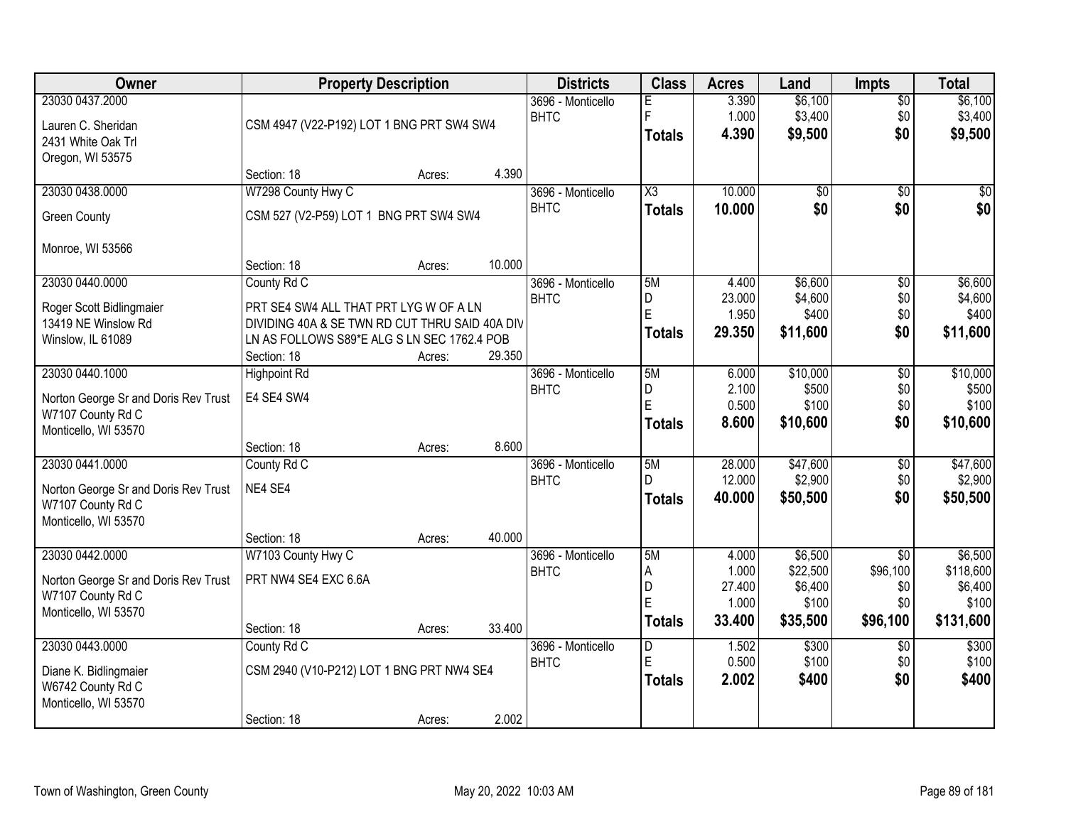| Owner | Property Description | | | Districts | Class | Acres | Land | Impts | Total |
|---|---|---|---|---|---|---|---|---|---|
| 23030 0437.2000<br>Lauren C. Sheridan<br>2431 White Oak Trl<br>Oregon, WI 53575 | CSM 4947 (V22-P192) LOT 1 BNG PRT SW4 SW4<br>Section: 18 | Acres: | 4.390 | 3696 - Monticello BHTC | E<br>F<br>**Totals** | 3.390<br>1.000<br>**4.390** | $6,100<br>$3,400<br>**$9,500** | $0<br>$0<br>**$0** | $6,100<br>$3,400<br>**$9,500** |
| 23030 0438.0000<br>Green County<br><br>Monroe, WI 53566 | W7298 County Hwy C<br>CSM 527 (V2-P59) LOT 1 BNG PRT SW4 SW4<br>Section: 18 | Acres: | 10.000 | 3696 - Monticello BHTC | X3<br>**Totals** | 10.000<br>**10.000** | $0<br>**$0** | $0<br>**$0** | $0<br>**$0** |
| 23030 0440.0000<br>Roger Scott Bidlingmaier<br>13419 NE Winslow Rd<br>Winslow, IL 61089 | County Rd C<br>PRT SE4 SW4 ALL THAT PRT LYG W OF A LN DIVIDING 40A & SE TWN RD CUT THRU SAID 40A DIV LN AS FOLLOWS S89*E ALG S LN SEC 1762.4 POB<br>Section: 18 | Acres: | 29.350 | 3696 - Monticello BHTC | 5M<br>D<br>E<br>**Totals** | 4.400<br>23.000<br>1.950<br>**29.350** | $6,600<br>$4,600<br>$400<br>**$11,600** | $0<br>$0<br>$0<br>**$0** | $6,600<br>$4,600<br>$400<br>**$11,600** |
| 23030 0440.1000<br>Norton George Sr and Doris Rev Trust<br>W7107 County Rd C<br>Monticello, WI 53570 | Highpoint Rd<br>E4 SE4 SW4<br>Section: 18 | Acres: | 8.600 | 3696 - Monticello BHTC | 5M<br>D<br>E<br>**Totals** | 6.000<br>2.100<br>0.500<br>**8.600** | $10,000<br>$500<br>$100<br>**$10,600** | $0<br>$0<br>$0<br>**$0** | $10,000<br>$500<br>$100<br>**$10,600** |
| 23030 0441.0000<br>Norton George Sr and Doris Rev Trust<br>W7107 County Rd C<br>Monticello, WI 53570 | County Rd C<br>NE4 SE4<br>Section: 18 | Acres: | 40.000 | 3696 - Monticello BHTC | 5M<br>D<br>**Totals** | 28.000<br>12.000<br>**40.000** | $47,600<br>$2,900<br>**$50,500** | $0<br>$0<br>**$0** | $47,600<br>$2,900<br>**$50,500** |
| 23030 0442.0000<br>Norton George Sr and Doris Rev Trust<br>W7107 County Rd C<br>Monticello, WI 53570 | W7103 County Hwy C<br>PRT NW4 SE4 EXC 6.6A<br>Section: 18 | Acres: | 33.400 | 3696 - Monticello BHTC | 5M<br>A<br>D<br>E<br>**Totals** | 4.000<br>1.000<br>27.400<br>1.000<br>**33.400** | $6,500<br>$22,500<br>$6,400<br>$100<br>**$35,500** | $0<br>$96,100<br>$0<br>$0<br>**$96,100** | $6,500<br>$118,600<br>$6,400<br>$100<br>**$131,600** |
| 23030 0443.0000<br>Diane K. Bidlingmaier<br>W6742 County Rd C<br>Monticello, WI 53570 | County Rd C<br>CSM 2940 (V10-P212) LOT 1 BNG PRT NW4 SE4<br>Section: 18 | Acres: | 2.002 | 3696 - Monticello BHTC | D<br>E<br>**Totals** | 1.502<br>0.500<br>**2.002** | $300<br>$100<br>**$400** | $0<br>$0<br>**$0** | $300<br>$100<br>**$400** |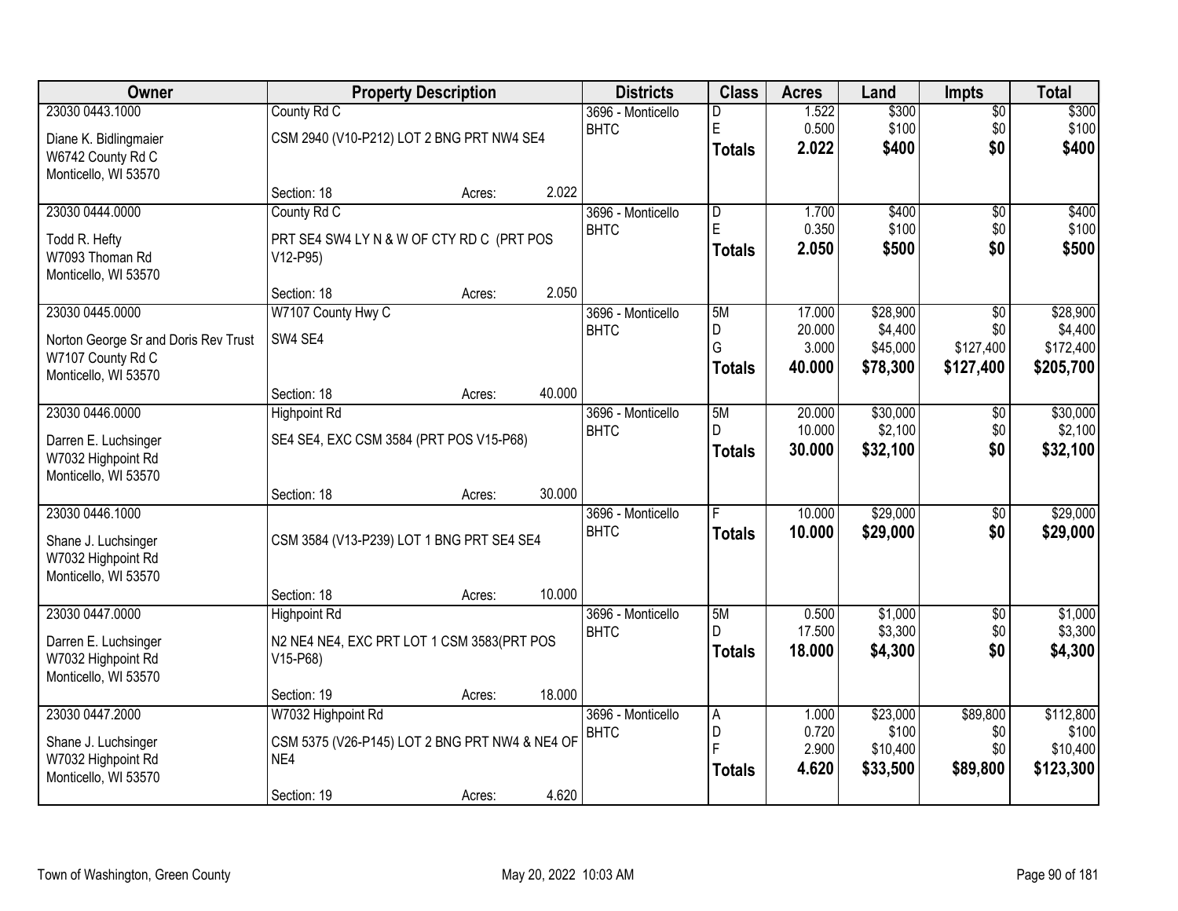| Owner | Property Description | | | Districts | Class | Acres | Land | Impts | Total |
|---|---|---|---|---|---|---|---|---|---|
| 23030 0443.1000 | County Rd C | | | 3696 - Monticello | D | 1.522 | $300 | $0 | $300 |
| Diane K. Bidlingmaier | CSM 2940 (V10-P212) LOT 2 BNG PRT NW4 SE4 | | | BHTC | E | 0.500 | $100 | $0 | $100 |
| W6742 County Rd C | | | | | **Totals** | **2.022** | **$400** | **$0** | **$400** |
| Monticello, WI 53570 | | | | | | | | | |
| | Section: 18 | Acres: | 2.022 | | | | | | |
| 23030 0444.0000 | County Rd C | | | 3696 - Monticello | D | 1.700 | $400 | $0 | $400 |
| Todd R. Hefty | PRT SE4 SW4 LY N & W OF CTY RD C (PRT POS V12-P95) | | | BHTC | E | 0.350 | $100 | $0 | $100 |
| W7093 Thoman Rd | | | | | **Totals** | **2.050** | **$500** | **$0** | **$500** |
| Monticello, WI 53570 | | | | | | | | | |
| | Section: 18 | Acres: | 2.050 | | | | | | |
| 23030 0445.0000 | W7107 County Hwy C | | | 3696 - Monticello | 5M | 17.000 | $28,900 | $0 | $28,900 |
| Norton George Sr and Doris Rev Trust | SW4 SE4 | | | BHTC | D | 20.000 | $4,400 | $0 | $4,400 |
| W7107 County Rd C | | | | | G | 3.000 | $45,000 | $127,400 | $172,400 |
| Monticello, WI 53570 | | | | | **Totals** | **40.000** | **$78,300** | **$127,400** | **$205,700** |
| | Section: 18 | Acres: | 40.000 | | | | | | |
| 23030 0446.0000 | Highpoint Rd | | | 3696 - Monticello | 5M | 20.000 | $30,000 | $0 | $30,000 |
| Darren E. Luchsinger | SE4 SE4, EXC CSM 3584 (PRT POS V15-P68) | | | BHTC | D | 10.000 | $2,100 | $0 | $2,100 |
| W7032 Highpoint Rd | | | | | **Totals** | **30.000** | **$32,100** | **$0** | **$32,100** |
| Monticello, WI 53570 | | | | | | | | | |
| | Section: 18 | Acres: | 30.000 | | | | | | |
| 23030 0446.1000 | | | | 3696 - Monticello | F | 10.000 | $29,000 | $0 | $29,000 |
| Shane J. Luchsinger | CSM 3584 (V13-P239) LOT 1 BNG PRT SE4 SE4 | | | BHTC | **Totals** | **10.000** | **$29,000** | **$0** | **$29,000** |
| W7032 Highpoint Rd | | | | | | | | | |
| Monticello, WI 53570 | | | | | | | | | |
| | Section: 18 | Acres: | 10.000 | | | | | | |
| 23030 0447.0000 | Highpoint Rd | | | 3696 - Monticello | 5M | 0.500 | $1,000 | $0 | $1,000 |
| Darren E. Luchsinger | N2 NE4 NE4, EXC PRT LOT 1 CSM 3583(PRT POS V15-P68) | | | BHTC | D | 17.500 | $3,300 | $0 | $3,300 |
| W7032 Highpoint Rd | | | | | **Totals** | **18.000** | **$4,300** | **$0** | **$4,300** |
| Monticello, WI 53570 | | | | | | | | | |
| | Section: 19 | Acres: | 18.000 | | | | | | |
| 23030 0447.2000 | W7032 Highpoint Rd | | | 3696 - Monticello | A | 1.000 | $23,000 | $89,800 | $112,800 |
| Shane J. Luchsinger | CSM 5375 (V26-P145) LOT 2 BNG PRT NW4 & NE4 OF NE4 | | | BHTC | D | 0.720 | $100 | $0 | $100 |
| W7032 Highpoint Rd | | | | | F | 2.900 | $10,400 | $0 | $10,400 |
| Monticello, WI 53570 | | | | | **Totals** | **4.620** | **$33,500** | **$89,800** | **$123,300** |
| | Section: 19 | Acres: | 4.620 | | | | | | |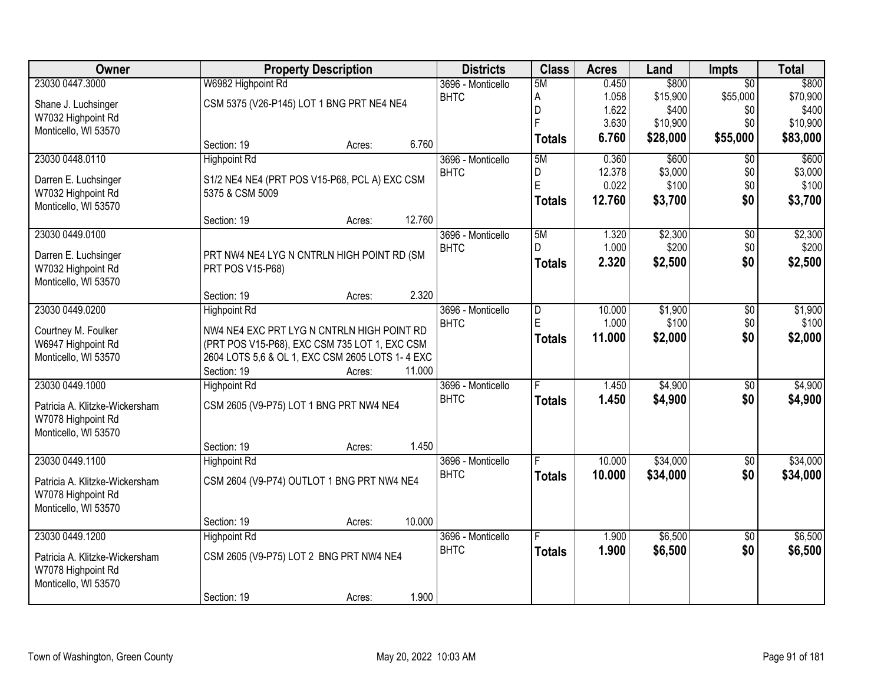| Owner | Property Description | Districts | Class | Acres | Land | Impts | Total |
|---|---|---|---|---|---|---|---|
| 23030 0447.3000<br>Shane J. Luchsinger<br>W7032 Highpoint Rd<br>Monticello, WI 53570 | W6982 Highpoint Rd<br>CSM 5375 (V26-P145) LOT 1 BNG PRT NE4 NE4<br>Section: 19 Acres: 6.760 | 3696 - Monticello<br>BHTC | 5M<br>A<br>D<br>F<br>**Totals** | 0.450<br>1.058<br>1.622<br>3.630<br>**6.760** | $800<br>$15,900<br>$400<br>$10,900<br>**$28,000** | $0<br>$55,000<br>$0<br>$0<br>**$55,000** | $800<br>$70,900<br>$400<br>$10,900<br>**$83,000** |
| 23030 0448.0110<br>Darren E. Luchsinger<br>W7032 Highpoint Rd<br>Monticello, WI 53570 | Highpoint Rd<br>S1/2 NE4 NE4 (PRT POS V15-P68, PCL A) EXC CSM 5375 & CSM 5009<br>Section: 19 Acres: 12.760 | 3696 - Monticello<br>BHTC | 5M<br>D<br>E<br>**Totals** | 0.360<br>12.378<br>0.022<br>**12.760** | $600<br>$3,000<br>$100<br>**$3,700** | $0<br>$0<br>$0<br>**$0** | $600<br>$3,000<br>$100<br>**$3,700** |
| 23030 0449.0100<br>Darren E. Luchsinger<br>W7032 Highpoint Rd<br>Monticello, WI 53570 | PRT NW4 NE4 LYG N CNTRLN HIGH POINT RD (SM PRT POS V15-P68)<br>Section: 19 Acres: 2.320 | 3696 - Monticello<br>BHTC | 5M<br>D<br>**Totals** | 1.320<br>1.000<br>**2.320** | $2,300<br>$200<br>**$2,500** | $0<br>$0<br>**$0** | $2,300<br>$200<br>**$2,500** |
| 23030 0449.0200<br>Courtney M. Foulker<br>W6947 Highpoint Rd<br>Monticello, WI 53570 | Highpoint Rd<br>NW4 NE4 EXC PRT LYG N CNTRLN HIGH POINT RD (PRT POS V15-P68), EXC CSM 735 LOT 1, EXC CSM 2604 LOTS 5,6 & OL 1, EXC CSM 2605 LOTS 1- 4 EXC<br>Section: 19 Acres: 11.000 | 3696 - Monticello<br>BHTC | D<br>E<br>**Totals** | 10.000<br>1.000<br>**11.000** | $1,900<br>$100<br>**$2,000** | $0<br>$0<br>**$0** | $1,900<br>$100<br>**$2,000** |
| 23030 0449.1000<br>Patricia A. Klitzke-Wickersham<br>W7078 Highpoint Rd<br>Monticello, WI 53570 | Highpoint Rd<br>CSM 2605 (V9-P75) LOT 1 BNG PRT NW4 NE4<br>Section: 19 Acres: 1.450 | 3696 - Monticello<br>BHTC | F<br>**Totals** | 1.450<br>**1.450** | $4,900<br>**$4,900** | $0<br>**$0** | $4,900<br>**$4,900** |
| 23030 0449.1100<br>Patricia A. Klitzke-Wickersham<br>W7078 Highpoint Rd<br>Monticello, WI 53570 | Highpoint Rd<br>CSM 2604 (V9-P74) OUTLOT 1 BNG PRT NW4 NE4<br>Section: 19 Acres: 10.000 | 3696 - Monticello<br>BHTC | F<br>**Totals** | 10.000<br>**10.000** | $34,000<br>**$34,000** | $0<br>**$0** | $34,000<br>**$34,000** |
| 23030 0449.1200<br>Patricia A. Klitzke-Wickersham<br>W7078 Highpoint Rd<br>Monticello, WI 53570 | Highpoint Rd<br>CSM 2605 (V9-P75) LOT 2 BNG PRT NW4 NE4<br>Section: 19 Acres: 1.900 | 3696 - Monticello<br>BHTC | F<br>**Totals** | 1.900<br>**1.900** | $6,500<br>**$6,500** | $0<br>**$0** | $6,500<br>**$6,500** |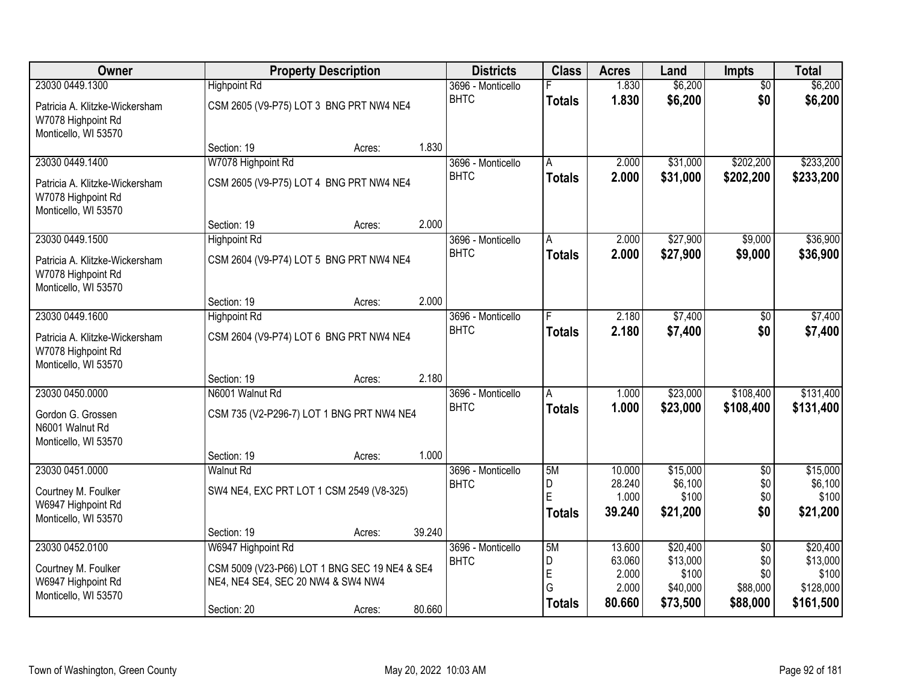| Owner | Property Description | | | Districts | Class | Acres | Land | Impts | Total |
|---|---|---|---|---|---|---|---|---|---|
| 23030 0449.1300 | Highpoint Rd | | | 3696 - Monticello | F | 1.830 | $6,200 | $0 | $6,200 |
| Patricia A. Klitzke-Wickersham<br>W7078 Highpoint Rd<br>Monticello, WI 53570 | CSM 2605 (V9-P75) LOT 3 BNG PRT NW4 NE4 | | | BHTC | **Totals** | **1.830** | **$6,200** | **$0** | **$6,200** |
| | Section: 19 | Acres: | 1.830 | | | | | | |
| 23030 0449.1400 | W7078 Highpoint Rd | | | 3696 - Monticello | A | 2.000 | $31,000 | $202,200 | $233,200 |
| Patricia A. Klitzke-Wickersham<br>W7078 Highpoint Rd<br>Monticello, WI 53570 | CSM 2605 (V9-P75) LOT 4 BNG PRT NW4 NE4 | | | BHTC | **Totals** | **2.000** | **$31,000** | **$202,200** | **$233,200** |
| | Section: 19 | Acres: | 2.000 | | | | | | |
| 23030 0449.1500 | Highpoint Rd | | | 3696 - Monticello | A | 2.000 | $27,900 | $9,000 | $36,900 |
| Patricia A. Klitzke-Wickersham<br>W7078 Highpoint Rd<br>Monticello, WI 53570 | CSM 2604 (V9-P74) LOT 5 BNG PRT NW4 NE4 | | | BHTC | **Totals** | **2.000** | **$27,900** | **$9,000** | **$36,900** |
| | Section: 19 | Acres: | 2.000 | | | | | | |
| 23030 0449.1600 | Highpoint Rd | | | 3696 - Monticello | F | 2.180 | $7,400 | $0 | $7,400 |
| Patricia A. Klitzke-Wickersham<br>W7078 Highpoint Rd<br>Monticello, WI 53570 | CSM 2604 (V9-P74) LOT 6 BNG PRT NW4 NE4 | | | BHTC | **Totals** | **2.180** | **$7,400** | **$0** | **$7,400** |
| | Section: 19 | Acres: | 2.180 | | | | | | |
| 23030 0450.0000 | N6001 Walnut Rd | | | 3696 - Monticello | A | 1.000 | $23,000 | $108,400 | $131,400 |
| Gordon G. Grossen<br>N6001 Walnut Rd<br>Monticello, WI 53570 | CSM 735 (V2-P296-7) LOT 1 BNG PRT NW4 NE4 | | | BHTC | **Totals** | **1.000** | **$23,000** | **$108,400** | **$131,400** |
| | Section: 19 | Acres: | 1.000 | | | | | | |
| 23030 0451.0000 | Walnut Rd | | | 3696 - Monticello | 5M | 10.000 | $15,000 | $0 | $15,000 |
| Courtney M. Foulker<br>W6947 Highpoint Rd<br>Monticello, WI 53570 | SW4 NE4, EXC PRT LOT 1 CSM 2549 (V8-325) | | | BHTC | D<br>E | 28.240<br>1.000 | $6,100<br>$100 | $0<br>$0 | $6,100<br>$100 |
| | | | | | **Totals** | **39.240** | **$21,200** | **$0** | **$21,200** |
| | Section: 19 | Acres: | 39.240 | | | | | | |
| 23030 0452.0100 | W6947 Highpoint Rd | | | 3696 - Monticello | 5M | 13.600 | $20,400 | $0 | $20,400 |
| Courtney M. Foulker<br>W6947 Highpoint Rd<br>Monticello, WI 53570 | CSM 5009 (V23-P66) LOT 1 BNG SEC 19 NE4 & SE4 NE4, NE4 SE4, SEC 20 NW4 & SW4 NW4 | | | BHTC | D<br>E<br>G | 63.060<br>2.000<br>2.000 | $13,000<br>$100<br>$40,000 | $0<br>$0<br>$88,000 | $13,000<br>$100<br>$128,000 |
| | Section: 20 | Acres: | 80.660 | | **Totals** | **80.660** | **$73,500** | **$88,000** | **$161,500** |

Town of Washington, Green County | May 20, 2022 10:03 AM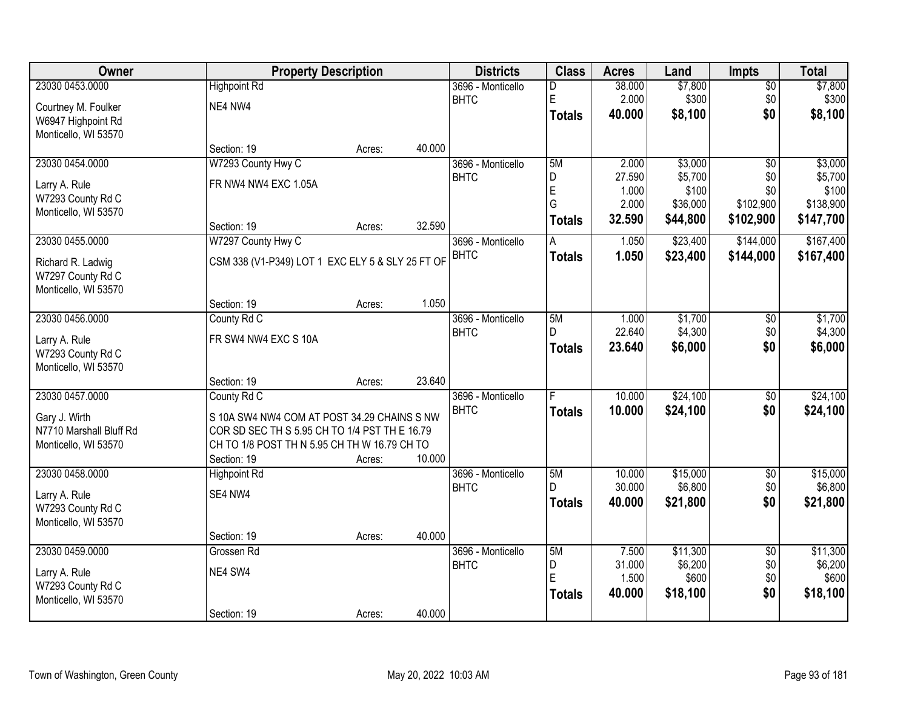| Owner | Property Description | | | Districts | Class | Acres | Land | Impts | Total |
|---|---|---|---|---|---|---|---|---|---|
| 23030 0453.0000 | Highpoint Rd | | | 3696 - Monticello | D | 38.000 | $7,800 | $0 | $7,800 |
| Courtney M. Foulker | NE4 NW4 | | | BHTC | E | 2.000 | $300 | $0 | $300 |
| W6947 Highpoint Rd | | | | | **Totals** | **40.000** | **$8,100** | **$0** | **$8,100** |
| Monticello, WI 53570 | | | | | | | | | |
| | Section: 19 | Acres: | 40.000 | | | | | | |
| 23030 0454.0000 | W7293 County Hwy C | | | 3696 - Monticello | 5M | 2.000 | $3,000 | $0 | $3,000 |
| Larry A. Rule | FR NW4 NW4 EXC 1.05A | | | BHTC | D | 27.590 | $5,700 | $0 | $5,700 |
| W7293 County Rd C | | | | | E | 1.000 | $100 | $0 | $100 |
| Monticello, WI 53570 | | | | | G | 2.000 | $36,000 | $102,900 | $138,900 |
| | Section: 19 | Acres: | 32.590 | | **Totals** | **32.590** | **$44,800** | **$102,900** | **$147,700** |
| 23030 0455.0000 | W7297 County Hwy C | | | 3696 - Monticello | A | 1.050 | $23,400 | $144,000 | $167,400 |
| Richard R. Ladwig | CSM 338 (V1-P349) LOT 1 EXC ELY 5 & SLY 25 FT OF | | | BHTC | **Totals** | **1.050** | **$23,400** | **$144,000** | **$167,400** |
| W7297 County Rd C | | | | | | | | | |
| Monticello, WI 53570 | | | | | | | | | |
| | Section: 19 | Acres: | 1.050 | | | | | | |
| 23030 0456.0000 | County Rd C | | | 3696 - Monticello | 5M | 1.000 | $1,700 | $0 | $1,700 |
| Larry A. Rule | FR SW4 NW4 EXC S 10A | | | BHTC | D | 22.640 | $4,300 | $0 | $4,300 |
| W7293 County Rd C | | | | | **Totals** | **23.640** | **$6,000** | **$0** | **$6,000** |
| Monticello, WI 53570 | | | | | | | | | |
| | Section: 19 | Acres: | 23.640 | | | | | | |
| 23030 0457.0000 | County Rd C | | | 3696 - Monticello | F | 10.000 | $24,100 | $0 | $24,100 |
| Gary J. Wirth | S 10A SW4 NW4 COM AT POST 34.29 CHAINS S NW | | | BHTC | **Totals** | **10.000** | **$24,100** | **$0** | **$24,100** |
| N7710 Marshall Bluff Rd | COR SD SEC TH S 5.95 CH TO 1/4 PST TH E 16.79 | | | | | | | | |
| Monticello, WI 53570 | CH TO 1/8 POST TH N 5.95 CH TH W 16.79 CH TO | | | | | | | | |
| | Section: 19 | Acres: | 10.000 | | | | | | |
| 23030 0458.0000 | Highpoint Rd | | | 3696 - Monticello | 5M | 10.000 | $15,000 | $0 | $15,000 |
| Larry A. Rule | SE4 NW4 | | | BHTC | D | 30.000 | $6,800 | $0 | $6,800 |
| W7293 County Rd C | | | | | **Totals** | **40.000** | **$21,800** | **$0** | **$21,800** |
| Monticello, WI 53570 | | | | | | | | | |
| | Section: 19 | Acres: | 40.000 | | | | | | |
| 23030 0459.0000 | Grossen Rd | | | 3696 - Monticello | 5M | 7.500 | $11,300 | $0 | $11,300 |
| Larry A. Rule | NE4 SW4 | | | BHTC | D | 31.000 | $6,200 | $0 | $6,200 |
| W7293 County Rd C | | | | | E | 1.500 | $600 | $0 | $600 |
| Monticello, WI 53570 | | | | | **Totals** | **40.000** | **$18,100** | **$0** | **$18,100** |
| | Section: 19 | Acres: | 40.000 | | | | | | |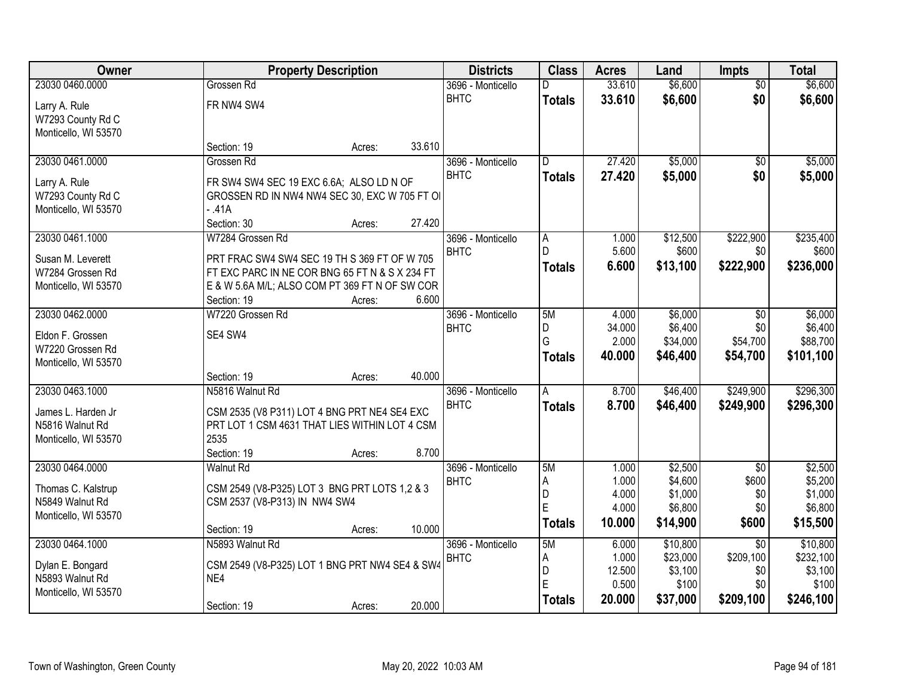| Owner | Property Description | Districts | Class | Acres | Land | Impts | Total |
|---|---|---|---|---|---|---|---|
| 23030 0460.0000<br><br>Larry A. Rule<br>W7293 County Rd C<br>Monticello, WI 53570 | Grossen Rd<br><br>FR NW4 SW4<br><br>Section: 19 Acres: 33.610 | 3696 - Monticello BHTC | D<br>**Totals** | 33.610<br>**33.610** | $6,600<br>**$6,600** | $0<br>**$0** | $6,600<br>**$6,600** |
| 23030 0461.0000<br><br>Larry A. Rule<br>W7293 County Rd C<br>Monticello, WI 53570 | Grossen Rd<br><br>FR SW4 SW4 SEC 19 EXC 6.6A; ALSO LD N OF GROSSEN RD IN NW4 NW4 SEC 30, EXC W 705 FT OI - .41A<br><br>Section: 30 Acres: 27.420 | 3696 - Monticello BHTC | D<br>**Totals** | 27.420<br>**27.420** | $5,000<br>**$5,000** | $0<br>**$0** | $5,000<br>**$5,000** |
| 23030 0461.1000<br><br>Susan M. Leverett<br>W7284 Grossen Rd<br>Monticello, WI 53570 | W7284 Grossen Rd<br><br>PRT FRAC SW4 SW4 SEC 19 TH S 369 FT OF W 705 FT EXC PARC IN NE COR BNG 65 FT N & S X 234 FT E & W 5.6A M/L; ALSO COM PT 369 FT N OF SW COR<br><br>Section: 19 Acres: 6.600 | 3696 - Monticello BHTC | A<br>D<br>**Totals** | 1.000<br>5.600<br>**6.600** | $12,500<br>$600<br>**$13,100** | $222,900<br>$0<br>**$222,900** | $235,400<br>$600<br>**$236,000** |
| 23030 0462.0000<br><br>Eldon F. Grossen<br>W7220 Grossen Rd<br>Monticello, WI 53570 | W7220 Grossen Rd<br><br>SE4 SW4<br><br>Section: 19 Acres: 40.000 | 3696 - Monticello BHTC | 5M<br>D<br>G<br>**Totals** | 4.000<br>34.000<br>2.000<br>**40.000** | $6,000<br>$6,400<br>$34,000<br>**$46,400** | $0<br>$0<br>$54,700<br>**$54,700** | $6,000<br>$6,400<br>$88,700<br>**$101,100** |
| 23030 0463.1000<br><br>James L. Harden Jr<br>N5816 Walnut Rd<br>Monticello, WI 53570 | N5816 Walnut Rd<br><br>CSM 2535 (V8 P311) LOT 4 BNG PRT NE4 SE4 EXC PRT LOT 1 CSM 4631 THAT LIES WITHIN LOT 4 CSM 2535<br><br>Section: 19 Acres: 8.700 | 3696 - Monticello BHTC | A<br>**Totals** | 8.700<br>**8.700** | $46,400<br>**$46,400** | $249,900<br>**$249,900** | $296,300<br>**$296,300** |
| 23030 0464.0000<br><br>Thomas C. Kalstrup<br>N5849 Walnut Rd<br>Monticello, WI 53570 | Walnut Rd<br><br>CSM 2549 (V8-P325) LOT 3 BNG PRT LOTS 1,2 & 3 CSM 2537 (V8-P313) IN NW4 SW4<br><br>Section: 19 Acres: 10.000 | 3696 - Monticello BHTC | 5M<br>A<br>D<br>E<br>**Totals** | 1.000<br>1.000<br>4.000<br>4.000<br>**10.000** | $2,500<br>$4,600<br>$1,000<br>$6,800<br>**$14,900** | $0<br>$600<br>$0<br>$0<br>**$600** | $2,500<br>$5,200<br>$1,000<br>$6,800<br>**$15,500** |
| 23030 0464.1000<br><br>Dylan E. Bongard<br>N5893 Walnut Rd<br>Monticello, WI 53570 | N5893 Walnut Rd<br><br>CSM 2549 (V8-P325) LOT 1 BNG PRT NW4 SE4 & SW4 NE4<br><br>Section: 19 Acres: 20.000 | 3696 - Monticello BHTC | 5M<br>A<br>D<br>E<br>**Totals** | 6.000<br>1.000<br>12.500<br>0.500<br>**20.000** | $10,800<br>$23,000<br>$3,100<br>$100<br>**$37,000** | $0<br>$209,100<br>$0<br>$0<br>**$209,100** | $10,800<br>$232,100<br>$3,100<br>$100<br>**$246,100** |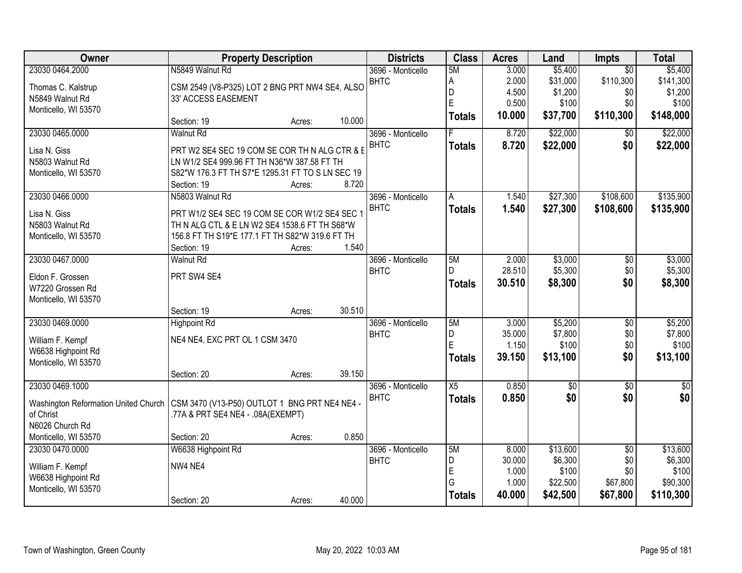| Owner | Property Description | Districts | Class | Acres | Land | Impts | Total |
|---|---|---|---|---|---|---|---|
| 23030 0464.2000<br>Thomas C. Kalstrup<br>N5849 Walnut Rd<br>Monticello, WI 53570 | N5849 Walnut Rd<br>CSM 2549 (V8-P325) LOT 2 BNG PRT NW4 SE4, ALSO 33' ACCESS EASEMENT<br>Section: 19 Acres: 10.000 | 3696 - Monticello BHTC | 5M<br>A<br>D<br>E<br>**Totals** | 3.000<br>2.000<br>4.500<br>0.500<br>**10.000** | $5,400<br>$31,000<br>$1,200<br>$100<br>**$37,700** | $0<br>$110,300<br>$0<br>$0<br>**$110,300** | $5,400<br>$141,300<br>$1,200<br>$100<br>**$148,000** |
| 23030 0465.0000<br>Lisa N. Giss<br>N5803 Walnut Rd<br>Monticello, WI 53570 | Walnut Rd<br>PRT W2 SE4 SEC 19 COM SE COR TH N ALG CTR & E LN W1/2 SE4 999.96 FT TH N36*W 387.58 FT TH S82*W 176.3 FT TH S7*E 1295.31 FT TO S LN SEC 19<br>Section: 19 Acres: 8.720 | 3696 - Monticello BHTC | F<br>**Totals** | 8.720<br>**8.720** | $22,000<br>**$22,000** | $0<br>**$0** | $22,000<br>**$22,000** |
| 23030 0466.0000<br>Lisa N. Giss<br>N5803 Walnut Rd<br>Monticello, WI 53570 | N5803 Walnut Rd<br>PRT W1/2 SE4 SEC 19 COM SE COR W1/2 SE4 SEC 1 TH N ALG CTL & E LN W2 SE4 1538.6 FT TH S68*W 156.8 FT TH S19*E 177.1 FT TH S82*W 319.6 FT TH<br>Section: 19 Acres: 1.540 | 3696 - Monticello BHTC | A<br>**Totals** | 1.540<br>**1.540** | $27,300<br>**$27,300** | $108,600<br>**$108,600** | $135,900<br>**$135,900** |
| 23030 0467.0000<br>Eldon F. Grossen<br>W7220 Grossen Rd<br>Monticello, WI 53570 | Walnut Rd<br>PRT SW4 SE4<br>Section: 19 Acres: 30.510 | 3696 - Monticello BHTC | 5M<br>D<br>**Totals** | 2.000<br>28.510<br>**30.510** | $3,000<br>$5,300<br>**$8,300** | $0<br>$0<br>**$0** | $3,000<br>$5,300<br>**$8,300** |
| 23030 0469.0000<br>William F. Kempf<br>W6638 Highpoint Rd<br>Monticello, WI 53570 | Highpoint Rd<br>NE4 NE4, EXC PRT OL 1 CSM 3470<br>Section: 20 Acres: 39.150 | 3696 - Monticello BHTC | 5M<br>D<br>E<br>**Totals** | 3.000<br>35.000<br>1.150<br>**39.150** | $5,200<br>$7,800<br>$100<br>**$13,100** | $0<br>$0<br>$0<br>**$0** | $5,200<br>$7,800<br>$100<br>**$13,100** |
| 23030 0469.1000<br>Washington Reformation United Church of Christ<br>N6026 Church Rd<br>Monticello, WI 53570 | CSM 3470 (V13-P50) OUTLOT 1 BNG PRT NE4 NE4 - .77A & PRT SE4 NE4 - .08A(EXEMPT)<br>Section: 20 Acres: 0.850 | 3696 - Monticello BHTC | X5<br>**Totals** | 0.850<br>**0.850** | $0<br>**$0** | $0<br>**$0** | $0<br>**$0** |
| 23030 0470.0000<br>William F. Kempf<br>W6638 Highpoint Rd<br>Monticello, WI 53570 | W6638 Highpoint Rd<br>NW4 NE4<br>Section: 20 Acres: 40.000 | 3696 - Monticello BHTC | 5M<br>D<br>E<br>G<br>**Totals** | 8.000<br>30.000<br>1.000<br>1.000<br>**40.000** | $13,600<br>$6,300<br>$100<br>$22,500<br>**$42,500** | $0<br>$0<br>$0<br>$67,800<br>**$67,800** | $13,600<br>$6,300<br>$100<br>$90,300<br>**$110,300** |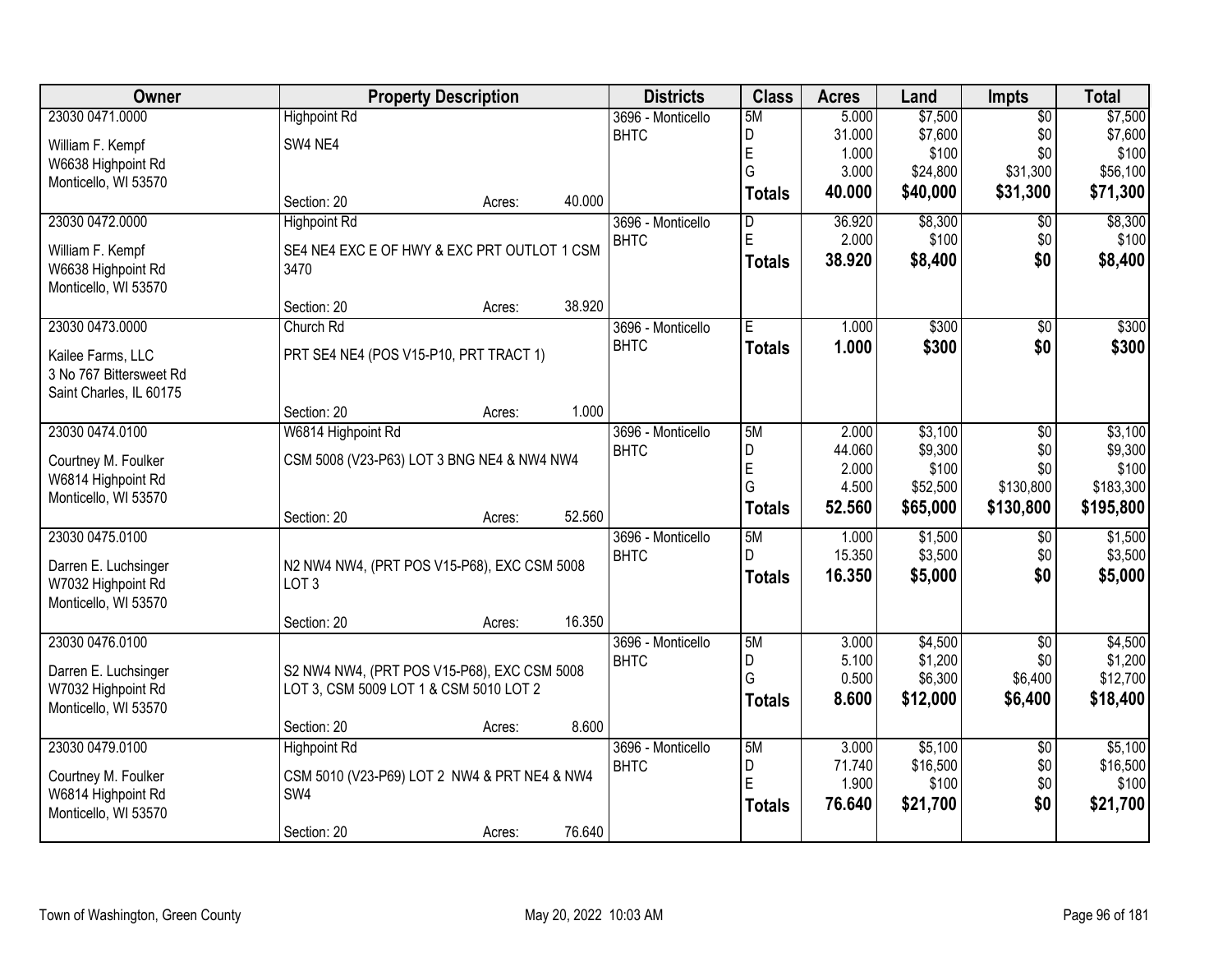| Owner | Property Description | Districts | Class | Acres | Land | Impts | Total |
|---|---|---|---|---|---|---|---|
| 23030 0471.0000<br>William F. Kempf<br>W6638 Highpoint Rd<br>Monticello, WI 53570 | Highpoint Rd<br>SW4 NE4<br>Section: 20 Acres: 40.000 | 3696 - Monticello BHTC | 5M<br>D<br>E<br>G<br>**Totals** | 5.000<br>31.000<br>1.000<br>3.000<br>**40.000** | $7,500<br>$7,600<br>$100<br>$24,800<br>**$40,000** | $0<br>$0<br>$0<br>$31,300<br>**$31,300** | $7,500<br>$7,600<br>$100<br>$56,100<br>**$71,300** |
| 23030 0472.0000<br>William F. Kempf<br>W6638 Highpoint Rd<br>Monticello, WI 53570 | Highpoint Rd<br>SE4 NE4 EXC E OF HWY & EXC PRT OUTLOT 1 CSM 3470<br>Section: 20 Acres: 38.920 | 3696 - Monticello BHTC | D<br>E<br>**Totals** | 36.920<br>2.000<br>**38.920** | $8,300<br>$100<br>**$8,400** | $0<br>$0<br>**$0** | $8,300<br>$100<br>**$8,400** |
| 23030 0473.0000<br>Kailee Farms, LLC<br>3 No 767 Bittersweet Rd<br>Saint Charles, IL 60175 | Church Rd<br>PRT SE4 NE4 (POS V15-P10, PRT TRACT 1)<br>Section: 20 Acres: 1.000 | 3696 - Monticello BHTC | E<br>**Totals** | 1.000<br>**1.000** | $300<br>**$300** | $0<br>**$0** | $300<br>**$300** |
| 23030 0474.0100<br>Courtney M. Foulker<br>W6814 Highpoint Rd<br>Monticello, WI 53570 | W6814 Highpoint Rd<br>CSM 5008 (V23-P63) LOT 3 BNG NE4 & NW4 NW4<br>Section: 20 Acres: 52.560 | 3696 - Monticello BHTC | 5M<br>D<br>E<br>G<br>**Totals** | 2.000<br>44.060<br>2.000<br>4.500<br>**52.560** | $3,100<br>$9,300<br>$100<br>$52,500<br>**$65,000** | $0<br>$0<br>$0<br>$130,800<br>**$130,800** | $3,100<br>$9,300<br>$100<br>$183,300<br>**$195,800** |
| 23030 0475.0100<br>Darren E. Luchsinger<br>W7032 Highpoint Rd<br>Monticello, WI 53570 | N2 NW4 NW4, (PRT POS V15-P68), EXC CSM 5008 LOT 3<br>Section: 20 Acres: 16.350 | 3696 - Monticello BHTC | 5M<br>D<br>**Totals** | 1.000<br>15.350<br>**16.350** | $1,500<br>$3,500<br>**$5,000** | $0<br>$0<br>**$0** | $1,500<br>$3,500<br>**$5,000** |
| 23030 0476.0100<br>Darren E. Luchsinger<br>W7032 Highpoint Rd<br>Monticello, WI 53570 | S2 NW4 NW4, (PRT POS V15-P68), EXC CSM 5008 LOT 3, CSM 5009 LOT 1 & CSM 5010 LOT 2<br>Section: 20 Acres: 8.600 | 3696 - Monticello BHTC | 5M<br>D<br>G<br>**Totals** | 3.000<br>5.100<br>0.500<br>**8.600** | $4,500<br>$1,200<br>$6,300<br>**$12,000** | $0<br>$0<br>$6,400<br>**$6,400** | $4,500<br>$1,200<br>$12,700<br>**$18,400** |
| 23030 0479.0100<br>Courtney M. Foulker<br>W6814 Highpoint Rd<br>Monticello, WI 53570 | Highpoint Rd<br>CSM 5010 (V23-P69) LOT 2 NW4 & PRT NE4 & NW4 SW4<br>Section: 20 Acres: 76.640 | 3696 - Monticello BHTC | 5M<br>D<br>E<br>**Totals** | 3.000<br>71.740<br>1.900<br>**76.640** | $5,100<br>$16,500<br>$100<br>**$21,700** | $0<br>$0<br>$0<br>**$0** | $5,100<br>$16,500<br>$100<br>**$21,700** |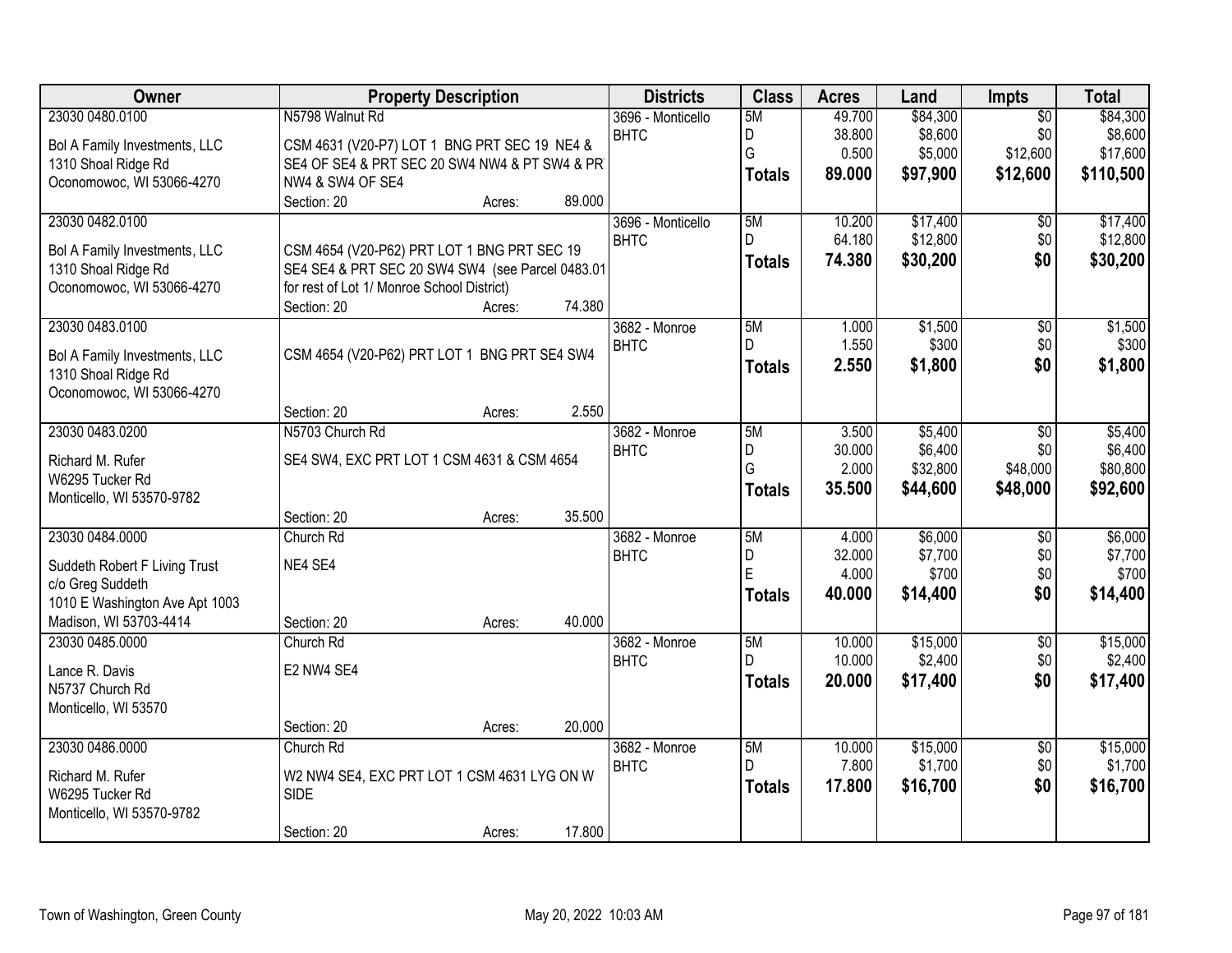| Owner | Property Description | Districts | Class | Acres | Land | Impts | Total |
|---|---|---|---|---|---|---|---|
| 23030 0480.0100<br>Bol A Family Investments, LLC<br>1310 Shoal Ridge Rd<br>Oconomowoc, WI 53066-4270 | N5798 Walnut Rd<br>CSM 4631 (V20-P7) LOT 1 BNG PRT SEC 19 NE4 & SE4 OF SE4 & PRT SEC 20 SW4 NW4 & PT SW4 & PRT NW4 & SW4 OF SE4<br>Section: 20 Acres: 89.000 | 3696 - Monticello<br>BHTC | 5M<br>D<br>G<br>**Totals** | 49.700<br>38.800<br>0.500<br>**89.000** | $84,300<br>$8,600<br>$5,000<br>**$97,900** | $0<br>$0<br>$12,600<br>**$12,600** | $84,300<br>$8,600<br>$17,600<br>**$110,500** |
| 23030 0482.0100<br>Bol A Family Investments, LLC<br>1310 Shoal Ridge Rd<br>Oconomowoc, WI 53066-4270 | CSM 4654 (V20-P62) PRT LOT 1 BNG PRT SEC 19 SE4 SE4 & PRT SEC 20 SW4 SW4 (see Parcel 0483.01 for rest of Lot 1/ Monroe School District)<br>Section: 20 Acres: 74.380 | 3696 - Monticello<br>BHTC | 5M<br>D<br>**Totals** | 10.200<br>64.180<br>**74.380** | $17,400<br>$12,800<br>**$30,200** | $0<br>$0<br>**$0** | $17,400<br>$12,800<br>**$30,200** |
| 23030 0483.0100<br>Bol A Family Investments, LLC<br>1310 Shoal Ridge Rd<br>Oconomowoc, WI 53066-4270 | CSM 4654 (V20-P62) PRT LOT 1 BNG PRT SE4 SW4<br>Section: 20 Acres: 2.550 | 3682 - Monroe<br>BHTC | 5M<br>D<br>**Totals** | 1.000<br>1.550<br>**2.550** | $1,500<br>$300<br>**$1,800** | $0<br>$0<br>**$0** | $1,500<br>$300<br>**$1,800** |
| 23030 0483.0200<br>Richard M. Rufer<br>W6295 Tucker Rd<br>Monticello, WI 53570-9782 | N5703 Church Rd<br>SE4 SW4, EXC PRT LOT 1 CSM 4631 & CSM 4654<br>Section: 20 Acres: 35.500 | 3682 - Monroe<br>BHTC | 5M<br>D<br>G<br>**Totals** | 3.500<br>30.000<br>2.000<br>**35.500** | $5,400<br>$6,400<br>$32,800<br>**$44,600** | $0<br>$0<br>$48,000<br>**$48,000** | $5,400<br>$6,400<br>$80,800<br>**$92,600** |
| 23030 0484.0000<br>Suddeth Robert F Living Trust<br>c/o Greg Suddeth<br>1010 E Washington Ave Apt 1003<br>Madison, WI 53703-4414 | Church Rd<br>NE4 SE4<br>Section: 20 Acres: 40.000 | 3682 - Monroe<br>BHTC | 5M<br>D<br>E<br>**Totals** | 4.000<br>32.000<br>4.000<br>**40.000** | $6,000<br>$7,700<br>$700<br>**$14,400** | $0<br>$0<br>$0<br>**$0** | $6,000<br>$7,700<br>$700<br>**$14,400** |
| 23030 0485.0000<br>Lance R. Davis<br>N5737 Church Rd<br>Monticello, WI 53570 | Church Rd<br>E2 NW4 SE4<br>Section: 20 Acres: 20.000 | 3682 - Monroe<br>BHTC | 5M<br>D<br>**Totals** | 10.000<br>10.000<br>**20.000** | $15,000<br>$2,400<br>**$17,400** | $0<br>$0<br>**$0** | $15,000<br>$2,400<br>**$17,400** |
| 23030 0486.0000<br>Richard M. Rufer<br>W6295 Tucker Rd<br>Monticello, WI 53570-9782 | Church Rd<br>W2 NW4 SE4, EXC PRT LOT 1 CSM 4631 LYG ON W SIDE<br>Section: 20 Acres: 17.800 | 3682 - Monroe<br>BHTC | 5M<br>D<br>**Totals** | 10.000<br>7.800<br>**17.800** | $15,000<br>$1,700<br>**$16,700** | $0<br>$0<br>**$0** | $15,000<br>$1,700<br>**$16,700** |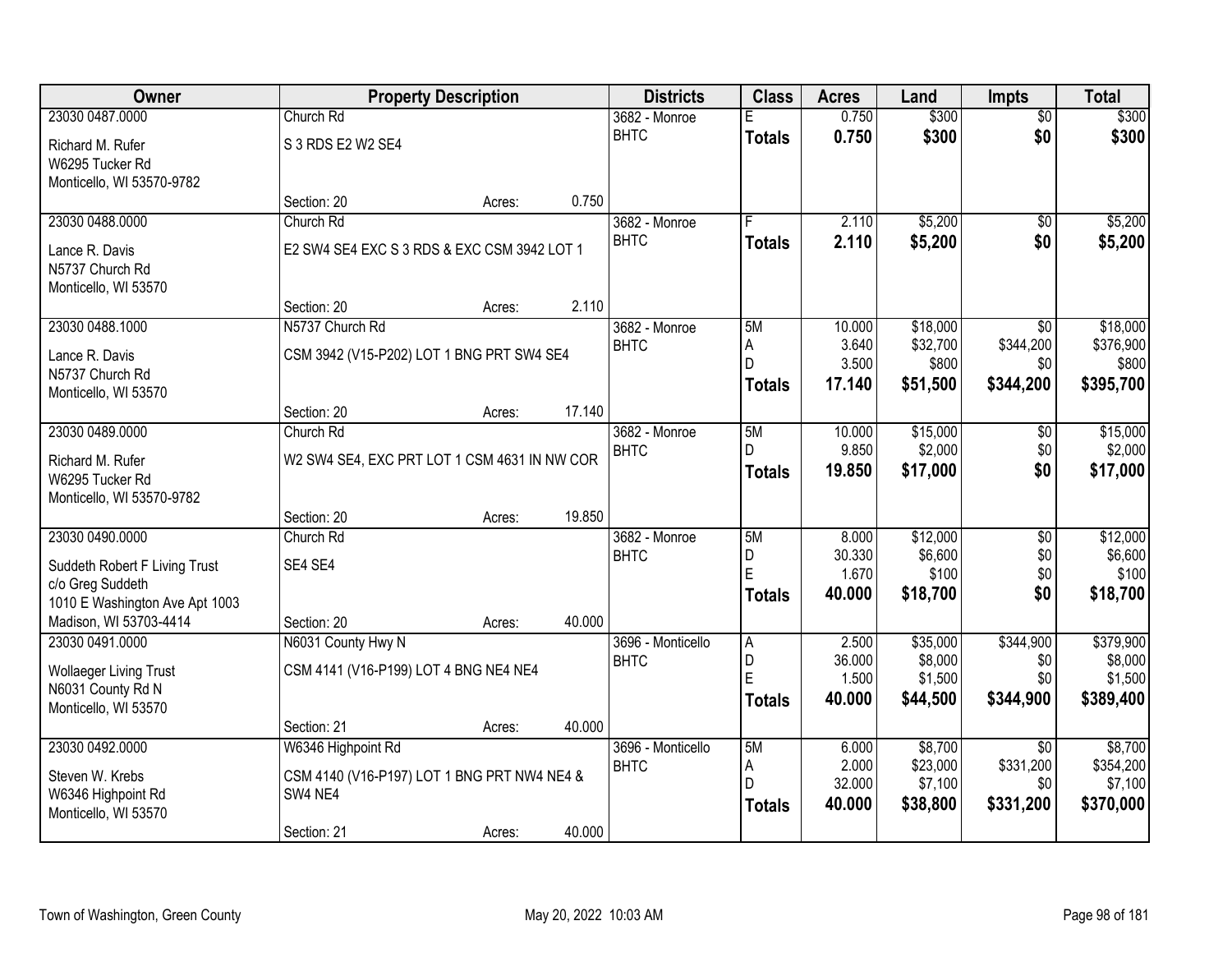| Owner | Property Description | Districts | Class | Acres | Land | Impts | Total |
|---|---|---|---|---|---|---|---|
| 23030 0487.0000 | Church Rd | 3682 - Monroe | E | 0.750 | $300 | $0 | $300 |
| Richard M. Rufer<br>W6295 Tucker Rd<br>Monticello, WI 53570-9782 | S 3 RDS E2 W2 SE4 | BHTC | **Totals** | **0.750** | **$300** | **$0** | **$300** |
| | Section: 20 Acres: 0.750 | | | | | | |
| 23030 0488.0000 | Church Rd | 3682 - Monroe | F | 2.110 | $5,200 | $0 | $5,200 |
| Lance R. Davis<br>N5737 Church Rd<br>Monticello, WI 53570 | E2 SW4 SE4 EXC S 3 RDS & EXC CSM 3942 LOT 1 | BHTC | **Totals** | **2.110** | **$5,200** | **$0** | **$5,200** |
| | Section: 20 Acres: 2.110 | | | | | | |
| 23030 0488.1000 | N5737 Church Rd | 3682 - Monroe | 5M | 10.000 | $18,000 | $0 | $18,000 |
| Lance R. Davis<br>N5737 Church Rd<br>Monticello, WI 53570 | CSM 3942 (V15-P202) LOT 1 BNG PRT SW4 SE4 | BHTC | A | 3.640 | $32,700 | $344,200 | $376,900 |
| | | | D | 3.500 | $800 | $0 | $800 |
| | | | **Totals** | **17.140** | **$51,500** | **$344,200** | **$395,700** |
| | Section: 20 Acres: 17.140 | | | | | | |
| 23030 0489.0000 | Church Rd | 3682 - Monroe | 5M | 10.000 | $15,000 | $0 | $15,000 |
| Richard M. Rufer<br>W6295 Tucker Rd<br>Monticello, WI 53570-9782 | W2 SW4 SE4, EXC PRT LOT 1 CSM 4631 IN NW COR | BHTC | D | 9.850 | $2,000 | $0 | $2,000 |
| | | | **Totals** | **19.850** | **$17,000** | **$0** | **$17,000** |
| | Section: 20 Acres: 19.850 | | | | | | |
| 23030 0490.0000 | Church Rd | 3682 - Monroe | 5M | 8.000 | $12,000 | $0 | $12,000 |
| Suddeth Robert F Living Trust<br>c/o Greg Suddeth<br>1010 E Washington Ave Apt 1003<br>Madison, WI 53703-4414 | SE4 SE4 | BHTC | D | 30.330 | $6,600 | $0 | $6,600 |
| | | | E | 1.670 | $100 | $0 | $100 |
| | | | **Totals** | **40.000** | **$18,700** | **$0** | **$18,700** |
| | Section: 20 Acres: 40.000 | | | | | | |
| 23030 0491.0000 | N6031 County Hwy N | 3696 - Monticello | A | 2.500 | $35,000 | $344,900 | $379,900 |
| Wollaeger Living Trust<br>N6031 County Rd N<br>Monticello, WI 53570 | CSM 4141 (V16-P199) LOT 4 BNG NE4 NE4 | BHTC | D | 36.000 | $8,000 | $0 | $8,000 |
| | | | E | 1.500 | $1,500 | $0 | $1,500 |
| | | | **Totals** | **40.000** | **$44,500** | **$344,900** | **$389,400** |
| | Section: 21 Acres: 40.000 | | | | | | |
| 23030 0492.0000 | W6346 Highpoint Rd | 3696 - Monticello | 5M | 6.000 | $8,700 | $0 | $8,700 |
| Steven W. Krebs<br>W6346 Highpoint Rd<br>Monticello, WI 53570 | CSM 4140 (V16-P197) LOT 1 BNG PRT NW4 NE4 & SW4 NE4 | BHTC | A | 2.000 | $23,000 | $331,200 | $354,200 |
| | | | D | 32.000 | $7,100 | $0 | $7,100 |
| | | | **Totals** | **40.000** | **$38,800** | **$331,200** | **$370,000** |
| | Section: 21 Acres: 40.000 | | | | | | |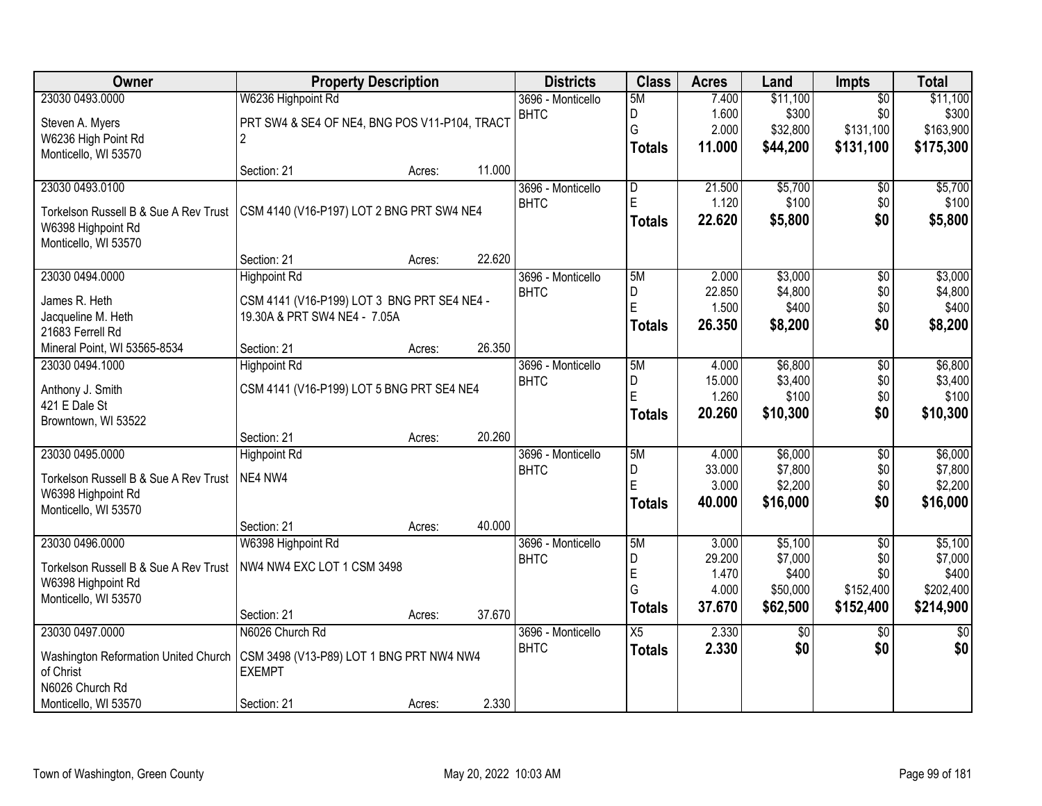| Owner | Property Description | Districts | Class | Acres | Land | Impts | Total |
|---|---|---|---|---|---|---|---|
| 23030 0493.0000<br>Steven A. Myers<br>W6236 High Point Rd<br>Monticello, WI 53570 | W6236 Highpoint Rd<br>PRT SW4 & SE4 OF NE4, BNG POS V11-P104, TRACT 2<br>Section: 21 Acres: 11.000 | 3696 - Monticello<br>BHTC | 5M<br>D<br>G<br>**Totals** | 7.400<br>1.600<br>2.000<br>**11.000** | $11,100<br>$300<br>$32,800<br>**$44,200** | $0<br>$0<br>$131,100<br>**$131,100** | $11,100<br>$300<br>$163,900<br>**$175,300** |
| 23030 0493.0100<br>Torkelson Russell B & Sue A Rev Trust<br>W6398 Highpoint Rd<br>Monticello, WI 53570 | CSM 4140 (V16-P197) LOT 2 BNG PRT SW4 NE4<br>Section: 21 Acres: 22.620 | 3696 - Monticello<br>BHTC | D<br>E<br>**Totals** | 21.500<br>1.120<br>**22.620** | $5,700<br>$100<br>**$5,800** | $0<br>$0<br>**$0** | $5,700<br>$100<br>**$5,800** |
| 23030 0494.0000<br>James R. Heth<br>Jacqueline M. Heth<br>21683 Ferrell Rd<br>Mineral Point, WI 53565-8534 | Highpoint Rd<br>CSM 4141 (V16-P199) LOT 3 BNG PRT SE4 NE4 - 19.30A & PRT SW4 NE4 - 7.05A<br>Section: 21 Acres: 26.350 | 3696 - Monticello<br>BHTC | 5M<br>D<br>E<br>**Totals** | 2.000<br>22.850<br>1.500<br>**26.350** | $3,000<br>$4,800<br>$400<br>**$8,200** | $0<br>$0<br>$0<br>**$0** | $3,000<br>$4,800<br>$400<br>**$8,200** |
| 23030 0494.1000<br>Anthony J. Smith<br>421 E Dale St<br>Browntown, WI 53522 | Highpoint Rd<br>CSM 4141 (V16-P199) LOT 5 BNG PRT SE4 NE4<br>Section: 21 Acres: 20.260 | 3696 - Monticello<br>BHTC | 5M<br>D<br>E<br>**Totals** | 4.000<br>15.000<br>1.260<br>**20.260** | $6,800<br>$3,400<br>$100<br>**$10,300** | $0<br>$0<br>$0<br>**$0** | $6,800<br>$3,400<br>$100<br>**$10,300** |
| 23030 0495.0000<br>Torkelson Russell B & Sue A Rev Trust<br>W6398 Highpoint Rd<br>Monticello, WI 53570 | Highpoint Rd<br>NE4 NW4<br>Section: 21 Acres: 40.000 | 3696 - Monticello<br>BHTC | 5M<br>D<br>E<br>**Totals** | 4.000<br>33.000<br>3.000<br>**40.000** | $6,000<br>$7,800<br>$2,200<br>**$16,000** | $0<br>$0<br>$0<br>**$0** | $6,000<br>$7,800<br>$2,200<br>**$16,000** |
| 23030 0496.0000<br>Torkelson Russell B & Sue A Rev Trust<br>W6398 Highpoint Rd<br>Monticello, WI 53570 | W6398 Highpoint Rd<br>NW4 NW4 EXC LOT 1 CSM 3498<br>Section: 21 Acres: 37.670 | 3696 - Monticello<br>BHTC | 5M<br>D<br>E<br>G<br>**Totals** | 3.000<br>29.200<br>1.470<br>4.000<br>**37.670** | $5,100<br>$7,000<br>$400<br>$50,000<br>**$62,500** | $0<br>$0<br>$0<br>$152,400<br>**$152,400** | $5,100<br>$7,000<br>$400<br>$202,400<br>**$214,900** |
| 23030 0497.0000<br>Washington Reformation United Church of Christ<br>N6026 Church Rd<br>Monticello, WI 53570 | N6026 Church Rd<br>CSM 3498 (V13-P89) LOT 1 BNG PRT NW4 NW4 EXEMPT<br>Section: 21 Acres: 2.330 | 3696 - Monticello<br>BHTC | X5<br>**Totals** | 2.330<br>**2.330** | $0<br>**$0** | $0<br>**$0** | $0<br>**$0** |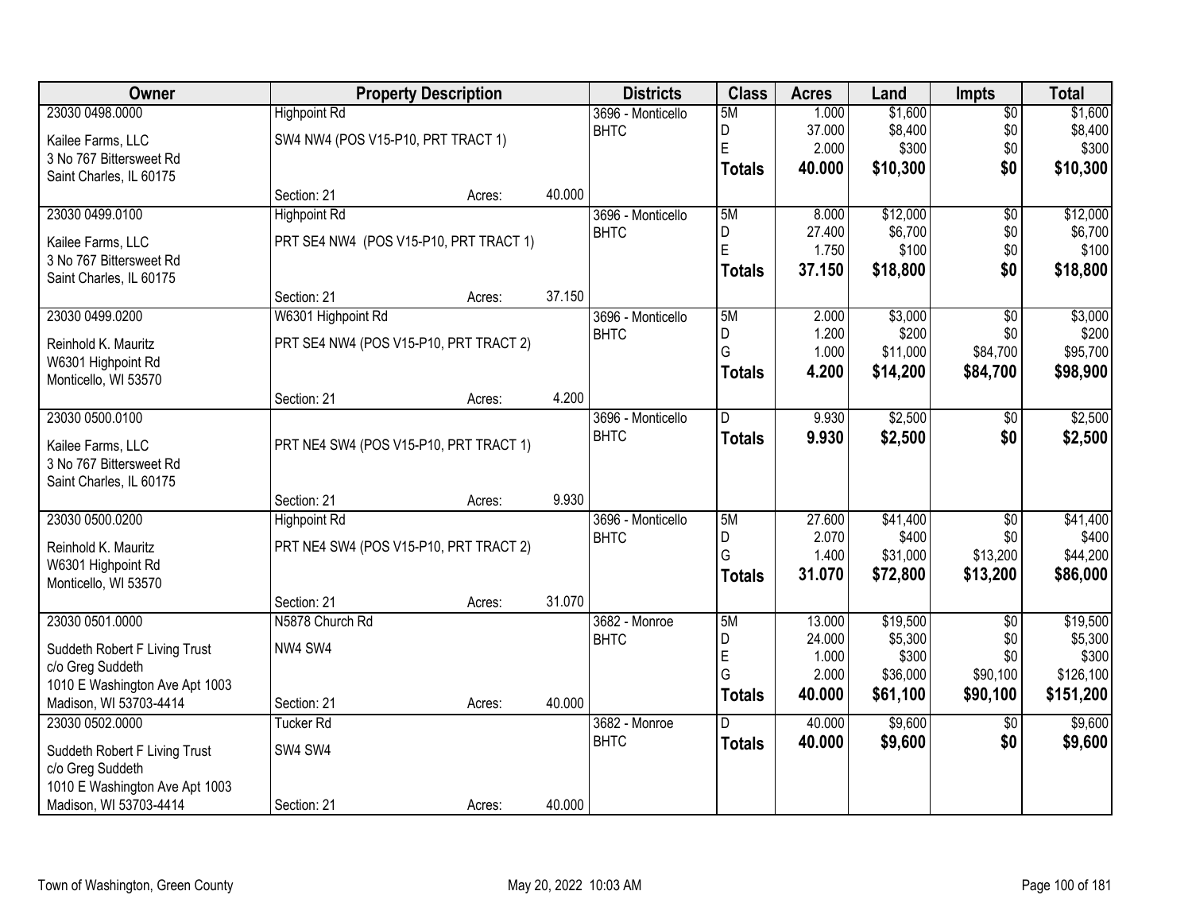| Owner | Property Description | | | Districts | Class | Acres | Land | Impts | Total |
|---|---|---|---|---|---|---|---|---|---|
| 23030 0498.0000 | Highpoint Rd | | | 3696 - Monticello | 5M | 1.000 | $1,600 | $0 | $1,600 |
| Kailee Farms, LLC | SW4 NW4 (POS V15-P10, PRT TRACT 1) | | | BHTC | D | 37.000 | $8,400 | $0 | $8,400 |
| 3 No 767 Bittersweet Rd | | | | | E | 2.000 | $300 | $0 | $300 |
| Saint Charles, IL 60175 | | | | | **Totals** | **40.000** | **$10,300** | **$0** | **$10,300** |
| | Section: 21 | Acres: | 40.000 | | | | | | |
| 23030 0499.0100 | Highpoint Rd | | | 3696 - Monticello | 5M | 8.000 | $12,000 | $0 | $12,000 |
| Kailee Farms, LLC | PRT SE4 NW4 (POS V15-P10, PRT TRACT 1) | | | BHTC | D | 27.400 | $6,700 | $0 | $6,700 |
| 3 No 767 Bittersweet Rd | | | | | E | 1.750 | $100 | $0 | $100 |
| Saint Charles, IL 60175 | | | | | **Totals** | **37.150** | **$18,800** | **$0** | **$18,800** |
| | Section: 21 | Acres: | 37.150 | | | | | | |
| 23030 0499.0200 | W6301 Highpoint Rd | | | 3696 - Monticello | 5M | 2.000 | $3,000 | $0 | $3,000 |
| Reinhold K. Mauritz | PRT SE4 NW4 (POS V15-P10, PRT TRACT 2) | | | BHTC | D | 1.200 | $200 | $0 | $200 |
| W6301 Highpoint Rd | | | | | G | 1.000 | $11,000 | $84,700 | $95,700 |
| Monticello, WI 53570 | | | | | **Totals** | **4.200** | **$14,200** | **$84,700** | **$98,900** |
| | Section: 21 | Acres: | 4.200 | | | | | | |
| 23030 0500.0100 | | | | 3696 - Monticello | D | 9.930 | $2,500 | $0 | $2,500 |
| Kailee Farms, LLC | PRT NE4 SW4 (POS V15-P10, PRT TRACT 1) | | | BHTC | **Totals** | **9.930** | **$2,500** | **$0** | **$2,500** |
| 3 No 767 Bittersweet Rd | | | | | | | | | |
| Saint Charles, IL 60175 | | | | | | | | | |
| | Section: 21 | Acres: | 9.930 | | | | | | |
| 23030 0500.0200 | Highpoint Rd | | | 3696 - Monticello | 5M | 27.600 | $41,400 | $0 | $41,400 |
| Reinhold K. Mauritz | PRT NE4 SW4 (POS V15-P10, PRT TRACT 2) | | | BHTC | D | 2.070 | $400 | $0 | $400 |
| W6301 Highpoint Rd | | | | | G | 1.400 | $31,000 | $13,200 | $44,200 |
| Monticello, WI 53570 | | | | | **Totals** | **31.070** | **$72,800** | **$13,200** | **$86,000** |
| | Section: 21 | Acres: | 31.070 | | | | | | |
| 23030 0501.0000 | N5878 Church Rd | | | 3682 - Monroe | 5M | 13.000 | $19,500 | $0 | $19,500 |
| Suddeth Robert F Living Trust | NW4 SW4 | | | BHTC | D | 24.000 | $5,300 | $0 | $5,300 |
| c/o Greg Suddeth | | | | | E | 1.000 | $300 | $0 | $300 |
| 1010 E Washington Ave Apt 1003 | | | | | G | 2.000 | $36,000 | $90,100 | $126,100 |
| Madison, WI 53703-4414 | Section: 21 | Acres: | 40.000 | | **Totals** | **40.000** | **$61,100** | **$90,100** | **$151,200** |
| 23030 0502.0000 | Tucker Rd | | | 3682 - Monroe | D | 40.000 | $9,600 | $0 | $9,600 |
| Suddeth Robert F Living Trust | SW4 SW4 | | | BHTC | **Totals** | **40.000** | **$9,600** | **$0** | **$9,600** |
| c/o Greg Suddeth | | | | | | | | | |
| 1010 E Washington Ave Apt 1003 | | | | | | | | | |
| Madison, WI 53703-4414 | Section: 21 | Acres: | 40.000 | | | | | | |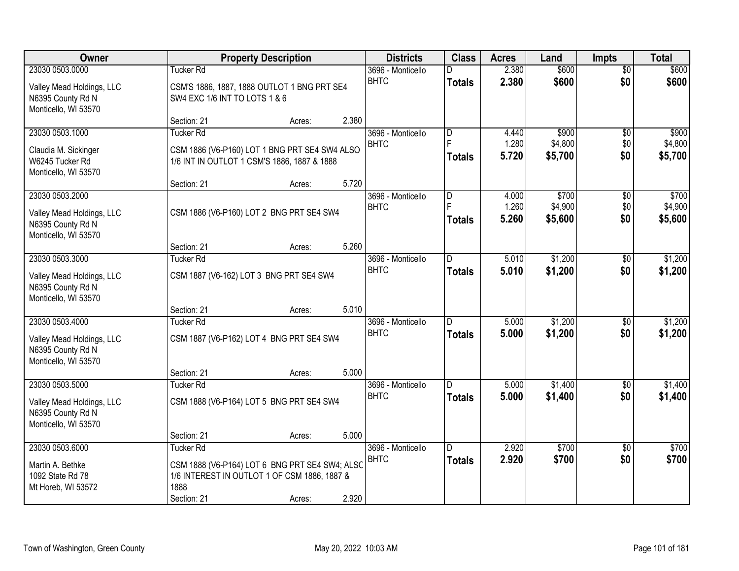| Owner | Property Description | Districts | Class | Acres | Land | Impts | Total |
|---|---|---|---|---|---|---|---|
| 23030 0503.0000<br>Valley Mead Holdings, LLC<br>N6395 County Rd N<br>Monticello, WI 53570 | Tucker Rd<br>CSM'S 1886, 1887, 1888 OUTLOT 1 BNG PRT SE4 SW4 EXC 1/6 INT TO LOTS 1 & 6<br>Section: 21 Acres: 2.380 | 3696 - Monticello BHTC | D<br>**Totals** | 2.380<br>**2.380** | $600<br>**$600** | $0<br>**$0** | $600<br>**$600** |
| 23030 0503.1000<br>Claudia M. Sickinger<br>W6245 Tucker Rd<br>Monticello, WI 53570 | Tucker Rd<br>CSM 1886 (V6-P160) LOT 1 BNG PRT SE4 SW4 ALSO 1/6 INT IN OUTLOT 1 CSM'S 1886, 1887 & 1888<br>Section: 21 Acres: 5.720 | 3696 - Monticello BHTC | D<br>F<br>**Totals** | 4.440<br>1.280<br>**5.720** | $900<br>$4,800<br>**$5,700** | $0<br>$0<br>**$0** | $900<br>$4,800<br>**$5,700** |
| 23030 0503.2000<br>Valley Mead Holdings, LLC<br>N6395 County Rd N<br>Monticello, WI 53570 | CSM 1886 (V6-P160) LOT 2 BNG PRT SE4 SW4<br>Section: 21 Acres: 5.260 | 3696 - Monticello BHTC | D<br>F<br>**Totals** | 4.000<br>1.260<br>**5.260** | $700<br>$4,900<br>**$5,600** | $0<br>$0<br>**$0** | $700<br>$4,900<br>**$5,600** |
| 23030 0503.3000<br>Valley Mead Holdings, LLC<br>N6395 County Rd N<br>Monticello, WI 53570 | Tucker Rd<br>CSM 1887 (V6-162) LOT 3 BNG PRT SE4 SW4<br>Section: 21 Acres: 5.010 | 3696 - Monticello BHTC | D<br>**Totals** | 5.010<br>**5.010** | $1,200<br>**$1,200** | $0<br>**$0** | $1,200<br>**$1,200** |
| 23030 0503.4000<br>Valley Mead Holdings, LLC<br>N6395 County Rd N<br>Monticello, WI 53570 | Tucker Rd<br>CSM 1887 (V6-P162) LOT 4 BNG PRT SE4 SW4<br>Section: 21 Acres: 5.000 | 3696 - Monticello BHTC | D<br>**Totals** | 5.000<br>**5.000** | $1,200<br>**$1,200** | $0<br>**$0** | $1,200<br>**$1,200** |
| 23030 0503.5000<br>Valley Mead Holdings, LLC<br>N6395 County Rd N<br>Monticello, WI 53570 | Tucker Rd<br>CSM 1888 (V6-P164) LOT 5 BNG PRT SE4 SW4<br>Section: 21 Acres: 5.000 | 3696 - Monticello BHTC | D<br>**Totals** | 5.000<br>**5.000** | $1,400<br>**$1,400** | $0<br>**$0** | $1,400<br>**$1,400** |
| 23030 0503.6000<br>Martin A. Bethke<br>1092 State Rd 78<br>Mt Horeb, WI 53572 | Tucker Rd<br>CSM 1888 (V6-P164) LOT 6 BNG PRT SE4 SW4; ALSO 1/6 INTEREST IN OUTLOT 1 OF CSM 1886, 1887 & 1888<br>Section: 21 Acres: 2.920 | 3696 - Monticello BHTC | D<br>**Totals** | 2.920<br>**2.920** | $700<br>**$700** | $0<br>**$0** | $700<br>**$700** |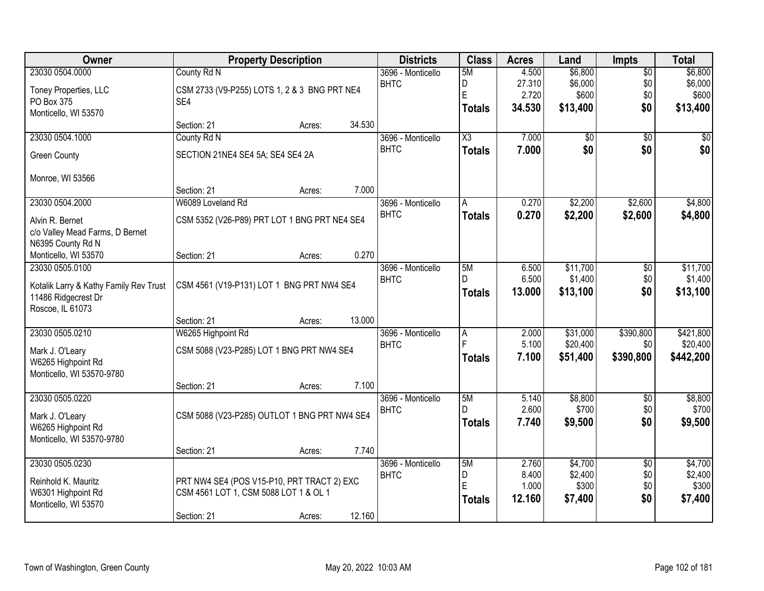| Owner | Property Description | Districts | Class | Acres | Land | Impts | Total |
|---|---|---|---|---|---|---|---|
| 23030 0504.0000<br>Toney Properties, LLC<br>PO Box 375<br>Monticello, WI 53570 | County Rd N<br>CSM 2733 (V9-P255) LOTS 1, 2 & 3 BNG PRT NE4 SE4<br>Section: 21 Acres: 34.530 | 3696 - Monticello<br>BHTC | 5M<br>D<br>E<br>**Totals** | 4.500<br>27.310<br>2.720<br>**34.530** | $6,800<br>$6,000<br>$600<br>**$13,400** | $0<br>$0<br>$0<br>**$0** | $6,800<br>$6,000<br>$600<br>**$13,400** |
| 23030 0504.1000<br>Green County<br><br>Monroe, WI 53566 | County Rd N<br>SECTION 21NE4 SE4 5A; SE4 SE4 2A<br>Section: 21 Acres: 7.000 | 3696 - Monticello<br>BHTC | X3<br>**Totals** | 7.000<br>**7.000** | $0<br>**$0** | $0<br>**$0** | $0<br>**$0** |
| 23030 0504.2000<br>Alvin R. Bernet<br>c/o Valley Mead Farms, D Bernet<br>N6395 County Rd N<br>Monticello, WI 53570 | W6089 Loveland Rd<br>CSM 5352 (V26-P89) PRT LOT 1 BNG PRT NE4 SE4<br>Section: 21 Acres: 0.270 | 3696 - Monticello<br>BHTC | A<br>**Totals** | 0.270<br>**0.270** | $2,200<br>**$2,200** | $2,600<br>**$2,600** | $4,800<br>**$4,800** |
| 23030 0505.0100<br>Kotalik Larry & Kathy Family Rev Trust<br>11486 Ridgecrest Dr<br>Roscoe, IL 61073 | CSM 4561 (V19-P131) LOT 1 BNG PRT NW4 SE4<br>Section: 21 Acres: 13.000 | 3696 - Monticello<br>BHTC | 5M<br>D<br>**Totals** | 6.500<br>6.500<br>**13.000** | $11,700<br>$1,400<br>**$13,100** | $0<br>$0<br>**$0** | $11,700<br>$1,400<br>**$13,100** |
| 23030 0505.0210<br>Mark J. O'Leary<br>W6265 Highpoint Rd<br>Monticello, WI 53570-9780 | W6265 Highpoint Rd<br>CSM 5088 (V23-P285) LOT 1 BNG PRT NW4 SE4<br>Section: 21 Acres: 7.100 | 3696 - Monticello<br>BHTC | A<br>F<br>**Totals** | 2.000<br>5.100<br>**7.100** | $31,000<br>$20,400<br>**$51,400** | $390,800<br>$0<br>**$390,800** | $421,800<br>$20,400<br>**$442,200** |
| 23030 0505.0220<br>Mark J. O'Leary<br>W6265 Highpoint Rd<br>Monticello, WI 53570-9780 | CSM 5088 (V23-P285) OUTLOT 1 BNG PRT NW4 SE4<br>Section: 21 Acres: 7.740 | 3696 - Monticello<br>BHTC | 5M<br>D<br>**Totals** | 5.140<br>2.600<br>**7.740** | $8,800<br>$700<br>**$9,500** | $0<br>$0<br>**$0** | $8,800<br>$700<br>**$9,500** |
| 23030 0505.0230<br>Reinhold K. Mauritz<br>W6301 Highpoint Rd<br>Monticello, WI 53570 | PRT NW4 SE4 (POS V15-P10, PRT TRACT 2) EXC CSM 4561 LOT 1, CSM 5088 LOT 1 & OL 1<br>Section: 21 Acres: 12.160 | 3696 - Monticello<br>BHTC | 5M<br>D<br>E<br>**Totals** | 2.760<br>8.400<br>1.000<br>**12.160** | $4,700<br>$2,400<br>$300<br>**$7,400** | $0<br>$0<br>$0<br>**$0** | $4,700<br>$2,400<br>$300<br>**$7,400** |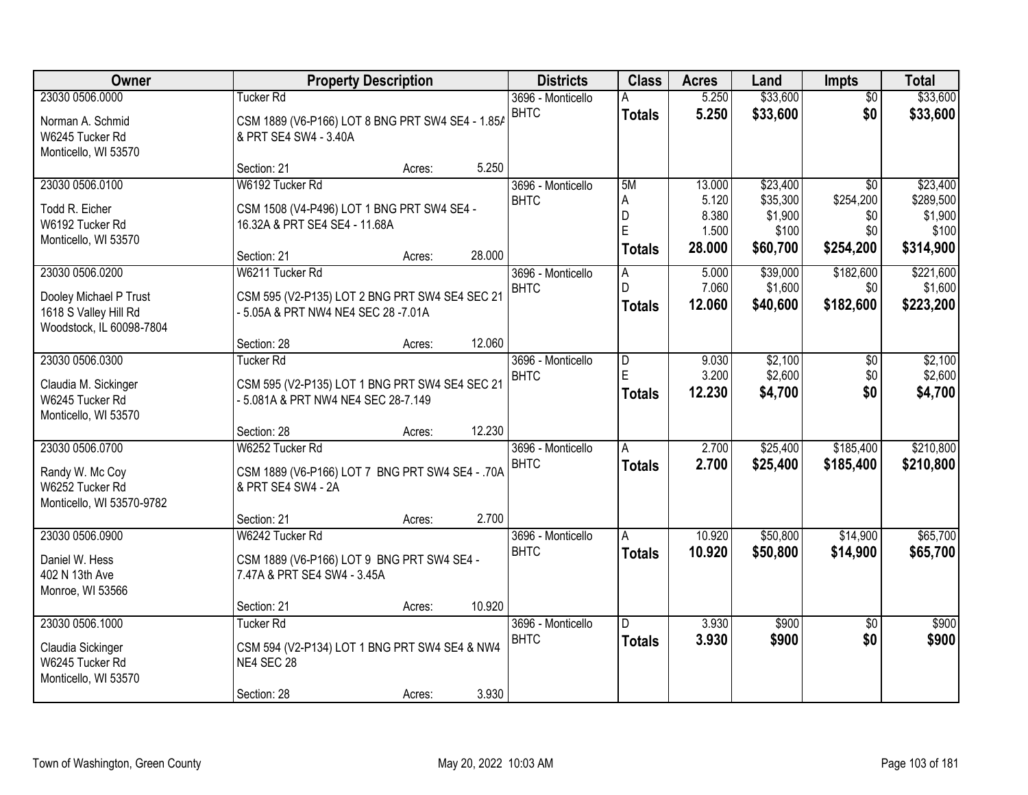| Owner | Property Description | Districts | Class | Acres | Land | Impts | Total |
|---|---|---|---|---|---|---|---|
| 23030 0506.0000<br>Norman A. Schmid<br>W6245 Tucker Rd<br>Monticello, WI 53570 | Tucker Rd<br>CSM 1889 (V6-P166) LOT 8 BNG PRT SW4 SE4 - 1.85A & PRT SE4 SW4 - 3.40A<br>Section: 21 Acres: 5.250 | 3696 - Monticello BHTC | A<br>**Totals** | 5.250<br>**5.250** | $33,600<br>**$33,600** | $0<br>**$0** | $33,600<br>**$33,600** |
| 23030 0506.0100<br>Todd R. Eicher<br>W6192 Tucker Rd<br>Monticello, WI 53570 | W6192 Tucker Rd<br>CSM 1508 (V4-P496) LOT 1 BNG PRT SW4 SE4 - 16.32A & PRT SE4 SE4 - 11.68A<br>Section: 21 Acres: 28.000 | 3696 - Monticello BHTC | 5M<br>A<br>D<br>E<br>**Totals** | 13.000<br>5.120<br>8.380<br>1.500<br>**28.000** | $23,400<br>$35,300<br>$1,900<br>$100<br>**$60,700** | $0<br>$254,200<br>$0<br>$0<br>**$254,200** | $23,400<br>$289,500<br>$1,900<br>$100<br>**$314,900** |
| 23030 0506.0200<br>Dooley Michael P Trust<br>1618 S Valley Hill Rd<br>Woodstock, IL 60098-7804 | W6211 Tucker Rd<br>CSM 595 (V2-P135) LOT 2 BNG PRT SW4 SE4 SEC 21 - 5.05A & PRT NW4 NE4 SEC 28 -7.01A<br>Section: 28 Acres: 12.060 | 3696 - Monticello BHTC | A<br>D<br>**Totals** | 5.000<br>7.060<br>**12.060** | $39,000<br>$1,600<br>**$40,600** | $182,600<br>$0<br>**$182,600** | $221,600<br>$1,600<br>**$223,200** |
| 23030 0506.0300<br>Claudia M. Sickinger<br>W6245 Tucker Rd<br>Monticello, WI 53570 | Tucker Rd<br>CSM 595 (V2-P135) LOT 1 BNG PRT SW4 SE4 SEC 21 - 5.081A & PRT NW4 NE4 SEC 28-7.149<br>Section: 28 Acres: 12.230 | 3696 - Monticello BHTC | D<br>E<br>**Totals** | 9.030<br>3.200<br>**12.230** | $2,100<br>$2,600<br>**$4,700** | $0<br>$0<br>**$0** | $2,100<br>$2,600<br>**$4,700** |
| 23030 0506.0700<br>Randy W. Mc Coy<br>W6252 Tucker Rd<br>Monticello, WI 53570-9782 | W6252 Tucker Rd<br>CSM 1889 (V6-P166) LOT 7 BNG PRT SW4 SE4 - .70A & PRT SE4 SW4 - 2A<br>Section: 21 Acres: 2.700 | 3696 - Monticello BHTC | A<br>**Totals** | 2.700<br>**2.700** | $25,400<br>**$25,400** | $185,400<br>**$185,400** | $210,800<br>**$210,800** |
| 23030 0506.0900<br>Daniel W. Hess<br>402 N 13th Ave<br>Monroe, WI 53566 | W6242 Tucker Rd<br>CSM 1889 (V6-P166) LOT 9 BNG PRT SW4 SE4 - 7.47A & PRT SE4 SW4 - 3.45A<br>Section: 21 Acres: 10.920 | 3696 - Monticello BHTC | A<br>**Totals** | 10.920<br>**10.920** | $50,800<br>**$50,800** | $14,900<br>**$14,900** | $65,700<br>**$65,700** |
| 23030 0506.1000<br>Claudia Sickinger<br>W6245 Tucker Rd<br>Monticello, WI 53570 | Tucker Rd<br>CSM 594 (V2-P134) LOT 1 BNG PRT SW4 SE4 & NW4 NE4 SEC 28<br>Section: 28 Acres: 3.930 | 3696 - Monticello BHTC | D<br>**Totals** | 3.930<br>**3.930** | $900<br>**$900** | $0<br>**$0** | $900<br>**$900** |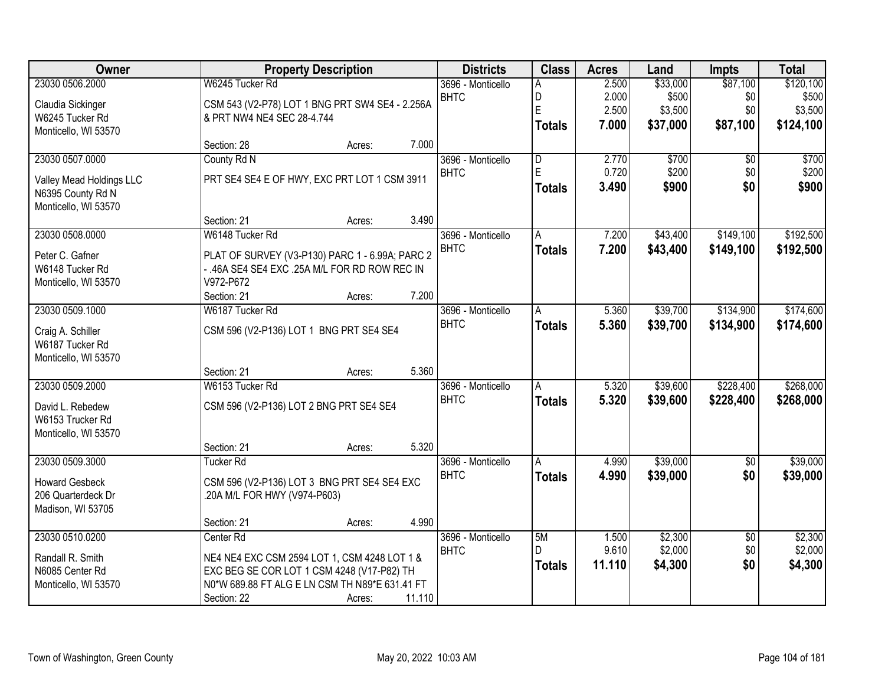| Owner | Property Description | Districts | Class | Acres | Land | Impts | Total |
|---|---|---|---|---|---|---|---|
| 23030 0506.2000<br>Claudia Sickinger<br>W6245 Tucker Rd<br>Monticello, WI 53570 | W6245 Tucker Rd<br>CSM 543 (V2-P78) LOT 1 BNG PRT SW4 SE4 - 2.256A & PRT NW4 NE4 SEC 28-4.744<br>Section: 28 Acres: 7.000 | 3696 - Monticello<br>BHTC | A<br>D<br>E<br>**Totals** | 2.500<br>2.000<br>2.500<br>**7.000** | $33,000<br>$500<br>$3,500<br>**$37,000** | $87,100<br>$0<br>$0<br>**$87,100** | $120,100<br>$500<br>$3,500<br>**$124,100** |
| 23030 0507.0000<br>Valley Mead Holdings LLC<br>N6395 County Rd N<br>Monticello, WI 53570 | County Rd N<br>PRT SE4 SE4 E OF HWY, EXC PRT LOT 1 CSM 3911<br>Section: 21 Acres: 3.490 | 3696 - Monticello<br>BHTC | D<br>E<br>**Totals** | 2.770<br>0.720<br>**3.490** | $700<br>$200<br>**$900** | $0<br>$0<br>**$0** | $700<br>$200<br>**$900** |
| 23030 0508.0000<br>Peter C. Gafner<br>W6148 Tucker Rd<br>Monticello, WI 53570 | W6148 Tucker Rd<br>PLAT OF SURVEY (V3-P130) PARC 1 - 6.99A; PARC 2 - .46A SE4 SE4 EXC .25A M/L FOR RD ROW REC IN V972-P672<br>Section: 21 Acres: 7.200 | 3696 - Monticello<br>BHTC | A<br>**Totals** | 7.200<br>**7.200** | $43,400<br>**$43,400** | $149,100<br>**$149,100** | $192,500<br>**$192,500** |
| 23030 0509.1000<br>Craig A. Schiller<br>W6187 Tucker Rd<br>Monticello, WI 53570 | W6187 Tucker Rd<br>CSM 596 (V2-P136) LOT 1 BNG PRT SE4 SE4<br>Section: 21 Acres: 5.360 | 3696 - Monticello<br>BHTC | A<br>**Totals** | 5.360<br>**5.360** | $39,700<br>**$39,700** | $134,900<br>**$134,900** | $174,600<br>**$174,600** |
| 23030 0509.2000<br>David L. Rebedew<br>W6153 Trucker Rd<br>Monticello, WI 53570 | W6153 Tucker Rd<br>CSM 596 (V2-P136) LOT 2 BNG PRT SE4 SE4<br>Section: 21 Acres: 5.320 | 3696 - Monticello<br>BHTC | A<br>**Totals** | 5.320<br>**5.320** | $39,600<br>**$39,600** | $228,400<br>**$228,400** | $268,000<br>**$268,000** |
| 23030 0509.3000<br>Howard Gesbeck<br>206 Quarterdeck Dr<br>Madison, WI 53705 | Tucker Rd<br>CSM 596 (V2-P136) LOT 3 BNG PRT SE4 SE4 EXC .20A M/L FOR HWY (V974-P603)<br>Section: 21 Acres: 4.990 | 3696 - Monticello<br>BHTC | A<br>**Totals** | 4.990<br>**4.990** | $39,000<br>**$39,000** | $0<br>**$0** | $39,000<br>**$39,000** |
| 23030 0510.0200<br>Randall R. Smith<br>N6085 Center Rd<br>Monticello, WI 53570 | Center Rd<br>NE4 NE4 EXC CSM 2594 LOT 1, CSM 4248 LOT 1 & EXC BEG SE COR LOT 1 CSM 4248 (V17-P82) TH N0*W 689.88 FT ALG E LN CSM TH N89*E 631.41 FT<br>Section: 22 Acres: 11.110 | 3696 - Monticello<br>BHTC | 5M<br>D<br>**Totals** | 1.500<br>9.610<br>**11.110** | $2,300<br>$2,000<br>**$4,300** | $0<br>$0<br>**$0** | $2,300<br>$2,000<br>**$4,300** |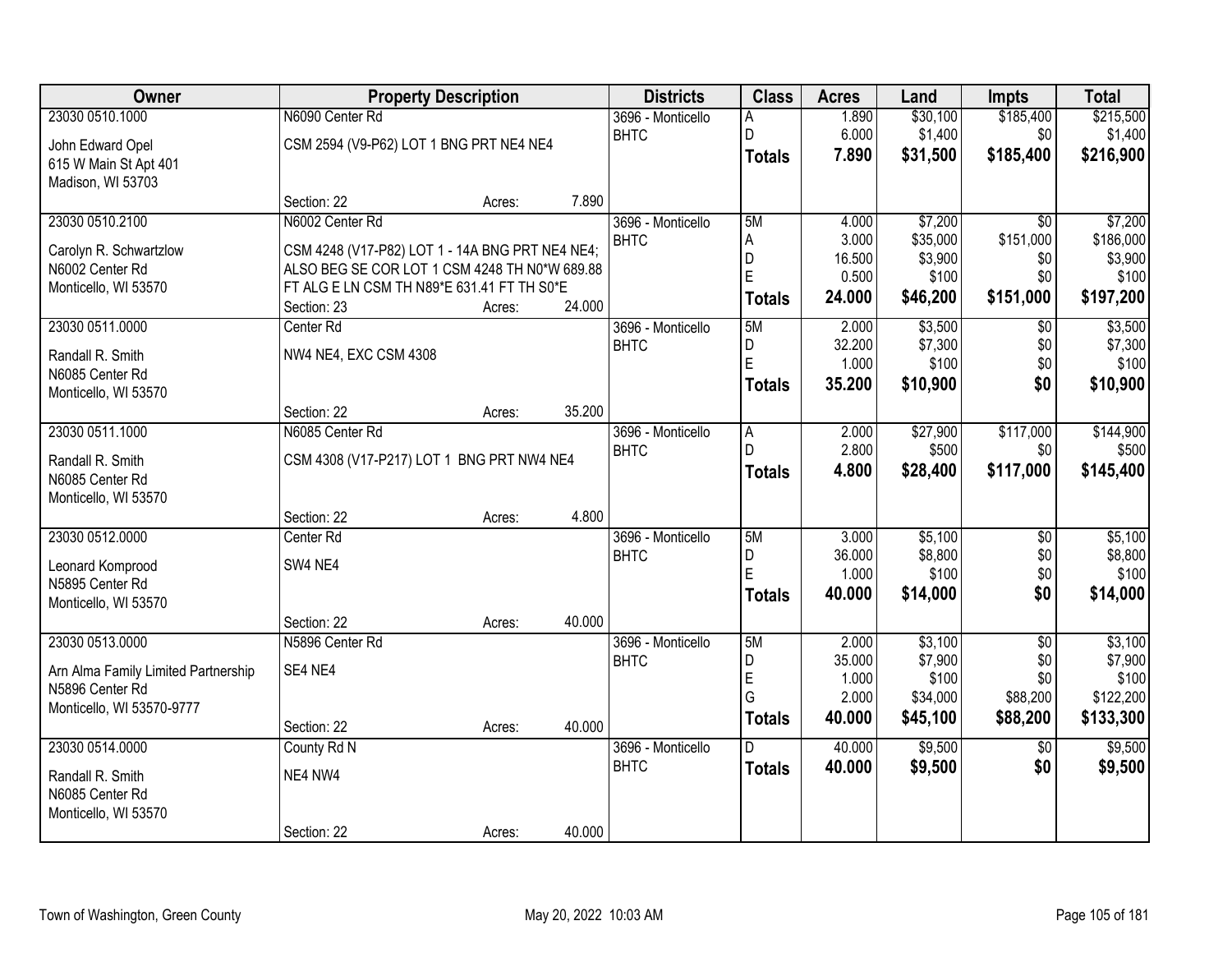| Owner | Property Description | | | Districts | Class | Acres | Land | Impts | Total |
|---|---|---|---|---|---|---|---|---|---|
| 23030 0510.1000 | N6090 Center Rd | | | 3696 - Monticello | A | 1.890 | $30,100 | $185,400 | $215,500 |
| John Edward Opel | CSM 2594 (V9-P62) LOT 1 BNG PRT NE4 NE4 | | | BHTC | D | 6.000 | $1,400 | $0 | $1,400 |
| 615 W Main St Apt 401 | | | | | **Totals** | **7.890** | **$31,500** | **$185,400** | **$216,900** |
| Madison, WI 53703 | | | | | | | | | |
| | Section: 22 | Acres: | 7.890 | | | | | | |
| 23030 0510.2100 | N6002 Center Rd | | | 3696 - Monticello | 5M | 4.000 | $7,200 | $0 | $7,200 |
| Carolyn R. Schwartzlow | CSM 4248 (V17-P82) LOT 1 - 14A BNG PRT NE4 NE4; | | | BHTC | A | 3.000 | $35,000 | $151,000 | $186,000 |
| N6002 Center Rd | ALSO BEG SE COR LOT 1 CSM 4248 TH N0*W 689.88 | | | | D | 16.500 | $3,900 | $0 | $3,900 |
| Monticello, WI 53570 | FT ALG E LN CSM TH N89*E 631.41 FT TH S0*E | | | | E | 0.500 | $100 | $0 | $100 |
| | Section: 23 | Acres: | 24.000 | | **Totals** | **24.000** | **$46,200** | **$151,000** | **$197,200** |
| 23030 0511.0000 | Center Rd | | | 3696 - Monticello | 5M | 2.000 | $3,500 | $0 | $3,500 |
| Randall R. Smith | NW4 NE4, EXC CSM 4308 | | | BHTC | D | 32.200 | $7,300 | $0 | $7,300 |
| N6085 Center Rd | | | | | E | 1.000 | $100 | $0 | $100 |
| Monticello, WI 53570 | | | | | **Totals** | **35.200** | **$10,900** | **$0** | **$10,900** |
| | Section: 22 | Acres: | 35.200 | | | | | | |
| 23030 0511.1000 | N6085 Center Rd | | | 3696 - Monticello | A | 2.000 | $27,900 | $117,000 | $144,900 |
| Randall R. Smith | CSM 4308 (V17-P217) LOT 1 BNG PRT NW4 NE4 | | | BHTC | D | 2.800 | $500 | $0 | $500 |
| N6085 Center Rd | | | | | **Totals** | **4.800** | **$28,400** | **$117,000** | **$145,400** |
| Monticello, WI 53570 | | | | | | | | | |
| | Section: 22 | Acres: | 4.800 | | | | | | |
| 23030 0512.0000 | Center Rd | | | 3696 - Monticello | 5M | 3.000 | $5,100 | $0 | $5,100 |
| Leonard Komprood | SW4 NE4 | | | BHTC | D | 36.000 | $8,800 | $0 | $8,800 |
| N5895 Center Rd | | | | | E | 1.000 | $100 | $0 | $100 |
| Monticello, WI 53570 | | | | | **Totals** | **40.000** | **$14,000** | **$0** | **$14,000** |
| | Section: 22 | Acres: | 40.000 | | | | | | |
| 23030 0513.0000 | N5896 Center Rd | | | 3696 - Monticello | 5M | 2.000 | $3,100 | $0 | $3,100 |
| Arn Alma Family Limited Partnership | SE4 NE4 | | | BHTC | D | 35.000 | $7,900 | $0 | $7,900 |
| N5896 Center Rd | | | | | E | 1.000 | $100 | $0 | $100 |
| Monticello, WI 53570-9777 | | | | | G | 2.000 | $34,000 | $88,200 | $122,200 |
| | Section: 22 | Acres: | 40.000 | | **Totals** | **40.000** | **$45,100** | **$88,200** | **$133,300** |
| 23030 0514.0000 | County Rd N | | | 3696 - Monticello | D | 40.000 | $9,500 | $0 | $9,500 |
| Randall R. Smith | NE4 NW4 | | | BHTC | **Totals** | **40.000** | **$9,500** | **$0** | **$9,500** |
| N6085 Center Rd | | | | | | | | | |
| Monticello, WI 53570 | | | | | | | | | |
| | Section: 22 | Acres: | 40.000 | | | | | | |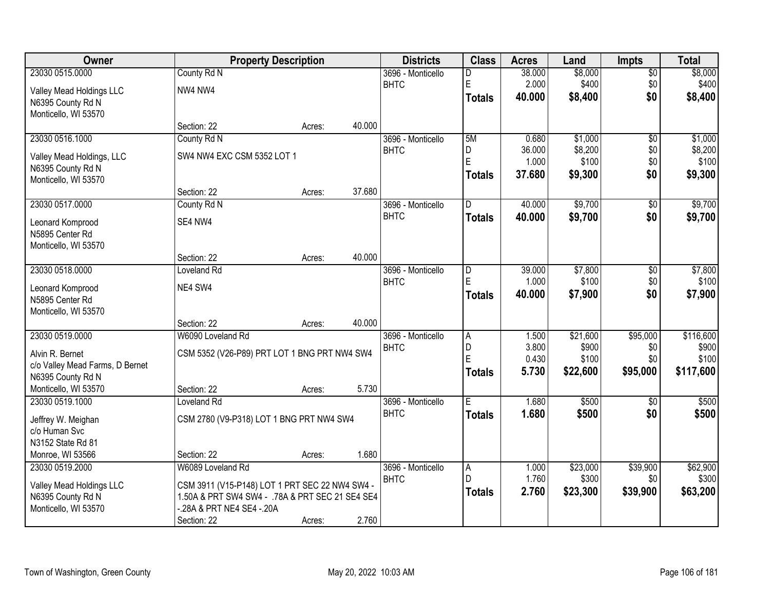| Owner | Property Description | Districts | Class | Acres | Land | Impts | Total |
|---|---|---|---|---|---|---|---|
| 23030 0515.0000<br>Valley Mead Holdings LLC<br>N6395 County Rd N<br>Monticello, WI 53570 | County Rd N<br>NW4 NW4<br>Section: 22 Acres: 40.000 | 3696 - Monticello BHTC | D<br>E<br>**Totals** | 38.000<br>2.000<br>**40.000** | $8,000<br>$400<br>**$8,400** | $0<br>$0<br>**$0** | $8,000<br>$400<br>**$8,400** |
| 23030 0516.1000<br>Valley Mead Holdings, LLC<br>N6395 County Rd N<br>Monticello, WI 53570 | County Rd N<br>SW4 NW4 EXC CSM 5352 LOT 1<br>Section: 22 Acres: 37.680 | 3696 - Monticello BHTC | 5M<br>D<br>E<br>**Totals** | 0.680<br>36.000<br>1.000<br>**37.680** | $1,000<br>$8,200<br>$100<br>**$9,300** | $0<br>$0<br>$0<br>**$0** | $1,000<br>$8,200<br>$100<br>**$9,300** |
| 23030 0517.0000<br>Leonard Komprood<br>N5895 Center Rd<br>Monticello, WI 53570 | County Rd N<br>SE4 NW4<br>Section: 22 Acres: 40.000 | 3696 - Monticello BHTC | D<br>**Totals** | 40.000<br>**40.000** | $9,700<br>**$9,700** | $0<br>**$0** | $9,700<br>**$9,700** |
| 23030 0518.0000<br>Leonard Komprood<br>N5895 Center Rd<br>Monticello, WI 53570 | Loveland Rd<br>NE4 SW4<br>Section: 22 Acres: 40.000 | 3696 - Monticello BHTC | D<br>E<br>**Totals** | 39.000<br>1.000<br>**40.000** | $7,800<br>$100<br>**$7,900** | $0<br>$0<br>**$0** | $7,800<br>$100<br>**$7,900** |
| 23030 0519.0000<br>Alvin R. Bernet<br>c/o Valley Mead Farms, D Bernet<br>N6395 County Rd N<br>Monticello, WI 53570 | W6090 Loveland Rd<br>CSM 5352 (V26-P89) PRT LOT 1 BNG PRT NW4 SW4<br>Section: 22 Acres: 5.730 | 3696 - Monticello BHTC | A<br>D<br>E<br>**Totals** | 1.500<br>3.800<br>0.430<br>**5.730** | $21,600<br>$900<br>$100<br>**$22,600** | $95,000<br>$0<br>$0<br>**$95,000** | $116,600<br>$900<br>$100<br>**$117,600** |
| 23030 0519.1000<br>Jeffrey W. Meighan<br>c/o Human Svc<br>N3152 State Rd 81<br>Monroe, WI 53566 | Loveland Rd<br>CSM 2780 (V9-P318) LOT 1 BNG PRT NW4 SW4<br>Section: 22 Acres: 1.680 | 3696 - Monticello BHTC | E<br>**Totals** | 1.680<br>**1.680** | $500<br>**$500** | $0<br>**$0** | $500<br>**$500** |
| 23030 0519.2000<br>Valley Mead Holdings LLC<br>N6395 County Rd N<br>Monticello, WI 53570 | W6089 Loveland Rd<br>CSM 3911 (V15-P148) LOT 1 PRT SEC 22 NW4 SW4 - 1.50A & PRT SW4 SW4 - .78A & PRT SEC 21 SE4 SE4 -.28A & PRT NE4 SE4 -.20A<br>Section: 22 Acres: 2.760 | 3696 - Monticello BHTC | A<br>D<br>**Totals** | 1.000<br>1.760<br>**2.760** | $23,000<br>$300<br>**$23,300** | $39,900<br>$0<br>**$39,900** | $62,900<br>$300<br>**$63,200** |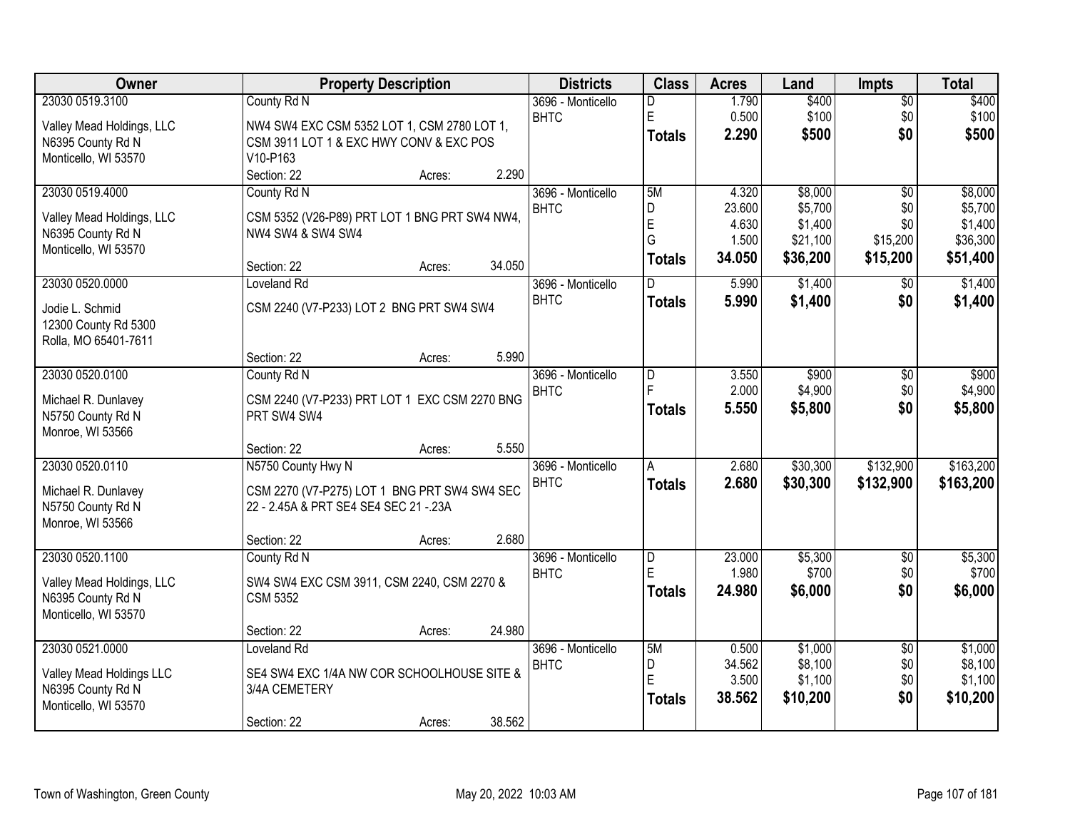| Owner | Property Description | Districts | Class | Acres | Land | Impts | Total |
|---|---|---|---|---|---|---|---|
| 23030 0519.3100 | County Rd N | 3696 - Monticello | D | 1.790 | $400 | $0 | $400 |
| Valley Mead Holdings, LLC | NW4 SW4 EXC CSM 5352 LOT 1, CSM 2780 LOT 1, | BHTC | E | 0.500 | $100 | $0 | $100 |
| N6395 County Rd N | CSM 3911 LOT 1 & EXC HWY CONV & EXC POS | | **Totals** | **2.290** | **$500** | **$0** | **$500** |
| Monticello, WI 53570 | V10-P163 | | | | | | |
| | Section: 22 Acres: 2.290 | | | | | | |
| 23030 0519.4000 | County Rd N | 3696 - Monticello | 5M | 4.320 | $8,000 | $0 | $8,000 |
| Valley Mead Holdings, LLC | CSM 5352 (V26-P89) PRT LOT 1 BNG PRT SW4 NW4, | BHTC | D | 23.600 | $5,700 | $0 | $5,700 |
| N6395 County Rd N | NW4 SW4 & SW4 SW4 | | E | 4.630 | $1,400 | $0 | $1,400 |
| Monticello, WI 53570 | | | G | 1.500 | $21,100 | $15,200 | $36,300 |
| | Section: 22 Acres: 34.050 | | **Totals** | **34.050** | **$36,200** | **$15,200** | **$51,400** |
| 23030 0520.0000 | Loveland Rd | 3696 - Monticello | D | 5.990 | $1,400 | $0 | $1,400 |
| Jodie L. Schmid | CSM 2240 (V7-P233) LOT 2 BNG PRT SW4 SW4 | BHTC | **Totals** | **5.990** | **$1,400** | **$0** | **$1,400** |
| 12300 County Rd 5300 | | | | | | | |
| Rolla, MO 65401-7611 | | | | | | | |
| | Section: 22 Acres: 5.990 | | | | | | |
| 23030 0520.0100 | County Rd N | 3696 - Monticello | D | 3.550 | $900 | $0 | $900 |
| Michael R. Dunlavey | CSM 2240 (V7-P233) PRT LOT 1 EXC CSM 2270 BNG | BHTC | F | 2.000 | $4,900 | $0 | $4,900 |
| N5750 County Rd N | PRT SW4 SW4 | | **Totals** | **5.550** | **$5,800** | **$0** | **$5,800** |
| Monroe, WI 53566 | | | | | | | |
| | Section: 22 Acres: 5.550 | | | | | | |
| 23030 0520.0110 | N5750 County Hwy N | 3696 - Monticello | A | 2.680 | $30,300 | $132,900 | $163,200 |
| Michael R. Dunlavey | CSM 2270 (V7-P275) LOT 1 BNG PRT SW4 SW4 SEC | BHTC | **Totals** | **2.680** | **$30,300** | **$132,900** | **$163,200** |
| N5750 County Rd N | 22 - 2.45A & PRT SE4 SE4 SEC 21 -.23A | | | | | | |
| Monroe, WI 53566 | | | | | | | |
| | Section: 22 Acres: 2.680 | | | | | | |
| 23030 0520.1100 | County Rd N | 3696 - Monticello | D | 23.000 | $5,300 | $0 | $5,300 |
| Valley Mead Holdings, LLC | SW4 SW4 EXC CSM 3911, CSM 2240, CSM 2270 & | BHTC | E | 1.980 | $700 | $0 | $700 |
| N6395 County Rd N | CSM 5352 | | **Totals** | **24.980** | **$6,000** | **$0** | **$6,000** |
| Monticello, WI 53570 | | | | | | | |
| | Section: 22 Acres: 24.980 | | | | | | |
| 23030 0521.0000 | Loveland Rd | 3696 - Monticello | 5M | 0.500 | $1,000 | $0 | $1,000 |
| Valley Mead Holdings LLC | SE4 SW4 EXC 1/4A NW COR SCHOOLHOUSE SITE & | BHTC | D | 34.562 | $8,100 | $0 | $8,100 |
| N6395 County Rd N | 3/4A CEMETERY | | E | 3.500 | $1,100 | $0 | $1,100 |
| Monticello, WI 53570 | | | **Totals** | **38.562** | **$10,200** | **$0** | **$10,200** |
| | Section: 22 Acres: 38.562 | | | | | | |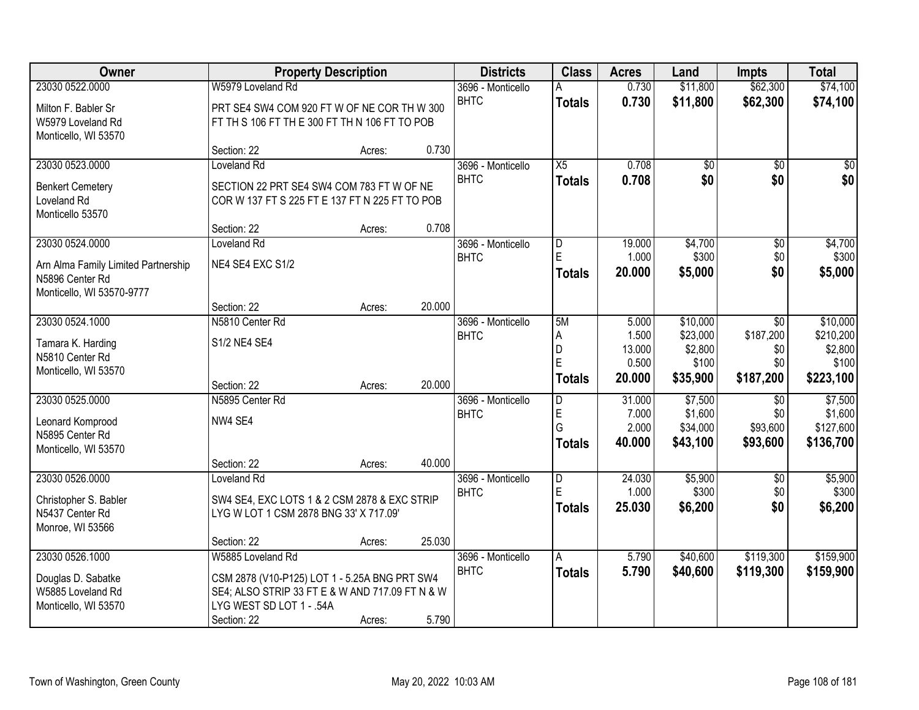| Owner | Property Description | Districts | Class | Acres | Land | Impts | Total |
|---|---|---|---|---|---|---|---|
| 23030 0522.0000<br>Milton F. Babler Sr<br>W5979 Loveland Rd<br>Monticello, WI 53570 | W5979 Loveland Rd<br>PRT SE4 SW4 COM 920 FT W OF NE COR TH W 300 FT TH S 106 FT TH E 300 FT TH N 106 FT TO POB<br>Section: 22 Acres: 0.730 | 3696 - Monticello<br>BHTC | A<br>**Totals** | 0.730<br>**0.730** | $11,800<br>**$11,800** | $62,300<br>**$62,300** | $74,100<br>**$74,100** |
| 23030 0523.0000<br>Benkert Cemetery<br>Loveland Rd<br>Monticello 53570 | Loveland Rd<br>SECTION 22 PRT SE4 SW4 COM 783 FT W OF NE COR W 137 FT S 225 FT E 137 FT N 225 FT TO POB<br>Section: 22 Acres: 0.708 | 3696 - Monticello<br>BHTC | X5<br>**Totals** | 0.708<br>**0.708** | $0<br>**$0** | $0<br>**$0** | $0<br>**$0** |
| 23030 0524.0000<br>Arn Alma Family Limited Partnership<br>N5896 Center Rd<br>Monticello, WI 53570-9777 | Loveland Rd<br>NE4 SE4 EXC S1/2<br>Section: 22 Acres: 20.000 | 3696 - Monticello<br>BHTC | D<br>E<br>**Totals** | 19.000<br>1.000<br>**20.000** | $4,700<br>$300<br>**$5,000** | $0<br>$0<br>**$0** | $4,700<br>$300<br>**$5,000** |
| 23030 0524.1000<br>Tamara K. Harding<br>N5810 Center Rd<br>Monticello, WI 53570 | N5810 Center Rd<br>S1/2 NE4 SE4<br>Section: 22 Acres: 20.000 | 3696 - Monticello<br>BHTC | 5M<br>A<br>D<br>E<br>**Totals** | 5.000<br>1.500<br>13.000<br>0.500<br>**20.000** | $10,000<br>$23,000<br>$2,800<br>$100<br>**$35,900** | $0<br>$187,200<br>$0<br>$0<br>**$187,200** | $10,000<br>$210,200<br>$2,800<br>$100<br>**$223,100** |
| 23030 0525.0000<br>Leonard Komprood<br>N5895 Center Rd<br>Monticello, WI 53570 | N5895 Center Rd<br>NW4 SE4<br>Section: 22 Acres: 40.000 | 3696 - Monticello<br>BHTC | D<br>E<br>G<br>**Totals** | 31.000<br>7.000<br>2.000<br>**40.000** | $7,500<br>$1,600<br>$34,000<br>**$43,100** | $0<br>$0<br>$93,600<br>**$93,600** | $7,500<br>$1,600<br>$127,600<br>**$136,700** |
| 23030 0526.0000<br>Christopher S. Babler<br>N5437 Center Rd<br>Monroe, WI 53566 | Loveland Rd<br>SW4 SE4, EXC LOTS 1 & 2 CSM 2878 & EXC STRIP LYG W LOT 1 CSM 2878 BNG 33' X 717.09'<br>Section: 22 Acres: 25.030 | 3696 - Monticello<br>BHTC | D<br>E<br>**Totals** | 24.030<br>1.000<br>**25.030** | $5,900<br>$300<br>**$6,200** | $0<br>$0<br>**$0** | $5,900<br>$300<br>**$6,200** |
| 23030 0526.1000<br>Douglas D. Sabatke<br>W5885 Loveland Rd<br>Monticello, WI 53570 | W5885 Loveland Rd<br>CSM 2878 (V10-P125) LOT 1 - 5.25A BNG PRT SW4 SE4; ALSO STRIP 33 FT E & W AND 717.09 FT N & W LYG WEST SD LOT 1 - .54A<br>Section: 22 Acres: 5.790 | 3696 - Monticello<br>BHTC | A<br>**Totals** | 5.790<br>**5.790** | $40,600<br>**$40,600** | $119,300<br>**$119,300** | $159,900<br>**$159,900** |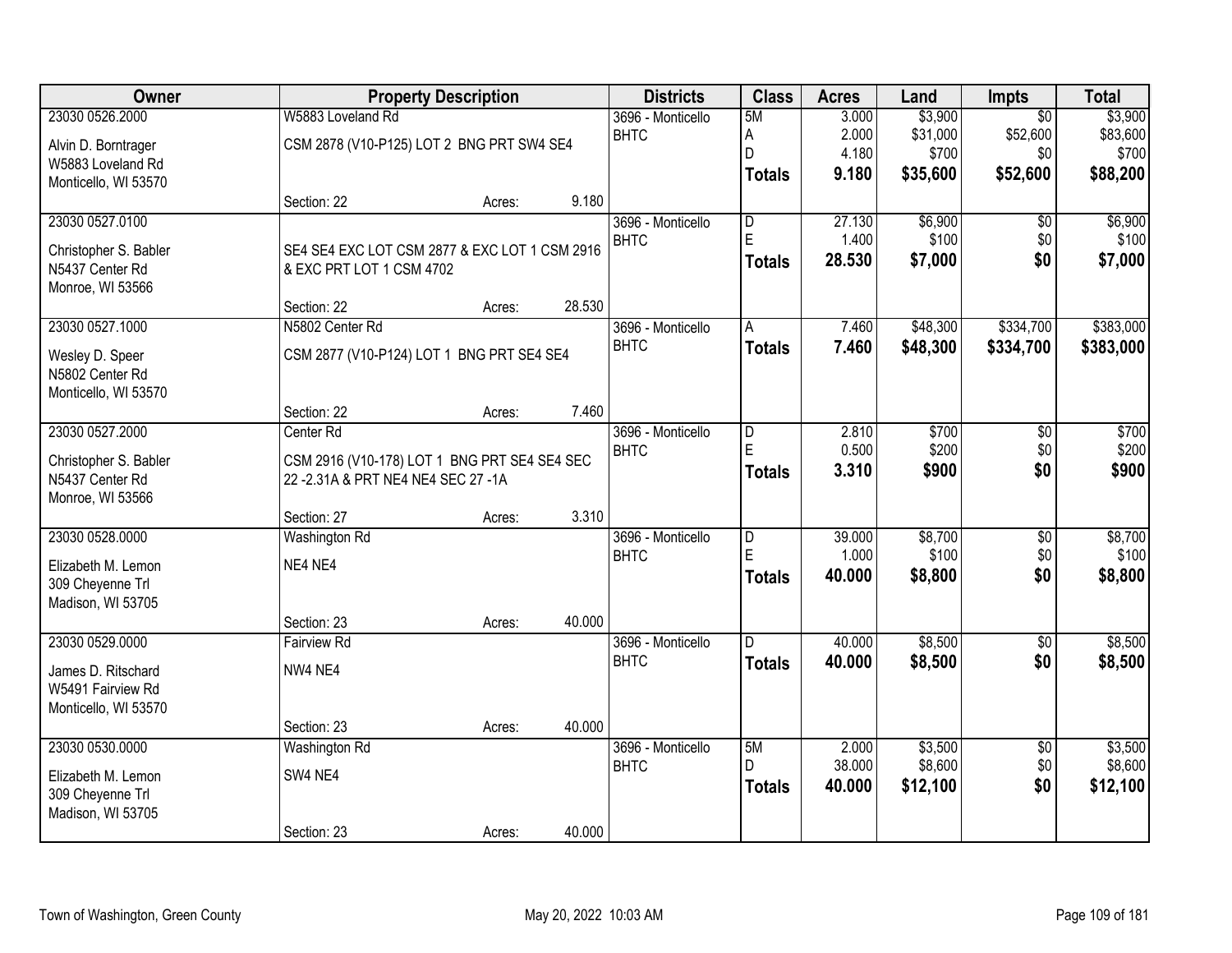| Owner | Property Description | Districts | Class | Acres | Land | Impts | Total |
|---|---|---|---|---|---|---|---|
| 23030 0526.2000<br>Alvin D. Borntrager<br>W5883 Loveland Rd<br>Monticello, WI 53570 | W5883 Loveland Rd<br>CSM 2878 (V10-P125) LOT 2 BNG PRT SW4 SE4<br>Section: 22 Acres: 9.180 | 3696 - Monticello<br>BHTC | 5M<br>A<br>D<br>**Totals** | 3.000<br>2.000<br>4.180<br>**9.180** | $3,900<br>$31,000<br>$700<br>**$35,600** | $0<br>$52,600<br>$0<br>**$52,600** | $3,900<br>$83,600<br>$700<br>**$88,200** |
| 23030 0527.0100<br>Christopher S. Babler<br>N5437 Center Rd<br>Monroe, WI 53566 | SE4 SE4 EXC LOT CSM 2877 & EXC LOT 1 CSM 2916 & EXC PRT LOT 1 CSM 4702<br>Section: 22 Acres: 28.530 | 3696 - Monticello<br>BHTC | D<br>E<br>**Totals** | 27.130<br>1.400<br>**28.530** | $6,900<br>$100<br>**$7,000** | $0<br>$0<br>**$0** | $6,900<br>$100<br>**$7,000** |
| 23030 0527.1000<br>Wesley D. Speer<br>N5802 Center Rd<br>Monticello, WI 53570 | N5802 Center Rd<br>CSM 2877 (V10-P124) LOT 1 BNG PRT SE4 SE4<br>Section: 22 Acres: 7.460 | 3696 - Monticello<br>BHTC | A<br>**Totals** | 7.460<br>**7.460** | $48,300<br>**$48,300** | $334,700<br>**$334,700** | $383,000<br>**$383,000** |
| 23030 0527.2000<br>Christopher S. Babler<br>N5437 Center Rd<br>Monroe, WI 53566 | Center Rd<br>CSM 2916 (V10-178) LOT 1 BNG PRT SE4 SE4 SEC 22 -2.31A & PRT NE4 NE4 SEC 27 -1A<br>Section: 27 Acres: 3.310 | 3696 - Monticello<br>BHTC | D<br>E<br>**Totals** | 2.810<br>0.500<br>**3.310** | $700<br>$200<br>**$900** | $0<br>$0<br>**$0** | $700<br>$200<br>**$900** |
| 23030 0528.0000<br>Elizabeth M. Lemon<br>309 Cheyenne Trl<br>Madison, WI 53705 | Washington Rd<br>NE4 NE4<br>Section: 23 Acres: 40.000 | 3696 - Monticello<br>BHTC | D<br>E<br>**Totals** | 39.000<br>1.000<br>**40.000** | $8,700<br>$100<br>**$8,800** | $0<br>$0<br>**$0** | $8,700<br>$100<br>**$8,800** |
| 23030 0529.0000<br>James D. Ritschard<br>W5491 Fairview Rd<br>Monticello, WI 53570 | Fairview Rd<br>NW4 NE4<br>Section: 23 Acres: 40.000 | 3696 - Monticello<br>BHTC | D<br>**Totals** | 40.000<br>**40.000** | $8,500<br>**$8,500** | $0<br>**$0** | $8,500<br>**$8,500** |
| 23030 0530.0000<br>Elizabeth M. Lemon<br>309 Cheyenne Trl<br>Madison, WI 53705 | Washington Rd<br>SW4 NE4<br>Section: 23 Acres: 40.000 | 3696 - Monticello<br>BHTC | 5M<br>D<br>**Totals** | 2.000<br>38.000<br>**40.000** | $3,500<br>$8,600<br>**$12,100** | $0<br>$0<br>**$0** | $3,500<br>$8,600<br>**$12,100** |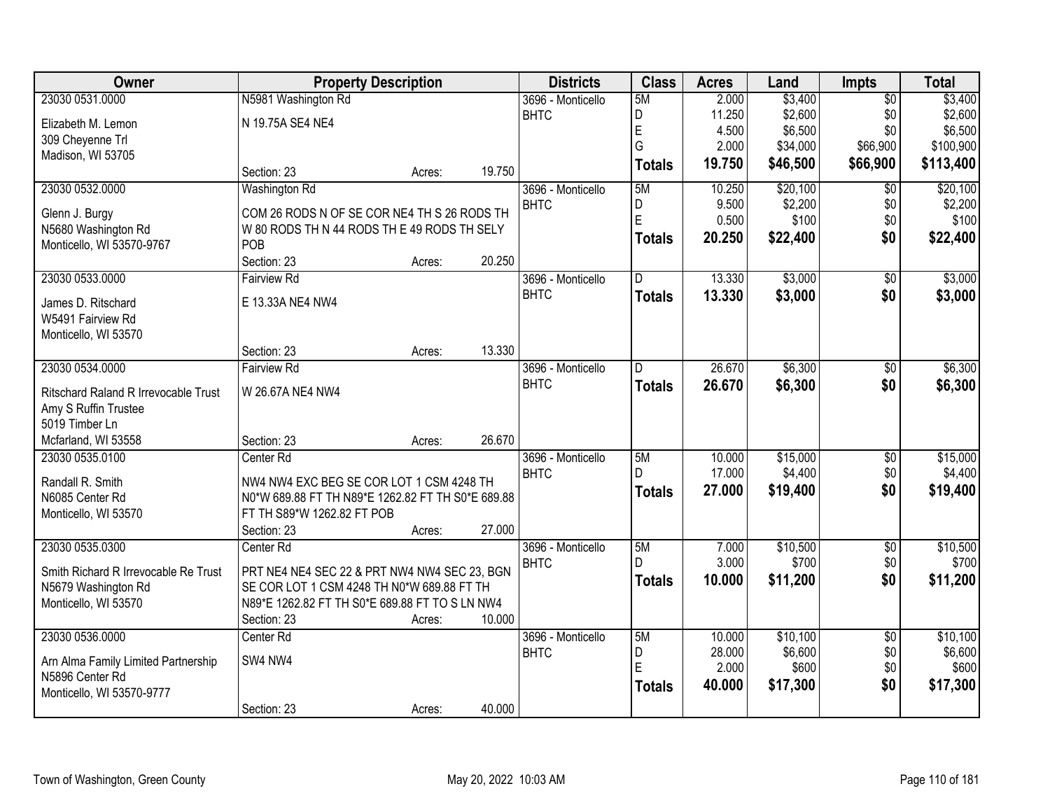| Owner | Property Description | Districts | Class | Acres | Land | Impts | Total |
|---|---|---|---|---|---|---|---|
| 23030 0531.0000<br>Elizabeth M. Lemon<br>309 Cheyenne Trl<br>Madison, WI 53705 | N5981 Washington Rd<br>N 19.75A SE4 NE4<br>Section: 23 Acres: 19.750 | 3696 - Monticello BHTC | 5M<br>D<br>E<br>G<br>**Totals** | 2.000<br>11.250<br>4.500<br>2.000<br>**19.750** | \$3,400<br>\$2,600<br>\$6,500<br>\$34,000<br>**\$46,500** | \$0<br>\$0<br>\$0<br>\$66,900<br>**\$66,900** | \$3,400<br>\$2,600<br>\$6,500<br>\$100,900<br>**\$113,400** |
| 23030 0532.0000<br>Glenn J. Burgy<br>N5680 Washington Rd<br>Monticello, WI 53570-9767 | Washington Rd<br>COM 26 RODS N OF SE COR NE4 TH S 26 RODS TH W 80 RODS TH N 44 RODS TH E 49 RODS TH SELY POB<br>Section: 23 Acres: 20.250 | 3696 - Monticello BHTC | 5M<br>D<br>E<br>**Totals** | 10.250<br>9.500<br>0.500<br>**20.250** | \$20,100<br>\$2,200<br>\$100<br>**\$22,400** | \$0<br>\$0<br>\$0<br>**\$0** | \$20,100<br>\$2,200<br>\$100<br>**\$22,400** |
| 23030 0533.0000<br>James D. Ritschard<br>W5491 Fairview Rd<br>Monticello, WI 53570 | Fairview Rd<br>E 13.33A NE4 NW4<br>Section: 23 Acres: 13.330 | 3696 - Monticello BHTC | D<br>**Totals** | 13.330<br>**13.330** | \$3,000<br>**\$3,000** | \$0<br>**\$0** | \$3,000<br>**\$3,000** |
| 23030 0534.0000<br>Ritschard Raland R Irrevocable Trust<br>Amy S Ruffin Trustee<br>5019 Timber Ln<br>Mcfarland, WI 53558 | Fairview Rd<br>W 26.67A NE4 NW4<br>Section: 23 Acres: 26.670 | 3696 - Monticello BHTC | D<br>**Totals** | 26.670<br>**26.670** | \$6,300<br>**\$6,300** | \$0<br>**\$0** | \$6,300<br>**\$6,300** |
| 23030 0535.0100<br>Randall R. Smith<br>N6085 Center Rd<br>Monticello, WI 53570 | Center Rd<br>NW4 NW4 EXC BEG SE COR LOT 1 CSM 4248 TH N0*W 689.88 FT TH N89*E 1262.82 FT TH S0*E 689.88 FT TH S89*W 1262.82 FT POB<br>Section: 23 Acres: 27.000 | 3696 - Monticello BHTC | 5M<br>D<br>**Totals** | 10.000<br>17.000<br>**27.000** | \$15,000<br>\$4,400<br>**\$19,400** | \$0<br>\$0<br>**\$0** | \$15,000<br>\$4,400<br>**\$19,400** |
| 23030 0535.0300<br>Smith Richard R Irrevocable Re Trust<br>N5679 Washington Rd<br>Monticello, WI 53570 | Center Rd<br>PRT NE4 NE4 SEC 22 & PRT NW4 NW4 SEC 23, BGN SE COR LOT 1 CSM 4248 TH N0*W 689.88 FT TH N89*E 1262.82 FT TH S0*E 689.88 FT TO S LN NW4<br>Section: 23 Acres: 10.000 | 3696 - Monticello BHTC | 5M<br>D<br>**Totals** | 7.000<br>3.000<br>**10.000** | \$10,500<br>\$700<br>**\$11,200** | \$0<br>\$0<br>**\$0** | \$10,500<br>\$700<br>**\$11,200** |
| 23030 0536.0000<br>Arn Alma Family Limited Partnership<br>N5896 Center Rd<br>Monticello, WI 53570-9777 | Center Rd<br>SW4 NW4<br>Section: 23 Acres: 40.000 | 3696 - Monticello BHTC | 5M<br>D<br>E<br>**Totals** | 10.000<br>28.000<br>2.000<br>**40.000** | \$10,100<br>\$6,600<br>\$600<br>**\$17,300** | \$0<br>\$0<br>\$0<br>**\$0** | \$10,100<br>\$6,600<br>\$600<br>**\$17,300** |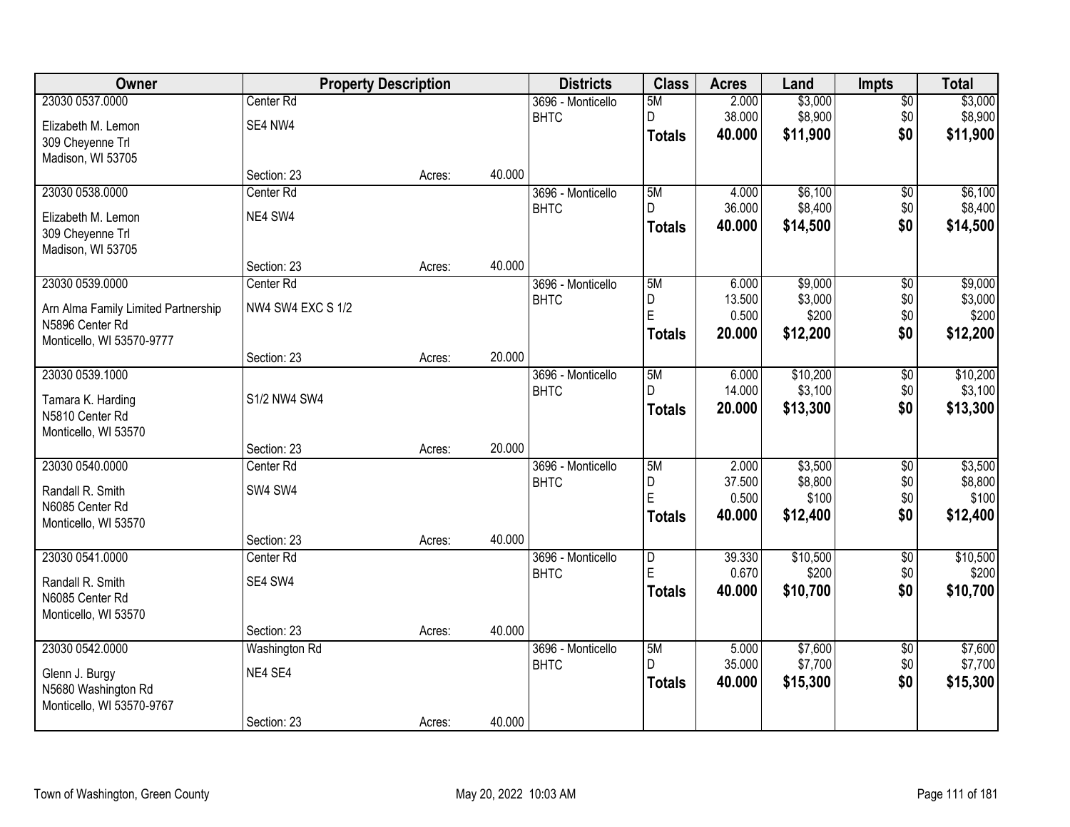| Owner | Property Description | | | Districts | Class | Acres | Land | Impts | Total |
|---|---|---|---|---|---|---|---|---|---|
| 23030 0537.0000 | Center Rd | | | 3696 - Monticello | 5M | 2.000 | $3,000 | $0 | $3,000 |
| Elizabeth M. Lemon | SE4 NW4 | | | BHTC | D | 38.000 | $8,900 | $0 | $8,900 |
| 309 Cheyenne Trl | | | | | **Totals** | **40.000** | **$11,900** | **$0** | **$11,900** |
| Madison, WI 53705 | | | | | | | | | |
| | Section: 23 | Acres: | 40.000 | | | | | | |
| 23030 0538.0000 | Center Rd | | | 3696 - Monticello | 5M | 4.000 | $6,100 | $0 | $6,100 |
| Elizabeth M. Lemon | NE4 SW4 | | | BHTC | D | 36.000 | $8,400 | $0 | $8,400 |
| 309 Cheyenne Trl | | | | | **Totals** | **40.000** | **$14,500** | **$0** | **$14,500** |
| Madison, WI 53705 | | | | | | | | | |
| | Section: 23 | Acres: | 40.000 | | | | | | |
| 23030 0539.0000 | Center Rd | | | 3696 - Monticello | 5M | 6.000 | $9,000 | $0 | $9,000 |
| Arn Alma Family Limited Partnership | NW4 SW4 EXC S 1/2 | | | BHTC | D | 13.500 | $3,000 | $0 | $3,000 |
| N5896 Center Rd | | | | | E | 0.500 | $200 | $0 | $200 |
| Monticello, WI 53570-9777 | | | | | **Totals** | **20.000** | **$12,200** | **$0** | **$12,200** |
| | Section: 23 | Acres: | 20.000 | | | | | | |
| 23030 0539.1000 | | | | 3696 - Monticello | 5M | 6.000 | $10,200 | $0 | $10,200 |
| Tamara K. Harding | S1/2 NW4 SW4 | | | BHTC | D | 14.000 | $3,100 | $0 | $3,100 |
| N5810 Center Rd | | | | | **Totals** | **20.000** | **$13,300** | **$0** | **$13,300** |
| Monticello, WI 53570 | | | | | | | | | |
| | Section: 23 | Acres: | 20.000 | | | | | | |
| 23030 0540.0000 | Center Rd | | | 3696 - Monticello | 5M | 2.000 | $3,500 | $0 | $3,500 |
| Randall R. Smith | SW4 SW4 | | | BHTC | D | 37.500 | $8,800 | $0 | $8,800 |
| N6085 Center Rd | | | | | E | 0.500 | $100 | $0 | $100 |
| Monticello, WI 53570 | | | | | **Totals** | **40.000** | **$12,400** | **$0** | **$12,400** |
| | Section: 23 | Acres: | 40.000 | | | | | | |
| 23030 0541.0000 | Center Rd | | | 3696 - Monticello | D | 39.330 | $10,500 | $0 | $10,500 |
| Randall R. Smith | SE4 SW4 | | | BHTC | E | 0.670 | $200 | $0 | $200 |
| N6085 Center Rd | | | | | **Totals** | **40.000** | **$10,700** | **$0** | **$10,700** |
| Monticello, WI 53570 | | | | | | | | | |
| | Section: 23 | Acres: | 40.000 | | | | | | |
| 23030 0542.0000 | Washington Rd | | | 3696 - Monticello | 5M | 5.000 | $7,600 | $0 | $7,600 |
| Glenn J. Burgy | NE4 SE4 | | | BHTC | D | 35.000 | $7,700 | $0 | $7,700 |
| N5680 Washington Rd | | | | | **Totals** | **40.000** | **$15,300** | **$0** | **$15,300** |
| Monticello, WI 53570-9767 | | | | | | | | | |
| | Section: 23 | Acres: | 40.000 | | | | | | |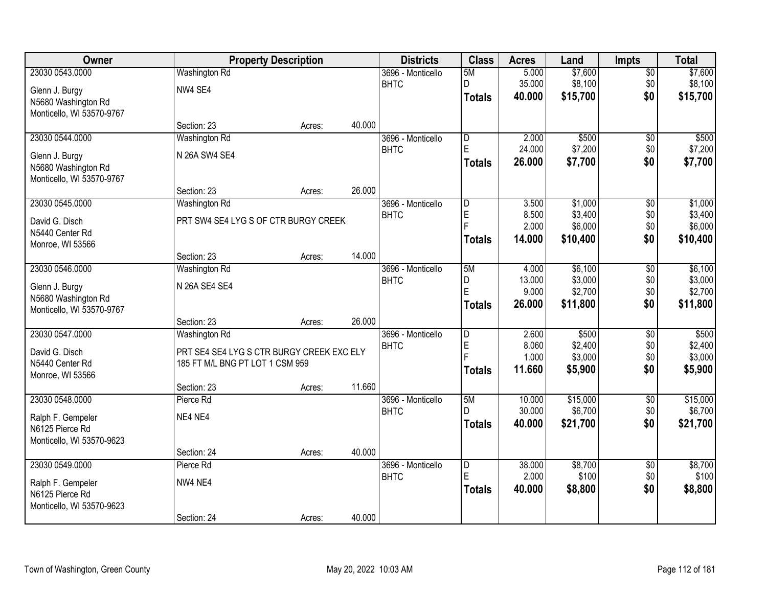| Owner | Property Description | | | Districts | Class | Acres | Land | Impts | Total |
|---|---|---|---|---|---|---|---|---|---|
| 23030 0543.0000 | Washington Rd | | | 3696 - Monticello | 5M | 5.000 | $7,600 | $0 | $7,600 |
| Glenn J. Burgy | NW4 SE4 | | | BHTC | D | 35.000 | $8,100 | $0 | $8,100 |
| N5680 Washington Rd | | | | | **Totals** | **40.000** | **$15,700** | **$0** | **$15,700** |
| Monticello, WI 53570-9767 | | | | | | | | | |
| | Section: 23 | Acres: | 40.000 | | | | | | |
| 23030 0544.0000 | Washington Rd | | | 3696 - Monticello | D | 2.000 | $500 | $0 | $500 |
| Glenn J. Burgy | N 26A SW4 SE4 | | | BHTC | E | 24.000 | $7,200 | $0 | $7,200 |
| N5680 Washington Rd | | | | | **Totals** | **26.000** | **$7,700** | **$0** | **$7,700** |
| Monticello, WI 53570-9767 | | | | | | | | | |
| | Section: 23 | Acres: | 26.000 | | | | | | |
| 23030 0545.0000 | Washington Rd | | | 3696 - Monticello | D | 3.500 | $1,000 | $0 | $1,000 |
| David G. Disch | PRT SW4 SE4 LYG S OF CTR BURGY CREEK | | | BHTC | E | 8.500 | $3,400 | $0 | $3,400 |
| N5440 Center Rd | | | | | F | 2.000 | $6,000 | $0 | $6,000 |
| Monroe, WI 53566 | | | | | **Totals** | **14.000** | **$10,400** | **$0** | **$10,400** |
| | Section: 23 | Acres: | 14.000 | | | | | | |
| 23030 0546.0000 | Washington Rd | | | 3696 - Monticello | 5M | 4.000 | $6,100 | $0 | $6,100 |
| Glenn J. Burgy | N 26A SE4 SE4 | | | BHTC | D | 13.000 | $3,000 | $0 | $3,000 |
| N5680 Washington Rd | | | | | E | 9.000 | $2,700 | $0 | $2,700 |
| Monticello, WI 53570-9767 | | | | | **Totals** | **26.000** | **$11,800** | **$0** | **$11,800** |
| | Section: 23 | Acres: | 26.000 | | | | | | |
| 23030 0547.0000 | Washington Rd | | | 3696 - Monticello | D | 2.600 | $500 | $0 | $500 |
| David G. Disch | PRT SE4 SE4 LYG S CTR BURGY CREEK EXC ELY | | | BHTC | E | 8.060 | $2,400 | $0 | $2,400 |
| N5440 Center Rd | 185 FT M/L BNG PT LOT 1 CSM 959 | | | | F | 1.000 | $3,000 | $0 | $3,000 |
| Monroe, WI 53566 | | | | | **Totals** | **11.660** | **$5,900** | **$0** | **$5,900** |
| | Section: 23 | Acres: | 11.660 | | | | | | |
| 23030 0548.0000 | Pierce Rd | | | 3696 - Monticello | 5M | 10.000 | $15,000 | $0 | $15,000 |
| Ralph F. Gempeler | NE4 NE4 | | | BHTC | D | 30.000 | $6,700 | $0 | $6,700 |
| N6125 Pierce Rd | | | | | **Totals** | **40.000** | **$21,700** | **$0** | **$21,700** |
| Monticello, WI 53570-9623 | | | | | | | | | |
| | Section: 24 | Acres: | 40.000 | | | | | | |
| 23030 0549.0000 | Pierce Rd | | | 3696 - Monticello | D | 38.000 | $8,700 | $0 | $8,700 |
| Ralph F. Gempeler | NW4 NE4 | | | BHTC | E | 2.000 | $100 | $0 | $100 |
| N6125 Pierce Rd | | | | | **Totals** | **40.000** | **$8,800** | **$0** | **$8,800** |
| Monticello, WI 53570-9623 | | | | | | | | | |
| | Section: 24 | Acres: | 40.000 | | | | | | |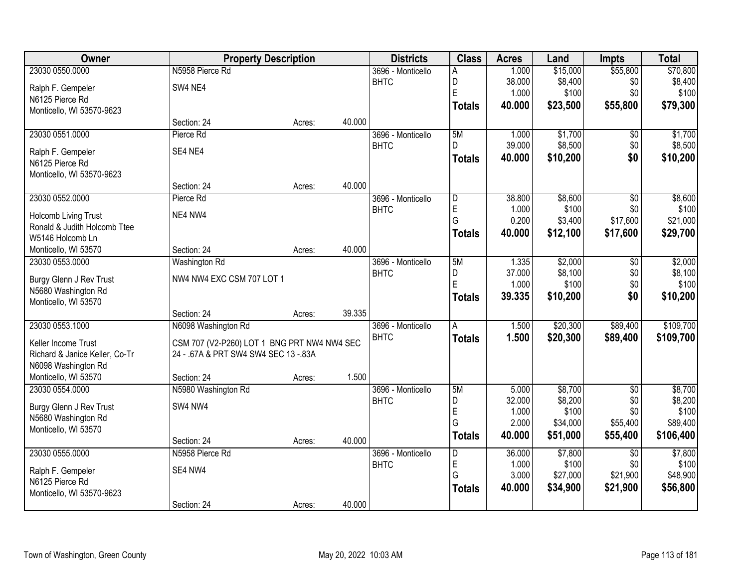| Owner | Property Description | | | Districts | Class | Acres | Land | Impts | Total |
|---|---|---|---|---|---|---|---|---|---|
| 23030 0550.0000 | N5958 Pierce Rd | | | 3696 - Monticello | A | 1.000 | $15,000 | $55,800 | $70,800 |
| Ralph F. Gempeler | SW4 NE4 | | | BHTC | D | 38.000 | $8,400 | $0 | $8,400 |
| N6125 Pierce Rd | | | | | E | 1.000 | $100 | $0 | $100 |
| Monticello, WI 53570-9623 | | | | | **Totals** | **40.000** | **$23,500** | **$55,800** | **$79,300** |
| | Section: 24 | Acres: | 40.000 | | | | | | |
| 23030 0551.0000 | Pierce Rd | | | 3696 - Monticello | 5M | 1.000 | $1,700 | $0 | $1,700 |
| Ralph F. Gempeler | SE4 NE4 | | | BHTC | D | 39.000 | $8,500 | $0 | $8,500 |
| N6125 Pierce Rd | | | | | **Totals** | **40.000** | **$10,200** | **$0** | **$10,200** |
| Monticello, WI 53570-9623 | | | | | | | | | |
| | Section: 24 | Acres: | 40.000 | | | | | | |
| 23030 0552.0000 | Pierce Rd | | | 3696 - Monticello | D | 38.800 | $8,600 | $0 | $8,600 |
| Holcomb Living Trust | NE4 NW4 | | | BHTC | E | 1.000 | $100 | $0 | $100 |
| Ronald & Judith Holcomb Ttee | | | | | G | 0.200 | $3,400 | $17,600 | $21,000 |
| W5146 Holcomb Ln | | | | | **Totals** | **40.000** | **$12,100** | **$17,600** | **$29,700** |
| Monticello, WI 53570 | Section: 24 | Acres: | 40.000 | | | | | | |
| 23030 0553.0000 | Washington Rd | | | 3696 - Monticello | 5M | 1.335 | $2,000 | $0 | $2,000 |
| Burgy Glenn J Rev Trust | NW4 NW4 EXC CSM 707 LOT 1 | | | BHTC | D | 37.000 | $8,100 | $0 | $8,100 |
| N5680 Washington Rd | | | | | E | 1.000 | $100 | $0 | $100 |
| Monticello, WI 53570 | | | | | **Totals** | **39.335** | **$10,200** | **$0** | **$10,200** |
| | Section: 24 | Acres: | 39.335 | | | | | | |
| 23030 0553.1000 | N6098 Washington Rd | | | 3696 - Monticello | A | 1.500 | $20,300 | $89,400 | $109,700 |
| Keller Income Trust | CSM 707 (V2-P260) LOT 1 BNG PRT NW4 NW4 SEC 24 - .67A & PRT SW4 SW4 SEC 13 -.83A | | | BHTC | **Totals** | **1.500** | **$20,300** | **$89,400** | **$109,700** |
| Richard & Janice Keller, Co-Tr | | | | | | | | | |
| N6098 Washington Rd | | | | | | | | | |
| Monticello, WI 53570 | Section: 24 | Acres: | 1.500 | | | | | | |
| 23030 0554.0000 | N5980 Washington Rd | | | 3696 - Monticello | 5M | 5.000 | $8,700 | $0 | $8,700 |
| Burgy Glenn J Rev Trust | SW4 NW4 | | | BHTC | D | 32.000 | $8,200 | $0 | $8,200 |
| N5680 Washington Rd | | | | | E | 1.000 | $100 | $0 | $100 |
| Monticello, WI 53570 | | | | | G | 2.000 | $34,000 | $55,400 | $89,400 |
| | Section: 24 | Acres: | 40.000 | | **Totals** | **40.000** | **$51,000** | **$55,400** | **$106,400** |
| 23030 0555.0000 | N5958 Pierce Rd | | | 3696 - Monticello | D | 36.000 | $7,800 | $0 | $7,800 |
| Ralph F. Gempeler | SE4 NW4 | | | BHTC | E | 1.000 | $100 | $0 | $100 |
| N6125 Pierce Rd | | | | | G | 3.000 | $27,000 | $21,900 | $48,900 |
| Monticello, WI 53570-9623 | | | | | **Totals** | **40.000** | **$34,900** | **$21,900** | **$56,800** |
| | Section: 24 | Acres: | 40.000 | | | | | | |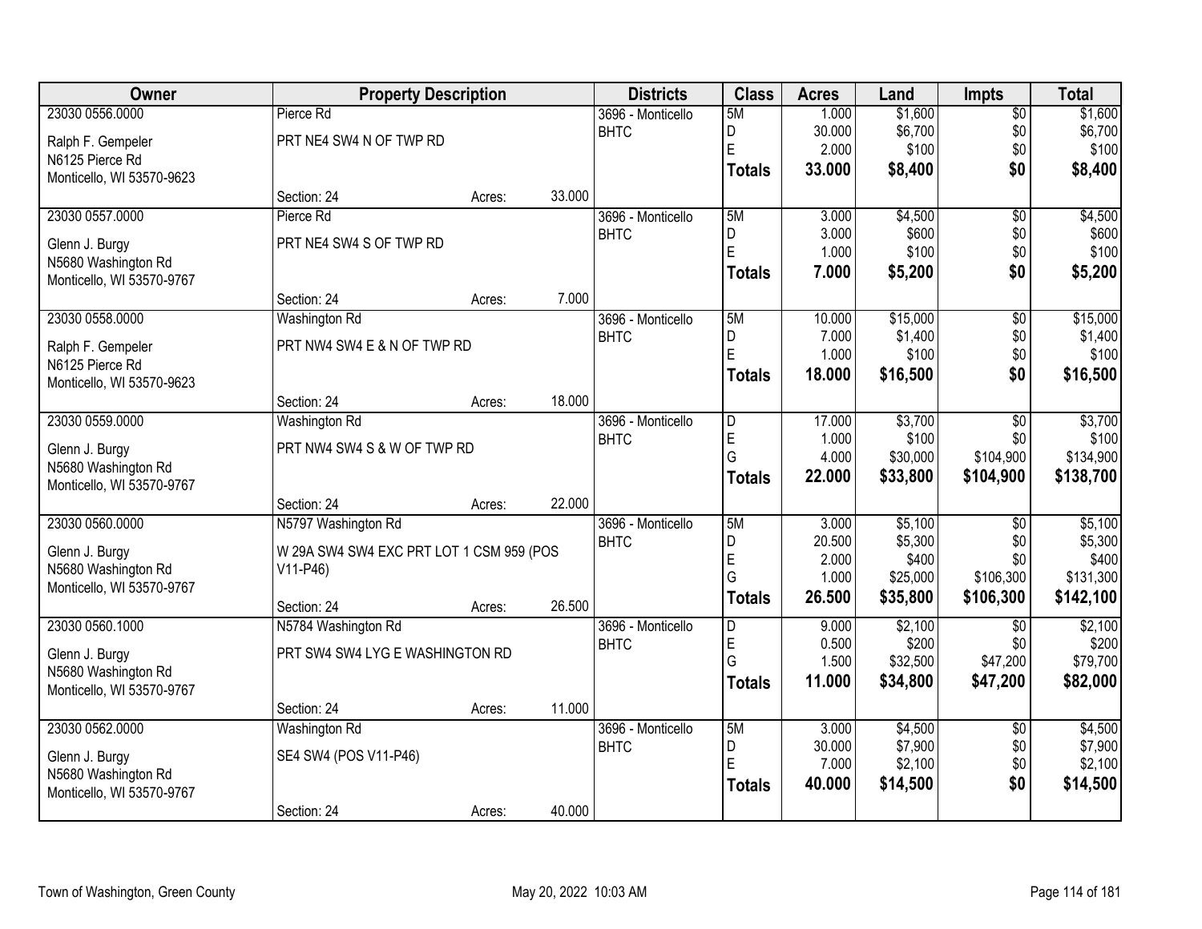| Owner | Property Description | | | Districts | Class | Acres | Land | Impts | Total |
|---|---|---|---|---|---|---|---|---|---|
| 23030 0556.0000 | Pierce Rd | | | 3696 - Monticello | 5M | 1.000 | $1,600 | $0 | $1,600 |
| Ralph F. Gempeler | PRT NE4 SW4 N OF TWP RD | | | BHTC | D | 30.000 | $6,700 | $0 | $6,700 |
| N6125 Pierce Rd | | | | | E | 2.000 | $100 | $0 | $100 |
| Monticello, WI 53570-9623 | | | | | **Totals** | **33.000** | **$8,400** | **$0** | **$8,400** |
| | Section: 24 | Acres: | 33.000 | | | | | | |
| 23030 0557.0000 | Pierce Rd | | | 3696 - Monticello | 5M | 3.000 | $4,500 | $0 | $4,500 |
| Glenn J. Burgy | PRT NE4 SW4 S OF TWP RD | | | BHTC | D | 3.000 | $600 | $0 | $600 |
| N5680 Washington Rd | | | | | E | 1.000 | $100 | $0 | $100 |
| Monticello, WI 53570-9767 | | | | | **Totals** | **7.000** | **$5,200** | **$0** | **$5,200** |
| | Section: 24 | Acres: | 7.000 | | | | | | |
| 23030 0558.0000 | Washington Rd | | | 3696 - Monticello | 5M | 10.000 | $15,000 | $0 | $15,000 |
| Ralph F. Gempeler | PRT NW4 SW4 E & N OF TWP RD | | | BHTC | D | 7.000 | $1,400 | $0 | $1,400 |
| N6125 Pierce Rd | | | | | E | 1.000 | $100 | $0 | $100 |
| Monticello, WI 53570-9623 | | | | | **Totals** | **18.000** | **$16,500** | **$0** | **$16,500** |
| | Section: 24 | Acres: | 18.000 | | | | | | |
| 23030 0559.0000 | Washington Rd | | | 3696 - Monticello | D | 17.000 | $3,700 | $0 | $3,700 |
| Glenn J. Burgy | PRT NW4 SW4 S & W OF TWP RD | | | BHTC | E | 1.000 | $100 | $0 | $100 |
| N5680 Washington Rd | | | | | G | 4.000 | $30,000 | $104,900 | $134,900 |
| Monticello, WI 53570-9767 | | | | | **Totals** | **22.000** | **$33,800** | **$104,900** | **$138,700** |
| | Section: 24 | Acres: | 22.000 | | | | | | |
| 23030 0560.0000 | N5797 Washington Rd | | | 3696 - Monticello | 5M | 3.000 | $5,100 | $0 | $5,100 |
| Glenn J. Burgy | W 29A SW4 SW4 EXC PRT LOT 1 CSM 959 (POS V11-P46) | | | BHTC | D | 20.500 | $5,300 | $0 | $5,300 |
| N5680 Washington Rd | | | | | E | 2.000 | $400 | $0 | $400 |
| Monticello, WI 53570-9767 | | | | | G | 1.000 | $25,000 | $106,300 | $131,300 |
| | Section: 24 | Acres: | 26.500 | | **Totals** | **26.500** | **$35,800** | **$106,300** | **$142,100** |
| 23030 0560.1000 | N5784 Washington Rd | | | 3696 - Monticello | D | 9.000 | $2,100 | $0 | $2,100 |
| Glenn J. Burgy | PRT SW4 SW4 LYG E WASHINGTON RD | | | BHTC | E | 0.500 | $200 | $0 | $200 |
| N5680 Washington Rd | | | | | G | 1.500 | $32,500 | $47,200 | $79,700 |
| Monticello, WI 53570-9767 | | | | | **Totals** | **11.000** | **$34,800** | **$47,200** | **$82,000** |
| | Section: 24 | Acres: | 11.000 | | | | | | |
| 23030 0562.0000 | Washington Rd | | | 3696 - Monticello | 5M | 3.000 | $4,500 | $0 | $4,500 |
| Glenn J. Burgy | SE4 SW4 (POS V11-P46) | | | BHTC | D | 30.000 | $7,900 | $0 | $7,900 |
| N5680 Washington Rd | | | | | E | 7.000 | $2,100 | $0 | $2,100 |
| Monticello, WI 53570-9767 | | | | | **Totals** | **40.000** | **$14,500** | **$0** | **$14,500** |
| | Section: 24 | Acres: | 40.000 | | | | | | |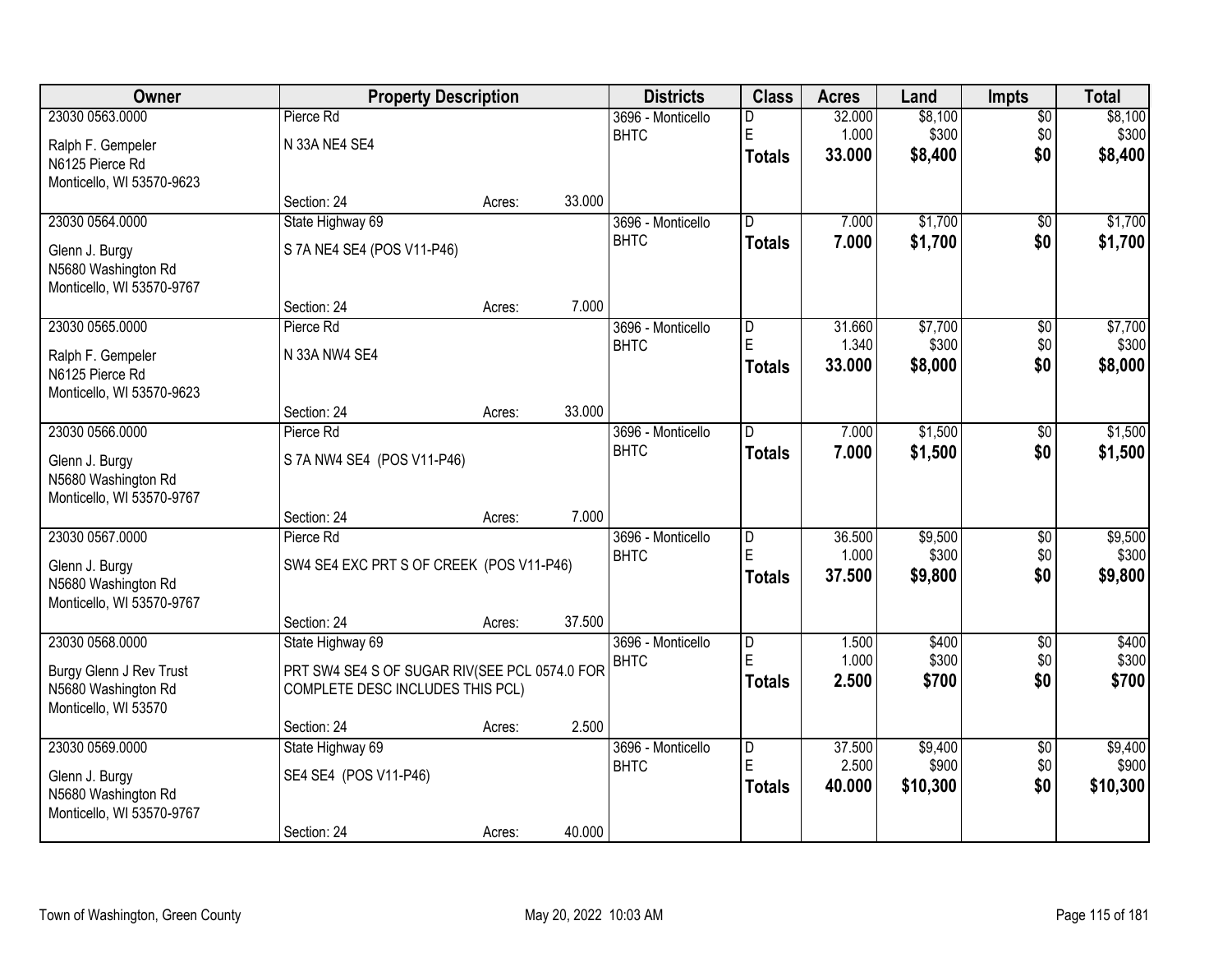| Owner | Property Description | Districts | Class | Acres | Land | Impts | Total |
|---|---|---|---|---|---|---|---|
| 23030 0563.0000<br>Ralph F. Gempeler<br>N6125 Pierce Rd<br>Monticello, WI 53570-9623 | Pierce Rd<br>N 33A NE4 SE4<br>Section: 24 Acres: 33.000 | 3696 - Monticello<br>BHTC | D<br>E<br>**Totals** | 32.000<br>1.000<br>**33.000** | $8,100<br>$300<br>**$8,400** | $0<br>$0<br>**$0** | $8,100<br>$300<br>**$8,400** |
| 23030 0564.0000<br>Glenn J. Burgy<br>N5680 Washington Rd<br>Monticello, WI 53570-9767 | State Highway 69<br>S 7A NE4 SE4 (POS V11-P46)<br>Section: 24 Acres: 7.000 | 3696 - Monticello<br>BHTC | D<br>**Totals** | 7.000<br>**7.000** | $1,700<br>**$1,700** | $0<br>**$0** | $1,700<br>**$1,700** |
| 23030 0565.0000<br>Ralph F. Gempeler<br>N6125 Pierce Rd<br>Monticello, WI 53570-9623 | Pierce Rd<br>N 33A NW4 SE4<br>Section: 24 Acres: 33.000 | 3696 - Monticello<br>BHTC | D<br>E<br>**Totals** | 31.660<br>1.340<br>**33.000** | $7,700<br>$300<br>**$8,000** | $0<br>$0<br>**$0** | $7,700<br>$300<br>**$8,000** |
| 23030 0566.0000<br>Glenn J. Burgy<br>N5680 Washington Rd<br>Monticello, WI 53570-9767 | Pierce Rd<br>S 7A NW4 SE4 (POS V11-P46)<br>Section: 24 Acres: 7.000 | 3696 - Monticello<br>BHTC | D<br>**Totals** | 7.000<br>**7.000** | $1,500<br>**$1,500** | $0<br>**$0** | $1,500<br>**$1,500** |
| 23030 0567.0000<br>Glenn J. Burgy<br>N5680 Washington Rd<br>Monticello, WI 53570-9767 | Pierce Rd<br>SW4 SE4 EXC PRT S OF CREEK (POS V11-P46)<br>Section: 24 Acres: 37.500 | 3696 - Monticello<br>BHTC | D<br>E<br>**Totals** | 36.500<br>1.000<br>**37.500** | $9,500<br>$300<br>**$9,800** | $0<br>$0<br>**$0** | $9,500<br>$300<br>**$9,800** |
| 23030 0568.0000<br>Burgy Glenn J Rev Trust<br>N5680 Washington Rd<br>Monticello, WI 53570 | State Highway 69<br>PRT SW4 SE4 S OF SUGAR RIV(SEE PCL 0574.0 FOR COMPLETE DESC INCLUDES THIS PCL)<br>Section: 24 Acres: 2.500 | 3696 - Monticello<br>BHTC | D<br>E<br>**Totals** | 1.500<br>1.000<br>**2.500** | $400<br>$300<br>**$700** | $0<br>$0<br>**$0** | $400<br>$300<br>**$700** |
| 23030 0569.0000<br>Glenn J. Burgy<br>N5680 Washington Rd<br>Monticello, WI 53570-9767 | State Highway 69<br>SE4 SE4 (POS V11-P46)<br>Section: 24 Acres: 40.000 | 3696 - Monticello<br>BHTC | D<br>E<br>**Totals** | 37.500<br>2.500<br>**40.000** | $9,400<br>$900<br>**$10,300** | $0<br>$0<br>**$0** | $9,400<br>$900<br>**$10,300** |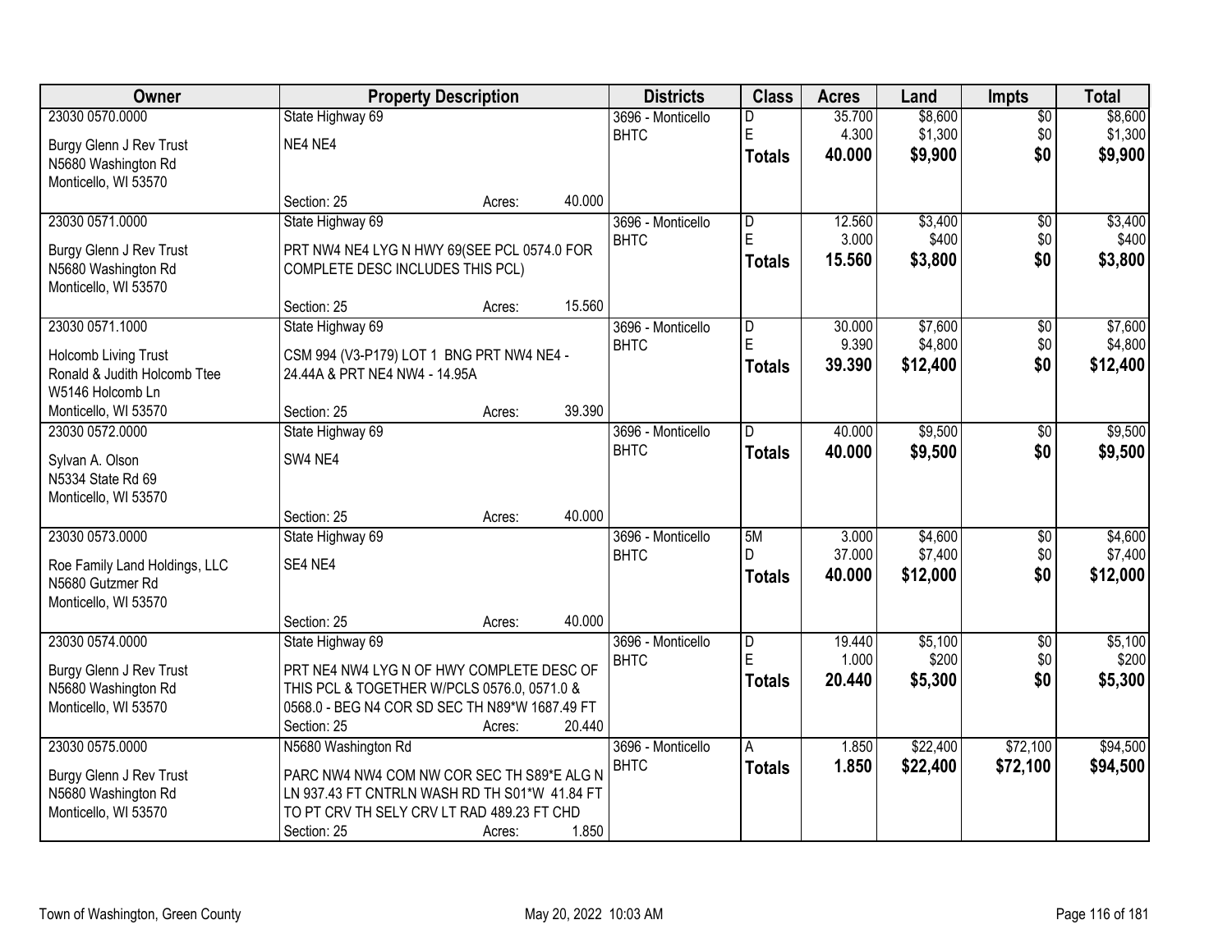| Owner | Property Description | | | Districts | Class | Acres | Land | Impts | Total |
|---|---|---|---|---|---|---|---|---|---|
| 23030 0570.0000 | State Highway 69 | | | 3696 - Monticello | D | 35.700 | $8,600 | $0 | $8,600 |
| Burgy Glenn J Rev Trust | NE4 NE4 | | | BHTC | E | 4.300 | $1,300 | $0 | $1,300 |
| N5680 Washington Rd | | | | | **Totals** | **40.000** | **$9,900** | **$0** | **$9,900** |
| Monticello, WI 53570 | | | | | | | | | |
| | Section: 25 | Acres: | 40.000 | | | | | | |
| 23030 0571.0000 | State Highway 69 | | | 3696 - Monticello | D | 12.560 | $3,400 | $0 | $3,400 |
| Burgy Glenn J Rev Trust | PRT NW4 NE4 LYG N HWY 69(SEE PCL 0574.0 FOR COMPLETE DESC INCLUDES THIS PCL) | | | BHTC | E | 3.000 | $400 | $0 | $400 |
| N5680 Washington Rd | | | | | **Totals** | **15.560** | **$3,800** | **$0** | **$3,800** |
| Monticello, WI 53570 | | | | | | | | | |
| | Section: 25 | Acres: | 15.560 | | | | | | |
| 23030 0571.1000 | State Highway 69 | | | 3696 - Monticello | D | 30.000 | $7,600 | $0 | $7,600 |
| Holcomb Living Trust | CSM 994 (V3-P179) LOT 1 BNG PRT NW4 NE4 - 24.44A & PRT NE4 NW4 - 14.95A | | | BHTC | E | 9.390 | $4,800 | $0 | $4,800 |
| Ronald & Judith Holcomb Ttee | | | | | **Totals** | **39.390** | **$12,400** | **$0** | **$12,400** |
| W5146 Holcomb Ln | | | | | | | | | |
| Monticello, WI 53570 | Section: 25 | Acres: | 39.390 | | | | | | |
| 23030 0572.0000 | State Highway 69 | | | 3696 - Monticello | D | 40.000 | $9,500 | $0 | $9,500 |
| Sylvan A. Olson | SW4 NE4 | | | BHTC | **Totals** | **40.000** | **$9,500** | **$0** | **$9,500** |
| N5334 State Rd 69 | | | | | | | | | |
| Monticello, WI 53570 | | | | | | | | | |
| | Section: 25 | Acres: | 40.000 | | | | | | |
| 23030 0573.0000 | State Highway 69 | | | 3696 - Monticello | 5M | 3.000 | $4,600 | $0 | $4,600 |
| Roe Family Land Holdings, LLC | SE4 NE4 | | | BHTC | D | 37.000 | $7,400 | $0 | $7,400 |
| N5680 Gutzmer Rd | | | | | **Totals** | **40.000** | **$12,000** | **$0** | **$12,000** |
| Monticello, WI 53570 | | | | | | | | | |
| | Section: 25 | Acres: | 40.000 | | | | | | |
| 23030 0574.0000 | State Highway 69 | | | 3696 - Monticello | D | 19.440 | $5,100 | $0 | $5,100 |
| Burgy Glenn J Rev Trust | PRT NE4 NW4 LYG N OF HWY COMPLETE DESC OF THIS PCL & TOGETHER W/PCLS 0576.0, 0571.0 & 0568.0 - BEG N4 COR SD SEC TH N89*W 1687.49 FT | | | BHTC | E | 1.000 | $200 | $0 | $200 |
| N5680 Washington Rd | | | | | **Totals** | **20.440** | **$5,300** | **$0** | **$5,300** |
| Monticello, WI 53570 | | | | | | | | | |
| | Section: 25 | Acres: | 20.440 | | | | | | |
| 23030 0575.0000 | N5680 Washington Rd | | | 3696 - Monticello | A | 1.850 | $22,400 | $72,100 | $94,500 |
| Burgy Glenn J Rev Trust | PARC NW4 NW4 COM NW COR SEC TH S89*E ALG N LN 937.43 FT CNTRLN WASH RD TH S01*W 41.84 FT TO PT CRV TH SELY CRV LT RAD 489.23 FT CHD | | | BHTC | **Totals** | **1.850** | **$22,400** | **$72,100** | **$94,500** |
| N5680 Washington Rd | | | | | | | | | |
| Monticello, WI 53570 | | | | | | | | | |
| | Section: 25 | Acres: | 1.850 | | | | | | |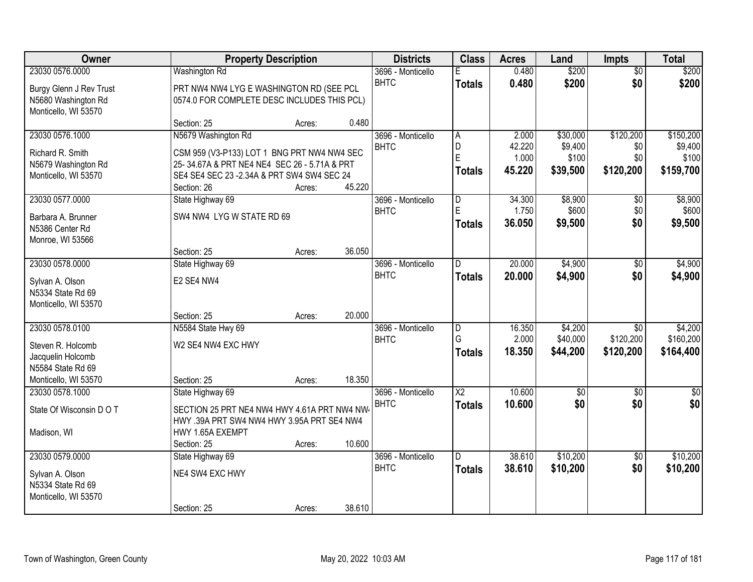| Owner | Property Description | | | Districts | Class | Acres | Land | Impts | Total |
|---|---|---|---|---|---|---|---|---|---|
| 23030 0576.0000 | Washington Rd | | | 3696 - Monticello | E | 0.480 | $200 | $0 | $200 |
| Burgy Glenn J Rev Trust<br>N5680 Washington Rd<br>Monticello, WI 53570 | PRT NW4 NW4 LYG E WASHINGTON RD (SEE PCL 0574.0 FOR COMPLETE DESC INCLUDES THIS PCL) | | | BHTC | **Totals** | **0.480** | **$200** | **$0** | **$200** |
| | Section: 25 | Acres: | 0.480 | | | | | | |
| 23030 0576.1000 | N5679 Washington Rd | | | 3696 - Monticello | A | 2.000 | $30,000 | $120,200 | $150,200 |
| Richard R. Smith<br>N5679 Washington Rd<br>Monticello, WI 53570 | CSM 959 (V3-P133) LOT 1 BNG PRT NW4 NW4 SEC 25- 34.67A & PRT NE4 NE4 SEC 26 - 5.71A & PRT SE4 SE4 SEC 23 -2.34A & PRT SW4 SW4 SEC 24 | | | BHTC | D | 42.220 | $9,400 | $0 | $9,400 |
| | | | | | E | 1.000 | $100 | $0 | $100 |
| | | | | | **Totals** | **45.220** | **$39,500** | **$120,200** | **$159,700** |
| | Section: 26 | Acres: | 45.220 | | | | | | |
| 23030 0577.0000 | State Highway 69 | | | 3696 - Monticello | D | 34.300 | $8,900 | $0 | $8,900 |
| Barbara A. Brunner<br>N5386 Center Rd<br>Monroe, WI 53566 | SW4 NW4 LYG W STATE RD 69 | | | BHTC | E | 1.750 | $600 | $0 | $600 |
| | | | | | **Totals** | **36.050** | **$9,500** | **$0** | **$9,500** |
| | Section: 25 | Acres: | 36.050 | | | | | | |
| 23030 0578.0000 | State Highway 69 | | | 3696 - Monticello | D | 20.000 | $4,900 | $0 | $4,900 |
| Sylvan A. Olson<br>N5334 State Rd 69<br>Monticello, WI 53570 | E2 SE4 NW4 | | | BHTC | **Totals** | **20.000** | **$4,900** | **$0** | **$4,900** |
| | Section: 25 | Acres: | 20.000 | | | | | | |
| 23030 0578.0100 | N5584 State Hwy 69 | | | 3696 - Monticello | D | 16.350 | $4,200 | $0 | $4,200 |
| Steven R. Holcomb<br>Jacquelin Holcomb<br>N5584 State Rd 69<br>Monticello, WI 53570 | W2 SE4 NW4 EXC HWY | | | BHTC | G | 2.000 | $40,000 | $120,200 | $160,200 |
| | | | | | **Totals** | **18.350** | **$44,200** | **$120,200** | **$164,400** |
| | Section: 25 | Acres: | 18.350 | | | | | | |
| 23030 0578.1000 | State Highway 69 | | | 3696 - Monticello | X2 | 10.600 | $0 | $0 | $0 |
| State Of Wisconsin D O T<br><br>Madison, WI | SECTION 25 PRT NE4 NW4 HWY 4.61A PRT NW4 NW4 HWY .39A PRT SW4 NW4 HWY 3.95A PRT SE4 NW4 HWY 1.65A EXEMPT | | | BHTC | **Totals** | **10.600** | **$0** | **$0** | **$0** |
| | Section: 25 | Acres: | 10.600 | | | | | | |
| 23030 0579.0000 | State Highway 69 | | | 3696 - Monticello | D | 38.610 | $10,200 | $0 | $10,200 |
| Sylvan A. Olson<br>N5334 State Rd 69<br>Monticello, WI 53570 | NE4 SW4 EXC HWY | | | BHTC | **Totals** | **38.610** | **$10,200** | **$0** | **$10,200** |
| | Section: 25 | Acres: | 38.610 | | | | | | |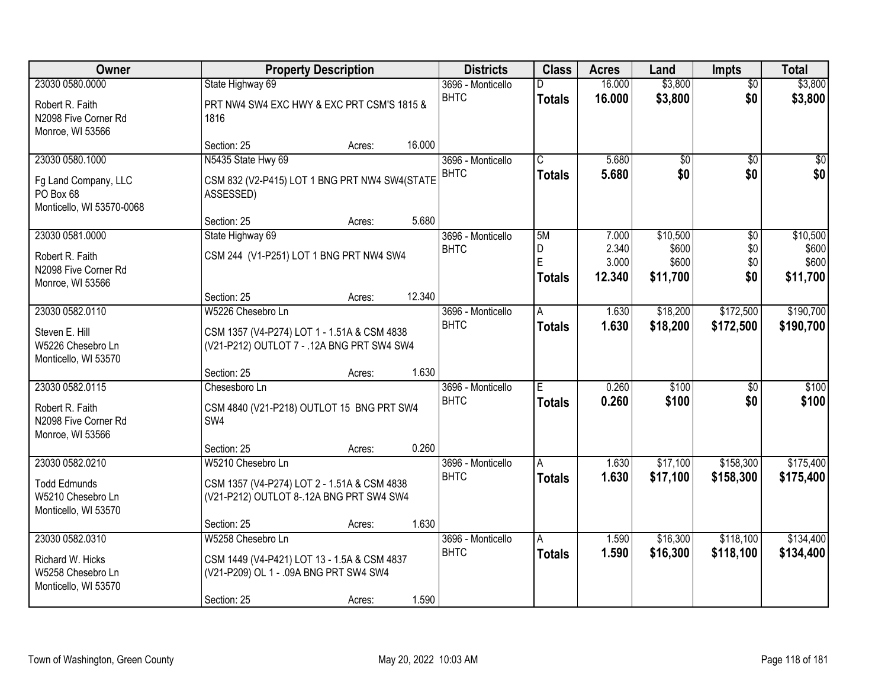| Owner | Property Description | Districts | Class | Acres | Land | Impts | Total |
|---|---|---|---|---|---|---|---|
| 23030 0580.0000<br>Robert R. Faith<br>N2098 Five Corner Rd<br>Monroe, WI 53566 | State Highway 69<br>PRT NW4 SW4 EXC HWY & EXC PRT CSM'S 1815 & 1816<br>Section: 25 Acres: 16.000 | 3696 - Monticello BHTC | D<br>**Totals** | 16.000<br>**16.000** | $3,800<br>**$3,800** | $0<br>**$0** | $3,800<br>**$3,800** |
| 23030 0580.1000<br>Fg Land Company, LLC<br>PO Box 68<br>Monticello, WI 53570-0068 | N5435 State Hwy 69<br>CSM 832 (V2-P415) LOT 1 BNG PRT NW4 SW4(STATE ASSESSED)<br>Section: 25 Acres: 5.680 | 3696 - Monticello BHTC | C<br>**Totals** | 5.680<br>**5.680** | $0<br>**$0** | $0<br>**$0** | $0<br>**$0** |
| 23030 0581.0000<br>Robert R. Faith<br>N2098 Five Corner Rd<br>Monroe, WI 53566 | State Highway 69<br>CSM 244 (V1-P251) LOT 1 BNG PRT NW4 SW4<br>Section: 25 Acres: 12.340 | 3696 - Monticello BHTC | 5M<br>D<br>E<br>**Totals** | 7.000<br>2.340<br>3.000<br>**12.340** | $10,500<br>$600<br>$600<br>**$11,700** | $0<br>$0<br>$0<br>**$0** | $10,500<br>$600<br>$600<br>**$11,700** |
| 23030 0582.0110<br>Steven E. Hill<br>W5226 Chesebro Ln<br>Monticello, WI 53570 | W5226 Chesebro Ln<br>CSM 1357 (V4-P274) LOT 1 - 1.51A & CSM 4838 (V21-P212) OUTLOT 7 - .12A BNG PRT SW4 SW4<br>Section: 25 Acres: 1.630 | 3696 - Monticello BHTC | A<br>**Totals** | 1.630<br>**1.630** | $18,200<br>**$18,200** | $172,500<br>**$172,500** | $190,700<br>**$190,700** |
| 23030 0582.0115<br>Robert R. Faith<br>N2098 Five Corner Rd<br>Monroe, WI 53566 | Chesesboro Ln<br>CSM 4840 (V21-P218) OUTLOT 15 BNG PRT SW4 SW4<br>Section: 25 Acres: 0.260 | 3696 - Monticello BHTC | E<br>**Totals** | 0.260<br>**0.260** | $100<br>**$100** | $0<br>**$0** | $100<br>**$100** |
| 23030 0582.0210<br>Todd Edmunds<br>W5210 Chesebro Ln<br>Monticello, WI 53570 | W5210 Chesebro Ln<br>CSM 1357 (V4-P274) LOT 2 - 1.51A & CSM 4838 (V21-P212) OUTLOT 8-.12A BNG PRT SW4 SW4<br>Section: 25 Acres: 1.630 | 3696 - Monticello BHTC | A<br>**Totals** | 1.630<br>**1.630** | $17,100<br>**$17,100** | $158,300<br>**$158,300** | $175,400<br>**$175,400** |
| 23030 0582.0310<br>Richard W. Hicks<br>W5258 Chesebro Ln<br>Monticello, WI 53570 | W5258 Chesebro Ln<br>CSM 1449 (V4-P421) LOT 13 - 1.5A & CSM 4837 (V21-P209) OL 1 - .09A BNG PRT SW4 SW4<br>Section: 25 Acres: 1.590 | 3696 - Monticello BHTC | A<br>**Totals** | 1.590<br>**1.590** | $16,300<br>**$16,300** | $118,100<br>**$118,100** | $134,400<br>**$134,400** |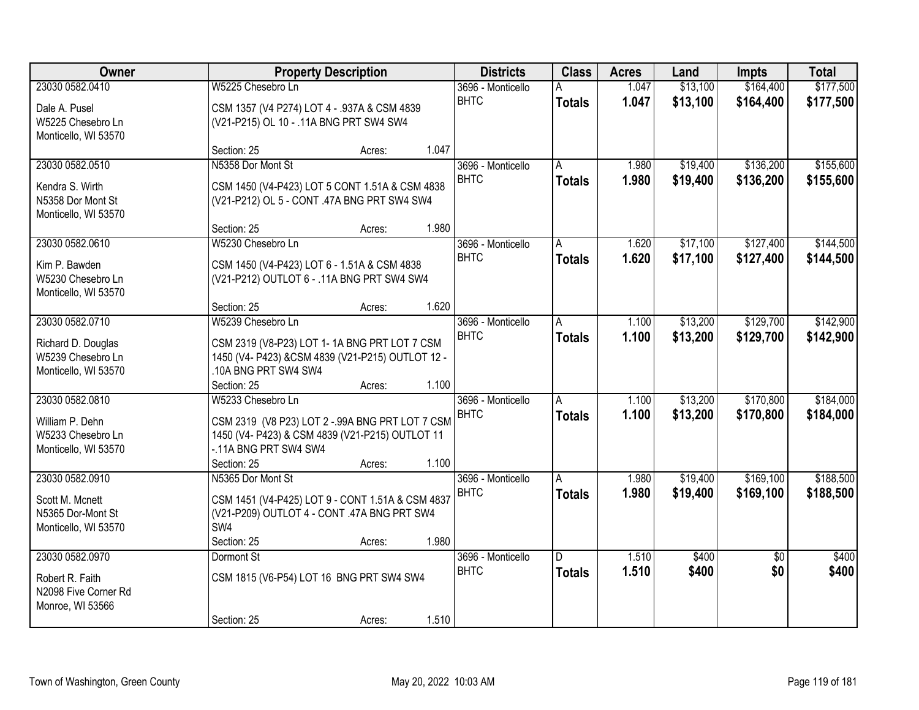| Owner | Property Description | Districts | Class | Acres | Land | Impts | Total |
|---|---|---|---|---|---|---|---|
| 23030 0582.0410<br>Dale A. Pusel<br>W5225 Chesebro Ln<br>Monticello, WI 53570 | W5225 Chesebro Ln<br>CSM 1357 (V4 P274) LOT 4 - .937A & CSM 4839 (V21-P215) OL 10 - .11A BNG PRT SW4 SW4<br>Section: 25 Acres: 1.047 | 3696 - Monticello BHTC | A<br>**Totals** | 1.047<br>**1.047** | $13,100<br>**$13,100** | $164,400<br>**$164,400** | $177,500<br>**$177,500** |
| 23030 0582.0510<br>Kendra S. Wirth<br>N5358 Dor Mont St<br>Monticello, WI 53570 | N5358 Dor Mont St<br>CSM 1450 (V4-P423) LOT 5 CONT 1.51A & CSM 4838 (V21-P212) OL 5 - CONT .47A BNG PRT SW4 SW4<br>Section: 25 Acres: 1.980 | 3696 - Monticello BHTC | A<br>**Totals** | 1.980<br>**1.980** | $19,400<br>**$19,400** | $136,200<br>**$136,200** | $155,600<br>**$155,600** |
| 23030 0582.0610<br>Kim P. Bawden<br>W5230 Chesebro Ln<br>Monticello, WI 53570 | W5230 Chesebro Ln<br>CSM 1450 (V4-P423) LOT 6 - 1.51A & CSM 4838 (V21-P212) OUTLOT 6 - .11A BNG PRT SW4 SW4<br>Section: 25 Acres: 1.620 | 3696 - Monticello BHTC | A<br>**Totals** | 1.620<br>**1.620** | $17,100<br>**$17,100** | $127,400<br>**$127,400** | $144,500<br>**$144,500** |
| 23030 0582.0710<br>Richard D. Douglas<br>W5239 Chesebro Ln<br>Monticello, WI 53570 | W5239 Chesebro Ln<br>CSM 2319 (V8-P23) LOT 1- 1A BNG PRT LOT 7 CSM 1450 (V4- P423) &CSM 4839 (V21-P215) OUTLOT 12 - .10A BNG PRT SW4 SW4<br>Section: 25 Acres: 1.100 | 3696 - Monticello BHTC | A<br>**Totals** | 1.100<br>**1.100** | $13,200<br>**$13,200** | $129,700<br>**$129,700** | $142,900<br>**$142,900** |
| 23030 0582.0810<br>William P. Dehn<br>W5233 Chesebro Ln<br>Monticello, WI 53570 | W5233 Chesebro Ln<br>CSM 2319 (V8 P23) LOT 2 -.99A BNG PRT LOT 7 CSM 1450 (V4- P423) & CSM 4839 (V21-P215) OUTLOT 11 -.11A BNG PRT SW4 SW4<br>Section: 25 Acres: 1.100 | 3696 - Monticello BHTC | A<br>**Totals** | 1.100<br>**1.100** | $13,200<br>**$13,200** | $170,800<br>**$170,800** | $184,000<br>**$184,000** |
| 23030 0582.0910<br>Scott M. Mcnett<br>N5365 Dor-Mont St<br>Monticello, WI 53570 | N5365 Dor Mont St<br>CSM 1451 (V4-P425) LOT 9 - CONT 1.51A & CSM 4837 (V21-P209) OUTLOT 4 - CONT .47A BNG PRT SW4 SW4<br>Section: 25 Acres: 1.980 | 3696 - Monticello BHTC | A<br>**Totals** | 1.980<br>**1.980** | $19,400<br>**$19,400** | $169,100<br>**$169,100** | $188,500<br>**$188,500** |
| 23030 0582.0970<br>Robert R. Faith<br>N2098 Five Corner Rd<br>Monroe, WI 53566 | Dormont St<br>CSM 1815 (V6-P54) LOT 16 BNG PRT SW4 SW4<br>Section: 25 Acres: 1.510 | 3696 - Monticello BHTC | D<br>**Totals** | 1.510<br>**1.510** | $400<br>**$400** | $0<br>**$0** | $400<br>**$400** |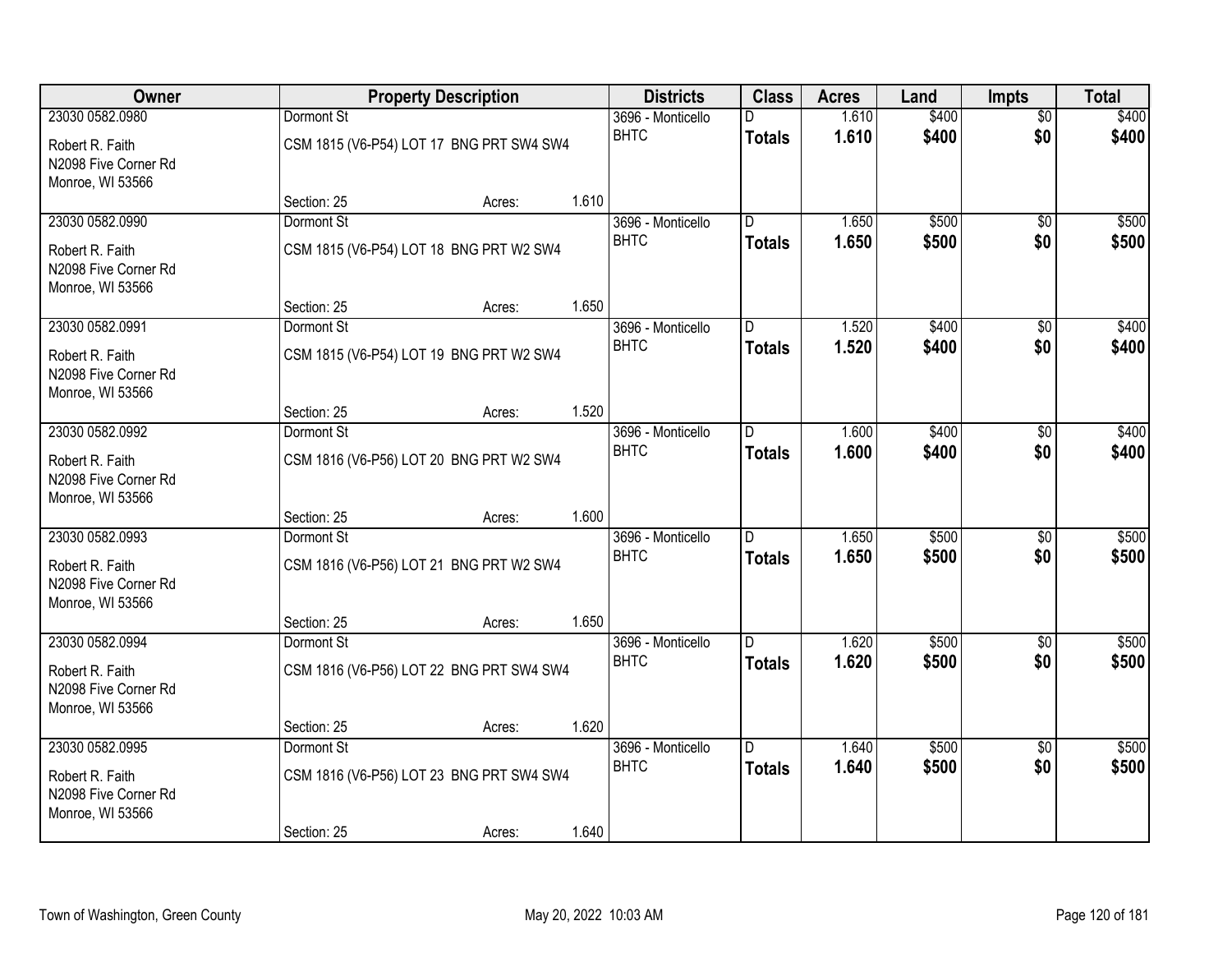| Owner | Property Description | | | Districts | Class | Acres | Land | Impts | Total |
|---|---|---|---|---|---|---|---|---|---|
| 23030 0582.0980 | Dormont St | | | 3696 - Monticello | D | 1.610 | $400 | $0 | $400 |
| Robert R. Faith<br>N2098 Five Corner Rd<br>Monroe, WI 53566 | CSM 1815 (V6-P54) LOT 17 BNG PRT SW4 SW4 | | | BHTC | **Totals** | **1.610** | **$400** | **$0** | **$400** |
| | Section: 25 | Acres: | 1.610 | | | | | | |
| 23030 0582.0990 | Dormont St | | | 3696 - Monticello | D | 1.650 | $500 | $0 | $500 |
| Robert R. Faith<br>N2098 Five Corner Rd<br>Monroe, WI 53566 | CSM 1815 (V6-P54) LOT 18 BNG PRT W2 SW4 | | | BHTC | **Totals** | **1.650** | **$500** | **$0** | **$500** |
| | Section: 25 | Acres: | 1.650 | | | | | | |
| 23030 0582.0991 | Dormont St | | | 3696 - Monticello | D | 1.520 | $400 | $0 | $400 |
| Robert R. Faith<br>N2098 Five Corner Rd<br>Monroe, WI 53566 | CSM 1815 (V6-P54) LOT 19 BNG PRT W2 SW4 | | | BHTC | **Totals** | **1.520** | **$400** | **$0** | **$400** |
| | Section: 25 | Acres: | 1.520 | | | | | | |
| 23030 0582.0992 | Dormont St | | | 3696 - Monticello | D | 1.600 | $400 | $0 | $400 |
| Robert R. Faith<br>N2098 Five Corner Rd<br>Monroe, WI 53566 | CSM 1816 (V6-P56) LOT 20 BNG PRT W2 SW4 | | | BHTC | **Totals** | **1.600** | **$400** | **$0** | **$400** |
| | Section: 25 | Acres: | 1.600 | | | | | | |
| 23030 0582.0993 | Dormont St | | | 3696 - Monticello | D | 1.650 | $500 | $0 | $500 |
| Robert R. Faith<br>N2098 Five Corner Rd<br>Monroe, WI 53566 | CSM 1816 (V6-P56) LOT 21 BNG PRT W2 SW4 | | | BHTC | **Totals** | **1.650** | **$500** | **$0** | **$500** |
| | Section: 25 | Acres: | 1.650 | | | | | | |
| 23030 0582.0994 | Dormont St | | | 3696 - Monticello | D | 1.620 | $500 | $0 | $500 |
| Robert R. Faith<br>N2098 Five Corner Rd<br>Monroe, WI 53566 | CSM 1816 (V6-P56) LOT 22 BNG PRT SW4 SW4 | | | BHTC | **Totals** | **1.620** | **$500** | **$0** | **$500** |
| | Section: 25 | Acres: | 1.620 | | | | | | |
| 23030 0582.0995 | Dormont St | | | 3696 - Monticello | D | 1.640 | $500 | $0 | $500 |
| Robert R. Faith<br>N2098 Five Corner Rd<br>Monroe, WI 53566 | CSM 1816 (V6-P56) LOT 23 BNG PRT SW4 SW4 | | | BHTC | **Totals** | **1.640** | **$500** | **$0** | **$500** |
| | Section: 25 | Acres: | 1.640 | | | | | | |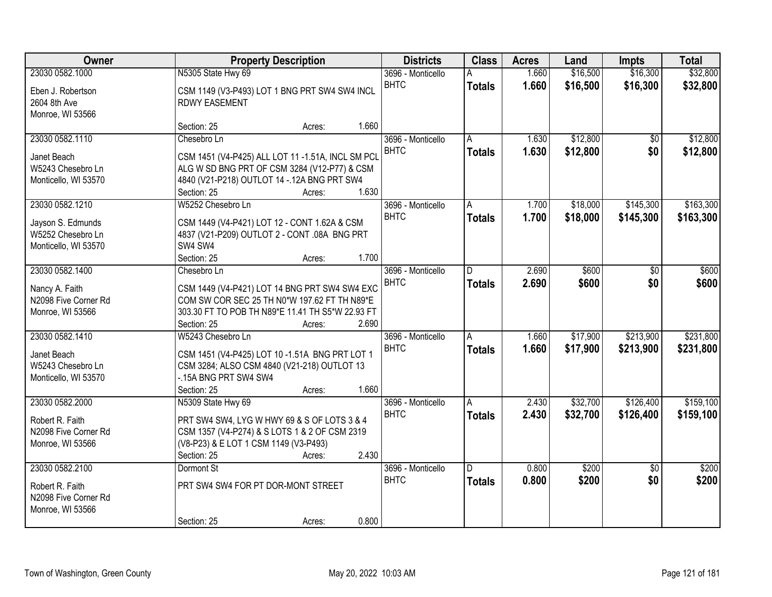| Owner | Property Description | Districts | Class | Acres | Land | Impts | Total |
|---|---|---|---|---|---|---|---|
| 23030 0582.1000<br>Eben J. Robertson<br>2604 8th Ave<br>Monroe, WI 53566 | N5305 State Hwy 69<br>CSM 1149 (V3-P493) LOT 1 BNG PRT SW4 SW4 INCL RDWY EASEMENT<br>Section: 25 Acres: 1.660 | 3696 - Monticello<br>BHTC | A<br>**Totals** | 1.660<br>**1.660** | $16,500<br>**$16,500** | $16,300<br>**$16,300** | $32,800<br>**$32,800** |
| 23030 0582.1110<br>Janet Beach<br>W5243 Chesebro Ln<br>Monticello, WI 53570 | Chesebro Ln<br>CSM 1451 (V4-P425) ALL LOT 11 -1.51A, INCL SM PCL ALG W SD BNG PRT OF CSM 3284 (V12-P77) & CSM 4840 (V21-P218) OUTLOT 14 -.12A BNG PRT SW4<br>Section: 25 Acres: 1.630 | 3696 - Monticello<br>BHTC | A<br>**Totals** | 1.630<br>**1.630** | $12,800<br>**$12,800** | $0<br>**$0** | $12,800<br>**$12,800** |
| 23030 0582.1210<br>Jayson S. Edmunds<br>W5252 Chesebro Ln<br>Monticello, WI 53570 | W5252 Chesebro Ln<br>CSM 1449 (V4-P421) LOT 12 - CONT 1.62A & CSM 4837 (V21-P209) OUTLOT 2 - CONT .08A BNG PRT SW4 SW4<br>Section: 25 Acres: 1.700 | 3696 - Monticello<br>BHTC | A<br>**Totals** | 1.700<br>**1.700** | $18,000<br>**$18,000** | $145,300<br>**$145,300** | $163,300<br>**$163,300** |
| 23030 0582.1400<br>Nancy A. Faith<br>N2098 Five Corner Rd<br>Monroe, WI 53566 | Chesebro Ln<br>CSM 1449 (V4-P421) LOT 14 BNG PRT SW4 SW4 EXC COM SW COR SEC 25 TH N0*W 197.62 FT TH N89*E 303.30 FT TO POB TH N89*E 11.41 TH S5*W 22.93 FT<br>Section: 25 Acres: 2.690 | 3696 - Monticello<br>BHTC | D<br>**Totals** | 2.690<br>**2.690** | $600<br>**$600** | $0<br>**$0** | $600<br>**$600** |
| 23030 0582.1410<br>Janet Beach<br>W5243 Chesebro Ln<br>Monticello, WI 53570 | W5243 Chesebro Ln<br>CSM 1451 (V4-P425) LOT 10 -1.51A BNG PRT LOT 1 CSM 3284; ALSO CSM 4840 (V21-218) OUTLOT 13 -.15A BNG PRT SW4 SW4<br>Section: 25 Acres: 1.660 | 3696 - Monticello<br>BHTC | A<br>**Totals** | 1.660<br>**1.660** | $17,900<br>**$17,900** | $213,900<br>**$213,900** | $231,800<br>**$231,800** |
| 23030 0582.2000<br>Robert R. Faith<br>N2098 Five Corner Rd<br>Monroe, WI 53566 | N5309 State Hwy 69<br>PRT SW4 SW4, LYG W HWY 69 & S OF LOTS 3 & 4 CSM 1357 (V4-P274) & S LOTS 1 & 2 OF CSM 2319 (V8-P23) & E LOT 1 CSM 1149 (V3-P493)<br>Section: 25 Acres: 2.430 | 3696 - Monticello<br>BHTC | A<br>**Totals** | 2.430<br>**2.430** | $32,700<br>**$32,700** | $126,400<br>**$126,400** | $159,100<br>**$159,100** |
| 23030 0582.2100<br>Robert R. Faith<br>N2098 Five Corner Rd<br>Monroe, WI 53566 | Dormont St<br>PRT SW4 SW4 FOR PT DOR-MONT STREET<br>Section: 25 Acres: 0.800 | 3696 - Monticello<br>BHTC | D<br>**Totals** | 0.800<br>**0.800** | $200<br>**$200** | $0<br>**$0** | $200<br>**$200** |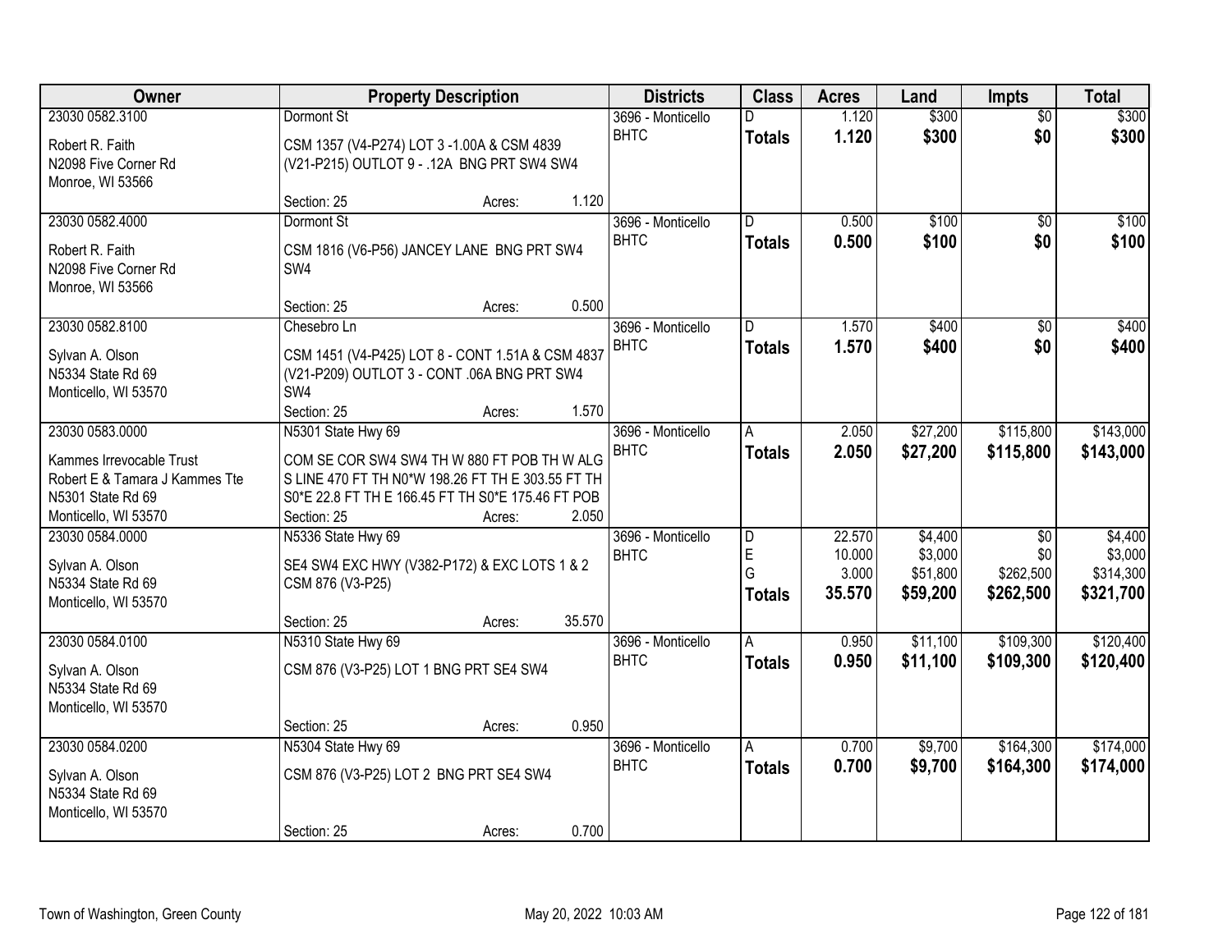| Owner | Property Description | Districts | Class | Acres | Land | Impts | Total |
|---|---|---|---|---|---|---|---|
| 23030 0582.3100<br>Robert R. Faith<br>N2098 Five Corner Rd<br>Monroe, WI 53566 | Dormont St<br>CSM 1357 (V4-P274) LOT 3 -1.00A & CSM 4839 (V21-P215) OUTLOT 9 - .12A BNG PRT SW4 SW4<br>Section: 25 Acres: 1.120 | 3696 - Monticello BHTC | D<br>**Totals** | 1.120<br>**1.120** | $300<br>**$300** | $0<br>**$0** | $300<br>**$300** |
| 23030 0582.4000<br>Robert R. Faith<br>N2098 Five Corner Rd<br>Monroe, WI 53566 | Dormont St<br>CSM 1816 (V6-P56) JANCEY LANE BNG PRT SW4 SW4<br>Section: 25 Acres: 0.500 | 3696 - Monticello BHTC | D<br>**Totals** | 0.500<br>**0.500** | $100<br>**$100** | $0<br>**$0** | $100<br>**$100** |
| 23030 0582.8100<br>Sylvan A. Olson<br>N5334 State Rd 69<br>Monticello, WI 53570 | Chesebro Ln<br>CSM 1451 (V4-P425) LOT 8 - CONT 1.51A & CSM 4837 (V21-P209) OUTLOT 3 - CONT .06A BNG PRT SW4 SW4<br>Section: 25 Acres: 1.570 | 3696 - Monticello BHTC | D<br>**Totals** | 1.570<br>**1.570** | $400<br>**$400** | $0<br>**$0** | $400<br>**$400** |
| 23030 0583.0000<br>Kammes Irrevocable Trust<br>Robert E & Tamara J Kammes Tte<br>N5301 State Rd 69<br>Monticello, WI 53570 | N5301 State Hwy 69<br>COM SE COR SW4 SW4 TH W 880 FT POB TH W ALG S LINE 470 FT TH N0*W 198.26 FT TH E 303.55 FT TH S0*E 22.8 FT TH E 166.45 FT TH S0*E 175.46 FT POB<br>Section: 25 Acres: 2.050 | 3696 - Monticello BHTC | A<br>**Totals** | 2.050<br>**2.050** | $27,200<br>**$27,200** | $115,800<br>**$115,800** | $143,000<br>**$143,000** |
| 23030 0584.0000<br>Sylvan A. Olson<br>N5334 State Rd 69<br>Monticello, WI 53570 | N5336 State Hwy 69<br>SE4 SW4 EXC HWY (V382-P172) & EXC LOTS 1 & 2 CSM 876 (V3-P25)<br>Section: 25 Acres: 35.570 | 3696 - Monticello BHTC | D<br>E<br>G<br>**Totals** | 22.570<br>10.000<br>3.000<br>**35.570** | $4,400<br>$3,000<br>$51,800<br>**$59,200** | $0<br>$0<br>$262,500<br>**$262,500** | $4,400<br>$3,000<br>$314,300<br>**$321,700** |
| 23030 0584.0100<br>Sylvan A. Olson<br>N5334 State Rd 69<br>Monticello, WI 53570 | N5310 State Hwy 69<br>CSM 876 (V3-P25) LOT 1 BNG PRT SE4 SW4<br>Section: 25 Acres: 0.950 | 3696 - Monticello BHTC | A<br>**Totals** | 0.950<br>**0.950** | $11,100<br>**$11,100** | $109,300<br>**$109,300** | $120,400<br>**$120,400** |
| 23030 0584.0200<br>Sylvan A. Olson<br>N5334 State Rd 69<br>Monticello, WI 53570 | N5304 State Hwy 69<br>CSM 876 (V3-P25) LOT 2 BNG PRT SE4 SW4<br>Section: 25 Acres: 0.700 | 3696 - Monticello BHTC | A<br>**Totals** | 0.700<br>**0.700** | $9,700<br>**$9,700** | $164,300<br>**$164,300** | $174,000<br>**$174,000** |

Town of Washington, Green County — May 20, 2022 10:03 AM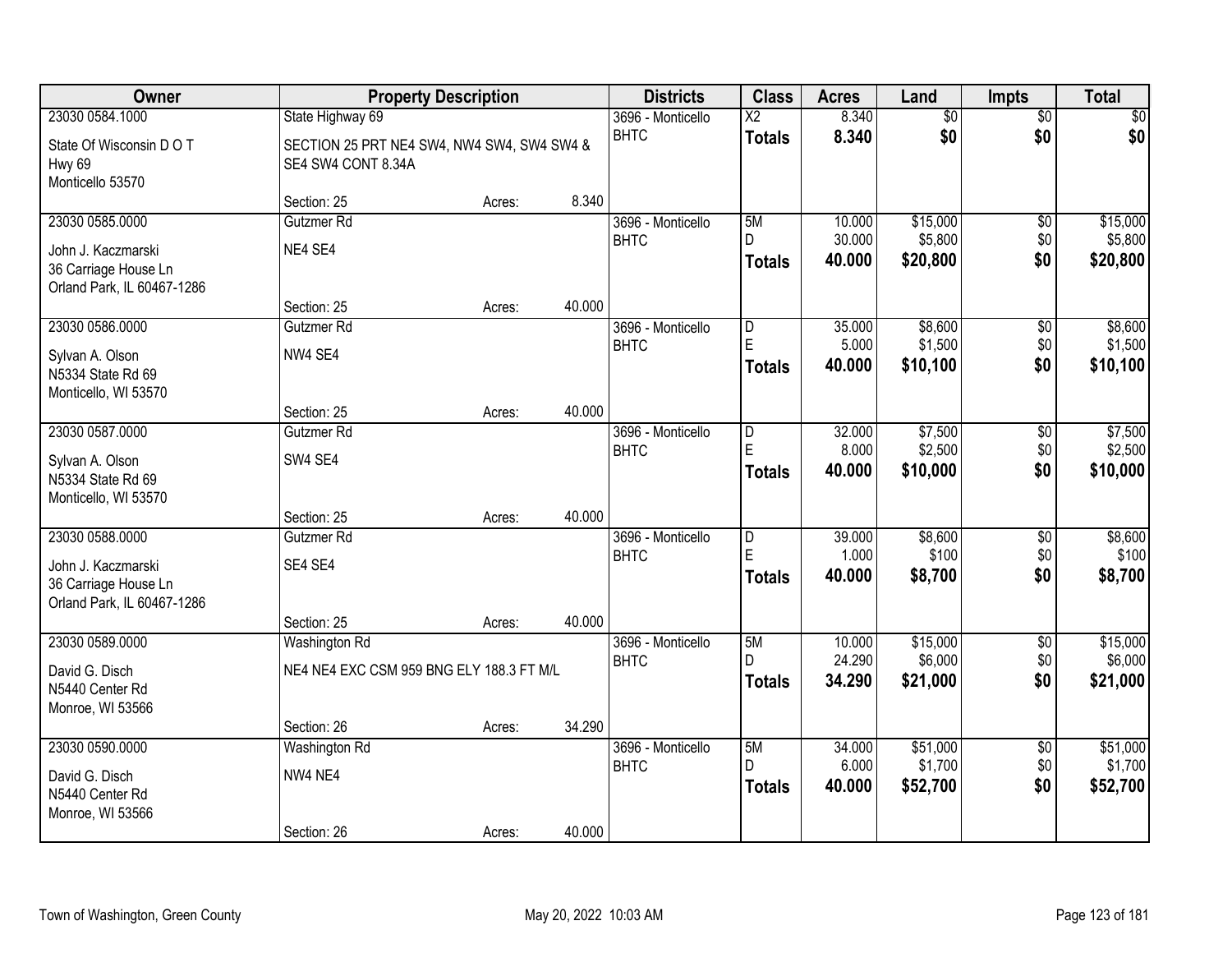| Owner | Property Description | | | Districts | Class | Acres | Land | Impts | Total |
|---|---|---|---|---|---|---|---|---|---|
| 23030 0584.1000<br>State Of Wisconsin D O T<br>Hwy 69<br>Monticello 53570 | State Highway 69<br>SECTION 25 PRT NE4 SW4, NW4 SW4, SW4 SW4 & SE4 SW4 CONT 8.34A<br>Section: 25 | Acres: | 8.340 | 3696 - Monticello BHTC | X2<br>**Totals** | 8.340<br>**8.340** | $0<br>**$0** | $0<br>**$0** | $0<br>**$0** |
| 23030 0585.0000<br>John J. Kaczmarski<br>36 Carriage House Ln<br>Orland Park, IL 60467-1286 | Gutzmer Rd<br>NE4 SE4<br>Section: 25 | Acres: | 40.000 | 3696 - Monticello BHTC | 5M<br>D<br>**Totals** | 10.000<br>30.000<br>**40.000** | $15,000<br>$5,800<br>**$20,800** | $0<br>$0<br>**$0** | $15,000<br>$5,800<br>**$20,800** |
| 23030 0586.0000<br>Sylvan A. Olson<br>N5334 State Rd 69<br>Monticello, WI 53570 | Gutzmer Rd<br>NW4 SE4<br>Section: 25 | Acres: | 40.000 | 3696 - Monticello BHTC | D<br>E<br>**Totals** | 35.000<br>5.000<br>**40.000** | $8,600<br>$1,500<br>**$10,100** | $0<br>$0<br>**$0** | $8,600<br>$1,500<br>**$10,100** |
| 23030 0587.0000<br>Sylvan A. Olson<br>N5334 State Rd 69<br>Monticello, WI 53570 | Gutzmer Rd<br>SW4 SE4<br>Section: 25 | Acres: | 40.000 | 3696 - Monticello BHTC | D<br>E<br>**Totals** | 32.000<br>8.000<br>**40.000** | $7,500<br>$2,500<br>**$10,000** | $0<br>$0<br>**$0** | $7,500<br>$2,500<br>**$10,000** |
| 23030 0588.0000<br>John J. Kaczmarski<br>36 Carriage House Ln<br>Orland Park, IL 60467-1286 | Gutzmer Rd<br>SE4 SE4<br>Section: 25 | Acres: | 40.000 | 3696 - Monticello BHTC | D<br>E<br>**Totals** | 39.000<br>1.000<br>**40.000** | $8,600<br>$100<br>**$8,700** | $0<br>$0<br>**$0** | $8,600<br>$100<br>**$8,700** |
| 23030 0589.0000<br>David G. Disch<br>N5440 Center Rd<br>Monroe, WI 53566 | Washington Rd<br>NE4 NE4 EXC CSM 959 BNG ELY 188.3 FT M/L<br>Section: 26 | Acres: | 34.290 | 3696 - Monticello BHTC | 5M<br>D<br>**Totals** | 10.000<br>24.290<br>**34.290** | $15,000<br>$6,000<br>**$21,000** | $0<br>$0<br>**$0** | $15,000<br>$6,000<br>**$21,000** |
| 23030 0590.0000<br>David G. Disch<br>N5440 Center Rd<br>Monroe, WI 53566 | Washington Rd<br>NW4 NE4<br>Section: 26 | Acres: | 40.000 | 3696 - Monticello BHTC | 5M<br>D<br>**Totals** | 34.000<br>6.000<br>**40.000** | $51,000<br>$1,700<br>**$52,700** | $0<br>$0<br>**$0** | $51,000<br>$1,700<br>**$52,700** |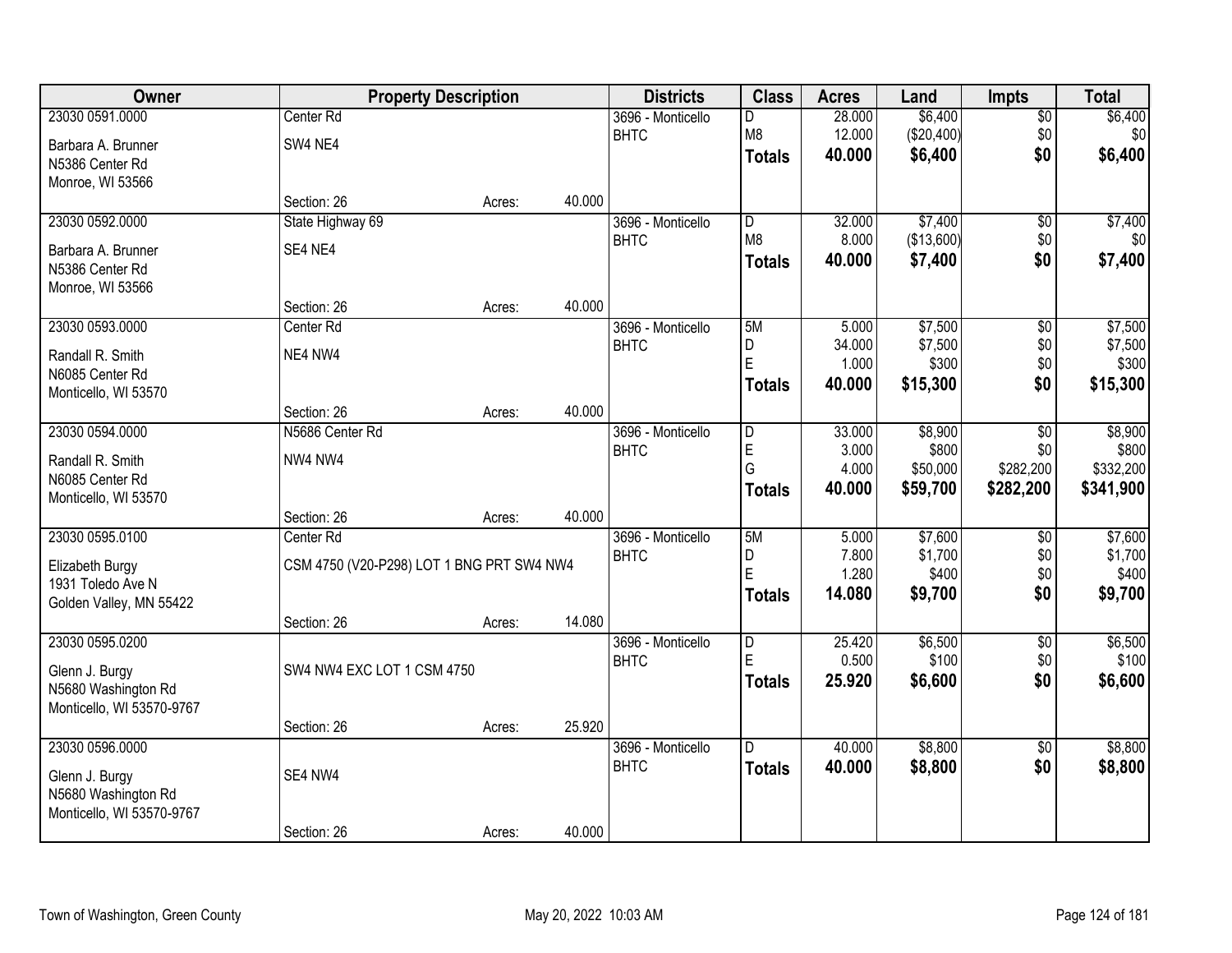| Owner | Property Description | | | Districts | Class | Acres | Land | Impts | Total |
|---|---|---|---|---|---|---|---|---|---|
| 23030 0591.0000 | Center Rd | | | 3696 - Monticello | D | 28.000 | $6,400 | $0 | $6,400 |
| Barbara A. Brunner | SW4 NE4 | | | BHTC | M8 | 12.000 | ($20,400) | $0 | $0 |
| N5386 Center Rd | | | | | **Totals** | **40.000** | **$6,400** | **$0** | **$6,400** |
| Monroe, WI 53566 | | | | | | | | | |
| | Section: 26 | Acres: | 40.000 | | | | | | |
| 23030 0592.0000 | State Highway 69 | | | 3696 - Monticello | D | 32.000 | $7,400 | $0 | $7,400 |
| Barbara A. Brunner | SE4 NE4 | | | BHTC | M8 | 8.000 | ($13,600) | $0 | $0 |
| N5386 Center Rd | | | | | **Totals** | **40.000** | **$7,400** | **$0** | **$7,400** |
| Monroe, WI 53566 | | | | | | | | | |
| | Section: 26 | Acres: | 40.000 | | | | | | |
| 23030 0593.0000 | Center Rd | | | 3696 - Monticello | 5M | 5.000 | $7,500 | $0 | $7,500 |
| Randall R. Smith | NE4 NW4 | | | BHTC | D | 34.000 | $7,500 | $0 | $7,500 |
| N6085 Center Rd | | | | | E | 1.000 | $300 | $0 | $300 |
| Monticello, WI 53570 | | | | | **Totals** | **40.000** | **$15,300** | **$0** | **$15,300** |
| | Section: 26 | Acres: | 40.000 | | | | | | |
| 23030 0594.0000 | N5686 Center Rd | | | 3696 - Monticello | D | 33.000 | $8,900 | $0 | $8,900 |
| Randall R. Smith | NW4 NW4 | | | BHTC | E | 3.000 | $800 | $0 | $800 |
| N6085 Center Rd | | | | | G | 4.000 | $50,000 | $282,200 | $332,200 |
| Monticello, WI 53570 | | | | | **Totals** | **40.000** | **$59,700** | **$282,200** | **$341,900** |
| | Section: 26 | Acres: | 40.000 | | | | | | |
| 23030 0595.0100 | Center Rd | | | 3696 - Monticello | 5M | 5.000 | $7,600 | $0 | $7,600 |
| Elizabeth Burgy | CSM 4750 (V20-P298) LOT 1 BNG PRT SW4 NW4 | | | BHTC | D | 7.800 | $1,700 | $0 | $1,700 |
| 1931 Toledo Ave N | | | | | E | 1.280 | $400 | $0 | $400 |
| Golden Valley, MN 55422 | | | | | **Totals** | **14.080** | **$9,700** | **$0** | **$9,700** |
| | Section: 26 | Acres: | 14.080 | | | | | | |
| 23030 0595.0200 | | | | 3696 - Monticello | D | 25.420 | $6,500 | $0 | $6,500 |
| Glenn J. Burgy | SW4 NW4 EXC LOT 1 CSM 4750 | | | BHTC | E | 0.500 | $100 | $0 | $100 |
| N5680 Washington Rd | | | | | **Totals** | **25.920** | **$6,600** | **$0** | **$6,600** |
| Monticello, WI 53570-9767 | | | | | | | | | |
| | Section: 26 | Acres: | 25.920 | | | | | | |
| 23030 0596.0000 | | | | 3696 - Monticello | D | 40.000 | $8,800 | $0 | $8,800 |
| Glenn J. Burgy | SE4 NW4 | | | BHTC | **Totals** | **40.000** | **$8,800** | **$0** | **$8,800** |
| N5680 Washington Rd | | | | | | | | | |
| Monticello, WI 53570-9767 | | | | | | | | | |
| | Section: 26 | Acres: | 40.000 | | | | | | |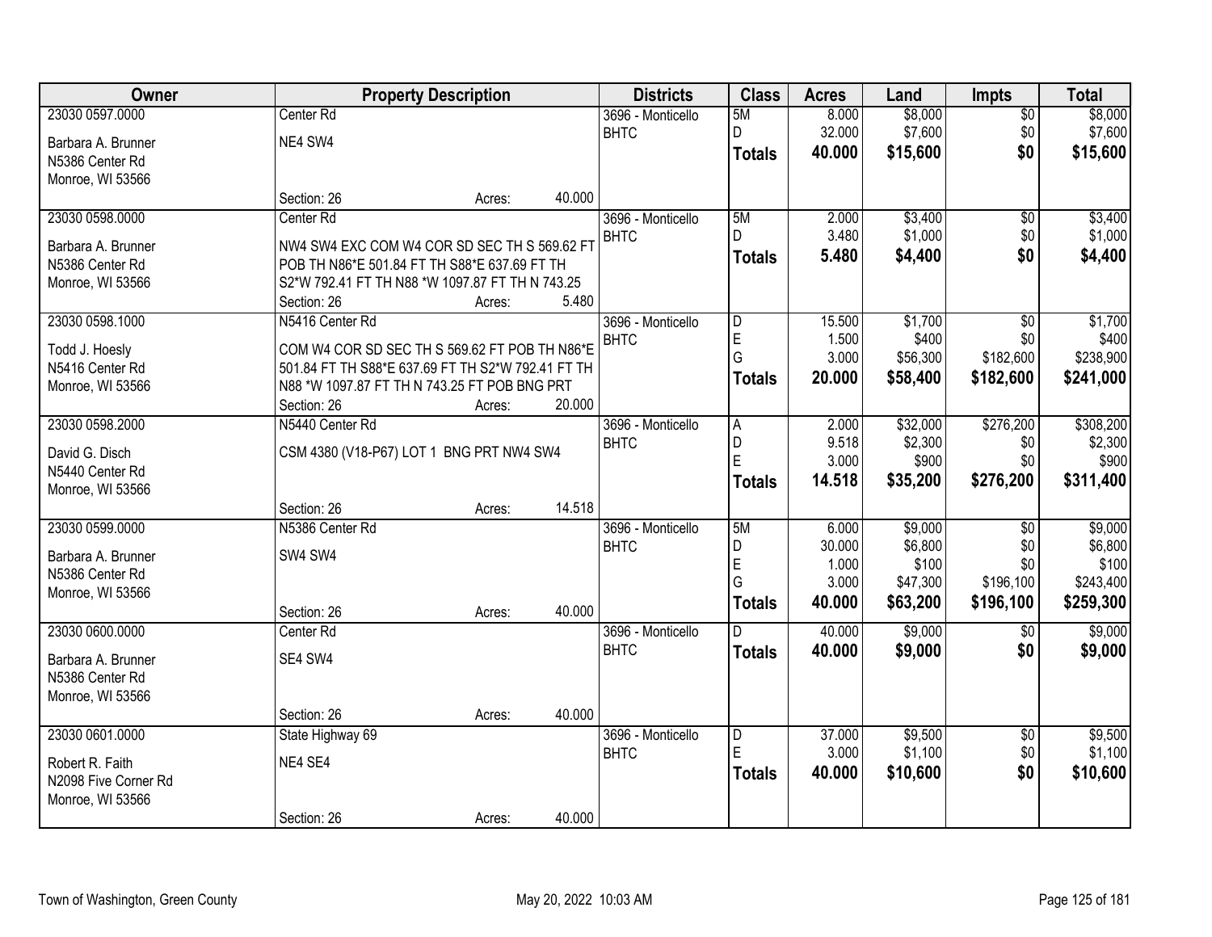| Owner | Property Description | Districts | Class | Acres | Land | Impts | Total |
|---|---|---|---|---|---|---|---|
| 23030 0597.0000<br>Barbara A. Brunner<br>N5386 Center Rd<br>Monroe, WI 53566 | Center Rd<br>NE4 SW4<br>Section: 26 Acres: 40.000 | 3696 - Monticello<br>BHTC | 5M<br>D<br>**Totals** | 8.000<br>32.000<br>**40.000** | $8,000<br>$7,600<br>**$15,600** | $0<br>$0<br>**$0** | $8,000<br>$7,600<br>**$15,600** |
| 23030 0598.0000<br>Barbara A. Brunner<br>N5386 Center Rd<br>Monroe, WI 53566 | Center Rd<br>NW4 SW4 EXC COM W4 COR SD SEC TH S 569.62 FT POB TH N86*E 501.84 FT TH S88*E 637.69 FT TH S2*W 792.41 FT TH N88 *W 1097.87 FT TH N 743.25<br>Section: 26 Acres: 5.480 | 3696 - Monticello<br>BHTC | 5M<br>D<br>**Totals** | 2.000<br>3.480<br>**5.480** | $3,400<br>$1,000<br>**$4,400** | $0<br>$0<br>**$0** | $3,400<br>$1,000<br>**$4,400** |
| 23030 0598.1000<br>Todd J. Hoesly<br>N5416 Center Rd<br>Monroe, WI 53566 | N5416 Center Rd<br>COM W4 COR SD SEC TH S 569.62 FT POB TH N86*E 501.84 FT TH S88*E 637.69 FT TH S2*W 792.41 FT TH N88 *W 1097.87 FT TH N 743.25 FT POB BNG PRT<br>Section: 26 Acres: 20.000 | 3696 - Monticello<br>BHTC | D<br>E<br>G<br>**Totals** | 15.500<br>1.500<br>3.000<br>**20.000** | $1,700<br>$400<br>$56,300<br>**$58,400** | $0<br>$0<br>$182,600<br>**$182,600** | $1,700<br>$400<br>$238,900<br>**$241,000** |
| 23030 0598.2000<br>David G. Disch<br>N5440 Center Rd<br>Monroe, WI 53566 | N5440 Center Rd<br>CSM 4380 (V18-P67) LOT 1 BNG PRT NW4 SW4<br>Section: 26 Acres: 14.518 | 3696 - Monticello<br>BHTC | A<br>D<br>E<br>**Totals** | 2.000<br>9.518<br>3.000<br>**14.518** | $32,000<br>$2,300<br>$900<br>**$35,200** | $276,200<br>$0<br>$0<br>**$276,200** | $308,200<br>$2,300<br>$900<br>**$311,400** |
| 23030 0599.0000<br>Barbara A. Brunner<br>N5386 Center Rd<br>Monroe, WI 53566 | N5386 Center Rd<br>SW4 SW4<br>Section: 26 Acres: 40.000 | 3696 - Monticello<br>BHTC | 5M<br>D<br>E<br>G<br>**Totals** | 6.000<br>30.000<br>1.000<br>3.000<br>**40.000** | $9,000<br>$6,800<br>$100<br>$47,300<br>**$63,200** | $0<br>$0<br>$0<br>$196,100<br>**$196,100** | $9,000<br>$6,800<br>$100<br>$243,400<br>**$259,300** |
| 23030 0600.0000<br>Barbara A. Brunner<br>N5386 Center Rd<br>Monroe, WI 53566 | Center Rd<br>SE4 SW4<br>Section: 26 Acres: 40.000 | 3696 - Monticello<br>BHTC | D<br>**Totals** | 40.000<br>**40.000** | $9,000<br>**$9,000** | $0<br>**$0** | $9,000<br>**$9,000** |
| 23030 0601.0000<br>Robert R. Faith<br>N2098 Five Corner Rd<br>Monroe, WI 53566 | State Highway 69<br>NE4 SE4<br>Section: 26 Acres: 40.000 | 3696 - Monticello<br>BHTC | D<br>E<br>**Totals** | 37.000<br>3.000<br>**40.000** | $9,500<br>$1,100<br>**$10,600** | $0<br>$0<br>**$0** | $9,500<br>$1,100<br>**$10,600** |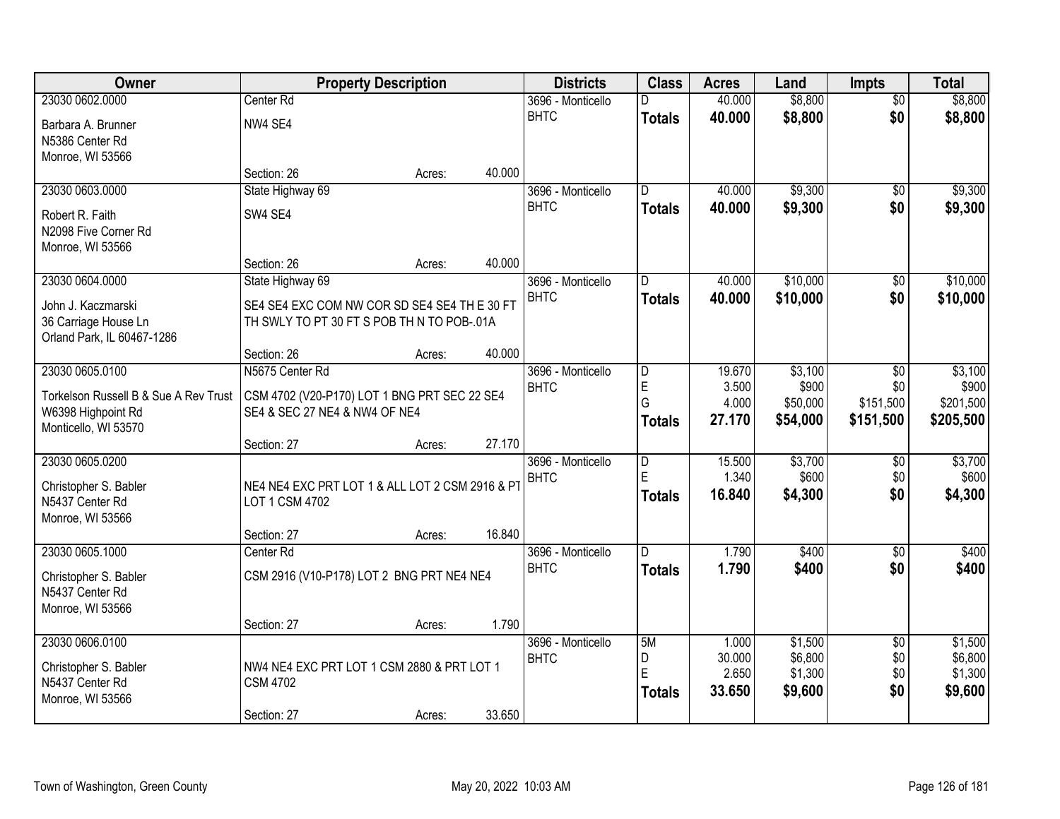| Owner | Property Description | | | Districts | Class | Acres | Land | Impts | Total |
|---|---|---|---|---|---|---|---|---|---|
| 23030 0602.0000 | Center Rd | | | 3696 - Monticello | D | 40.000 | $8,800 | $0 | $8,800 |
| Barbara A. Brunner<br>N5386 Center Rd<br>Monroe, WI 53566 | NW4 SE4 | | | BHTC | **Totals** | **40.000** | **$8,800** | **$0** | **$8,800** |
| | Section: 26 | Acres: | 40.000 | | | | | | |
| 23030 0603.0000 | State Highway 69 | | | 3696 - Monticello | D | 40.000 | $9,300 | $0 | $9,300 |
| Robert R. Faith<br>N2098 Five Corner Rd<br>Monroe, WI 53566 | SW4 SE4 | | | BHTC | **Totals** | **40.000** | **$9,300** | **$0** | **$9,300** |
| | Section: 26 | Acres: | 40.000 | | | | | | |
| 23030 0604.0000 | State Highway 69 | | | 3696 - Monticello | D | 40.000 | $10,000 | $0 | $10,000 |
| John J. Kaczmarski<br>36 Carriage House Ln<br>Orland Park, IL 60467-1286 | SE4 SE4 EXC COM NW COR SD SE4 SE4 TH E 30 FT TH SWLY TO PT 30 FT S POB TH N TO POB-.01A | | | BHTC | **Totals** | **40.000** | **$10,000** | **$0** | **$10,000** |
| | Section: 26 | Acres: | 40.000 | | | | | | |
| 23030 0605.0100 | N5675 Center Rd | | | 3696 - Monticello | D<br>E<br>G | 19.670<br>3.500<br>4.000 | $3,100<br>$900<br>$50,000 | $0<br>$0<br>$151,500 | $3,100<br>$900<br>$201,500 |
| Torkelson Russell B & Sue A Rev Trust<br>W6398 Highpoint Rd<br>Monticello, WI 53570 | CSM 4702 (V20-P170) LOT 1 BNG PRT SEC 22 SE4 SE4 & SEC 27 NE4 & NW4 OF NE4 | | | BHTC | **Totals** | **27.170** | **$54,000** | **$151,500** | **$205,500** |
| | Section: 27 | Acres: | 27.170 | | | | | | |
| 23030 0605.0200 | | | | 3696 - Monticello | D<br>E | 15.500<br>1.340 | $3,700<br>$600 | $0<br>$0 | $3,700<br>$600 |
| Christopher S. Babler<br>N5437 Center Rd<br>Monroe, WI 53566 | NE4 NE4 EXC PRT LOT 1 & ALL LOT 2 CSM 2916 & PT LOT 1 CSM 4702 | | | BHTC | **Totals** | **16.840** | **$4,300** | **$0** | **$4,300** |
| | Section: 27 | Acres: | 16.840 | | | | | | |
| 23030 0605.1000 | Center Rd | | | 3696 - Monticello | D | 1.790 | $400 | $0 | $400 |
| Christopher S. Babler<br>N5437 Center Rd<br>Monroe, WI 53566 | CSM 2916 (V10-P178) LOT 2 BNG PRT NE4 NE4 | | | BHTC | **Totals** | **1.790** | **$400** | **$0** | **$400** |
| | Section: 27 | Acres: | 1.790 | | | | | | |
| 23030 0606.0100 | | | | 3696 - Monticello | 5M<br>D<br>E | 1.000<br>30.000<br>2.650 | $1,500<br>$6,800<br>$1,300 | $0<br>$0<br>$0 | $1,500<br>$6,800<br>$1,300 |
| Christopher S. Babler<br>N5437 Center Rd<br>Monroe, WI 53566 | NW4 NE4 EXC PRT LOT 1 CSM 2880 & PRT LOT 1 CSM 4702 | | | BHTC | **Totals** | **33.650** | **$9,600** | **$0** | **$9,600** |
| | Section: 27 | Acres: | 33.650 | | | | | | |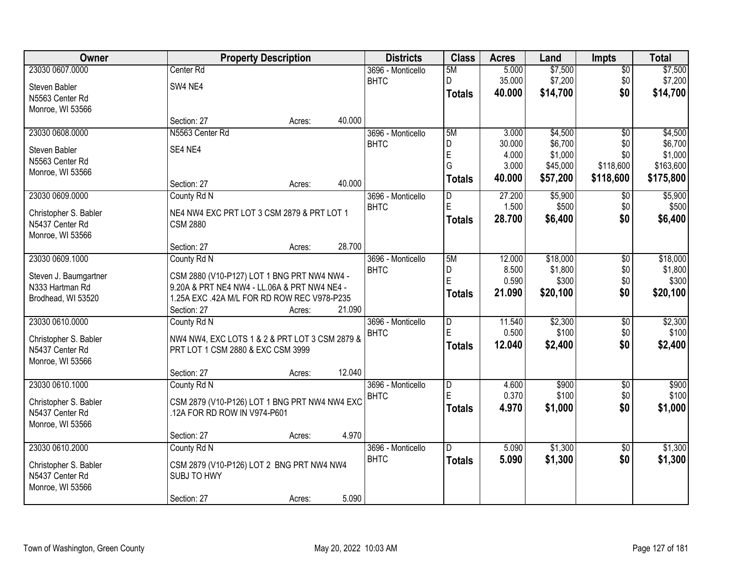| Owner | Property Description | Districts | Class | Acres | Land | Impts | Total |
|---|---|---|---|---|---|---|---|
| 23030 0607.0000<br>Steven Babler<br>N5563 Center Rd<br>Monroe, WI 53566 | Center Rd<br>SW4 NE4<br>Section: 27 Acres: 40.000 | 3696 - Monticello<br>BHTC | 5M<br>D<br>**Totals** | 5.000<br>35.000<br>**40.000** | $7,500<br>$7,200<br>**$14,700** | $0<br>$0<br>**$0** | $7,500<br>$7,200<br>**$14,700** |
| 23030 0608.0000<br>Steven Babler<br>N5563 Center Rd<br>Monroe, WI 53566 | N5563 Center Rd<br>SE4 NE4<br>Section: 27 Acres: 40.000 | 3696 - Monticello<br>BHTC | 5M<br>D<br>E<br>G<br>**Totals** | 3.000<br>30.000<br>4.000<br>3.000<br>**40.000** | $4,500<br>$6,700<br>$1,000<br>$45,000<br>**$57,200** | $0<br>$0<br>$0<br>$118,600<br>**$118,600** | $4,500<br>$6,700<br>$1,000<br>$163,600<br>**$175,800** |
| 23030 0609.0000<br>Christopher S. Babler<br>N5437 Center Rd<br>Monroe, WI 53566 | County Rd N<br>NE4 NW4 EXC PRT LOT 3 CSM 2879 & PRT LOT 1 CSM 2880<br>Section: 27 Acres: 28.700 | 3696 - Monticello<br>BHTC | D<br>E<br>**Totals** | 27.200<br>1.500<br>**28.700** | $5,900<br>$500<br>**$6,400** | $0<br>$0<br>**$0** | $5,900<br>$500<br>**$6,400** |
| 23030 0609.1000<br>Steven J. Baumgartner<br>N333 Hartman Rd<br>Brodhead, WI 53520 | County Rd N<br>CSM 2880 (V10-P127) LOT 1 BNG PRT NW4 NW4 - 9.20A & PRT NE4 NW4 - LL.06A & PRT NW4 NE4 - 1.25A EXC .42A M/L FOR RD ROW REC V978-P235<br>Section: 27 Acres: 21.090 | 3696 - Monticello<br>BHTC | 5M<br>D<br>E<br>**Totals** | 12.000<br>8.500<br>0.590<br>**21.090** | $18,000<br>$1,800<br>$300<br>**$20,100** | $0<br>$0<br>$0<br>**$0** | $18,000<br>$1,800<br>$300<br>**$20,100** |
| 23030 0610.0000<br>Christopher S. Babler<br>N5437 Center Rd<br>Monroe, WI 53566 | County Rd N<br>NW4 NW4, EXC LOTS 1 & 2 & PRT LOT 3 CSM 2879 & PRT LOT 1 CSM 2880 & EXC CSM 3999<br>Section: 27 Acres: 12.040 | 3696 - Monticello<br>BHTC | D<br>E<br>**Totals** | 11.540<br>0.500<br>**12.040** | $2,300<br>$100<br>**$2,400** | $0<br>$0<br>**$0** | $2,300<br>$100<br>**$2,400** |
| 23030 0610.1000<br>Christopher S. Babler<br>N5437 Center Rd<br>Monroe, WI 53566 | County Rd N<br>CSM 2879 (V10-P126) LOT 1 BNG PRT NW4 NW4 EXC .12A FOR RD ROW IN V974-P601<br>Section: 27 Acres: 4.970 | 3696 - Monticello<br>BHTC | D<br>E<br>**Totals** | 4.600<br>0.370<br>**4.970** | $900<br>$100<br>**$1,000** | $0<br>$0<br>**$0** | $900<br>$100<br>**$1,000** |
| 23030 0610.2000<br>Christopher S. Babler<br>N5437 Center Rd<br>Monroe, WI 53566 | County Rd N<br>CSM 2879 (V10-P126) LOT 2 BNG PRT NW4 NW4 SUBJ TO HWY<br>Section: 27 Acres: 5.090 | 3696 - Monticello<br>BHTC | D<br>**Totals** | 5.090<br>**5.090** | $1,300<br>**$1,300** | $0<br>**$0** | $1,300<br>**$1,300** |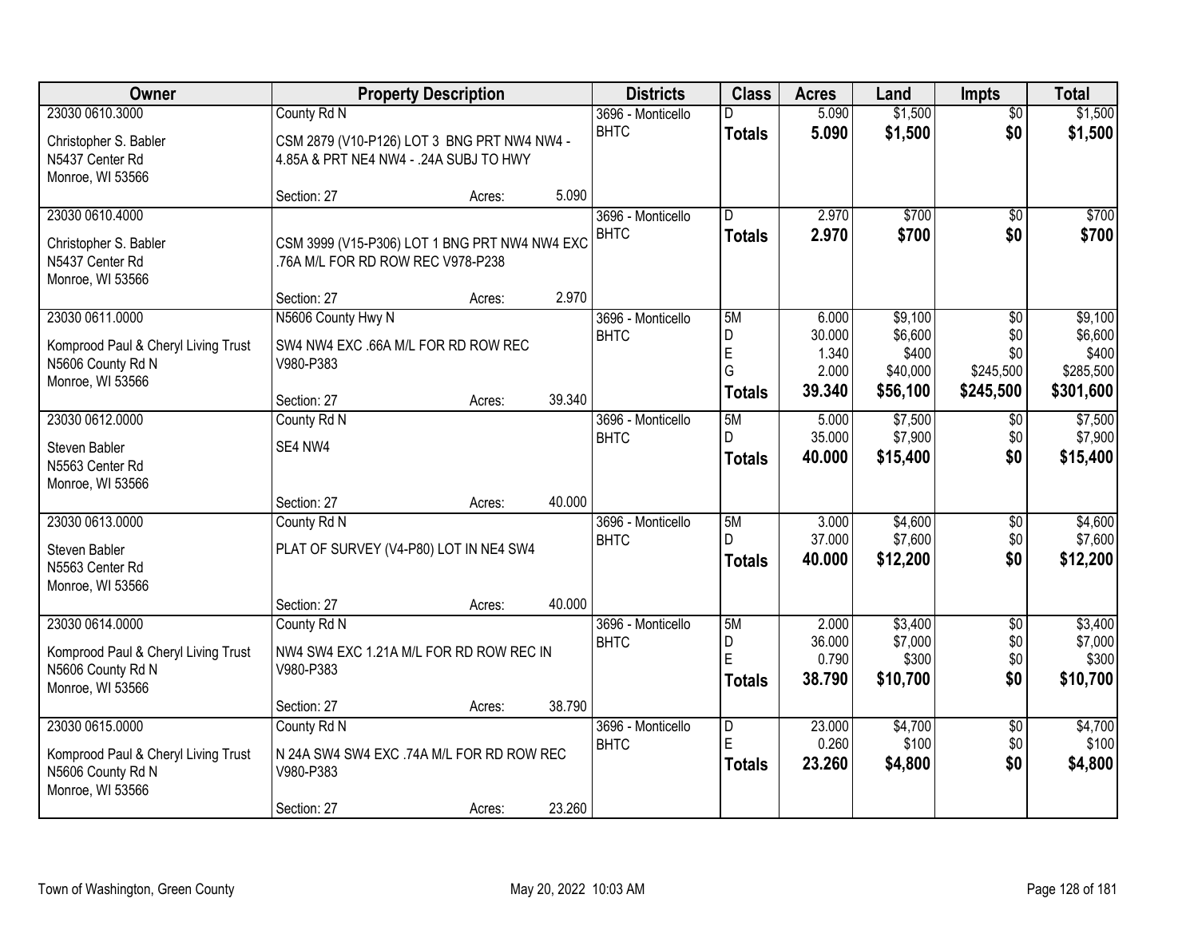| Owner | Property Description | | | Districts | Class | Acres | Land | Impts | Total |
|---|---|---|---|---|---|---|---|---|---|
| 23030 0610.3000 | County Rd N | | | 3696 - Monticello BHTC | D | 5.090 | $1,500 | $0 | $1,500 |
| Christopher S. Babler<br>N5437 Center Rd<br>Monroe, WI 53566 | CSM 2879 (V10-P126) LOT 3 BNG PRT NW4 NW4 - 4.85A & PRT NE4 NW4 - .24A SUBJ TO HWY | | | | **Totals** | **5.090** | **$1,500** | **$0** | **$1,500** |
| | Section: 27 | Acres: | 5.090 | | | | | | |
| 23030 0610.4000 | | | | 3696 - Monticello BHTC | D | 2.970 | $700 | $0 | $700 |
| Christopher S. Babler<br>N5437 Center Rd<br>Monroe, WI 53566 | CSM 3999 (V15-P306) LOT 1 BNG PRT NW4 NW4 EXC .76A M/L FOR RD ROW REC V978-P238 | | | | **Totals** | **2.970** | **$700** | **$0** | **$700** |
| | Section: 27 | Acres: | 2.970 | | | | | | |
| 23030 0611.0000 | N5606 County Hwy N | | | 3696 - Monticello BHTC | 5M<br>D<br>E<br>G | 6.000<br>30.000<br>1.340<br>2.000 | $9,100<br>$6,600<br>$400<br>$40,000 | $0<br>$0<br>$0<br>$245,500 | $9,100<br>$6,600<br>$400<br>$285,500 |
| Komprood Paul & Cheryl Living Trust<br>N5606 County Rd N<br>Monroe, WI 53566 | SW4 NW4 EXC .66A M/L FOR RD ROW REC V980-P383 | | | | **Totals** | **39.340** | **$56,100** | **$245,500** | **$301,600** |
| | Section: 27 | Acres: | 39.340 | | | | | | |
| 23030 0612.0000 | County Rd N | | | 3696 - Monticello BHTC | 5M<br>D | 5.000<br>35.000 | $7,500<br>$7,900 | $0<br>$0 | $7,500<br>$7,900 |
| Steven Babler<br>N5563 Center Rd<br>Monroe, WI 53566 | SE4 NW4 | | | | **Totals** | **40.000** | **$15,400** | **$0** | **$15,400** |
| | Section: 27 | Acres: | 40.000 | | | | | | |
| 23030 0613.0000 | County Rd N | | | 3696 - Monticello BHTC | 5M<br>D | 3.000<br>37.000 | $4,600<br>$7,600 | $0<br>$0 | $4,600<br>$7,600 |
| Steven Babler<br>N5563 Center Rd<br>Monroe, WI 53566 | PLAT OF SURVEY (V4-P80) LOT IN NE4 SW4 | | | | **Totals** | **40.000** | **$12,200** | **$0** | **$12,200** |
| | Section: 27 | Acres: | 40.000 | | | | | | |
| 23030 0614.0000 | County Rd N | | | 3696 - Monticello BHTC | 5M<br>D<br>E | 2.000<br>36.000<br>0.790 | $3,400<br>$7,000<br>$300 | $0<br>$0<br>$0 | $3,400<br>$7,000<br>$300 |
| Komprood Paul & Cheryl Living Trust<br>N5606 County Rd N<br>Monroe, WI 53566 | NW4 SW4 EXC 1.21A M/L FOR RD ROW REC IN V980-P383 | | | | **Totals** | **38.790** | **$10,700** | **$0** | **$10,700** |
| | Section: 27 | Acres: | 38.790 | | | | | | |
| 23030 0615.0000 | County Rd N | | | 3696 - Monticello BHTC | D<br>E | 23.000<br>0.260 | $4,700<br>$100 | $0<br>$0 | $4,700<br>$100 |
| Komprood Paul & Cheryl Living Trust<br>N5606 County Rd N<br>Monroe, WI 53566 | N 24A SW4 SW4 EXC .74A M/L FOR RD ROW REC V980-P383 | | | | **Totals** | **23.260** | **$4,800** | **$0** | **$4,800** |
| | Section: 27 | Acres: | 23.260 | | | | | | |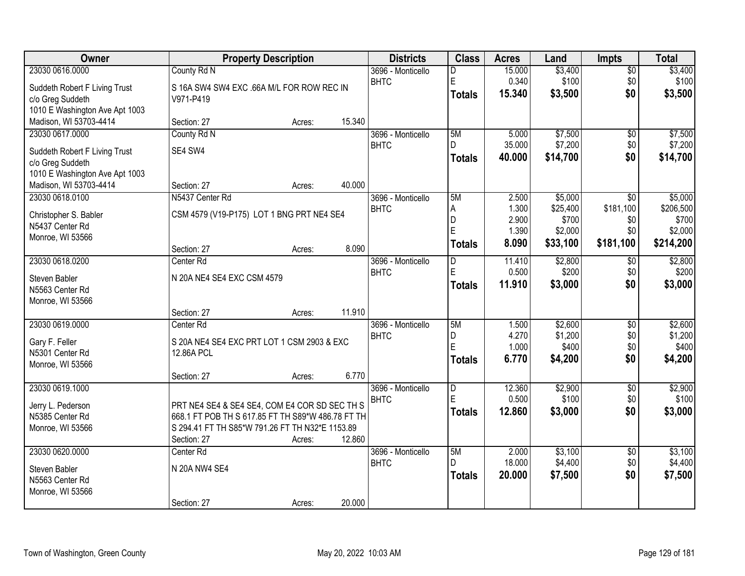| Owner | Property Description | | | Districts | Class | Acres | Land | Impts | Total |
|---|---|---|---|---|---|---|---|---|---|
| 23030 0616.0000 | County Rd N | | | 3696 - Monticello | D | 15.000 | $3,400 | $0 | $3,400 |
| Suddeth Robert F Living Trust | S 16A SW4 SW4 EXC .66A M/L FOR ROW REC IN | | | BHTC | E | 0.340 | $100 | $0 | $100 |
| c/o Greg Suddeth | V971-P419 | | | | **Totals** | **15.340** | **$3,500** | **$0** | **$3,500** |
| 1010 E Washington Ave Apt 1003 | | | | | | | | | |
| Madison, WI 53703-4414 | Section: 27 | Acres: | 15.340 | | | | | | |
| 23030 0617.0000 | County Rd N | | | 3696 - Monticello | 5M | 5.000 | $7,500 | $0 | $7,500 |
| Suddeth Robert F Living Trust | SE4 SW4 | | | BHTC | D | 35.000 | $7,200 | $0 | $7,200 |
| c/o Greg Suddeth | | | | | **Totals** | **40.000** | **$14,700** | **$0** | **$14,700** |
| 1010 E Washington Ave Apt 1003 | | | | | | | | | |
| Madison, WI 53703-4414 | Section: 27 | Acres: | 40.000 | | | | | | |
| 23030 0618.0100 | N5437 Center Rd | | | 3696 - Monticello | 5M | 2.500 | $5,000 | $0 | $5,000 |
| Christopher S. Babler | CSM 4579 (V19-P175) LOT 1 BNG PRT NE4 SE4 | | | BHTC | A | 1.300 | $25,400 | $181,100 | $206,500 |
| N5437 Center Rd | | | | | D | 2.900 | $700 | $0 | $700 |
| Monroe, WI 53566 | | | | | E | 1.390 | $2,000 | $0 | $2,000 |
| | Section: 27 | Acres: | 8.090 | | **Totals** | **8.090** | **$33,100** | **$181,100** | **$214,200** |
| 23030 0618.0200 | Center Rd | | | 3696 - Monticello | D | 11.410 | $2,800 | $0 | $2,800 |
| Steven Babler | N 20A NE4 SE4 EXC CSM 4579 | | | BHTC | E | 0.500 | $200 | $0 | $200 |
| N5563 Center Rd | | | | | **Totals** | **11.910** | **$3,000** | **$0** | **$3,000** |
| Monroe, WI 53566 | | | | | | | | | |
| | Section: 27 | Acres: | 11.910 | | | | | | |
| 23030 0619.0000 | Center Rd | | | 3696 - Monticello | 5M | 1.500 | $2,600 | $0 | $2,600 |
| Gary F. Feller | S 20A NE4 SE4 EXC PRT LOT 1 CSM 2903 & EXC | | | BHTC | D | 4.270 | $1,200 | $0 | $1,200 |
| N5301 Center Rd | 12.86A PCL | | | | E | 1.000 | $400 | $0 | $400 |
| Monroe, WI 53566 | | | | | **Totals** | **6.770** | **$4,200** | **$0** | **$4,200** |
| | Section: 27 | Acres: | 6.770 | | | | | | |
| 23030 0619.1000 | | | | 3696 - Monticello | D | 12.360 | $2,900 | $0 | $2,900 |
| Jerry L. Pederson | PRT NE4 SE4 & SE4 SE4, COM E4 COR SD SEC TH S | | | BHTC | E | 0.500 | $100 | $0 | $100 |
| N5385 Center Rd | 668.1 FT POB TH S 617.85 FT TH S89*W 486.78 FT TH | | | | **Totals** | **12.860** | **$3,000** | **$0** | **$3,000** |
| Monroe, WI 53566 | S 294.41 FT TH S85*W 791.26 FT TH N32*E 1153.89 | | | | | | | | |
| | Section: 27 | Acres: | 12.860 | | | | | | |
| 23030 0620.0000 | Center Rd | | | 3696 - Monticello | 5M | 2.000 | $3,100 | $0 | $3,100 |
| Steven Babler | N 20A NW4 SE4 | | | BHTC | D | 18.000 | $4,400 | $0 | $4,400 |
| N5563 Center Rd | | | | | **Totals** | **20.000** | **$7,500** | **$0** | **$7,500** |
| Monroe, WI 53566 | | | | | | | | | |
| | Section: 27 | Acres: | 20.000 | | | | | | |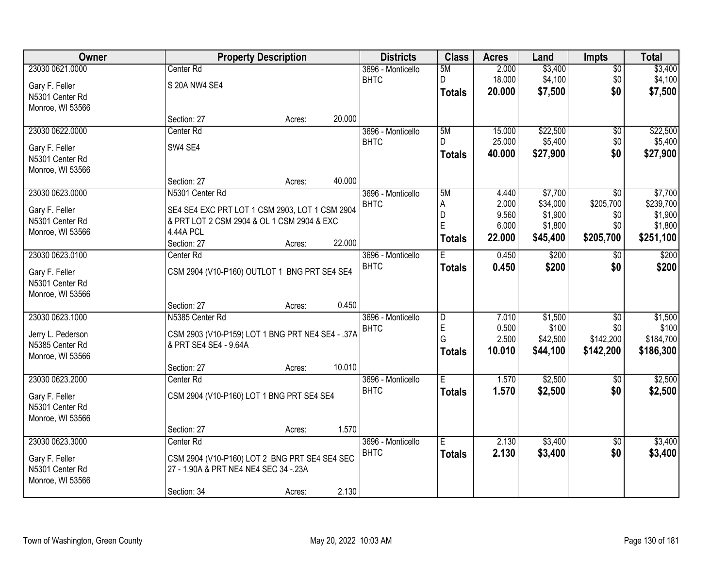| Owner | Property Description | Districts | Class | Acres | Land | Impts | Total |
|---|---|---|---|---|---|---|---|
| 23030 0621.0000<br>Gary F. Feller<br>N5301 Center Rd<br>Monroe, WI 53566 | Center Rd<br>S 20A NW4 SE4<br>Section: 27 Acres: 20.000 | 3696 - Monticello BHTC | 5M<br>D<br>**Totals** | 2.000<br>18.000<br>**20.000** | $3,400<br>$4,100<br>**$7,500** | $0<br>$0<br>**$0** | $3,400<br>$4,100<br>**$7,500** |
| 23030 0622.0000<br>Gary F. Feller<br>N5301 Center Rd<br>Monroe, WI 53566 | Center Rd<br>SW4 SE4<br>Section: 27 Acres: 40.000 | 3696 - Monticello BHTC | 5M<br>D<br>**Totals** | 15.000<br>25.000<br>**40.000** | $22,500<br>$5,400<br>**$27,900** | $0<br>$0<br>**$0** | $22,500<br>$5,400<br>**$27,900** |
| 23030 0623.0000<br>Gary F. Feller<br>N5301 Center Rd<br>Monroe, WI 53566 | N5301 Center Rd<br>SE4 SE4 EXC PRT LOT 1 CSM 2903, LOT 1 CSM 2904 & PRT LOT 2 CSM 2904 & OL 1 CSM 2904 & EXC 4.44A PCL<br>Section: 27 Acres: 22.000 | 3696 - Monticello BHTC | 5M<br>A<br>D<br>E<br>**Totals** | 4.440<br>2.000<br>9.560<br>6.000<br>**22.000** | $7,700<br>$34,000<br>$1,900<br>$1,800<br>**$45,400** | $0<br>$205,700<br>$0<br>$0<br>**$205,700** | $7,700<br>$239,700<br>$1,900<br>$1,800<br>**$251,100** |
| 23030 0623.0100<br>Gary F. Feller<br>N5301 Center Rd<br>Monroe, WI 53566 | Center Rd<br>CSM 2904 (V10-P160) OUTLOT 1 BNG PRT SE4 SE4<br>Section: 27 Acres: 0.450 | 3696 - Monticello BHTC | E<br>**Totals** | 0.450<br>**0.450** | $200<br>**$200** | $0<br>**$0** | $200<br>**$200** |
| 23030 0623.1000<br>Jerry L. Pederson<br>N5385 Center Rd<br>Monroe, WI 53566 | N5385 Center Rd<br>CSM 2903 (V10-P159) LOT 1 BNG PRT NE4 SE4 - .37A & PRT SE4 SE4 - 9.64A<br>Section: 27 Acres: 10.010 | 3696 - Monticello BHTC | D<br>E<br>G<br>**Totals** | 7.010<br>0.500<br>2.500<br>**10.010** | $1,500<br>$100<br>$42,500<br>**$44,100** | $0<br>$0<br>$142,200<br>**$142,200** | $1,500<br>$100<br>$184,700<br>**$186,300** |
| 23030 0623.2000<br>Gary F. Feller<br>N5301 Center Rd<br>Monroe, WI 53566 | Center Rd<br>CSM 2904 (V10-P160) LOT 1 BNG PRT SE4 SE4<br>Section: 27 Acres: 1.570 | 3696 - Monticello BHTC | E<br>**Totals** | 1.570<br>**1.570** | $2,500<br>**$2,500** | $0<br>**$0** | $2,500<br>**$2,500** |
| 23030 0623.3000<br>Gary F. Feller<br>N5301 Center Rd<br>Monroe, WI 53566 | Center Rd<br>CSM 2904 (V10-P160) LOT 2 BNG PRT SE4 SE4 SEC 27 - 1.90A & PRT NE4 NE4 SEC 34 -.23A<br>Section: 34 Acres: 2.130 | 3696 - Monticello BHTC | E<br>**Totals** | 2.130<br>**2.130** | $3,400<br>**$3,400** | $0<br>**$0** | $3,400<br>**$3,400** |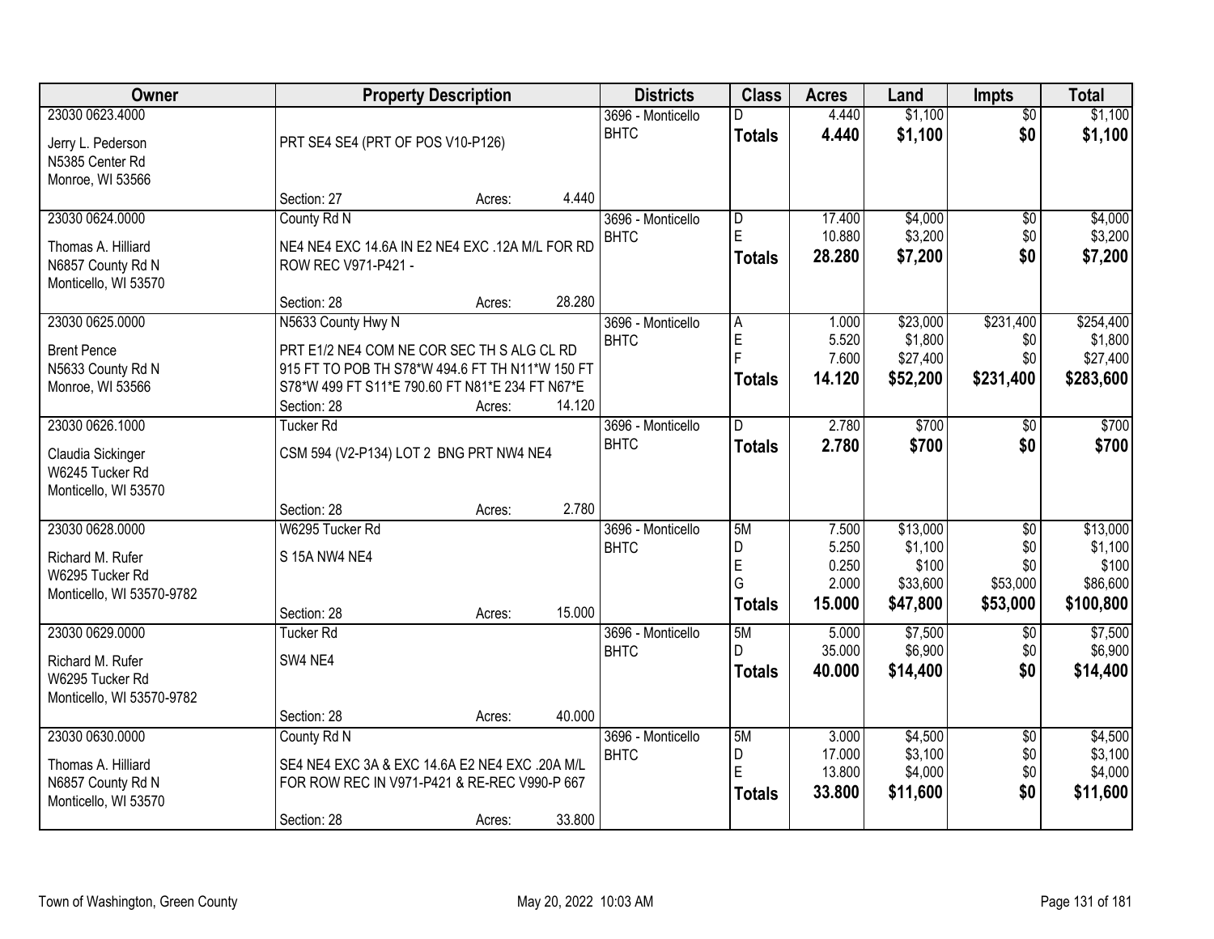| Owner | Property Description | Districts | Class | Acres | Land | Impts | Total |
|---|---|---|---|---|---|---|---|
| 23030 0623.4000<br><br>Jerry L. Pederson<br>N5385 Center Rd<br>Monroe, WI 53566 | PRT SE4 SE4 (PRT OF POS V10-P126)<br><br>Section: 27 Acres: 4.440 | 3696 - Monticello BHTC | D<br>**Totals** | 4.440<br>**4.440** | $1,100<br>**$1,100** | $0<br>**$0** | $1,100<br>**$1,100** |
| 23030 0624.0000<br><br>Thomas A. Hilliard<br>N6857 County Rd N<br>Monticello, WI 53570 | County Rd N<br>NE4 NE4 EXC 14.6A IN E2 NE4 EXC .12A M/L FOR RD ROW REC V971-P421 -<br><br>Section: 28 Acres: 28.280 | 3696 - Monticello BHTC | D<br>E<br>**Totals** | 17.400<br>10.880<br>**28.280** | $4,000<br>$3,200<br>**$7,200** | $0<br>$0<br>**$0** | $4,000<br>$3,200<br>**$7,200** |
| 23030 0625.0000<br><br>Brent Pence<br>N5633 County Rd N<br>Monroe, WI 53566 | N5633 County Hwy N<br>PRT E1/2 NE4 COM NE COR SEC TH S ALG CL RD 915 FT TO POB TH S78*W 494.6 FT TH N11*W 150 FT S78*W 499 FT S11*E 790.60 FT N81*E 234 FT N67*E<br>Section: 28 Acres: 14.120 | 3696 - Monticello BHTC | A<br>E<br>F<br>**Totals** | 1.000<br>5.520<br>7.600<br>**14.120** | $23,000<br>$1,800<br>$27,400<br>**$52,200** | $231,400<br>$0<br>$0<br>**$231,400** | $254,400<br>$1,800<br>$27,400<br>**$283,600** |
| 23030 0626.1000<br><br>Claudia Sickinger<br>W6245 Tucker Rd<br>Monticello, WI 53570 | Tucker Rd<br>CSM 594 (V2-P134) LOT 2 BNG PRT NW4 NE4<br><br>Section: 28 Acres: 2.780 | 3696 - Monticello BHTC | D<br>**Totals** | 2.780<br>**2.780** | $700<br>**$700** | $0<br>**$0** | $700<br>**$700** |
| 23030 0628.0000<br><br>Richard M. Rufer<br>W6295 Tucker Rd<br>Monticello, WI 53570-9782 | W6295 Tucker Rd<br>S 15A NW4 NE4<br><br>Section: 28 Acres: 15.000 | 3696 - Monticello BHTC | 5M<br>D<br>E<br>G<br>**Totals** | 7.500<br>5.250<br>0.250<br>2.000<br>**15.000** | $13,000<br>$1,100<br>$100<br>$33,600<br>**$47,800** | $0<br>$0<br>$0<br>$53,000<br>**$53,000** | $13,000<br>$1,100<br>$100<br>$86,600<br>**$100,800** |
| 23030 0629.0000<br><br>Richard M. Rufer<br>W6295 Tucker Rd<br>Monticello, WI 53570-9782 | Tucker Rd<br>SW4 NE4<br><br>Section: 28 Acres: 40.000 | 3696 - Monticello BHTC | 5M<br>D<br>**Totals** | 5.000<br>35.000<br>**40.000** | $7,500<br>$6,900<br>**$14,400** | $0<br>$0<br>**$0** | $7,500<br>$6,900<br>**$14,400** |
| 23030 0630.0000<br><br>Thomas A. Hilliard<br>N6857 County Rd N<br>Monticello, WI 53570 | County Rd N<br>SE4 NE4 EXC 3A & EXC 14.6A E2 NE4 EXC .20A M/L FOR ROW REC IN V971-P421 & RE-REC V990-P 667<br><br>Section: 28 Acres: 33.800 | 3696 - Monticello BHTC | 5M<br>D<br>E<br>**Totals** | 3.000<br>17.000<br>13.800<br>**33.800** | $4,500<br>$3,100<br>$4,000<br>**$11,600** | $0<br>$0<br>$0<br>**$0** | $4,500<br>$3,100<br>$4,000<br>**$11,600** |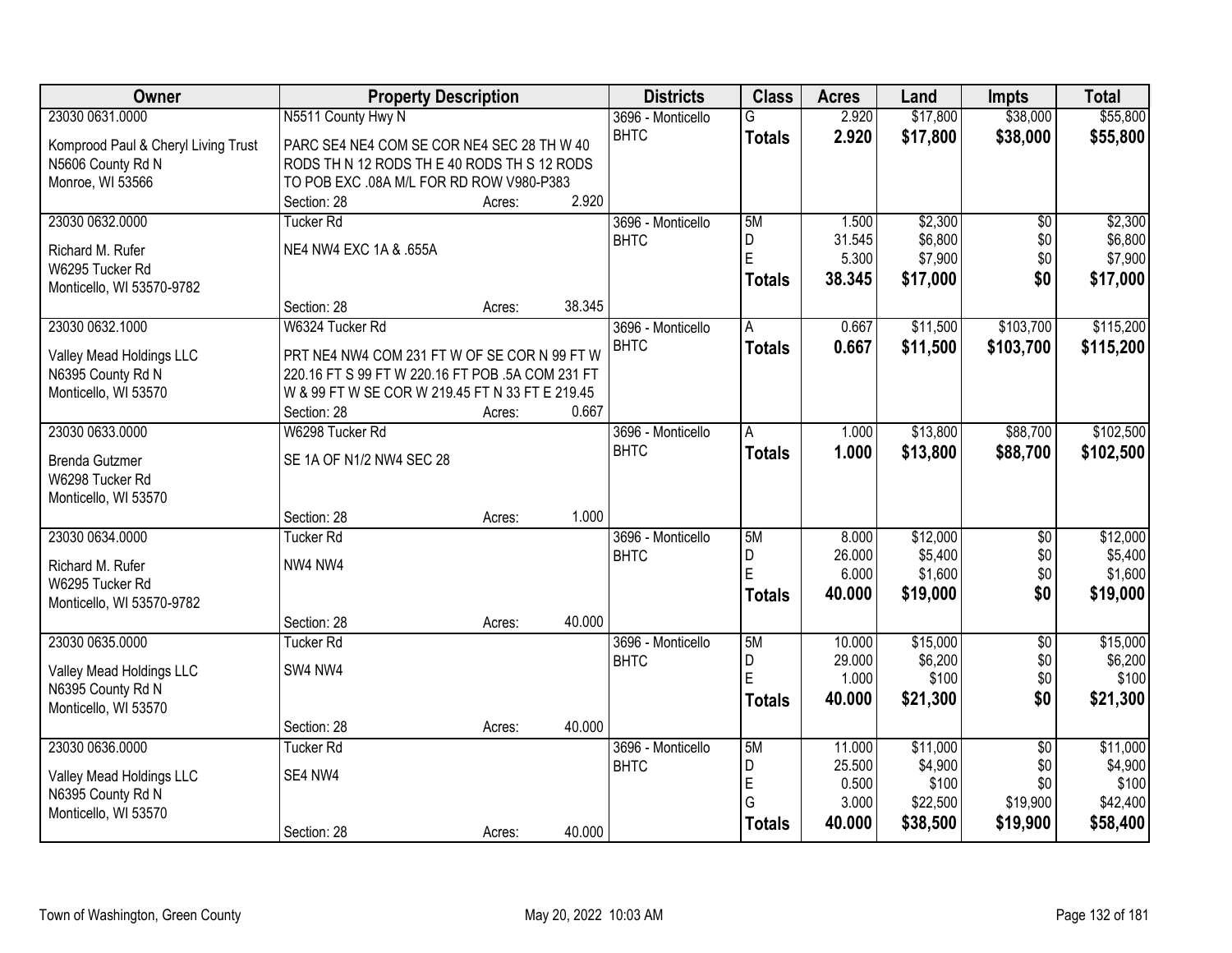| Owner | Property Description | | | Districts | Class | Acres | Land | Impts | Total |
|---|---|---|---|---|---|---|---|---|---|
| 23030 0631.0000 | N5511 County Hwy N | | | 3696 - Monticello | G | 2.920 | $17,800 | $38,000 | $55,800 |
| Komprood Paul & Cheryl Living Trust<br>N5606 County Rd N<br>Monroe, WI 53566 | PARC SE4 NE4 COM SE COR NE4 SEC 28 TH W 40 RODS TH N 12 RODS TH E 40 RODS TH S 12 RODS TO POB EXC .08A M/L FOR RD ROW V980-P383 | | | BHTC | **Totals** | **2.920** | **$17,800** | **$38,000** | **$55,800** |
| | Section: 28 | Acres: | 2.920 | | | | | | |
| 23030 0632.0000 | Tucker Rd | | | 3696 - Monticello | 5M | 1.500 | $2,300 | $0 | $2,300 |
| Richard M. Rufer<br>W6295 Tucker Rd<br>Monticello, WI 53570-9782 | NE4 NW4 EXC 1A & .655A | | | BHTC | D | 31.545 | $6,800 | $0 | $6,800 |
| | | | | | E | 5.300 | $7,900 | $0 | $7,900 |
| | | | | | **Totals** | **38.345** | **$17,000** | **$0** | **$17,000** |
| | Section: 28 | Acres: | 38.345 | | | | | | |
| 23030 0632.1000 | W6324 Tucker Rd | | | 3696 - Monticello | A | 0.667 | $11,500 | $103,700 | $115,200 |
| Valley Mead Holdings LLC<br>N6395 County Rd N<br>Monticello, WI 53570 | PRT NE4 NW4 COM 231 FT W OF SE COR N 99 FT W 220.16 FT S 99 FT W 220.16 FT POB .5A COM 231 FT W & 99 FT W SE COR W 219.45 FT N 33 FT E 219.45 | | | BHTC | **Totals** | **0.667** | **$11,500** | **$103,700** | **$115,200** |
| | Section: 28 | Acres: | 0.667 | | | | | | |
| 23030 0633.0000 | W6298 Tucker Rd | | | 3696 - Monticello | A | 1.000 | $13,800 | $88,700 | $102,500 |
| Brenda Gutzmer<br>W6298 Tucker Rd<br>Monticello, WI 53570 | SE 1A OF N1/2 NW4 SEC 28 | | | BHTC | **Totals** | **1.000** | **$13,800** | **$88,700** | **$102,500** |
| | Section: 28 | Acres: | 1.000 | | | | | | |
| 23030 0634.0000 | Tucker Rd | | | 3696 - Monticello | 5M | 8.000 | $12,000 | $0 | $12,000 |
| Richard M. Rufer<br>W6295 Tucker Rd<br>Monticello, WI 53570-9782 | NW4 NW4 | | | BHTC | D | 26.000 | $5,400 | $0 | $5,400 |
| | | | | | E | 6.000 | $1,600 | $0 | $1,600 |
| | | | | | **Totals** | **40.000** | **$19,000** | **$0** | **$19,000** |
| | Section: 28 | Acres: | 40.000 | | | | | | |
| 23030 0635.0000 | Tucker Rd | | | 3696 - Monticello | 5M | 10.000 | $15,000 | $0 | $15,000 |
| Valley Mead Holdings LLC<br>N6395 County Rd N<br>Monticello, WI 53570 | SW4 NW4 | | | BHTC | D | 29.000 | $6,200 | $0 | $6,200 |
| | | | | | E | 1.000 | $100 | $0 | $100 |
| | | | | | **Totals** | **40.000** | **$21,300** | **$0** | **$21,300** |
| | Section: 28 | Acres: | 40.000 | | | | | | |
| 23030 0636.0000 | Tucker Rd | | | 3696 - Monticello | 5M | 11.000 | $11,000 | $0 | $11,000 |
| Valley Mead Holdings LLC<br>N6395 County Rd N<br>Monticello, WI 53570 | SE4 NW4 | | | BHTC | D | 25.500 | $4,900 | $0 | $4,900 |
| | | | | | E | 0.500 | $100 | $0 | $100 |
| | | | | | G | 3.000 | $22,500 | $19,900 | $42,400 |
| | Section: 28 | Acres: | 40.000 | | **Totals** | **40.000** | **$38,500** | **$19,900** | **$58,400** |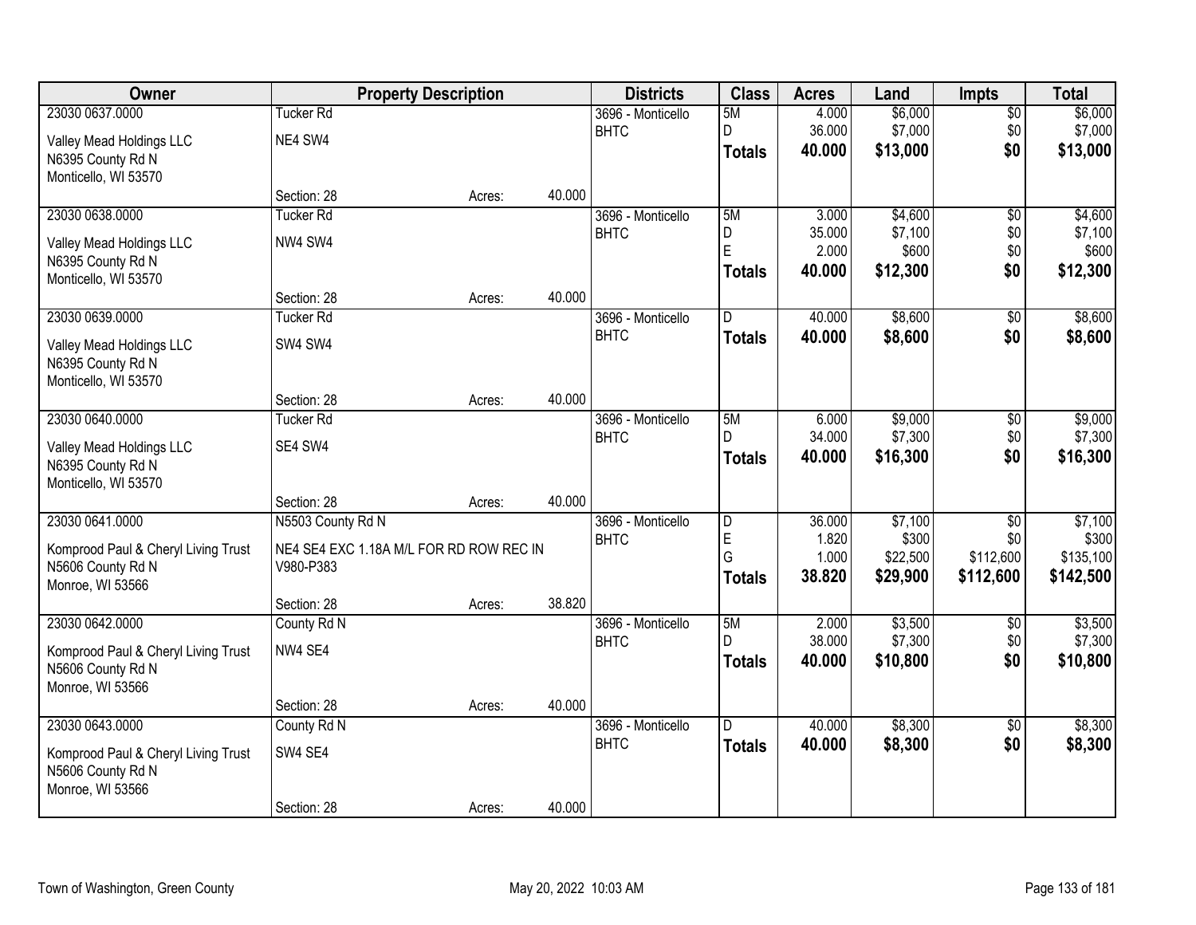| Owner | Property Description | | | Districts | Class | Acres | Land | Impts | Total |
|---|---|---|---|---|---|---|---|---|---|
| 23030 0637.0000 | Tucker Rd | | | 3696 - Monticello | 5M | 4.000 | $6,000 | $0 | $6,000 |
| Valley Mead Holdings LLC | NE4 SW4 | | | BHTC | D | 36.000 | $7,000 | $0 | $7,000 |
| N6395 County Rd N | | | | | **Totals** | **40.000** | **$13,000** | **$0** | **$13,000** |
| Monticello, WI 53570 | | | | | | | | | |
| | Section: 28 | Acres: | 40.000 | | | | | | |
| 23030 0638.0000 | Tucker Rd | | | 3696 - Monticello | 5M | 3.000 | $4,600 | $0 | $4,600 |
| Valley Mead Holdings LLC | NW4 SW4 | | | BHTC | D | 35.000 | $7,100 | $0 | $7,100 |
| N6395 County Rd N | | | | | E | 2.000 | $600 | $0 | $600 |
| Monticello, WI 53570 | | | | | **Totals** | **40.000** | **$12,300** | **$0** | **$12,300** |
| | Section: 28 | Acres: | 40.000 | | | | | | |
| 23030 0639.0000 | Tucker Rd | | | 3696 - Monticello | D | 40.000 | $8,600 | $0 | $8,600 |
| Valley Mead Holdings LLC | SW4 SW4 | | | BHTC | **Totals** | **40.000** | **$8,600** | **$0** | **$8,600** |
| N6395 County Rd N | | | | | | | | | |
| Monticello, WI 53570 | | | | | | | | | |
| | Section: 28 | Acres: | 40.000 | | | | | | |
| 23030 0640.0000 | Tucker Rd | | | 3696 - Monticello | 5M | 6.000 | $9,000 | $0 | $9,000 |
| Valley Mead Holdings LLC | SE4 SW4 | | | BHTC | D | 34.000 | $7,300 | $0 | $7,300 |
| N6395 County Rd N | | | | | **Totals** | **40.000** | **$16,300** | **$0** | **$16,300** |
| Monticello, WI 53570 | | | | | | | | | |
| | Section: 28 | Acres: | 40.000 | | | | | | |
| 23030 0641.0000 | N5503 County Rd N | | | 3696 - Monticello | D | 36.000 | $7,100 | $0 | $7,100 |
| Komprood Paul & Cheryl Living Trust | NE4 SE4 EXC 1.18A M/L FOR RD ROW REC IN | | | BHTC | E | 1.820 | $300 | $0 | $300 |
| N5606 County Rd N | V980-P383 | | | | G | 1.000 | $22,500 | $112,600 | $135,100 |
| Monroe, WI 53566 | | | | | **Totals** | **38.820** | **$29,900** | **$112,600** | **$142,500** |
| | Section: 28 | Acres: | 38.820 | | | | | | |
| 23030 0642.0000 | County Rd N | | | 3696 - Monticello | 5M | 2.000 | $3,500 | $0 | $3,500 |
| Komprood Paul & Cheryl Living Trust | NW4 SE4 | | | BHTC | D | 38.000 | $7,300 | $0 | $7,300 |
| N5606 County Rd N | | | | | **Totals** | **40.000** | **$10,800** | **$0** | **$10,800** |
| Monroe, WI 53566 | | | | | | | | | |
| | Section: 28 | Acres: | 40.000 | | | | | | |
| 23030 0643.0000 | County Rd N | | | 3696 - Monticello | D | 40.000 | $8,300 | $0 | $8,300 |
| Komprood Paul & Cheryl Living Trust | SW4 SE4 | | | BHTC | **Totals** | **40.000** | **$8,300** | **$0** | **$8,300** |
| N5606 County Rd N | | | | | | | | | |
| Monroe, WI 53566 | | | | | | | | | |
| | Section: 28 | Acres: | 40.000 | | | | | | |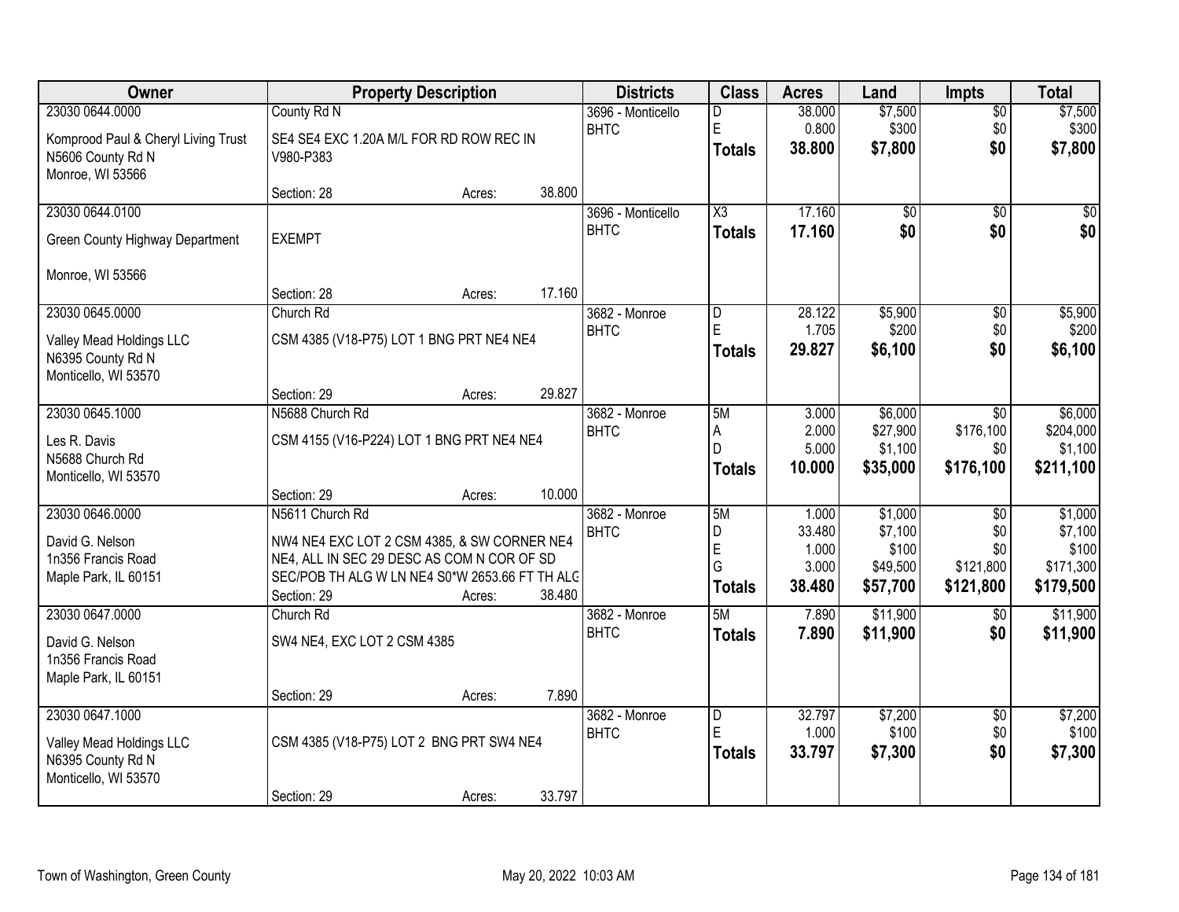| Owner | Property Description | | | Districts | Class | Acres | Land | Impts | Total |
|---|---|---|---|---|---|---|---|---|---|
| 23030 0644.0000 | County Rd N | | | 3696 - Monticello | D | 38.000 | $7,500 | $0 | $7,500 |
| Komprood Paul & Cheryl Living Trust | SE4 SE4 EXC 1.20A M/L FOR RD ROW REC IN | | | BHTC | E | 0.800 | $300 | $0 | $300 |
| N5606 County Rd N | V980-P383 | | | | **Totals** | **38.800** | **$7,800** | **$0** | **$7,800** |
| Monroe, WI 53566 | | | | | | | | | |
| | Section: 28 | Acres: | 38.800 | | | | | | |
| 23030 0644.0100 | | | | 3696 - Monticello | X3 | 17.160 | $0 | $0 | $0 |
| Green County Highway Department | EXEMPT | | | BHTC | **Totals** | **17.160** | **$0** | **$0** | **$0** |
| Monroe, WI 53566 | | | | | | | | | |
| | Section: 28 | Acres: | 17.160 | | | | | | |
| 23030 0645.0000 | Church Rd | | | 3682 - Monroe | D | 28.122 | $5,900 | $0 | $5,900 |
| Valley Mead Holdings LLC | CSM 4385 (V18-P75) LOT 1 BNG PRT NE4 NE4 | | | BHTC | E | 1.705 | $200 | $0 | $200 |
| N6395 County Rd N | | | | | **Totals** | **29.827** | **$6,100** | **$0** | **$6,100** |
| Monticello, WI 53570 | | | | | | | | | |
| | Section: 29 | Acres: | 29.827 | | | | | | |
| 23030 0645.1000 | N5688 Church Rd | | | 3682 - Monroe | 5M | 3.000 | $6,000 | $0 | $6,000 |
| Les R. Davis | CSM 4155 (V16-P224) LOT 1 BNG PRT NE4 NE4 | | | BHTC | A | 2.000 | $27,900 | $176,100 | $204,000 |
| N5688 Church Rd | | | | | D | 5.000 | $1,100 | $0 | $1,100 |
| Monticello, WI 53570 | | | | | **Totals** | **10.000** | **$35,000** | **$176,100** | **$211,100** |
| | Section: 29 | Acres: | 10.000 | | | | | | |
| 23030 0646.0000 | N5611 Church Rd | | | 3682 - Monroe | 5M | 1.000 | $1,000 | $0 | $1,000 |
| David G. Nelson | NW4 NE4 EXC LOT 2 CSM 4385, & SW CORNER NE4 | | | BHTC | D | 33.480 | $7,100 | $0 | $7,100 |
| 1n356 Francis Road | NE4, ALL IN SEC 29 DESC AS COM N COR OF SD | | | | E | 1.000 | $100 | $0 | $100 |
| Maple Park, IL 60151 | SEC/POB TH ALG W LN NE4 S0*W 2653.66 FT TH ALG | | | | G | 3.000 | $49,500 | $121,800 | $171,300 |
| | Section: 29 | Acres: | 38.480 | | **Totals** | **38.480** | **$57,700** | **$121,800** | **$179,500** |
| 23030 0647.0000 | Church Rd | | | 3682 - Monroe | 5M | 7.890 | $11,900 | $0 | $11,900 |
| David G. Nelson | SW4 NE4, EXC LOT 2 CSM 4385 | | | BHTC | **Totals** | **7.890** | **$11,900** | **$0** | **$11,900** |
| 1n356 Francis Road | | | | | | | | | |
| Maple Park, IL 60151 | | | | | | | | | |
| | Section: 29 | Acres: | 7.890 | | | | | | |
| 23030 0647.1000 | | | | 3682 - Monroe | D | 32.797 | $7,200 | $0 | $7,200 |
| Valley Mead Holdings LLC | CSM 4385 (V18-P75) LOT 2 BNG PRT SW4 NE4 | | | BHTC | E | 1.000 | $100 | $0 | $100 |
| N6395 County Rd N | | | | | **Totals** | **33.797** | **$7,300** | **$0** | **$7,300** |
| Monticello, WI 53570 | | | | | | | | | |
| | Section: 29 | Acres: | 33.797 | | | | | | |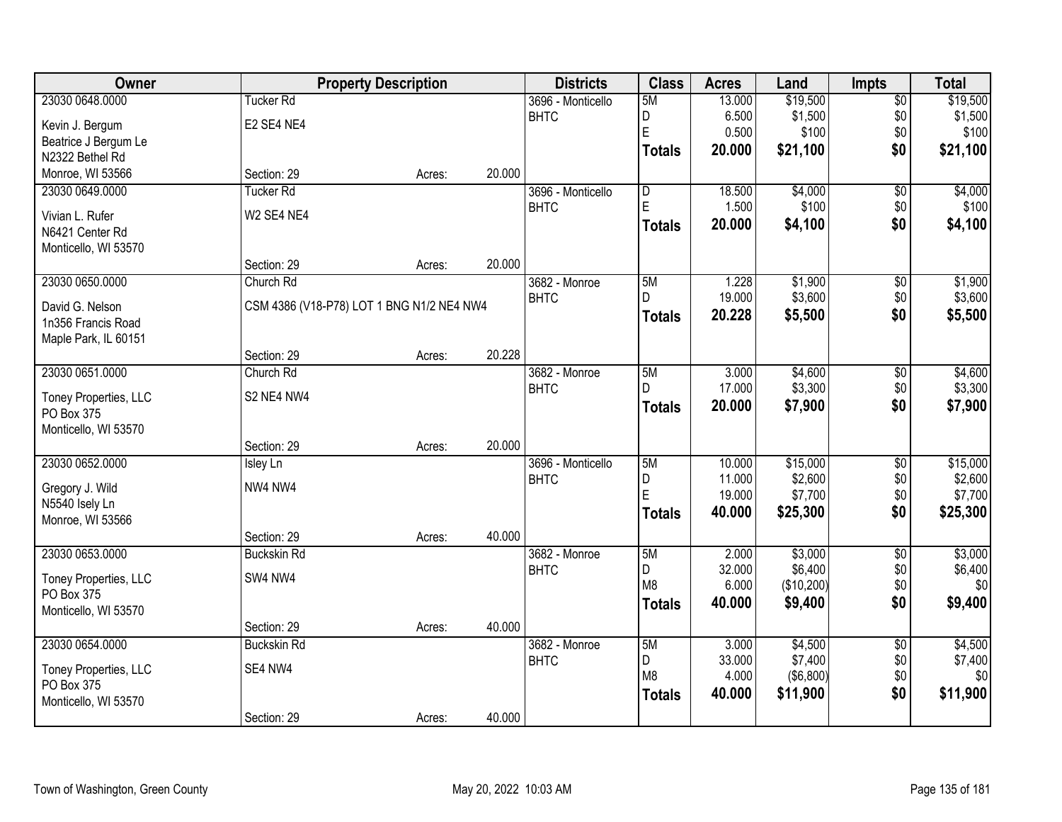| Owner | Property Description | | | Districts | Class | Acres | Land | Impts | Total |
|---|---|---|---|---|---|---|---|---|---|
| 23030 0648.0000 | Tucker Rd | | | 3696 - Monticello | 5M | 13.000 | $19,500 | $0 | $19,500 |
| Kevin J. Bergum | E2 SE4 NE4 | | | BHTC | D | 6.500 | $1,500 | $0 | $1,500 |
| Beatrice J Bergum Le | | | | | E | 0.500 | $100 | $0 | $100 |
| N2322 Bethel Rd | | | | | **Totals** | **20.000** | **$21,100** | **$0** | **$21,100** |
| Monroe, WI 53566 | Section: 29 | Acres: | 20.000 | | | | | | |
| 23030 0649.0000 | Tucker Rd | | | 3696 - Monticello | D | 18.500 | $4,000 | $0 | $4,000 |
| Vivian L. Rufer | W2 SE4 NE4 | | | BHTC | E | 1.500 | $100 | $0 | $100 |
| N6421 Center Rd | | | | | **Totals** | **20.000** | **$4,100** | **$0** | **$4,100** |
| Monticello, WI 53570 | | | | | | | | | |
| | Section: 29 | Acres: | 20.000 | | | | | | |
| 23030 0650.0000 | Church Rd | | | 3682 - Monroe | 5M | 1.228 | $1,900 | $0 | $1,900 |
| David G. Nelson | CSM 4386 (V18-P78) LOT 1 BNG N1/2 NE4 NW4 | | | BHTC | D | 19.000 | $3,600 | $0 | $3,600 |
| 1n356 Francis Road | | | | | **Totals** | **20.228** | **$5,500** | **$0** | **$5,500** |
| Maple Park, IL 60151 | | | | | | | | | |
| | Section: 29 | Acres: | 20.228 | | | | | | |
| 23030 0651.0000 | Church Rd | | | 3682 - Monroe | 5M | 3.000 | $4,600 | $0 | $4,600 |
| Toney Properties, LLC | S2 NE4 NW4 | | | BHTC | D | 17.000 | $3,300 | $0 | $3,300 |
| PO Box 375 | | | | | **Totals** | **20.000** | **$7,900** | **$0** | **$7,900** |
| Monticello, WI 53570 | | | | | | | | | |
| | Section: 29 | Acres: | 20.000 | | | | | | |
| 23030 0652.0000 | Isley Ln | | | 3696 - Monticello | 5M | 10.000 | $15,000 | $0 | $15,000 |
| Gregory J. Wild | NW4 NW4 | | | BHTC | D | 11.000 | $2,600 | $0 | $2,600 |
| N5540 Isely Ln | | | | | E | 19.000 | $7,700 | $0 | $7,700 |
| Monroe, WI 53566 | | | | | **Totals** | **40.000** | **$25,300** | **$0** | **$25,300** |
| | Section: 29 | Acres: | 40.000 | | | | | | |
| 23030 0653.0000 | Buckskin Rd | | | 3682 - Monroe | 5M | 2.000 | $3,000 | $0 | $3,000 |
| Toney Properties, LLC | SW4 NW4 | | | BHTC | D | 32.000 | $6,400 | $0 | $6,400 |
| PO Box 375 | | | | | M8 | 6.000 | ($10,200) | $0 | $0 |
| Monticello, WI 53570 | | | | | **Totals** | **40.000** | **$9,400** | **$0** | **$9,400** |
| | Section: 29 | Acres: | 40.000 | | | | | | |
| 23030 0654.0000 | Buckskin Rd | | | 3682 - Monroe | 5M | 3.000 | $4,500 | $0 | $4,500 |
| Toney Properties, LLC | SE4 NW4 | | | BHTC | D | 33.000 | $7,400 | $0 | $7,400 |
| PO Box 375 | | | | | M8 | 4.000 | ($6,800) | $0 | $0 |
| Monticello, WI 53570 | | | | | **Totals** | **40.000** | **$11,900** | **$0** | **$11,900** |
| | Section: 29 | Acres: | 40.000 | | | | | | |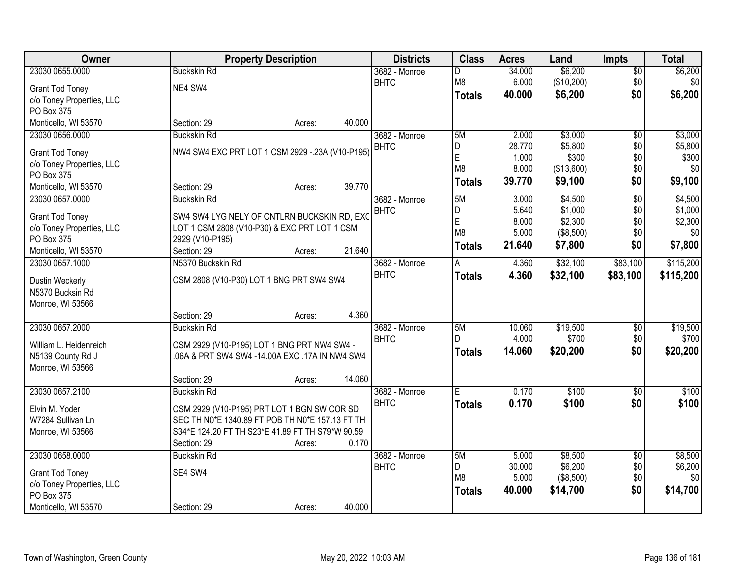| Owner | Property Description | Districts | Class | Acres | Land | Impts | Total |
|---|---|---|---|---|---|---|---|
| 23030 0655.0000<br>Grant Tod Toney<br>c/o Toney Properties, LLC<br>PO Box 375<br>Monticello, WI 53570 | Buckskin Rd<br>NE4 SW4<br>Section: 29 Acres: 40.000 | 3682 - Monroe<br>BHTC | D<br>M8<br>**Totals** | 34.000<br>6.000<br>**40.000** | $6,200<br>($10,200)<br>**$6,200** | $0<br>$0<br>**$0** | $6,200<br>$0<br>**$6,200** |
| 23030 0656.0000<br>Grant Tod Toney<br>c/o Toney Properties, LLC<br>PO Box 375<br>Monticello, WI 53570 | Buckskin Rd<br>NW4 SW4 EXC PRT LOT 1 CSM 2929 -.23A (V10-P195)<br>Section: 29 Acres: 39.770 | 3682 - Monroe<br>BHTC | 5M<br>D<br>E<br>M8<br>**Totals** | 2.000<br>28.770<br>1.000<br>8.000<br>**39.770** | $3,000<br>$5,800<br>$300<br>($13,600)<br>**$9,100** | $0<br>$0<br>$0<br>$0<br>**$0** | $3,000<br>$5,800<br>$300<br>$0<br>**$9,100** |
| 23030 0657.0000<br>Grant Tod Toney<br>c/o Toney Properties, LLC<br>PO Box 375<br>Monticello, WI 53570 | Buckskin Rd<br>SW4 SW4 LYG NELY OF CNTLRN BUCKSKIN RD, EXC LOT 1 CSM 2808 (V10-P30) & EXC PRT LOT 1 CSM 2929 (V10-P195)<br>Section: 29 Acres: 21.640 | 3682 - Monroe<br>BHTC | 5M<br>D<br>E<br>M8<br>**Totals** | 3.000<br>5.640<br>8.000<br>5.000<br>**21.640** | $4,500<br>$1,000<br>$2,300<br>($8,500)<br>**$7,800** | $0<br>$0<br>$0<br>$0<br>**$0** | $4,500<br>$1,000<br>$2,300<br>$0<br>**$7,800** |
| 23030 0657.1000<br>Dustin Weckerly<br>N5370 Bucksin Rd<br>Monroe, WI 53566 | N5370 Buckskin Rd<br>CSM 2808 (V10-P30) LOT 1 BNG PRT SW4 SW4<br>Section: 29 Acres: 4.360 | 3682 - Monroe<br>BHTC | A<br>**Totals** | 4.360<br>**4.360** | $32,100<br>**$32,100** | $83,100<br>**$83,100** | $115,200<br>**$115,200** |
| 23030 0657.2000<br>William L. Heidenreich<br>N5139 County Rd J<br>Monroe, WI 53566 | Buckskin Rd<br>CSM 2929 (V10-P195) LOT 1 BNG PRT NW4 SW4 - .06A & PRT SW4 SW4 -14.00A EXC .17A IN NW4 SW4<br>Section: 29 Acres: 14.060 | 3682 - Monroe<br>BHTC | 5M<br>D<br>**Totals** | 10.060<br>4.000<br>**14.060** | $19,500<br>$700<br>**$20,200** | $0<br>$0<br>**$0** | $19,500<br>$700<br>**$20,200** |
| 23030 0657.2100<br>Elvin M. Yoder<br>W7284 Sullivan Ln<br>Monroe, WI 53566 | Buckskin Rd<br>CSM 2929 (V10-P195) PRT LOT 1 BGN SW COR SD SEC TH N0*E 1340.89 FT POB TH N0*E 157.13 FT TH S34*E 124.20 FT TH S23*E 41.89 FT TH S79*W 90.59<br>Section: 29 Acres: 0.170 | 3682 - Monroe<br>BHTC | E<br>**Totals** | 0.170<br>**0.170** | $100<br>**$100** | $0<br>**$0** | $100<br>**$100** |
| 23030 0658.0000<br>Grant Tod Toney<br>c/o Toney Properties, LLC<br>PO Box 375<br>Monticello, WI 53570 | Buckskin Rd<br>SE4 SW4<br>Section: 29 Acres: 40.000 | 3682 - Monroe<br>BHTC | 5M<br>D<br>M8<br>**Totals** | 5.000<br>30.000<br>5.000<br>**40.000** | $8,500<br>$6,200<br>($8,500)<br>**$14,700** | $0<br>$0<br>$0<br>**$0** | $8,500<br>$6,200<br>$0<br>**$14,700** |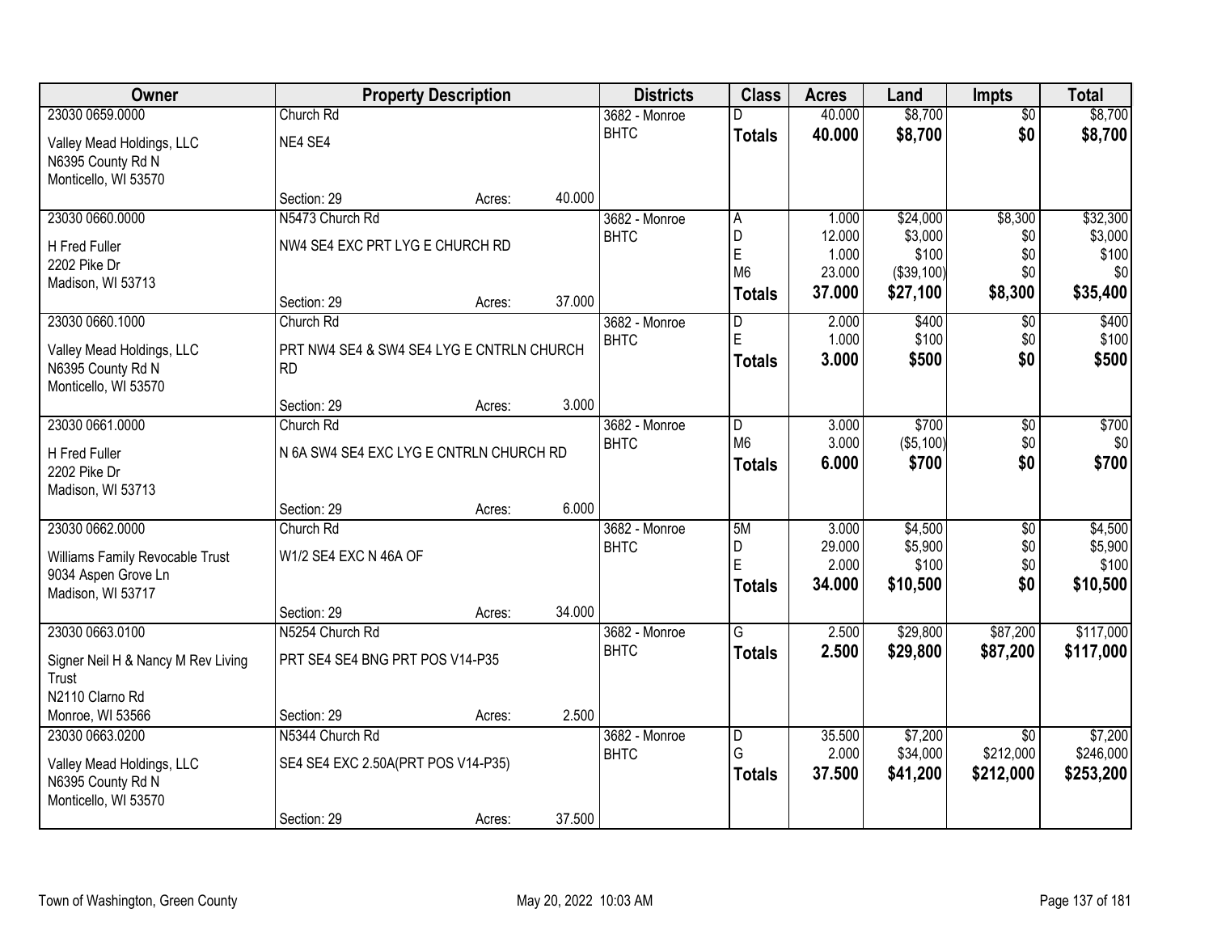| Owner | Property Description | | | Districts | Class | Acres | Land | Impts | Total |
|---|---|---|---|---|---|---|---|---|---|
| 23030 0659.0000 | Church Rd | | | 3682 - Monroe | D | 40.000 | $8,700 | $0 | $8,700 |
| Valley Mead Holdings, LLC<br>N6395 County Rd N<br>Monticello, WI 53570 | NE4 SE4 | | | BHTC | **Totals** | **40.000** | **$8,700** | **$0** | **$8,700** |
| | Section: 29 | Acres: | 40.000 | | | | | | |
| 23030 0660.0000 | N5473 Church Rd | | | 3682 - Monroe | A | 1.000 | $24,000 | $8,300 | $32,300 |
| H Fred Fuller<br>2202 Pike Dr<br>Madison, WI 53713 | NW4 SE4 EXC PRT LYG E CHURCH RD | | | BHTC | D | 12.000 | $3,000 | $0 | $3,000 |
| | | | | | E | 1.000 | $100 | $0 | $100 |
| | | | | | M6 | 23.000 | ($39,100) | $0 | $0 |
| | Section: 29 | Acres: | 37.000 | | **Totals** | **37.000** | **$27,100** | **$8,300** | **$35,400** |
| 23030 0660.1000 | Church Rd | | | 3682 - Monroe | D | 2.000 | $400 | $0 | $400 |
| Valley Mead Holdings, LLC<br>N6395 County Rd N<br>Monticello, WI 53570 | PRT NW4 SE4 & SW4 SE4 LYG E CNTRLN CHURCH RD | | | BHTC | E | 1.000 | $100 | $0 | $100 |
| | | | | | **Totals** | **3.000** | **$500** | **$0** | **$500** |
| | Section: 29 | Acres: | 3.000 | | | | | | |
| 23030 0661.0000 | Church Rd | | | 3682 - Monroe | D | 3.000 | $700 | $0 | $700 |
| H Fred Fuller<br>2202 Pike Dr<br>Madison, WI 53713 | N 6A SW4 SE4 EXC LYG E CNTRLN CHURCH RD | | | BHTC | M6 | 3.000 | ($5,100) | $0 | $0 |
| | | | | | **Totals** | **6.000** | **$700** | **$0** | **$700** |
| | Section: 29 | Acres: | 6.000 | | | | | | |
| 23030 0662.0000 | Church Rd | | | 3682 - Monroe | 5M | 3.000 | $4,500 | $0 | $4,500 |
| Williams Family Revocable Trust<br>9034 Aspen Grove Ln<br>Madison, WI 53717 | W1/2 SE4 EXC N 46A OF | | | BHTC | D | 29.000 | $5,900 | $0 | $5,900 |
| | | | | | E | 2.000 | $100 | $0 | $100 |
| | | | | | **Totals** | **34.000** | **$10,500** | **$0** | **$10,500** |
| | Section: 29 | Acres: | 34.000 | | | | | | |
| 23030 0663.0100 | N5254 Church Rd | | | 3682 - Monroe | G | 2.500 | $29,800 | $87,200 | $117,000 |
| Signer Neil H & Nancy M Rev Living Trust<br>N2110 Clarno Rd<br>Monroe, WI 53566 | PRT SE4 SE4 BNG PRT POS V14-P35 | | | BHTC | **Totals** | **2.500** | **$29,800** | **$87,200** | **$117,000** |
| | Section: 29 | Acres: | 2.500 | | | | | | |
| 23030 0663.0200 | N5344 Church Rd | | | 3682 - Monroe | D | 35.500 | $7,200 | $0 | $7,200 |
| Valley Mead Holdings, LLC<br>N6395 County Rd N<br>Monticello, WI 53570 | SE4 SE4 EXC 2.50A(PRT POS V14-P35) | | | BHTC | G | 2.000 | $34,000 | $212,000 | $246,000 |
| | | | | | **Totals** | **37.500** | **$41,200** | **$212,000** | **$253,200** |
| | Section: 29 | Acres: | 37.500 | | | | | | |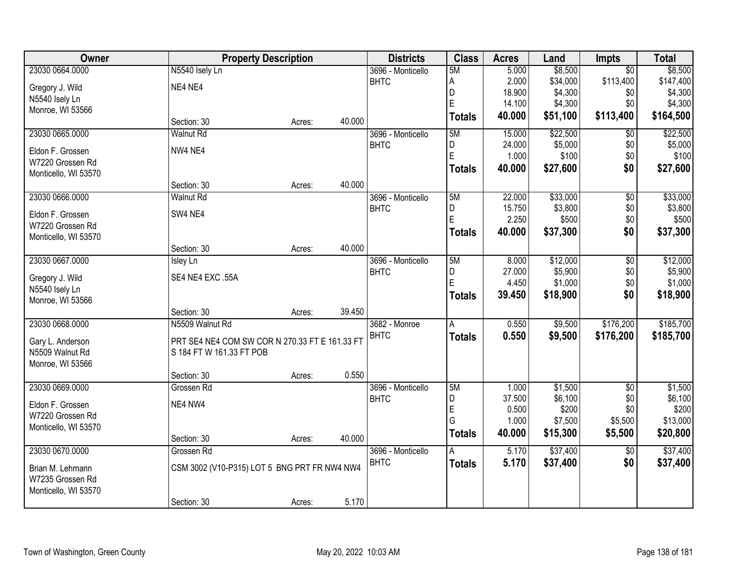| Owner | Property Description | | | Districts | Class | Acres | Land | Impts | Total |
|---|---|---|---|---|---|---|---|---|---|
| 23030 0664.0000 | N5540 Isely Ln | | | 3696 - Monticello | 5M | 5.000 | $8,500 | $0 | $8,500 |
| Gregory J. Wild | NE4 NE4 | | | BHTC | A | 2.000 | $34,000 | $113,400 | $147,400 |
| N5540 Isely Ln | | | | | D | 18.900 | $4,300 | $0 | $4,300 |
| Monroe, WI 53566 | | | | | E | 14.100 | $4,300 | $0 | $4,300 |
| | Section: 30 | Acres: | 40.000 | | **Totals** | **40.000** | **$51,100** | **$113,400** | **$164,500** |
| 23030 0665.0000 | Walnut Rd | | | 3696 - Monticello | 5M | 15.000 | $22,500 | $0 | $22,500 |
| Eldon F. Grossen | NW4 NE4 | | | BHTC | D | 24.000 | $5,000 | $0 | $5,000 |
| W7220 Grossen Rd | | | | | E | 1.000 | $100 | $0 | $100 |
| Monticello, WI 53570 | | | | | **Totals** | **40.000** | **$27,600** | **$0** | **$27,600** |
| | Section: 30 | Acres: | 40.000 | | | | | | |
| 23030 0666.0000 | Walnut Rd | | | 3696 - Monticello | 5M | 22.000 | $33,000 | $0 | $33,000 |
| Eldon F. Grossen | SW4 NE4 | | | BHTC | D | 15.750 | $3,800 | $0 | $3,800 |
| W7220 Grossen Rd | | | | | E | 2.250 | $500 | $0 | $500 |
| Monticello, WI 53570 | | | | | **Totals** | **40.000** | **$37,300** | **$0** | **$37,300** |
| | Section: 30 | Acres: | 40.000 | | | | | | |
| 23030 0667.0000 | Isley Ln | | | 3696 - Monticello | 5M | 8.000 | $12,000 | $0 | $12,000 |
| Gregory J. Wild | SE4 NE4 EXC .55A | | | BHTC | D | 27.000 | $5,900 | $0 | $5,900 |
| N5540 Isely Ln | | | | | E | 4.450 | $1,000 | $0 | $1,000 |
| Monroe, WI 53566 | | | | | **Totals** | **39.450** | **$18,900** | **$0** | **$18,900** |
| | Section: 30 | Acres: | 39.450 | | | | | | |
| 23030 0668.0000 | N5509 Walnut Rd | | | 3682 - Monroe | A | 0.550 | $9,500 | $176,200 | $185,700 |
| Gary L. Anderson | PRT SE4 NE4 COM SW COR N 270.33 FT E 161.33 FT S 184 FT W 161.33 FT POB | | | BHTC | **Totals** | **0.550** | **$9,500** | **$176,200** | **$185,700** |
| N5509 Walnut Rd | | | | | | | | | |
| Monroe, WI 53566 | | | | | | | | | |
| | Section: 30 | Acres: | 0.550 | | | | | | |
| 23030 0669.0000 | Grossen Rd | | | 3696 - Monticello | 5M | 1.000 | $1,500 | $0 | $1,500 |
| Eldon F. Grossen | NE4 NW4 | | | BHTC | D | 37.500 | $6,100 | $0 | $6,100 |
| W7220 Grossen Rd | | | | | E | 0.500 | $200 | $0 | $200 |
| Monticello, WI 53570 | | | | | G | 1.000 | $7,500 | $5,500 | $13,000 |
| | Section: 30 | Acres: | 40.000 | | **Totals** | **40.000** | **$15,300** | **$5,500** | **$20,800** |
| 23030 0670.0000 | Grossen Rd | | | 3696 - Monticello | A | 5.170 | $37,400 | $0 | $37,400 |
| Brian M. Lehmann | CSM 3002 (V10-P315) LOT 5 BNG PRT FR NW4 NW4 | | | BHTC | **Totals** | **5.170** | **$37,400** | **$0** | **$37,400** |
| W7235 Grossen Rd | | | | | | | | | |
| Monticello, WI 53570 | | | | | | | | | |
| | Section: 30 | Acres: | 5.170 | | | | | | |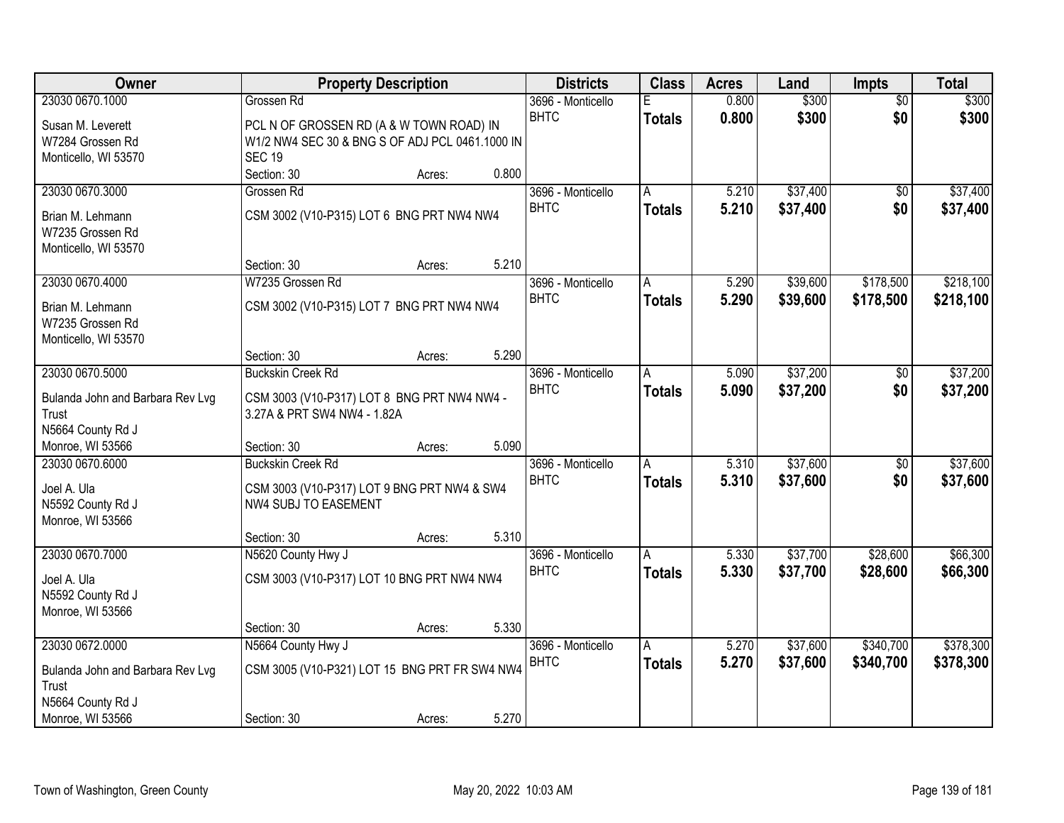| Owner | Property Description | Districts | Class | Acres | Land | Impts | Total |
|---|---|---|---|---|---|---|---|
| 23030 0670.1000<br>Susan M. Leverett<br>W7284 Grossen Rd<br>Monticello, WI 53570 | Grossen Rd<br>PCL N OF GROSSEN RD (A & W TOWN ROAD) IN W1/2 NW4 SEC 30 & BNG S OF ADJ PCL 0461.1000 IN SEC 19<br>Section: 30 Acres: 0.800 | 3696 - Monticello BHTC | E<br>**Totals** | 0.800<br>**0.800** | $300<br>**$300** | $0<br>**$0** | $300<br>**$300** |
| 23030 0670.3000<br>Brian M. Lehmann<br>W7235 Grossen Rd<br>Monticello, WI 53570 | Grossen Rd<br>CSM 3002 (V10-P315) LOT 6 BNG PRT NW4 NW4<br>Section: 30 Acres: 5.210 | 3696 - Monticello BHTC | A<br>**Totals** | 5.210<br>**5.210** | $37,400<br>**$37,400** | $0<br>**$0** | $37,400<br>**$37,400** |
| 23030 0670.4000<br>Brian M. Lehmann<br>W7235 Grossen Rd<br>Monticello, WI 53570 | W7235 Grossen Rd<br>CSM 3002 (V10-P315) LOT 7 BNG PRT NW4 NW4<br>Section: 30 Acres: 5.290 | 3696 - Monticello BHTC | A<br>**Totals** | 5.290<br>**5.290** | $39,600<br>**$39,600** | $178,500<br>**$178,500** | $218,100<br>**$218,100** |
| 23030 0670.5000<br>Bulanda John and Barbara Rev Lvg Trust<br>N5664 County Rd J<br>Monroe, WI 53566 | Buckskin Creek Rd<br>CSM 3003 (V10-P317) LOT 8 BNG PRT NW4 NW4 - 3.27A & PRT SW4 NW4 - 1.82A<br>Section: 30 Acres: 5.090 | 3696 - Monticello BHTC | A<br>**Totals** | 5.090<br>**5.090** | $37,200<br>**$37,200** | $0<br>**$0** | $37,200<br>**$37,200** |
| 23030 0670.6000<br>Joel A. Ula<br>N5592 County Rd J<br>Monroe, WI 53566 | Buckskin Creek Rd<br>CSM 3003 (V10-P317) LOT 9 BNG PRT NW4 & SW4 NW4 SUBJ TO EASEMENT<br>Section: 30 Acres: 5.310 | 3696 - Monticello BHTC | A<br>**Totals** | 5.310<br>**5.310** | $37,600<br>**$37,600** | $0<br>**$0** | $37,600<br>**$37,600** |
| 23030 0670.7000<br>Joel A. Ula<br>N5592 County Rd J<br>Monroe, WI 53566 | N5620 County Hwy J<br>CSM 3003 (V10-P317) LOT 10 BNG PRT NW4 NW4<br>Section: 30 Acres: 5.330 | 3696 - Monticello BHTC | A<br>**Totals** | 5.330<br>**5.330** | $37,700<br>**$37,700** | $28,600<br>**$28,600** | $66,300<br>**$66,300** |
| 23030 0672.0000<br>Bulanda John and Barbara Rev Lvg Trust<br>N5664 County Rd J<br>Monroe, WI 53566 | N5664 County Hwy J<br>CSM 3005 (V10-P321) LOT 15 BNG PRT FR SW4 NW4<br>Section: 30 Acres: 5.270 | 3696 - Monticello BHTC | A<br>**Totals** | 5.270<br>**5.270** | $37,600<br>**$37,600** | $340,700<br>**$340,700** | $378,300<br>**$378,300** |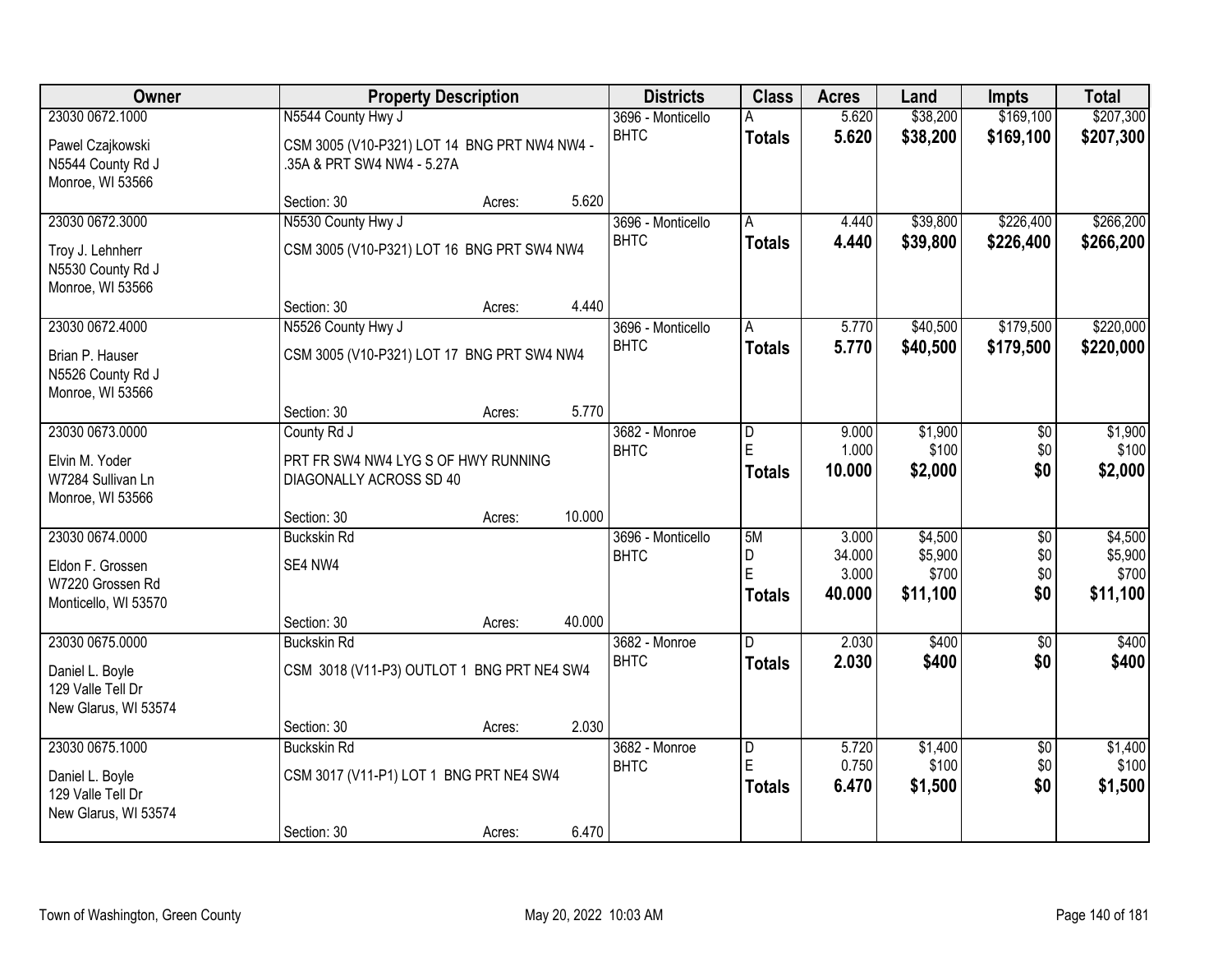| Owner | Property Description | Districts | Class | Acres | Land | Impts | Total |
|---|---|---|---|---|---|---|---|
| 23030 0672.1000<br>Pawel Czajkowski<br>N5544 County Rd J<br>Monroe, WI 53566 | N5544 County Hwy J<br>CSM 3005 (V10-P321) LOT 14 BNG PRT NW4 NW4 - .35A & PRT SW4 NW4 - 5.27A<br>Section: 30 Acres: 5.620 | 3696 - Monticello<br>BHTC | A<br>**Totals** | 5.620<br>**5.620** | $38,200<br>**$38,200** | $169,100<br>**$169,100** | $207,300<br>**$207,300** |
| 23030 0672.3000<br>Troy J. Lehnherr<br>N5530 County Rd J<br>Monroe, WI 53566 | N5530 County Hwy J<br>CSM 3005 (V10-P321) LOT 16 BNG PRT SW4 NW4<br>Section: 30 Acres: 4.440 | 3696 - Monticello<br>BHTC | A<br>**Totals** | 4.440<br>**4.440** | $39,800<br>**$39,800** | $226,400<br>**$226,400** | $266,200<br>**$266,200** |
| 23030 0672.4000<br>Brian P. Hauser<br>N5526 County Rd J<br>Monroe, WI 53566 | N5526 County Hwy J<br>CSM 3005 (V10-P321) LOT 17 BNG PRT SW4 NW4<br>Section: 30 Acres: 5.770 | 3696 - Monticello<br>BHTC | A<br>**Totals** | 5.770<br>**5.770** | $40,500<br>**$40,500** | $179,500<br>**$179,500** | $220,000<br>**$220,000** |
| 23030 0673.0000<br>Elvin M. Yoder<br>W7284 Sullivan Ln<br>Monroe, WI 53566 | County Rd J<br>PRT FR SW4 NW4 LYG S OF HWY RUNNING DIAGONALLY ACROSS SD 40<br>Section: 30 Acres: 10.000 | 3682 - Monroe<br>BHTC | D<br>E<br>**Totals** | 9.000<br>1.000<br>**10.000** | $1,900<br>$100<br>**$2,000** | $0<br>$0<br>**$0** | $1,900<br>$100<br>**$2,000** |
| 23030 0674.0000<br>Eldon F. Grossen<br>W7220 Grossen Rd<br>Monticello, WI 53570 | Buckskin Rd<br>SE4 NW4<br>Section: 30 Acres: 40.000 | 3696 - Monticello<br>BHTC | 5M<br>D<br>E<br>**Totals** | 3.000<br>34.000<br>3.000<br>**40.000** | $4,500<br>$5,900<br>$700<br>**$11,100** | $0<br>$0<br>$0<br>**$0** | $4,500<br>$5,900<br>$700<br>**$11,100** |
| 23030 0675.0000<br>Daniel L. Boyle<br>129 Valle Tell Dr<br>New Glarus, WI 53574 | Buckskin Rd<br>CSM 3018 (V11-P3) OUTLOT 1 BNG PRT NE4 SW4<br>Section: 30 Acres: 2.030 | 3682 - Monroe<br>BHTC | D<br>**Totals** | 2.030<br>**2.030** | $400<br>**$400** | $0<br>**$0** | $400<br>**$400** |
| 23030 0675.1000<br>Daniel L. Boyle<br>129 Valle Tell Dr<br>New Glarus, WI 53574 | Buckskin Rd<br>CSM 3017 (V11-P1) LOT 1 BNG PRT NE4 SW4<br>Section: 30 Acres: 6.470 | 3682 - Monroe<br>BHTC | D<br>E<br>**Totals** | 5.720<br>0.750<br>**6.470** | $1,400<br>$100<br>**$1,500** | $0<br>$0<br>**$0** | $1,400<br>$100<br>**$1,500** |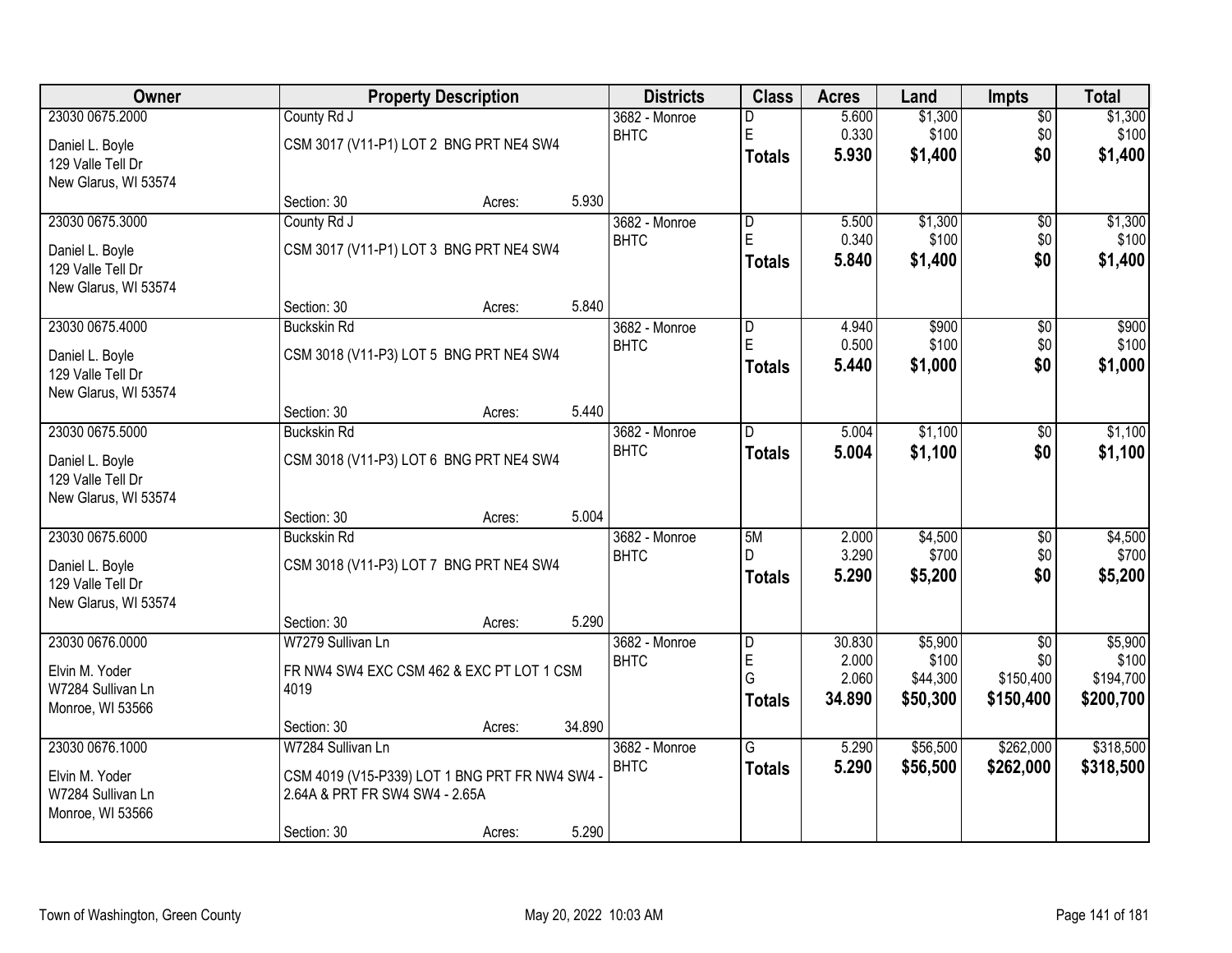| Owner | Property Description | Districts | Class | Acres | Land | Impts | Total |
|---|---|---|---|---|---|---|---|
| 23030 0675.2000<br>Daniel L. Boyle<br>129 Valle Tell Dr<br>New Glarus, WI 53574 | County Rd J<br>CSM 3017 (V11-P1) LOT 2 BNG PRT NE4 SW4<br>Section: 30 Acres: 5.930 | 3682 - Monroe<br>BHTC | D<br>E<br>**Totals** | 5.600<br>0.330<br>**5.930** | $1,300<br>$100<br>**$1,400** | $0<br>$0<br>**$0** | $1,300<br>$100<br>**$1,400** |
| 23030 0675.3000<br>Daniel L. Boyle<br>129 Valle Tell Dr<br>New Glarus, WI 53574 | County Rd J<br>CSM 3017 (V11-P1) LOT 3 BNG PRT NE4 SW4<br>Section: 30 Acres: 5.840 | 3682 - Monroe<br>BHTC | D<br>E<br>**Totals** | 5.500<br>0.340<br>**5.840** | $1,300<br>$100<br>**$1,400** | $0<br>$0<br>**$0** | $1,300<br>$100<br>**$1,400** |
| 23030 0675.4000<br>Daniel L. Boyle<br>129 Valle Tell Dr<br>New Glarus, WI 53574 | Buckskin Rd<br>CSM 3018 (V11-P3) LOT 5 BNG PRT NE4 SW4<br>Section: 30 Acres: 5.440 | 3682 - Monroe<br>BHTC | D<br>E<br>**Totals** | 4.940<br>0.500<br>**5.440** | $900<br>$100<br>**$1,000** | $0<br>$0<br>**$0** | $900<br>$100<br>**$1,000** |
| 23030 0675.5000<br>Daniel L. Boyle<br>129 Valle Tell Dr<br>New Glarus, WI 53574 | Buckskin Rd<br>CSM 3018 (V11-P3) LOT 6 BNG PRT NE4 SW4<br>Section: 30 Acres: 5.004 | 3682 - Monroe<br>BHTC | D<br>**Totals** | 5.004<br>**5.004** | $1,100<br>**$1,100** | $0<br>**$0** | $1,100<br>**$1,100** |
| 23030 0675.6000<br>Daniel L. Boyle<br>129 Valle Tell Dr<br>New Glarus, WI 53574 | Buckskin Rd<br>CSM 3018 (V11-P3) LOT 7 BNG PRT NE4 SW4<br>Section: 30 Acres: 5.290 | 3682 - Monroe<br>BHTC | 5M<br>D<br>**Totals** | 2.000<br>3.290<br>**5.290** | $4,500<br>$700<br>**$5,200** | $0<br>$0<br>**$0** | $4,500<br>$700<br>**$5,200** |
| 23030 0676.0000<br>Elvin M. Yoder<br>W7284 Sullivan Ln<br>Monroe, WI 53566 | W7279 Sullivan Ln<br>FR NW4 SW4 EXC CSM 462 & EXC PT LOT 1 CSM 4019<br>Section: 30 Acres: 34.890 | 3682 - Monroe<br>BHTC | D<br>E<br>G<br>**Totals** | 30.830<br>2.000<br>2.060<br>**34.890** | $5,900<br>$100<br>$44,300<br>**$50,300** | $0<br>$0<br>$150,400<br>**$150,400** | $5,900<br>$100<br>$194,700<br>**$200,700** |
| 23030 0676.1000<br>Elvin M. Yoder<br>W7284 Sullivan Ln<br>Monroe, WI 53566 | W7284 Sullivan Ln<br>CSM 4019 (V15-P339) LOT 1 BNG PRT FR NW4 SW4 - 2.64A & PRT FR SW4 SW4 - 2.65A<br>Section: 30 Acres: 5.290 | 3682 - Monroe<br>BHTC | G<br>**Totals** | 5.290<br>**5.290** | $56,500<br>**$56,500** | $262,000<br>**$262,000** | $318,500<br>**$318,500** |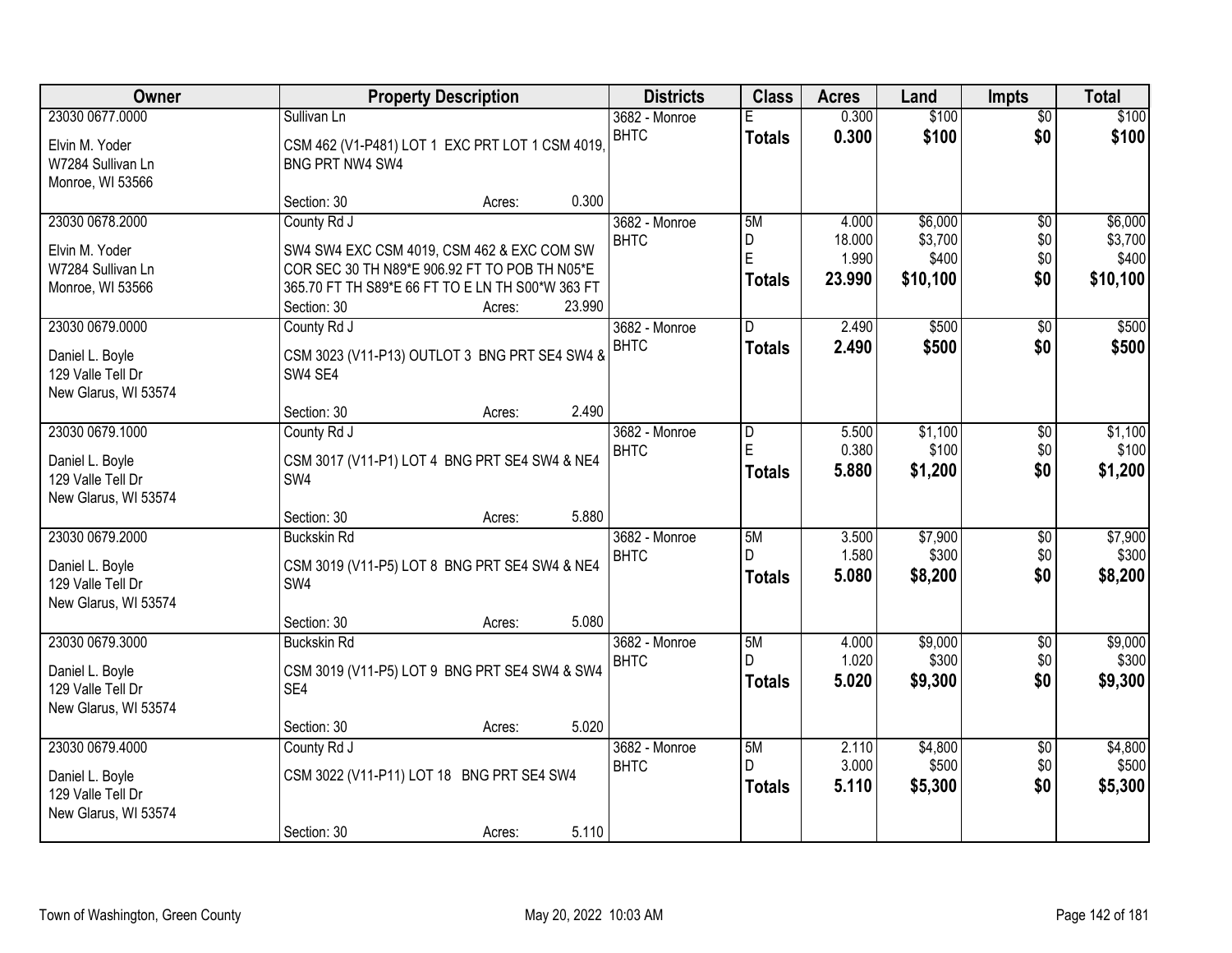| Owner | Property Description | Districts | Class | Acres | Land | Impts | Total |
|---|---|---|---|---|---|---|---|
| 23030 0677.0000<br>Elvin M. Yoder<br>W7284 Sullivan Ln<br>Monroe, WI 53566 | Sullivan Ln<br>CSM 462 (V1-P481) LOT 1 EXC PRT LOT 1 CSM 4019, BNG PRT NW4 SW4<br>Section: 30 Acres: 0.300 | 3682 - Monroe<br>BHTC | E<br>**Totals** | 0.300<br>**0.300** | $100<br>**$100** | $0<br>**$0** | $100<br>**$100** |
| 23030 0678.2000<br>Elvin M. Yoder<br>W7284 Sullivan Ln<br>Monroe, WI 53566 | County Rd J<br>SW4 SW4 EXC CSM 4019, CSM 462 & EXC COM SW COR SEC 30 TH N89*E 906.92 FT TO POB TH N05*E 365.70 FT TH S89*E 66 FT TO E LN TH S00*W 363 FT<br>Section: 30 Acres: 23.990 | 3682 - Monroe<br>BHTC | 5M<br>D<br>E<br>**Totals** | 4.000<br>18.000<br>1.990<br>**23.990** | $6,000<br>$3,700<br>$400<br>**$10,100** | $0<br>$0<br>$0<br>**$0** | $6,000<br>$3,700<br>$400<br>**$10,100** |
| 23030 0679.0000<br>Daniel L. Boyle<br>129 Valle Tell Dr<br>New Glarus, WI 53574 | County Rd J<br>CSM 3023 (V11-P13) OUTLOT 3 BNG PRT SE4 SW4 & SW4 SE4<br>Section: 30 Acres: 2.490 | 3682 - Monroe<br>BHTC | D<br>**Totals** | 2.490<br>**2.490** | $500<br>**$500** | $0<br>**$0** | $500<br>**$500** |
| 23030 0679.1000<br>Daniel L. Boyle<br>129 Valle Tell Dr<br>New Glarus, WI 53574 | County Rd J<br>CSM 3017 (V11-P1) LOT 4 BNG PRT SE4 SW4 & NE4 SW4<br>Section: 30 Acres: 5.880 | 3682 - Monroe<br>BHTC | D<br>E<br>**Totals** | 5.500<br>0.380<br>**5.880** | $1,100<br>$100<br>**$1,200** | $0<br>$0<br>**$0** | $1,100<br>$100<br>**$1,200** |
| 23030 0679.2000<br>Daniel L. Boyle<br>129 Valle Tell Dr<br>New Glarus, WI 53574 | Buckskin Rd<br>CSM 3019 (V11-P5) LOT 8 BNG PRT SE4 SW4 & NE4 SW4<br>Section: 30 Acres: 5.080 | 3682 - Monroe<br>BHTC | 5M<br>D<br>**Totals** | 3.500<br>1.580<br>**5.080** | $7,900<br>$300<br>**$8,200** | $0<br>$0<br>**$0** | $7,900<br>$300<br>**$8,200** |
| 23030 0679.3000<br>Daniel L. Boyle<br>129 Valle Tell Dr<br>New Glarus, WI 53574 | Buckskin Rd<br>CSM 3019 (V11-P5) LOT 9 BNG PRT SE4 SW4 & SW4 SE4<br>Section: 30 Acres: 5.020 | 3682 - Monroe<br>BHTC | 5M<br>D<br>**Totals** | 4.000<br>1.020<br>**5.020** | $9,000<br>$300<br>**$9,300** | $0<br>$0<br>**$0** | $9,000<br>$300<br>**$9,300** |
| 23030 0679.4000<br>Daniel L. Boyle<br>129 Valle Tell Dr<br>New Glarus, WI 53574 | County Rd J<br>CSM 3022 (V11-P11) LOT 18 BNG PRT SE4 SW4<br>Section: 30 Acres: 5.110 | 3682 - Monroe<br>BHTC | 5M<br>D<br>**Totals** | 2.110<br>3.000<br>**5.110** | $4,800<br>$500<br>**$5,300** | $0<br>$0<br>**$0** | $4,800<br>$500<br>**$5,300** |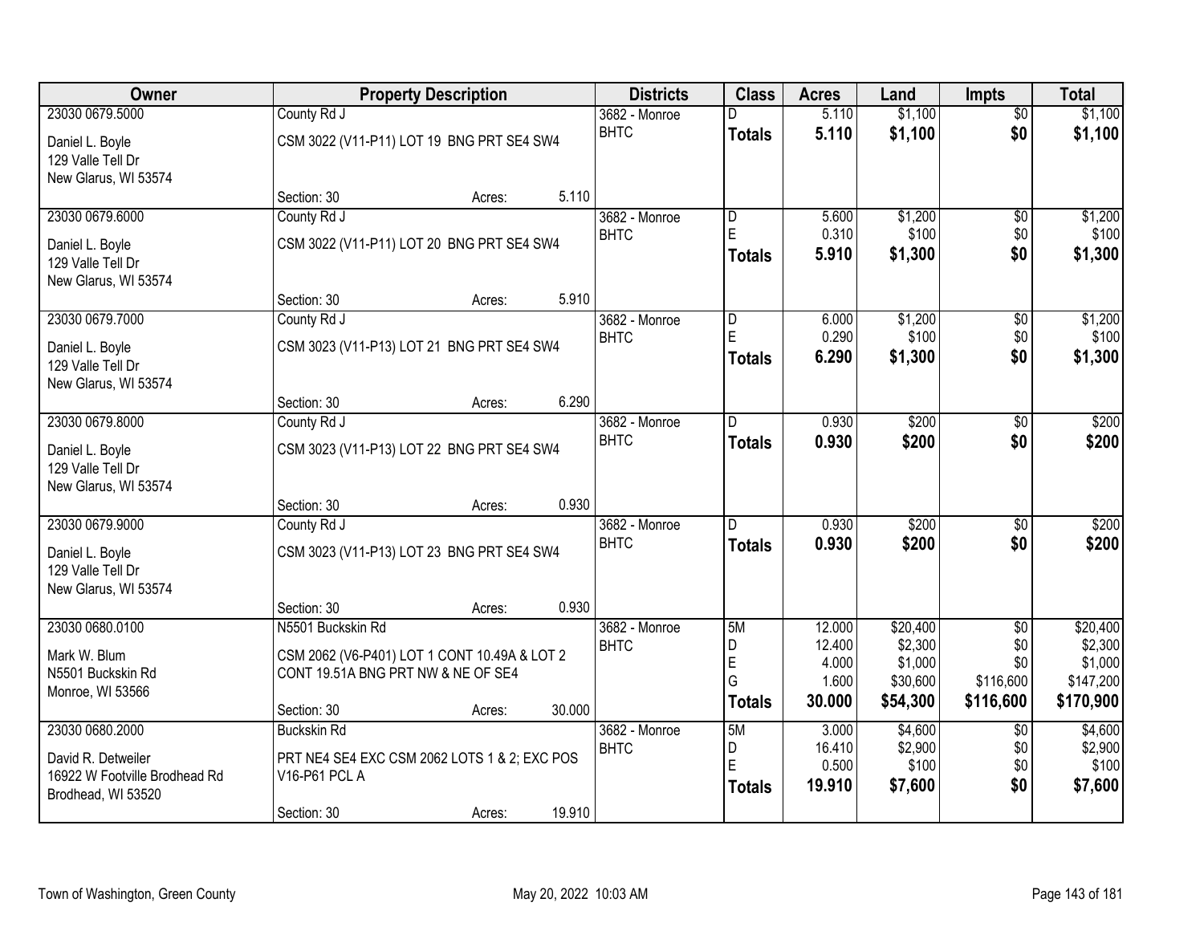| Owner | Property Description | | | Districts | Class | Acres | Land | Impts | Total |
|---|---|---|---|---|---|---|---|---|---|
| 23030 0679.5000 | County Rd J | | | 3682 - Monroe | D | 5.110 | $1,100 | $0 | $1,100 |
| Daniel L. Boyle<br>129 Valle Tell Dr<br>New Glarus, WI 53574 | CSM 3022 (V11-P11) LOT 19 BNG PRT SE4 SW4 | | | BHTC | **Totals** | **5.110** | **$1,100** | **$0** | **$1,100** |
| | Section: 30 | Acres: | 5.110 | | | | | | |
| 23030 0679.6000 | County Rd J | | | 3682 - Monroe | D | 5.600 | $1,200 | $0 | $1,200 |
| Daniel L. Boyle<br>129 Valle Tell Dr<br>New Glarus, WI 53574 | CSM 3022 (V11-P11) LOT 20 BNG PRT SE4 SW4 | | | BHTC | E | 0.310 | $100 | $0 | $100 |
| | | | | | **Totals** | **5.910** | **$1,300** | **$0** | **$1,300** |
| | Section: 30 | Acres: | 5.910 | | | | | | |
| 23030 0679.7000 | County Rd J | | | 3682 - Monroe | D | 6.000 | $1,200 | $0 | $1,200 |
| Daniel L. Boyle<br>129 Valle Tell Dr<br>New Glarus, WI 53574 | CSM 3023 (V11-P13) LOT 21 BNG PRT SE4 SW4 | | | BHTC | E | 0.290 | $100 | $0 | $100 |
| | | | | | **Totals** | **6.290** | **$1,300** | **$0** | **$1,300** |
| | Section: 30 | Acres: | 6.290 | | | | | | |
| 23030 0679.8000 | County Rd J | | | 3682 - Monroe | D | 0.930 | $200 | $0 | $200 |
| Daniel L. Boyle<br>129 Valle Tell Dr<br>New Glarus, WI 53574 | CSM 3023 (V11-P13) LOT 22 BNG PRT SE4 SW4 | | | BHTC | **Totals** | **0.930** | **$200** | **$0** | **$200** |
| | Section: 30 | Acres: | 0.930 | | | | | | |
| 23030 0679.9000 | County Rd J | | | 3682 - Monroe | D | 0.930 | $200 | $0 | $200 |
| Daniel L. Boyle<br>129 Valle Tell Dr<br>New Glarus, WI 53574 | CSM 3023 (V11-P13) LOT 23 BNG PRT SE4 SW4 | | | BHTC | **Totals** | **0.930** | **$200** | **$0** | **$200** |
| | Section: 30 | Acres: | 0.930 | | | | | | |
| 23030 0680.0100 | N5501 Buckskin Rd | | | 3682 - Monroe | 5M | 12.000 | $20,400 | $0 | $20,400 |
| Mark W. Blum<br>N5501 Buckskin Rd<br>Monroe, WI 53566 | CSM 2062 (V6-P401) LOT 1 CONT 10.49A & LOT 2 CONT 19.51A BNG PRT NW & NE OF SE4 | | | BHTC | D | 12.400 | $2,300 | $0 | $2,300 |
| | | | | | E | 4.000 | $1,000 | $0 | $1,000 |
| | | | | | G | 1.600 | $30,600 | $116,600 | $147,200 |
| | | | | | **Totals** | **30.000** | **$54,300** | **$116,600** | **$170,900** |
| | Section: 30 | Acres: | 30.000 | | | | | | |
| 23030 0680.2000 | Buckskin Rd | | | 3682 - Monroe | 5M | 3.000 | $4,600 | $0 | $4,600 |
| David R. Detweiler<br>16922 W Footville Brodhead Rd<br>Brodhead, WI 53520 | PRT NE4 SE4 EXC CSM 2062 LOTS 1 & 2; EXC POS V16-P61 PCL A | | | BHTC | D | 16.410 | $2,900 | $0 | $2,900 |
| | | | | | E | 0.500 | $100 | $0 | $100 |
| | | | | | **Totals** | **19.910** | **$7,600** | **$0** | **$7,600** |
| | Section: 30 | Acres: | 19.910 | | | | | | |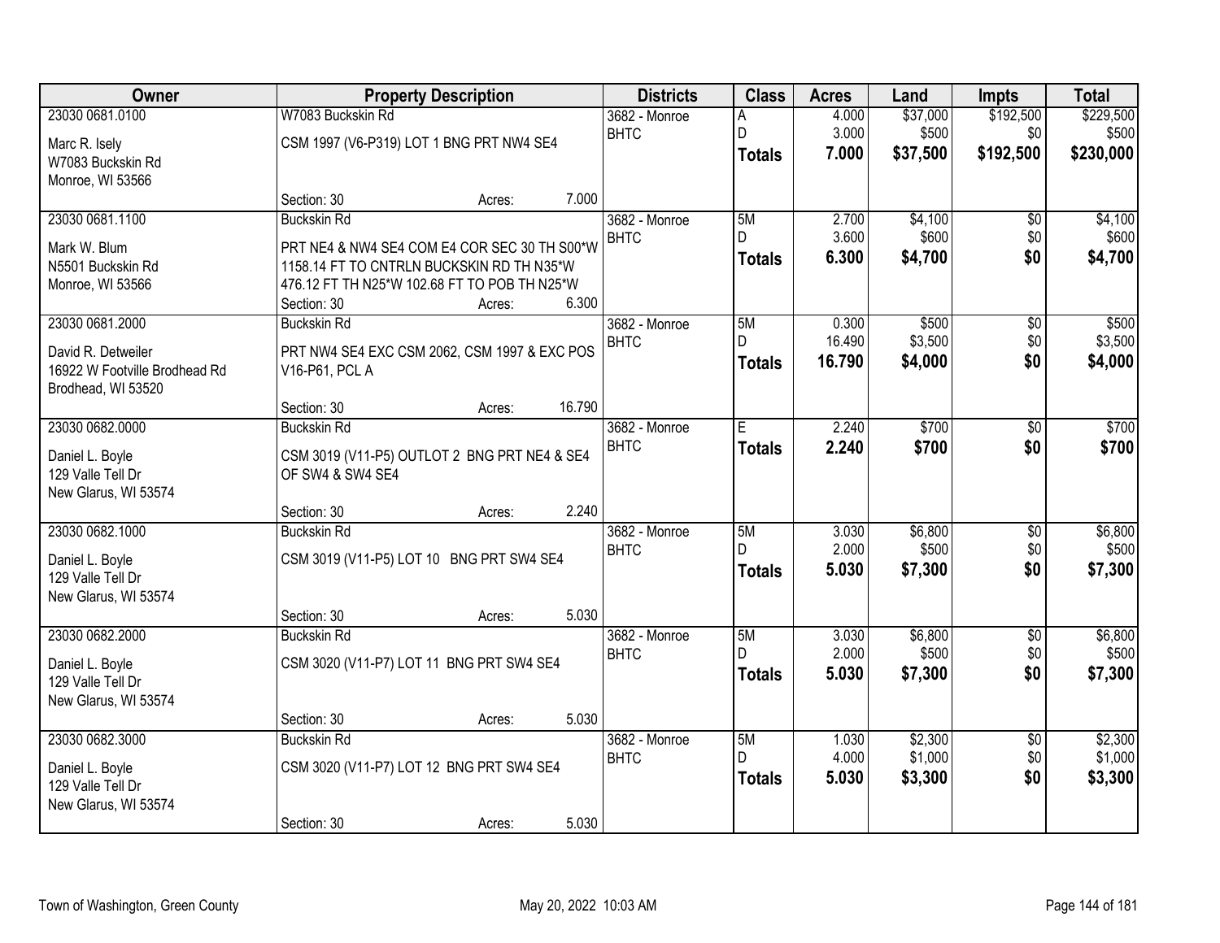| Owner | Property Description | Districts | Class | Acres | Land | Impts | Total |
|---|---|---|---|---|---|---|---|
| 23030 0681.0100<br>Marc R. Isely<br>W7083 Buckskin Rd<br>Monroe, WI 53566 | W7083 Buckskin Rd<br>CSM 1997 (V6-P319) LOT 1 BNG PRT NW4 SE4<br>Section: 30 Acres: 7.000 | 3682 - Monroe<br>BHTC | A<br>D<br>**Totals** | 4.000<br>3.000<br>**7.000** | $37,000<br>$500<br>**$37,500** | $192,500<br>$0<br>**$192,500** | $229,500<br>$500<br>**$230,000** |
| 23030 0681.1100<br>Mark W. Blum<br>N5501 Buckskin Rd<br>Monroe, WI 53566 | Buckskin Rd<br>PRT NE4 & NW4 SE4 COM E4 COR SEC 30 TH S00*W 1158.14 FT TO CNTRLN BUCKSKIN RD TH N35*W 476.12 FT TH N25*W 102.68 FT TO POB TH N25*W<br>Section: 30 Acres: 6.300 | 3682 - Monroe<br>BHTC | 5M<br>D<br>**Totals** | 2.700<br>3.600<br>**6.300** | $4,100<br>$600<br>**$4,700** | $0<br>$0<br>**$0** | $4,100<br>$600<br>**$4,700** |
| 23030 0681.2000<br>David R. Detweiler<br>16922 W Footville Brodhead Rd<br>Brodhead, WI 53520 | Buckskin Rd<br>PRT NW4 SE4 EXC CSM 2062, CSM 1997 & EXC POS V16-P61, PCL A<br>Section: 30 Acres: 16.790 | 3682 - Monroe<br>BHTC | 5M<br>D<br>**Totals** | 0.300<br>16.490<br>**16.790** | $500<br>$3,500<br>**$4,000** | $0<br>$0<br>**$0** | $500<br>$3,500<br>**$4,000** |
| 23030 0682.0000<br>Daniel L. Boyle<br>129 Valle Tell Dr<br>New Glarus, WI 53574 | Buckskin Rd<br>CSM 3019 (V11-P5) OUTLOT 2 BNG PRT NE4 & SE4 OF SW4 & SW4 SE4<br>Section: 30 Acres: 2.240 | 3682 - Monroe<br>BHTC | E<br>**Totals** | 2.240<br>**2.240** | $700<br>**$700** | $0<br>**$0** | $700<br>**$700** |
| 23030 0682.1000<br>Daniel L. Boyle<br>129 Valle Tell Dr<br>New Glarus, WI 53574 | Buckskin Rd<br>CSM 3019 (V11-P5) LOT 10 BNG PRT SW4 SE4<br>Section: 30 Acres: 5.030 | 3682 - Monroe<br>BHTC | 5M<br>D<br>**Totals** | 3.030<br>2.000<br>**5.030** | $6,800<br>$500<br>**$7,300** | $0<br>$0<br>**$0** | $6,800<br>$500<br>**$7,300** |
| 23030 0682.2000<br>Daniel L. Boyle<br>129 Valle Tell Dr<br>New Glarus, WI 53574 | Buckskin Rd<br>CSM 3020 (V11-P7) LOT 11 BNG PRT SW4 SE4<br>Section: 30 Acres: 5.030 | 3682 - Monroe<br>BHTC | 5M<br>D<br>**Totals** | 3.030<br>2.000<br>**5.030** | $6,800<br>$500<br>**$7,300** | $0<br>$0<br>**$0** | $6,800<br>$500<br>**$7,300** |
| 23030 0682.3000<br>Daniel L. Boyle<br>129 Valle Tell Dr<br>New Glarus, WI 53574 | Buckskin Rd<br>CSM 3020 (V11-P7) LOT 12 BNG PRT SW4 SE4<br>Section: 30 Acres: 5.030 | 3682 - Monroe<br>BHTC | 5M<br>D<br>**Totals** | 1.030<br>4.000<br>**5.030** | $2,300<br>$1,000<br>**$3,300** | $0<br>$0<br>**$0** | $2,300<br>$1,000<br>**$3,300** |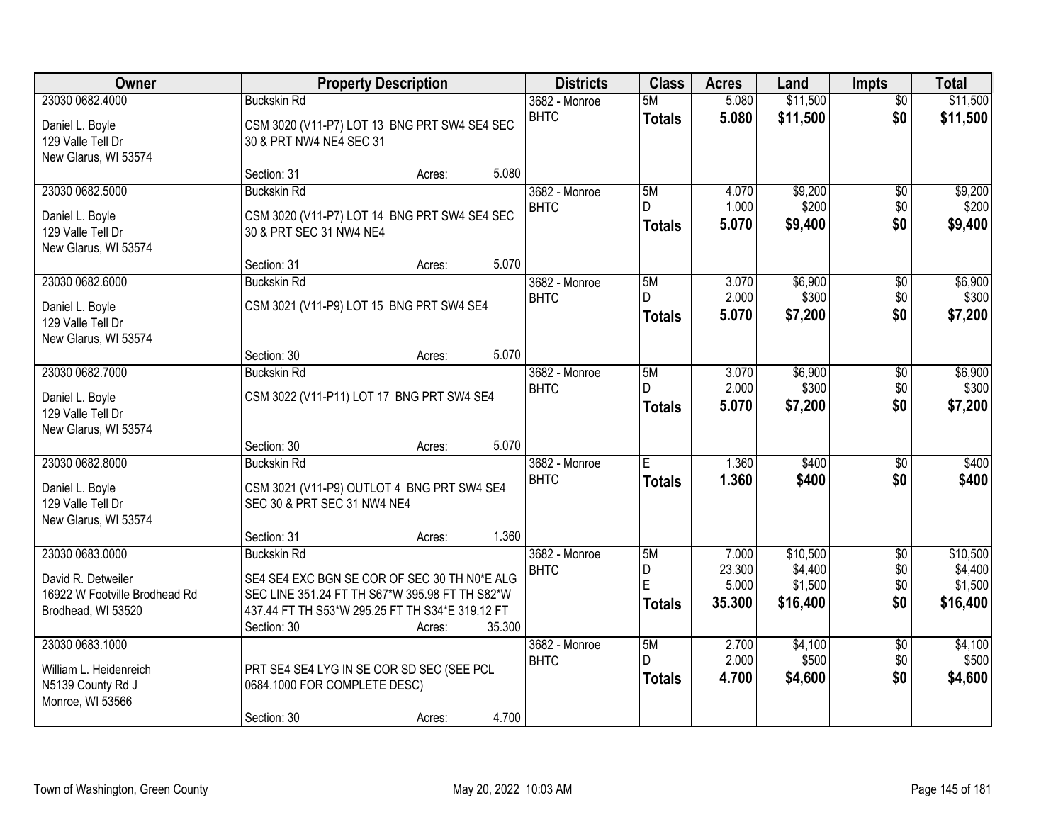| Owner | Property Description | Districts | Class | Acres | Land | Impts | Total |
|---|---|---|---|---|---|---|---|
| 23030 0682.4000<br>Daniel L. Boyle<br>129 Valle Tell Dr<br>New Glarus, WI 53574 | Buckskin Rd<br>CSM 3020 (V11-P7) LOT 13 BNG PRT SW4 SE4 SEC 30 & PRT NW4 NE4 SEC 31<br>Section: 31 Acres: 5.080 | 3682 - Monroe<br>BHTC | 5M<br>**Totals** | 5.080<br>**5.080** | $11,500<br>**$11,500** | $0<br>**$0** | $11,500<br>**$11,500** |
| 23030 0682.5000<br>Daniel L. Boyle<br>129 Valle Tell Dr<br>New Glarus, WI 53574 | Buckskin Rd<br>CSM 3020 (V11-P7) LOT 14 BNG PRT SW4 SE4 SEC 30 & PRT SEC 31 NW4 NE4<br>Section: 31 Acres: 5.070 | 3682 - Monroe<br>BHTC | 5M<br>D<br>**Totals** | 4.070<br>1.000<br>**5.070** | $9,200<br>$200<br>**$9,400** | $0<br>$0<br>**$0** | $9,200<br>$200<br>**$9,400** |
| 23030 0682.6000<br>Daniel L. Boyle<br>129 Valle Tell Dr<br>New Glarus, WI 53574 | Buckskin Rd<br>CSM 3021 (V11-P9) LOT 15 BNG PRT SW4 SE4<br>Section: 30 Acres: 5.070 | 3682 - Monroe<br>BHTC | 5M<br>D<br>**Totals** | 3.070<br>2.000<br>**5.070** | $6,900<br>$300<br>**$7,200** | $0<br>$0<br>**$0** | $6,900<br>$300<br>**$7,200** |
| 23030 0682.7000<br>Daniel L. Boyle<br>129 Valle Tell Dr<br>New Glarus, WI 53574 | Buckskin Rd<br>CSM 3022 (V11-P11) LOT 17 BNG PRT SW4 SE4<br>Section: 30 Acres: 5.070 | 3682 - Monroe<br>BHTC | 5M<br>D<br>**Totals** | 3.070<br>2.000<br>**5.070** | $6,900<br>$300<br>**$7,200** | $0<br>$0<br>**$0** | $6,900<br>$300<br>**$7,200** |
| 23030 0682.8000<br>Daniel L. Boyle<br>129 Valle Tell Dr<br>New Glarus, WI 53574 | Buckskin Rd<br>CSM 3021 (V11-P9) OUTLOT 4 BNG PRT SW4 SE4 SEC 30 & PRT SEC 31 NW4 NE4<br>Section: 31 Acres: 1.360 | 3682 - Monroe<br>BHTC | E<br>**Totals** | 1.360<br>**1.360** | $400<br>**$400** | $0<br>**$0** | $400<br>**$400** |
| 23030 0683.0000<br>David R. Detweiler<br>16922 W Footville Brodhead Rd<br>Brodhead, WI 53520 | Buckskin Rd<br>SE4 SE4 EXC BGN SE COR OF SEC 30 TH N0*E ALG SEC LINE 351.24 FT TH S67*W 395.98 FT TH S82*W 437.44 FT TH S53*W 295.25 FT TH S34*E 319.12 FT<br>Section: 30 Acres: 35.300 | 3682 - Monroe<br>BHTC | 5M<br>D<br>E<br>**Totals** | 7.000<br>23.300<br>5.000<br>**35.300** | $10,500<br>$4,400<br>$1,500<br>**$16,400** | $0<br>$0<br>$0<br>**$0** | $10,500<br>$4,400<br>$1,500<br>**$16,400** |
| 23030 0683.1000<br>William L. Heidenreich<br>N5139 County Rd J<br>Monroe, WI 53566 | PRT SE4 SE4 LYG IN SE COR SD SEC (SEE PCL 0684.1000 FOR COMPLETE DESC)<br>Section: 30 Acres: 4.700 | 3682 - Monroe<br>BHTC | 5M<br>D<br>**Totals** | 2.700<br>2.000<br>**4.700** | $4,100<br>$500<br>**$4,600** | $0<br>$0<br>**$0** | $4,100<br>$500<br>**$4,600** |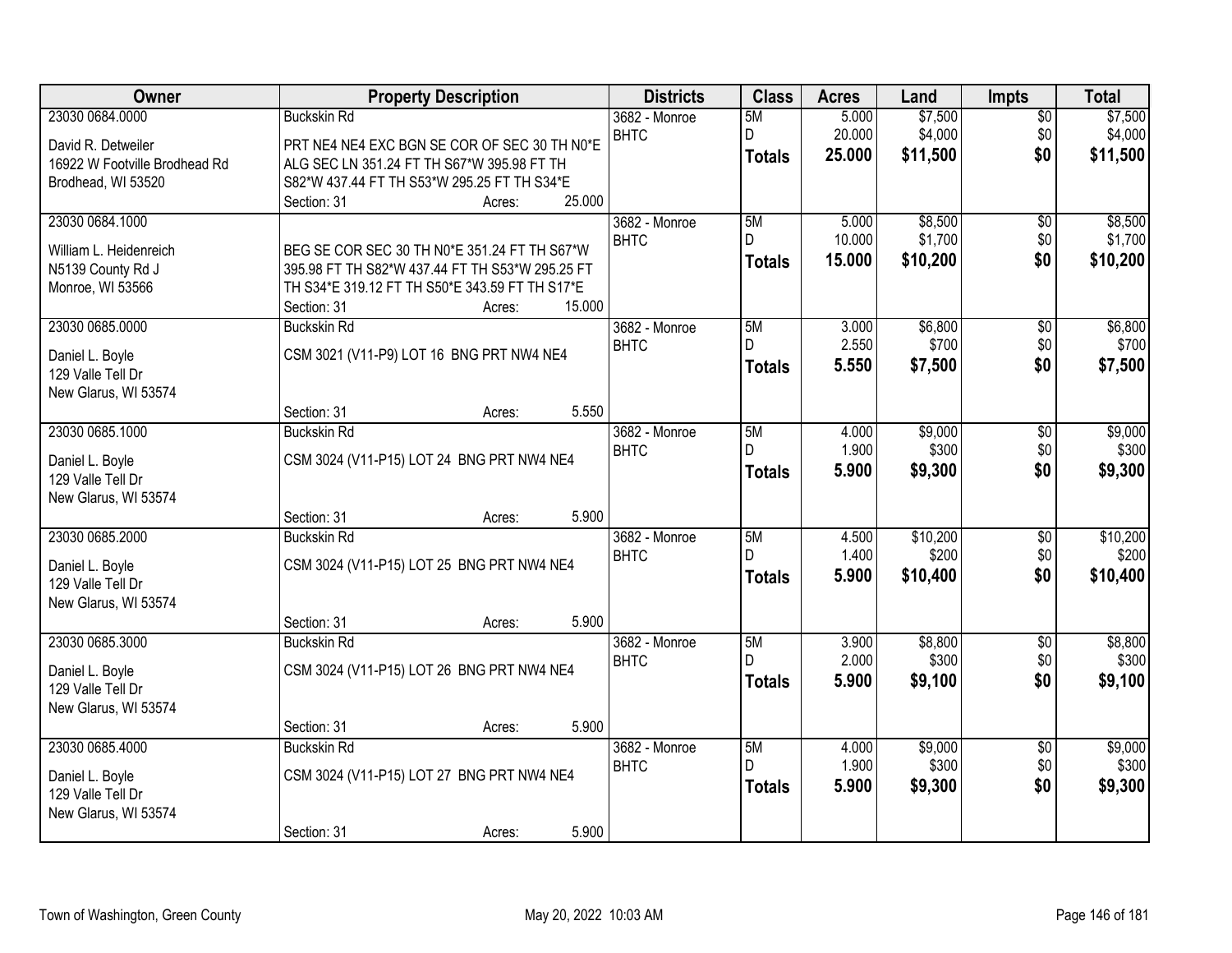| Owner | Property Description | Districts | Class | Acres | Land | Impts | Total |
|---|---|---|---|---|---|---|---|
| 23030 0684.0000<br>David R. Detweiler<br>16922 W Footville Brodhead Rd<br>Brodhead, WI 53520 | Buckskin Rd<br>PRT NE4 NE4 EXC BGN SE COR OF SEC 30 TH N0*E ALG SEC LN 351.24 FT TH S67*W 395.98 FT TH S82*W 437.44 FT TH S53*W 295.25 FT TH S34*E<br>Section: 31 Acres: 25.000 | 3682 - Monroe<br>BHTC | 5M<br>D<br>**Totals** | 5.000<br>20.000<br>**25.000** | $7,500<br>$4,000<br>**$11,500** | $0<br>$0<br>**$0** | $7,500<br>$4,000<br>**$11,500** |
| 23030 0684.1000<br>William L. Heidenreich<br>N5139 County Rd J<br>Monroe, WI 53566 | BEG SE COR SEC 30 TH N0*E 351.24 FT TH S67*W 395.98 FT TH S82*W 437.44 FT TH S53*W 295.25 FT TH S34*E 319.12 FT TH S50*E 343.59 FT TH S17*E<br>Section: 31 Acres: 15.000 | 3682 - Monroe<br>BHTC | 5M<br>D<br>**Totals** | 5.000<br>10.000<br>**15.000** | $8,500<br>$1,700<br>**$10,200** | $0<br>$0<br>**$0** | $8,500<br>$1,700<br>**$10,200** |
| 23030 0685.0000<br>Daniel L. Boyle<br>129 Valle Tell Dr<br>New Glarus, WI 53574 | Buckskin Rd<br>CSM 3021 (V11-P9) LOT 16 BNG PRT NW4 NE4<br>Section: 31 Acres: 5.550 | 3682 - Monroe<br>BHTC | 5M<br>D<br>**Totals** | 3.000<br>2.550<br>**5.550** | $6,800<br>$700<br>**$7,500** | $0<br>$0<br>**$0** | $6,800<br>$700<br>**$7,500** |
| 23030 0685.1000<br>Daniel L. Boyle<br>129 Valle Tell Dr<br>New Glarus, WI 53574 | Buckskin Rd<br>CSM 3024 (V11-P15) LOT 24 BNG PRT NW4 NE4<br>Section: 31 Acres: 5.900 | 3682 - Monroe<br>BHTC | 5M<br>D<br>**Totals** | 4.000<br>1.900<br>**5.900** | $9,000<br>$300<br>**$9,300** | $0<br>$0<br>**$0** | $9,000<br>$300<br>**$9,300** |
| 23030 0685.2000<br>Daniel L. Boyle<br>129 Valle Tell Dr<br>New Glarus, WI 53574 | Buckskin Rd<br>CSM 3024 (V11-P15) LOT 25 BNG PRT NW4 NE4<br>Section: 31 Acres: 5.900 | 3682 - Monroe<br>BHTC | 5M<br>D<br>**Totals** | 4.500<br>1.400<br>**5.900** | $10,200<br>$200<br>**$10,400** | $0<br>$0<br>**$0** | $10,200<br>$200<br>**$10,400** |
| 23030 0685.3000<br>Daniel L. Boyle<br>129 Valle Tell Dr<br>New Glarus, WI 53574 | Buckskin Rd<br>CSM 3024 (V11-P15) LOT 26 BNG PRT NW4 NE4<br>Section: 31 Acres: 5.900 | 3682 - Monroe<br>BHTC | 5M<br>D<br>**Totals** | 3.900<br>2.000<br>**5.900** | $8,800<br>$300<br>**$9,100** | $0<br>$0<br>**$0** | $8,800<br>$300<br>**$9,100** |
| 23030 0685.4000<br>Daniel L. Boyle<br>129 Valle Tell Dr<br>New Glarus, WI 53574 | Buckskin Rd<br>CSM 3024 (V11-P15) LOT 27 BNG PRT NW4 NE4<br>Section: 31 Acres: 5.900 | 3682 - Monroe<br>BHTC | 5M<br>D<br>**Totals** | 4.000<br>1.900<br>**5.900** | $9,000<br>$300<br>**$9,300** | $0<br>$0<br>**$0** | $9,000<br>$300<br>**$9,300** |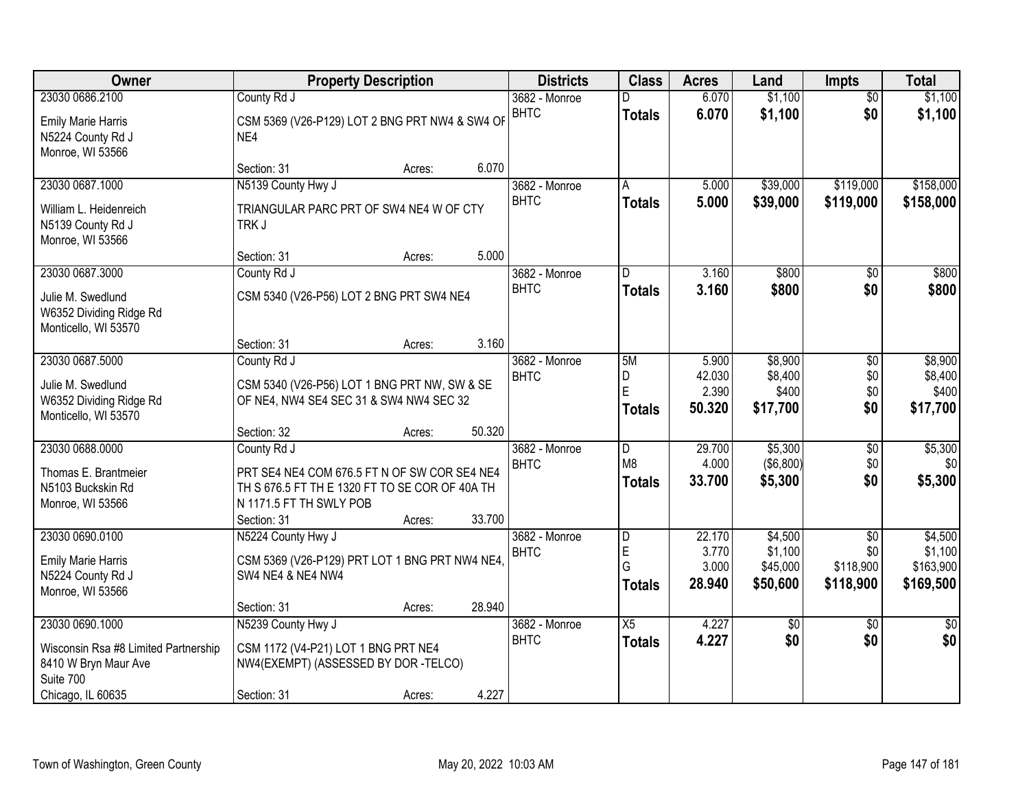| Owner | Property Description | Districts | Class | Acres | Land | Impts | Total |
|---|---|---|---|---|---|---|---|
| 23030 0686.2100<br>Emily Marie Harris<br>N5224 County Rd J<br>Monroe, WI 53566 | County Rd J<br>CSM 5369 (V26-P129) LOT 2 BNG PRT NW4 & SW4 OF NE4<br>Section: 31 Acres: 6.070 | 3682 - Monroe<br>BHTC | D<br>**Totals** | 6.070<br>**6.070** | $1,100<br>**$1,100** | $0<br>**$0** | $1,100<br>**$1,100** |
| 23030 0687.1000<br>William L. Heidenreich<br>N5139 County Rd J<br>Monroe, WI 53566 | N5139 County Hwy J<br>TRIANGULAR PARC PRT OF SW4 NE4 W OF CTY TRK J<br>Section: 31 Acres: 5.000 | 3682 - Monroe<br>BHTC | A<br>**Totals** | 5.000<br>**5.000** | $39,000<br>**$39,000** | $119,000<br>**$119,000** | $158,000<br>**$158,000** |
| 23030 0687.3000<br>Julie M. Swedlund<br>W6352 Dividing Ridge Rd<br>Monticello, WI 53570 | County Rd J<br>CSM 5340 (V26-P56) LOT 2 BNG PRT SW4 NE4<br>Section: 31 Acres: 3.160 | 3682 - Monroe<br>BHTC | D<br>**Totals** | 3.160<br>**3.160** | $800<br>**$800** | $0<br>**$0** | $800<br>**$800** |
| 23030 0687.5000<br>Julie M. Swedlund<br>W6352 Dividing Ridge Rd<br>Monticello, WI 53570 | County Rd J<br>CSM 5340 (V26-P56) LOT 1 BNG PRT NW, SW & SE OF NE4, NW4 SE4 SEC 31 & SW4 NW4 SEC 32<br>Section: 32 Acres: 50.320 | 3682 - Monroe<br>BHTC | 5M<br>D<br>E<br>**Totals** | 5.900<br>42.030<br>2.390<br>**50.320** | $8,900<br>$8,400<br>$400<br>**$17,700** | $0<br>$0<br>$0<br>**$0** | $8,900<br>$8,400<br>$400<br>**$17,700** |
| 23030 0688.0000<br>Thomas E. Brantmeier<br>N5103 Buckskin Rd<br>Monroe, WI 53566 | County Rd J<br>PRT SE4 NE4 COM 676.5 FT N OF SW COR SE4 NE4 TH S 676.5 FT TH E 1320 FT TO SE COR OF 40A TH N 1171.5 FT TH SWLY POB<br>Section: 31 Acres: 33.700 | 3682 - Monroe<br>BHTC | D<br>M8<br>**Totals** | 29.700<br>4.000<br>**33.700** | $5,300<br>($6,800)<br>**$5,300** | $0<br>$0<br>**$0** | $5,300<br>$0<br>**$5,300** |
| 23030 0690.0100<br>Emily Marie Harris<br>N5224 County Rd J<br>Monroe, WI 53566 | N5224 County Hwy J<br>CSM 5369 (V26-P129) PRT LOT 1 BNG PRT NW4 NE4, SW4 NE4 & NE4 NW4<br>Section: 31 Acres: 28.940 | 3682 - Monroe<br>BHTC | D<br>E<br>G<br>**Totals** | 22.170<br>3.770<br>3.000<br>**28.940** | $4,500<br>$1,100<br>$45,000<br>**$50,600** | $0<br>$0<br>$118,900<br>**$118,900** | $4,500<br>$1,100<br>$163,900<br>**$169,500** |
| 23030 0690.1000<br>Wisconsin Rsa #8 Limited Partnership<br>8410 W Bryn Maur Ave<br>Suite 700<br>Chicago, IL 60635 | N5239 County Hwy J<br>CSM 1172 (V4-P21) LOT 1 BNG PRT NE4 NW4(EXEMPT) (ASSESSED BY DOR -TELCO)<br>Section: 31 Acres: 4.227 | 3682 - Monroe<br>BHTC | X5<br>**Totals** | 4.227<br>**4.227** | $0<br>**$0** | $0<br>**$0** | $0<br>**$0** |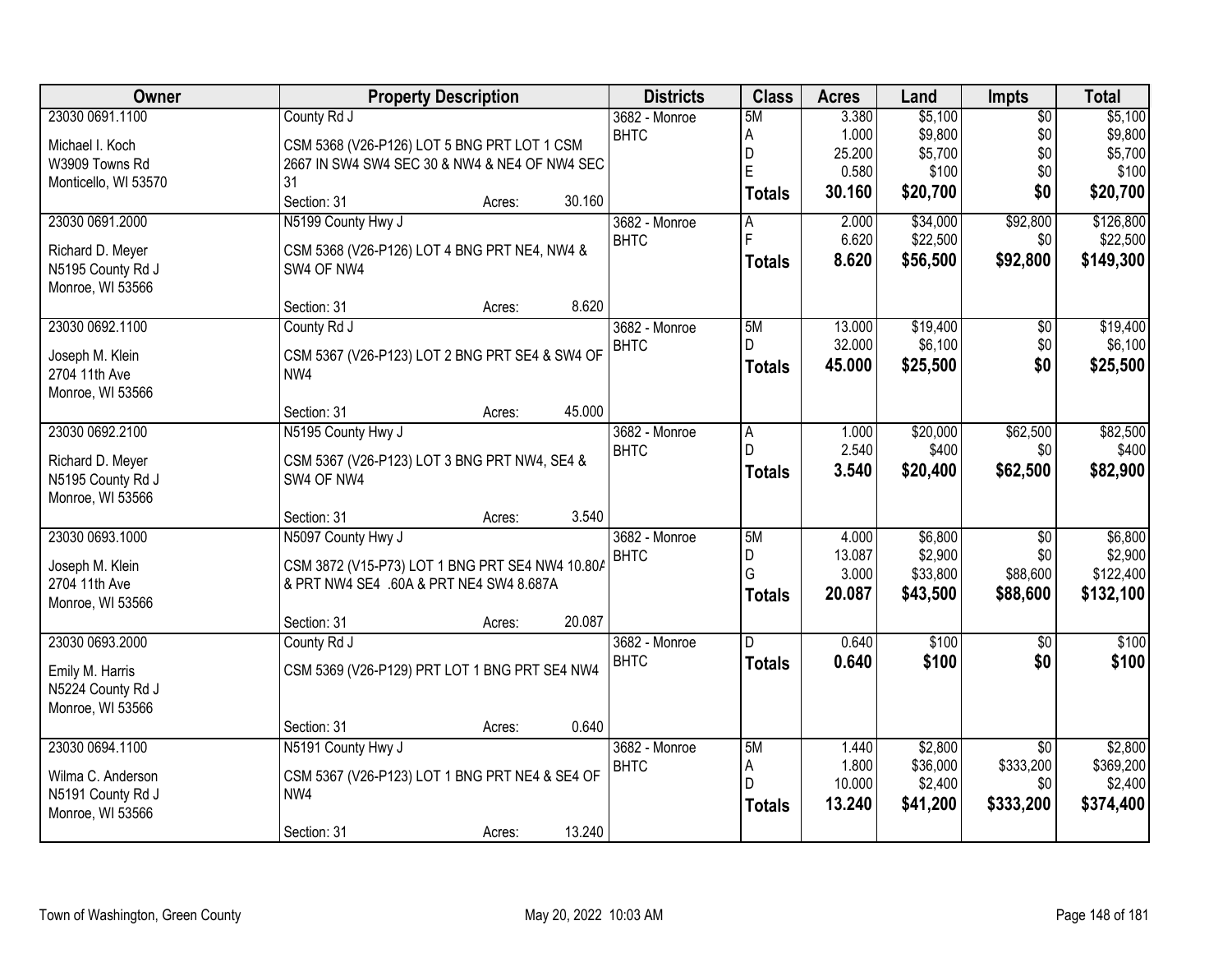| Owner | Property Description | Districts | Class | Acres | Land | Impts | Total |
|---|---|---|---|---|---|---|---|
| 23030 0691.1100<br><br>Michael I. Koch<br>W3909 Towns Rd<br>Monticello, WI 53570 | County Rd J<br><br>CSM 5368 (V26-P126) LOT 5 BNG PRT LOT 1 CSM 2667 IN SW4 SW4 SEC 30 & NW4 & NE4 OF NW4 SEC 31<br><br>Section: 31 Acres: 30.160 | 3682 - Monroe BHTC | 5M<br>A<br>D<br>E<br>**Totals** | 3.380<br>1.000<br>25.200<br>0.580<br>**30.160** | $5,100<br>$9,800<br>$5,700<br>$100<br>**$20,700** | $0<br>$0<br>$0<br>$0<br>**$0** | $5,100<br>$9,800<br>$5,700<br>$100<br>**$20,700** |
| 23030 0691.2000<br><br>Richard D. Meyer<br>N5195 County Rd J<br>Monroe, WI 53566 | N5199 County Hwy J<br><br>CSM 5368 (V26-P126) LOT 4 BNG PRT NE4, NW4 & SW4 OF NW4<br><br>Section: 31 Acres: 8.620 | 3682 - Monroe BHTC | A<br>F<br>**Totals** | 2.000<br>6.620<br>**8.620** | $34,000<br>$22,500<br>**$56,500** | $92,800<br>$0<br>**$92,800** | $126,800<br>$22,500<br>**$149,300** |
| 23030 0692.1100<br><br>Joseph M. Klein<br>2704 11th Ave<br>Monroe, WI 53566 | County Rd J<br><br>CSM 5367 (V26-P123) LOT 2 BNG PRT SE4 & SW4 OF NW4<br><br>Section: 31 Acres: 45.000 | 3682 - Monroe BHTC | 5M<br>D<br>**Totals** | 13.000<br>32.000<br>**45.000** | $19,400<br>$6,100<br>**$25,500** | $0<br>$0<br>**$0** | $19,400<br>$6,100<br>**$25,500** |
| 23030 0692.2100<br><br>Richard D. Meyer<br>N5195 County Rd J<br>Monroe, WI 53566 | N5195 County Hwy J<br><br>CSM 5367 (V26-P123) LOT 3 BNG PRT NW4, SE4 & SW4 OF NW4<br><br>Section: 31 Acres: 3.540 | 3682 - Monroe BHTC | A<br>D<br>**Totals** | 1.000<br>2.540<br>**3.540** | $20,000<br>$400<br>**$20,400** | $62,500<br>$0<br>**$62,500** | $82,500<br>$400<br>**$82,900** |
| 23030 0693.1000<br><br>Joseph M. Klein<br>2704 11th Ave<br>Monroe, WI 53566 | N5097 County Hwy J<br><br>CSM 3872 (V15-P73) LOT 1 BNG PRT SE4 NW4 10.80A & PRT NW4 SE4 .60A & PRT NE4 SW4 8.687A<br><br>Section: 31 Acres: 20.087 | 3682 - Monroe BHTC | 5M<br>D<br>G<br>**Totals** | 4.000<br>13.087<br>3.000<br>**20.087** | $6,800<br>$2,900<br>$33,800<br>**$43,500** | $0<br>$0<br>$88,600<br>**$88,600** | $6,800<br>$2,900<br>$122,400<br>**$132,100** |
| 23030 0693.2000<br><br>Emily M. Harris<br>N5224 County Rd J<br>Monroe, WI 53566 | County Rd J<br><br>CSM 5369 (V26-P129) PRT LOT 1 BNG PRT SE4 NW4<br><br>Section: 31 Acres: 0.640 | 3682 - Monroe BHTC | D<br>**Totals** | 0.640<br>**0.640** | $100<br>**$100** | $0<br>**$0** | $100<br>**$100** |
| 23030 0694.1100<br><br>Wilma C. Anderson<br>N5191 County Rd J<br>Monroe, WI 53566 | N5191 County Hwy J<br><br>CSM 5367 (V26-P123) LOT 1 BNG PRT NE4 & SE4 OF NW4<br><br>Section: 31 Acres: 13.240 | 3682 - Monroe BHTC | 5M<br>A<br>D<br>**Totals** | 1.440<br>1.800<br>10.000<br>**13.240** | $2,800<br>$36,000<br>$2,400<br>**$41,200** | $0<br>$333,200<br>$0<br>**$333,200** | $2,800<br>$369,200<br>$2,400<br>**$374,400** |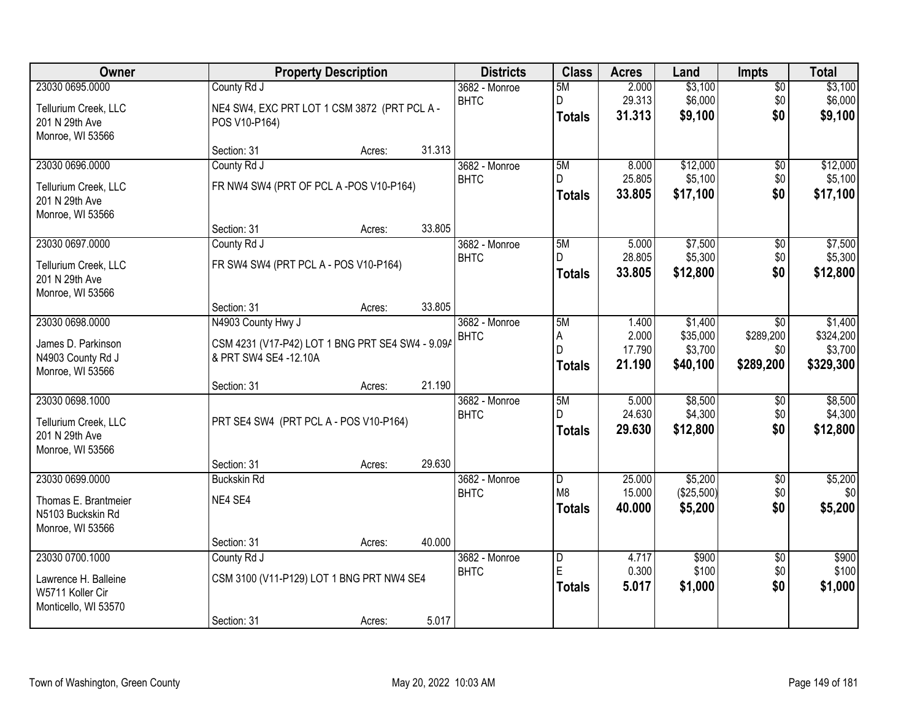| Owner | Property Description | | | Districts | Class | Acres | Land | Impts | Total |
|---|---|---|---|---|---|---|---|---|---|
| 23030 0695.0000 | County Rd J | | | 3682 - Monroe | 5M | 2.000 | $3,100 | $0 | $3,100 |
| Tellurium Creek, LLC | NE4 SW4, EXC PRT LOT 1 CSM 3872 (PRT PCL A - POS V10-P164) | | | BHTC | D | 29.313 | $6,000 | $0 | $6,000 |
| 201 N 29th Ave | | | | | **Totals** | **31.313** | **$9,100** | **$0** | **$9,100** |
| Monroe, WI 53566 | | | | | | | | | |
| | Section: 31 | Acres: | 31.313 | | | | | | |
| 23030 0696.0000 | County Rd J | | | 3682 - Monroe | 5M | 8.000 | $12,000 | $0 | $12,000 |
| Tellurium Creek, LLC | FR NW4 SW4 (PRT OF PCL A -POS V10-P164) | | | BHTC | D | 25.805 | $5,100 | $0 | $5,100 |
| 201 N 29th Ave | | | | | **Totals** | **33.805** | **$17,100** | **$0** | **$17,100** |
| Monroe, WI 53566 | | | | | | | | | |
| | Section: 31 | Acres: | 33.805 | | | | | | |
| 23030 0697.0000 | County Rd J | | | 3682 - Monroe | 5M | 5.000 | $7,500 | $0 | $7,500 |
| Tellurium Creek, LLC | FR SW4 SW4 (PRT PCL A - POS V10-P164) | | | BHTC | D | 28.805 | $5,300 | $0 | $5,300 |
| 201 N 29th Ave | | | | | **Totals** | **33.805** | **$12,800** | **$0** | **$12,800** |
| Monroe, WI 53566 | | | | | | | | | |
| | Section: 31 | Acres: | 33.805 | | | | | | |
| 23030 0698.0000 | N4903 County Hwy J | | | 3682 - Monroe | 5M | 1.400 | $1,400 | $0 | $1,400 |
| James D. Parkinson | CSM 4231 (V17-P42) LOT 1 BNG PRT SE4 SW4 - 9.09A & PRT SW4 SE4 -12.10A | | | BHTC | A | 2.000 | $35,000 | $289,200 | $324,200 |
| N4903 County Rd J | | | | | D | 17.790 | $3,700 | $0 | $3,700 |
| Monroe, WI 53566 | | | | | **Totals** | **21.190** | **$40,100** | **$289,200** | **$329,300** |
| | Section: 31 | Acres: | 21.190 | | | | | | |
| 23030 0698.1000 | | | | 3682 - Monroe | 5M | 5.000 | $8,500 | $0 | $8,500 |
| Tellurium Creek, LLC | PRT SE4 SW4 (PRT PCL A - POS V10-P164) | | | BHTC | D | 24.630 | $4,300 | $0 | $4,300 |
| 201 N 29th Ave | | | | | **Totals** | **29.630** | **$12,800** | **$0** | **$12,800** |
| Monroe, WI 53566 | | | | | | | | | |
| | Section: 31 | Acres: | 29.630 | | | | | | |
| 23030 0699.0000 | Buckskin Rd | | | 3682 - Monroe | D | 25.000 | $5,200 | $0 | $5,200 |
| Thomas E. Brantmeier | NE4 SE4 | | | BHTC | M8 | 15.000 | ($25,500) | $0 | $0 |
| N5103 Buckskin Rd | | | | | **Totals** | **40.000** | **$5,200** | **$0** | **$5,200** |
| Monroe, WI 53566 | | | | | | | | | |
| | Section: 31 | Acres: | 40.000 | | | | | | |
| 23030 0700.1000 | County Rd J | | | 3682 - Monroe | D | 4.717 | $900 | $0 | $900 |
| Lawrence H. Balleine | CSM 3100 (V11-P129) LOT 1 BNG PRT NW4 SE4 | | | BHTC | E | 0.300 | $100 | $0 | $100 |
| W5711 Koller Cir | | | | | **Totals** | **5.017** | **$1,000** | **$0** | **$1,000** |
| Monticello, WI 53570 | | | | | | | | | |
| | Section: 31 | Acres: | 5.017 | | | | | | |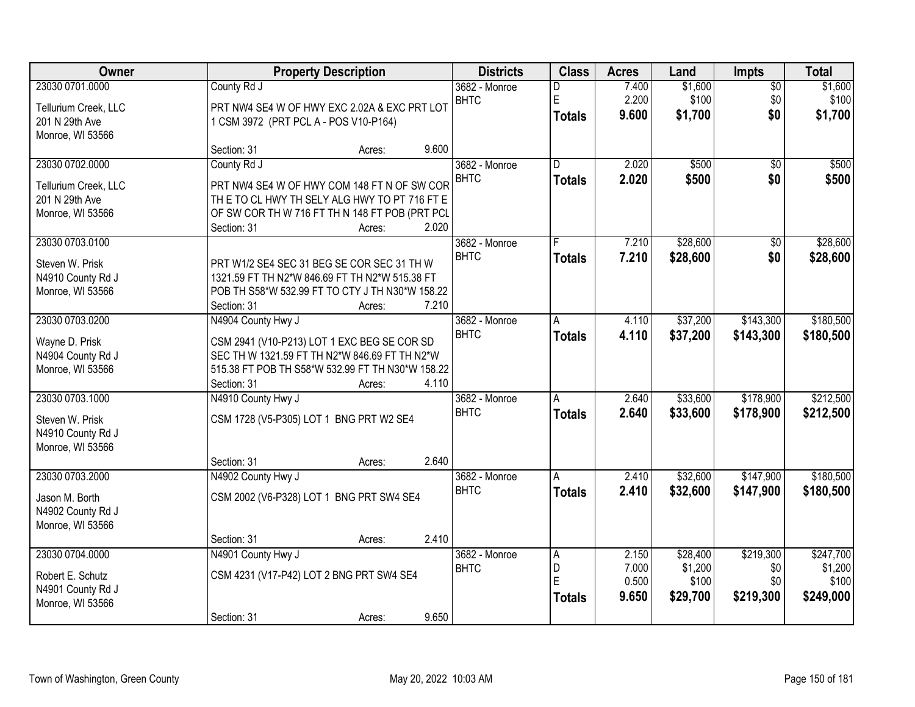| Owner | Property Description | Districts | Class | Acres | Land | Impts | Total |
|---|---|---|---|---|---|---|---|
| 23030 0701.0000<br>Tellurium Creek, LLC<br>201 N 29th Ave<br>Monroe, WI 53566 | County Rd J<br>PRT NW4 SE4 W OF HWY EXC 2.02A & EXC PRT LOT 1 CSM 3972 (PRT PCL A - POS V10-P164)<br>Section: 31 Acres: 9.600 | 3682 - Monroe<br>BHTC | D<br>E<br>**Totals** | 7.400<br>2.200<br>**9.600** | $1,600<br>$100<br>**$1,700** | $0<br>$0<br>**$0** | $1,600<br>$100<br>**$1,700** |
| 23030 0702.0000<br>Tellurium Creek, LLC<br>201 N 29th Ave<br>Monroe, WI 53566 | County Rd J<br>PRT NW4 SE4 W OF HWY COM 148 FT N OF SW COR TH E TO CL HWY TH SELY ALG HWY TO PT 716 FT E OF SW COR TH W 716 FT TH N 148 FT POB (PRT PCL<br>Section: 31 Acres: 2.020 | 3682 - Monroe<br>BHTC | D<br>**Totals** | 2.020<br>**2.020** | $500<br>**$500** | $0<br>**$0** | $500<br>**$500** |
| 23030 0703.0100<br>Steven W. Prisk<br>N4910 County Rd J<br>Monroe, WI 53566 | PRT W1/2 SE4 SEC 31 BEG SE COR SEC 31 TH W 1321.59 FT TH N2*W 846.69 FT TH N2*W 515.38 FT POB TH S58*W 532.99 FT TO CTY J TH N30*W 158.22<br>Section: 31 Acres: 7.210 | 3682 - Monroe<br>BHTC | F<br>**Totals** | 7.210<br>**7.210** | $28,600<br>**$28,600** | $0<br>**$0** | $28,600<br>**$28,600** |
| 23030 0703.0200<br>Wayne D. Prisk<br>N4904 County Rd J<br>Monroe, WI 53566 | N4904 County Hwy J<br>CSM 2941 (V10-P213) LOT 1 EXC BEG SE COR SD SEC TH W 1321.59 FT TH N2*W 846.69 FT TH N2*W 515.38 FT POB TH S58*W 532.99 FT TH N30*W 158.22<br>Section: 31 Acres: 4.110 | 3682 - Monroe<br>BHTC | A<br>**Totals** | 4.110<br>**4.110** | $37,200<br>**$37,200** | $143,300<br>**$143,300** | $180,500<br>**$180,500** |
| 23030 0703.1000<br>Steven W. Prisk<br>N4910 County Rd J<br>Monroe, WI 53566 | N4910 County Hwy J<br>CSM 1728 (V5-P305) LOT 1 BNG PRT W2 SE4<br>Section: 31 Acres: 2.640 | 3682 - Monroe<br>BHTC | A<br>**Totals** | 2.640<br>**2.640** | $33,600<br>**$33,600** | $178,900<br>**$178,900** | $212,500<br>**$212,500** |
| 23030 0703.2000<br>Jason M. Borth<br>N4902 County Rd J<br>Monroe, WI 53566 | N4902 County Hwy J<br>CSM 2002 (V6-P328) LOT 1 BNG PRT SW4 SE4<br>Section: 31 Acres: 2.410 | 3682 - Monroe<br>BHTC | A<br>**Totals** | 2.410<br>**2.410** | $32,600<br>**$32,600** | $147,900<br>**$147,900** | $180,500<br>**$180,500** |
| 23030 0704.0000<br>Robert E. Schutz<br>N4901 County Rd J<br>Monroe, WI 53566 | N4901 County Hwy J<br>CSM 4231 (V17-P42) LOT 2 BNG PRT SW4 SE4<br>Section: 31 Acres: 9.650 | 3682 - Monroe<br>BHTC | A<br>D<br>E<br>**Totals** | 2.150<br>7.000<br>0.500<br>**9.650** | $28,400<br>$1,200<br>$100<br>**$29,700** | $219,300<br>$0<br>$0<br>**$219,300** | $247,700<br>$1,200<br>$100<br>**$249,000** |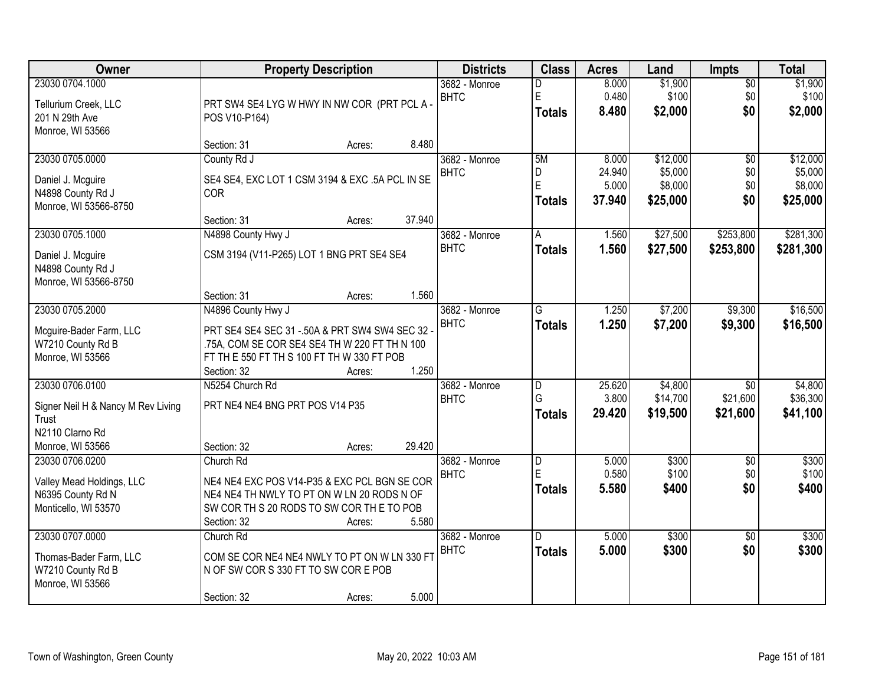| Owner | Property Description | Districts | Class | Acres | Land | Impts | Total |
|---|---|---|---|---|---|---|---|
| 23030 0704.1000<br><br>Tellurium Creek, LLC<br>201 N 29th Ave<br>Monroe, WI 53566 | PRT SW4 SE4 LYG W HWY IN NW COR (PRT PCL A - POS V10-P164)<br><br>Section: 31 Acres: 8.480 | 3682 - Monroe<br>BHTC | D<br>E<br>**Totals** | 8.000<br>0.480<br>**8.480** | $1,900<br>$100<br>**$2,000** | $0<br>$0<br>**$0** | $1,900<br>$100<br>**$2,000** |
| 23030 0705.0000<br><br>Daniel J. Mcguire<br>N4898 County Rd J<br>Monroe, WI 53566-8750 | County Rd J<br><br>SE4 SE4, EXC LOT 1 CSM 3194 & EXC .5A PCL IN SE COR<br><br>Section: 31 Acres: 37.940 | 3682 - Monroe<br>BHTC | 5M<br>D<br>E<br>**Totals** | 8.000<br>24.940<br>5.000<br>**37.940** | $12,000<br>$5,000<br>$8,000<br>**$25,000** | $0<br>$0<br>$0<br>**$0** | $12,000<br>$5,000<br>$8,000<br>**$25,000** |
| 23030 0705.1000<br><br>Daniel J. Mcguire<br>N4898 County Rd J<br>Monroe, WI 53566-8750 | N4898 County Hwy J<br><br>CSM 3194 (V11-P265) LOT 1 BNG PRT SE4 SE4<br><br>Section: 31 Acres: 1.560 | 3682 - Monroe<br>BHTC | A<br>**Totals** | 1.560<br>**1.560** | $27,500<br>**$27,500** | $253,800<br>**$253,800** | $281,300<br>**$281,300** |
| 23030 0705.2000<br><br>Mcguire-Bader Farm, LLC<br>W7210 County Rd B<br>Monroe, WI 53566 | N4896 County Hwy J<br><br>PRT SE4 SE4 SEC 31 -.50A & PRT SW4 SW4 SEC 32 - .75A, COM SE COR SE4 SE4 TH W 220 FT TH N 100 FT TH E 550 FT TH S 100 FT TH W 330 FT POB<br>Section: 32 Acres: 1.250 | 3682 - Monroe<br>BHTC | G<br>**Totals** | 1.250<br>**1.250** | $7,200<br>**$7,200** | $9,300<br>**$9,300** | $16,500<br>**$16,500** |
| 23030 0706.0100<br><br>Signer Neil H & Nancy M Rev Living Trust<br>N2110 Clarno Rd<br>Monroe, WI 53566 | N5254 Church Rd<br><br>PRT NE4 NE4 BNG PRT POS V14 P35<br><br>Section: 32 Acres: 29.420 | 3682 - Monroe<br>BHTC | D<br>G<br>**Totals** | 25.620<br>3.800<br>**29.420** | $4,800<br>$14,700<br>**$19,500** | $0<br>$21,600<br>**$21,600** | $4,800<br>$36,300<br>**$41,100** |
| 23030 0706.0200<br><br>Valley Mead Holdings, LLC<br>N6395 County Rd N<br>Monticello, WI 53570 | Church Rd<br><br>NE4 NE4 EXC POS V14-P35 & EXC PCL BGN SE COR NE4 NE4 TH NWLY TO PT ON W LN 20 RODS N OF SW COR TH S 20 RODS TO SW COR TH E TO POB<br>Section: 32 Acres: 5.580 | 3682 - Monroe<br>BHTC | D<br>E<br>**Totals** | 5.000<br>0.580<br>**5.580** | $300<br>$100<br>**$400** | $0<br>$0<br>**$0** | $300<br>$100<br>**$400** |
| 23030 0707.0000<br><br>Thomas-Bader Farm, LLC<br>W7210 County Rd B<br>Monroe, WI 53566 | Church Rd<br><br>COM SE COR NE4 NE4 NWLY TO PT ON W LN 330 FT N OF SW COR S 330 FT TO SW COR E POB<br><br>Section: 32 Acres: 5.000 | 3682 - Monroe<br>BHTC | D<br>**Totals** | 5.000<br>**5.000** | $300<br>**$300** | $0<br>**$0** | $300<br>**$300** |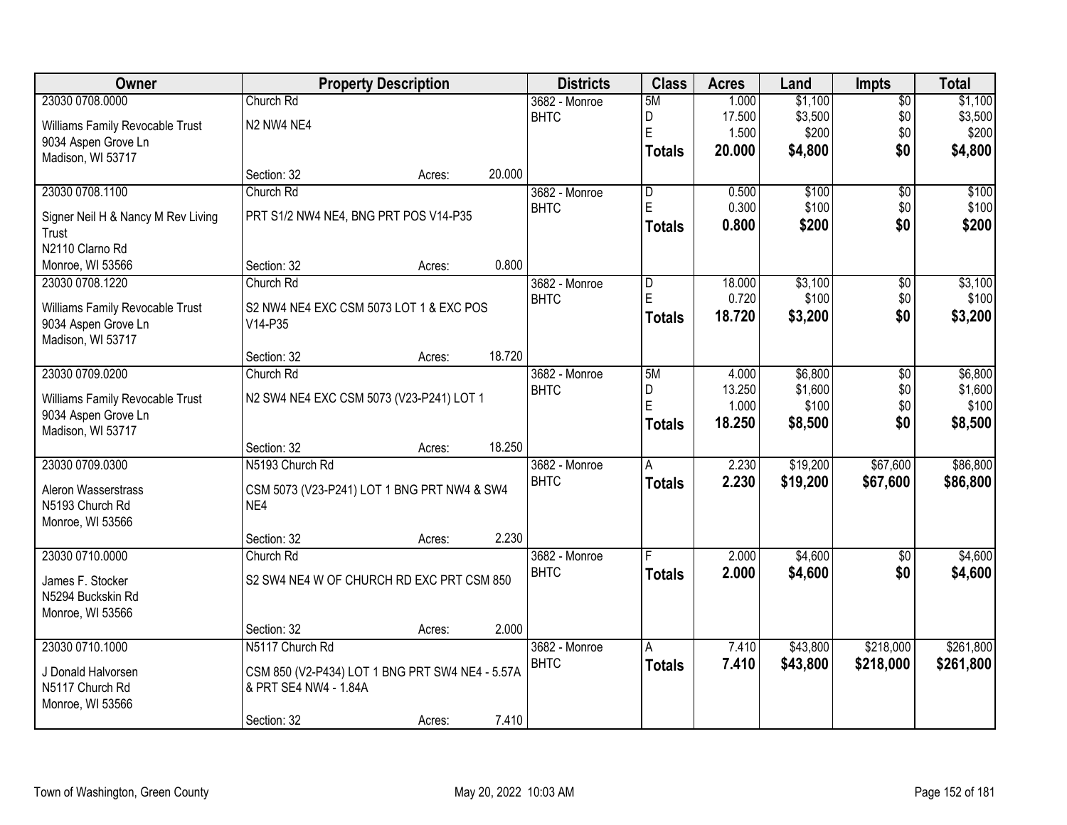| Owner | Property Description | Districts | Class | Acres | Land | Impts | Total |
|---|---|---|---|---|---|---|---|
| 23030 0708.0000<br>Williams Family Revocable Trust<br>9034 Aspen Grove Ln<br>Madison, WI 53717 | Church Rd<br>N2 NW4 NE4<br>Section: 32 Acres: 20.000 | 3682 - Monroe BHTC | 5M<br>D<br>E<br>**Totals** | 1.000<br>17.500<br>1.500<br>**20.000** | $1,100<br>$3,500<br>$200<br>**$4,800** | $0<br>$0<br>$0<br>**$0** | $1,100<br>$3,500<br>$200<br>**$4,800** |
| 23030 0708.1100<br>Signer Neil H & Nancy M Rev Living Trust<br>N2110 Clarno Rd<br>Monroe, WI 53566 | Church Rd<br>PRT S1/2 NW4 NE4, BNG PRT POS V14-P35<br>Section: 32 Acres: 0.800 | 3682 - Monroe BHTC | D<br>E<br>**Totals** | 0.500<br>0.300<br>**0.800** | $100<br>$100<br>**$200** | $0<br>$0<br>**$0** | $100<br>$100<br>**$200** |
| 23030 0708.1220<br>Williams Family Revocable Trust<br>9034 Aspen Grove Ln<br>Madison, WI 53717 | Church Rd<br>S2 NW4 NE4 EXC CSM 5073 LOT 1 & EXC POS V14-P35<br>Section: 32 Acres: 18.720 | 3682 - Monroe BHTC | D<br>E<br>**Totals** | 18.000<br>0.720<br>**18.720** | $3,100<br>$100<br>**$3,200** | $0<br>$0<br>**$0** | $3,100<br>$100<br>**$3,200** |
| 23030 0709.0200<br>Williams Family Revocable Trust<br>9034 Aspen Grove Ln<br>Madison, WI 53717 | Church Rd<br>N2 SW4 NE4 EXC CSM 5073 (V23-P241) LOT 1<br>Section: 32 Acres: 18.250 | 3682 - Monroe BHTC | 5M<br>D<br>E<br>**Totals** | 4.000<br>13.250<br>1.000<br>**18.250** | $6,800<br>$1,600<br>$100<br>**$8,500** | $0<br>$0<br>$0<br>**$0** | $6,800<br>$1,600<br>$100<br>**$8,500** |
| 23030 0709.0300<br>Aleron Wasserstrass<br>N5193 Church Rd<br>Monroe, WI 53566 | N5193 Church Rd<br>CSM 5073 (V23-P241) LOT 1 BNG PRT NW4 & SW4 NE4<br>Section: 32 Acres: 2.230 | 3682 - Monroe BHTC | A<br>**Totals** | 2.230<br>**2.230** | $19,200<br>**$19,200** | $67,600<br>**$67,600** | $86,800<br>**$86,800** |
| 23030 0710.0000<br>James F. Stocker<br>N5294 Buckskin Rd<br>Monroe, WI 53566 | Church Rd<br>S2 SW4 NE4 W OF CHURCH RD EXC PRT CSM 850<br>Section: 32 Acres: 2.000 | 3682 - Monroe BHTC | F<br>**Totals** | 2.000<br>**2.000** | $4,600<br>**$4,600** | $0<br>**$0** | $4,600<br>**$4,600** |
| 23030 0710.1000<br>J Donald Halvorsen<br>N5117 Church Rd<br>Monroe, WI 53566 | N5117 Church Rd<br>CSM 850 (V2-P434) LOT 1 BNG PRT SW4 NE4 - 5.57A & PRT SE4 NW4 - 1.84A<br>Section: 32 Acres: 7.410 | 3682 - Monroe BHTC | A<br>**Totals** | 7.410<br>**7.410** | $43,800<br>**$43,800** | $218,000<br>**$218,000** | $261,800<br>**$261,800** |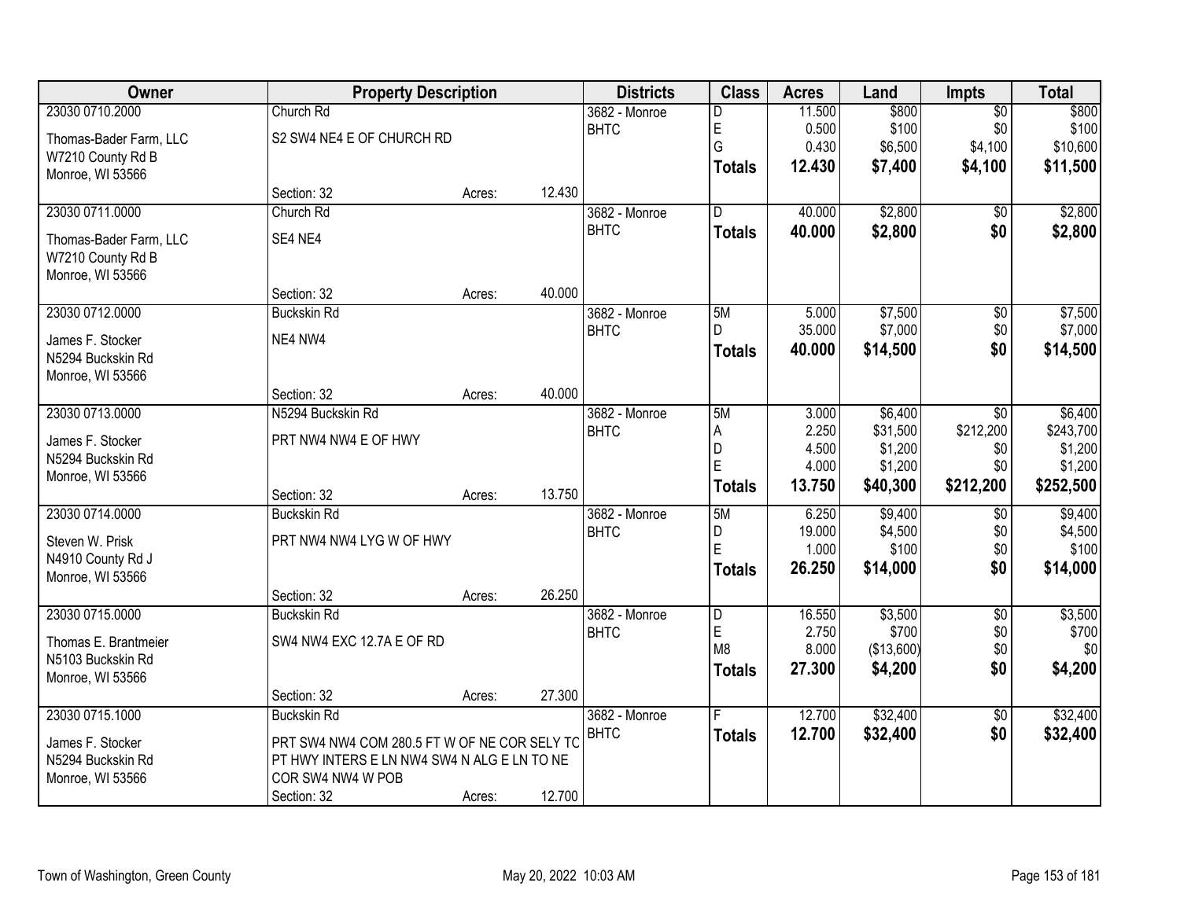| Owner | Property Description | | | Districts | Class | Acres | Land | Impts | Total |
|---|---|---|---|---|---|---|---|---|---|
| 23030 0710.2000 | Church Rd | | | 3682 - Monroe | D | 11.500 | $800 | $0 | $800 |
| Thomas-Bader Farm, LLC | S2 SW4 NE4 E OF CHURCH RD | | | BHTC | E | 0.500 | $100 | $0 | $100 |
| W7210 County Rd B | | | | | G | 0.430 | $6,500 | $4,100 | $10,600 |
| Monroe, WI 53566 | | | | | **Totals** | **12.430** | **$7,400** | **$4,100** | **$11,500** |
| | Section: 32 | Acres: | 12.430 | | | | | | |
| 23030 0711.0000 | Church Rd | | | 3682 - Monroe | D | 40.000 | $2,800 | $0 | $2,800 |
| Thomas-Bader Farm, LLC | SE4 NE4 | | | BHTC | **Totals** | **40.000** | **$2,800** | **$0** | **$2,800** |
| W7210 County Rd B | | | | | | | | | |
| Monroe, WI 53566 | | | | | | | | | |
| | Section: 32 | Acres: | 40.000 | | | | | | |
| 23030 0712.0000 | Buckskin Rd | | | 3682 - Monroe | 5M | 5.000 | $7,500 | $0 | $7,500 |
| James F. Stocker | NE4 NW4 | | | BHTC | D | 35.000 | $7,000 | $0 | $7,000 |
| N5294 Buckskin Rd | | | | | **Totals** | **40.000** | **$14,500** | **$0** | **$14,500** |
| Monroe, WI 53566 | | | | | | | | | |
| | Section: 32 | Acres: | 40.000 | | | | | | |
| 23030 0713.0000 | N5294 Buckskin Rd | | | 3682 - Monroe | 5M | 3.000 | $6,400 | $0 | $6,400 |
| James F. Stocker | PRT NW4 NW4 E OF HWY | | | BHTC | A | 2.250 | $31,500 | $212,200 | $243,700 |
| N5294 Buckskin Rd | | | | | D | 4.500 | $1,200 | $0 | $1,200 |
| Monroe, WI 53566 | | | | | E | 4.000 | $1,200 | $0 | $1,200 |
| | Section: 32 | Acres: | 13.750 | | **Totals** | **13.750** | **$40,300** | **$212,200** | **$252,500** |
| 23030 0714.0000 | Buckskin Rd | | | 3682 - Monroe | 5M | 6.250 | $9,400 | $0 | $9,400 |
| Steven W. Prisk | PRT NW4 NW4 LYG W OF HWY | | | BHTC | D | 19.000 | $4,500 | $0 | $4,500 |
| N4910 County Rd J | | | | | E | 1.000 | $100 | $0 | $100 |
| Monroe, WI 53566 | | | | | **Totals** | **26.250** | **$14,000** | **$0** | **$14,000** |
| | Section: 32 | Acres: | 26.250 | | | | | | |
| 23030 0715.0000 | Buckskin Rd | | | 3682 - Monroe | D | 16.550 | $3,500 | $0 | $3,500 |
| Thomas E. Brantmeier | SW4 NW4 EXC 12.7A E OF RD | | | BHTC | E | 2.750 | $700 | $0 | $700 |
| N5103 Buckskin Rd | | | | | M8 | 8.000 | ($13,600) | $0 | $0 |
| Monroe, WI 53566 | | | | | **Totals** | **27.300** | **$4,200** | **$0** | **$4,200** |
| | Section: 32 | Acres: | 27.300 | | | | | | |
| 23030 0715.1000 | Buckskin Rd | | | 3682 - Monroe | F | 12.700 | $32,400 | $0 | $32,400 |
| James F. Stocker | PRT SW4 NW4 COM 280.5 FT W OF NE COR SELY TO PT HWY INTERS E LN NW4 SW4 N ALG E LN TO NE COR SW4 NW4 W POB | | | BHTC | **Totals** | **12.700** | **$32,400** | **$0** | **$32,400** |
| N5294 Buckskin Rd | | | | | | | | | |
| Monroe, WI 53566 | | | | | | | | | |
| | Section: 32 | Acres: | 12.700 | | | | | | |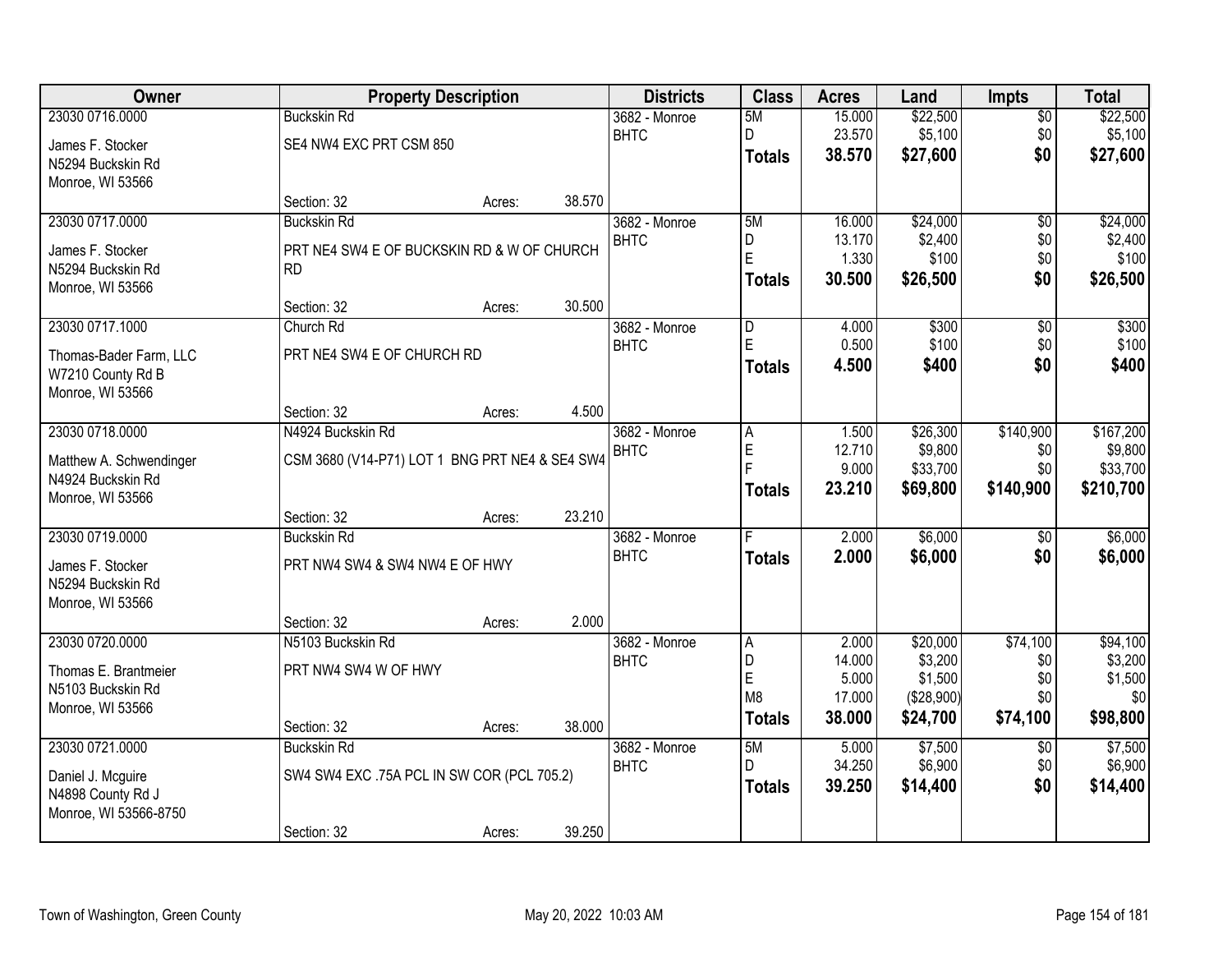| Owner | Property Description | | | Districts | Class | Acres | Land | Impts | Total |
|---|---|---|---|---|---|---|---|---|---|
| 23030 0716.0000 | Buckskin Rd | | | 3682 - Monroe | 5M | 15.000 | $22,500 | $0 | $22,500 |
| James F. Stocker | SE4 NW4 EXC PRT CSM 850 | | | BHTC | D | 23.570 | $5,100 | $0 | $5,100 |
| N5294 Buckskin Rd | | | | | **Totals** | **38.570** | **$27,600** | **$0** | **$27,600** |
| Monroe, WI 53566 | | | | | | | | | |
| | Section: 32 | Acres: | 38.570 | | | | | | |
| 23030 0717.0000 | Buckskin Rd | | | 3682 - Monroe | 5M | 16.000 | $24,000 | $0 | $24,000 |
| James F. Stocker | PRT NE4 SW4 E OF BUCKSKIN RD & W OF CHURCH RD | | | BHTC | D | 13.170 | $2,400 | $0 | $2,400 |
| N5294 Buckskin Rd | | | | | E | 1.330 | $100 | $0 | $100 |
| Monroe, WI 53566 | | | | | **Totals** | **30.500** | **$26,500** | **$0** | **$26,500** |
| | Section: 32 | Acres: | 30.500 | | | | | | |
| 23030 0717.1000 | Church Rd | | | 3682 - Monroe | D | 4.000 | $300 | $0 | $300 |
| Thomas-Bader Farm, LLC | PRT NE4 SW4 E OF CHURCH RD | | | BHTC | E | 0.500 | $100 | $0 | $100 |
| W7210 County Rd B | | | | | **Totals** | **4.500** | **$400** | **$0** | **$400** |
| Monroe, WI 53566 | | | | | | | | | |
| | Section: 32 | Acres: | 4.500 | | | | | | |
| 23030 0718.0000 | N4924 Buckskin Rd | | | 3682 - Monroe | A | 1.500 | $26,300 | $140,900 | $167,200 |
| Matthew A. Schwendinger | CSM 3680 (V14-P71) LOT 1 BNG PRT NE4 & SE4 SW4 | | | BHTC | E | 12.710 | $9,800 | $0 | $9,800 |
| N4924 Buckskin Rd | | | | | F | 9.000 | $33,700 | $0 | $33,700 |
| Monroe, WI 53566 | | | | | **Totals** | **23.210** | **$69,800** | **$140,900** | **$210,700** |
| | Section: 32 | Acres: | 23.210 | | | | | | |
| 23030 0719.0000 | Buckskin Rd | | | 3682 - Monroe | F | 2.000 | $6,000 | $0 | $6,000 |
| James F. Stocker | PRT NW4 SW4 & SW4 NW4 E OF HWY | | | BHTC | **Totals** | **2.000** | **$6,000** | **$0** | **$6,000** |
| N5294 Buckskin Rd | | | | | | | | | |
| Monroe, WI 53566 | | | | | | | | | |
| | Section: 32 | Acres: | 2.000 | | | | | | |
| 23030 0720.0000 | N5103 Buckskin Rd | | | 3682 - Monroe | A | 2.000 | $20,000 | $74,100 | $94,100 |
| Thomas E. Brantmeier | PRT NW4 SW4 W OF HWY | | | BHTC | D | 14.000 | $3,200 | $0 | $3,200 |
| N5103 Buckskin Rd | | | | | E | 5.000 | $1,500 | $0 | $1,500 |
| Monroe, WI 53566 | | | | | M8 | 17.000 | ($28,900) | $0 | $0 |
| | Section: 32 | Acres: | 38.000 | | **Totals** | **38.000** | **$24,700** | **$74,100** | **$98,800** |
| 23030 0721.0000 | Buckskin Rd | | | 3682 - Monroe | 5M | 5.000 | $7,500 | $0 | $7,500 |
| Daniel J. Mcguire | SW4 SW4 EXC .75A PCL IN SW COR (PCL 705.2) | | | BHTC | D | 34.250 | $6,900 | $0 | $6,900 |
| N4898 County Rd J | | | | | **Totals** | **39.250** | **$14,400** | **$0** | **$14,400** |
| Monroe, WI 53566-8750 | | | | | | | | | |
| | Section: 32 | Acres: | 39.250 | | | | | | |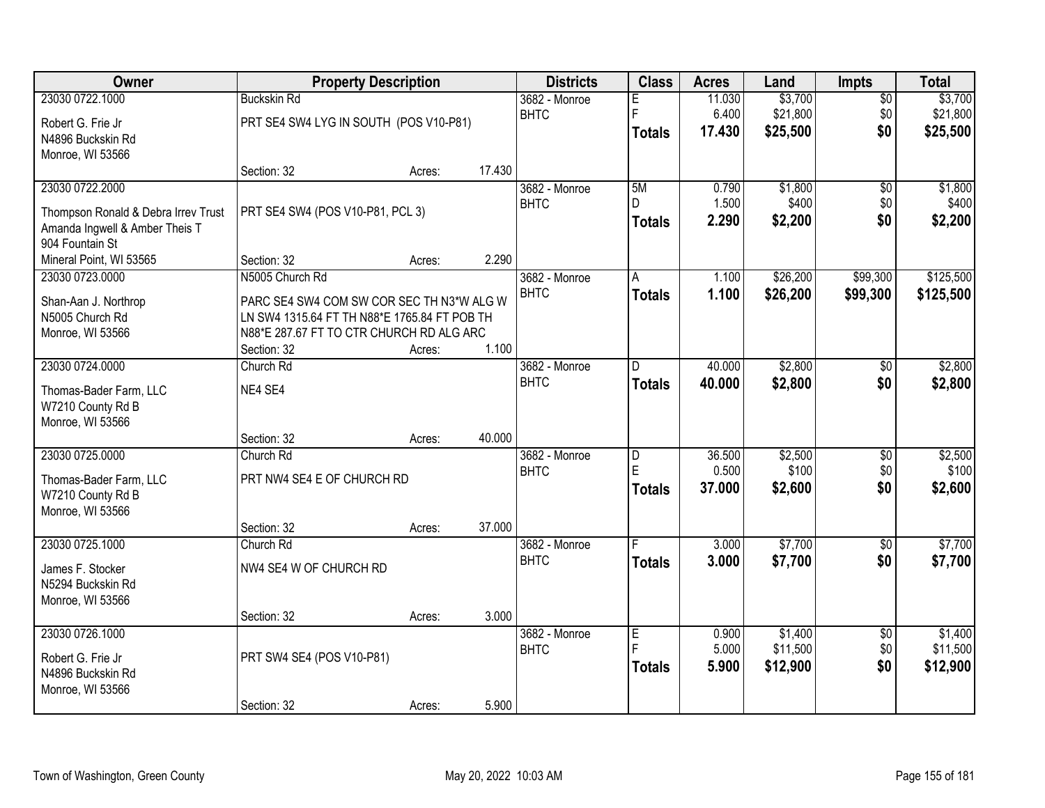| Owner | Property Description | | | Districts | Class | Acres | Land | Impts | Total |
|---|---|---|---|---|---|---|---|---|---|
| 23030 0722.1000<br>Robert G. Frie Jr<br>N4896 Buckskin Rd<br>Monroe, WI 53566 | Buckskin Rd<br>PRT SE4 SW4 LYG IN SOUTH (POS V10-P81)<br>Section: 32 | Acres: | 17.430 | 3682 - Monroe<br>BHTC | E<br>F<br>**Totals** | 11.030<br>6.400<br>**17.430** | $3,700<br>$21,800<br>**$25,500** | $0<br>$0<br>**$0** | $3,700<br>$21,800<br>**$25,500** |
| 23030 0722.2000<br>Thompson Ronald & Debra Irrev Trust<br>Amanda Ingwell & Amber Theis T<br>904 Fountain St<br>Mineral Point, WI 53565 | PRT SE4 SW4 (POS V10-P81, PCL 3)<br>Section: 32 | Acres: | 2.290 | 3682 - Monroe<br>BHTC | 5M<br>D<br>**Totals** | 0.790<br>1.500<br>**2.290** | $1,800<br>$400<br>**$2,200** | $0<br>$0<br>**$0** | $1,800<br>$400<br>**$2,200** |
| 23030 0723.0000<br>Shan-Aan J. Northrop<br>N5005 Church Rd<br>Monroe, WI 53566 | N5005 Church Rd<br>PARC SE4 SW4 COM SW COR SEC TH N3*W ALG W LN SW4 1315.64 FT TH N88*E 1765.84 FT POB TH N88*E 287.67 FT TO CTR CHURCH RD ALG ARC<br>Section: 32 | Acres: | 1.100 | 3682 - Monroe<br>BHTC | A<br>**Totals** | 1.100<br>**1.100** | $26,200<br>**$26,200** | $99,300<br>**$99,300** | $125,500<br>**$125,500** |
| 23030 0724.0000<br>Thomas-Bader Farm, LLC<br>W7210 County Rd B<br>Monroe, WI 53566 | Church Rd<br>NE4 SE4<br>Section: 32 | Acres: | 40.000 | 3682 - Monroe<br>BHTC | D<br>**Totals** | 40.000<br>**40.000** | $2,800<br>**$2,800** | $0<br>**$0** | $2,800<br>**$2,800** |
| 23030 0725.0000<br>Thomas-Bader Farm, LLC<br>W7210 County Rd B<br>Monroe, WI 53566 | Church Rd<br>PRT NW4 SE4 E OF CHURCH RD<br>Section: 32 | Acres: | 37.000 | 3682 - Monroe<br>BHTC | D<br>E<br>**Totals** | 36.500<br>0.500<br>**37.000** | $2,500<br>$100<br>**$2,600** | $0<br>$0<br>**$0** | $2,500<br>$100<br>**$2,600** |
| 23030 0725.1000<br>James F. Stocker<br>N5294 Buckskin Rd<br>Monroe, WI 53566 | Church Rd<br>NW4 SE4 W OF CHURCH RD<br>Section: 32 | Acres: | 3.000 | 3682 - Monroe<br>BHTC | F<br>**Totals** | 3.000<br>**3.000** | $7,700<br>**$7,700** | $0<br>**$0** | $7,700<br>**$7,700** |
| 23030 0726.1000<br>Robert G. Frie Jr<br>N4896 Buckskin Rd<br>Monroe, WI 53566 | PRT SW4 SE4 (POS V10-P81)<br>Section: 32 | Acres: | 5.900 | 3682 - Monroe<br>BHTC | E<br>F<br>**Totals** | 0.900<br>5.000<br>**5.900** | $1,400<br>$11,500<br>**$12,900** | $0<br>$0<br>**$0** | $1,400<br>$11,500<br>**$12,900** |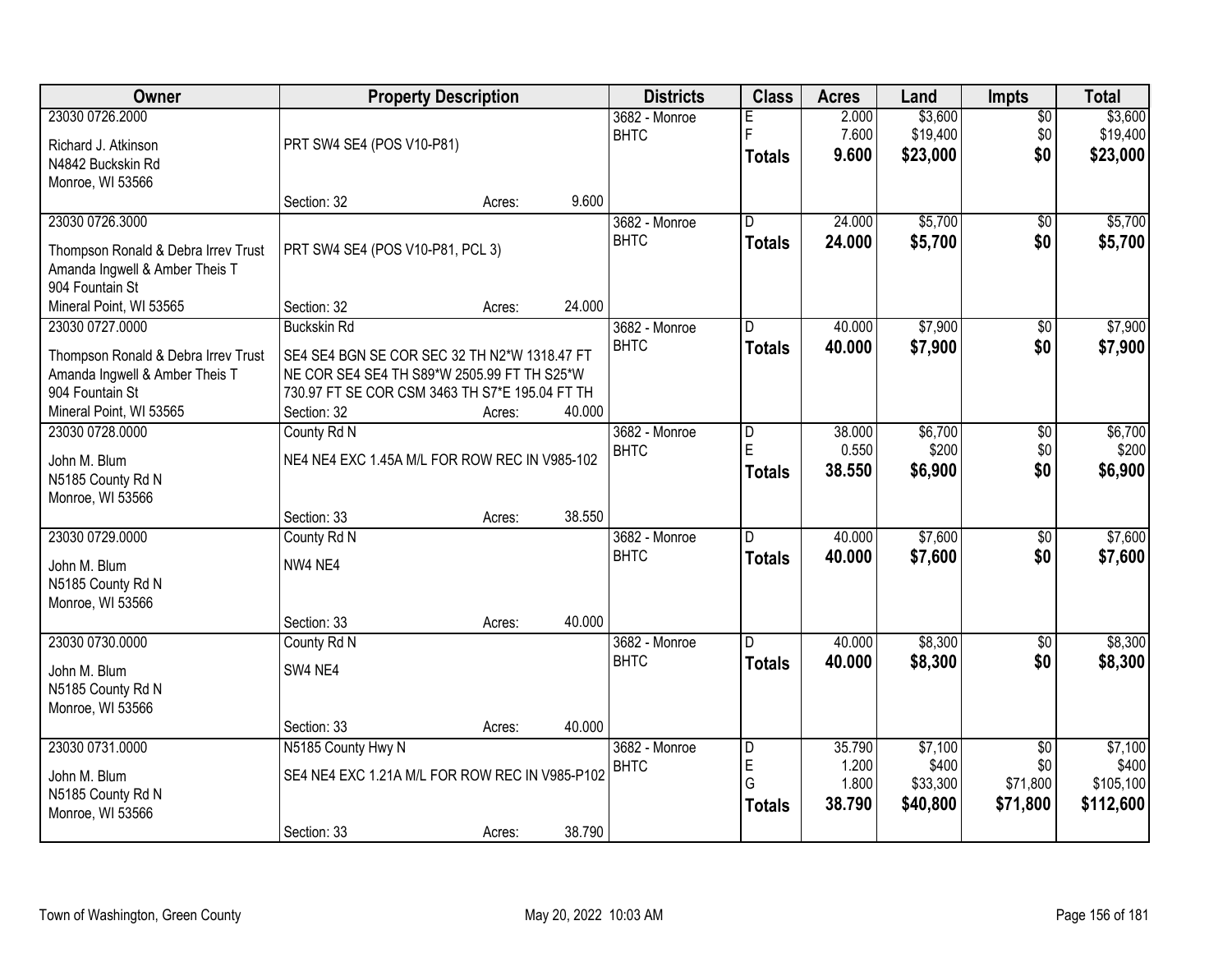| Owner | Property Description | Districts | Class | Acres | Land | Impts | Total |
|---|---|---|---|---|---|---|---|
| 23030 0726.2000<br>Richard J. Atkinson<br>N4842 Buckskin Rd<br>Monroe, WI 53566 | PRT SW4 SE4 (POS V10-P81)<br>Section: 32 Acres: 9.600 | 3682 - Monroe<br>BHTC | E<br>F<br>**Totals** | 2.000<br>7.600<br>**9.600** | $3,600<br>$19,400<br>**$23,000** | $0<br>$0<br>**$0** | $3,600<br>$19,400<br>**$23,000** |
| 23030 0726.3000<br>Thompson Ronald & Debra Irrev Trust<br>Amanda Ingwell & Amber Theis T<br>904 Fountain St<br>Mineral Point, WI 53565 | PRT SW4 SE4 (POS V10-P81, PCL 3)<br>Section: 32 Acres: 24.000 | 3682 - Monroe<br>BHTC | D<br>**Totals** | 24.000<br>**24.000** | $5,700<br>**$5,700** | $0<br>**$0** | $5,700<br>**$5,700** |
| 23030 0727.0000<br>Thompson Ronald & Debra Irrev Trust<br>Amanda Ingwell & Amber Theis T<br>904 Fountain St<br>Mineral Point, WI 53565 | Buckskin Rd<br>SE4 SE4 BGN SE COR SEC 32 TH N2*W 1318.47 FT NE COR SE4 SE4 TH S89*W 2505.99 FT TH S25*W 730.97 FT SE COR CSM 3463 TH S7*E 195.04 FT TH<br>Section: 32 Acres: 40.000 | 3682 - Monroe<br>BHTC | D<br>**Totals** | 40.000<br>**40.000** | $7,900<br>**$7,900** | $0<br>**$0** | $7,900<br>**$7,900** |
| 23030 0728.0000<br>John M. Blum<br>N5185 County Rd N<br>Monroe, WI 53566 | County Rd N<br>NE4 NE4 EXC 1.45A M/L FOR ROW REC IN V985-102<br>Section: 33 Acres: 38.550 | 3682 - Monroe<br>BHTC | D<br>E<br>**Totals** | 38.000<br>0.550<br>**38.550** | $6,700<br>$200<br>**$6,900** | $0<br>$0<br>**$0** | $6,700<br>$200<br>**$6,900** |
| 23030 0729.0000<br>John M. Blum<br>N5185 County Rd N<br>Monroe, WI 53566 | County Rd N<br>NW4 NE4<br>Section: 33 Acres: 40.000 | 3682 - Monroe<br>BHTC | D<br>**Totals** | 40.000<br>**40.000** | $7,600<br>**$7,600** | $0<br>**$0** | $7,600<br>**$7,600** |
| 23030 0730.0000<br>John M. Blum<br>N5185 County Rd N<br>Monroe, WI 53566 | County Rd N<br>SW4 NE4<br>Section: 33 Acres: 40.000 | 3682 - Monroe<br>BHTC | D<br>**Totals** | 40.000<br>**40.000** | $8,300<br>**$8,300** | $0<br>**$0** | $8,300<br>**$8,300** |
| 23030 0731.0000<br>John M. Blum<br>N5185 County Rd N<br>Monroe, WI 53566 | N5185 County Hwy N<br>SE4 NE4 EXC 1.21A M/L FOR ROW REC IN V985-P102<br>Section: 33 Acres: 38.790 | 3682 - Monroe<br>BHTC | D<br>E<br>G<br>**Totals** | 35.790<br>1.200<br>1.800<br>**38.790** | $7,100<br>$400<br>$33,300<br>**$40,800** | $0<br>$0<br>$71,800<br>**$71,800** | $7,100<br>$400<br>$105,100<br>**$112,600** |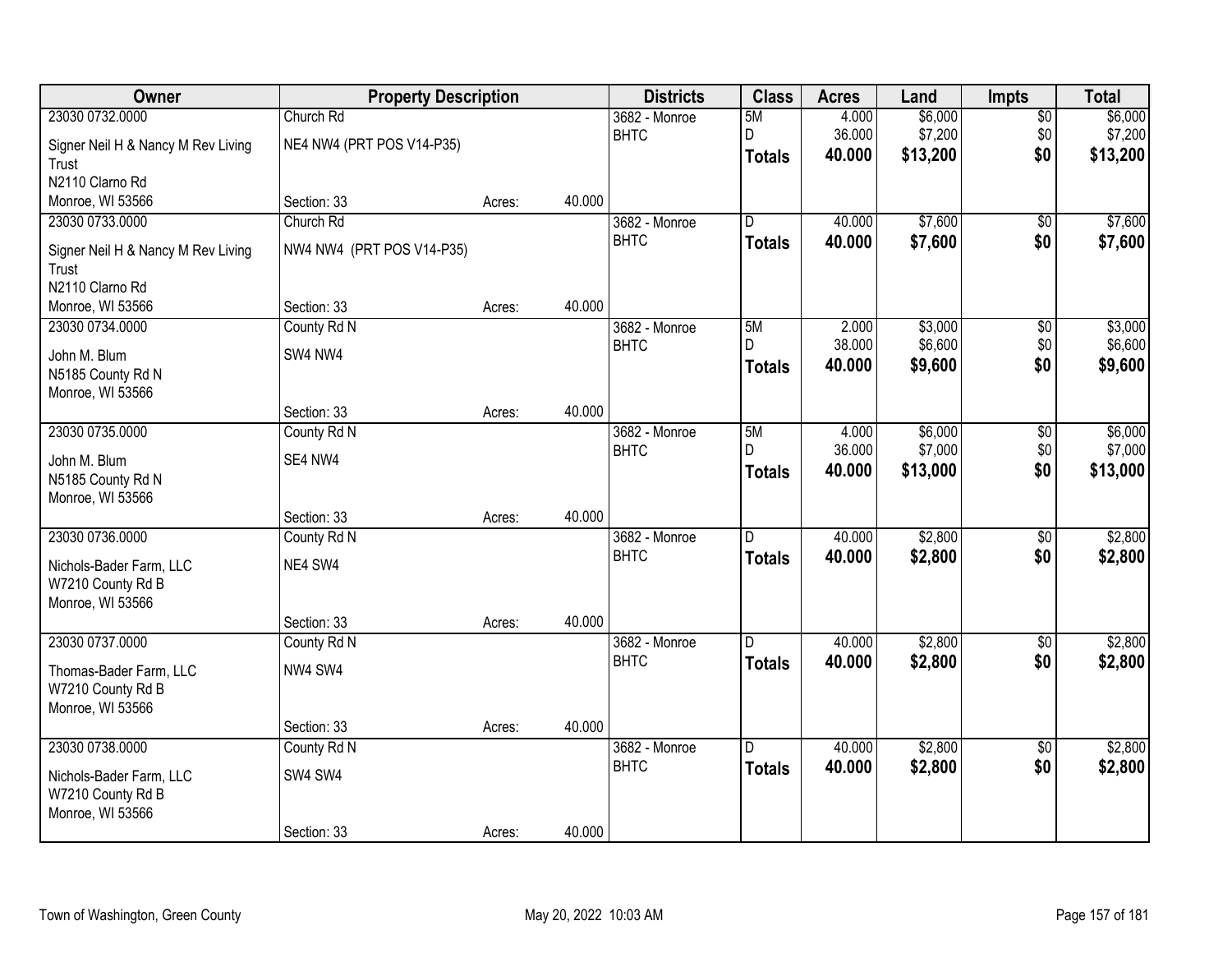| Owner | Property Description | | | Districts | Class | Acres | Land | Impts | Total |
|---|---|---|---|---|---|---|---|---|---|
| 23030 0732.0000 | Church Rd | | | 3682 - Monroe | 5M | 4.000 | $6,000 | $0 | $6,000 |
| Signer Neil H & Nancy M Rev Living Trust | NE4 NW4 (PRT POS V14-P35) | | | BHTC | D | 36.000 | $7,200 | $0 | $7,200 |
| N2110 Clarno Rd | | | | | **Totals** | **40.000** | **$13,200** | **$0** | **$13,200** |
| Monroe, WI 53566 | Section: 33 | Acres: | 40.000 | | | | | | |
| 23030 0733.0000 | Church Rd | | | 3682 - Monroe | D | 40.000 | $7,600 | $0 | $7,600 |
| Signer Neil H & Nancy M Rev Living Trust | NW4 NW4 (PRT POS V14-P35) | | | BHTC | **Totals** | **40.000** | **$7,600** | **$0** | **$7,600** |
| N2110 Clarno Rd | | | | | | | | | |
| Monroe, WI 53566 | Section: 33 | Acres: | 40.000 | | | | | | |
| 23030 0734.0000 | County Rd N | | | 3682 - Monroe | 5M | 2.000 | $3,000 | $0 | $3,000 |
| John M. Blum | SW4 NW4 | | | BHTC | D | 38.000 | $6,600 | $0 | $6,600 |
| N5185 County Rd N | | | | | **Totals** | **40.000** | **$9,600** | **$0** | **$9,600** |
| Monroe, WI 53566 | | | | | | | | | |
| | Section: 33 | Acres: | 40.000 | | | | | | |
| 23030 0735.0000 | County Rd N | | | 3682 - Monroe | 5M | 4.000 | $6,000 | $0 | $6,000 |
| John M. Blum | SE4 NW4 | | | BHTC | D | 36.000 | $7,000 | $0 | $7,000 |
| N5185 County Rd N | | | | | **Totals** | **40.000** | **$13,000** | **$0** | **$13,000** |
| Monroe, WI 53566 | | | | | | | | | |
| | Section: 33 | Acres: | 40.000 | | | | | | |
| 23030 0736.0000 | County Rd N | | | 3682 - Monroe | D | 40.000 | $2,800 | $0 | $2,800 |
| Nichols-Bader Farm, LLC | NE4 SW4 | | | BHTC | **Totals** | **40.000** | **$2,800** | **$0** | **$2,800** |
| W7210 County Rd B | | | | | | | | | |
| Monroe, WI 53566 | | | | | | | | | |
| | Section: 33 | Acres: | 40.000 | | | | | | |
| 23030 0737.0000 | County Rd N | | | 3682 - Monroe | D | 40.000 | $2,800 | $0 | $2,800 |
| Thomas-Bader Farm, LLC | NW4 SW4 | | | BHTC | **Totals** | **40.000** | **$2,800** | **$0** | **$2,800** |
| W7210 County Rd B | | | | | | | | | |
| Monroe, WI 53566 | | | | | | | | | |
| | Section: 33 | Acres: | 40.000 | | | | | | |
| 23030 0738.0000 | County Rd N | | | 3682 - Monroe | D | 40.000 | $2,800 | $0 | $2,800 |
| Nichols-Bader Farm, LLC | SW4 SW4 | | | BHTC | **Totals** | **40.000** | **$2,800** | **$0** | **$2,800** |
| W7210 County Rd B | | | | | | | | | |
| Monroe, WI 53566 | | | | | | | | | |
| | Section: 33 | Acres: | 40.000 | | | | | | |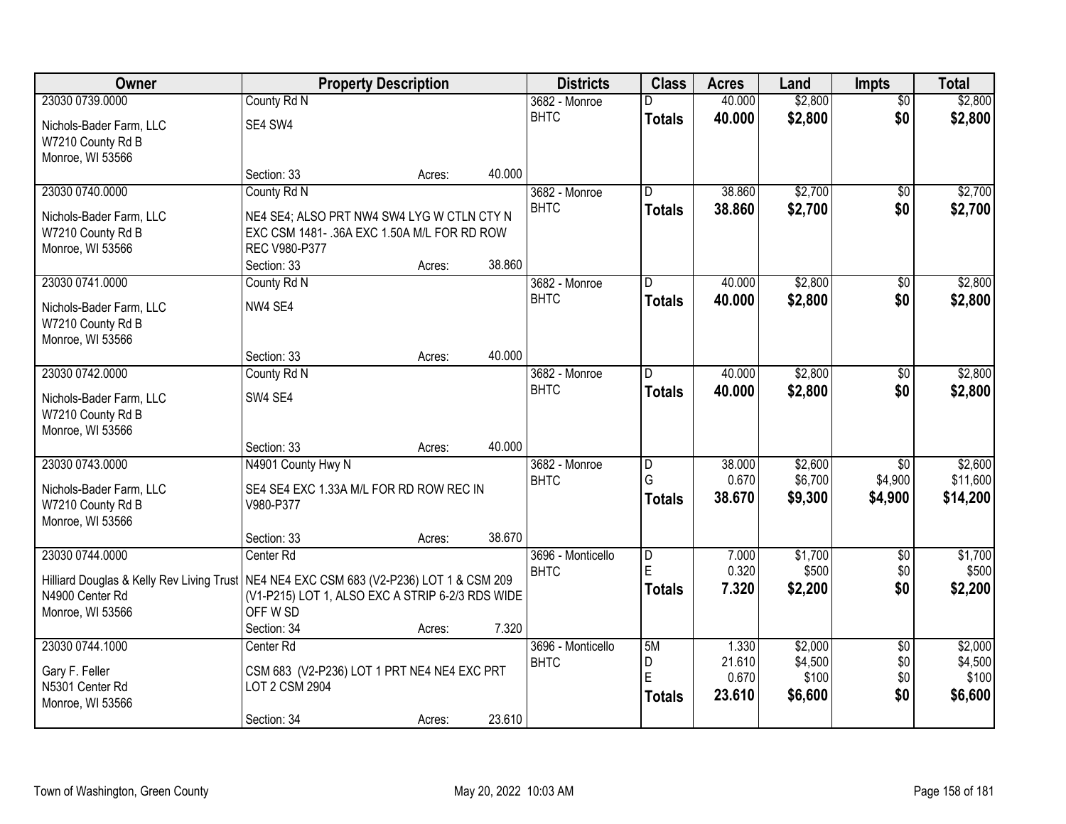| Owner | Property Description | Districts | Class | Acres | Land | Impts | Total |
|---|---|---|---|---|---|---|---|
| 23030 0739.0000<br>Nichols-Bader Farm, LLC<br>W7210 County Rd B<br>Monroe, WI 53566 | County Rd N<br>SE4 SW4<br>Section: 33 Acres: 40.000 | 3682 - Monroe<br>BHTC | D<br>**Totals** | 40.000<br>**40.000** | $2,800<br>**$2,800** | $0<br>**$0** | $2,800<br>**$2,800** |
| 23030 0740.0000<br>Nichols-Bader Farm, LLC<br>W7210 County Rd B<br>Monroe, WI 53566 | County Rd N<br>NE4 SE4; ALSO PRT NW4 SW4 LYG W CTLN CTY N EXC CSM 1481- .36A EXC 1.50A M/L FOR RD ROW REC V980-P377<br>Section: 33 Acres: 38.860 | 3682 - Monroe<br>BHTC | D<br>**Totals** | 38.860<br>**38.860** | $2,700<br>**$2,700** | $0<br>**$0** | $2,700<br>**$2,700** |
| 23030 0741.0000<br>Nichols-Bader Farm, LLC<br>W7210 County Rd B<br>Monroe, WI 53566 | County Rd N<br>NW4 SE4<br>Section: 33 Acres: 40.000 | 3682 - Monroe<br>BHTC | D<br>**Totals** | 40.000<br>**40.000** | $2,800<br>**$2,800** | $0<br>**$0** | $2,800<br>**$2,800** |
| 23030 0742.0000<br>Nichols-Bader Farm, LLC<br>W7210 County Rd B<br>Monroe, WI 53566 | County Rd N<br>SW4 SE4<br>Section: 33 Acres: 40.000 | 3682 - Monroe<br>BHTC | D<br>**Totals** | 40.000<br>**40.000** | $2,800<br>**$2,800** | $0<br>**$0** | $2,800<br>**$2,800** |
| 23030 0743.0000<br>Nichols-Bader Farm, LLC<br>W7210 County Rd B<br>Monroe, WI 53566 | N4901 County Hwy N<br>SE4 SE4 EXC 1.33A M/L FOR RD ROW REC IN V980-P377<br>Section: 33 Acres: 38.670 | 3682 - Monroe<br>BHTC | D<br>G<br>**Totals** | 38.000<br>0.670<br>**38.670** | $2,600<br>$6,700<br>**$9,300** | $0<br>$4,900<br>**$4,900** | $2,600<br>$11,600<br>**$14,200** |
| 23030 0744.0000<br>Hilliard Douglas & Kelly Rev Living Trust<br>N4900 Center Rd<br>Monroe, WI 53566 | Center Rd<br>NE4 NE4 EXC CSM 683 (V2-P236) LOT 1 & CSM 209 (V1-P215) LOT 1, ALSO EXC A STRIP 6-2/3 RDS WIDE OFF W SD<br>Section: 34 Acres: 7.320 | 3696 - Monticello<br>BHTC | D<br>E<br>**Totals** | 7.000<br>0.320<br>**7.320** | $1,700<br>$500<br>**$2,200** | $0<br>$0<br>**$0** | $1,700<br>$500<br>**$2,200** |
| 23030 0744.1000<br>Gary F. Feller<br>N5301 Center Rd<br>Monroe, WI 53566 | Center Rd<br>CSM 683 (V2-P236) LOT 1 PRT NE4 NE4 EXC PRT LOT 2 CSM 2904<br>Section: 34 Acres: 23.610 | 3696 - Monticello<br>BHTC | 5M<br>D<br>E<br>**Totals** | 1.330<br>21.610<br>0.670<br>**23.610** | $2,000<br>$4,500<br>$100<br>**$6,600** | $0<br>$0<br>$0<br>**$0** | $2,000<br>$4,500<br>$100<br>**$6,600** |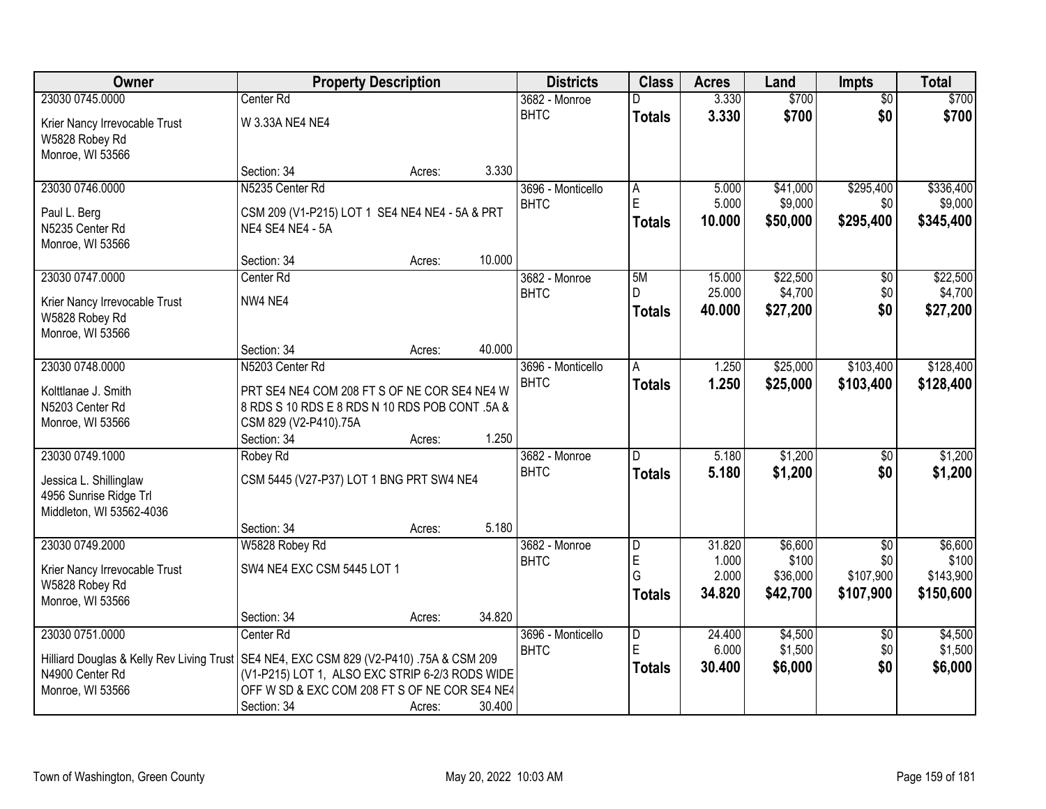| Owner | Property Description | Districts | Class | Acres | Land | Impts | Total |
|---|---|---|---|---|---|---|---|
| 23030 0745.0000<br>Krier Nancy Irrevocable Trust<br>W5828 Robey Rd<br>Monroe, WI 53566 | Center Rd<br>W 3.33A NE4 NE4<br>Section: 34 Acres: 3.330 | 3682 - Monroe<br>BHTC | D<br>**Totals** | 3.330<br>**3.330** | $700<br>**$700** | $0<br>**$0** | $700<br>**$700** |
| 23030 0746.0000<br>Paul L. Berg<br>N5235 Center Rd<br>Monroe, WI 53566 | N5235 Center Rd<br>CSM 209 (V1-P215) LOT 1 SE4 NE4 NE4 - 5A & PRT NE4 SE4 NE4 - 5A<br>Section: 34 Acres: 10.000 | 3696 - Monticello<br>BHTC | A<br>E<br>**Totals** | 5.000<br>5.000<br>**10.000** | $41,000<br>$9,000<br>**$50,000** | $295,400<br>$0<br>**$295,400** | $336,400<br>$9,000<br>**$345,400** |
| 23030 0747.0000<br>Krier Nancy Irrevocable Trust<br>W5828 Robey Rd<br>Monroe, WI 53566 | Center Rd<br>NW4 NE4<br>Section: 34 Acres: 40.000 | 3682 - Monroe<br>BHTC | 5M<br>D<br>**Totals** | 15.000<br>25.000<br>**40.000** | $22,500<br>$4,700<br>**$27,200** | $0<br>$0<br>**$0** | $22,500<br>$4,700<br>**$27,200** |
| 23030 0748.0000<br>Kolttlanae J. Smith<br>N5203 Center Rd<br>Monroe, WI 53566 | N5203 Center Rd<br>PRT SE4 NE4 COM 208 FT S OF NE COR SE4 NE4 W 8 RDS S 10 RDS E 8 RDS N 10 RDS POB CONT .5A & CSM 829 (V2-P410).75A<br>Section: 34 Acres: 1.250 | 3696 - Monticello<br>BHTC | A<br>**Totals** | 1.250<br>**1.250** | $25,000<br>**$25,000** | $103,400<br>**$103,400** | $128,400<br>**$128,400** |
| 23030 0749.1000<br>Jessica L. Shillinglaw<br>4956 Sunrise Ridge Trl<br>Middleton, WI 53562-4036 | Robey Rd<br>CSM 5445 (V27-P37) LOT 1 BNG PRT SW4 NE4<br>Section: 34 Acres: 5.180 | 3682 - Monroe<br>BHTC | D<br>**Totals** | 5.180<br>**5.180** | $1,200<br>**$1,200** | $0<br>**$0** | $1,200<br>**$1,200** |
| 23030 0749.2000<br>Krier Nancy Irrevocable Trust<br>W5828 Robey Rd<br>Monroe, WI 53566 | W5828 Robey Rd<br>SW4 NE4 EXC CSM 5445 LOT 1<br>Section: 34 Acres: 34.820 | 3682 - Monroe<br>BHTC | D<br>E<br>G<br>**Totals** | 31.820<br>1.000<br>2.000<br>**34.820** | $6,600<br>$100<br>$36,000<br>**$42,700** | $0<br>$0<br>$107,900<br>**$107,900** | $6,600<br>$100<br>$143,900<br>**$150,600** |
| 23030 0751.0000<br>Hilliard Douglas & Kelly Rev Living Trust<br>N4900 Center Rd<br>Monroe, WI 53566 | Center Rd<br>SE4 NE4, EXC CSM 829 (V2-P410) .75A & CSM 209 (V1-P215) LOT 1, ALSO EXC STRIP 6-2/3 RODS WIDE OFF W SD & EXC COM 208 FT S OF NE COR SE4 NE4<br>Section: 34 Acres: 30.400 | 3696 - Monticello<br>BHTC | D<br>E<br>**Totals** | 24.400<br>6.000<br>**30.400** | $4,500<br>$1,500<br>**$6,000** | $0<br>$0<br>**$0** | $4,500<br>$1,500<br>**$6,000** |

Town of Washington, Green County — May 20, 2022 10:03 AM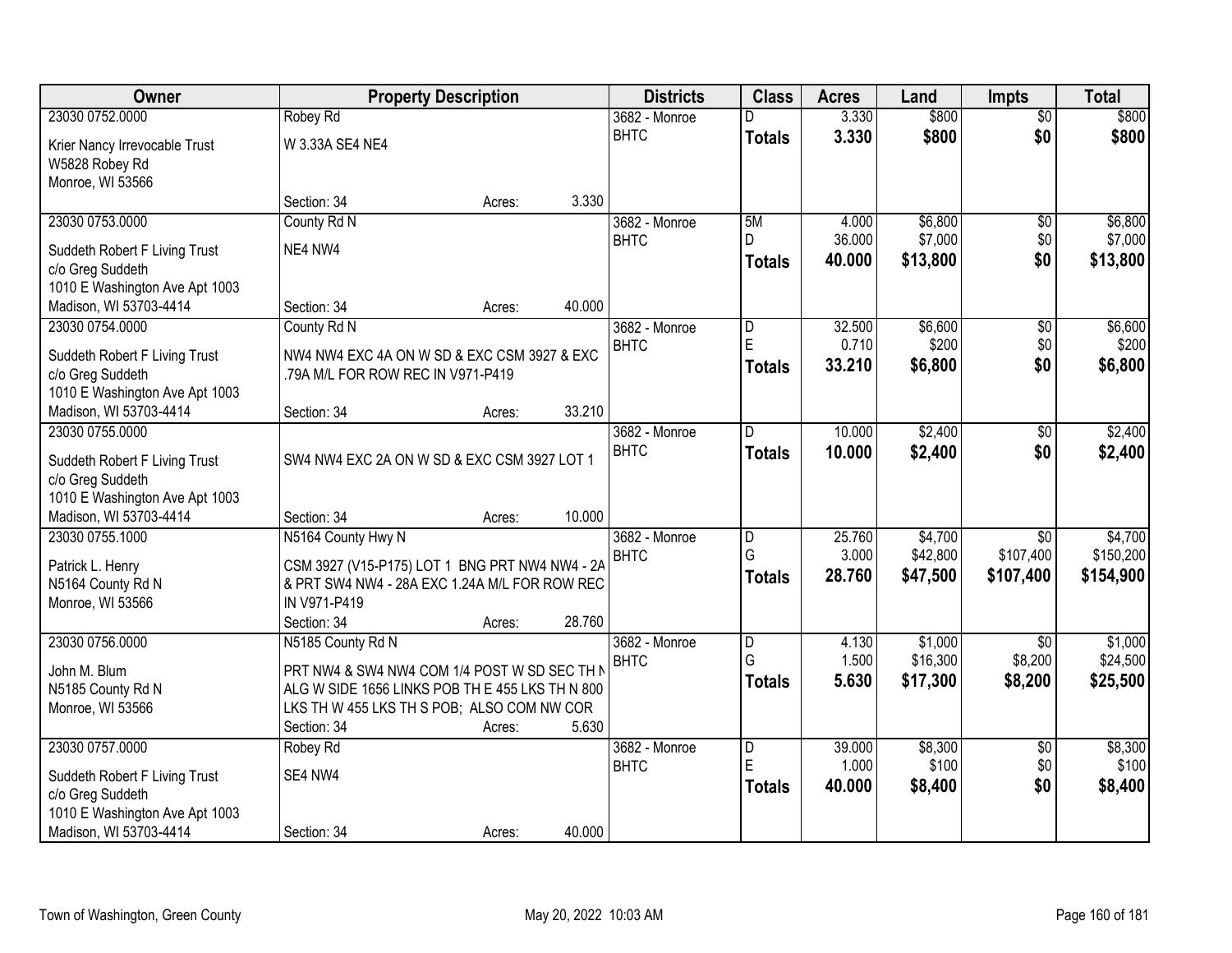| Owner | Property Description | Districts | Class | Acres | Land | Impts | Total |
|---|---|---|---|---|---|---|---|
| 23030 0752.0000<br>Krier Nancy Irrevocable Trust<br>W5828 Robey Rd<br>Monroe, WI 53566 | Robey Rd<br>W 3.33A SE4 NE4<br>Section: 34 Acres: 3.330 | 3682 - Monroe<br>BHTC | D<br>**Totals** | 3.330<br>**3.330** | $800<br>**$800** | $0<br>**$0** | $800<br>**$800** |
| 23030 0753.0000<br>Suddeth Robert F Living Trust<br>c/o Greg Suddeth<br>1010 E Washington Ave Apt 1003<br>Madison, WI 53703-4414 | County Rd N<br>NE4 NW4<br>Section: 34 Acres: 40.000 | 3682 - Monroe<br>BHTC | 5M<br>D<br>**Totals** | 4.000<br>36.000<br>**40.000** | $6,800<br>$7,000<br>**$13,800** | $0<br>$0<br>**$0** | $6,800<br>$7,000<br>**$13,800** |
| 23030 0754.0000<br>Suddeth Robert F Living Trust<br>c/o Greg Suddeth<br>1010 E Washington Ave Apt 1003<br>Madison, WI 53703-4414 | County Rd N<br>NW4 NW4 EXC 4A ON W SD & EXC CSM 3927 & EXC .79A M/L FOR ROW REC IN V971-P419<br>Section: 34 Acres: 33.210 | 3682 - Monroe<br>BHTC | D<br>E<br>**Totals** | 32.500<br>0.710<br>**33.210** | $6,600<br>$200<br>**$6,800** | $0<br>$0<br>**$0** | $6,600<br>$200<br>**$6,800** |
| 23030 0755.0000<br>Suddeth Robert F Living Trust<br>c/o Greg Suddeth<br>1010 E Washington Ave Apt 1003<br>Madison, WI 53703-4414 | SW4 NW4 EXC 2A ON W SD & EXC CSM 3927 LOT 1<br>Section: 34 Acres: 10.000 | 3682 - Monroe<br>BHTC | D<br>**Totals** | 10.000<br>**10.000** | $2,400<br>**$2,400** | $0<br>**$0** | $2,400<br>**$2,400** |
| 23030 0755.1000<br>Patrick L. Henry<br>N5164 County Rd N<br>Monroe, WI 53566 | N5164 County Hwy N<br>CSM 3927 (V15-P175) LOT 1 BNG PRT NW4 NW4 - 2A & PRT SW4 NW4 - 28A EXC 1.24A M/L FOR ROW REC IN V971-P419<br>Section: 34 Acres: 28.760 | 3682 - Monroe<br>BHTC | D<br>G<br>**Totals** | 25.760<br>3.000<br>**28.760** | $4,700<br>$42,800<br>**$47,500** | $0<br>$107,400<br>**$107,400** | $4,700<br>$150,200<br>**$154,900** |
| 23030 0756.0000<br>John M. Blum<br>N5185 County Rd N<br>Monroe, WI 53566 | N5185 County Rd N<br>PRT NW4 & SW4 NW4 COM 1/4 POST W SD SEC TH N ALG W SIDE 1656 LINKS POB TH E 455 LKS TH N 800 LKS TH W 455 LKS TH S POB; ALSO COM NW COR<br>Section: 34 Acres: 5.630 | 3682 - Monroe<br>BHTC | D<br>G<br>**Totals** | 4.130<br>1.500<br>**5.630** | $1,000<br>$16,300<br>**$17,300** | $0<br>$8,200<br>**$8,200** | $1,000<br>$24,500<br>**$25,500** |
| 23030 0757.0000<br>Suddeth Robert F Living Trust<br>c/o Greg Suddeth<br>1010 E Washington Ave Apt 1003<br>Madison, WI 53703-4414 | Robey Rd<br>SE4 NW4<br>Section: 34 Acres: 40.000 | 3682 - Monroe<br>BHTC | D<br>E<br>**Totals** | 39.000<br>1.000<br>**40.000** | $8,300<br>$100<br>**$8,400** | $0<br>$0<br>**$0** | $8,300<br>$100<br>**$8,400** |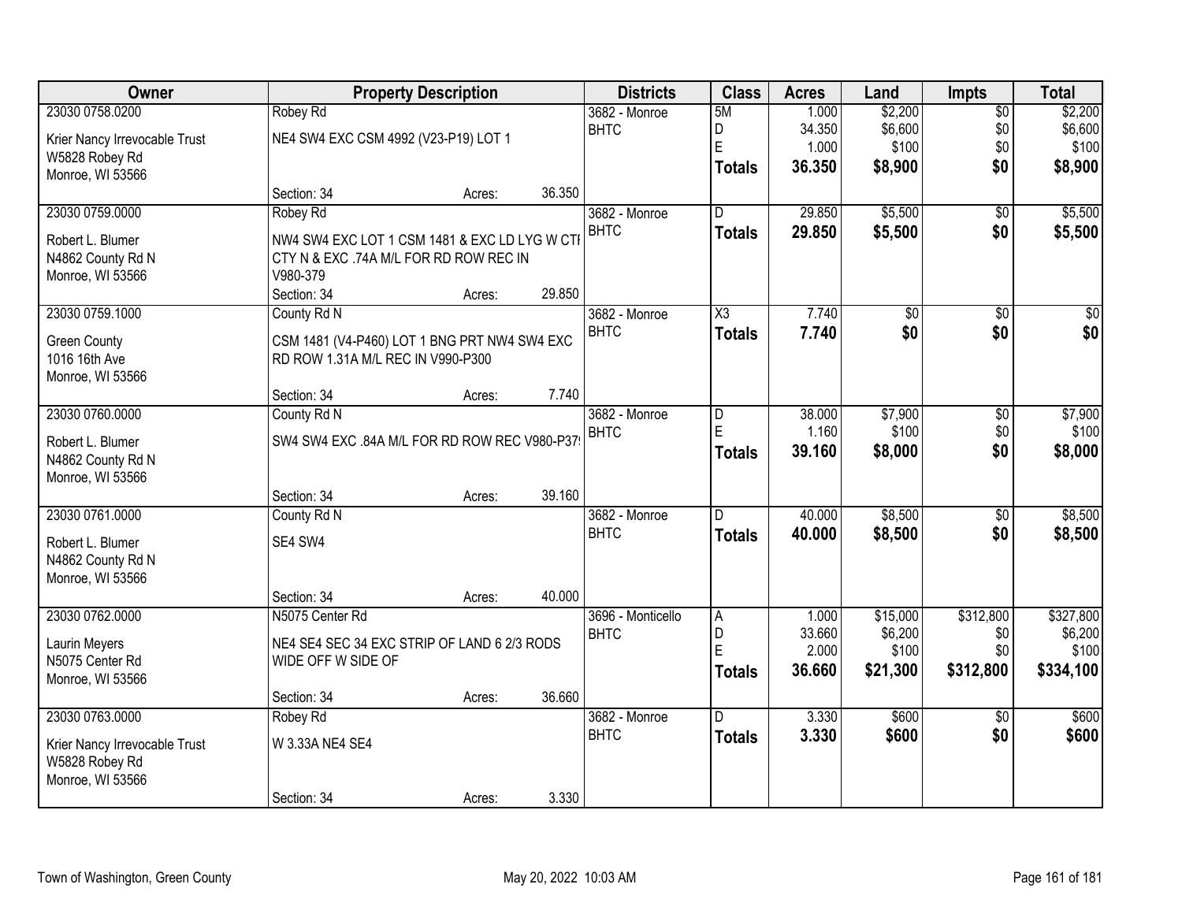| Owner | Property Description | | | Districts | Class | Acres | Land | Impts | Total |
|---|---|---|---|---|---|---|---|---|---|
| 23030 0758.0200 | Robey Rd | | | 3682 - Monroe | 5M | 1.000 | $2,200 | $0 | $2,200 |
| Krier Nancy Irrevocable Trust | NE4 SW4 EXC CSM 4992 (V23-P19) LOT 1 | | | BHTC | D | 34.350 | $6,600 | $0 | $6,600 |
| W5828 Robey Rd | | | | | E | 1.000 | $100 | $0 | $100 |
| Monroe, WI 53566 | | | | | **Totals** | **36.350** | **$8,900** | **$0** | **$8,900** |
| | Section: 34 | Acres: | 36.350 | | | | | | |
| 23030 0759.0000 | Robey Rd | | | 3682 - Monroe | D | 29.850 | $5,500 | $0 | $5,500 |
| Robert L. Blumer | NW4 SW4 EXC LOT 1 CSM 1481 & EXC LD LYG W CTI | | | BHTC | **Totals** | **29.850** | **$5,500** | **$0** | **$5,500** |
| N4862 County Rd N | CTY N & EXC .74A M/L FOR RD ROW REC IN | | | | | | | | |
| Monroe, WI 53566 | V980-379 | | | | | | | | |
| | Section: 34 | Acres: | 29.850 | | | | | | |
| 23030 0759.1000 | County Rd N | | | 3682 - Monroe | X3 | 7.740 | $0 | $0 | $0 |
| Green County | CSM 1481 (V4-P460) LOT 1 BNG PRT NW4 SW4 EXC | | | BHTC | **Totals** | **7.740** | **$0** | **$0** | **$0** |
| 1016 16th Ave | RD ROW 1.31A M/L REC IN V990-P300 | | | | | | | | |
| Monroe, WI 53566 | | | | | | | | | |
| | Section: 34 | Acres: | 7.740 | | | | | | |
| 23030 0760.0000 | County Rd N | | | 3682 - Monroe | D | 38.000 | $7,900 | $0 | $7,900 |
| Robert L. Blumer | SW4 SW4 EXC .84A M/L FOR RD ROW REC V980-P37 | | | BHTC | E | 1.160 | $100 | $0 | $100 |
| N4862 County Rd N | | | | | **Totals** | **39.160** | **$8,000** | **$0** | **$8,000** |
| Monroe, WI 53566 | | | | | | | | | |
| | Section: 34 | Acres: | 39.160 | | | | | | |
| 23030 0761.0000 | County Rd N | | | 3682 - Monroe | D | 40.000 | $8,500 | $0 | $8,500 |
| Robert L. Blumer | SE4 SW4 | | | BHTC | **Totals** | **40.000** | **$8,500** | **$0** | **$8,500** |
| N4862 County Rd N | | | | | | | | | |
| Monroe, WI 53566 | | | | | | | | | |
| | Section: 34 | Acres: | 40.000 | | | | | | |
| 23030 0762.0000 | N5075 Center Rd | | | 3696 - Monticello | A | 1.000 | $15,000 | $312,800 | $327,800 |
| Laurin Meyers | NE4 SE4 SEC 34 EXC STRIP OF LAND 6 2/3 RODS | | | BHTC | D | 33.660 | $6,200 | $0 | $6,200 |
| N5075 Center Rd | WIDE OFF W SIDE OF | | | | E | 2.000 | $100 | $0 | $100 |
| Monroe, WI 53566 | | | | | **Totals** | **36.660** | **$21,300** | **$312,800** | **$334,100** |
| | Section: 34 | Acres: | 36.660 | | | | | | |
| 23030 0763.0000 | Robey Rd | | | 3682 - Monroe | D | 3.330 | $600 | $0 | $600 |
| Krier Nancy Irrevocable Trust | W 3.33A NE4 SE4 | | | BHTC | **Totals** | **3.330** | **$600** | **$0** | **$600** |
| W5828 Robey Rd | | | | | | | | | |
| Monroe, WI 53566 | | | | | | | | | |
| | Section: 34 | Acres: | 3.330 | | | | | | |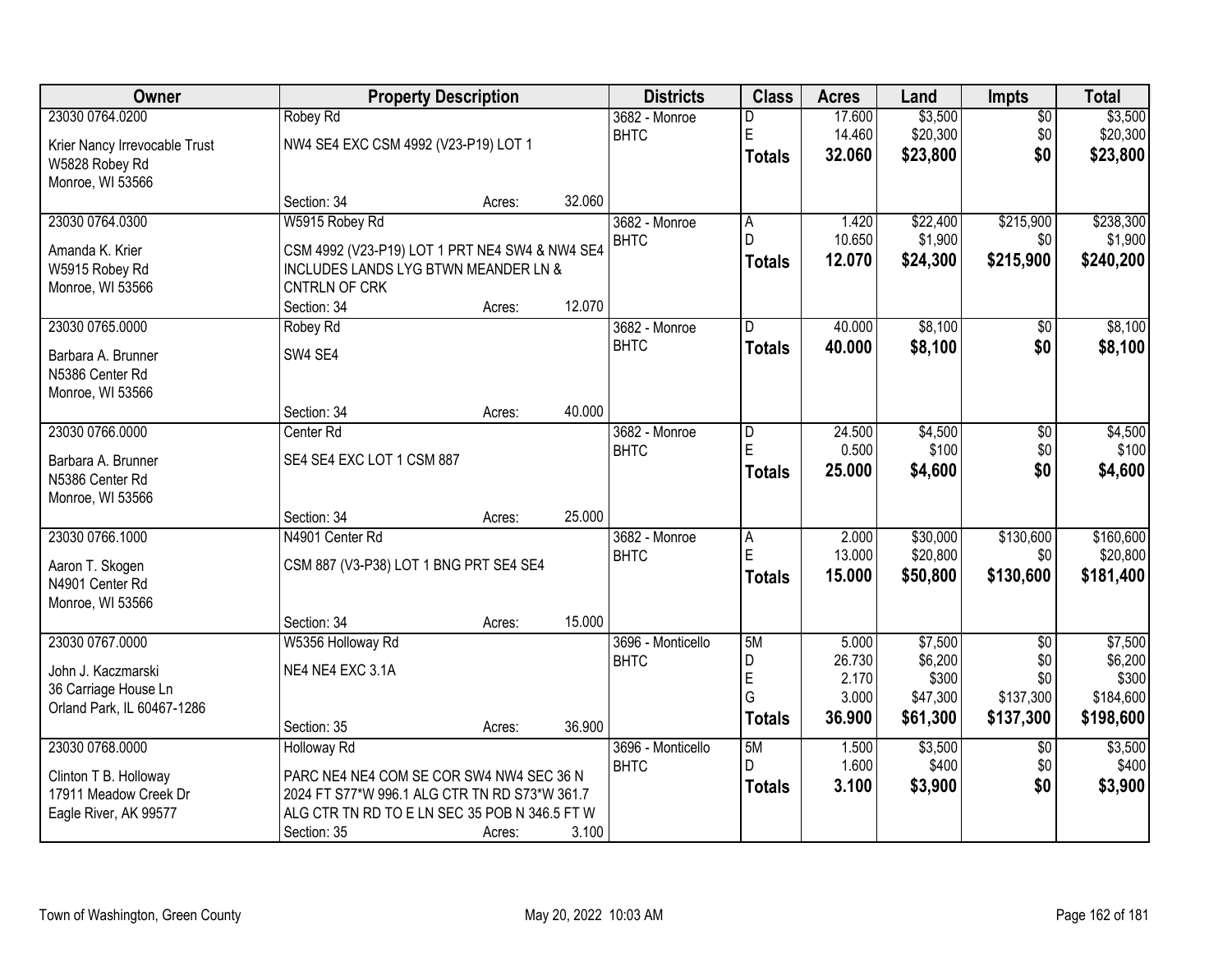| Owner | Property Description | Districts | Class | Acres | Land | Impts | Total |
|---|---|---|---|---|---|---|---|
| 23030 0764.0200<br>Krier Nancy Irrevocable Trust<br>W5828 Robey Rd<br>Monroe, WI 53566 | Robey Rd<br>NW4 SE4 EXC CSM 4992 (V23-P19) LOT 1<br>Section: 34 Acres: 32.060 | 3682 - Monroe<br>BHTC | D<br>E<br>**Totals** | 17.600<br>14.460<br>**32.060** | $3,500<br>$20,300<br>**$23,800** | $0<br>$0<br>**$0** | $3,500<br>$20,300<br>**$23,800** |
| 23030 0764.0300<br>Amanda K. Krier<br>W5915 Robey Rd<br>Monroe, WI 53566 | W5915 Robey Rd<br>CSM 4992 (V23-P19) LOT 1 PRT NE4 SW4 & NW4 SE4 INCLUDES LANDS LYG BTWN MEANDER LN & CNTRLN OF CRK<br>Section: 34 Acres: 12.070 | 3682 - Monroe<br>BHTC | A<br>D<br>**Totals** | 1.420<br>10.650<br>**12.070** | $22,400<br>$1,900<br>**$24,300** | $215,900<br>$0<br>**$215,900** | $238,300<br>$1,900<br>**$240,200** |
| 23030 0765.0000<br>Barbara A. Brunner<br>N5386 Center Rd<br>Monroe, WI 53566 | Robey Rd<br>SW4 SE4<br>Section: 34 Acres: 40.000 | 3682 - Monroe<br>BHTC | D<br>**Totals** | 40.000<br>**40.000** | $8,100<br>**$8,100** | $0<br>**$0** | $8,100<br>**$8,100** |
| 23030 0766.0000<br>Barbara A. Brunner<br>N5386 Center Rd<br>Monroe, WI 53566 | Center Rd<br>SE4 SE4 EXC LOT 1 CSM 887<br>Section: 34 Acres: 25.000 | 3682 - Monroe<br>BHTC | D<br>E<br>**Totals** | 24.500<br>0.500<br>**25.000** | $4,500<br>$100<br>**$4,600** | $0<br>$0<br>**$0** | $4,500<br>$100<br>**$4,600** |
| 23030 0766.1000<br>Aaron T. Skogen<br>N4901 Center Rd<br>Monroe, WI 53566 | N4901 Center Rd<br>CSM 887 (V3-P38) LOT 1 BNG PRT SE4 SE4<br>Section: 34 Acres: 15.000 | 3682 - Monroe<br>BHTC | A<br>E<br>**Totals** | 2.000<br>13.000<br>**15.000** | $30,000<br>$20,800<br>**$50,800** | $130,600<br>$0<br>**$130,600** | $160,600<br>$20,800<br>**$181,400** |
| 23030 0767.0000<br>John J. Kaczmarski<br>36 Carriage House Ln<br>Orland Park, IL 60467-1286 | W5356 Holloway Rd<br>NE4 NE4 EXC 3.1A<br>Section: 35 Acres: 36.900 | 3696 - Monticello<br>BHTC | 5M<br>D<br>E<br>G<br>**Totals** | 5.000<br>26.730<br>2.170<br>3.000<br>**36.900** | $7,500<br>$6,200<br>$300<br>$47,300<br>**$61,300** | $0<br>$0<br>$0<br>$137,300<br>**$137,300** | $7,500<br>$6,200<br>$300<br>$184,600<br>**$198,600** |
| 23030 0768.0000<br>Clinton T B. Holloway<br>17911 Meadow Creek Dr<br>Eagle River, AK 99577 | Holloway Rd<br>PARC NE4 NE4 COM SE COR SW4 NW4 SEC 36 N 2024 FT S77*W 996.1 ALG CTR TN RD S73*W 361.7 ALG CTR TN RD TO E LN SEC 35 POB N 346.5 FT W<br>Section: 35 Acres: 3.100 | 3696 - Monticello<br>BHTC | 5M<br>D<br>**Totals** | 1.500<br>1.600<br>**3.100** | $3,500<br>$400<br>**$3,900** | $0<br>$0<br>**$0** | $3,500<br>$400<br>**$3,900** |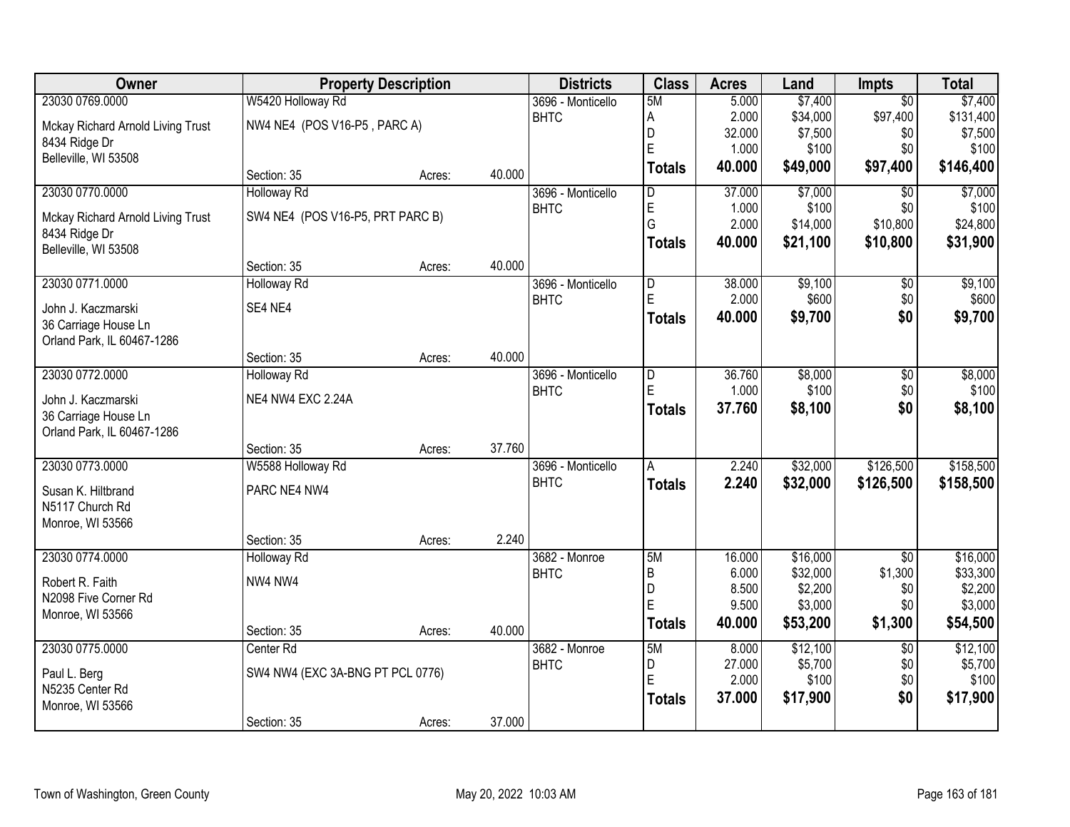| Owner | Property Description | | | Districts | Class | Acres | Land | Impts | Total |
|---|---|---|---|---|---|---|---|---|---|
| 23030 0769.0000 | W5420 Holloway Rd | | | 3696 - Monticello | 5M | 5.000 | $7,400 | $0 | $7,400 |
| Mckay Richard Arnold Living Trust | NW4 NE4 (POS V16-P5 , PARC A) | | | BHTC | A | 2.000 | $34,000 | $97,400 | $131,400 |
| 8434 Ridge Dr | | | | | D | 32.000 | $7,500 | $0 | $7,500 |
| Belleville, WI 53508 | | | | | E | 1.000 | $100 | $0 | $100 |
| | Section: 35 | Acres: | 40.000 | | **Totals** | **40.000** | **$49,000** | **$97,400** | **$146,400** |
| 23030 0770.0000 | Holloway Rd | | | 3696 - Monticello | D | 37.000 | $7,000 | $0 | $7,000 |
| Mckay Richard Arnold Living Trust | SW4 NE4 (POS V16-P5, PRT PARC B) | | | BHTC | E | 1.000 | $100 | $0 | $100 |
| 8434 Ridge Dr | | | | | G | 2.000 | $14,000 | $10,800 | $24,800 |
| Belleville, WI 53508 | | | | | **Totals** | **40.000** | **$21,100** | **$10,800** | **$31,900** |
| | Section: 35 | Acres: | 40.000 | | | | | | |
| 23030 0771.0000 | Holloway Rd | | | 3696 - Monticello | D | 38.000 | $9,100 | $0 | $9,100 |
| John J. Kaczmarski | SE4 NE4 | | | BHTC | E | 2.000 | $600 | $0 | $600 |
| 36 Carriage House Ln | | | | | **Totals** | **40.000** | **$9,700** | **$0** | **$9,700** |
| Orland Park, IL 60467-1286 | | | | | | | | | |
| | Section: 35 | Acres: | 40.000 | | | | | | |
| 23030 0772.0000 | Holloway Rd | | | 3696 - Monticello | D | 36.760 | $8,000 | $0 | $8,000 |
| John J. Kaczmarski | NE4 NW4 EXC 2.24A | | | BHTC | E | 1.000 | $100 | $0 | $100 |
| 36 Carriage House Ln | | | | | **Totals** | **37.760** | **$8,100** | **$0** | **$8,100** |
| Orland Park, IL 60467-1286 | | | | | | | | | |
| | Section: 35 | Acres: | 37.760 | | | | | | |
| 23030 0773.0000 | W5588 Holloway Rd | | | 3696 - Monticello | A | 2.240 | $32,000 | $126,500 | $158,500 |
| Susan K. Hiltbrand | PARC NE4 NW4 | | | BHTC | **Totals** | **2.240** | **$32,000** | **$126,500** | **$158,500** |
| N5117 Church Rd | | | | | | | | | |
| Monroe, WI 53566 | | | | | | | | | |
| | Section: 35 | Acres: | 2.240 | | | | | | |
| 23030 0774.0000 | Holloway Rd | | | 3682 - Monroe | 5M | 16.000 | $16,000 | $0 | $16,000 |
| Robert R. Faith | NW4 NW4 | | | BHTC | B | 6.000 | $32,000 | $1,300 | $33,300 |
| N2098 Five Corner Rd | | | | | D | 8.500 | $2,200 | $0 | $2,200 |
| Monroe, WI 53566 | | | | | E | 9.500 | $3,000 | $0 | $3,000 |
| | Section: 35 | Acres: | 40.000 | | **Totals** | **40.000** | **$53,200** | **$1,300** | **$54,500** |
| 23030 0775.0000 | Center Rd | | | 3682 - Monroe | 5M | 8.000 | $12,100 | $0 | $12,100 |
| Paul L. Berg | SW4 NW4 (EXC 3A-BNG PT PCL 0776) | | | BHTC | D | 27.000 | $5,700 | $0 | $5,700 |
| N5235 Center Rd | | | | | E | 2.000 | $100 | $0 | $100 |
| Monroe, WI 53566 | | | | | **Totals** | **37.000** | **$17,900** | **$0** | **$17,900** |
| | Section: 35 | Acres: | 37.000 | | | | | | |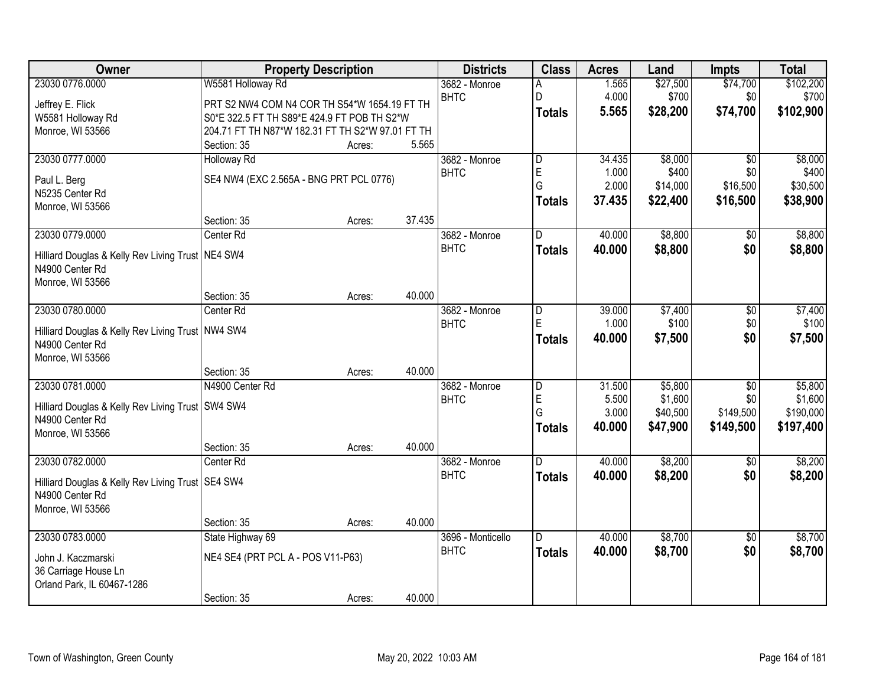| Owner | Property Description | Districts | Class | Acres | Land | Impts | Total |
|---|---|---|---|---|---|---|---|
| 23030 0776.0000<br>Jeffrey E. Flick<br>W5581 Holloway Rd<br>Monroe, WI 53566 | W5581 Holloway Rd<br>PRT S2 NW4 COM N4 COR TH S54*W 1654.19 FT TH S0*E 322.5 FT TH S89*E 424.9 FT POB TH S2*W 204.71 FT TH N87*W 182.31 FT TH S2*W 97.01 FT TH<br>Section: 35 Acres: 5.565 | 3682 - Monroe<br>BHTC | A<br>D<br>**Totals** | 1.565<br>4.000<br>**5.565** | $27,500<br>$700<br>**$28,200** | $74,700<br>$0<br>**$74,700** | $102,200<br>$700<br>**$102,900** |
| 23030 0777.0000<br>Paul L. Berg<br>N5235 Center Rd<br>Monroe, WI 53566 | Holloway Rd<br>SE4 NW4 (EXC 2.565A - BNG PRT PCL 0776)<br>Section: 35 Acres: 37.435 | 3682 - Monroe<br>BHTC | D<br>E<br>G<br>**Totals** | 34.435<br>1.000<br>2.000<br>**37.435** | $8,000<br>$400<br>$14,000<br>**$22,400** | $0<br>$0<br>$16,500<br>**$16,500** | $8,000<br>$400<br>$30,500<br>**$38,900** |
| 23030 0779.0000<br>Hilliard Douglas & Kelly Rev Living Trust<br>N4900 Center Rd<br>Monroe, WI 53566 | Center Rd<br>NE4 SW4<br>Section: 35 Acres: 40.000 | 3682 - Monroe<br>BHTC | D<br>**Totals** | 40.000<br>**40.000** | $8,800<br>**$8,800** | $0<br>**$0** | $8,800<br>**$8,800** |
| 23030 0780.0000<br>Hilliard Douglas & Kelly Rev Living Trust<br>N4900 Center Rd<br>Monroe, WI 53566 | Center Rd<br>NW4 SW4<br>Section: 35 Acres: 40.000 | 3682 - Monroe<br>BHTC | D<br>E<br>**Totals** | 39.000<br>1.000<br>**40.000** | $7,400<br>$100<br>**$7,500** | $0<br>$0<br>**$0** | $7,400<br>$100<br>**$7,500** |
| 23030 0781.0000<br>Hilliard Douglas & Kelly Rev Living Trust<br>N4900 Center Rd<br>Monroe, WI 53566 | N4900 Center Rd<br>SW4 SW4<br>Section: 35 Acres: 40.000 | 3682 - Monroe<br>BHTC | D<br>E<br>G<br>**Totals** | 31.500<br>5.500<br>3.000<br>**40.000** | $5,800<br>$1,600<br>$40,500<br>**$47,900** | $0<br>$0<br>$149,500<br>**$149,500** | $5,800<br>$1,600<br>$190,000<br>**$197,400** |
| 23030 0782.0000<br>Hilliard Douglas & Kelly Rev Living Trust<br>N4900 Center Rd<br>Monroe, WI 53566 | Center Rd<br>SE4 SW4<br>Section: 35 Acres: 40.000 | 3682 - Monroe<br>BHTC | D<br>**Totals** | 40.000<br>**40.000** | $8,200<br>**$8,200** | $0<br>**$0** | $8,200<br>**$8,200** |
| 23030 0783.0000<br>John J. Kaczmarski<br>36 Carriage House Ln<br>Orland Park, IL 60467-1286 | State Highway 69<br>NE4 SE4 (PRT PCL A - POS V11-P63)<br>Section: 35 Acres: 40.000 | 3696 - Monticello<br>BHTC | D<br>**Totals** | 40.000<br>**40.000** | $8,700<br>**$8,700** | $0<br>**$0** | $8,700<br>**$8,700** |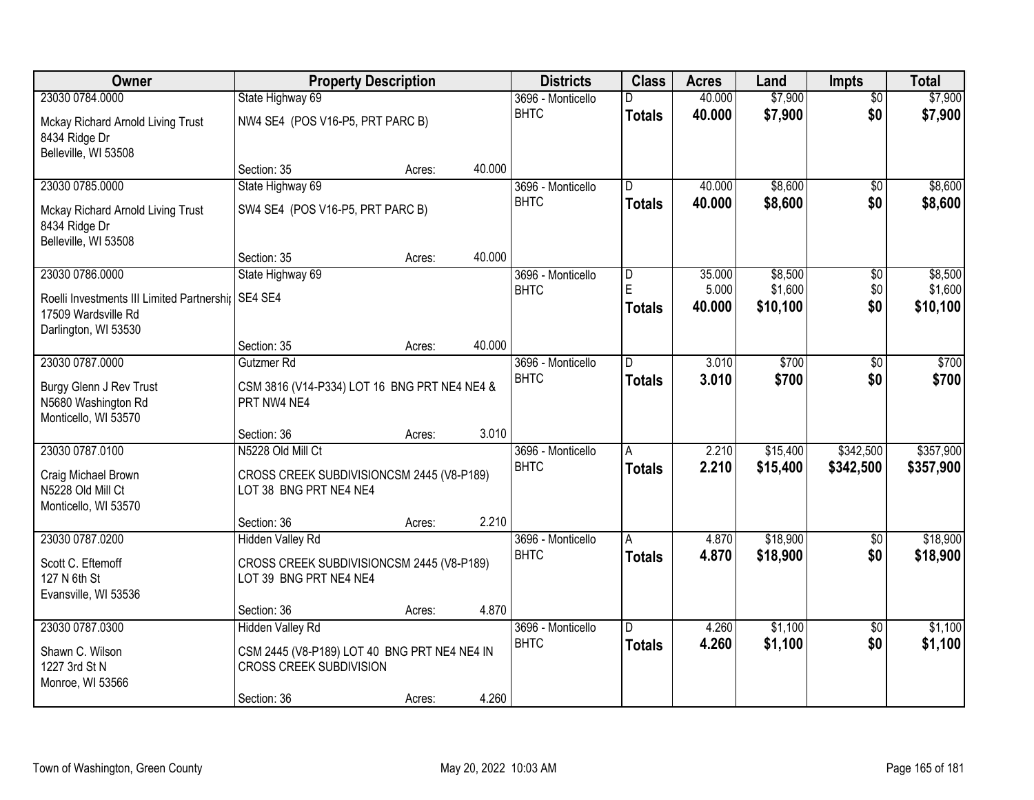| Owner | Property Description | Districts | Class | Acres | Land | Impts | Total |
|---|---|---|---|---|---|---|---|
| 23030 0784.0000<br>Mckay Richard Arnold Living Trust<br>8434 Ridge Dr<br>Belleville, WI 53508 | State Highway 69<br>NW4 SE4 (POS V16-P5, PRT PARC B)<br>Section: 35 Acres: 40.000 | 3696 - Monticello<br>BHTC | D<br>**Totals** | 40.000<br>**40.000** | $7,900<br>**$7,900** | $0<br>**$0** | $7,900<br>**$7,900** |
| 23030 0785.0000<br>Mckay Richard Arnold Living Trust<br>8434 Ridge Dr<br>Belleville, WI 53508 | State Highway 69<br>SW4 SE4 (POS V16-P5, PRT PARC B)<br>Section: 35 Acres: 40.000 | 3696 - Monticello<br>BHTC | D<br>**Totals** | 40.000<br>**40.000** | $8,600<br>**$8,600** | $0<br>**$0** | $8,600<br>**$8,600** |
| 23030 0786.0000<br>Roelli Investments III Limited Partnership<br>17509 Wardsville Rd<br>Darlington, WI 53530 | State Highway 69<br>SE4 SE4<br>Section: 35 Acres: 40.000 | 3696 - Monticello<br>BHTC | D<br>E<br>**Totals** | 35.000<br>5.000<br>**40.000** | $8,500<br>$1,600<br>**$10,100** | $0<br>$0<br>**$0** | $8,500<br>$1,600<br>**$10,100** |
| 23030 0787.0000<br>Burgy Glenn J Rev Trust<br>N5680 Washington Rd<br>Monticello, WI 53570 | Gutzmer Rd<br>CSM 3816 (V14-P334) LOT 16 BNG PRT NE4 NE4 & PRT NW4 NE4<br>Section: 36 Acres: 3.010 | 3696 - Monticello<br>BHTC | D<br>**Totals** | 3.010<br>**3.010** | $700<br>**$700** | $0<br>**$0** | $700<br>**$700** |
| 23030 0787.0100<br>Craig Michael Brown<br>N5228 Old Mill Ct<br>Monticello, WI 53570 | N5228 Old Mill Ct<br>CROSS CREEK SUBDIVISIONCSM 2445 (V8-P189) LOT 38 BNG PRT NE4 NE4<br>Section: 36 Acres: 2.210 | 3696 - Monticello<br>BHTC | A<br>**Totals** | 2.210<br>**2.210** | $15,400<br>**$15,400** | $342,500<br>**$342,500** | $357,900<br>**$357,900** |
| 23030 0787.0200<br>Scott C. Eftemoff<br>127 N 6th St<br>Evansville, WI 53536 | Hidden Valley Rd<br>CROSS CREEK SUBDIVISIONCSM 2445 (V8-P189) LOT 39 BNG PRT NE4 NE4<br>Section: 36 Acres: 4.870 | 3696 - Monticello<br>BHTC | A<br>**Totals** | 4.870<br>**4.870** | $18,900<br>**$18,900** | $0<br>**$0** | $18,900<br>**$18,900** |
| 23030 0787.0300<br>Shawn C. Wilson<br>1227 3rd St N<br>Monroe, WI 53566 | Hidden Valley Rd<br>CSM 2445 (V8-P189) LOT 40 BNG PRT NE4 NE4 IN CROSS CREEK SUBDIVISION<br>Section: 36 Acres: 4.260 | 3696 - Monticello<br>BHTC | D<br>**Totals** | 4.260<br>**4.260** | $1,100<br>**$1,100** | $0<br>**$0** | $1,100<br>**$1,100** |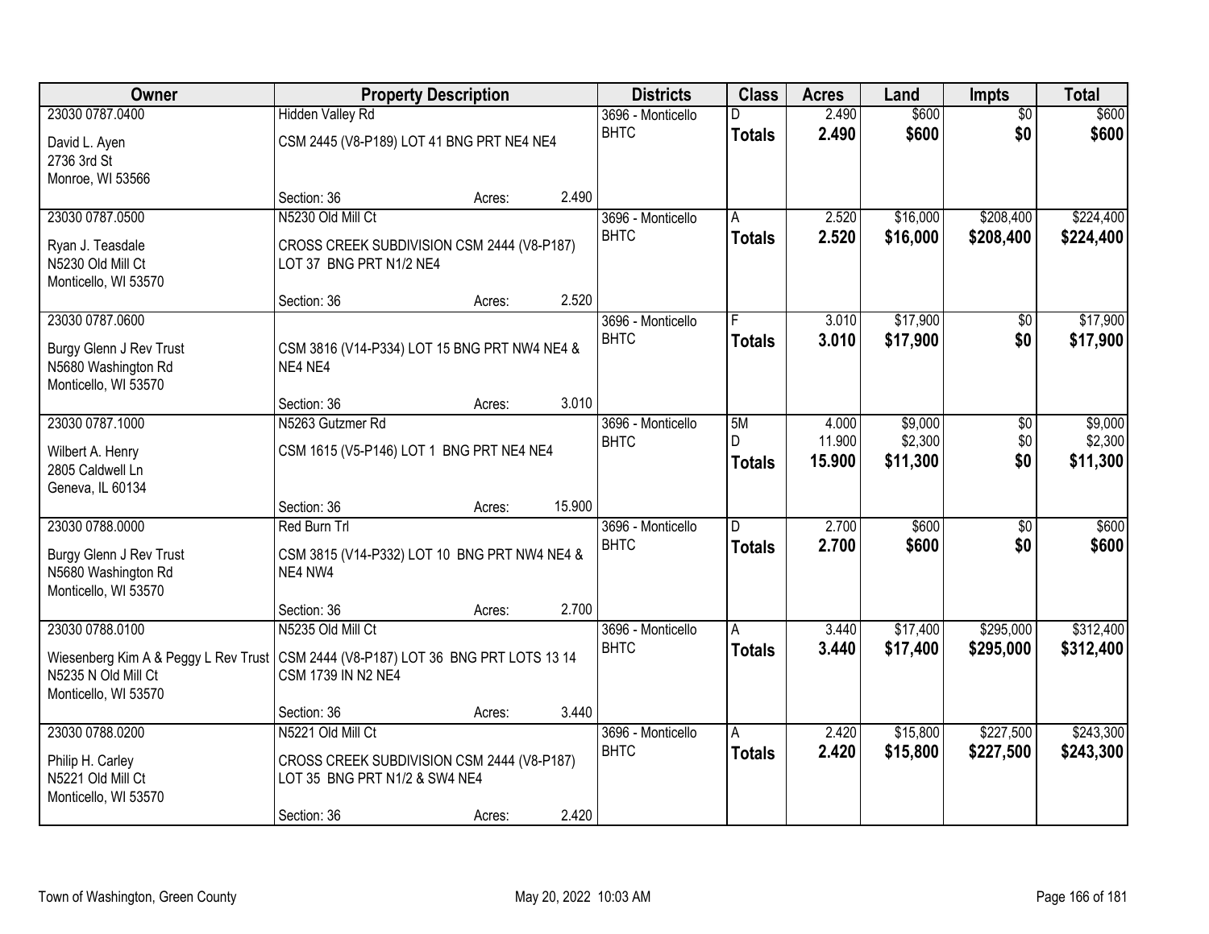| Owner | Property Description | Districts | Class | Acres | Land | Impts | Total |
|---|---|---|---|---|---|---|---|
| 23030 0787.0400<br>David L. Ayen<br>2736 3rd St<br>Monroe, WI 53566 | Hidden Valley Rd<br>CSM 2445 (V8-P189) LOT 41 BNG PRT NE4 NE4<br>Section: 36 Acres: 2.490 | 3696 - Monticello<br>BHTC | D<br>**Totals** | 2.490<br>**2.490** | $600<br>**$600** | $0<br>**$0** | $600<br>**$600** |
| 23030 0787.0500<br>Ryan J. Teasdale<br>N5230 Old Mill Ct<br>Monticello, WI 53570 | N5230 Old Mill Ct<br>CROSS CREEK SUBDIVISION CSM 2444 (V8-P187) LOT 37 BNG PRT N1/2 NE4<br>Section: 36 Acres: 2.520 | 3696 - Monticello<br>BHTC | A<br>**Totals** | 2.520<br>**2.520** | $16,000<br>**$16,000** | $208,400<br>**$208,400** | $224,400<br>**$224,400** |
| 23030 0787.0600<br>Burgy Glenn J Rev Trust<br>N5680 Washington Rd<br>Monticello, WI 53570 | CSM 3816 (V14-P334) LOT 15 BNG PRT NW4 NE4 & NE4 NE4<br>Section: 36 Acres: 3.010 | 3696 - Monticello<br>BHTC | F<br>**Totals** | 3.010<br>**3.010** | $17,900<br>**$17,900** | $0<br>**$0** | $17,900<br>**$17,900** |
| 23030 0787.1000<br>Wilbert A. Henry<br>2805 Caldwell Ln<br>Geneva, IL 60134 | N5263 Gutzmer Rd<br>CSM 1615 (V5-P146) LOT 1 BNG PRT NE4 NE4<br>Section: 36 Acres: 15.900 | 3696 - Monticello<br>BHTC | 5M<br>D<br>**Totals** | 4.000<br>11.900<br>**15.900** | $9,000<br>$2,300<br>**$11,300** | $0<br>$0<br>**$0** | $9,000<br>$2,300<br>**$11,300** |
| 23030 0788.0000<br>Burgy Glenn J Rev Trust<br>N5680 Washington Rd<br>Monticello, WI 53570 | Red Burn Trl<br>CSM 3815 (V14-P332) LOT 10 BNG PRT NW4 NE4 & NE4 NW4<br>Section: 36 Acres: 2.700 | 3696 - Monticello<br>BHTC | D<br>**Totals** | 2.700<br>**2.700** | $600<br>**$600** | $0<br>**$0** | $600<br>**$600** |
| 23030 0788.0100<br>Wiesenberg Kim A & Peggy L Rev Trust<br>N5235 N Old Mill Ct<br>Monticello, WI 53570 | N5235 Old Mill Ct<br>CSM 2444 (V8-P187) LOT 36 BNG PRT LOTS 13 14 CSM 1739 IN N2 NE4<br>Section: 36 Acres: 3.440 | 3696 - Monticello<br>BHTC | A<br>**Totals** | 3.440<br>**3.440** | $17,400<br>**$17,400** | $295,000<br>**$295,000** | $312,400<br>**$312,400** |
| 23030 0788.0200<br>Philip H. Carley<br>N5221 Old Mill Ct<br>Monticello, WI 53570 | N5221 Old Mill Ct<br>CROSS CREEK SUBDIVISION CSM 2444 (V8-P187) LOT 35 BNG PRT N1/2 & SW4 NE4<br>Section: 36 Acres: 2.420 | 3696 - Monticello<br>BHTC | A<br>**Totals** | 2.420<br>**2.420** | $15,800<br>**$15,800** | $227,500<br>**$227,500** | $243,300<br>**$243,300** |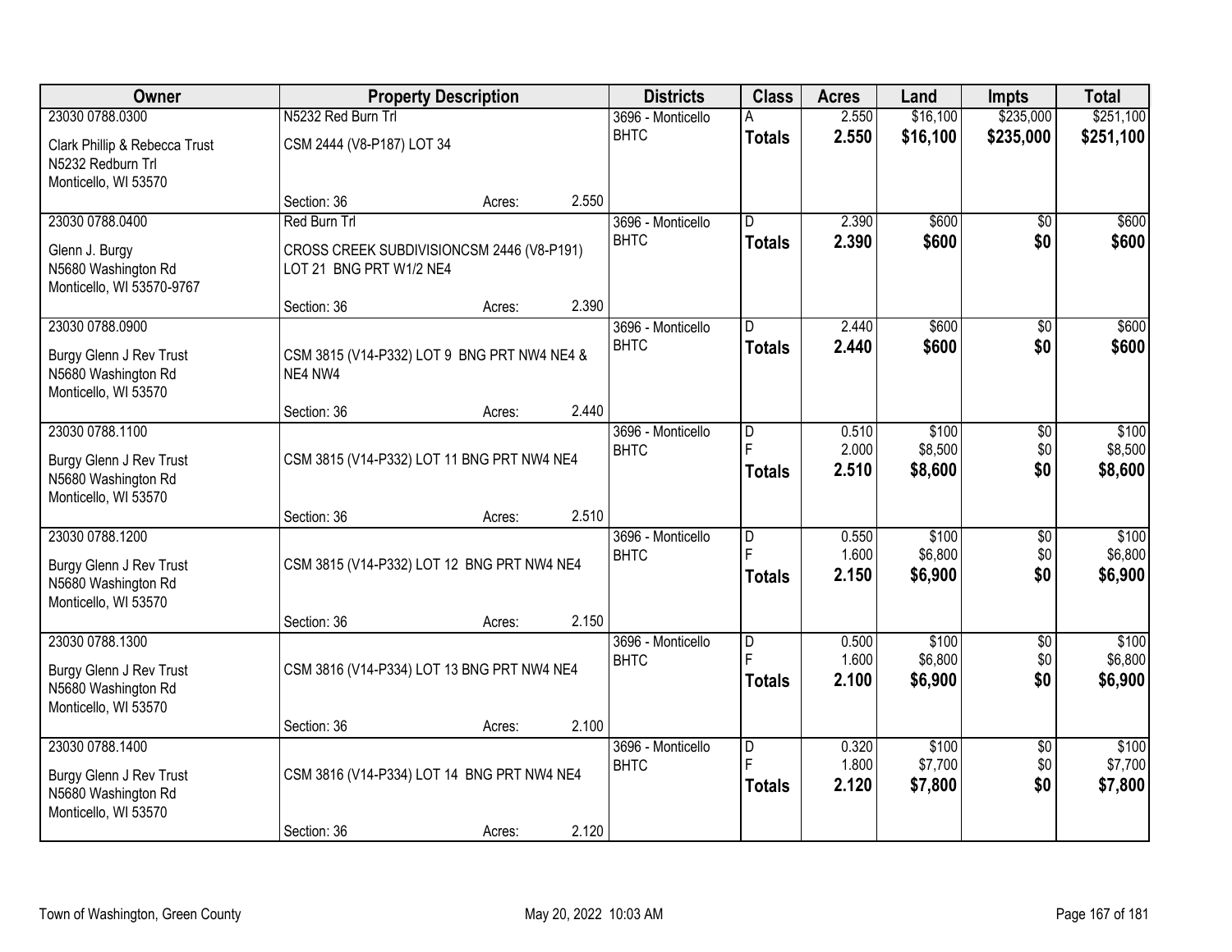| Owner | Property Description | | | Districts | Class | Acres | Land | Impts | Total |
|---|---|---|---|---|---|---|---|---|---|
| 23030 0788.0300 | N5232 Red Burn Trl | | | 3696 - Monticello | A | 2.550 | $16,100 | $235,000 | $251,100 |
| Clark Phillip & Rebecca Trust<br>N5232 Redburn Trl<br>Monticello, WI 53570 | CSM 2444 (V8-P187) LOT 34 | | | BHTC | **Totals** | **2.550** | **$16,100** | **$235,000** | **$251,100** |
| | Section: 36 | Acres: | 2.550 | | | | | | |
| 23030 0788.0400 | Red Burn Trl | | | 3696 - Monticello | D | 2.390 | $600 | $0 | $600 |
| Glenn J. Burgy<br>N5680 Washington Rd<br>Monticello, WI 53570-9767 | CROSS CREEK SUBDIVISIONCSM 2446 (V8-P191) LOT 21 BNG PRT W1/2 NE4 | | | BHTC | **Totals** | **2.390** | **$600** | **$0** | **$600** |
| | Section: 36 | Acres: | 2.390 | | | | | | |
| 23030 0788.0900 | | | | 3696 - Monticello | D | 2.440 | $600 | $0 | $600 |
| Burgy Glenn J Rev Trust<br>N5680 Washington Rd<br>Monticello, WI 53570 | CSM 3815 (V14-P332) LOT 9 BNG PRT NW4 NE4 & NE4 NW4 | | | BHTC | **Totals** | **2.440** | **$600** | **$0** | **$600** |
| | Section: 36 | Acres: | 2.440 | | | | | | |
| 23030 0788.1100 | | | | 3696 - Monticello | D | 0.510 | $100 | $0 | $100 |
| Burgy Glenn J Rev Trust<br>N5680 Washington Rd<br>Monticello, WI 53570 | CSM 3815 (V14-P332) LOT 11 BNG PRT NW4 NE4 | | | BHTC | F | 2.000 | $8,500 | $0 | $8,500 |
| | | | | | **Totals** | **2.510** | **$8,600** | **$0** | **$8,600** |
| | Section: 36 | Acres: | 2.510 | | | | | | |
| 23030 0788.1200 | | | | 3696 - Monticello | D | 0.550 | $100 | $0 | $100 |
| Burgy Glenn J Rev Trust<br>N5680 Washington Rd<br>Monticello, WI 53570 | CSM 3815 (V14-P332) LOT 12 BNG PRT NW4 NE4 | | | BHTC | F | 1.600 | $6,800 | $0 | $6,800 |
| | | | | | **Totals** | **2.150** | **$6,900** | **$0** | **$6,900** |
| | Section: 36 | Acres: | 2.150 | | | | | | |
| 23030 0788.1300 | | | | 3696 - Monticello | D | 0.500 | $100 | $0 | $100 |
| Burgy Glenn J Rev Trust<br>N5680 Washington Rd<br>Monticello, WI 53570 | CSM 3816 (V14-P334) LOT 13 BNG PRT NW4 NE4 | | | BHTC | F | 1.600 | $6,800 | $0 | $6,800 |
| | | | | | **Totals** | **2.100** | **$6,900** | **$0** | **$6,900** |
| | Section: 36 | Acres: | 2.100 | | | | | | |
| 23030 0788.1400 | | | | 3696 - Monticello | D | 0.320 | $100 | $0 | $100 |
| Burgy Glenn J Rev Trust<br>N5680 Washington Rd<br>Monticello, WI 53570 | CSM 3816 (V14-P334) LOT 14 BNG PRT NW4 NE4 | | | BHTC | F | 1.800 | $7,700 | $0 | $7,700 |
| | | | | | **Totals** | **2.120** | **$7,800** | **$0** | **$7,800** |
| | Section: 36 | Acres: | 2.120 | | | | | | |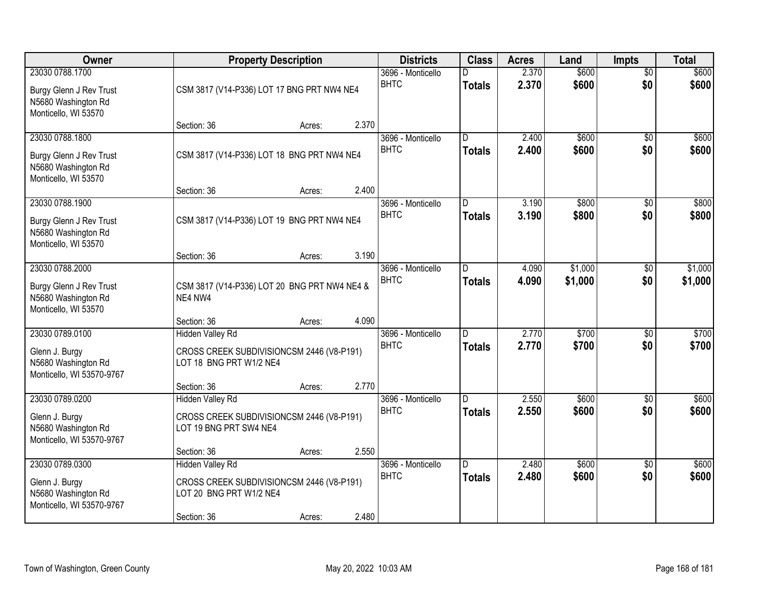| Owner | Property Description | Districts | Class | Acres | Land | Impts | Total |
|---|---|---|---|---|---|---|---|
| 23030 0788.1700<br>Burgy Glenn J Rev Trust<br>N5680 Washington Rd<br>Monticello, WI 53570 | CSM 3817 (V14-P336) LOT 17 BNG PRT NW4 NE4<br>Section: 36 Acres: 2.370 | 3696 - Monticello BHTC | D<br>**Totals** | 2.370<br>**2.370** | $600<br>**$600** | $0<br>**$0** | $600<br>**$600** |
| 23030 0788.1800<br>Burgy Glenn J Rev Trust<br>N5680 Washington Rd<br>Monticello, WI 53570 | CSM 3817 (V14-P336) LOT 18 BNG PRT NW4 NE4<br>Section: 36 Acres: 2.400 | 3696 - Monticello BHTC | D<br>**Totals** | 2.400<br>**2.400** | $600<br>**$600** | $0<br>**$0** | $600<br>**$600** |
| 23030 0788.1900<br>Burgy Glenn J Rev Trust<br>N5680 Washington Rd<br>Monticello, WI 53570 | CSM 3817 (V14-P336) LOT 19 BNG PRT NW4 NE4<br>Section: 36 Acres: 3.190 | 3696 - Monticello BHTC | D<br>**Totals** | 3.190<br>**3.190** | $800<br>**$800** | $0<br>**$0** | $800<br>**$800** |
| 23030 0788.2000<br>Burgy Glenn J Rev Trust<br>N5680 Washington Rd<br>Monticello, WI 53570 | CSM 3817 (V14-P336) LOT 20 BNG PRT NW4 NE4 & NE4 NW4<br>Section: 36 Acres: 4.090 | 3696 - Monticello BHTC | D<br>**Totals** | 4.090<br>**4.090** | $1,000<br>**$1,000** | $0<br>**$0** | $1,000<br>**$1,000** |
| 23030 0789.0100<br>Glenn J. Burgy<br>N5680 Washington Rd<br>Monticello, WI 53570-9767 | Hidden Valley Rd<br>CROSS CREEK SUBDIVISIONCSM 2446 (V8-P191) LOT 18 BNG PRT W1/2 NE4<br>Section: 36 Acres: 2.770 | 3696 - Monticello BHTC | D<br>**Totals** | 2.770<br>**2.770** | $700<br>**$700** | $0<br>**$0** | $700<br>**$700** |
| 23030 0789.0200<br>Glenn J. Burgy<br>N5680 Washington Rd<br>Monticello, WI 53570-9767 | Hidden Valley Rd<br>CROSS CREEK SUBDIVISIONCSM 2446 (V8-P191) LOT 19 BNG PRT SW4 NE4<br>Section: 36 Acres: 2.550 | 3696 - Monticello BHTC | D<br>**Totals** | 2.550<br>**2.550** | $600<br>**$600** | $0<br>**$0** | $600<br>**$600** |
| 23030 0789.0300<br>Glenn J. Burgy<br>N5680 Washington Rd<br>Monticello, WI 53570-9767 | Hidden Valley Rd<br>CROSS CREEK SUBDIVISIONCSM 2446 (V8-P191) LOT 20 BNG PRT W1/2 NE4<br>Section: 36 Acres: 2.480 | 3696 - Monticello BHTC | D<br>**Totals** | 2.480<br>**2.480** | $600<br>**$600** | $0<br>**$0** | $600<br>**$600** |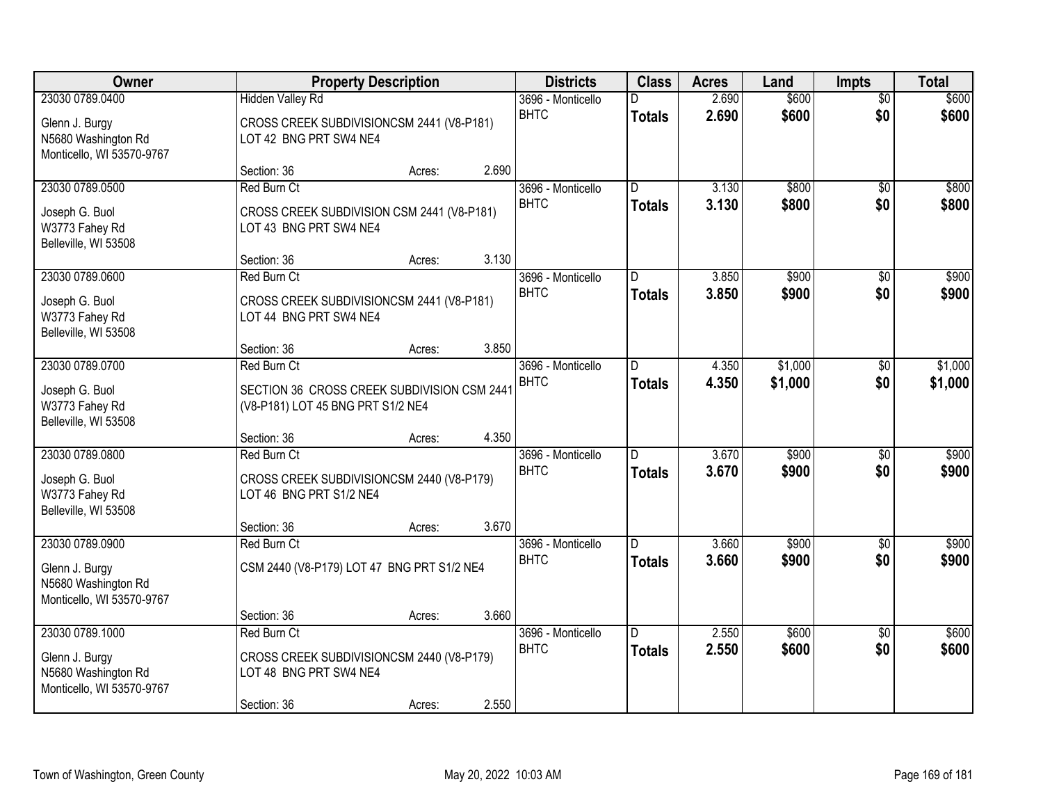| Owner | Property Description | Districts | Class | Acres | Land | Impts | Total |
|---|---|---|---|---|---|---|---|
| 23030 0789.0400<br>Glenn J. Burgy<br>N5680 Washington Rd<br>Monticello, WI 53570-9767 | Hidden Valley Rd<br>CROSS CREEK SUBDIVISIONCSM 2441 (V8-P181) LOT 42 BNG PRT SW4 NE4<br>Section: 36 Acres: 2.690 | 3696 - Monticello BHTC | D<br>**Totals** | 2.690<br>**2.690** | $600<br>**$600** | $0<br>**$0** | $600<br>**$600** |
| 23030 0789.0500<br>Joseph G. Buol<br>W3773 Fahey Rd<br>Belleville, WI 53508 | Red Burn Ct<br>CROSS CREEK SUBDIVISION CSM 2441 (V8-P181) LOT 43 BNG PRT SW4 NE4<br>Section: 36 Acres: 3.130 | 3696 - Monticello BHTC | D<br>**Totals** | 3.130<br>**3.130** | $800<br>**$800** | $0<br>**$0** | $800<br>**$800** |
| 23030 0789.0600<br>Joseph G. Buol<br>W3773 Fahey Rd<br>Belleville, WI 53508 | Red Burn Ct<br>CROSS CREEK SUBDIVISIONCSM 2441 (V8-P181) LOT 44 BNG PRT SW4 NE4<br>Section: 36 Acres: 3.850 | 3696 - Monticello BHTC | D<br>**Totals** | 3.850<br>**3.850** | $900<br>**$900** | $0<br>**$0** | $900<br>**$900** |
| 23030 0789.0700<br>Joseph G. Buol<br>W3773 Fahey Rd<br>Belleville, WI 53508 | Red Burn Ct<br>SECTION 36 CROSS CREEK SUBDIVISION CSM 2441 (V8-P181) LOT 45 BNG PRT S1/2 NE4<br>Section: 36 Acres: 4.350 | 3696 - Monticello BHTC | D<br>**Totals** | 4.350<br>**4.350** | $1,000<br>**$1,000** | $0<br>**$0** | $1,000<br>**$1,000** |
| 23030 0789.0800<br>Joseph G. Buol<br>W3773 Fahey Rd<br>Belleville, WI 53508 | Red Burn Ct<br>CROSS CREEK SUBDIVISIONCSM 2440 (V8-P179) LOT 46 BNG PRT S1/2 NE4<br>Section: 36 Acres: 3.670 | 3696 - Monticello BHTC | D<br>**Totals** | 3.670<br>**3.670** | $900<br>**$900** | $0<br>**$0** | $900<br>**$900** |
| 23030 0789.0900<br>Glenn J. Burgy<br>N5680 Washington Rd<br>Monticello, WI 53570-9767 | Red Burn Ct<br>CSM 2440 (V8-P179) LOT 47 BNG PRT S1/2 NE4<br>Section: 36 Acres: 3.660 | 3696 - Monticello BHTC | D<br>**Totals** | 3.660<br>**3.660** | $900<br>**$900** | $0<br>**$0** | $900<br>**$900** |
| 23030 0789.1000<br>Glenn J. Burgy<br>N5680 Washington Rd<br>Monticello, WI 53570-9767 | Red Burn Ct<br>CROSS CREEK SUBDIVISIONCSM 2440 (V8-P179) LOT 48 BNG PRT SW4 NE4<br>Section: 36 Acres: 2.550 | 3696 - Monticello BHTC | D<br>**Totals** | 2.550<br>**2.550** | $600<br>**$600** | $0<br>**$0** | $600<br>**$600** |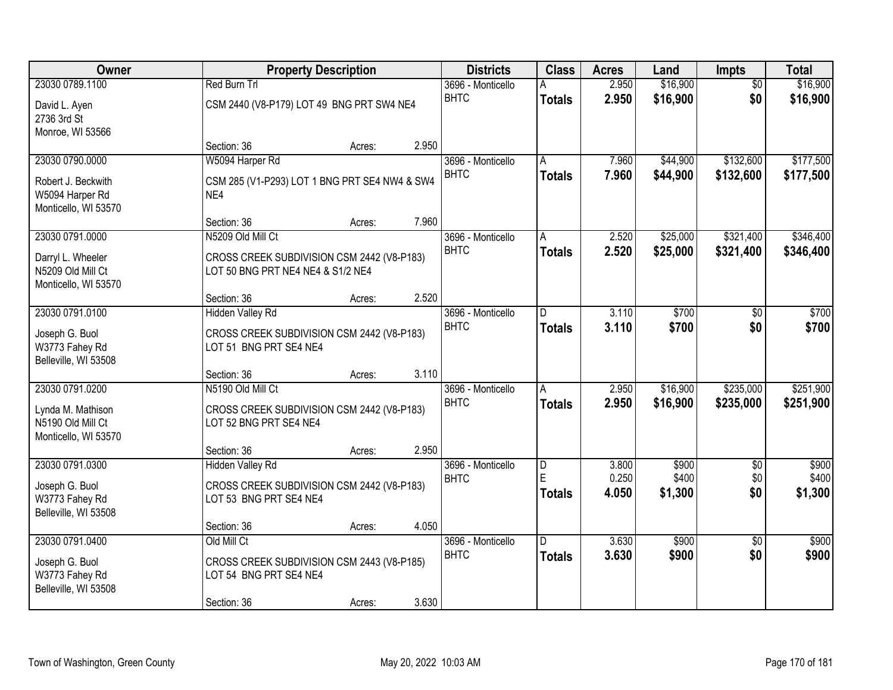| Owner | Property Description | Districts | Class | Acres | Land | Impts | Total |
|---|---|---|---|---|---|---|---|
| 23030 0789.1100<br>David L. Ayen<br>2736 3rd St<br>Monroe, WI 53566 | Red Burn Trl<br>CSM 2440 (V8-P179) LOT 49 BNG PRT SW4 NE4<br>Section: 36 Acres: 2.950 | 3696 - Monticello<br>BHTC | A<br>**Totals** | 2.950<br>**2.950** | $16,900<br>**$16,900** | $0<br>**$0** | $16,900<br>**$16,900** |
| 23030 0790.0000<br>Robert J. Beckwith<br>W5094 Harper Rd<br>Monticello, WI 53570 | W5094 Harper Rd<br>CSM 285 (V1-P293) LOT 1 BNG PRT SE4 NW4 & SW4 NE4<br>Section: 36 Acres: 7.960 | 3696 - Monticello<br>BHTC | A<br>**Totals** | 7.960<br>**7.960** | $44,900<br>**$44,900** | $132,600<br>**$132,600** | $177,500<br>**$177,500** |
| 23030 0791.0000<br>Darryl L. Wheeler<br>N5209 Old Mill Ct<br>Monticello, WI 53570 | N5209 Old Mill Ct<br>CROSS CREEK SUBDIVISION CSM 2442 (V8-P183) LOT 50 BNG PRT NE4 NE4 & S1/2 NE4<br>Section: 36 Acres: 2.520 | 3696 - Monticello<br>BHTC | A<br>**Totals** | 2.520<br>**2.520** | $25,000<br>**$25,000** | $321,400<br>**$321,400** | $346,400<br>**$346,400** |
| 23030 0791.0100<br>Joseph G. Buol<br>W3773 Fahey Rd<br>Belleville, WI 53508 | Hidden Valley Rd<br>CROSS CREEK SUBDIVISION CSM 2442 (V8-P183) LOT 51 BNG PRT SE4 NE4<br>Section: 36 Acres: 3.110 | 3696 - Monticello<br>BHTC | D<br>**Totals** | 3.110<br>**3.110** | $700<br>**$700** | $0<br>**$0** | $700<br>**$700** |
| 23030 0791.0200<br>Lynda M. Mathison<br>N5190 Old Mill Ct<br>Monticello, WI 53570 | N5190 Old Mill Ct<br>CROSS CREEK SUBDIVISION CSM 2442 (V8-P183) LOT 52 BNG PRT SE4 NE4<br>Section: 36 Acres: 2.950 | 3696 - Monticello<br>BHTC | A<br>**Totals** | 2.950<br>**2.950** | $16,900<br>**$16,900** | $235,000<br>**$235,000** | $251,900<br>**$251,900** |
| 23030 0791.0300<br>Joseph G. Buol<br>W3773 Fahey Rd<br>Belleville, WI 53508 | Hidden Valley Rd<br>CROSS CREEK SUBDIVISION CSM 2442 (V8-P183) LOT 53 BNG PRT SE4 NE4<br>Section: 36 Acres: 4.050 | 3696 - Monticello<br>BHTC | D<br>E<br>**Totals** | 3.800<br>0.250<br>**4.050** | $900<br>$400<br>**$1,300** | $0<br>$0<br>**$0** | $900<br>$400<br>**$1,300** |
| 23030 0791.0400<br>Joseph G. Buol<br>W3773 Fahey Rd<br>Belleville, WI 53508 | Old Mill Ct<br>CROSS CREEK SUBDIVISION CSM 2443 (V8-P185) LOT 54 BNG PRT SE4 NE4<br>Section: 36 Acres: 3.630 | 3696 - Monticello<br>BHTC | D<br>**Totals** | 3.630<br>**3.630** | $900<br>**$900** | $0<br>**$0** | $900<br>**$900** |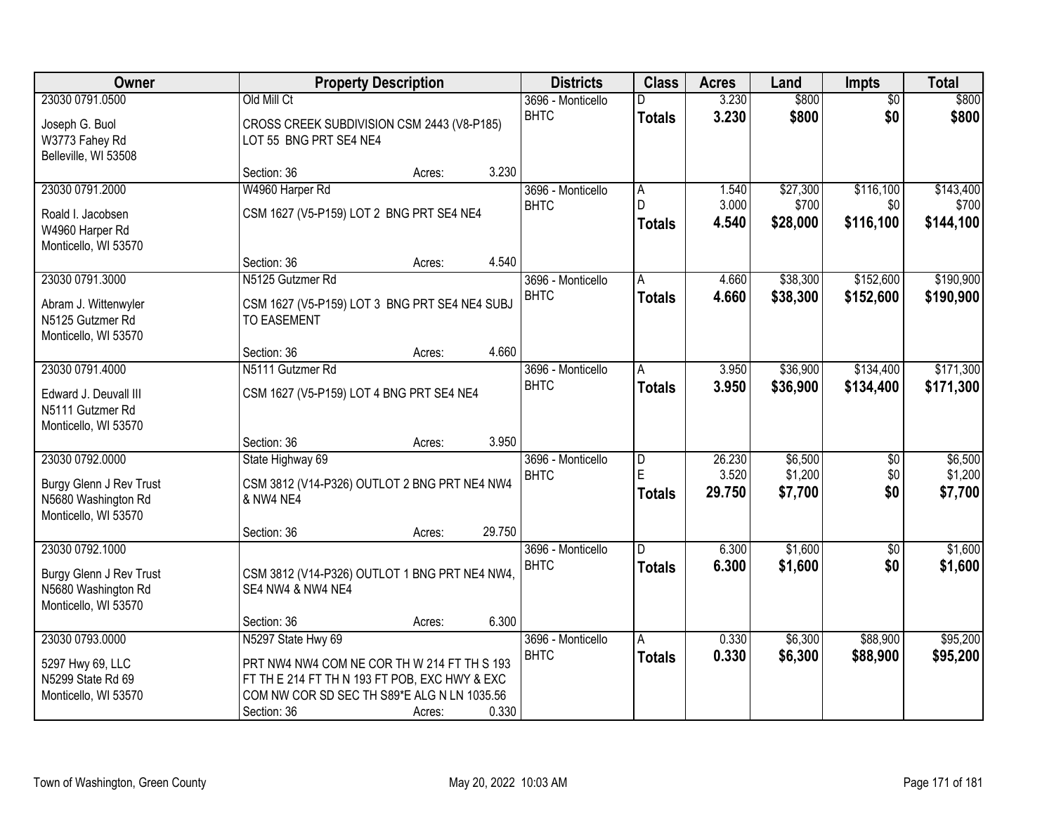| Owner | Property Description | Districts | Class | Acres | Land | Impts | Total |
|---|---|---|---|---|---|---|---|
| 23030 0791.0500<br>Joseph G. Buol<br>W3773 Fahey Rd<br>Belleville, WI 53508 | Old Mill Ct<br>CROSS CREEK SUBDIVISION CSM 2443 (V8-P185) LOT 55 BNG PRT SE4 NE4<br>Section: 36 Acres: 3.230 | 3696 - Monticello BHTC | D<br>**Totals** | 3.230<br>**3.230** | $800<br>**$800** | $0<br>**$0** | $800<br>**$800** |
| 23030 0791.2000<br>Roald I. Jacobsen<br>W4960 Harper Rd<br>Monticello, WI 53570 | W4960 Harper Rd<br>CSM 1627 (V5-P159) LOT 2 BNG PRT SE4 NE4<br>Section: 36 Acres: 4.540 | 3696 - Monticello BHTC | A<br>D<br>**Totals** | 1.540<br>3.000<br>**4.540** | $27,300<br>$700<br>**$28,000** | $116,100<br>$0<br>**$116,100** | $143,400<br>$700<br>**$144,100** |
| 23030 0791.3000<br>Abram J. Wittenwyler<br>N5125 Gutzmer Rd<br>Monticello, WI 53570 | N5125 Gutzmer Rd<br>CSM 1627 (V5-P159) LOT 3 BNG PRT SE4 NE4 SUBJ TO EASEMENT<br>Section: 36 Acres: 4.660 | 3696 - Monticello BHTC | A<br>**Totals** | 4.660<br>**4.660** | $38,300<br>**$38,300** | $152,600<br>**$152,600** | $190,900<br>**$190,900** |
| 23030 0791.4000<br>Edward J. Deuvall III<br>N5111 Gutzmer Rd<br>Monticello, WI 53570 | N5111 Gutzmer Rd<br>CSM 1627 (V5-P159) LOT 4 BNG PRT SE4 NE4<br>Section: 36 Acres: 3.950 | 3696 - Monticello BHTC | A<br>**Totals** | 3.950<br>**3.950** | $36,900<br>**$36,900** | $134,400<br>**$134,400** | $171,300<br>**$171,300** |
| 23030 0792.0000<br>Burgy Glenn J Rev Trust<br>N5680 Washington Rd<br>Monticello, WI 53570 | State Highway 69<br>CSM 3812 (V14-P326) OUTLOT 2 BNG PRT NE4 NW4 & NW4 NE4<br>Section: 36 Acres: 29.750 | 3696 - Monticello BHTC | D<br>E<br>**Totals** | 26.230<br>3.520<br>**29.750** | $6,500<br>$1,200<br>**$7,700** | $0<br>$0<br>**$0** | $6,500<br>$1,200<br>**$7,700** |
| 23030 0792.1000<br>Burgy Glenn J Rev Trust<br>N5680 Washington Rd<br>Monticello, WI 53570 | CSM 3812 (V14-P326) OUTLOT 1 BNG PRT NE4 NW4, SE4 NW4 & NW4 NE4<br>Section: 36 Acres: 6.300 | 3696 - Monticello BHTC | D<br>**Totals** | 6.300<br>**6.300** | $1,600<br>**$1,600** | $0<br>**$0** | $1,600<br>**$1,600** |
| 23030 0793.0000<br>5297 Hwy 69, LLC<br>N5299 State Rd 69<br>Monticello, WI 53570 | N5297 State Hwy 69<br>PRT NW4 NW4 COM NE COR TH W 214 FT TH S 193 FT TH E 214 FT TH N 193 FT POB, EXC HWY & EXC COM NW COR SD SEC TH S89*E ALG N LN 1035.56<br>Section: 36 Acres: 0.330 | 3696 - Monticello BHTC | A<br>**Totals** | 0.330<br>**0.330** | $6,300<br>**$6,300** | $88,900<br>**$88,900** | $95,200<br>**$95,200** |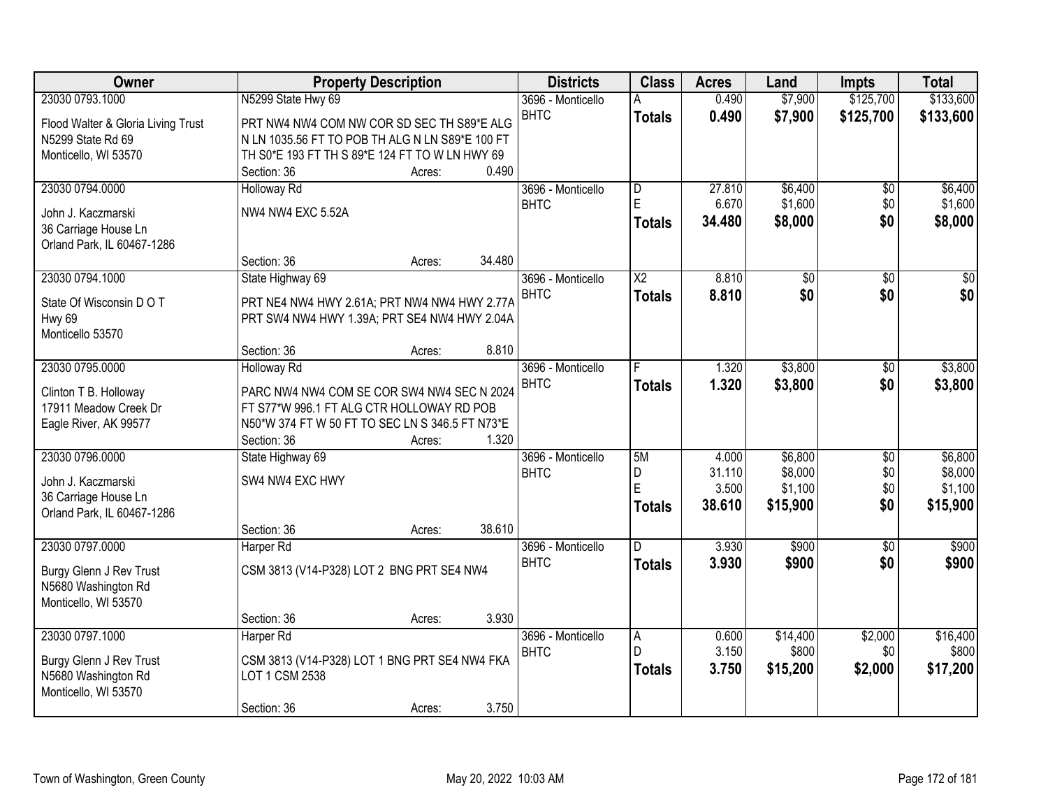| Owner | Property Description | Districts | Class | Acres | Land | Impts | Total |
|---|---|---|---|---|---|---|---|
| 23030 0793.1000<br>Flood Walter & Gloria Living Trust<br>N5299 State Rd 69<br>Monticello, WI 53570 | N5299 State Hwy 69<br>PRT NW4 NW4 COM NW COR SD SEC TH S89*E ALG N LN 1035.56 FT TO POB TH ALG N LN S89*E 100 FT TH S0*E 193 FT TH S 89*E 124 FT TO W LN HWY 69<br>Section: 36 Acres: 0.490 | 3696 - Monticello BHTC | A<br>**Totals** | 0.490<br>**0.490** | $7,900<br>**$7,900** | $125,700<br>**$125,700** | $133,600<br>**$133,600** |
| 23030 0794.0000<br>John J. Kaczmarski<br>36 Carriage House Ln<br>Orland Park, IL 60467-1286 | Holloway Rd<br>NW4 NW4 EXC 5.52A<br>Section: 36 Acres: 34.480 | 3696 - Monticello BHTC | D<br>E<br>**Totals** | 27.810<br>6.670<br>**34.480** | $6,400<br>$1,600<br>**$8,000** | $0<br>$0<br>**$0** | $6,400<br>$1,600<br>**$8,000** |
| 23030 0794.1000<br>State Of Wisconsin D O T<br>Hwy 69<br>Monticello 53570 | State Highway 69<br>PRT NE4 NW4 HWY 2.61A; PRT NW4 NW4 HWY 2.77A PRT SW4 NW4 HWY 1.39A; PRT SE4 NW4 HWY 2.04A<br>Section: 36 Acres: 8.810 | 3696 - Monticello BHTC | X2<br>**Totals** | 8.810<br>**8.810** | $0<br>**$0** | $0<br>**$0** | $0<br>**$0** |
| 23030 0795.0000<br>Clinton T B. Holloway<br>17911 Meadow Creek Dr<br>Eagle River, AK 99577 | Holloway Rd<br>PARC NW4 NW4 COM SE COR SW4 NW4 SEC N 2024 FT S77*W 996.1 FT ALG CTR HOLLOWAY RD POB N50*W 374 FT W 50 FT TO SEC LN S 346.5 FT N73*E<br>Section: 36 Acres: 1.320 | 3696 - Monticello BHTC | F<br>**Totals** | 1.320<br>**1.320** | $3,800<br>**$3,800** | $0<br>**$0** | $3,800<br>**$3,800** |
| 23030 0796.0000<br>John J. Kaczmarski<br>36 Carriage House Ln<br>Orland Park, IL 60467-1286 | State Highway 69<br>SW4 NW4 EXC HWY<br>Section: 36 Acres: 38.610 | 3696 - Monticello BHTC | 5M<br>D<br>E<br>**Totals** | 4.000<br>31.110<br>3.500<br>**38.610** | $6,800<br>$8,000<br>$1,100<br>**$15,900** | $0<br>$0<br>$0<br>**$0** | $6,800<br>$8,000<br>$1,100<br>**$15,900** |
| 23030 0797.0000<br>Burgy Glenn J Rev Trust<br>N5680 Washington Rd<br>Monticello, WI 53570 | Harper Rd<br>CSM 3813 (V14-P328) LOT 2 BNG PRT SE4 NW4<br>Section: 36 Acres: 3.930 | 3696 - Monticello BHTC | D<br>**Totals** | 3.930<br>**3.930** | $900<br>**$900** | $0<br>**$0** | $900<br>**$900** |
| 23030 0797.1000<br>Burgy Glenn J Rev Trust<br>N5680 Washington Rd<br>Monticello, WI 53570 | Harper Rd<br>CSM 3813 (V14-P328) LOT 1 BNG PRT SE4 NW4 FKA LOT 1 CSM 2538<br>Section: 36 Acres: 3.750 | 3696 - Monticello BHTC | A<br>D<br>**Totals** | 0.600<br>3.150<br>**3.750** | $14,400<br>$800<br>**$15,200** | $2,000<br>$0<br>**$2,000** | $16,400<br>$800<br>**$17,200** |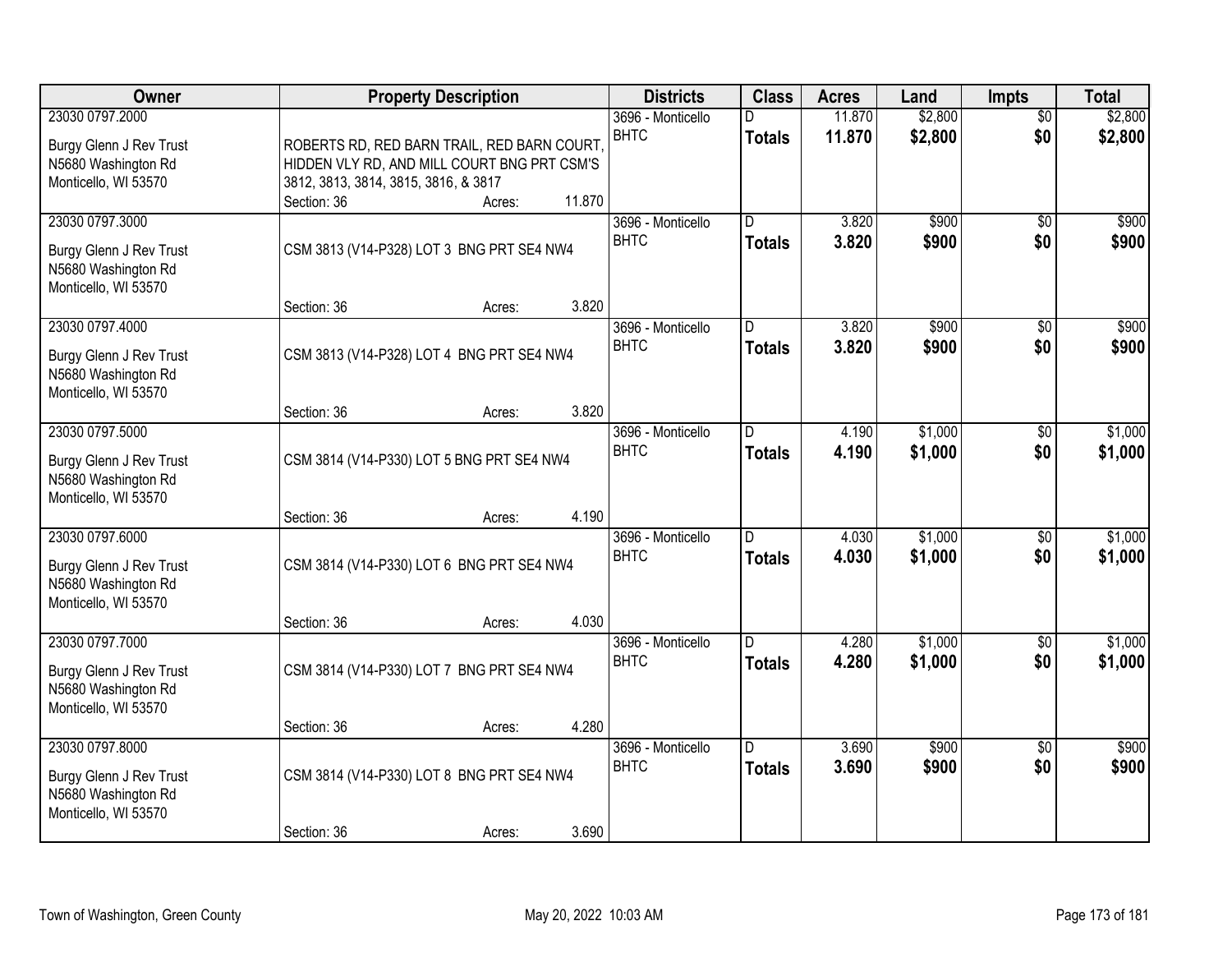| Owner | Property Description | Districts | Class | Acres | Land | Impts | Total |
|---|---|---|---|---|---|---|---|
| 23030 0797.2000<br>Burgy Glenn J Rev Trust<br>N5680 Washington Rd<br>Monticello, WI 53570 | ROBERTS RD, RED BARN TRAIL, RED BARN COURT, HIDDEN VLY RD, AND MILL COURT BNG PRT CSM'S 3812, 3813, 3814, 3815, 3816, & 3817<br>Section: 36 Acres: 11.870 | 3696 - Monticello BHTC | D<br>**Totals** | 11.870<br>**11.870** | $2,800<br>**$2,800** | $0<br>**$0** | $2,800<br>**$2,800** |
| 23030 0797.3000<br>Burgy Glenn J Rev Trust<br>N5680 Washington Rd<br>Monticello, WI 53570 | CSM 3813 (V14-P328) LOT 3 BNG PRT SE4 NW4<br>Section: 36 Acres: 3.820 | 3696 - Monticello BHTC | D<br>**Totals** | 3.820<br>**3.820** | $900<br>**$900** | $0<br>**$0** | $900<br>**$900** |
| 23030 0797.4000<br>Burgy Glenn J Rev Trust<br>N5680 Washington Rd<br>Monticello, WI 53570 | CSM 3813 (V14-P328) LOT 4 BNG PRT SE4 NW4<br>Section: 36 Acres: 3.820 | 3696 - Monticello BHTC | D<br>**Totals** | 3.820<br>**3.820** | $900<br>**$900** | $0<br>**$0** | $900<br>**$900** |
| 23030 0797.5000<br>Burgy Glenn J Rev Trust<br>N5680 Washington Rd<br>Monticello, WI 53570 | CSM 3814 (V14-P330) LOT 5 BNG PRT SE4 NW4<br>Section: 36 Acres: 4.190 | 3696 - Monticello BHTC | D<br>**Totals** | 4.190<br>**4.190** | $1,000<br>**$1,000** | $0<br>**$0** | $1,000<br>**$1,000** |
| 23030 0797.6000<br>Burgy Glenn J Rev Trust<br>N5680 Washington Rd<br>Monticello, WI 53570 | CSM 3814 (V14-P330) LOT 6 BNG PRT SE4 NW4<br>Section: 36 Acres: 4.030 | 3696 - Monticello BHTC | D<br>**Totals** | 4.030<br>**4.030** | $1,000<br>**$1,000** | $0<br>**$0** | $1,000<br>**$1,000** |
| 23030 0797.7000<br>Burgy Glenn J Rev Trust<br>N5680 Washington Rd<br>Monticello, WI 53570 | CSM 3814 (V14-P330) LOT 7 BNG PRT SE4 NW4<br>Section: 36 Acres: 4.280 | 3696 - Monticello BHTC | D<br>**Totals** | 4.280<br>**4.280** | $1,000<br>**$1,000** | $0<br>**$0** | $1,000<br>**$1,000** |
| 23030 0797.8000<br>Burgy Glenn J Rev Trust<br>N5680 Washington Rd<br>Monticello, WI 53570 | CSM 3814 (V14-P330) LOT 8 BNG PRT SE4 NW4<br>Section: 36 Acres: 3.690 | 3696 - Monticello BHTC | D<br>**Totals** | 3.690<br>**3.690** | $900<br>**$900** | $0<br>**$0** | $900<br>**$900** |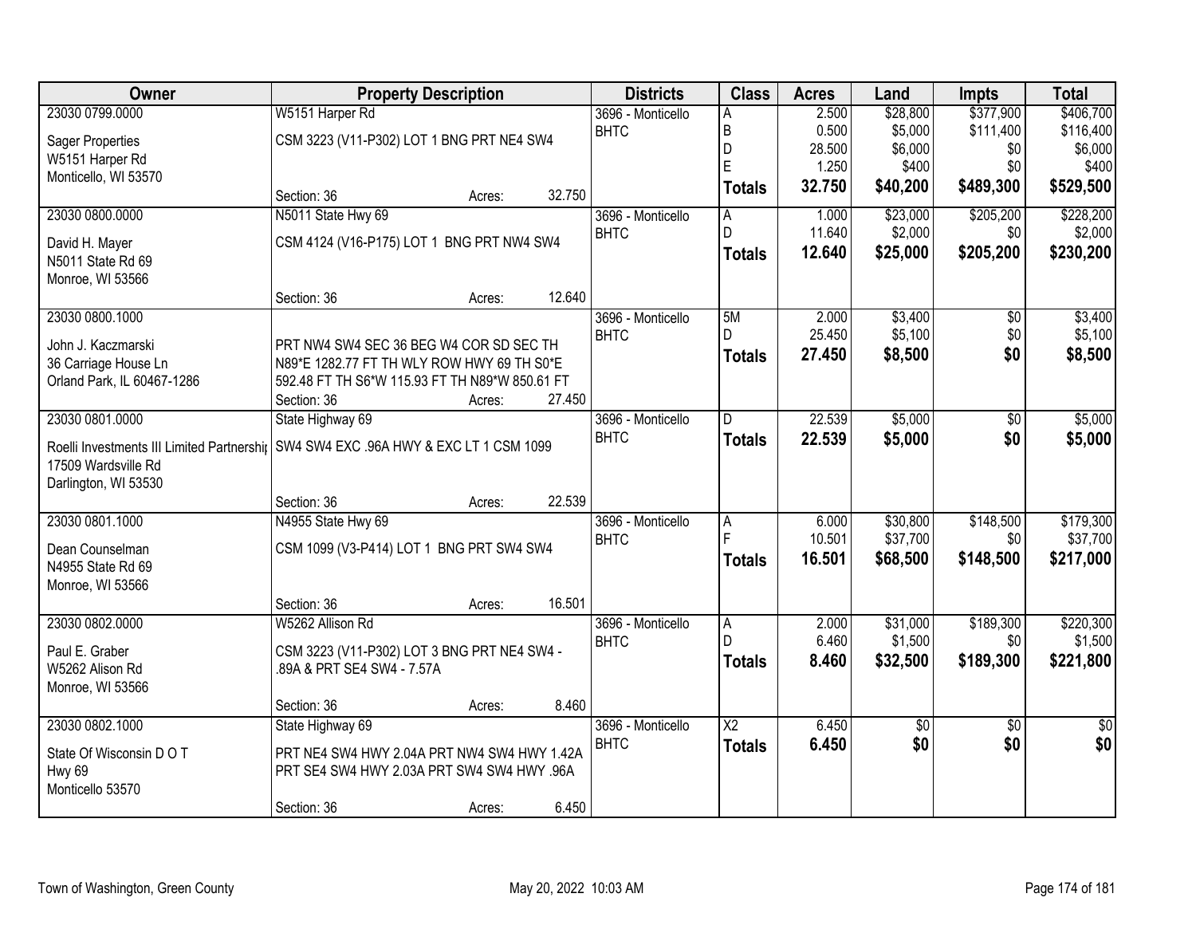| Owner | Property Description | | | Districts | Class | Acres | Land | Impts | Total |
|---|---|---|---|---|---|---|---|---|---|
| 23030 0799.0000 | W5151 Harper Rd | | | 3696 - Monticello | A | 2.500 | $28,800 | $377,900 | $406,700 |
| Sager Properties | CSM 3223 (V11-P302) LOT 1 BNG PRT NE4 SW4 | | | BHTC | B | 0.500 | $5,000 | $111,400 | $116,400 |
| W5151 Harper Rd | | | | | D | 28.500 | $6,000 | $0 | $6,000 |
| Monticello, WI 53570 | | | | | E | 1.250 | $400 | $0 | $400 |
| | Section: 36 | Acres: | 32.750 | | **Totals** | **32.750** | **$40,200** | **$489,300** | **$529,500** |
| 23030 0800.0000 | N5011 State Hwy 69 | | | 3696 - Monticello | A | 1.000 | $23,000 | $205,200 | $228,200 |
| David H. Mayer | CSM 4124 (V16-P175) LOT 1 BNG PRT NW4 SW4 | | | BHTC | D | 11.640 | $2,000 | $0 | $2,000 |
| N5011 State Rd 69 | | | | | **Totals** | **12.640** | **$25,000** | **$205,200** | **$230,200** |
| Monroe, WI 53566 | | | | | | | | | |
| | Section: 36 | Acres: | 12.640 | | | | | | |
| 23030 0800.1000 | | | | 3696 - Monticello | 5M | 2.000 | $3,400 | $0 | $3,400 |
| John J. Kaczmarski | PRT NW4 SW4 SEC 36 BEG W4 COR SD SEC TH | | | BHTC | D | 25.450 | $5,100 | $0 | $5,100 |
| 36 Carriage House Ln | N89*E 1282.77 FT TH WLY ROW HWY 69 TH S0*E | | | | **Totals** | **27.450** | **$8,500** | **$0** | **$8,500** |
| Orland Park, IL 60467-1286 | 592.48 FT TH S6*W 115.93 FT TH N89*W 850.61 FT | | | | | | | | |
| | Section: 36 | Acres: | 27.450 | | | | | | |
| 23030 0801.0000 | State Highway 69 | | | 3696 - Monticello | D | 22.539 | $5,000 | $0 | $5,000 |
| Roelli Investments III Limited Partnership | SW4 SW4 EXC .96A HWY & EXC LT 1 CSM 1099 | | | BHTC | **Totals** | **22.539** | **$5,000** | **$0** | **$5,000** |
| 17509 Wardsville Rd | | | | | | | | | |
| Darlington, WI 53530 | | | | | | | | | |
| | Section: 36 | Acres: | 22.539 | | | | | | |
| 23030 0801.1000 | N4955 State Hwy 69 | | | 3696 - Monticello | A | 6.000 | $30,800 | $148,500 | $179,300 |
| Dean Counselman | CSM 1099 (V3-P414) LOT 1 BNG PRT SW4 SW4 | | | BHTC | F | 10.501 | $37,700 | $0 | $37,700 |
| N4955 State Rd 69 | | | | | **Totals** | **16.501** | **$68,500** | **$148,500** | **$217,000** |
| Monroe, WI 53566 | | | | | | | | | |
| | Section: 36 | Acres: | 16.501 | | | | | | |
| 23030 0802.0000 | W5262 Allison Rd | | | 3696 - Monticello | A | 2.000 | $31,000 | $189,300 | $220,300 |
| Paul E. Graber | CSM 3223 (V11-P302) LOT 3 BNG PRT NE4 SW4 - | | | BHTC | D | 6.460 | $1,500 | $0 | $1,500 |
| W5262 Alison Rd | .89A & PRT SE4 SW4 - 7.57A | | | | **Totals** | **8.460** | **$32,500** | **$189,300** | **$221,800** |
| Monroe, WI 53566 | | | | | | | | | |
| | Section: 36 | Acres: | 8.460 | | | | | | |
| 23030 0802.1000 | State Highway 69 | | | 3696 - Monticello | X2 | 6.450 | $0 | $0 | $0 |
| State Of Wisconsin D O T | PRT NE4 SW4 HWY 2.04A PRT NW4 SW4 HWY 1.42A | | | BHTC | **Totals** | **6.450** | **$0** | **$0** | **$0** |
| Hwy 69 | PRT SE4 SW4 HWY 2.03A PRT SW4 SW4 HWY .96A | | | | | | | | |
| Monticello 53570 | | | | | | | | | |
| | Section: 36 | Acres: | 6.450 | | | | | | |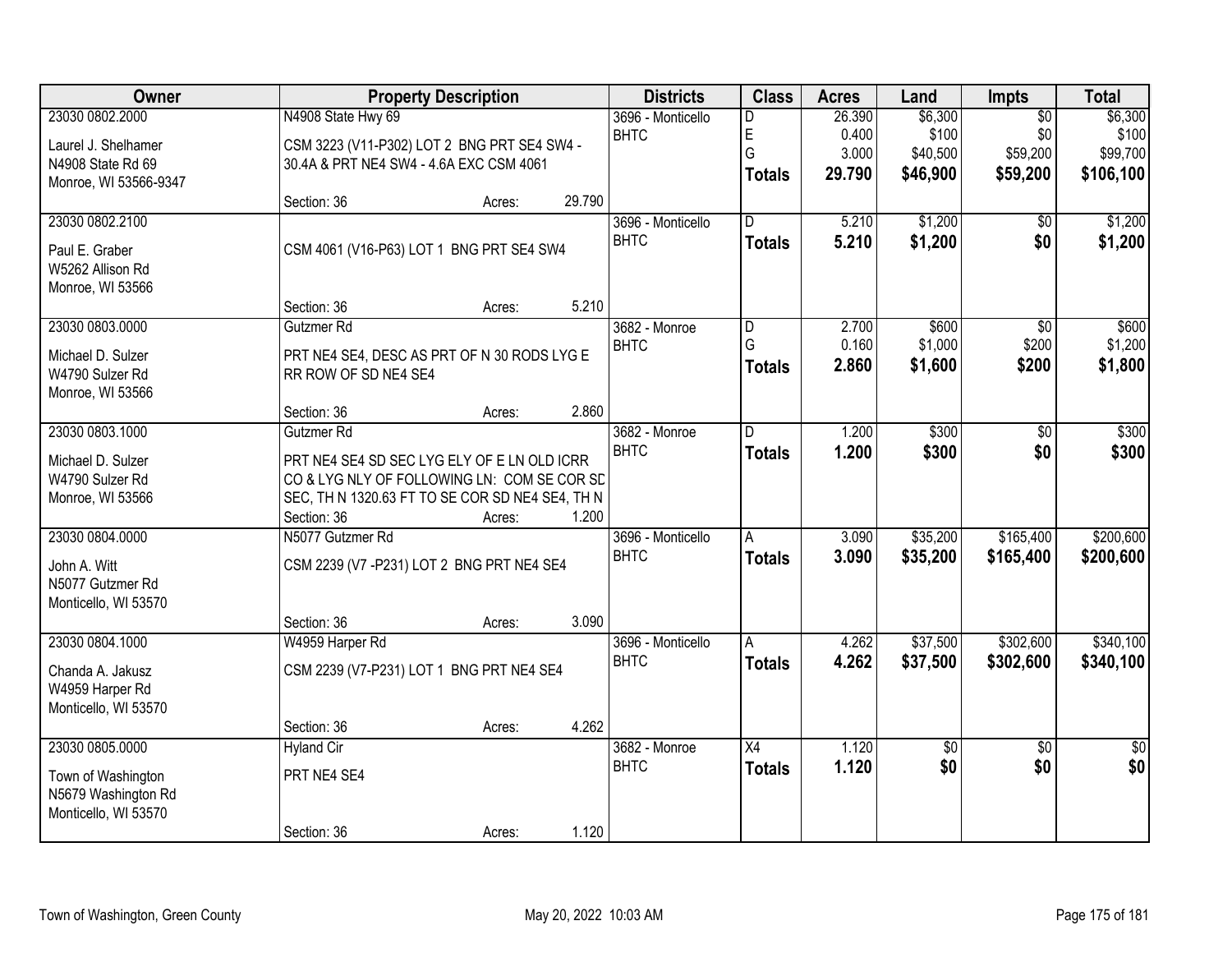| Owner | Property Description | | | Districts | Class | Acres | Land | Impts | Total |
|---|---|---|---|---|---|---|---|---|---|
| 23030 0802.2000 | N4908 State Hwy 69 | | | 3696 - Monticello | D | 26.390 | $6,300 | $0 | $6,300 |
| Laurel J. Shelhamer | CSM 3223 (V11-P302) LOT 2 BNG PRT SE4 SW4 - | | | BHTC | E | 0.400 | $100 | $0 | $100 |
| N4908 State Rd 69 | 30.4A & PRT NE4 SW4 - 4.6A EXC CSM 4061 | | | | G | 3.000 | $40,500 | $59,200 | $99,700 |
| Monroe, WI 53566-9347 | | | | | **Totals** | **29.790** | **$46,900** | **$59,200** | **$106,100** |
| | Section: 36 | Acres: | 29.790 | | | | | | |
| 23030 0802.2100 | | | | 3696 - Monticello | D | 5.210 | $1,200 | $0 | $1,200 |
| Paul E. Graber | CSM 4061 (V16-P63) LOT 1 BNG PRT SE4 SW4 | | | BHTC | **Totals** | **5.210** | **$1,200** | **$0** | **$1,200** |
| W5262 Allison Rd | | | | | | | | | |
| Monroe, WI 53566 | | | | | | | | | |
| | Section: 36 | Acres: | 5.210 | | | | | | |
| 23030 0803.0000 | Gutzmer Rd | | | 3682 - Monroe | D | 2.700 | $600 | $0 | $600 |
| Michael D. Sulzer | PRT NE4 SE4, DESC AS PRT OF N 30 RODS LYG E | | | BHTC | G | 0.160 | $1,000 | $200 | $1,200 |
| W4790 Sulzer Rd | RR ROW OF SD NE4 SE4 | | | | **Totals** | **2.860** | **$1,600** | **$200** | **$1,800** |
| Monroe, WI 53566 | | | | | | | | | |
| | Section: 36 | Acres: | 2.860 | | | | | | |
| 23030 0803.1000 | Gutzmer Rd | | | 3682 - Monroe | D | 1.200 | $300 | $0 | $300 |
| Michael D. Sulzer | PRT NE4 SE4 SD SEC LYG ELY OF E LN OLD ICRR | | | BHTC | **Totals** | **1.200** | **$300** | **$0** | **$300** |
| W4790 Sulzer Rd | CO & LYG NLY OF FOLLOWING LN: COM SE COR SD | | | | | | | | |
| Monroe, WI 53566 | SEC, TH N 1320.63 FT TO SE COR SD NE4 SE4, TH N | | | | | | | | |
| | Section: 36 | Acres: | 1.200 | | | | | | |
| 23030 0804.0000 | N5077 Gutzmer Rd | | | 3696 - Monticello | A | 3.090 | $35,200 | $165,400 | $200,600 |
| John A. Witt | CSM 2239 (V7 -P231) LOT 2 BNG PRT NE4 SE4 | | | BHTC | **Totals** | **3.090** | **$35,200** | **$165,400** | **$200,600** |
| N5077 Gutzmer Rd | | | | | | | | | |
| Monticello, WI 53570 | | | | | | | | | |
| | Section: 36 | Acres: | 3.090 | | | | | | |
| 23030 0804.1000 | W4959 Harper Rd | | | 3696 - Monticello | A | 4.262 | $37,500 | $302,600 | $340,100 |
| Chanda A. Jakusz | CSM 2239 (V7-P231) LOT 1 BNG PRT NE4 SE4 | | | BHTC | **Totals** | **4.262** | **$37,500** | **$302,600** | **$340,100** |
| W4959 Harper Rd | | | | | | | | | |
| Monticello, WI 53570 | | | | | | | | | |
| | Section: 36 | Acres: | 4.262 | | | | | | |
| 23030 0805.0000 | Hyland Cir | | | 3682 - Monroe | X4 | 1.120 | $0 | $0 | $0 |
| Town of Washington | PRT NE4 SE4 | | | BHTC | **Totals** | **1.120** | **$0** | **$0** | **$0** |
| N5679 Washington Rd | | | | | | | | | |
| Monticello, WI 53570 | | | | | | | | | |
| | Section: 36 | Acres: | 1.120 | | | | | | |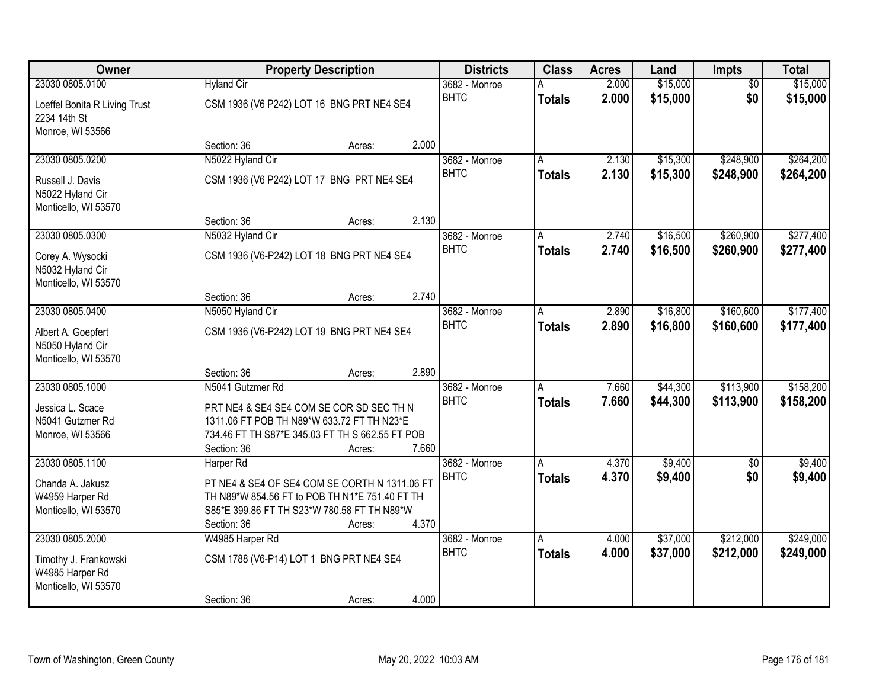| Owner | Property Description | | | Districts | Class | Acres | Land | Impts | Total |
|---|---|---|---|---|---|---|---|---|---|
| 23030 0805.0100 | Hyland Cir | | | 3682 - Monroe | A | 2.000 | $15,000 | $0 | $15,000 |
| Loeffel Bonita R Living Trust<br>2234 14th St<br>Monroe, WI 53566 | CSM 1936 (V6 P242) LOT 16 BNG PRT NE4 SE4 | | | BHTC | **Totals** | **2.000** | **$15,000** | **$0** | **$15,000** |
| | Section: 36 | Acres: | 2.000 | | | | | | |
| 23030 0805.0200 | N5022 Hyland Cir | | | 3682 - Monroe | A | 2.130 | $15,300 | $248,900 | $264,200 |
| Russell J. Davis<br>N5022 Hyland Cir<br>Monticello, WI 53570 | CSM 1936 (V6 P242) LOT 17 BNG PRT NE4 SE4 | | | BHTC | **Totals** | **2.130** | **$15,300** | **$248,900** | **$264,200** |
| | Section: 36 | Acres: | 2.130 | | | | | | |
| 23030 0805.0300 | N5032 Hyland Cir | | | 3682 - Monroe | A | 2.740 | $16,500 | $260,900 | $277,400 |
| Corey A. Wysocki<br>N5032 Hyland Cir<br>Monticello, WI 53570 | CSM 1936 (V6-P242) LOT 18 BNG PRT NE4 SE4 | | | BHTC | **Totals** | **2.740** | **$16,500** | **$260,900** | **$277,400** |
| | Section: 36 | Acres: | 2.740 | | | | | | |
| 23030 0805.0400 | N5050 Hyland Cir | | | 3682 - Monroe | A | 2.890 | $16,800 | $160,600 | $177,400 |
| Albert A. Goepfert<br>N5050 Hyland Cir<br>Monticello, WI 53570 | CSM 1936 (V6-P242) LOT 19 BNG PRT NE4 SE4 | | | BHTC | **Totals** | **2.890** | **$16,800** | **$160,600** | **$177,400** |
| | Section: 36 | Acres: | 2.890 | | | | | | |
| 23030 0805.1000 | N5041 Gutzmer Rd | | | 3682 - Monroe | A | 7.660 | $44,300 | $113,900 | $158,200 |
| Jessica L. Scace<br>N5041 Gutzmer Rd<br>Monroe, WI 53566 | PRT NE4 & SE4 SE4 COM SE COR SD SEC TH N 1311.06 FT POB TH N89*W 633.72 FT TH N23*E 734.46 FT TH S87*E 345.03 FT TH S 662.55 FT POB | | | BHTC | **Totals** | **7.660** | **$44,300** | **$113,900** | **$158,200** |
| | Section: 36 | Acres: | 7.660 | | | | | | |
| 23030 0805.1100 | Harper Rd | | | 3682 - Monroe | A | 4.370 | $9,400 | $0 | $9,400 |
| Chanda A. Jakusz<br>W4959 Harper Rd<br>Monticello, WI 53570 | PT NE4 & SE4 OF SE4 COM SE CORTH N 1311.06 FT TH N89*W 854.56 FT to POB TH N1*E 751.40 FT TH S85*E 399.86 FT TH S23*W 780.58 FT TH N89*W | | | BHTC | **Totals** | **4.370** | **$9,400** | **$0** | **$9,400** |
| | Section: 36 | Acres: | 4.370 | | | | | | |
| 23030 0805.2000 | W4985 Harper Rd | | | 3682 - Monroe | A | 4.000 | $37,000 | $212,000 | $249,000 |
| Timothy J. Frankowski<br>W4985 Harper Rd<br>Monticello, WI 53570 | CSM 1788 (V6-P14) LOT 1 BNG PRT NE4 SE4 | | | BHTC | **Totals** | **4.000** | **$37,000** | **$212,000** | **$249,000** |
| | Section: 36 | Acres: | 4.000 | | | | | | |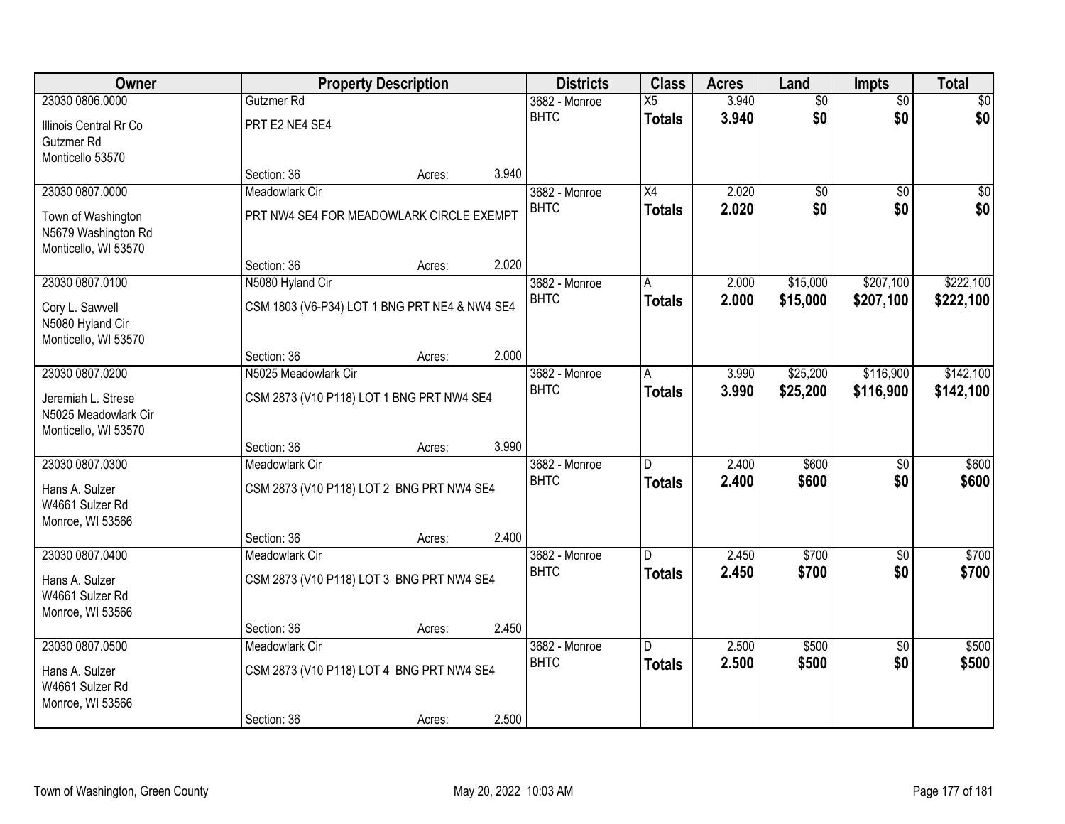| Owner | Property Description | Districts | Class | Acres | Land | Impts | Total |
|---|---|---|---|---|---|---|---|
| 23030 0806.0000<br>Illinois Central Rr Co<br>Gutzmer Rd<br>Monticello 53570 | Gutzmer Rd<br>PRT E2 NE4 SE4<br>Section: 36 Acres: 3.940 | 3682 - Monroe<br>BHTC | X5<br>**Totals** | 3.940<br>**3.940** | $0<br>**$0** | $0<br>**$0** | $0<br>**$0** |
| 23030 0807.0000<br>Town of Washington<br>N5679 Washington Rd<br>Monticello, WI 53570 | Meadowlark Cir<br>PRT NW4 SE4 FOR MEADOWLARK CIRCLE EXEMPT<br>Section: 36 Acres: 2.020 | 3682 - Monroe<br>BHTC | X4<br>**Totals** | 2.020<br>**2.020** | $0<br>**$0** | $0<br>**$0** | $0<br>**$0** |
| 23030 0807.0100<br>Cory L. Sawvell<br>N5080 Hyland Cir<br>Monticello, WI 53570 | N5080 Hyland Cir<br>CSM 1803 (V6-P34) LOT 1 BNG PRT NE4 & NW4 SE4<br>Section: 36 Acres: 2.000 | 3682 - Monroe<br>BHTC | A<br>**Totals** | 2.000<br>**2.000** | $15,000<br>**$15,000** | $207,100<br>**$207,100** | $222,100<br>**$222,100** |
| 23030 0807.0200<br>Jeremiah L. Strese<br>N5025 Meadowlark Cir<br>Monticello, WI 53570 | N5025 Meadowlark Cir<br>CSM 2873 (V10 P118) LOT 1 BNG PRT NW4 SE4<br>Section: 36 Acres: 3.990 | 3682 - Monroe<br>BHTC | A<br>**Totals** | 3.990<br>**3.990** | $25,200<br>**$25,200** | $116,900<br>**$116,900** | $142,100<br>**$142,100** |
| 23030 0807.0300<br>Hans A. Sulzer<br>W4661 Sulzer Rd<br>Monroe, WI 53566 | Meadowlark Cir<br>CSM 2873 (V10 P118) LOT 2 BNG PRT NW4 SE4<br>Section: 36 Acres: 2.400 | 3682 - Monroe<br>BHTC | D<br>**Totals** | 2.400<br>**2.400** | $600<br>**$600** | $0<br>**$0** | $600<br>**$600** |
| 23030 0807.0400<br>Hans A. Sulzer<br>W4661 Sulzer Rd<br>Monroe, WI 53566 | Meadowlark Cir<br>CSM 2873 (V10 P118) LOT 3 BNG PRT NW4 SE4<br>Section: 36 Acres: 2.450 | 3682 - Monroe<br>BHTC | D<br>**Totals** | 2.450<br>**2.450** | $700<br>**$700** | $0<br>**$0** | $700<br>**$700** |
| 23030 0807.0500<br>Hans A. Sulzer<br>W4661 Sulzer Rd<br>Monroe, WI 53566 | Meadowlark Cir<br>CSM 2873 (V10 P118) LOT 4 BNG PRT NW4 SE4<br>Section: 36 Acres: 2.500 | 3682 - Monroe<br>BHTC | D<br>**Totals** | 2.500<br>**2.500** | $500<br>**$500** | $0<br>**$0** | $500<br>**$500** |

Town of Washington, Green County May 20, 2022 10:03 AM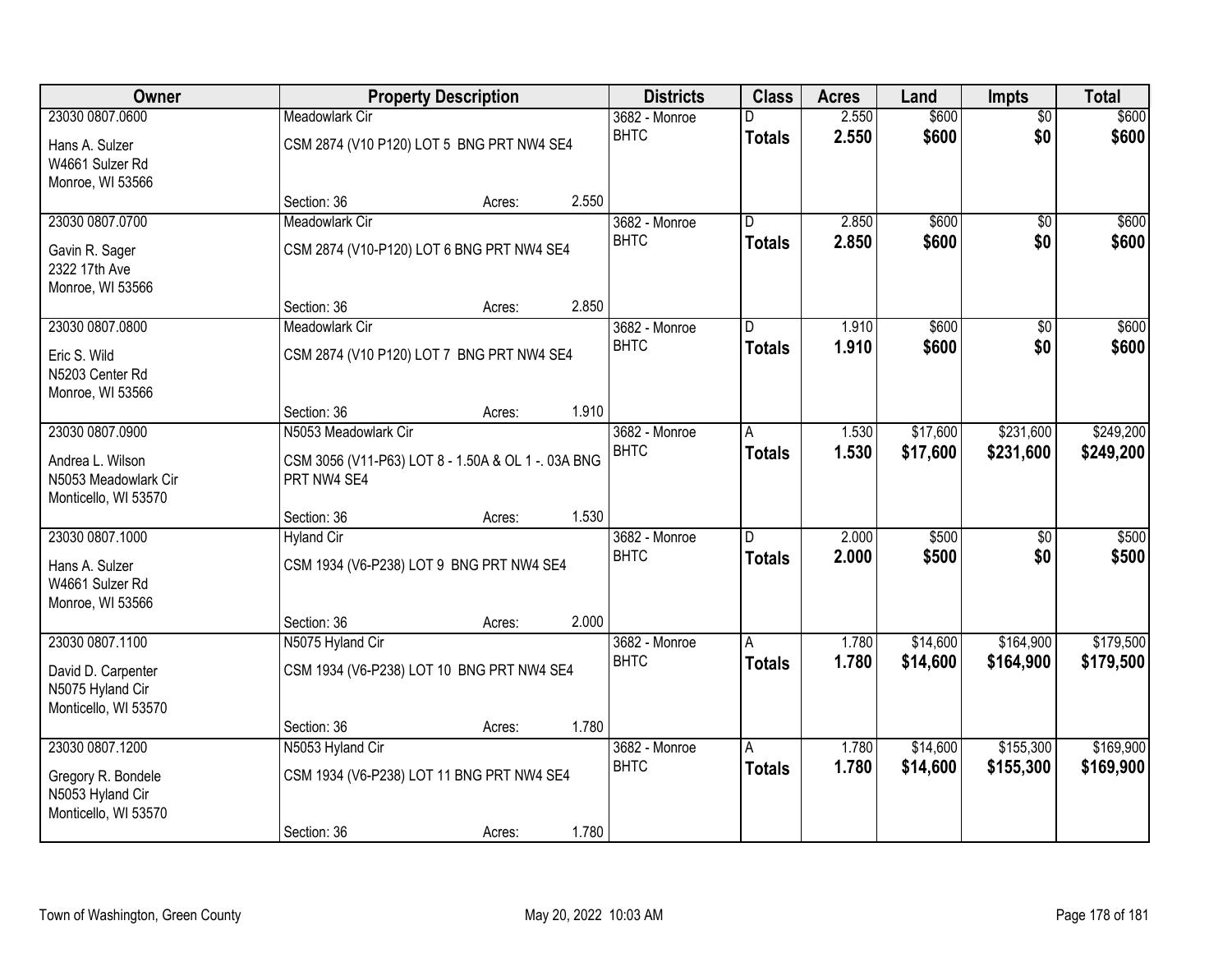| Owner | Property Description | | | Districts | Class | Acres | Land | Impts | Total |
|---|---|---|---|---|---|---|---|---|---|
| 23030 0807.0600 | Meadowlark Cir | | | 3682 - Monroe BHTC | D | 2.550 | $600 | $0 | $600 |
| Hans A. Sulzer<br>W4661 Sulzer Rd<br>Monroe, WI 53566 | CSM 2874 (V10 P120) LOT 5 BNG PRT NW4 SE4 | | | | **Totals** | **2.550** | **$600** | **$0** | **$600** |
| | Section: 36 | Acres: | 2.550 | | | | | | |
| 23030 0807.0700 | Meadowlark Cir | | | 3682 - Monroe BHTC | D | 2.850 | $600 | $0 | $600 |
| Gavin R. Sager<br>2322 17th Ave<br>Monroe, WI 53566 | CSM 2874 (V10-P120) LOT 6 BNG PRT NW4 SE4 | | | | **Totals** | **2.850** | **$600** | **$0** | **$600** |
| | Section: 36 | Acres: | 2.850 | | | | | | |
| 23030 0807.0800 | Meadowlark Cir | | | 3682 - Monroe BHTC | D | 1.910 | $600 | $0 | $600 |
| Eric S. Wild<br>N5203 Center Rd<br>Monroe, WI 53566 | CSM 2874 (V10 P120) LOT 7 BNG PRT NW4 SE4 | | | | **Totals** | **1.910** | **$600** | **$0** | **$600** |
| | Section: 36 | Acres: | 1.910 | | | | | | |
| 23030 0807.0900 | N5053 Meadowlark Cir | | | 3682 - Monroe BHTC | A | 1.530 | $17,600 | $231,600 | $249,200 |
| Andrea L. Wilson<br>N5053 Meadowlark Cir<br>Monticello, WI 53570 | CSM 3056 (V11-P63) LOT 8 - 1.50A & OL 1 -. 03A BNG PRT NW4 SE4 | | | | **Totals** | **1.530** | **$17,600** | **$231,600** | **$249,200** |
| | Section: 36 | Acres: | 1.530 | | | | | | |
| 23030 0807.1000 | Hyland Cir | | | 3682 - Monroe BHTC | D | 2.000 | $500 | $0 | $500 |
| Hans A. Sulzer<br>W4661 Sulzer Rd<br>Monroe, WI 53566 | CSM 1934 (V6-P238) LOT 9 BNG PRT NW4 SE4 | | | | **Totals** | **2.000** | **$500** | **$0** | **$500** |
| | Section: 36 | Acres: | 2.000 | | | | | | |
| 23030 0807.1100 | N5075 Hyland Cir | | | 3682 - Monroe BHTC | A | 1.780 | $14,600 | $164,900 | $179,500 |
| David D. Carpenter<br>N5075 Hyland Cir<br>Monticello, WI 53570 | CSM 1934 (V6-P238) LOT 10 BNG PRT NW4 SE4 | | | | **Totals** | **1.780** | **$14,600** | **$164,900** | **$179,500** |
| | Section: 36 | Acres: | 1.780 | | | | | | |
| 23030 0807.1200 | N5053 Hyland Cir | | | 3682 - Monroe BHTC | A | 1.780 | $14,600 | $155,300 | $169,900 |
| Gregory R. Bondele<br>N5053 Hyland Cir<br>Monticello, WI 53570 | CSM 1934 (V6-P238) LOT 11 BNG PRT NW4 SE4 | | | | **Totals** | **1.780** | **$14,600** | **$155,300** | **$169,900** |
| | Section: 36 | Acres: | 1.780 | | | | | | |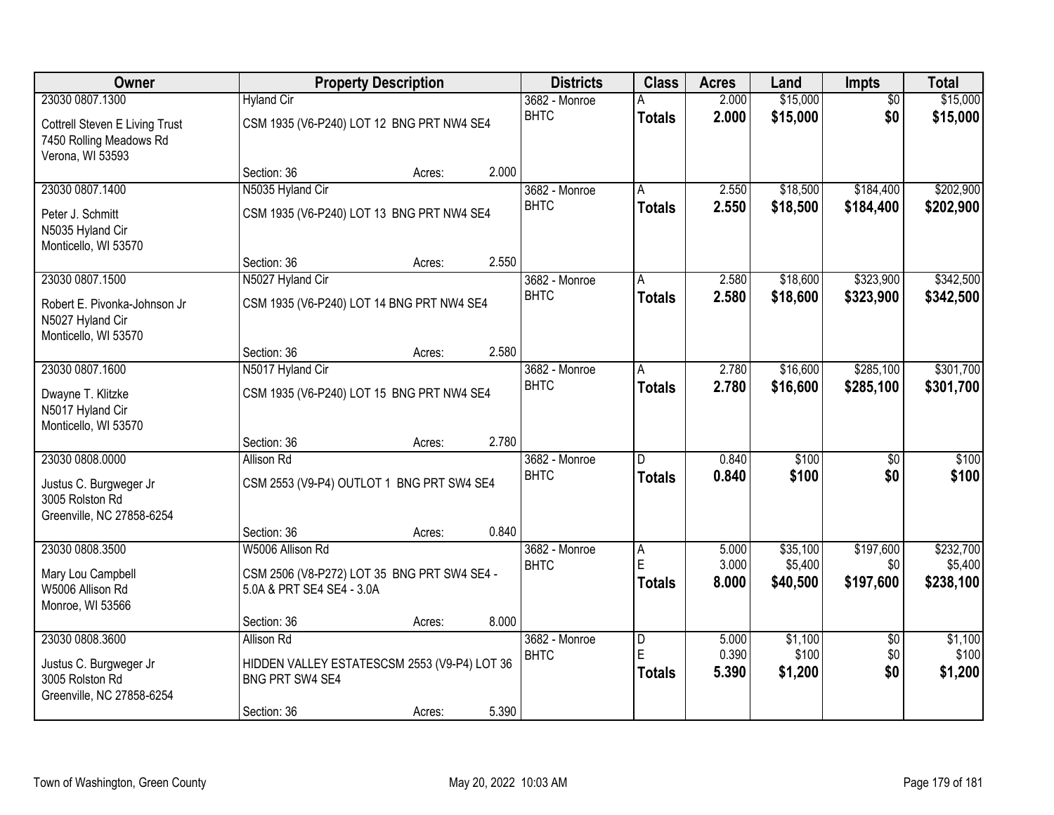| Owner | Property Description | | | Districts | Class | Acres | Land | Impts | Total |
|---|---|---|---|---|---|---|---|---|---|
| 23030 0807.1300 | Hyland Cir | | | 3682 - Monroe | A | 2.000 | $15,000 | $0 | $15,000 |
| Cottrell Steven E Living Trust<br>7450 Rolling Meadows Rd<br>Verona, WI 53593 | CSM 1935 (V6-P240) LOT 12 BNG PRT NW4 SE4 | | | BHTC | **Totals** | **2.000** | **$15,000** | **$0** | **$15,000** |
| | Section: 36 | Acres: | 2.000 | | | | | | |
| 23030 0807.1400 | N5035 Hyland Cir | | | 3682 - Monroe | A | 2.550 | $18,500 | $184,400 | $202,900 |
| Peter J. Schmitt<br>N5035 Hyland Cir<br>Monticello, WI 53570 | CSM 1935 (V6-P240) LOT 13 BNG PRT NW4 SE4 | | | BHTC | **Totals** | **2.550** | **$18,500** | **$184,400** | **$202,900** |
| | Section: 36 | Acres: | 2.550 | | | | | | |
| 23030 0807.1500 | N5027 Hyland Cir | | | 3682 - Monroe | A | 2.580 | $18,600 | $323,900 | $342,500 |
| Robert E. Pivonka-Johnson Jr<br>N5027 Hyland Cir<br>Monticello, WI 53570 | CSM 1935 (V6-P240) LOT 14 BNG PRT NW4 SE4 | | | BHTC | **Totals** | **2.580** | **$18,600** | **$323,900** | **$342,500** |
| | Section: 36 | Acres: | 2.580 | | | | | | |
| 23030 0807.1600 | N5017 Hyland Cir | | | 3682 - Monroe | A | 2.780 | $16,600 | $285,100 | $301,700 |
| Dwayne T. Klitzke<br>N5017 Hyland Cir<br>Monticello, WI 53570 | CSM 1935 (V6-P240) LOT 15 BNG PRT NW4 SE4 | | | BHTC | **Totals** | **2.780** | **$16,600** | **$285,100** | **$301,700** |
| | Section: 36 | Acres: | 2.780 | | | | | | |
| 23030 0808.0000 | Allison Rd | | | 3682 - Monroe | D | 0.840 | $100 | $0 | $100 |
| Justus C. Burgweger Jr<br>3005 Rolston Rd<br>Greenville, NC 27858-6254 | CSM 2553 (V9-P4) OUTLOT 1 BNG PRT SW4 SE4 | | | BHTC | **Totals** | **0.840** | **$100** | **$0** | **$100** |
| | Section: 36 | Acres: | 0.840 | | | | | | |
| 23030 0808.3500 | W5006 Allison Rd | | | 3682 - Monroe | A | 5.000 | $35,100 | $197,600 | $232,700 |
| Mary Lou Campbell<br>W5006 Allison Rd<br>Monroe, WI 53566 | CSM 2506 (V8-P272) LOT 35 BNG PRT SW4 SE4 - 5.0A & PRT SE4 SE4 - 3.0A | | | BHTC | E | 3.000 | $5,400 | $0 | $5,400 |
| | | | | | **Totals** | **8.000** | **$40,500** | **$197,600** | **$238,100** |
| | Section: 36 | Acres: | 8.000 | | | | | | |
| 23030 0808.3600 | Allison Rd | | | 3682 - Monroe | D | 5.000 | $1,100 | $0 | $1,100 |
| Justus C. Burgweger Jr<br>3005 Rolston Rd<br>Greenville, NC 27858-6254 | HIDDEN VALLEY ESTATESCSM 2553 (V9-P4) LOT 36 BNG PRT SW4 SE4 | | | BHTC | E | 0.390 | $100 | $0 | $100 |
| | | | | | **Totals** | **5.390** | **$1,200** | **$0** | **$1,200** |
| | Section: 36 | Acres: | 5.390 | | | | | | |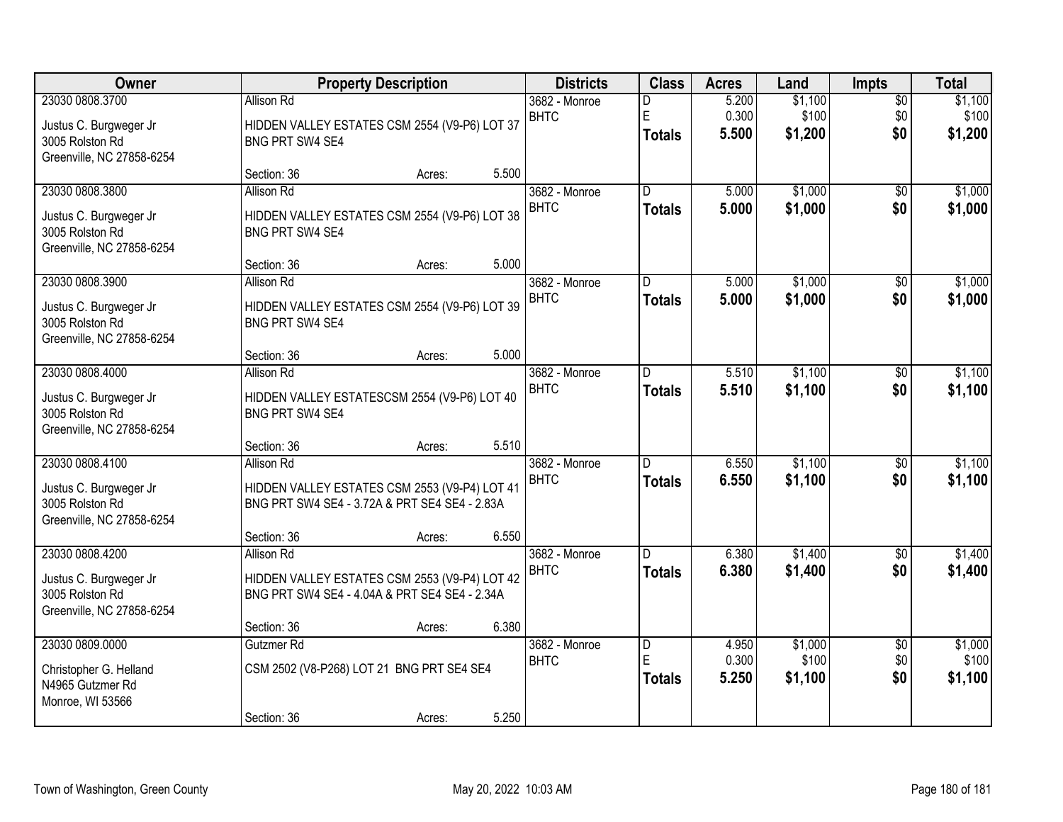| Owner | Property Description | Districts | Class | Acres | Land | Impts | Total |
|---|---|---|---|---|---|---|---|
| 23030 0808.3700<br>Justus C. Burgweger Jr<br>3005 Rolston Rd<br>Greenville, NC 27858-6254 | Allison Rd<br>HIDDEN VALLEY ESTATES CSM 2554 (V9-P6) LOT 37 BNG PRT SW4 SE4<br>Section: 36 Acres: 5.500 | 3682 - Monroe<br>BHTC | D<br>E<br>**Totals** | 5.200<br>0.300<br>**5.500** | $1,100<br>$100<br>**$1,200** | $0<br>$0<br>**$0** | $1,100<br>$100<br>**$1,200** |
| 23030 0808.3800<br>Justus C. Burgweger Jr<br>3005 Rolston Rd<br>Greenville, NC 27858-6254 | Allison Rd<br>HIDDEN VALLEY ESTATES CSM 2554 (V9-P6) LOT 38 BNG PRT SW4 SE4<br>Section: 36 Acres: 5.000 | 3682 - Monroe<br>BHTC | D<br>**Totals** | 5.000<br>**5.000** | $1,000<br>**$1,000** | $0<br>**$0** | $1,000<br>**$1,000** |
| 23030 0808.3900<br>Justus C. Burgweger Jr<br>3005 Rolston Rd<br>Greenville, NC 27858-6254 | Allison Rd<br>HIDDEN VALLEY ESTATES CSM 2554 (V9-P6) LOT 39 BNG PRT SW4 SE4<br>Section: 36 Acres: 5.000 | 3682 - Monroe<br>BHTC | D<br>**Totals** | 5.000<br>**5.000** | $1,000<br>**$1,000** | $0<br>**$0** | $1,000<br>**$1,000** |
| 23030 0808.4000<br>Justus C. Burgweger Jr<br>3005 Rolston Rd<br>Greenville, NC 27858-6254 | Allison Rd<br>HIDDEN VALLEY ESTATESCSM 2554 (V9-P6) LOT 40 BNG PRT SW4 SE4<br>Section: 36 Acres: 5.510 | 3682 - Monroe<br>BHTC | D<br>**Totals** | 5.510<br>**5.510** | $1,100<br>**$1,100** | $0<br>**$0** | $1,100<br>**$1,100** |
| 23030 0808.4100<br>Justus C. Burgweger Jr<br>3005 Rolston Rd<br>Greenville, NC 27858-6254 | Allison Rd<br>HIDDEN VALLEY ESTATES CSM 2553 (V9-P4) LOT 41 BNG PRT SW4 SE4 - 3.72A & PRT SE4 SE4 - 2.83A<br>Section: 36 Acres: 6.550 | 3682 - Monroe<br>BHTC | D<br>**Totals** | 6.550<br>**6.550** | $1,100<br>**$1,100** | $0<br>**$0** | $1,100<br>**$1,100** |
| 23030 0808.4200<br>Justus C. Burgweger Jr<br>3005 Rolston Rd<br>Greenville, NC 27858-6254 | Allison Rd<br>HIDDEN VALLEY ESTATES CSM 2553 (V9-P4) LOT 42 BNG PRT SW4 SE4 - 4.04A & PRT SE4 SE4 - 2.34A<br>Section: 36 Acres: 6.380 | 3682 - Monroe<br>BHTC | D<br>**Totals** | 6.380<br>**6.380** | $1,400<br>**$1,400** | $0<br>**$0** | $1,400<br>**$1,400** |
| 23030 0809.0000<br>Christopher G. Helland<br>N4965 Gutzmer Rd<br>Monroe, WI 53566 | Gutzmer Rd<br>CSM 2502 (V8-P268) LOT 21 BNG PRT SE4 SE4<br>Section: 36 Acres: 5.250 | 3682 - Monroe<br>BHTC | D<br>E<br>**Totals** | 4.950<br>0.300<br>**5.250** | $1,000<br>$100<br>**$1,100** | $0<br>$0<br>**$0** | $1,000<br>$100<br>**$1,100** |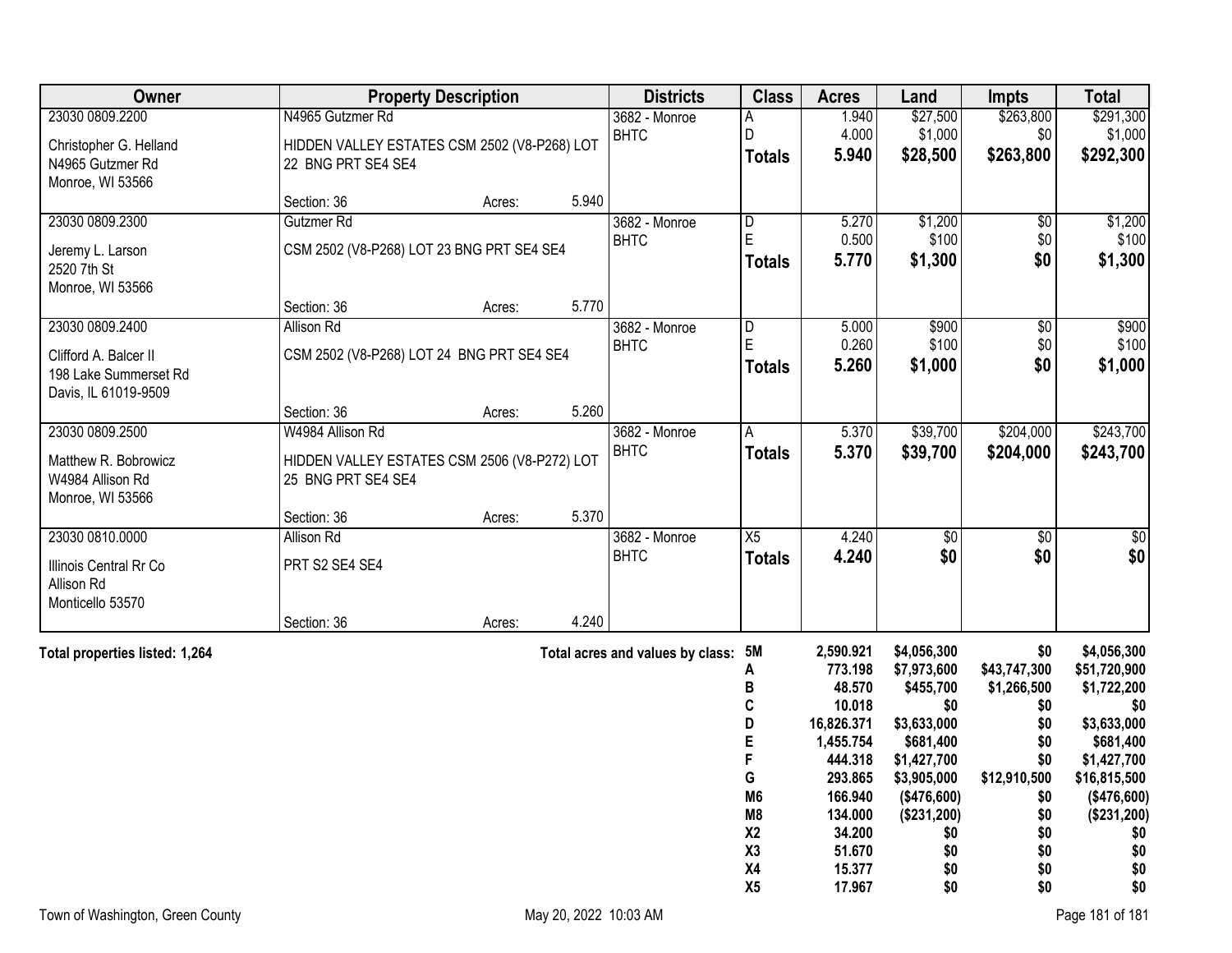| Owner | Property Description | | | Districts | Class | Acres | Land | Impts | Total |
|---|---|---|---|---|---|---|---|---|---|
| 23030 0809.2200<br>Christopher G. Helland<br>N4965 Gutzmer Rd<br>Monroe, WI 53566 | N4965 Gutzmer Rd<br>HIDDEN VALLEY ESTATES CSM 2502 (V8-P268) LOT 22 BNG PRT SE4 SE4<br>Section: 36 | Acres: | 5.940 | 3682 - Monroe<br>BHTC | A<br>D<br>**Totals** | 1.940<br>4.000<br>**5.940** | $27,500<br>$1,000<br>**$28,500** | $263,800<br>$0<br>**$263,800** | $291,300<br>$1,000<br>**$292,300** |
| 23030 0809.2300<br>Jeremy L. Larson<br>2520 7th St<br>Monroe, WI 53566 | Gutzmer Rd<br>CSM 2502 (V8-P268) LOT 23 BNG PRT SE4 SE4<br>Section: 36 | Acres: | 5.770 | 3682 - Monroe<br>BHTC | D<br>E<br>**Totals** | 5.270<br>0.500<br>**5.770** | $1,200<br>$100<br>**$1,300** | $0<br>$0<br>**$0** | $1,200<br>$100<br>**$1,300** |
| 23030 0809.2400<br>Clifford A. Balcer II<br>198 Lake Summerset Rd<br>Davis, IL 61019-9509 | Allison Rd<br>CSM 2502 (V8-P268) LOT 24 BNG PRT SE4 SE4<br>Section: 36 | Acres: | 5.260 | 3682 - Monroe<br>BHTC | D<br>E<br>**Totals** | 5.000<br>0.260<br>**5.260** | $900<br>$100<br>**$1,000** | $0<br>$0<br>**$0** | $900<br>$100<br>**$1,000** |
| 23030 0809.2500<br>Matthew R. Bobrowicz<br>W4984 Allison Rd<br>Monroe, WI 53566 | W4984 Allison Rd<br>HIDDEN VALLEY ESTATES CSM 2506 (V8-P272) LOT 25 BNG PRT SE4 SE4<br>Section: 36 | Acres: | 5.370 | 3682 - Monroe<br>BHTC | A<br>**Totals** | 5.370<br>**5.370** | $39,700<br>**$39,700** | $204,000<br>**$204,000** | $243,700<br>**$243,700** |
| 23030 0810.0000<br>Illinois Central Rr Co<br>Allison Rd<br>Monticello 53570 | Allison Rd<br>PRT S2 SE4 SE4<br>Section: 36 | Acres: | 4.240 | 3682 - Monroe<br>BHTC | X5<br>**Totals** | 4.240<br>**4.240** | $0<br>**$0** | $0<br>**$0** | $0<br>**$0** |

**Total properties listed: 1,264**

**Total acres and values by class:**

| Class | Acres | Land | Impts | Total |
|---|---|---|---|---|
| 5M | 2,590.921 | $4,056,300 | $0 | $4,056,300 |
| A | 773.198 | $7,973,600 | $43,747,300 | $51,720,900 |
| B | 48.570 | $455,700 | $1,266,500 | $1,722,200 |
| C | 10.018 | $0 | $0 | $0 |
| D | 16,826.371 | $3,633,000 | $0 | $3,633,000 |
| E | 1,455.754 | $681,400 | $0 | $681,400 |
| F | 444.318 | $1,427,700 | $0 | $1,427,700 |
| G | 293.865 | $3,905,000 | $12,910,500 | $16,815,500 |
| M6 | 166.940 | ($476,600) | $0 | ($476,600) |
| M8 | 134.000 | ($231,200) | $0 | ($231,200) |
| X2 | 34.200 | $0 | $0 | $0 |
| X3 | 51.670 | $0 | $0 | $0 |
| X4 | 15.377 | $0 | $0 | $0 |
| X5 | 17.967 | $0 | $0 | $0 |